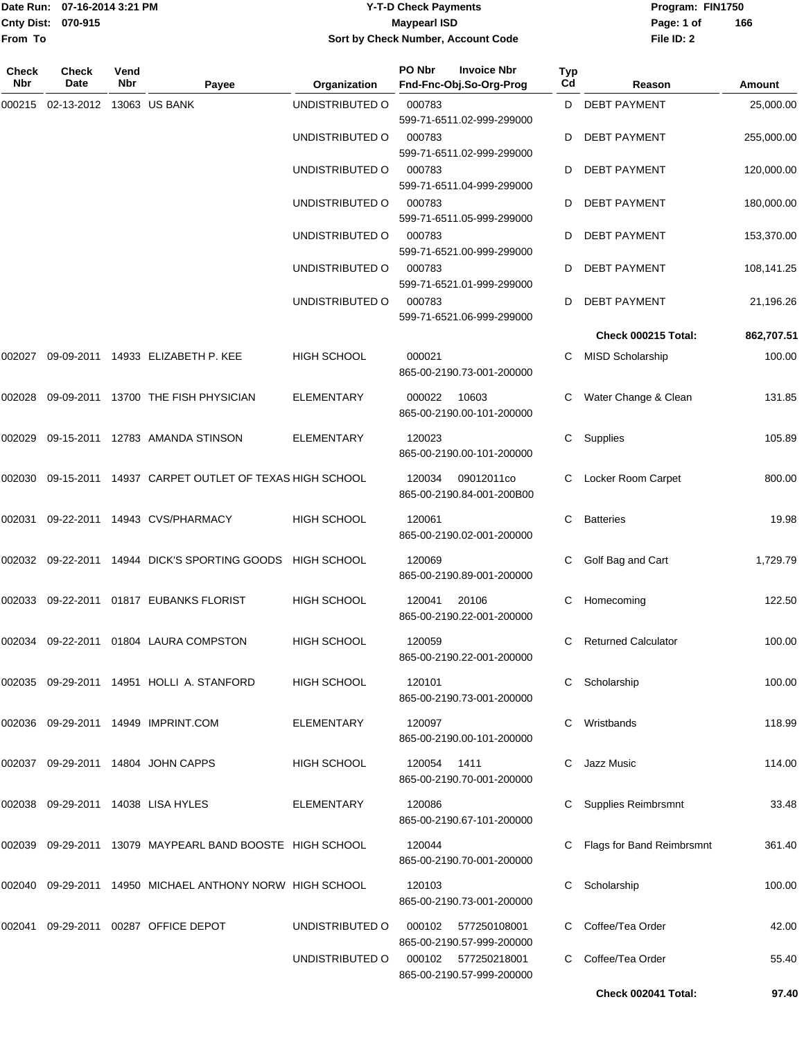# Y-T-D Check Payments

**Maypearl ISD**

**Sort by Check Number, Account Code**

Date Run: 07-16-2014 3:21 PM
Cnty Dist: 070-915
From To

Program: FIN1750
File ID: 2

| Check Nbr | Check Date | Vend Nbr | Payee | Organization | PO Nbr | Invoice Nbr | Fnd-Fnc-Obj.So-Org-Prog | Typ Cd | Reason | Amount |
|---|---|---|---|---|---|---|---|---|---|---|
| 000215 | 02-13-2012 | 13063 | US BANK | UNDISTRIBUTED O | 000783 | | 599-71-6511.02-999-299000 | D | DEBT PAYMENT | 25,000.00 |
| | | | | UNDISTRIBUTED O | 000783 | | 599-71-6511.02-999-299000 | D | DEBT PAYMENT | 255,000.00 |
| | | | | UNDISTRIBUTED O | 000783 | | 599-71-6511.04-999-299000 | D | DEBT PAYMENT | 120,000.00 |
| | | | | UNDISTRIBUTED O | 000783 | | 599-71-6511.05-999-299000 | D | DEBT PAYMENT | 180,000.00 |
| | | | | UNDISTRIBUTED O | 000783 | | 599-71-6521.00-999-299000 | D | DEBT PAYMENT | 153,370.00 |
| | | | | UNDISTRIBUTED O | 000783 | | 599-71-6521.01-999-299000 | D | DEBT PAYMENT | 108,141.25 |
| | | | | UNDISTRIBUTED O | 000783 | | 599-71-6521.06-999-299000 | D | DEBT PAYMENT | 21,196.26 |
| | | | | | | | | | **Check 000215 Total:** | **862,707.51** |
| 002027 | 09-09-2011 | 14933 | ELIZABETH P. KEE | HIGH SCHOOL | 000021 | | 865-00-2190.73-001-200000 | C | MISD Scholarship | 100.00 |
| 002028 | 09-09-2011 | 13700 | THE FISH PHYSICIAN | ELEMENTARY | 000022 | 10603 | 865-00-2190.00-101-200000 | C | Water Change & Clean | 131.85 |
| 002029 | 09-15-2011 | 12783 | AMANDA STINSON | ELEMENTARY | 120023 | | 865-00-2190.00-101-200000 | C | Supplies | 105.89 |
| 002030 | 09-15-2011 | 14937 | CARPET OUTLET OF TEXAS | HIGH SCHOOL | 120034 | 09012011co | 865-00-2190.84-001-200B00 | C | Locker Room Carpet | 800.00 |
| 002031 | 09-22-2011 | 14943 | CVS/PHARMACY | HIGH SCHOOL | 120061 | | 865-00-2190.02-001-200000 | C | Batteries | 19.98 |
| 002032 | 09-22-2011 | 14944 | DICK'S SPORTING GOODS | HIGH SCHOOL | 120069 | | 865-00-2190.89-001-200000 | C | Golf Bag and Cart | 1,729.79 |
| 002033 | 09-22-2011 | 01817 | EUBANKS FLORIST | HIGH SCHOOL | 120041 | 20106 | 865-00-2190.22-001-200000 | C | Homecoming | 122.50 |
| 002034 | 09-22-2011 | 01804 | LAURA COMPSTON | HIGH SCHOOL | 120059 | | 865-00-2190.22-001-200000 | C | Returned Calculator | 100.00 |
| 002035 | 09-29-2011 | 14951 | HOLLI A. STANFORD | HIGH SCHOOL | 120101 | | 865-00-2190.73-001-200000 | C | Scholarship | 100.00 |
| 002036 | 09-29-2011 | 14949 | IMPRINT.COM | ELEMENTARY | 120097 | | 865-00-2190.00-101-200000 | C | Wristbands | 118.99 |
| 002037 | 09-29-2011 | 14804 | JOHN CAPPS | HIGH SCHOOL | 120054 | 1411 | 865-00-2190.70-001-200000 | C | Jazz Music | 114.00 |
| 002038 | 09-29-2011 | 14038 | LISA HYLES | ELEMENTARY | 120086 | | 865-00-2190.67-101-200000 | C | Supplies Reimbrsmnt | 33.48 |
| 002039 | 09-29-2011 | 13079 | MAYPEARL BAND BOOSTE | HIGH SCHOOL | 120044 | | 865-00-2190.70-001-200000 | C | Flags for Band Reimbrsmnt | 361.40 |
| 002040 | 09-29-2011 | 14950 | MICHAEL ANTHONY NORW | HIGH SCHOOL | 120103 | | 865-00-2190.73-001-200000 | C | Scholarship | 100.00 |
| 002041 | 09-29-2011 | 00287 | OFFICE DEPOT | UNDISTRIBUTED O | 000102 | 577250108001 | 865-00-2190.57-999-200000 | C | Coffee/Tea Order | 42.00 |
| | | | | UNDISTRIBUTED O | 000102 | 577250218001 | 865-00-2190.57-999-200000 | C | Coffee/Tea Order | 55.40 |
| | | | | | | | | | **Check 002041 Total:** | **97.40** |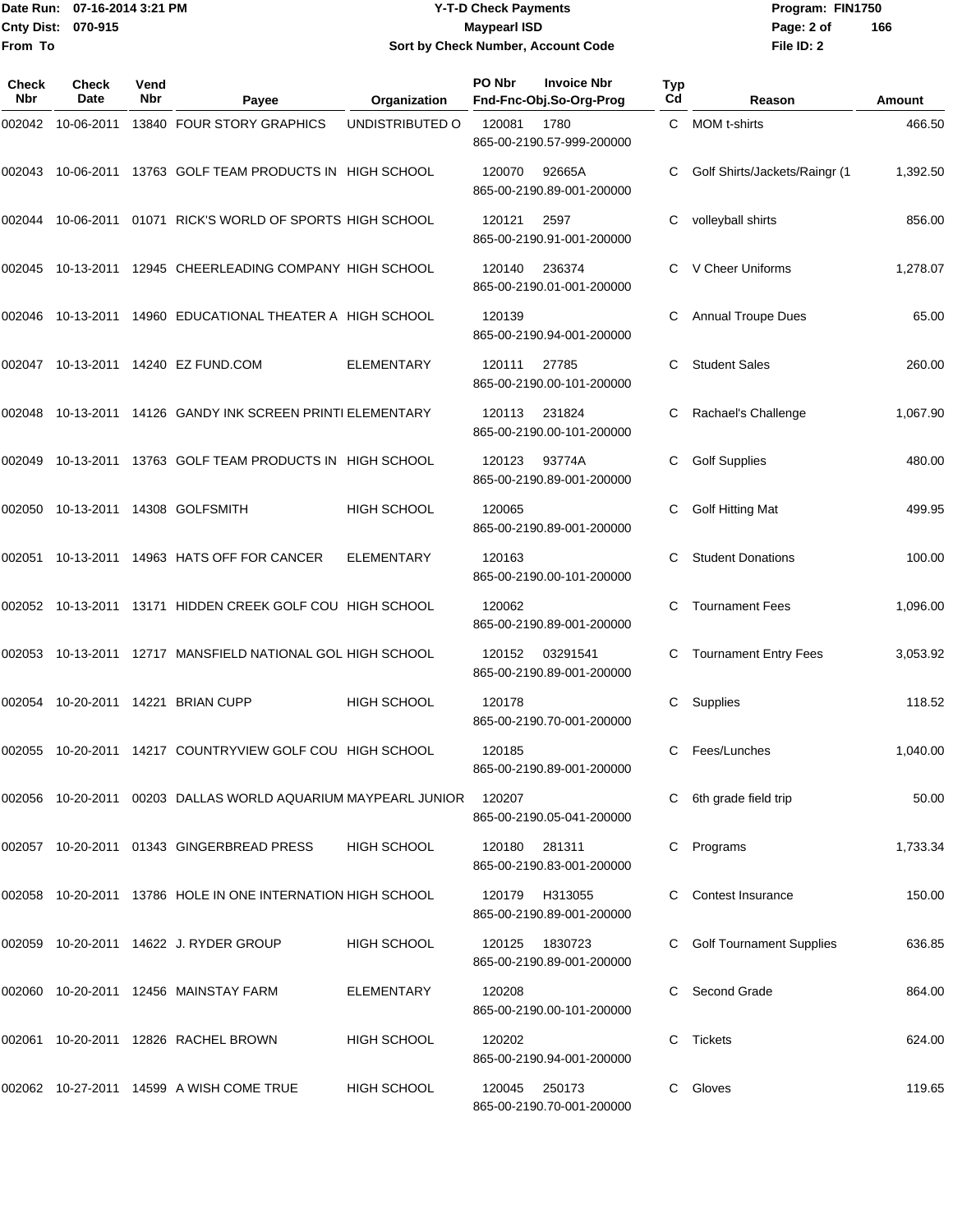# Y-T-D Check Payments

**Maypearl ISD**

**Sort by Check Number, Account Code**

Date Run: 07-16-2014 3:21 PM
Cnty Dist: 070-915
From To

Program: FIN1750
File ID: 2

| Check Nbr | Check Date | Vend Nbr | Payee | Organization | PO Nbr / Invoice Nbr / Fnd-Fnc-Obj.So-Org-Prog | Typ Cd | Reason | Amount |
|---|---|---|---|---|---|---|---|---|
| 002042 | 10-06-2011 | 13840 | FOUR STORY GRAPHICS | UNDISTRIBUTED O | 120081 1780 865-00-2190.57-999-200000 | C | MOM t-shirts | 466.50 |
| 002043 | 10-06-2011 | 13763 | GOLF TEAM PRODUCTS IN | HIGH SCHOOL | 120070 92665A 865-00-2190.89-001-200000 | C | Golf Shirts/Jackets/Raingr (1 | 1,392.50 |
| 002044 | 10-06-2011 | 01071 | RICK'S WORLD OF SPORTS | HIGH SCHOOL | 120121 2597 865-00-2190.91-001-200000 | C | volleyball shirts | 856.00 |
| 002045 | 10-13-2011 | 12945 | CHEERLEADING COMPANY | HIGH SCHOOL | 120140 236374 865-00-2190.01-001-200000 | C | V Cheer Uniforms | 1,278.07 |
| 002046 | 10-13-2011 | 14960 | EDUCATIONAL THEATER A | HIGH SCHOOL | 120139 865-00-2190.94-001-200000 | C | Annual Troupe Dues | 65.00 |
| 002047 | 10-13-2011 | 14240 | EZ FUND.COM | ELEMENTARY | 120111 27785 865-00-2190.00-101-200000 | C | Student Sales | 260.00 |
| 002048 | 10-13-2011 | 14126 | GANDY INK SCREEN PRINTI | ELEMENTARY | 120113 231824 865-00-2190.00-101-200000 | C | Rachael's Challenge | 1,067.90 |
| 002049 | 10-13-2011 | 13763 | GOLF TEAM PRODUCTS IN | HIGH SCHOOL | 120123 93774A 865-00-2190.89-001-200000 | C | Golf Supplies | 480.00 |
| 002050 | 10-13-2011 | 14308 | GOLFSMITH | HIGH SCHOOL | 120065 865-00-2190.89-001-200000 | C | Golf Hitting Mat | 499.95 |
| 002051 | 10-13-2011 | 14963 | HATS OFF FOR CANCER | ELEMENTARY | 120163 865-00-2190.00-101-200000 | C | Student Donations | 100.00 |
| 002052 | 10-13-2011 | 13171 | HIDDEN CREEK GOLF COU | HIGH SCHOOL | 120062 865-00-2190.89-001-200000 | C | Tournament Fees | 1,096.00 |
| 002053 | 10-13-2011 | 12717 | MANSFIELD NATIONAL GOL | HIGH SCHOOL | 120152 03291541 865-00-2190.89-001-200000 | C | Tournament Entry Fees | 3,053.92 |
| 002054 | 10-20-2011 | 14221 | BRIAN CUPP | HIGH SCHOOL | 120178 865-00-2190.70-001-200000 | C | Supplies | 118.52 |
| 002055 | 10-20-2011 | 14217 | COUNTRYVIEW GOLF COU | HIGH SCHOOL | 120185 865-00-2190.89-001-200000 | C | Fees/Lunches | 1,040.00 |
| 002056 | 10-20-2011 | 00203 | DALLAS WORLD AQUARIUM | MAYPEARL JUNIOR | 120207 865-00-2190.05-041-200000 | C | 6th grade field trip | 50.00 |
| 002057 | 10-20-2011 | 01343 | GINGERBREAD PRESS | HIGH SCHOOL | 120180 281311 865-00-2190.83-001-200000 | C | Programs | 1,733.34 |
| 002058 | 10-20-2011 | 13786 | HOLE IN ONE INTERNATION | HIGH SCHOOL | 120179 H313055 865-00-2190.89-001-200000 | C | Contest Insurance | 150.00 |
| 002059 | 10-20-2011 | 14622 | J. RYDER GROUP | HIGH SCHOOL | 120125 1830723 865-00-2190.89-001-200000 | C | Golf Tournament Supplies | 636.85 |
| 002060 | 10-20-2011 | 12456 | MAINSTAY FARM | ELEMENTARY | 120208 865-00-2190.00-101-200000 | C | Second Grade | 864.00 |
| 002061 | 10-20-2011 | 12826 | RACHEL BROWN | HIGH SCHOOL | 120202 865-00-2190.94-001-200000 | C | Tickets | 624.00 |
| 002062 | 10-27-2011 | 14599 | A WISH COME TRUE | HIGH SCHOOL | 120045 250173 865-00-2190.70-001-200000 | C | Gloves | 119.65 |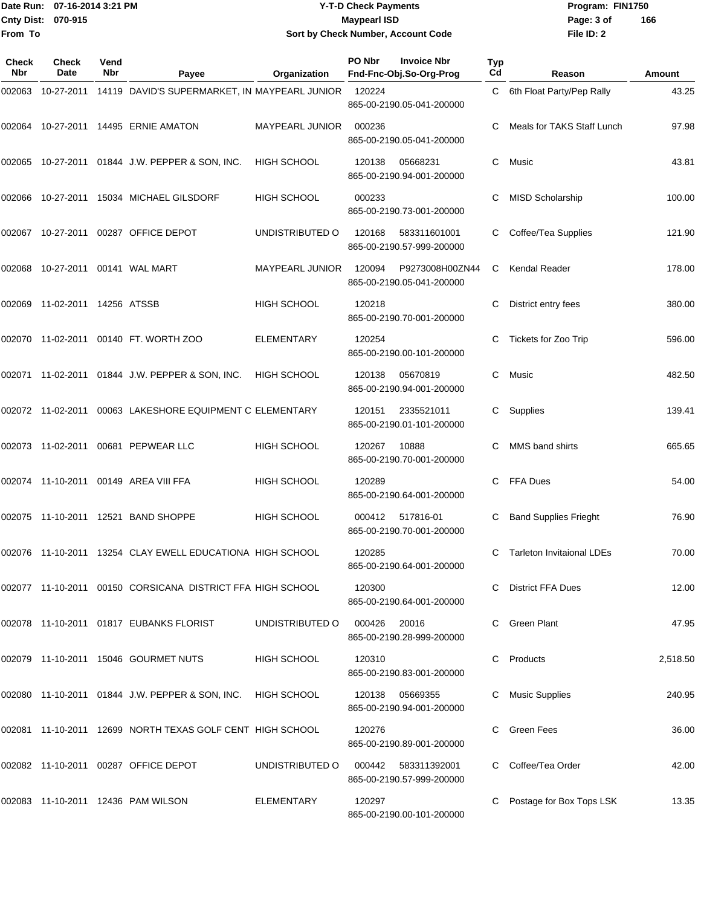Date Run: 07-16-2014 3:21 PM
Cnty Dist: 070-915
From To

# Y-T-D Check Payments
## Maypearl ISD
### Sort by Check Number, Account Code

Program: FIN1750
File ID: 2

| Check Nbr | Check Date | Vend Nbr | Payee | Organization | PO Nbr / Fnd-Fnc-Obj.So-Org-Prog | Invoice Nbr | Typ Cd | Reason | Amount |
|---|---|---|---|---|---|---|---|---|---|
| 002063 | 10-27-2011 | 14119 | DAVID'S SUPERMARKET, IN | MAYPEARL JUNIOR | 120224 865-00-2190.05-041-200000 | | C | 6th Float Party/Pep Rally | 43.25 |
| 002064 | 10-27-2011 | 14495 | ERNIE AMATON | MAYPEARL JUNIOR | 000236 865-00-2190.05-041-200000 | | C | Meals for TAKS Staff Lunch | 97.98 |
| 002065 | 10-27-2011 | 01844 | J.W. PEPPER & SON, INC. | HIGH SCHOOL | 120138 865-00-2190.94-001-200000 | 05668231 | C | Music | 43.81 |
| 002066 | 10-27-2011 | 15034 | MICHAEL GILSDORF | HIGH SCHOOL | 000233 865-00-2190.73-001-200000 | | C | MISD Scholarship | 100.00 |
| 002067 | 10-27-2011 | 00287 | OFFICE DEPOT | UNDISTRIBUTED O | 120168 865-00-2190.57-999-200000 | 583311601001 | C | Coffee/Tea Supplies | 121.90 |
| 002068 | 10-27-2011 | 00141 | WAL MART | MAYPEARL JUNIOR | 120094 865-00-2190.05-041-200000 | P9273008H00ZN44 | C | Kendal Reader | 178.00 |
| 002069 | 11-02-2011 | 14256 | ATSSB | HIGH SCHOOL | 120218 865-00-2190.70-001-200000 | | C | District entry fees | 380.00 |
| 002070 | 11-02-2011 | 00140 | FT. WORTH ZOO | ELEMENTARY | 120254 865-00-2190.00-101-200000 | | C | Tickets for Zoo Trip | 596.00 |
| 002071 | 11-02-2011 | 01844 | J.W. PEPPER & SON, INC. | HIGH SCHOOL | 120138 865-00-2190.94-001-200000 | 05670819 | C | Music | 482.50 |
| 002072 | 11-02-2011 | 00063 | LAKESHORE EQUIPMENT C | ELEMENTARY | 120151 865-00-2190.01-101-200000 | 2335521011 | C | Supplies | 139.41 |
| 002073 | 11-02-2011 | 00681 | PEPWEAR LLC | HIGH SCHOOL | 120267 865-00-2190.70-001-200000 | 10888 | C | MMS band shirts | 665.65 |
| 002074 | 11-10-2011 | 00149 | AREA VIII FFA | HIGH SCHOOL | 120289 865-00-2190.64-001-200000 | | C | FFA Dues | 54.00 |
| 002075 | 11-10-2011 | 12521 | BAND SHOPPE | HIGH SCHOOL | 000412 865-00-2190.70-001-200000 | 517816-01 | C | Band Supplies Frieght | 76.90 |
| 002076 | 11-10-2011 | 13254 | CLAY EWELL EDUCATIONA | HIGH SCHOOL | 120285 865-00-2190.64-001-200000 | | C | Tarleton Invitaional LDEs | 70.00 |
| 002077 | 11-10-2011 | 00150 | CORSICANA DISTRICT FFA | HIGH SCHOOL | 120300 865-00-2190.64-001-200000 | | C | District FFA Dues | 12.00 |
| 002078 | 11-10-2011 | 01817 | EUBANKS FLORIST | UNDISTRIBUTED O | 000426 865-00-2190.28-999-200000 | 20016 | C | Green Plant | 47.95 |
| 002079 | 11-10-2011 | 15046 | GOURMET NUTS | HIGH SCHOOL | 120310 865-00-2190.83-001-200000 | | C | Products | 2,518.50 |
| 002080 | 11-10-2011 | 01844 | J.W. PEPPER & SON, INC. | HIGH SCHOOL | 120138 865-00-2190.94-001-200000 | 05669355 | C | Music Supplies | 240.95 |
| 002081 | 11-10-2011 | 12699 | NORTH TEXAS GOLF CENT | HIGH SCHOOL | 120276 865-00-2190.89-001-200000 | | C | Green Fees | 36.00 |
| 002082 | 11-10-2011 | 00287 | OFFICE DEPOT | UNDISTRIBUTED O | 000442 865-00-2190.57-999-200000 | 583311392001 | C | Coffee/Tea Order | 42.00 |
| 002083 | 11-10-2011 | 12436 | PAM WILSON | ELEMENTARY | 120297 865-00-2190.00-101-200000 | | C | Postage for Box Tops LSK | 13.35 |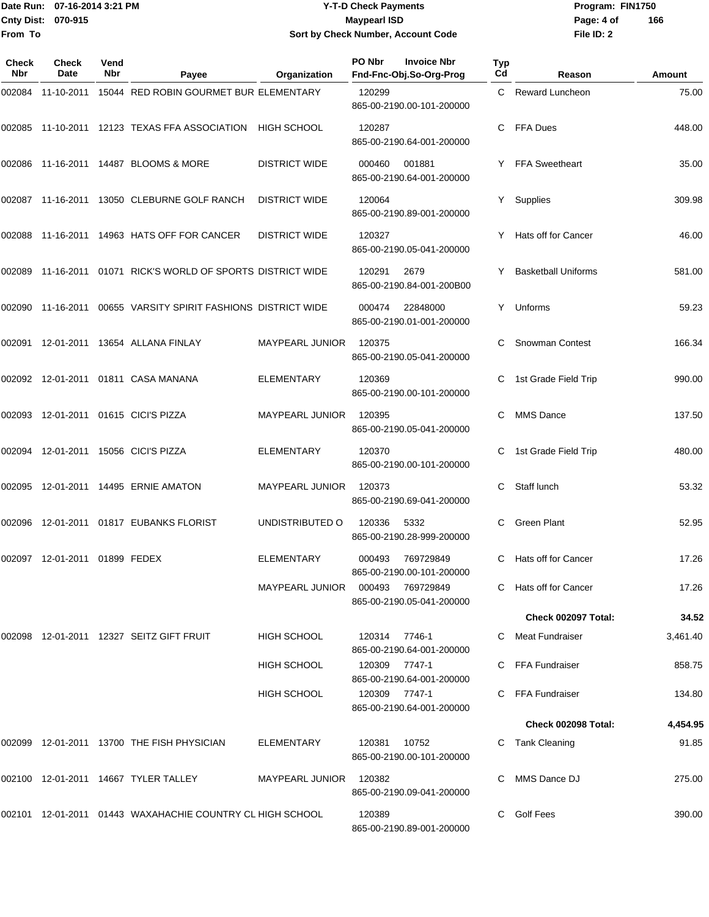Date Run: 07-16-2014 3:21 PM
Cnty Dist: 070-915
From To

# Y-T-D Check Payments
## Maypearl ISD
### Sort by Check Number, Account Code

Program: FIN1750
File ID: 2

| Check Nbr | Check Date | Vend Nbr | Payee | Organization | PO Nbr / Fnd-Fnc-Obj.So-Org-Prog | Invoice Nbr | Typ Cd | Reason | Amount |
|---|---|---|---|---|---|---|---|---|---|
| 002084 | 11-10-2011 | 15044 | RED ROBIN GOURMET BUR | ELEMENTARY | 120299 865-00-2190.00-101-200000 | | C | Reward Luncheon | 75.00 |
| 002085 | 11-10-2011 | 12123 | TEXAS FFA ASSOCIATION | HIGH SCHOOL | 120287 865-00-2190.64-001-200000 | | C | FFA Dues | 448.00 |
| 002086 | 11-16-2011 | 14487 | BLOOMS & MORE | DISTRICT WIDE | 000460 865-00-2190.64-001-200000 | 001881 | Y | FFA Sweetheart | 35.00 |
| 002087 | 11-16-2011 | 13050 | CLEBURNE GOLF RANCH | DISTRICT WIDE | 120064 865-00-2190.89-001-200000 | | Y | Supplies | 309.98 |
| 002088 | 11-16-2011 | 14963 | HATS OFF FOR CANCER | DISTRICT WIDE | 120327 865-00-2190.05-041-200000 | | Y | Hats off for Cancer | 46.00 |
| 002089 | 11-16-2011 | 01071 | RICK'S WORLD OF SPORTS | DISTRICT WIDE | 120291 865-00-2190.84-001-200B00 | 2679 | Y | Basketball Uniforms | 581.00 |
| 002090 | 11-16-2011 | 00655 | VARSITY SPIRIT FASHIONS | DISTRICT WIDE | 000474 865-00-2190.01-001-200000 | 22848000 | Y | Unforms | 59.23 |
| 002091 | 12-01-2011 | 13654 | ALLANA FINLAY | MAYPEARL JUNIOR | 120375 865-00-2190.05-041-200000 | | C | Snowman Contest | 166.34 |
| 002092 | 12-01-2011 | 01811 | CASA MANANA | ELEMENTARY | 120369 865-00-2190.00-101-200000 | | C | 1st Grade Field Trip | 990.00 |
| 002093 | 12-01-2011 | 01615 | CICI'S PIZZA | MAYPEARL JUNIOR | 120395 865-00-2190.05-041-200000 | | C | MMS Dance | 137.50 |
| 002094 | 12-01-2011 | 15056 | CICI'S PIZZA | ELEMENTARY | 120370 865-00-2190.00-101-200000 | | C | 1st Grade Field Trip | 480.00 |
| 002095 | 12-01-2011 | 14495 | ERNIE AMATON | MAYPEARL JUNIOR | 120373 865-00-2190.69-041-200000 | | C | Staff lunch | 53.32 |
| 002096 | 12-01-2011 | 01817 | EUBANKS FLORIST | UNDISTRIBUTED O | 120336 865-00-2190.28-999-200000 | 5332 | C | Green Plant | 52.95 |
| 002097 | 12-01-2011 | 01899 | FEDEX | ELEMENTARY | 000493 865-00-2190.00-101-200000 | 769729849 | C | Hats off for Cancer | 17.26 |
| | | | | MAYPEARL JUNIOR | 000493 865-00-2190.05-041-200000 | 769729849 | C | Hats off for Cancer | 17.26 |
| | | | | | | | | **Check 002097 Total:** | **34.52** |
| 002098 | 12-01-2011 | 12327 | SEITZ GIFT FRUIT | HIGH SCHOOL | 120314 865-00-2190.64-001-200000 | 7746-1 | C | Meat Fundraiser | 3,461.40 |
| | | | | HIGH SCHOOL | 120309 865-00-2190.64-001-200000 | 7747-1 | C | FFA Fundraiser | 858.75 |
| | | | | HIGH SCHOOL | 120309 865-00-2190.64-001-200000 | 7747-1 | C | FFA Fundraiser | 134.80 |
| | | | | | | | | **Check 002098 Total:** | **4,454.95** |
| 002099 | 12-01-2011 | 13700 | THE FISH PHYSICIAN | ELEMENTARY | 120381 865-00-2190.00-101-200000 | 10752 | C | Tank Cleaning | 91.85 |
| 002100 | 12-01-2011 | 14667 | TYLER TALLEY | MAYPEARL JUNIOR | 120382 865-00-2190.09-041-200000 | | C | MMS Dance DJ | 275.00 |
| 002101 | 12-01-2011 | 01443 | WAXAHACHIE COUNTRY CL | HIGH SCHOOL | 120389 865-00-2190.89-001-200000 | | C | Golf Fees | 390.00 |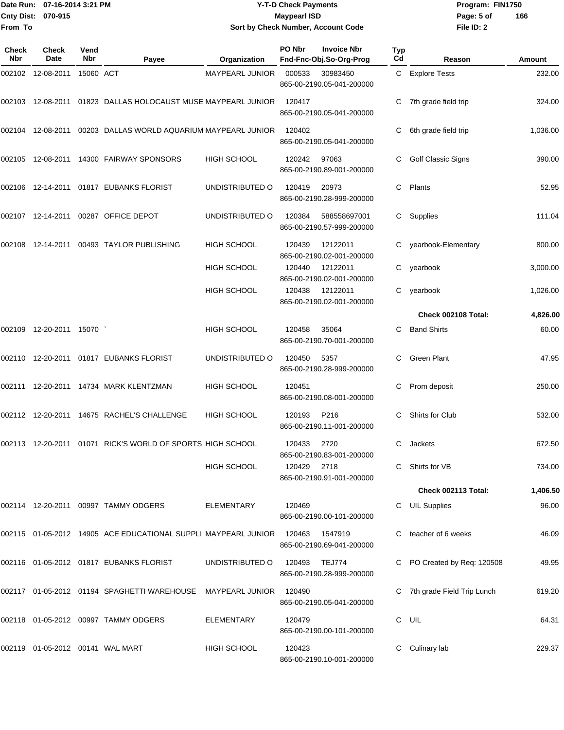Date Run: 07-16-2014 3:21 PM
Cnty Dist: 070-915
From To

# Y-T-D Check Payments
## Maypearl ISD
### Sort by Check Number, Account Code

Program: FIN1750
File ID: 2

| Check Nbr | Check Date | Vend Nbr | Payee | Organization | PO Nbr | Invoice Nbr / Fnd-Fnc-Obj.So-Org-Prog | Typ Cd | Reason | Amount |
|---|---|---|---|---|---|---|---|---|---|
| 002102 | 12-08-2011 | 15060 | ACT | MAYPEARL JUNIOR | 000533 | 30983450 / 865-00-2190.05-041-200000 | C | Explore Tests | 232.00 |
| 002103 | 12-08-2011 | 01823 | DALLAS HOLOCAUST MUSE | MAYPEARL JUNIOR | 120417 | 865-00-2190.05-041-200000 | C | 7th grade field trip | 324.00 |
| 002104 | 12-08-2011 | 00203 | DALLAS WORLD AQUARIUM | MAYPEARL JUNIOR | 120402 | 865-00-2190.05-041-200000 | C | 6th grade field trip | 1,036.00 |
| 002105 | 12-08-2011 | 14300 | FAIRWAY SPONSORS | HIGH SCHOOL | 120242 | 97063 / 865-00-2190.89-001-200000 | C | Golf Classic Signs | 390.00 |
| 002106 | 12-14-2011 | 01817 | EUBANKS FLORIST | UNDISTRIBUTED O | 120419 | 20973 / 865-00-2190.28-999-200000 | C | Plants | 52.95 |
| 002107 | 12-14-2011 | 00287 | OFFICE DEPOT | UNDISTRIBUTED O | 120384 | 588558697001 / 865-00-2190.57-999-200000 | C | Supplies | 111.04 |
| 002108 | 12-14-2011 | 00493 | TAYLOR PUBLISHING | HIGH SCHOOL | 120439 | 12122011 / 865-00-2190.02-001-200000 | C | yearbook-Elementary | 800.00 |
| | | | | HIGH SCHOOL | 120440 | 12122011 / 865-00-2190.02-001-200000 | C | yearbook | 3,000.00 |
| | | | | HIGH SCHOOL | 120438 | 12122011 / 865-00-2190.02-001-200000 | C | yearbook | 1,026.00 |
| | | | | | | | | **Check 002108 Total:** | **4,826.00** |
| 002109 | 12-20-2011 | 15070 | ` | HIGH SCHOOL | 120458 | 35064 / 865-00-2190.70-001-200000 | C | Band Shirts | 60.00 |
| 002110 | 12-20-2011 | 01817 | EUBANKS FLORIST | UNDISTRIBUTED O | 120450 | 5357 / 865-00-2190.28-999-200000 | C | Green Plant | 47.95 |
| 002111 | 12-20-2011 | 14734 | MARK KLENTZMAN | HIGH SCHOOL | 120451 | 865-00-2190.08-001-200000 | C | Prom deposit | 250.00 |
| 002112 | 12-20-2011 | 14675 | RACHEL'S CHALLENGE | HIGH SCHOOL | 120193 | P216 / 865-00-2190.11-001-200000 | C | Shirts for Club | 532.00 |
| 002113 | 12-20-2011 | 01071 | RICK'S WORLD OF SPORTS | HIGH SCHOOL | 120433 | 2720 / 865-00-2190.83-001-200000 | C | Jackets | 672.50 |
| | | | | HIGH SCHOOL | 120429 | 2718 / 865-00-2190.91-001-200000 | C | Shirts for VB | 734.00 |
| | | | | | | | | **Check 002113 Total:** | **1,406.50** |
| 002114 | 12-20-2011 | 00997 | TAMMY ODGERS | ELEMENTARY | 120469 | 865-00-2190.00-101-200000 | C | UIL Supplies | 96.00 |
| 002115 | 01-05-2012 | 14905 | ACE EDUCATIONAL SUPPLI | MAYPEARL JUNIOR | 120463 | 1547919 / 865-00-2190.69-041-200000 | C | teacher of 6 weeks | 46.09 |
| 002116 | 01-05-2012 | 01817 | EUBANKS FLORIST | UNDISTRIBUTED O | 120493 | TEJ774 / 865-00-2190.28-999-200000 | C | PO Created by Req: 120508 | 49.95 |
| 002117 | 01-05-2012 | 01194 | SPAGHETTI WAREHOUSE | MAYPEARL JUNIOR | 120490 | 865-00-2190.05-041-200000 | C | 7th grade Field Trip Lunch | 619.20 |
| 002118 | 01-05-2012 | 00997 | TAMMY ODGERS | ELEMENTARY | 120479 | 865-00-2190.00-101-200000 | C | UIL | 64.31 |
| 002119 | 01-05-2012 | 00141 | WAL MART | HIGH SCHOOL | 120423 | 865-00-2190.10-001-200000 | C | Culinary lab | 229.37 |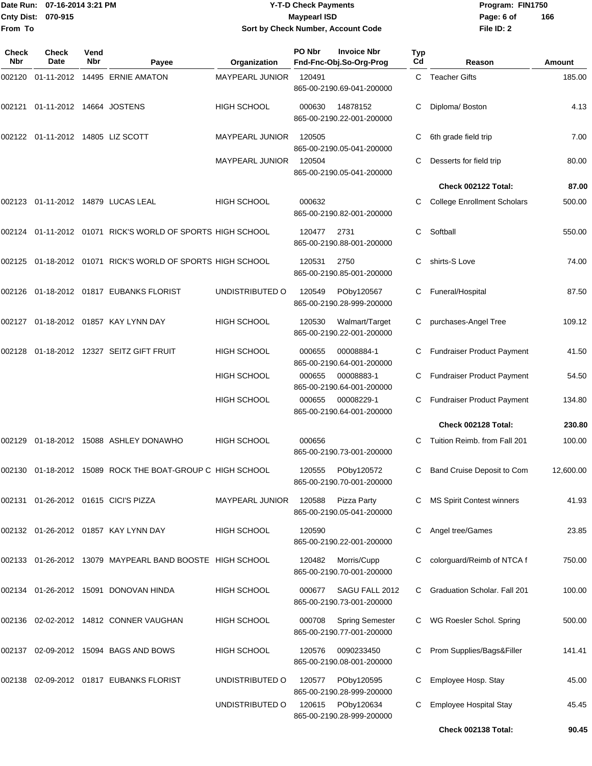Date Run: 07-16-2014 3:21 PM
Cnty Dist: 070-915
From To

# Y-T-D Check Payments
## Maypearl ISD
### Sort by Check Number, Account Code

Program: FIN1750
File ID: 2

| Check Nbr | Check Date | Vend Nbr | Payee | Organization | PO Nbr | Invoice Nbr / Fnd-Fnc-Obj.So-Org-Prog | Typ Cd | Reason | Amount |
|---|---|---|---|---|---|---|---|---|---|
| 002120 | 01-11-2012 | 14495 | ERNIE AMATON | MAYPEARL JUNIOR | 120491 | 865-00-2190.69-041-200000 | C | Teacher Gifts | 185.00 |
| 002121 | 01-11-2012 | 14664 | JOSTENS | HIGH SCHOOL | 000630 | 14878152 865-00-2190.22-001-200000 | C | Diploma/ Boston | 4.13 |
| 002122 | 01-11-2012 | 14805 | LIZ SCOTT | MAYPEARL JUNIOR | 120505 | 865-00-2190.05-041-200000 | C | 6th grade field trip | 7.00 |
| | | | | MAYPEARL JUNIOR | 120504 | 865-00-2190.05-041-200000 | C | Desserts for field trip | 80.00 |
| | | | | | | | | **Check 002122 Total:** | **87.00** |
| 002123 | 01-11-2012 | 14879 | LUCAS LEAL | HIGH SCHOOL | 000632 | 865-00-2190.82-001-200000 | C | College Enrollment Scholars | 500.00 |
| 002124 | 01-11-2012 | 01071 | RICK'S WORLD OF SPORTS | HIGH SCHOOL | 120477 | 2731 865-00-2190.88-001-200000 | C | Softball | 550.00 |
| 002125 | 01-18-2012 | 01071 | RICK'S WORLD OF SPORTS | HIGH SCHOOL | 120531 | 2750 865-00-2190.85-001-200000 | C | shirts-S Love | 74.00 |
| 002126 | 01-18-2012 | 01817 | EUBANKS FLORIST | UNDISTRIBUTED O | 120549 | POby120567 865-00-2190.28-999-200000 | C | Funeral/Hospital | 87.50 |
| 002127 | 01-18-2012 | 01857 | KAY LYNN DAY | HIGH SCHOOL | 120530 | Walmart/Target 865-00-2190.22-001-200000 | C | purchases-Angel Tree | 109.12 |
| 002128 | 01-18-2012 | 12327 | SEITZ GIFT FRUIT | HIGH SCHOOL | 000655 | 00008884-1 865-00-2190.64-001-200000 | C | Fundraiser Product Payment | 41.50 |
| | | | | HIGH SCHOOL | 000655 | 00008883-1 865-00-2190.64-001-200000 | C | Fundraiser Product Payment | 54.50 |
| | | | | HIGH SCHOOL | 000655 | 00008229-1 865-00-2190.64-001-200000 | C | Fundraiser Product Payment | 134.80 |
| | | | | | | | | **Check 002128 Total:** | **230.80** |
| 002129 | 01-18-2012 | 15088 | ASHLEY DONAWHO | HIGH SCHOOL | 000656 | 865-00-2190.73-001-200000 | C | Tuition Reimb. from Fall 201 | 100.00 |
| 002130 | 01-18-2012 | 15089 | ROCK THE BOAT-GROUP C | HIGH SCHOOL | 120555 | POby120572 865-00-2190.70-001-200000 | C | Band Cruise Deposit to Com | 12,600.00 |
| 002131 | 01-26-2012 | 01615 | CICI'S PIZZA | MAYPEARL JUNIOR | 120588 | Pizza Party 865-00-2190.05-041-200000 | C | MS Spirit Contest winners | 41.93 |
| 002132 | 01-26-2012 | 01857 | KAY LYNN DAY | HIGH SCHOOL | 120590 | 865-00-2190.22-001-200000 | C | Angel tree/Games | 23.85 |
| 002133 | 01-26-2012 | 13079 | MAYPEARL BAND BOOSTE | HIGH SCHOOL | 120482 | Morris/Cupp 865-00-2190.70-001-200000 | C | colorguard/Reimb of NTCA f | 750.00 |
| 002134 | 01-26-2012 | 15091 | DONOVAN HINDA | HIGH SCHOOL | 000677 | SAGU FALL 2012 865-00-2190.73-001-200000 | C | Graduation Scholar. Fall 201 | 100.00 |
| 002136 | 02-02-2012 | 14812 | CONNER VAUGHAN | HIGH SCHOOL | 000708 | Spring Semester 865-00-2190.77-001-200000 | C | WG Roesler Schol. Spring | 500.00 |
| 002137 | 02-09-2012 | 15094 | BAGS AND BOWS | HIGH SCHOOL | 120576 | 0090233450 865-00-2190.08-001-200000 | C | Prom Supplies/Bags&Filler | 141.41 |
| 002138 | 02-09-2012 | 01817 | EUBANKS FLORIST | UNDISTRIBUTED O | 120577 | POby120595 865-00-2190.28-999-200000 | C | Employee Hosp. Stay | 45.00 |
| | | | | UNDISTRIBUTED O | 120615 | POby120634 865-00-2190.28-999-200000 | C | Employee Hospital Stay | 45.45 |
| | | | | | | | | **Check 002138 Total:** | **90.45** |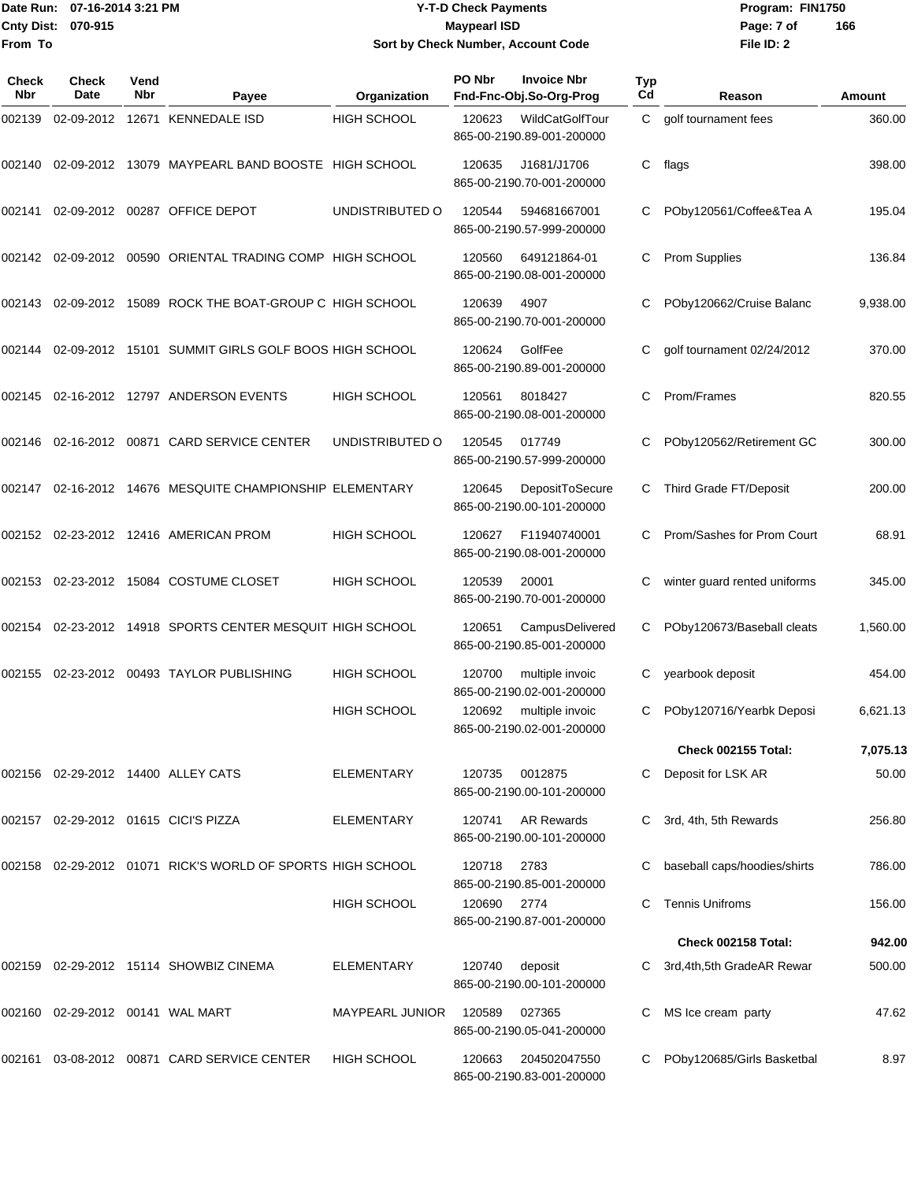Date Run: 07-16-2014 3:21 PM
Cnty Dist: 070-915
From To

# Y-T-D Check Payments
## Maypearl ISD
### Sort by Check Number, Account Code

Program: FIN1750
File ID: 2

| Check Nbr | Check Date | Vend Nbr | Payee | Organization | PO Nbr / Fnd-Fnc-Obj.So-Org-Prog | Invoice Nbr | Typ Cd | Reason | Amount |
|---|---|---|---|---|---|---|---|---|---|
| 002139 | 02-09-2012 | 12671 | KENNEDALE ISD | HIGH SCHOOL | 120623 865-00-2190.89-001-200000 | WildCatGolfTour | C | golf tournament fees | 360.00 |
| 002140 | 02-09-2012 | 13079 | MAYPEARL BAND BOOSTE | HIGH SCHOOL | 120635 865-00-2190.70-001-200000 | J1681/J1706 | C | flags | 398.00 |
| 002141 | 02-09-2012 | 00287 | OFFICE DEPOT | UNDISTRIBUTED O | 120544 865-00-2190.57-999-200000 | 594681667001 | C | PObу120561/Coffee&Tea A | 195.04 |
| 002142 | 02-09-2012 | 00590 | ORIENTAL TRADING COMP | HIGH SCHOOL | 120560 865-00-2190.08-001-200000 | 649121864-01 | C | Prom Supplies | 136.84 |
| 002143 | 02-09-2012 | 15089 | ROCK THE BOAT-GROUP C | HIGH SCHOOL | 120639 865-00-2190.70-001-200000 | 4907 | C | POby120662/Cruise Balanc | 9,938.00 |
| 002144 | 02-09-2012 | 15101 | SUMMIT GIRLS GOLF BOOS | HIGH SCHOOL | 120624 865-00-2190.89-001-200000 | GolfFee | C | golf tournament 02/24/2012 | 370.00 |
| 002145 | 02-16-2012 | 12797 | ANDERSON EVENTS | HIGH SCHOOL | 120561 865-00-2190.08-001-200000 | 8018427 | C | Prom/Frames | 820.55 |
| 002146 | 02-16-2012 | 00871 | CARD SERVICE CENTER | UNDISTRIBUTED O | 120545 865-00-2190.57-999-200000 | 017749 | C | POby120562/Retirement GC | 300.00 |
| 002147 | 02-16-2012 | 14676 | MESQUITE CHAMPIONSHIP | ELEMENTARY | 120645 865-00-2190.00-101-200000 | DepositToSecure | C | Third Grade FT/Deposit | 200.00 |
| 002152 | 02-23-2012 | 12416 | AMERICAN PROM | HIGH SCHOOL | 120627 865-00-2190.08-001-200000 | F11940740001 | C | Prom/Sashes for Prom Court | 68.91 |
| 002153 | 02-23-2012 | 15084 | COSTUME CLOSET | HIGH SCHOOL | 120539 865-00-2190.70-001-200000 | 20001 | C | winter guard rented uniforms | 345.00 |
| 002154 | 02-23-2012 | 14918 | SPORTS CENTER MESQUIT | HIGH SCHOOL | 120651 865-00-2190.85-001-200000 | CampusDelivered | C | POby120673/Baseball cleats | 1,560.00 |
| 002155 | 02-23-2012 | 00493 | TAYLOR PUBLISHING | HIGH SCHOOL | 120700 865-00-2190.02-001-200000 | multiple invoic | C | yearbook deposit | 454.00 |
| | | | | HIGH SCHOOL | 120692 865-00-2190.02-001-200000 | multiple invoic | C | POby120716/Yearbk Deposi | 6,621.13 |
| | | | | | | | | **Check 002155 Total:** | **7,075.13** |
| 002156 | 02-29-2012 | 14400 | ALLEY CATS | ELEMENTARY | 120735 865-00-2190.00-101-200000 | 0012875 | C | Deposit for LSK AR | 50.00 |
| 002157 | 02-29-2012 | 01615 | CICI'S PIZZA | ELEMENTARY | 120741 865-00-2190.00-101-200000 | AR Rewards | C | 3rd, 4th, 5th Rewards | 256.80 |
| 002158 | 02-29-2012 | 01071 | RICK'S WORLD OF SPORTS | HIGH SCHOOL | 120718 865-00-2190.85-001-200000 | 2783 | C | baseball caps/hoodies/shirts | 786.00 |
| | | | | HIGH SCHOOL | 120690 865-00-2190.87-001-200000 | 2774 | C | Tennis Unifroms | 156.00 |
| | | | | | | | | **Check 002158 Total:** | **942.00** |
| 002159 | 02-29-2012 | 15114 | SHOWBIZ CINEMA | ELEMENTARY | 120740 865-00-2190.00-101-200000 | deposit | C | 3rd,4th,5th GradeAR Rewar | 500.00 |
| 002160 | 02-29-2012 | 00141 | WAL MART | MAYPEARL JUNIOR | 120589 865-00-2190.05-041-200000 | 027365 | C | MS Ice cream party | 47.62 |
| 002161 | 03-08-2012 | 00871 | CARD SERVICE CENTER | HIGH SCHOOL | 120663 865-00-2190.83-001-200000 | 204502047550 | C | POby120685/Girls Basketbal | 8.97 |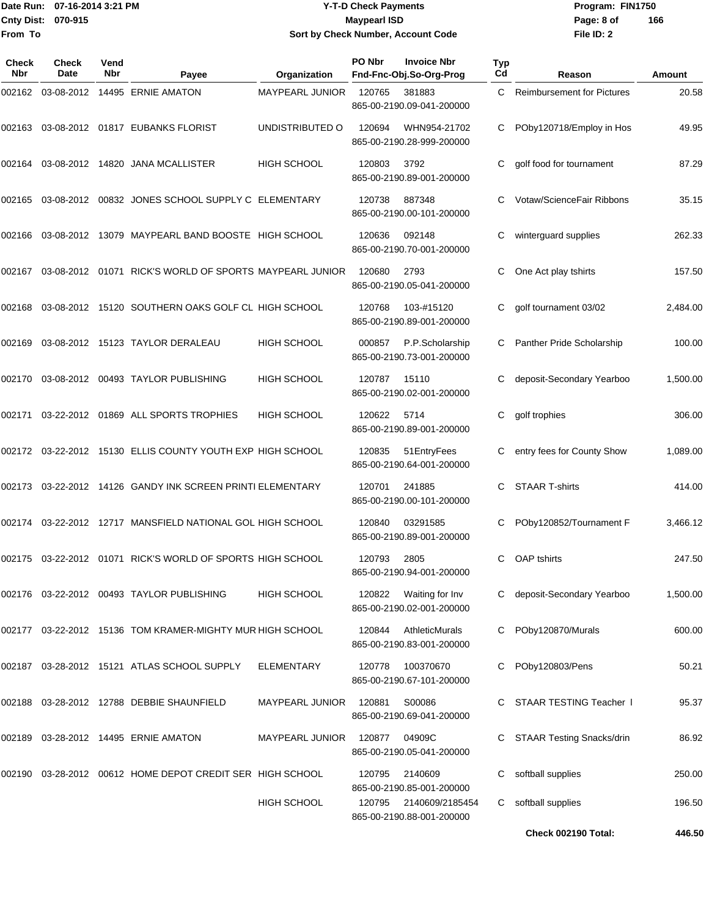**Date Run:** 07-16-2014 3:21 PM
**Cnty Dist:** 070-915
**From To**

# Y-T-D Check Payments
## Maypearl ISD
### Sort by Check Number, Account Code

**Program:** FIN1750
**File ID:** 2

| Check Nbr | Check Date | Vend Nbr | Payee | Organization | PO Nbr | Invoice Nbr<br>Fnd-Fnc-Obj.So-Org-Prog | Typ Cd | Reason | Amount |
|---|---|---|---|---|---|---|---|---|---|
| 002162 | 03-08-2012 | 14495 | ERNIE AMATON | MAYPEARL JUNIOR | 120765 | 381883<br>865-00-2190.09-041-200000 | C | Reimbursement for Pictures | 20.58 |
| 002163 | 03-08-2012 | 01817 | EUBANKS FLORIST | UNDISTRIBUTED O | 120694 | WHN954-21702<br>865-00-2190.28-999-200000 | C | POby120718/Employ in Hos | 49.95 |
| 002164 | 03-08-2012 | 14820 | JANA MCALLISTER | HIGH SCHOOL | 120803 | 3792<br>865-00-2190.89-001-200000 | C | golf food for tournament | 87.29 |
| 002165 | 03-08-2012 | 00832 | JONES SCHOOL SUPPLY C | ELEMENTARY | 120738 | 887348<br>865-00-2190.00-101-200000 | C | Votaw/ScienceFair Ribbons | 35.15 |
| 002166 | 03-08-2012 | 13079 | MAYPEARL BAND BOOSTE | HIGH SCHOOL | 120636 | 092148<br>865-00-2190.70-001-200000 | C | winterguard supplies | 262.33 |
| 002167 | 03-08-2012 | 01071 | RICK'S WORLD OF SPORTS | MAYPEARL JUNIOR | 120680 | 2793<br>865-00-2190.05-041-200000 | C | One Act play tshirts | 157.50 |
| 002168 | 03-08-2012 | 15120 | SOUTHERN OAKS GOLF CL | HIGH SCHOOL | 120768 | 103-#15120<br>865-00-2190.89-001-200000 | C | golf tournament 03/02 | 2,484.00 |
| 002169 | 03-08-2012 | 15123 | TAYLOR DERALEAU | HIGH SCHOOL | 000857 | P.P.Scholarship<br>865-00-2190.73-001-200000 | C | Panther Pride Scholarship | 100.00 |
| 002170 | 03-08-2012 | 00493 | TAYLOR PUBLISHING | HIGH SCHOOL | 120787 | 15110<br>865-00-2190.02-001-200000 | C | deposit-Secondary Yearboo | 1,500.00 |
| 002171 | 03-22-2012 | 01869 | ALL SPORTS TROPHIES | HIGH SCHOOL | 120622 | 5714<br>865-00-2190.89-001-200000 | C | golf trophies | 306.00 |
| 002172 | 03-22-2012 | 15130 | ELLIS COUNTY YOUTH EXP | HIGH SCHOOL | 120835 | 51EntryFees<br>865-00-2190.64-001-200000 | C | entry fees for County Show | 1,089.00 |
| 002173 | 03-22-2012 | 14126 | GANDY INK SCREEN PRINTI | ELEMENTARY | 120701 | 241885<br>865-00-2190.00-101-200000 | C | STAAR T-shirts | 414.00 |
| 002174 | 03-22-2012 | 12717 | MANSFIELD NATIONAL GOL | HIGH SCHOOL | 120840 | 03291585<br>865-00-2190.89-001-200000 | C | POby120852/Tournament F | 3,466.12 |
| 002175 | 03-22-2012 | 01071 | RICK'S WORLD OF SPORTS | HIGH SCHOOL | 120793 | 2805<br>865-00-2190.94-001-200000 | C | OAP tshirts | 247.50 |
| 002176 | 03-22-2012 | 00493 | TAYLOR PUBLISHING | HIGH SCHOOL | 120822 | Waiting for Inv<br>865-00-2190.02-001-200000 | C | deposit-Secondary Yearboo | 1,500.00 |
| 002177 | 03-22-2012 | 15136 | TOM KRAMER-MIGHTY MUR | HIGH SCHOOL | 120844 | AthleticMurals<br>865-00-2190.83-001-200000 | C | POby120870/Murals | 600.00 |
| 002187 | 03-28-2012 | 15121 | ATLAS SCHOOL SUPPLY | ELEMENTARY | 120778 | 100370670<br>865-00-2190.67-101-200000 | C | POby120803/Pens | 50.21 |
| 002188 | 03-28-2012 | 12788 | DEBBIE SHAUNFIELD | MAYPEARL JUNIOR | 120881 | S00086<br>865-00-2190.69-041-200000 | C | STAAR TESTING Teacher I | 95.37 |
| 002189 | 03-28-2012 | 14495 | ERNIE AMATON | MAYPEARL JUNIOR | 120877 | 04909C<br>865-00-2190.05-041-200000 | C | STAAR Testing Snacks/drin | 86.92 |
| 002190 | 03-28-2012 | 00612 | HOME DEPOT CREDIT SER | HIGH SCHOOL | 120795 | 2140609<br>865-00-2190.85-001-200000 | C | softball supplies | 250.00 |
| | | | | HIGH SCHOOL | 120795 | 2140609/2185454<br>865-00-2190.88-001-200000 | C | softball supplies | 196.50 |
| | | | | | | | | **Check 002190 Total:** | **446.50** |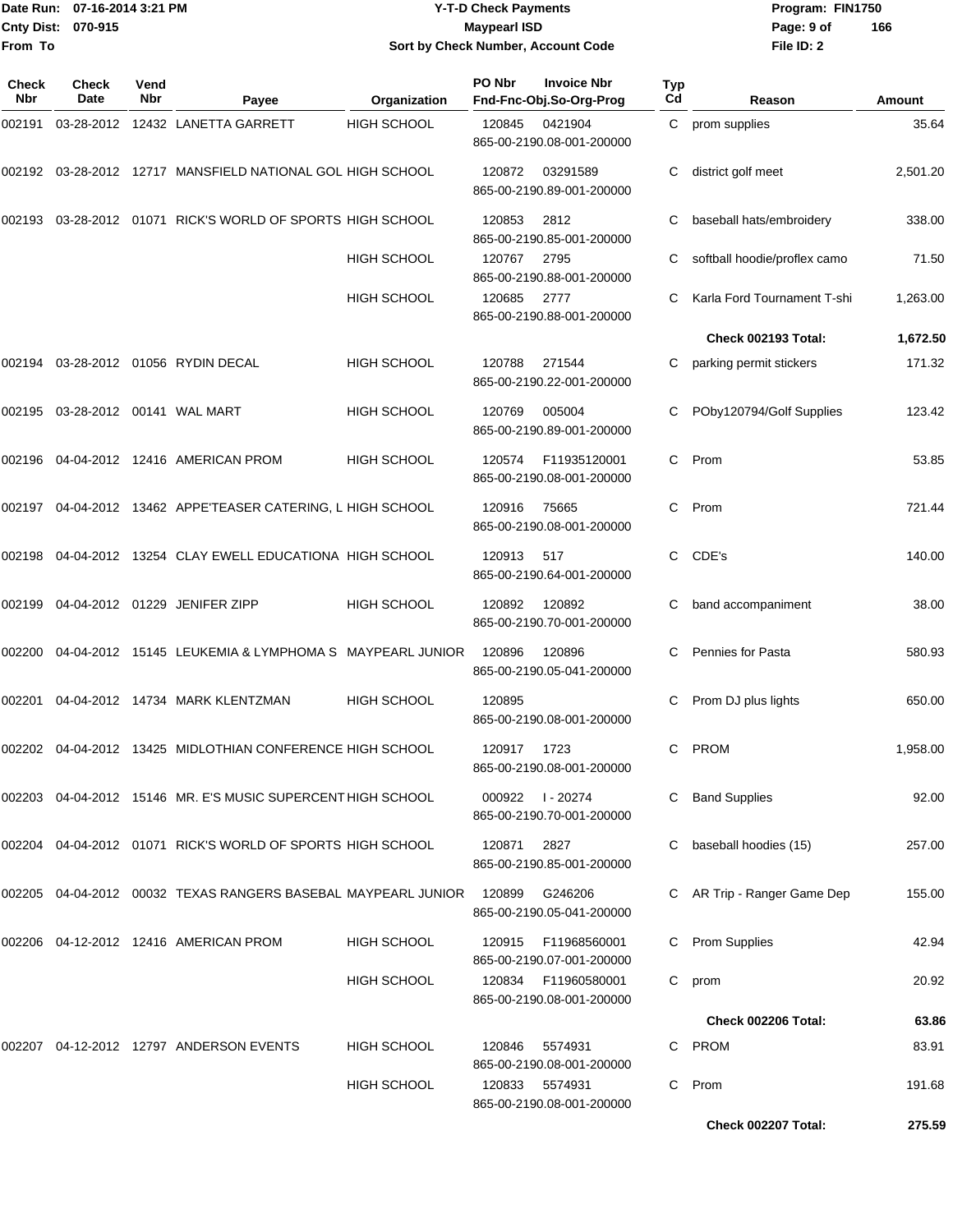Date Run: 07-16-2014 3:21 PM
Cnty Dist: 070-915
From To

**Y-T-D Check Payments**
**Maypearl ISD**
**Sort by Check Number, Account Code**

Program: FIN1750
File ID: 2

| Check Nbr | Check Date | Vend Nbr | Payee | Organization | PO Nbr | Invoice Nbr / Fnd-Fnc-Obj.So-Org-Prog | Typ Cd | Reason | Amount |
|---|---|---|---|---|---|---|---|---|---|
| 002191 | 03-28-2012 | 12432 | LANETTA GARRETT | HIGH SCHOOL | 120845 | 0421904 865-00-2190.08-001-200000 | C | prom supplies | 35.64 |
| 002192 | 03-28-2012 | 12717 | MANSFIELD NATIONAL GOL | HIGH SCHOOL | 120872 | 03291589 865-00-2190.89-001-200000 | C | district golf meet | 2,501.20 |
| 002193 | 03-28-2012 | 01071 | RICK'S WORLD OF SPORTS | HIGH SCHOOL | 120853 | 2812 865-00-2190.85-001-200000 | C | baseball hats/embroidery | 338.00 |
| | | | | HIGH SCHOOL | 120767 | 2795 865-00-2190.88-001-200000 | C | softball hoodie/proflex camo | 71.50 |
| | | | | HIGH SCHOOL | 120685 | 2777 865-00-2190.88-001-200000 | C | Karla Ford Tournament T-shi | 1,263.00 |
| | | | | | | | | **Check 002193 Total:** | **1,672.50** |
| 002194 | 03-28-2012 | 01056 | RYDIN DECAL | HIGH SCHOOL | 120788 | 271544 865-00-2190.22-001-200000 | C | parking permit stickers | 171.32 |
| 002195 | 03-28-2012 | 00141 | WAL MART | HIGH SCHOOL | 120769 | 005004 865-00-2190.89-001-200000 | C | POby120794/Golf Supplies | 123.42 |
| 002196 | 04-04-2012 | 12416 | AMERICAN PROM | HIGH SCHOOL | 120574 | F11935120001 865-00-2190.08-001-200000 | C | Prom | 53.85 |
| 002197 | 04-04-2012 | 13462 | APPE'TEASER CATERING, L | HIGH SCHOOL | 120916 | 75665 865-00-2190.08-001-200000 | C | Prom | 721.44 |
| 002198 | 04-04-2012 | 13254 | CLAY EWELL EDUCATIONA | HIGH SCHOOL | 120913 | 517 865-00-2190.64-001-200000 | C | CDE's | 140.00 |
| 002199 | 04-04-2012 | 01229 | JENIFER ZIPP | HIGH SCHOOL | 120892 | 120892 865-00-2190.70-001-200000 | C | band accompaniment | 38.00 |
| 002200 | 04-04-2012 | 15145 | LEUKEMIA & LYMPHOMA S | MAYPEARL JUNIOR | 120896 | 120896 865-00-2190.05-041-200000 | C | Pennies for Pasta | 580.93 |
| 002201 | 04-04-2012 | 14734 | MARK KLENTZMAN | HIGH SCHOOL | 120895 | 865-00-2190.08-001-200000 | C | Prom DJ plus lights | 650.00 |
| 002202 | 04-04-2012 | 13425 | MIDLOTHIAN CONFERENCE | HIGH SCHOOL | 120917 | 1723 865-00-2190.08-001-200000 | C | PROM | 1,958.00 |
| 002203 | 04-04-2012 | 15146 | MR. E'S MUSIC SUPERCENT | HIGH SCHOOL | 000922 | I - 20274 865-00-2190.70-001-200000 | C | Band Supplies | 92.00 |
| 002204 | 04-04-2012 | 01071 | RICK'S WORLD OF SPORTS | HIGH SCHOOL | 120871 | 2827 865-00-2190.85-001-200000 | C | baseball hoodies (15) | 257.00 |
| 002205 | 04-04-2012 | 00032 | TEXAS RANGERS BASEBAL | MAYPEARL JUNIOR | 120899 | G246206 865-00-2190.05-041-200000 | C | AR Trip - Ranger Game Dep | 155.00 |
| 002206 | 04-12-2012 | 12416 | AMERICAN PROM | HIGH SCHOOL | 120915 | F11968560001 865-00-2190.07-001-200000 | C | Prom Supplies | 42.94 |
| | | | | HIGH SCHOOL | 120834 | F11960580001 865-00-2190.08-001-200000 | C | prom | 20.92 |
| | | | | | | | | **Check 002206 Total:** | **63.86** |
| 002207 | 04-12-2012 | 12797 | ANDERSON EVENTS | HIGH SCHOOL | 120846 | 5574931 865-00-2190.08-001-200000 | C | PROM | 83.91 |
| | | | | HIGH SCHOOL | 120833 | 5574931 865-00-2190.08-001-200000 | C | Prom | 191.68 |
| | | | | | | | | **Check 002207 Total:** | **275.59** |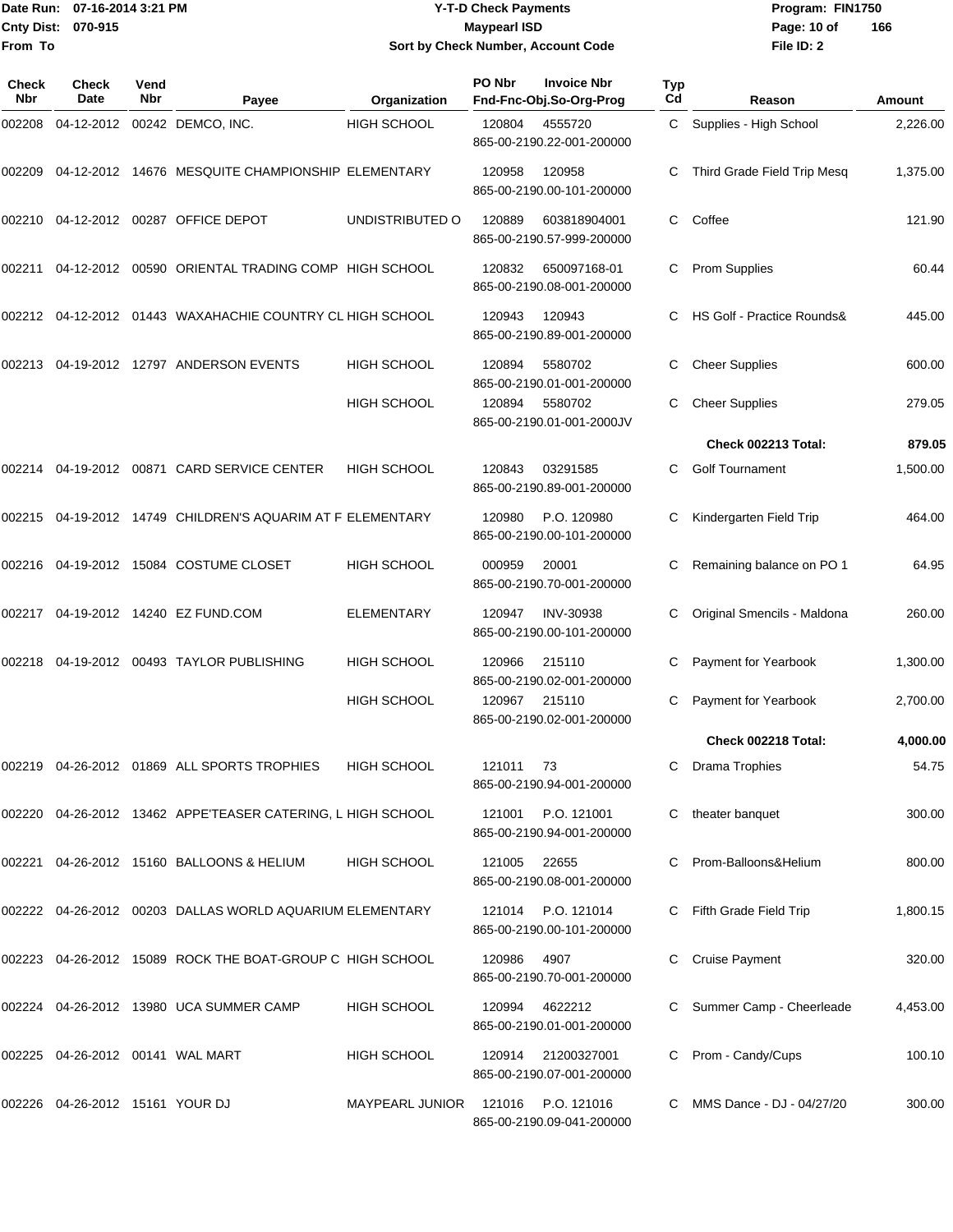Date Run: 07-16-2014 3:21 PM
Cnty Dist: 070-915
From To

# Y-T-D Check Payments
## Maypearl ISD
### Sort by Check Number, Account Code

Program: FIN1750
File ID: 2

| Check Nbr | Check Date | Vend Nbr | Payee | Organization | PO Nbr | Invoice Nbr / Fnd-Fnc-Obj.So-Org-Prog | Typ Cd | Reason | Amount |
|---|---|---|---|---|---|---|---|---|---|
| 002208 | 04-12-2012 | 00242 | DEMCO, INC. | HIGH SCHOOL | 120804 | 4555720 865-00-2190.22-001-200000 | C | Supplies - High School | 2,226.00 |
| 002209 | 04-12-2012 | 14676 | MESQUITE CHAMPIONSHIP | ELEMENTARY | 120958 | 120958 865-00-2190.00-101-200000 | C | Third Grade Field Trip Mesq | 1,375.00 |
| 002210 | 04-12-2012 | 00287 | OFFICE DEPOT | UNDISTRIBUTED O | 120889 | 603818904001 865-00-2190.57-999-200000 | C | Coffee | 121.90 |
| 002211 | 04-12-2012 | 00590 | ORIENTAL TRADING COMP | HIGH SCHOOL | 120832 | 650097168-01 865-00-2190.08-001-200000 | C | Prom Supplies | 60.44 |
| 002212 | 04-12-2012 | 01443 | WAXAHACHIE COUNTRY CL | HIGH SCHOOL | 120943 | 120943 865-00-2190.89-001-200000 | C | HS Golf - Practice Rounds& | 445.00 |
| 002213 | 04-19-2012 | 12797 | ANDERSON EVENTS | HIGH SCHOOL | 120894 | 5580702 865-00-2190.01-001-200000 | C | Cheer Supplies | 600.00 |
| | | | | HIGH SCHOOL | 120894 | 5580702 865-00-2190.01-001-2000JV | C | Cheer Supplies | 279.05 |
| | | | | | | | | **Check 002213 Total:** | **879.05** |
| 002214 | 04-19-2012 | 00871 | CARD SERVICE CENTER | HIGH SCHOOL | 120843 | 03291585 865-00-2190.89-001-200000 | C | Golf Tournament | 1,500.00 |
| 002215 | 04-19-2012 | 14749 | CHILDREN'S AQUARIM AT F | ELEMENTARY | 120980 | P.O. 120980 865-00-2190.00-101-200000 | C | Kindergarten Field Trip | 464.00 |
| 002216 | 04-19-2012 | 15084 | COSTUME CLOSET | HIGH SCHOOL | 000959 | 20001 865-00-2190.70-001-200000 | C | Remaining balance on PO 1 | 64.95 |
| 002217 | 04-19-2012 | 14240 | EZ FUND.COM | ELEMENTARY | 120947 | INV-30938 865-00-2190.00-101-200000 | C | Original Smencils - Maldona | 260.00 |
| 002218 | 04-19-2012 | 00493 | TAYLOR PUBLISHING | HIGH SCHOOL | 120966 | 215110 865-00-2190.02-001-200000 | C | Payment for Yearbook | 1,300.00 |
| | | | | HIGH SCHOOL | 120967 | 215110 865-00-2190.02-001-200000 | C | Payment for Yearbook | 2,700.00 |
| | | | | | | | | **Check 002218 Total:** | **4,000.00** |
| 002219 | 04-26-2012 | 01869 | ALL SPORTS TROPHIES | HIGH SCHOOL | 121011 | 73 865-00-2190.94-001-200000 | C | Drama Trophies | 54.75 |
| 002220 | 04-26-2012 | 13462 | APPE'TEASER CATERING, L | HIGH SCHOOL | 121001 | P.O. 121001 865-00-2190.94-001-200000 | C | theater banquet | 300.00 |
| 002221 | 04-26-2012 | 15160 | BALLOONS & HELIUM | HIGH SCHOOL | 121005 | 22655 865-00-2190.08-001-200000 | C | Prom-Balloons&Helium | 800.00 |
| 002222 | 04-26-2012 | 00203 | DALLAS WORLD AQUARIUM | ELEMENTARY | 121014 | P.O. 121014 865-00-2190.00-101-200000 | C | Fifth Grade Field Trip | 1,800.15 |
| 002223 | 04-26-2012 | 15089 | ROCK THE BOAT-GROUP C | HIGH SCHOOL | 120986 | 4907 865-00-2190.70-001-200000 | C | Cruise Payment | 320.00 |
| 002224 | 04-26-2012 | 13980 | UCA SUMMER CAMP | HIGH SCHOOL | 120994 | 4622212 865-00-2190.01-001-200000 | C | Summer Camp - Cheerleade | 4,453.00 |
| 002225 | 04-26-2012 | 00141 | WAL MART | HIGH SCHOOL | 120914 | 21200327001 865-00-2190.07-001-200000 | C | Prom - Candy/Cups | 100.10 |
| 002226 | 04-26-2012 | 15161 | YOUR DJ | MAYPEARL JUNIOR | 121016 | P.O. 121016 865-00-2190.09-041-200000 | C | MMS Dance - DJ - 04/27/20 | 300.00 |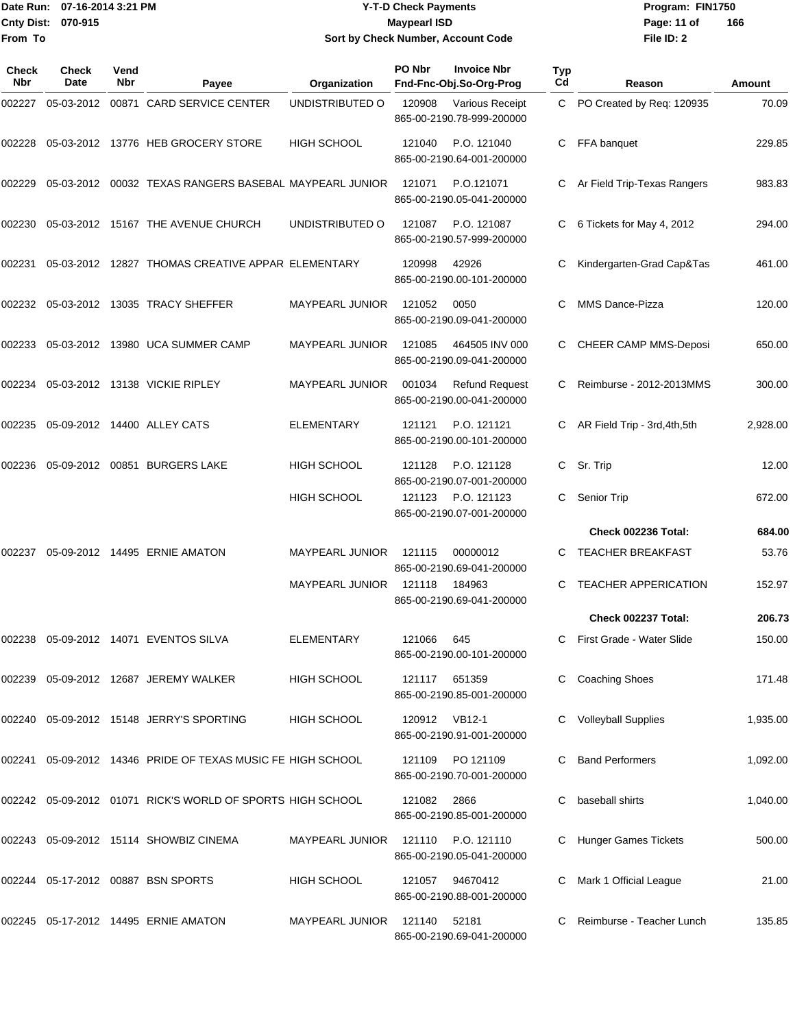# Y-T-D Check Payments

**Maypearl ISD**

**Sort by Check Number, Account Code**

Date Run: 07-16-2014 3:21 PM
Cnty Dist: 070-915
From To

Program: FIN1750
File ID: 2

| Check Nbr | Check Date | Vend Nbr | Payee | Organization | PO Nbr | Invoice Nbr / Fnd-Fnc-Obj.So-Org-Prog | Typ Cd | Reason | Amount |
|---|---|---|---|---|---|---|---|---|---|
| 002227 | 05-03-2012 | 00871 | CARD SERVICE CENTER | UNDISTRIBUTED O | 120908 | Various Receipt 865-00-2190.78-999-200000 | C | PO Created by Req: 120935 | 70.09 |
| 002228 | 05-03-2012 | 13776 | HEB GROCERY STORE | HIGH SCHOOL | 121040 | P.O. 121040 865-00-2190.64-001-200000 | C | FFA banquet | 229.85 |
| 002229 | 05-03-2012 | 00032 | TEXAS RANGERS BASEBAL | MAYPEARL JUNIOR | 121071 | P.O.121071 865-00-2190.05-041-200000 | C | Ar Field Trip-Texas Rangers | 983.83 |
| 002230 | 05-03-2012 | 15167 | THE AVENUE CHURCH | UNDISTRIBUTED O | 121087 | P.O. 121087 865-00-2190.57-999-200000 | C | 6 Tickets for May 4, 2012 | 294.00 |
| 002231 | 05-03-2012 | 12827 | THOMAS CREATIVE APPAR | ELEMENTARY | 120998 | 42926 865-00-2190.00-101-200000 | C | Kindergarten-Grad Cap&Tas | 461.00 |
| 002232 | 05-03-2012 | 13035 | TRACY SHEFFER | MAYPEARL JUNIOR | 121052 | 0050 865-00-2190.09-041-200000 | C | MMS Dance-Pizza | 120.00 |
| 002233 | 05-03-2012 | 13980 | UCA SUMMER CAMP | MAYPEARL JUNIOR | 121085 | 464505 INV 000 865-00-2190.09-041-200000 | C | CHEER CAMP MMS-Deposi | 650.00 |
| 002234 | 05-03-2012 | 13138 | VICKIE RIPLEY | MAYPEARL JUNIOR | 001034 | Refund Request 865-00-2190.00-041-200000 | C | Reimburse - 2012-2013MMS | 300.00 |
| 002235 | 05-09-2012 | 14400 | ALLEY CATS | ELEMENTARY | 121121 | P.O. 121121 865-00-2190.00-101-200000 | C | AR Field Trip - 3rd,4th,5th | 2,928.00 |
| 002236 | 05-09-2012 | 00851 | BURGERS LAKE | HIGH SCHOOL | 121128 | P.O. 121128 865-00-2190.07-001-200000 | C | Sr. Trip | 12.00 |
| | | | | HIGH SCHOOL | 121123 | P.O. 121123 865-00-2190.07-001-200000 | C | Senior Trip | 672.00 |
| | | | | | | | | **Check 002236 Total:** | **684.00** |
| 002237 | 05-09-2012 | 14495 | ERNIE AMATON | MAYPEARL JUNIOR | 121115 | 00000012 865-00-2190.69-041-200000 | C | TEACHER BREAKFAST | 53.76 |
| | | | | MAYPEARL JUNIOR | 121118 | 184963 865-00-2190.69-041-200000 | C | TEACHER APPERICATION | 152.97 |
| | | | | | | | | **Check 002237 Total:** | **206.73** |
| 002238 | 05-09-2012 | 14071 | EVENTOS SILVA | ELEMENTARY | 121066 | 645 865-00-2190.00-101-200000 | C | First Grade - Water Slide | 150.00 |
| 002239 | 05-09-2012 | 12687 | JEREMY WALKER | HIGH SCHOOL | 121117 | 651359 865-00-2190.85-001-200000 | C | Coaching Shoes | 171.48 |
| 002240 | 05-09-2012 | 15148 | JERRY'S SPORTING | HIGH SCHOOL | 120912 | VB12-1 865-00-2190.91-001-200000 | C | Volleyball Supplies | 1,935.00 |
| 002241 | 05-09-2012 | 14346 | PRIDE OF TEXAS MUSIC FE | HIGH SCHOOL | 121109 | PO 121109 865-00-2190.70-001-200000 | C | Band Performers | 1,092.00 |
| 002242 | 05-09-2012 | 01071 | RICK'S WORLD OF SPORTS | HIGH SCHOOL | 121082 | 2866 865-00-2190.85-001-200000 | C | baseball shirts | 1,040.00 |
| 002243 | 05-09-2012 | 15114 | SHOWBIZ CINEMA | MAYPEARL JUNIOR | 121110 | P.O. 121110 865-00-2190.05-041-200000 | C | Hunger Games Tickets | 500.00 |
| 002244 | 05-17-2012 | 00887 | BSN SPORTS | HIGH SCHOOL | 121057 | 94670412 865-00-2190.88-001-200000 | C | Mark 1 Official League | 21.00 |
| 002245 | 05-17-2012 | 14495 | ERNIE AMATON | MAYPEARL JUNIOR | 121140 | 52181 865-00-2190.69-041-200000 | C | Reimburse - Teacher Lunch | 135.85 |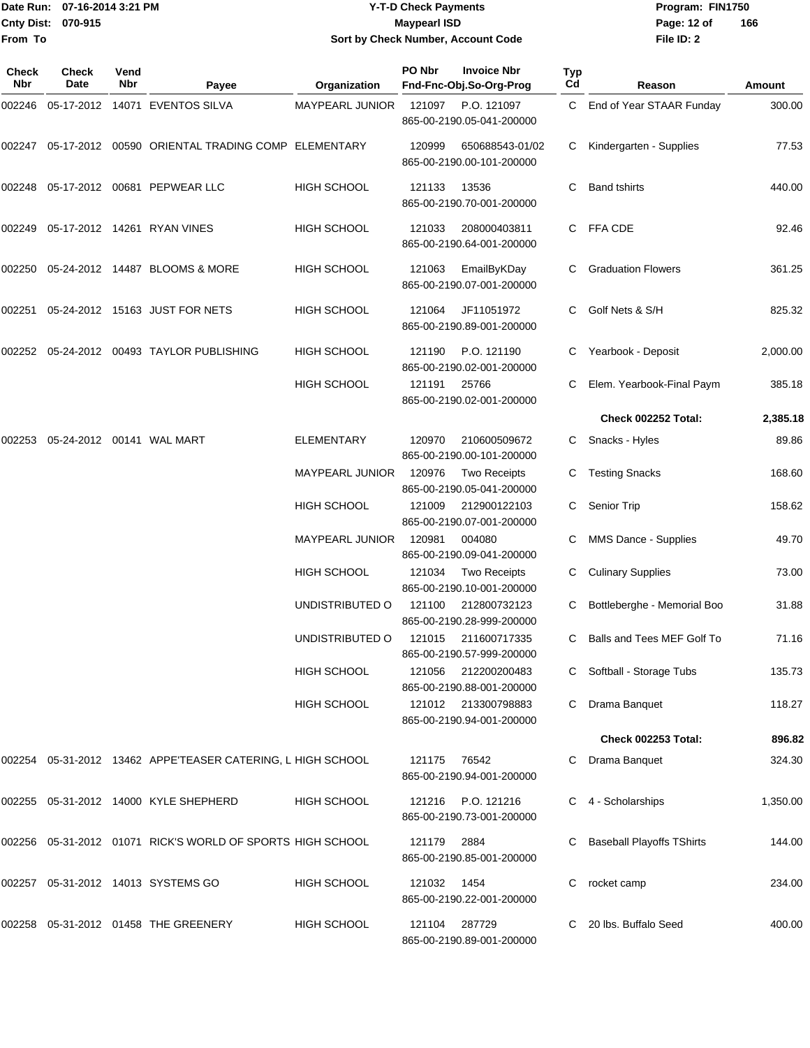Date Run: 07-16-2014 3:21 PM
Cnty Dist: 070-915
From To

# Y-T-D Check Payments
## Maypearl ISD
### Sort by Check Number, Account Code

Program: FIN1750
File ID: 2

| Check Nbr | Check Date | Vend Nbr | Payee | Organization | PO Nbr | Invoice Nbr / Fnd-Fnc-Obj.So-Org-Prog | Typ Cd | Reason | Amount |
|---|---|---|---|---|---|---|---|---|---|
| 002246 | 05-17-2012 | 14071 | EVENTOS SILVA | MAYPEARL JUNIOR | 121097 | P.O. 121097 865-00-2190.05-041-200000 | C | End of Year STAAR Funday | 300.00 |
| 002247 | 05-17-2012 | 00590 | ORIENTAL TRADING COMP | ELEMENTARY | 120999 | 650688543-01/02 865-00-2190.00-101-200000 | C | Kindergarten - Supplies | 77.53 |
| 002248 | 05-17-2012 | 00681 | PEPWEAR LLC | HIGH SCHOOL | 121133 | 13536 865-00-2190.70-001-200000 | C | Band tshirts | 440.00 |
| 002249 | 05-17-2012 | 14261 | RYAN VINES | HIGH SCHOOL | 121033 | 208000403811 865-00-2190.64-001-200000 | C | FFA CDE | 92.46 |
| 002250 | 05-24-2012 | 14487 | BLOOMS & MORE | HIGH SCHOOL | 121063 | EmailByKDay 865-00-2190.07-001-200000 | C | Graduation Flowers | 361.25 |
| 002251 | 05-24-2012 | 15163 | JUST FOR NETS | HIGH SCHOOL | 121064 | JF11051972 865-00-2190.89-001-200000 | C | Golf Nets & S/H | 825.32 |
| 002252 | 05-24-2012 | 00493 | TAYLOR PUBLISHING | HIGH SCHOOL | 121190 | P.O. 121190 865-00-2190.02-001-200000 | C | Yearbook - Deposit | 2,000.00 |
| | | | | HIGH SCHOOL | 121191 | 25766 865-00-2190.02-001-200000 | C | Elem. Yearbook-Final Paym | 385.18 |
| | | | | | | | | **Check 002252 Total:** | **2,385.18** |
| 002253 | 05-24-2012 | 00141 | WAL MART | ELEMENTARY | 120970 | 210600509672 865-00-2190.00-101-200000 | C | Snacks - Hyles | 89.86 |
| | | | | MAYPEARL JUNIOR | 120976 | Two Receipts 865-00-2190.05-041-200000 | C | Testing Snacks | 168.60 |
| | | | | HIGH SCHOOL | 121009 | 212900122103 865-00-2190.07-001-200000 | C | Senior Trip | 158.62 |
| | | | | MAYPEARL JUNIOR | 120981 | 004080 865-00-2190.09-041-200000 | C | MMS Dance - Supplies | 49.70 |
| | | | | HIGH SCHOOL | 121034 | Two Receipts 865-00-2190.10-001-200000 | C | Culinary Supplies | 73.00 |
| | | | | UNDISTRIBUTED O | 121100 | 212800732123 865-00-2190.28-999-200000 | C | Bottleberghe - Memorial Boo | 31.88 |
| | | | | UNDISTRIBUTED O | 121015 | 211600717335 865-00-2190.57-999-200000 | C | Balls and Tees MEF Golf To | 71.16 |
| | | | | HIGH SCHOOL | 121056 | 212200200483 865-00-2190.88-001-200000 | C | Softball - Storage Tubs | 135.73 |
| | | | | HIGH SCHOOL | 121012 | 213300798883 865-00-2190.94-001-200000 | C | Drama Banquet | 118.27 |
| | | | | | | | | **Check 002253 Total:** | **896.82** |
| 002254 | 05-31-2012 | 13462 | APPE'TEASER CATERING, L | HIGH SCHOOL | 121175 | 76542 865-00-2190.94-001-200000 | C | Drama Banquet | 324.30 |
| 002255 | 05-31-2012 | 14000 | KYLE SHEPHERD | HIGH SCHOOL | 121216 | P.O. 121216 865-00-2190.73-001-200000 | C | 4 - Scholarships | 1,350.00 |
| 002256 | 05-31-2012 | 01071 | RICK'S WORLD OF SPORTS | HIGH SCHOOL | 121179 | 2884 865-00-2190.85-001-200000 | C | Baseball Playoffs TShirts | 144.00 |
| 002257 | 05-31-2012 | 14013 | SYSTEMS GO | HIGH SCHOOL | 121032 | 1454 865-00-2190.22-001-200000 | C | rocket camp | 234.00 |
| 002258 | 05-31-2012 | 01458 | THE GREENERY | HIGH SCHOOL | 121104 | 287729 865-00-2190.89-001-200000 | C | 20 lbs. Buffalo Seed | 400.00 |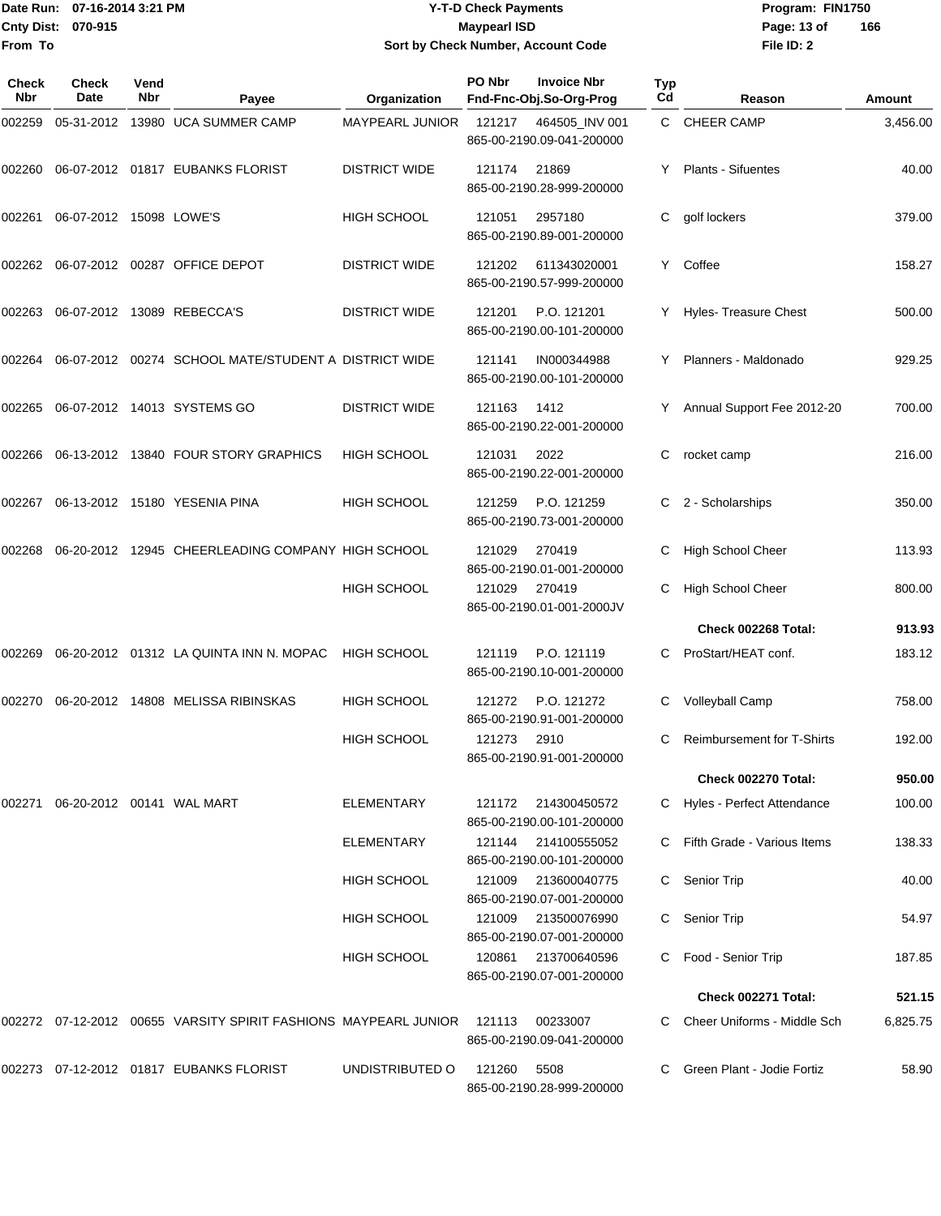Date Run: 07-16-2014 3:21 PM
Cnty Dist: 070-915
From To

# Y-T-D Check Payments
## Maypearl ISD
### Sort by Check Number, Account Code

Program: FIN1750
File ID: 2

| Check Nbr | Check Date | Vend Nbr | Payee | Organization | PO Nbr | Invoice Nbr / Fnd-Fnc-Obj.So-Org-Prog | Typ Cd | Reason | Amount |
|---|---|---|---|---|---|---|---|---|---|
| 002259 | 05-31-2012 | 13980 | UCA SUMMER CAMP | MAYPEARL JUNIOR | 121217 | 464505_INV 001<br>865-00-2190.09-041-200000 | C | CHEER CAMP | 3,456.00 |
| 002260 | 06-07-2012 | 01817 | EUBANKS FLORIST | DISTRICT WIDE | 121174 | 21869<br>865-00-2190.28-999-200000 | Y | Plants - Sifuentes | 40.00 |
| 002261 | 06-07-2012 | 15098 | LOWE'S | HIGH SCHOOL | 121051 | 2957180<br>865-00-2190.89-001-200000 | C | golf lockers | 379.00 |
| 002262 | 06-07-2012 | 00287 | OFFICE DEPOT | DISTRICT WIDE | 121202 | 611343020001<br>865-00-2190.57-999-200000 | Y | Coffee | 158.27 |
| 002263 | 06-07-2012 | 13089 | REBECCA'S | DISTRICT WIDE | 121201 | P.O. 121201<br>865-00-2190.00-101-200000 | Y | Hyles- Treasure Chest | 500.00 |
| 002264 | 06-07-2012 | 00274 | SCHOOL MATE/STUDENT A | DISTRICT WIDE | 121141 | IN000344988<br>865-00-2190.00-101-200000 | Y | Planners - Maldonado | 929.25 |
| 002265 | 06-07-2012 | 14013 | SYSTEMS GO | DISTRICT WIDE | 121163 | 1412<br>865-00-2190.22-001-200000 | Y | Annual Support Fee 2012-20 | 700.00 |
| 002266 | 06-13-2012 | 13840 | FOUR STORY GRAPHICS | HIGH SCHOOL | 121031 | 2022<br>865-00-2190.22-001-200000 | C | rocket camp | 216.00 |
| 002267 | 06-13-2012 | 15180 | YESENIA PINA | HIGH SCHOOL | 121259 | P.O. 121259<br>865-00-2190.73-001-200000 | C | 2 - Scholarships | 350.00 |
| 002268 | 06-20-2012 | 12945 | CHEERLEADING COMPANY | HIGH SCHOOL | 121029 | 270419<br>865-00-2190.01-001-200000 | C | High School Cheer | 113.93 |
| | | | | HIGH SCHOOL | 121029 | 270419<br>865-00-2190.01-001-2000JV | C | High School Cheer | 800.00 |
| | | | | | | | | **Check 002268 Total:** | **913.93** |
| 002269 | 06-20-2012 | 01312 | LA QUINTA INN N. MOPAC | HIGH SCHOOL | 121119 | P.O. 121119<br>865-00-2190.10-001-200000 | C | ProStart/HEAT conf. | 183.12 |
| 002270 | 06-20-2012 | 14808 | MELISSA RIBINSKAS | HIGH SCHOOL | 121272 | P.O. 121272<br>865-00-2190.91-001-200000 | C | Volleyball Camp | 758.00 |
| | | | | HIGH SCHOOL | 121273 | 2910<br>865-00-2190.91-001-200000 | C | Reimbursement for T-Shirts | 192.00 |
| | | | | | | | | **Check 002270 Total:** | **950.00** |
| 002271 | 06-20-2012 | 00141 | WAL MART | ELEMENTARY | 121172 | 214300450572<br>865-00-2190.00-101-200000 | C | Hyles - Perfect Attendance | 100.00 |
| | | | | ELEMENTARY | 121144 | 214100555052<br>865-00-2190.00-101-200000 | C | Fifth Grade - Various Items | 138.33 |
| | | | | HIGH SCHOOL | 121009 | 213600040775<br>865-00-2190.07-001-200000 | C | Senior Trip | 40.00 |
| | | | | HIGH SCHOOL | 121009 | 213500076990<br>865-00-2190.07-001-200000 | C | Senior Trip | 54.97 |
| | | | | HIGH SCHOOL | 120861 | 213700640596<br>865-00-2190.07-001-200000 | C | Food - Senior Trip | 187.85 |
| | | | | | | | | **Check 002271 Total:** | **521.15** |
| 002272 | 07-12-2012 | 00655 | VARSITY SPIRIT FASHIONS | MAYPEARL JUNIOR | 121113 | 00233007<br>865-00-2190.09-041-200000 | C | Cheer Uniforms - Middle Sch | 6,825.75 |
| 002273 | 07-12-2012 | 01817 | EUBANKS FLORIST | UNDISTRIBUTED O | 121260 | 5508<br>865-00-2190.28-999-200000 | C | Green Plant - Jodie Fortiz | 58.90 |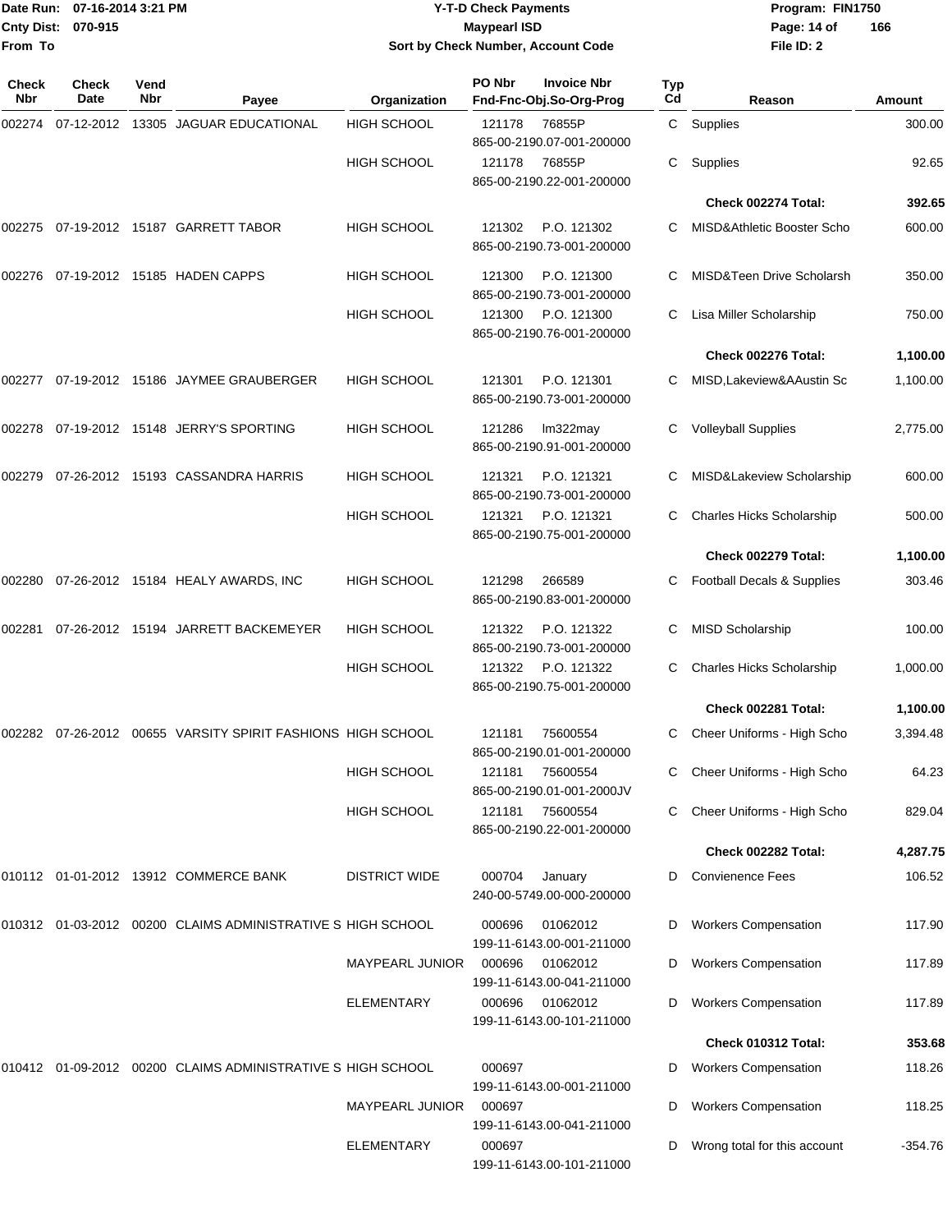Date Run: 07-16-2014 3:21 PM
Cnty Dist: 070-915
From To

**Y-T-D Check Payments**
**Maypearl ISD**
**Sort by Check Number, Account Code**

Program: FIN1750
File ID: 2

| Check Nbr | Check Date | Vend Nbr | Payee | Organization | PO Nbr | Invoice Nbr Fnd-Fnc-Obj.So-Org-Prog | Typ Cd | Reason | Amount |
|---|---|---|---|---|---|---|---|---|---|
| 002274 | 07-12-2012 | 13305 | JAGUAR EDUCATIONAL | HIGH SCHOOL | 121178 | 76855P 865-00-2190.07-001-200000 | C | Supplies | 300.00 |
| | | | | HIGH SCHOOL | 121178 | 76855P 865-00-2190.22-001-200000 | C | Supplies | 92.65 |
| | | | | | | | | **Check 002274 Total:** | **392.65** |
| 002275 | 07-19-2012 | 15187 | GARRETT TABOR | HIGH SCHOOL | 121302 | P.O. 121302 865-00-2190.73-001-200000 | C | MISD&Athletic Booster Scho | 600.00 |
| 002276 | 07-19-2012 | 15185 | HADEN CAPPS | HIGH SCHOOL | 121300 | P.O. 121300 865-00-2190.73-001-200000 | C | MISD&Teen Drive Scholarsh | 350.00 |
| | | | | HIGH SCHOOL | 121300 | P.O. 121300 865-00-2190.76-001-200000 | C | Lisa Miller Scholarship | 750.00 |
| | | | | | | | | **Check 002276 Total:** | **1,100.00** |
| 002277 | 07-19-2012 | 15186 | JAYMEE GRAUBERGER | HIGH SCHOOL | 121301 | P.O. 121301 865-00-2190.73-001-200000 | C | MISD,Lakeview&AAustin Sc | 1,100.00 |
| 002278 | 07-19-2012 | 15148 | JERRY'S SPORTING | HIGH SCHOOL | 121286 | lm322may 865-00-2190.91-001-200000 | C | Volleyball Supplies | 2,775.00 |
| 002279 | 07-26-2012 | 15193 | CASSANDRA HARRIS | HIGH SCHOOL | 121321 | P.O. 121321 865-00-2190.73-001-200000 | C | MISD&Lakeview Scholarship | 600.00 |
| | | | | HIGH SCHOOL | 121321 | P.O. 121321 865-00-2190.75-001-200000 | C | Charles Hicks Scholarship | 500.00 |
| | | | | | | | | **Check 002279 Total:** | **1,100.00** |
| 002280 | 07-26-2012 | 15184 | HEALY AWARDS, INC | HIGH SCHOOL | 121298 | 266589 865-00-2190.83-001-200000 | C | Football Decals & Supplies | 303.46 |
| 002281 | 07-26-2012 | 15194 | JARRETT BACKEMEYER | HIGH SCHOOL | 121322 | P.O. 121322 865-00-2190.73-001-200000 | C | MISD Scholarship | 100.00 |
| | | | | HIGH SCHOOL | 121322 | P.O. 121322 865-00-2190.75-001-200000 | C | Charles Hicks Scholarship | 1,000.00 |
| | | | | | | | | **Check 002281 Total:** | **1,100.00** |
| 002282 | 07-26-2012 | 00655 | VARSITY SPIRIT FASHIONS | HIGH SCHOOL | 121181 | 75600554 865-00-2190.01-001-200000 | C | Cheer Uniforms - High Scho | 3,394.48 |
| | | | | HIGH SCHOOL | 121181 | 75600554 865-00-2190.01-001-2000JV | C | Cheer Uniforms - High Scho | 64.23 |
| | | | | HIGH SCHOOL | 121181 | 75600554 865-00-2190.22-001-200000 | C | Cheer Uniforms - High Scho | 829.04 |
| | | | | | | | | **Check 002282 Total:** | **4,287.75** |
| 010112 | 01-01-2012 | 13912 | COMMERCE BANK | DISTRICT WIDE | 000704 | January 240-00-5749.00-000-200000 | D | Convienence Fees | 106.52 |
| 010312 | 01-03-2012 | 00200 | CLAIMS ADMINISTRATIVE S | HIGH SCHOOL | 000696 | 01062012 199-11-6143.00-001-211000 | D | Workers Compensation | 117.90 |
| | | | | MAYPEARL JUNIOR | 000696 | 01062012 199-11-6143.00-041-211000 | D | Workers Compensation | 117.89 |
| | | | | ELEMENTARY | 000696 | 01062012 199-11-6143.00-101-211000 | D | Workers Compensation | 117.89 |
| | | | | | | | | **Check 010312 Total:** | **353.68** |
| 010412 | 01-09-2012 | 00200 | CLAIMS ADMINISTRATIVE S | HIGH SCHOOL | 000697 | 199-11-6143.00-001-211000 | D | Workers Compensation | 118.26 |
| | | | | MAYPEARL JUNIOR | 000697 | 199-11-6143.00-041-211000 | D | Workers Compensation | 118.25 |
| | | | | ELEMENTARY | 000697 | 199-11-6143.00-101-211000 | D | Wrong total for this account | -354.76 |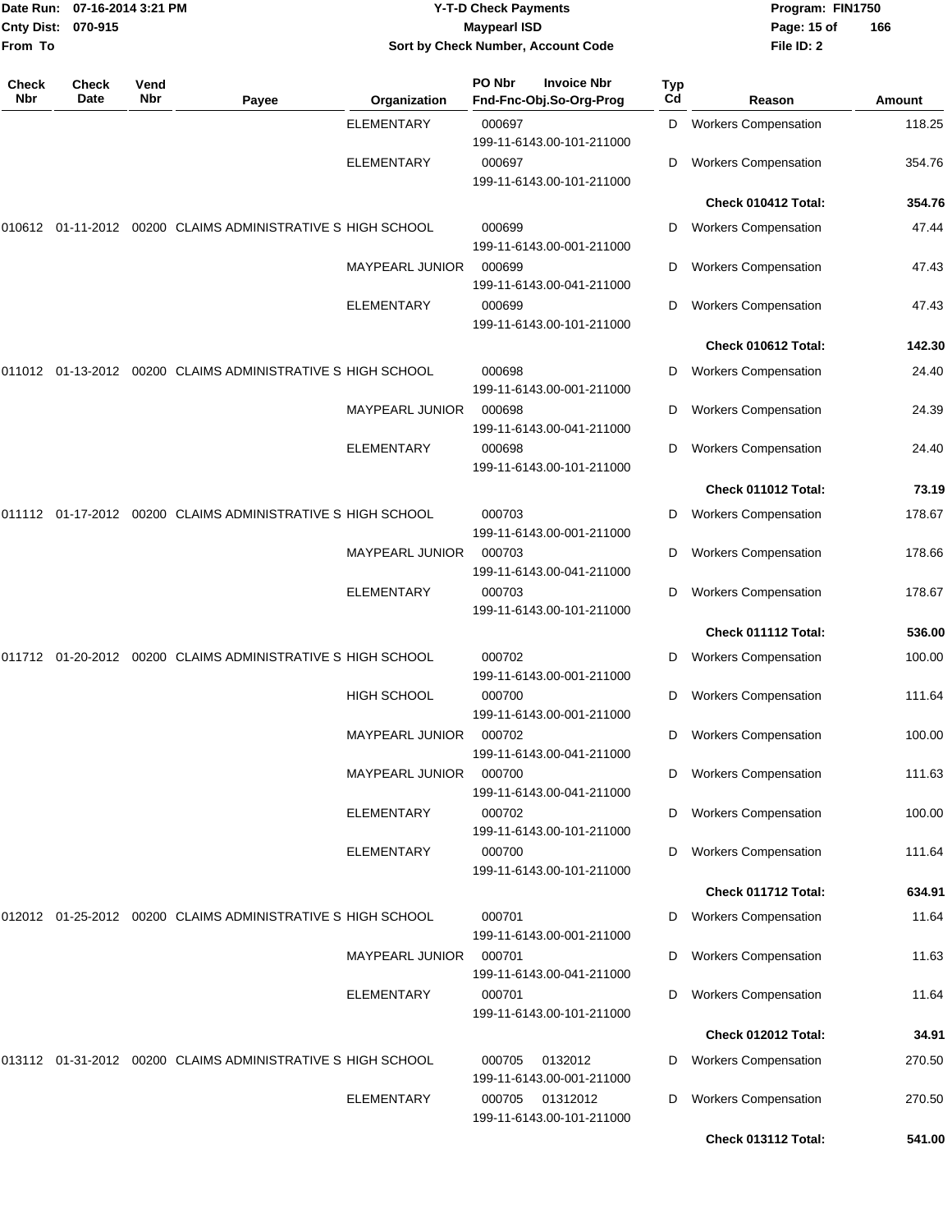Date Run: 07-16-2014 3:21 PM
Cnty Dist: 070-915
From To

**Y-T-D Check Payments**
**Maypearl ISD**
**Sort by Check Number, Account Code**

Program: FIN1750
File ID: 2

| Check Nbr | Check Date | Vend Nbr | Payee | Organization | PO Nbr / Invoice Nbr / Fnd-Fnc-Obj.So-Org-Prog | Typ Cd | Reason | Amount |
|---|---|---|---|---|---|---|---|---|
| | | | | ELEMENTARY | 000697<br>199-11-6143.00-101-211000 | D | Workers Compensation | 118.25 |
| | | | | ELEMENTARY | 000697<br>199-11-6143.00-101-211000 | D | Workers Compensation | 354.76 |
| | | | | | | | **Check 010412 Total:** | **354.76** |
| 010612 | 01-11-2012 | 00200 | CLAIMS ADMINISTRATIVE S | HIGH SCHOOL | 000699<br>199-11-6143.00-001-211000 | D | Workers Compensation | 47.44 |
| | | | | MAYPEARL JUNIOR | 000699<br>199-11-6143.00-041-211000 | D | Workers Compensation | 47.43 |
| | | | | ELEMENTARY | 000699<br>199-11-6143.00-101-211000 | D | Workers Compensation | 47.43 |
| | | | | | | | **Check 010612 Total:** | **142.30** |
| 011012 | 01-13-2012 | 00200 | CLAIMS ADMINISTRATIVE S | HIGH SCHOOL | 000698<br>199-11-6143.00-001-211000 | D | Workers Compensation | 24.40 |
| | | | | MAYPEARL JUNIOR | 000698<br>199-11-6143.00-041-211000 | D | Workers Compensation | 24.39 |
| | | | | ELEMENTARY | 000698<br>199-11-6143.00-101-211000 | D | Workers Compensation | 24.40 |
| | | | | | | | **Check 011012 Total:** | **73.19** |
| 011112 | 01-17-2012 | 00200 | CLAIMS ADMINISTRATIVE S | HIGH SCHOOL | 000703<br>199-11-6143.00-001-211000 | D | Workers Compensation | 178.67 |
| | | | | MAYPEARL JUNIOR | 000703<br>199-11-6143.00-041-211000 | D | Workers Compensation | 178.66 |
| | | | | ELEMENTARY | 000703<br>199-11-6143.00-101-211000 | D | Workers Compensation | 178.67 |
| | | | | | | | **Check 011112 Total:** | **536.00** |
| 011712 | 01-20-2012 | 00200 | CLAIMS ADMINISTRATIVE S | HIGH SCHOOL | 000702<br>199-11-6143.00-001-211000 | D | Workers Compensation | 100.00 |
| | | | | HIGH SCHOOL | 000700<br>199-11-6143.00-001-211000 | D | Workers Compensation | 111.64 |
| | | | | MAYPEARL JUNIOR | 000702<br>199-11-6143.00-041-211000 | D | Workers Compensation | 100.00 |
| | | | | MAYPEARL JUNIOR | 000700<br>199-11-6143.00-041-211000 | D | Workers Compensation | 111.63 |
| | | | | ELEMENTARY | 000702<br>199-11-6143.00-101-211000 | D | Workers Compensation | 100.00 |
| | | | | ELEMENTARY | 000700<br>199-11-6143.00-101-211000 | D | Workers Compensation | 111.64 |
| | | | | | | | **Check 011712 Total:** | **634.91** |
| 012012 | 01-25-2012 | 00200 | CLAIMS ADMINISTRATIVE S | HIGH SCHOOL | 000701<br>199-11-6143.00-001-211000 | D | Workers Compensation | 11.64 |
| | | | | MAYPEARL JUNIOR | 000701<br>199-11-6143.00-041-211000 | D | Workers Compensation | 11.63 |
| | | | | ELEMENTARY | 000701<br>199-11-6143.00-101-211000 | D | Workers Compensation | 11.64 |
| | | | | | | | **Check 012012 Total:** | **34.91** |
| 013112 | 01-31-2012 | 00200 | CLAIMS ADMINISTRATIVE S | HIGH SCHOOL | 000705 0132012<br>199-11-6143.00-001-211000 | D | Workers Compensation | 270.50 |
| | | | | ELEMENTARY | 000705 01312012<br>199-11-6143.00-101-211000 | D | Workers Compensation | 270.50 |
| | | | | | | | **Check 013112 Total:** | **541.00** |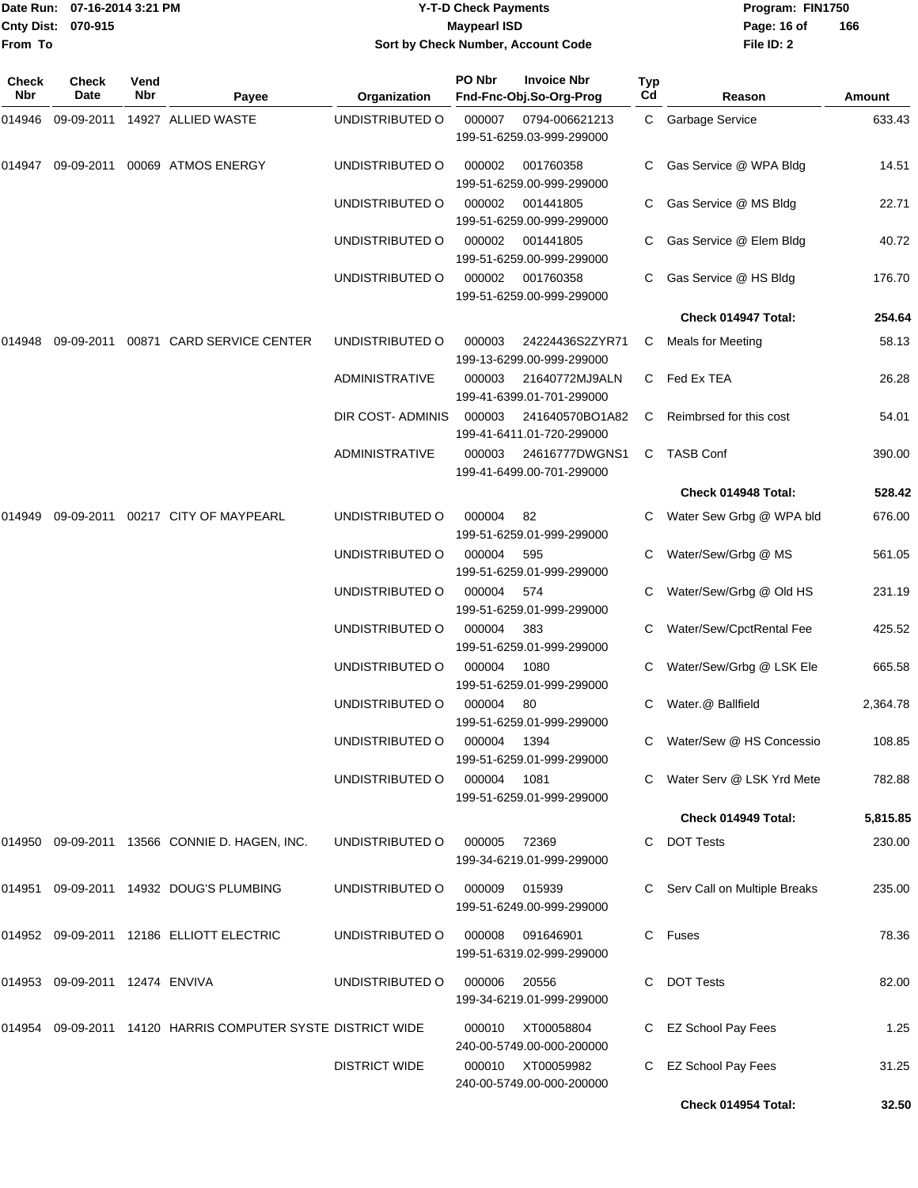# Y-T-D Check Payments

**Maypearl ISD**

**Sort by Check Number, Account Code**

Date Run: 07-16-2014 3:21 PM
Cnty Dist: 070-915
From To

Program: FIN1750
File ID: 2

| Check Nbr | Check Date | Vend Nbr | Payee | Organization | PO Nbr / Invoice Nbr / Fnd-Fnc-Obj.So-Org-Prog | Typ Cd | Reason | Amount |
|---|---|---|---|---|---|---|---|---|
| 014946 | 09-09-2011 | 14927 | ALLIED WASTE | UNDISTRIBUTED O | 000007 0794-006621213 199-51-6259.03-999-299000 | C | Garbage Service | 633.43 |
| 014947 | 09-09-2011 | 00069 | ATMOS ENERGY | UNDISTRIBUTED O | 000002 001760358 199-51-6259.00-999-299000 | C | Gas Service @ WPA Bldg | 14.51 |
| | | | | UNDISTRIBUTED O | 000002 001441805 199-51-6259.00-999-299000 | C | Gas Service @ MS Bldg | 22.71 |
| | | | | UNDISTRIBUTED O | 000002 001441805 199-51-6259.00-999-299000 | C | Gas Service @ Elem Bldg | 40.72 |
| | | | | UNDISTRIBUTED O | 000002 001760358 199-51-6259.00-999-299000 | C | Gas Service @ HS Bldg | 176.70 |
| | | | | | | | **Check 014947 Total:** | **254.64** |
| 014948 | 09-09-2011 | 00871 | CARD SERVICE CENTER | UNDISTRIBUTED O | 000003 24224436S2ZYR71 199-13-6299.00-999-299000 | C | Meals for Meeting | 58.13 |
| | | | | ADMINISTRATIVE | 000003 21640772MJ9ALN 199-41-6399.01-701-299000 | C | Fed Ex TEA | 26.28 |
| | | | | DIR COST- ADMINIS | 000003 241640570BO1A82 199-41-6411.01-720-299000 | C | Reimbrsed for this cost | 54.01 |
| | | | | ADMINISTRATIVE | 000003 24616777DWGNS1 199-41-6499.00-701-299000 | C | TASB Conf | 390.00 |
| | | | | | | | **Check 014948 Total:** | **528.42** |
| 014949 | 09-09-2011 | 00217 | CITY OF MAYPEARL | UNDISTRIBUTED O | 000004 82 199-51-6259.01-999-299000 | C | Water Sew Grbg @ WPA bld | 676.00 |
| | | | | UNDISTRIBUTED O | 000004 595 199-51-6259.01-999-299000 | C | Water/Sew/Grbg @ MS | 561.05 |
| | | | | UNDISTRIBUTED O | 000004 574 199-51-6259.01-999-299000 | C | Water/Sew/Grbg @ Old HS | 231.19 |
| | | | | UNDISTRIBUTED O | 000004 383 199-51-6259.01-999-299000 | C | Water/Sew/CpctRental Fee | 425.52 |
| | | | | UNDISTRIBUTED O | 000004 1080 199-51-6259.01-999-299000 | C | Water/Sew/Grbg @ LSK Ele | 665.58 |
| | | | | UNDISTRIBUTED O | 000004 80 199-51-6259.01-999-299000 | C | Water.@ Ballfield | 2,364.78 |
| | | | | UNDISTRIBUTED O | 000004 1394 199-51-6259.01-999-299000 | C | Water/Sew @ HS Concessio | 108.85 |
| | | | | UNDISTRIBUTED O | 000004 1081 199-51-6259.01-999-299000 | C | Water Serv @ LSK Yrd Mete | 782.88 |
| | | | | | | | **Check 014949 Total:** | **5,815.85** |
| 014950 | 09-09-2011 | 13566 | CONNIE D. HAGEN, INC. | UNDISTRIBUTED O | 000005 72369 199-34-6219.01-999-299000 | C | DOT Tests | 230.00 |
| 014951 | 09-09-2011 | 14932 | DOUG'S PLUMBING | UNDISTRIBUTED O | 000009 015939 199-51-6249.00-999-299000 | C | Serv Call on Multiple Breaks | 235.00 |
| 014952 | 09-09-2011 | 12186 | ELLIOTT ELECTRIC | UNDISTRIBUTED O | 000008 091646901 199-51-6319.02-999-299000 | C | Fuses | 78.36 |
| 014953 | 09-09-2011 | 12474 | ENVIVA | UNDISTRIBUTED O | 000006 20556 199-34-6219.01-999-299000 | C | DOT Tests | 82.00 |
| 014954 | 09-09-2011 | 14120 | HARRIS COMPUTER SYSTE | DISTRICT WIDE | 000010 XT00058804 240-00-5749.00-000-200000 | C | EZ School Pay Fees | 1.25 |
| | | | | DISTRICT WIDE | 000010 XT00059982 240-00-5749.00-000-200000 | C | EZ School Pay Fees | 31.25 |
| | | | | | | | **Check 014954 Total:** | **32.50** |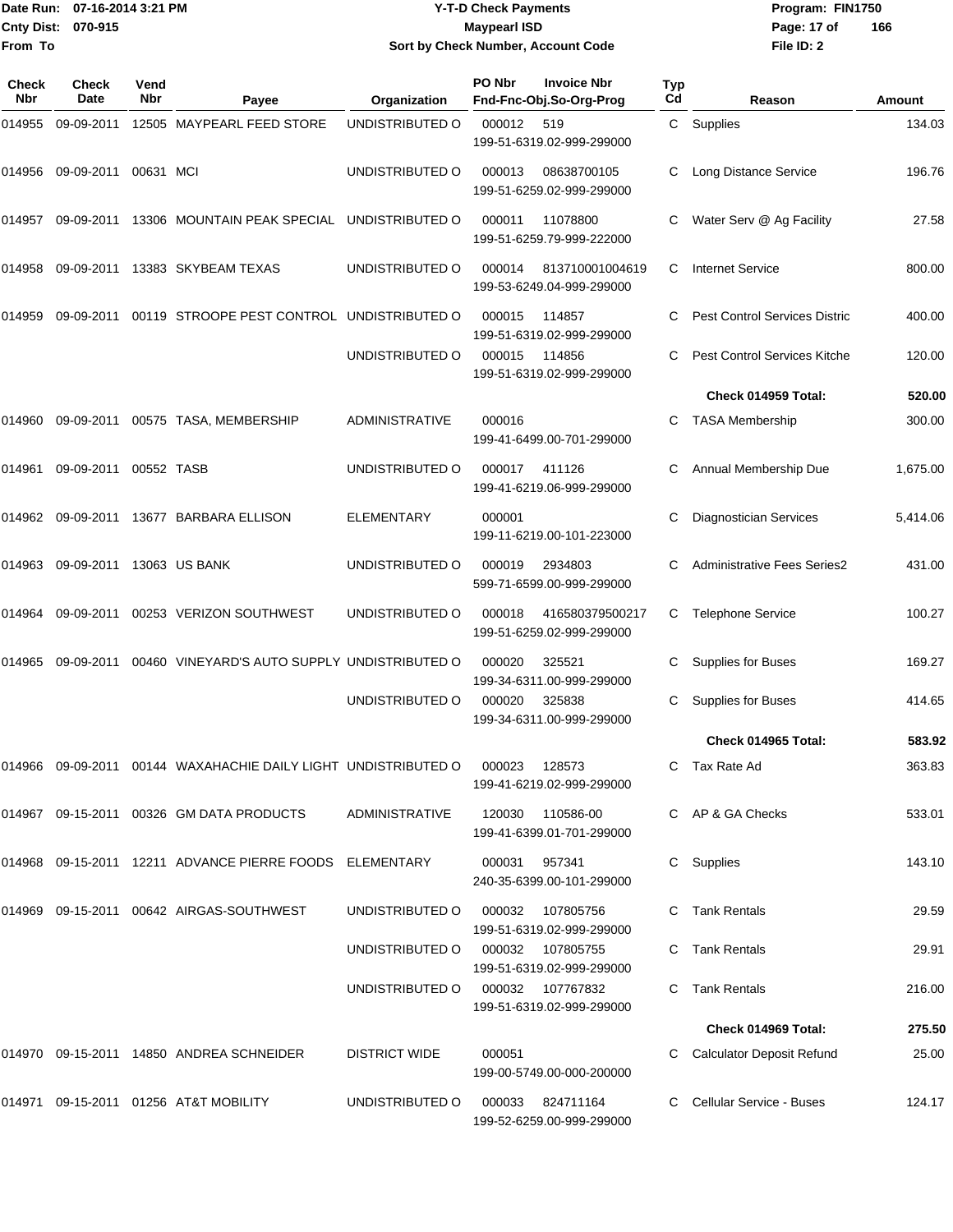Date Run: 07-16-2014 3:21 PM
Cnty Dist: 070-915
From To

# Y-T-D Check Payments
## Maypearl ISD
### Sort by Check Number, Account Code

Program: FIN1750
File ID: 2

| Check Nbr | Check Date | Vend Nbr | Payee | Organization | PO Nbr | Invoice Nbr / Fnd-Fnc-Obj.So-Org-Prog | Typ Cd | Reason | Amount |
|---|---|---|---|---|---|---|---|---|---|
| 014955 | 09-09-2011 | 12505 | MAYPEARL FEED STORE | UNDISTRIBUTED O | 000012 | 519 199-51-6319.02-999-299000 | C | Supplies | 134.03 |
| 014956 | 09-09-2011 | 00631 | MCI | UNDISTRIBUTED O | 000013 | 08638700105 199-51-6259.02-999-299000 | C | Long Distance Service | 196.76 |
| 014957 | 09-09-2011 | 13306 | MOUNTAIN PEAK SPECIAL | UNDISTRIBUTED O | 000011 | 11078800 199-51-6259.79-999-222000 | C | Water Serv @ Ag Facility | 27.58 |
| 014958 | 09-09-2011 | 13383 | SKYBEAM TEXAS | UNDISTRIBUTED O | 000014 | 813710001004619 199-53-6249.04-999-299000 | C | Internet Service | 800.00 |
| 014959 | 09-09-2011 | 00119 | STROOPE PEST CONTROL | UNDISTRIBUTED O | 000015 | 114857 199-51-6319.02-999-299000 | C | Pest Control Services Distric | 400.00 |
| | | | | UNDISTRIBUTED O | 000015 | 114856 199-51-6319.02-999-299000 | C | Pest Control Services Kitche | 120.00 |
| | | | | | | | | **Check 014959 Total:** | **520.00** |
| 014960 | 09-09-2011 | 00575 | TASA, MEMBERSHIP | ADMINISTRATIVE | 000016 | 199-41-6499.00-701-299000 | C | TASA Membership | 300.00 |
| 014961 | 09-09-2011 | 00552 | TASB | UNDISTRIBUTED O | 000017 | 411126 199-41-6219.06-999-299000 | C | Annual Membership Due | 1,675.00 |
| 014962 | 09-09-2011 | 13677 | BARBARA ELLISON | ELEMENTARY | 000001 | 199-11-6219.00-101-223000 | C | Diagnostician Services | 5,414.06 |
| 014963 | 09-09-2011 | 13063 | US BANK | UNDISTRIBUTED O | 000019 | 2934803 599-71-6599.00-999-299000 | C | Administrative Fees Series2 | 431.00 |
| 014964 | 09-09-2011 | 00253 | VERIZON SOUTHWEST | UNDISTRIBUTED O | 000018 | 416580379500217 199-51-6259.02-999-299000 | C | Telephone Service | 100.27 |
| 014965 | 09-09-2011 | 00460 | VINEYARD'S AUTO SUPPLY | UNDISTRIBUTED O | 000020 | 325521 199-34-6311.00-999-299000 | C | Supplies for Buses | 169.27 |
| | | | | UNDISTRIBUTED O | 000020 | 325838 199-34-6311.00-999-299000 | C | Supplies for Buses | 414.65 |
| | | | | | | | | **Check 014965 Total:** | **583.92** |
| 014966 | 09-09-2011 | 00144 | WAXAHACHIE DAILY LIGHT | UNDISTRIBUTED O | 000023 | 128573 199-41-6219.02-999-299000 | C | Tax Rate Ad | 363.83 |
| 014967 | 09-15-2011 | 00326 | GM DATA PRODUCTS | ADMINISTRATIVE | 120030 | 110586-00 199-41-6399.01-701-299000 | C | AP & GA Checks | 533.01 |
| 014968 | 09-15-2011 | 12211 | ADVANCE PIERRE FOODS | ELEMENTARY | 000031 | 957341 240-35-6399.00-101-299000 | C | Supplies | 143.10 |
| 014969 | 09-15-2011 | 00642 | AIRGAS-SOUTHWEST | UNDISTRIBUTED O | 000032 | 107805756 199-51-6319.02-999-299000 | C | Tank Rentals | 29.59 |
| | | | | UNDISTRIBUTED O | 000032 | 107805755 199-51-6319.02-999-299000 | C | Tank Rentals | 29.91 |
| | | | | UNDISTRIBUTED O | 000032 | 107767832 199-51-6319.02-999-299000 | C | Tank Rentals | 216.00 |
| | | | | | | | | **Check 014969 Total:** | **275.50** |
| 014970 | 09-15-2011 | 14850 | ANDREA SCHNEIDER | DISTRICT WIDE | 000051 | 199-00-5749.00-000-200000 | C | Calculator Deposit Refund | 25.00 |
| 014971 | 09-15-2011 | 01256 | AT&T MOBILITY | UNDISTRIBUTED O | 000033 | 824711164 199-52-6259.00-999-299000 | C | Cellular Service - Buses | 124.17 |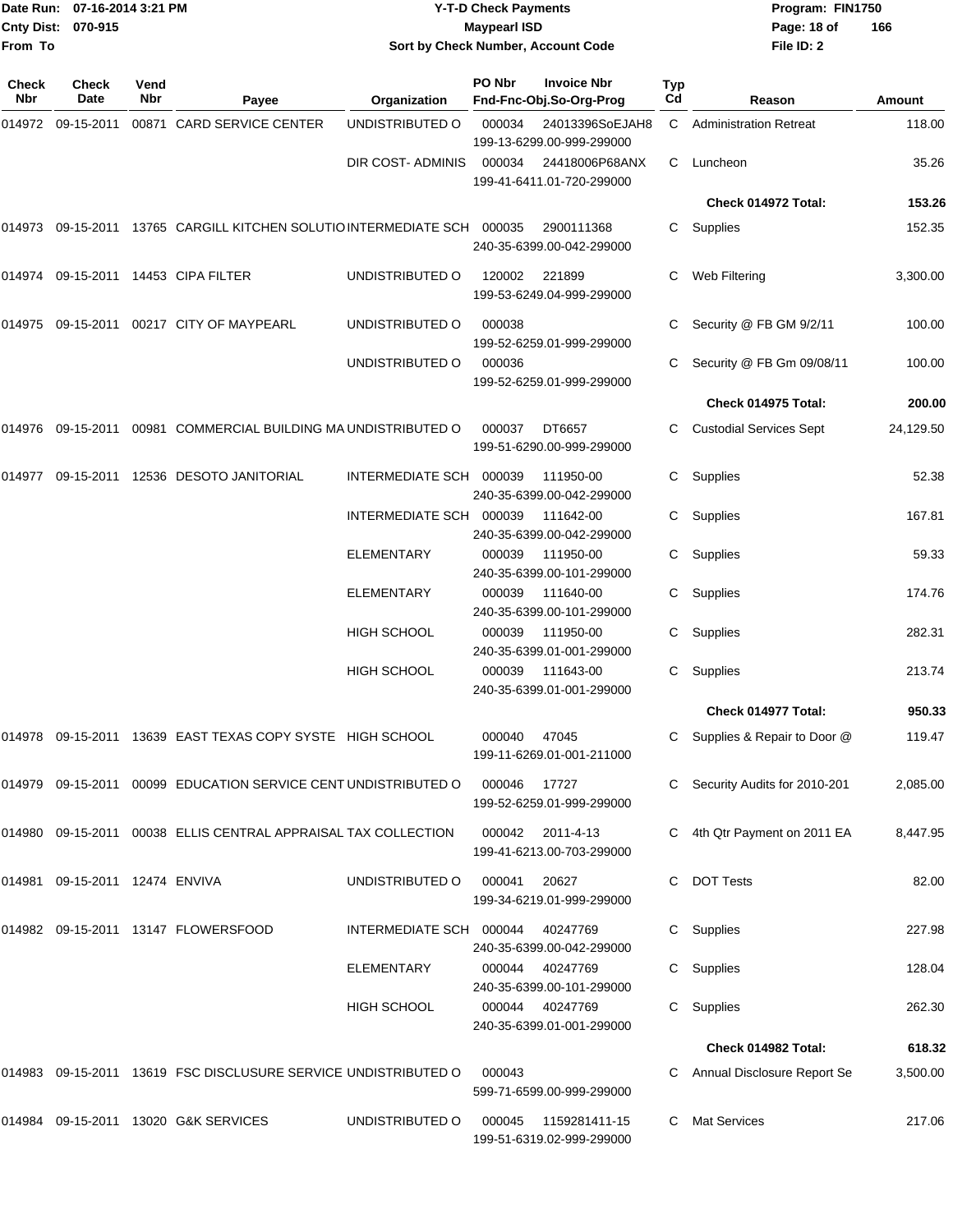# Y-T-D Check Payments

**Maypearl ISD**

**Sort by Check Number, Account Code**

Date Run: 07-16-2014 3:21 PM
Cnty Dist: 070-915
From To

Program: FIN1750
File ID: 2

| Check Nbr | Check Date | Vend Nbr | Payee | Organization | PO Nbr / Fnd-Fnc-Obj.So-Org-Prog | Invoice Nbr | Typ Cd | Reason | Amount |
|---|---|---|---|---|---|---|---|---|---|
| 014972 | 09-15-2011 | 00871 | CARD SERVICE CENTER | UNDISTRIBUTED O | 000034 199-13-6299.00-999-299000 | 24013396SoEJAH8 | C | Administration Retreat | 118.00 |
| | | | | DIR COST- ADMINIS | 000034 199-41-6411.01-720-299000 | 24418006P68ANX | C | Luncheon | 35.26 |
| | | | | | | | | **Check 014972 Total:** | **153.26** |
| 014973 | 09-15-2011 | 13765 | CARGILL KITCHEN SOLUTIO | INTERMEDIATE SCH | 000035 240-35-6399.00-042-299000 | 2900111368 | C | Supplies | 152.35 |
| 014974 | 09-15-2011 | 14453 | CIPA FILTER | UNDISTRIBUTED O | 120002 199-53-6249.04-999-299000 | 221899 | C | Web Filtering | 3,300.00 |
| 014975 | 09-15-2011 | 00217 | CITY OF MAYPEARL | UNDISTRIBUTED O | 000038 199-52-6259.01-999-299000 | | C | Security @ FB GM 9/2/11 | 100.00 |
| | | | | UNDISTRIBUTED O | 000036 199-52-6259.01-999-299000 | | C | Security @ FB Gm 09/08/11 | 100.00 |
| | | | | | | | | **Check 014975 Total:** | **200.00** |
| 014976 | 09-15-2011 | 00981 | COMMERCIAL BUILDING MA | UNDISTRIBUTED O | 000037 199-51-6290.00-999-299000 | DT6657 | C | Custodial Services Sept | 24,129.50 |
| 014977 | 09-15-2011 | 12536 | DESOTO JANITORIAL | INTERMEDIATE SCH | 000039 240-35-6399.00-042-299000 | 111950-00 | C | Supplies | 52.38 |
| | | | | INTERMEDIATE SCH | 000039 240-35-6399.00-042-299000 | 111642-00 | C | Supplies | 167.81 |
| | | | | ELEMENTARY | 000039 240-35-6399.00-101-299000 | 111950-00 | C | Supplies | 59.33 |
| | | | | ELEMENTARY | 000039 240-35-6399.00-101-299000 | 111640-00 | C | Supplies | 174.76 |
| | | | | HIGH SCHOOL | 000039 240-35-6399.01-001-299000 | 111950-00 | C | Supplies | 282.31 |
| | | | | HIGH SCHOOL | 000039 240-35-6399.01-001-299000 | 111643-00 | C | Supplies | 213.74 |
| | | | | | | | | **Check 014977 Total:** | **950.33** |
| 014978 | 09-15-2011 | 13639 | EAST TEXAS COPY SYSTE | HIGH SCHOOL | 000040 199-11-6269.01-001-211000 | 47045 | C | Supplies & Repair to Door @ | 119.47 |
| 014979 | 09-15-2011 | 00099 | EDUCATION SERVICE CENT | UNDISTRIBUTED O | 000046 199-52-6259.01-999-299000 | 17727 | C | Security Audits for 2010-201 | 2,085.00 |
| 014980 | 09-15-2011 | 00038 | ELLIS CENTRAL APPRAISAL | TAX COLLECTION | 000042 199-41-6213.00-703-299000 | 2011-4-13 | C | 4th Qtr Payment on 2011 EA | 8,447.95 |
| 014981 | 09-15-2011 | 12474 | ENVIVA | UNDISTRIBUTED O | 000041 199-34-6219.01-999-299000 | 20627 | C | DOT Tests | 82.00 |
| 014982 | 09-15-2011 | 13147 | FLOWERSFOOD | INTERMEDIATE SCH | 000044 240-35-6399.00-042-299000 | 40247769 | C | Supplies | 227.98 |
| | | | | ELEMENTARY | 000044 240-35-6399.00-101-299000 | 40247769 | C | Supplies | 128.04 |
| | | | | HIGH SCHOOL | 000044 240-35-6399.01-001-299000 | 40247769 | C | Supplies | 262.30 |
| | | | | | | | | **Check 014982 Total:** | **618.32** |
| 014983 | 09-15-2011 | 13619 | FSC DISCLUSURE SERVICE | UNDISTRIBUTED O | 000043 599-71-6599.00-999-299000 | | C | Annual Disclosure Report Se | 3,500.00 |
| 014984 | 09-15-2011 | 13020 | G&K SERVICES | UNDISTRIBUTED O | 000045 199-51-6319.02-999-299000 | 1159281411-15 | C | Mat Services | 217.06 |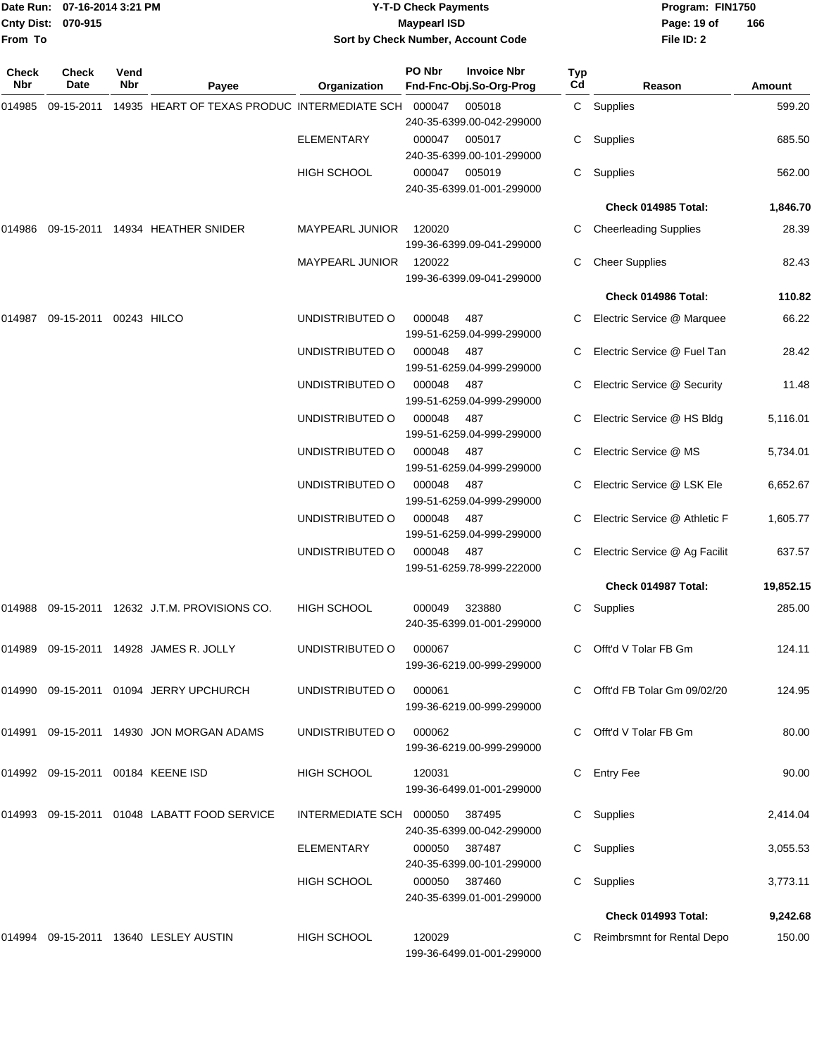# Y-T-D Check Payments

**Maypearl ISD**

**Sort by Check Number, Account Code**

Date Run: 07-16-2014 3:21 PM
Cnty Dist: 070-915
From To

Program: FIN1750
File ID: 2

| Check Nbr | Check Date | Vend Nbr | Payee | Organization | PO Nbr / Invoice Nbr / Fnd-Fnc-Obj.So-Org-Prog | Typ Cd | Reason | Amount |
|---|---|---|---|---|---|---|---|---|
| 014985 | 09-15-2011 | 14935 | HEART OF TEXAS PRODUC | INTERMEDIATE SCH | 000047 005018 240-35-6399.00-042-299000 | C | Supplies | 599.20 |
| | | | | ELEMENTARY | 000047 005017 240-35-6399.00-101-299000 | C | Supplies | 685.50 |
| | | | | HIGH SCHOOL | 000047 005019 240-35-6399.01-001-299000 | C | Supplies | 562.00 |
| | | | | | | | **Check 014985 Total:** | **1,846.70** |
| 014986 | 09-15-2011 | 14934 | HEATHER SNIDER | MAYPEARL JUNIOR | 120020 199-36-6399.09-041-299000 | C | Cheerleading Supplies | 28.39 |
| | | | | MAYPEARL JUNIOR | 120022 199-36-6399.09-041-299000 | C | Cheer Supplies | 82.43 |
| | | | | | | | **Check 014986 Total:** | **110.82** |
| 014987 | 09-15-2011 | 00243 | HILCO | UNDISTRIBUTED O | 000048 487 199-51-6259.04-999-299000 | C | Electric Service @ Marquee | 66.22 |
| | | | | UNDISTRIBUTED O | 000048 487 199-51-6259.04-999-299000 | C | Electric Service @ Fuel Tan | 28.42 |
| | | | | UNDISTRIBUTED O | 000048 487 199-51-6259.04-999-299000 | C | Electric Service @ Security | 11.48 |
| | | | | UNDISTRIBUTED O | 000048 487 199-51-6259.04-999-299000 | C | Electric Service @ HS Bldg | 5,116.01 |
| | | | | UNDISTRIBUTED O | 000048 487 199-51-6259.04-999-299000 | C | Electric Service @ MS | 5,734.01 |
| | | | | UNDISTRIBUTED O | 000048 487 199-51-6259.04-999-299000 | C | Electric Service @ LSK Ele | 6,652.67 |
| | | | | UNDISTRIBUTED O | 000048 487 199-51-6259.04-999-299000 | C | Electric Service @ Athletic F | 1,605.77 |
| | | | | UNDISTRIBUTED O | 000048 487 199-51-6259.78-999-222000 | C | Electric Service @ Ag Facilit | 637.57 |
| | | | | | | | **Check 014987 Total:** | **19,852.15** |
| 014988 | 09-15-2011 | 12632 | J.T.M. PROVISIONS CO. | HIGH SCHOOL | 000049 323880 240-35-6399.01-001-299000 | C | Supplies | 285.00 |
| 014989 | 09-15-2011 | 14928 | JAMES R. JOLLY | UNDISTRIBUTED O | 000067 199-36-6219.00-999-299000 | C | Offt'd V Tolar FB Gm | 124.11 |
| 014990 | 09-15-2011 | 01094 | JERRY UPCHURCH | UNDISTRIBUTED O | 000061 199-36-6219.00-999-299000 | C | Offt'd FB Tolar Gm 09/02/20 | 124.95 |
| 014991 | 09-15-2011 | 14930 | JON MORGAN ADAMS | UNDISTRIBUTED O | 000062 199-36-6219.00-999-299000 | C | Offt'd V Tolar FB Gm | 80.00 |
| 014992 | 09-15-2011 | 00184 | KEENE ISD | HIGH SCHOOL | 120031 199-36-6499.01-001-299000 | C | Entry Fee | 90.00 |
| 014993 | 09-15-2011 | 01048 | LABATT FOOD SERVICE | INTERMEDIATE SCH | 000050 387495 240-35-6399.00-042-299000 | C | Supplies | 2,414.04 |
| | | | | ELEMENTARY | 000050 387487 240-35-6399.00-101-299000 | C | Supplies | 3,055.53 |
| | | | | HIGH SCHOOL | 000050 387460 240-35-6399.01-001-299000 | C | Supplies | 3,773.11 |
| | | | | | | | **Check 014993 Total:** | **9,242.68** |
| 014994 | 09-15-2011 | 13640 | LESLEY AUSTIN | HIGH SCHOOL | 120029 199-36-6499.01-001-299000 | C | Reimbrsmnt for Rental Depo | 150.00 |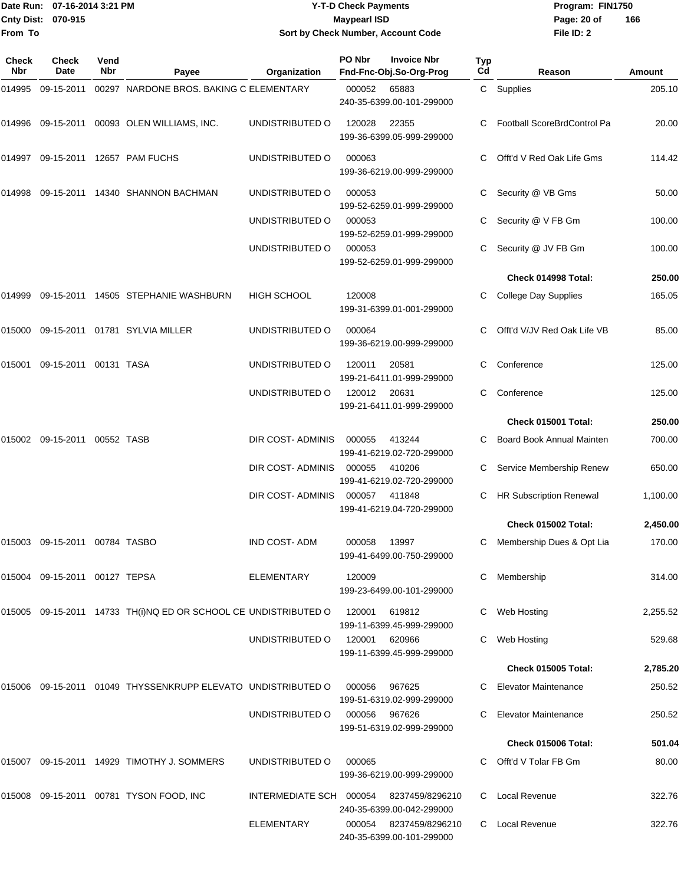# Y-T-D Check Payments

**Maypearl ISD**

**Sort by Check Number, Account Code**

Date Run: 07-16-2014 3:21 PM
Cnty Dist: 070-915
From To

Program: FIN1750
File ID: 2

| Check Nbr | Check Date | Vend Nbr | Payee | Organization | PO Nbr | Invoice Nbr / Fnd-Fnc-Obj.So-Org-Prog | Typ Cd | Reason | Amount |
|---|---|---|---|---|---|---|---|---|---|
| 014995 | 09-15-2011 | 00297 | NARDONE BROS. BAKING C | ELEMENTARY | 000052 | 65883<br>240-35-6399.00-101-299000 | C | Supplies | 205.10 |
| 014996 | 09-15-2011 | 00093 | OLEN WILLIAMS, INC. | UNDISTRIBUTED O | 120028 | 22355<br>199-36-6399.05-999-299000 | C | Football ScoreBrdControl Pa | 20.00 |
| 014997 | 09-15-2011 | 12657 | PAM FUCHS | UNDISTRIBUTED O | 000063 | 199-36-6219.00-999-299000 | C | Offt'd V Red Oak Life Gms | 114.42 |
| 014998 | 09-15-2011 | 14340 | SHANNON BACHMAN | UNDISTRIBUTED O | 000053 | 199-52-6259.01-999-299000 | C | Security @ VB Gms | 50.00 |
| | | | | UNDISTRIBUTED O | 000053 | 199-52-6259.01-999-299000 | C | Security @ V FB Gm | 100.00 |
| | | | | UNDISTRIBUTED O | 000053 | 199-52-6259.01-999-299000 | C | Security @ JV FB Gm | 100.00 |
| | | | | | | | | **Check 014998 Total:** | **250.00** |
| 014999 | 09-15-2011 | 14505 | STEPHANIE WASHBURN | HIGH SCHOOL | 120008 | 199-31-6399.01-001-299000 | C | College Day Supplies | 165.05 |
| 015000 | 09-15-2011 | 01781 | SYLVIA MILLER | UNDISTRIBUTED O | 000064 | 199-36-6219.00-999-299000 | C | Offt'd V/JV Red Oak Life VB | 85.00 |
| 015001 | 09-15-2011 | 00131 | TASA | UNDISTRIBUTED O | 120011 | 20581<br>199-21-6411.01-999-299000 | C | Conference | 125.00 |
| | | | | UNDISTRIBUTED O | 120012 | 20631<br>199-21-6411.01-999-299000 | C | Conference | 125.00 |
| | | | | | | | | **Check 015001 Total:** | **250.00** |
| 015002 | 09-15-2011 | 00552 | TASB | DIR COST- ADMINIS | 000055 | 413244<br>199-41-6219.02-720-299000 | C | Board Book Annual Mainten | 700.00 |
| | | | | DIR COST- ADMINIS | 000055 | 410206<br>199-41-6219.02-720-299000 | C | Service Membership Renew | 650.00 |
| | | | | DIR COST- ADMINIS | 000057 | 411848<br>199-41-6219.04-720-299000 | C | HR Subscription Renewal | 1,100.00 |
| | | | | | | | | **Check 015002 Total:** | **2,450.00** |
| 015003 | 09-15-2011 | 00784 | TASBO | IND COST- ADM | 000058 | 13997<br>199-41-6499.00-750-299000 | C | Membership Dues & Opt Lia | 170.00 |
| 015004 | 09-15-2011 | 00127 | TEPSA | ELEMENTARY | 120009 | 199-23-6499.00-101-299000 | C | Membership | 314.00 |
| 015005 | 09-15-2011 | 14733 | TH(i)NQ ED OR SCHOOL CE | UNDISTRIBUTED O | 120001 | 619812<br>199-11-6399.45-999-299000 | C | Web Hosting | 2,255.52 |
| | | | | UNDISTRIBUTED O | 120001 | 620966<br>199-11-6399.45-999-299000 | C | Web Hosting | 529.68 |
| | | | | | | | | **Check 015005 Total:** | **2,785.20** |
| 015006 | 09-15-2011 | 01049 | THYSSENKRUPP ELEVATO | UNDISTRIBUTED O | 000056 | 967625<br>199-51-6319.02-999-299000 | C | Elevator Maintenance | 250.52 |
| | | | | UNDISTRIBUTED O | 000056 | 967626<br>199-51-6319.02-999-299000 | C | Elevator Maintenance | 250.52 |
| | | | | | | | | **Check 015006 Total:** | **501.04** |
| 015007 | 09-15-2011 | 14929 | TIMOTHY J. SOMMERS | UNDISTRIBUTED O | 000065 | 199-36-6219.00-999-299000 | C | Offt'd V Tolar FB Gm | 80.00 |
| 015008 | 09-15-2011 | 00781 | TYSON FOOD, INC | INTERMEDIATE SCH | 000054 | 8237459/8296210<br>240-35-6399.00-042-299000 | C | Local Revenue | 322.76 |
| | | | | ELEMENTARY | 000054 | 8237459/8296210<br>240-35-6399.00-101-299000 | C | Local Revenue | 322.76 |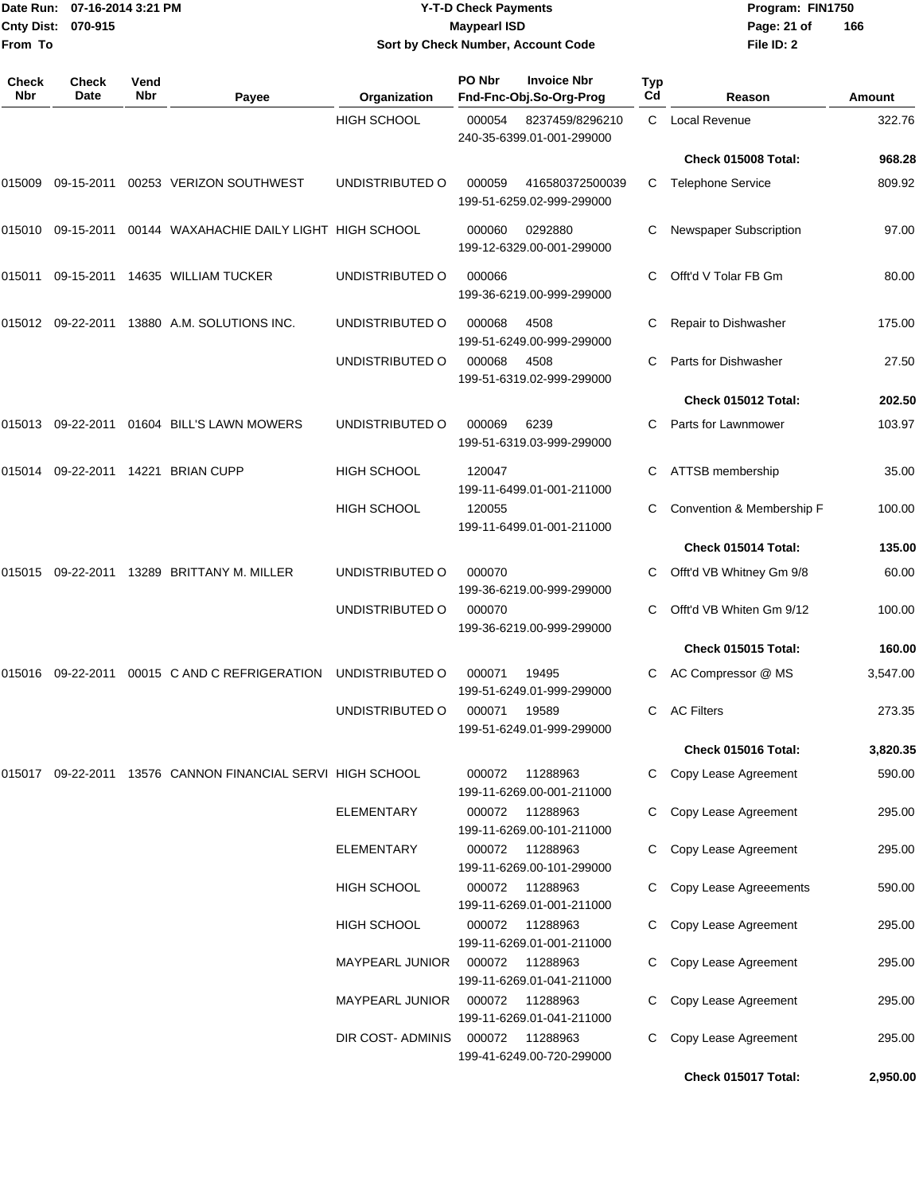# Y-T-D Check Payments

**Maypearl ISD**

**Sort by Check Number, Account Code**

Date Run: 07-16-2014 3:21 PM
Cnty Dist: 070-915
From To

Program: FIN1750
File ID: 2

| Check Nbr | Check Date | Vend Nbr | Payee | Organization | PO Nbr / Invoice Nbr / Fnd-Fnc-Obj.So-Org-Prog | Typ Cd | Reason | Amount |
|---|---|---|---|---|---|---|---|---|
| | | | | HIGH SCHOOL | 000054 8237459/8296210 240-35-6399.01-001-299000 | C | Local Revenue | 322.76 |
| | | | | | | | **Check 015008 Total:** | **968.28** |
| 015009 | 09-15-2011 | 00253 | VERIZON SOUTHWEST | UNDISTRIBUTED O | 000059 416580372500039 199-51-6259.02-999-299000 | C | Telephone Service | 809.92 |
| 015010 | 09-15-2011 | 00144 | WAXAHACHIE DAILY LIGHT | HIGH SCHOOL | 000060 0292880 199-12-6329.00-001-299000 | C | Newspaper Subscription | 97.00 |
| 015011 | 09-15-2011 | 14635 | WILLIAM TUCKER | UNDISTRIBUTED O | 000066 199-36-6219.00-999-299000 | C | Offt'd V Tolar FB Gm | 80.00 |
| 015012 | 09-22-2011 | 13880 | A.M. SOLUTIONS INC. | UNDISTRIBUTED O | 000068 4508 199-51-6249.00-999-299000 | C | Repair to Dishwasher | 175.00 |
| | | | | UNDISTRIBUTED O | 000068 4508 199-51-6319.02-999-299000 | C | Parts for Dishwasher | 27.50 |
| | | | | | | | **Check 015012 Total:** | **202.50** |
| 015013 | 09-22-2011 | 01604 | BILL'S LAWN MOWERS | UNDISTRIBUTED O | 000069 6239 199-51-6319.03-999-299000 | C | Parts for Lawnmower | 103.97 |
| 015014 | 09-22-2011 | 14221 | BRIAN CUPP | HIGH SCHOOL | 120047 199-11-6499.01-001-211000 | C | ATTSB membership | 35.00 |
| | | | | HIGH SCHOOL | 120055 199-11-6499.01-001-211000 | C | Convention & Membership F | 100.00 |
| | | | | | | | **Check 015014 Total:** | **135.00** |
| 015015 | 09-22-2011 | 13289 | BRITTANY M. MILLER | UNDISTRIBUTED O | 000070 199-36-6219.00-999-299000 | C | Offt'd VB Whitney Gm 9/8 | 60.00 |
| | | | | UNDISTRIBUTED O | 000070 199-36-6219.00-999-299000 | C | Offt'd VB Whiten Gm 9/12 | 100.00 |
| | | | | | | | **Check 015015 Total:** | **160.00** |
| 015016 | 09-22-2011 | 00015 | C AND C REFRIGERATION | UNDISTRIBUTED O | 000071 19495 199-51-6249.01-999-299000 | C | AC Compressor @ MS | 3,547.00 |
| | | | | UNDISTRIBUTED O | 000071 19589 199-51-6249.01-999-299000 | C | AC Filters | 273.35 |
| | | | | | | | **Check 015016 Total:** | **3,820.35** |
| 015017 | 09-22-2011 | 13576 | CANNON FINANCIAL SERVI | HIGH SCHOOL | 000072 11288963 199-11-6269.00-001-211000 | C | Copy Lease Agreement | 590.00 |
| | | | | ELEMENTARY | 000072 11288963 199-11-6269.00-101-211000 | C | Copy Lease Agreement | 295.00 |
| | | | | ELEMENTARY | 000072 11288963 199-11-6269.00-101-299000 | C | Copy Lease Agreement | 295.00 |
| | | | | HIGH SCHOOL | 000072 11288963 199-11-6269.01-001-211000 | C | Copy Lease Agreeements | 590.00 |
| | | | | HIGH SCHOOL | 000072 11288963 199-11-6269.01-001-211000 | C | Copy Lease Agreement | 295.00 |
| | | | | MAYPEARL JUNIOR | 000072 11288963 199-11-6269.01-041-211000 | C | Copy Lease Agreement | 295.00 |
| | | | | MAYPEARL JUNIOR | 000072 11288963 199-11-6269.01-041-211000 | C | Copy Lease Agreement | 295.00 |
| | | | | DIR COST- ADMINIS | 000072 11288963 199-41-6249.00-720-299000 | C | Copy Lease Agreement | 295.00 |
| | | | | | | | **Check 015017 Total:** | **2,950.00** |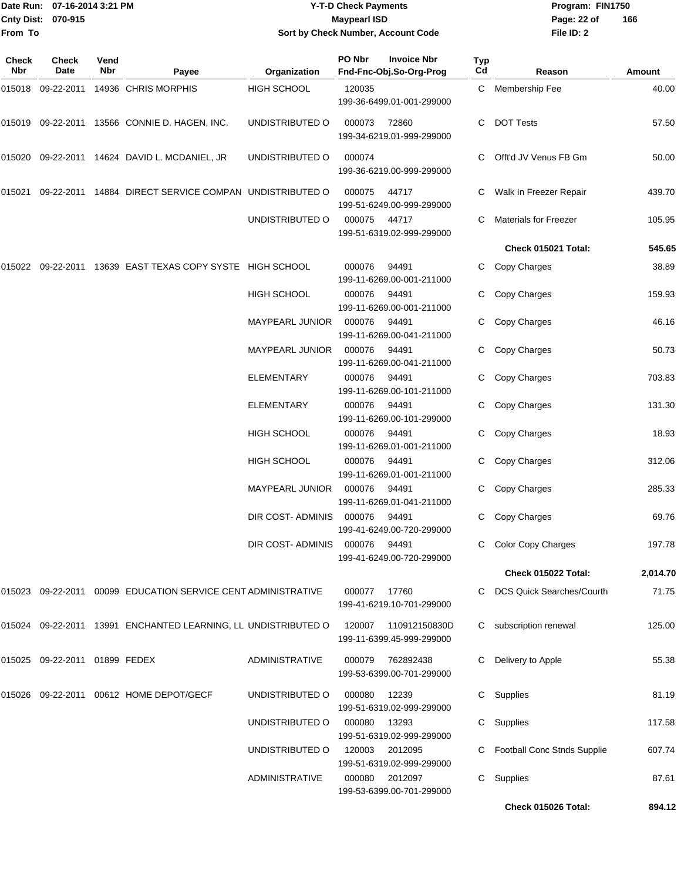Date Run: 07-16-2014 3:21 PM
Cnty Dist: 070-915
From To

# Y-T-D Check Payments
## Maypearl ISD
### Sort by Check Number, Account Code

Program: FIN1750
File ID: 2

| Check Nbr | Check Date | Vend Nbr | Payee | Organization | PO Nbr | Invoice Nbr / Fnd-Fnc-Obj.So-Org-Prog | Typ Cd | Reason | Amount |
|---|---|---|---|---|---|---|---|---|---|
| 015018 | 09-22-2011 | 14936 | CHRIS MORPHIS | HIGH SCHOOL | 120035 | 199-36-6499.01-001-299000 | C | Membership Fee | 40.00 |
| 015019 | 09-22-2011 | 13566 | CONNIE D. HAGEN, INC. | UNDISTRIBUTED O | 000073 | 72860 199-34-6219.01-999-299000 | C | DOT Tests | 57.50 |
| 015020 | 09-22-2011 | 14624 | DAVID L. MCDANIEL, JR | UNDISTRIBUTED O | 000074 | 199-36-6219.00-999-299000 | C | Offt'd JV Venus FB Gm | 50.00 |
| 015021 | 09-22-2011 | 14884 | DIRECT SERVICE COMPAN | UNDISTRIBUTED O | 000075 | 44717 199-51-6249.00-999-299000 | C | Walk In Freezer Repair | 439.70 |
| | | | | UNDISTRIBUTED O | 000075 | 44717 199-51-6319.02-999-299000 | C | Materials for Freezer | 105.95 |
| | | | | | | | | **Check 015021 Total:** | **545.65** |
| 015022 | 09-22-2011 | 13639 | EAST TEXAS COPY SYSTE | HIGH SCHOOL | 000076 | 94491 199-11-6269.00-001-211000 | C | Copy Charges | 38.89 |
| | | | | HIGH SCHOOL | 000076 | 94491 199-11-6269.00-001-211000 | C | Copy Charges | 159.93 |
| | | | | MAYPEARL JUNIOR | 000076 | 94491 199-11-6269.00-041-211000 | C | Copy Charges | 46.16 |
| | | | | MAYPEARL JUNIOR | 000076 | 94491 199-11-6269.00-041-211000 | C | Copy Charges | 50.73 |
| | | | | ELEMENTARY | 000076 | 94491 199-11-6269.00-101-211000 | C | Copy Charges | 703.83 |
| | | | | ELEMENTARY | 000076 | 94491 199-11-6269.00-101-299000 | C | Copy Charges | 131.30 |
| | | | | HIGH SCHOOL | 000076 | 94491 199-11-6269.01-001-211000 | C | Copy Charges | 18.93 |
| | | | | HIGH SCHOOL | 000076 | 94491 199-11-6269.01-001-211000 | C | Copy Charges | 312.06 |
| | | | | MAYPEARL JUNIOR | 000076 | 94491 199-11-6269.01-041-211000 | C | Copy Charges | 285.33 |
| | | | | DIR COST- ADMINIS | 000076 | 94491 199-41-6249.00-720-299000 | C | Copy Charges | 69.76 |
| | | | | DIR COST- ADMINIS | 000076 | 94491 199-41-6249.00-720-299000 | C | Color Copy Charges | 197.78 |
| | | | | | | | | **Check 015022 Total:** | **2,014.70** |
| 015023 | 09-22-2011 | 00099 | EDUCATION SERVICE CENT | ADMINISTRATIVE | 000077 | 17760 199-41-6219.10-701-299000 | C | DCS Quick Searches/Courth | 71.75 |
| 015024 | 09-22-2011 | 13991 | ENCHANTED LEARNING, LL | UNDISTRIBUTED O | 120007 | 110912150830D 199-11-6399.45-999-299000 | C | subscription renewal | 125.00 |
| 015025 | 09-22-2011 | 01899 | FEDEX | ADMINISTRATIVE | 000079 | 762892438 199-53-6399.00-701-299000 | C | Delivery to Apple | 55.38 |
| 015026 | 09-22-2011 | 00612 | HOME DEPOT/GECF | UNDISTRIBUTED O | 000080 | 12239 199-51-6319.02-999-299000 | C | Supplies | 81.19 |
| | | | | UNDISTRIBUTED O | 000080 | 13293 199-51-6319.02-999-299000 | C | Supplies | 117.58 |
| | | | | UNDISTRIBUTED O | 120003 | 2012095 199-51-6319.02-999-299000 | C | Football Conc Stnds Supplie | 607.74 |
| | | | | ADMINISTRATIVE | 000080 | 2012097 199-53-6399.00-701-299000 | C | Supplies | 87.61 |
| | | | | | | | | **Check 015026 Total:** | **894.12** |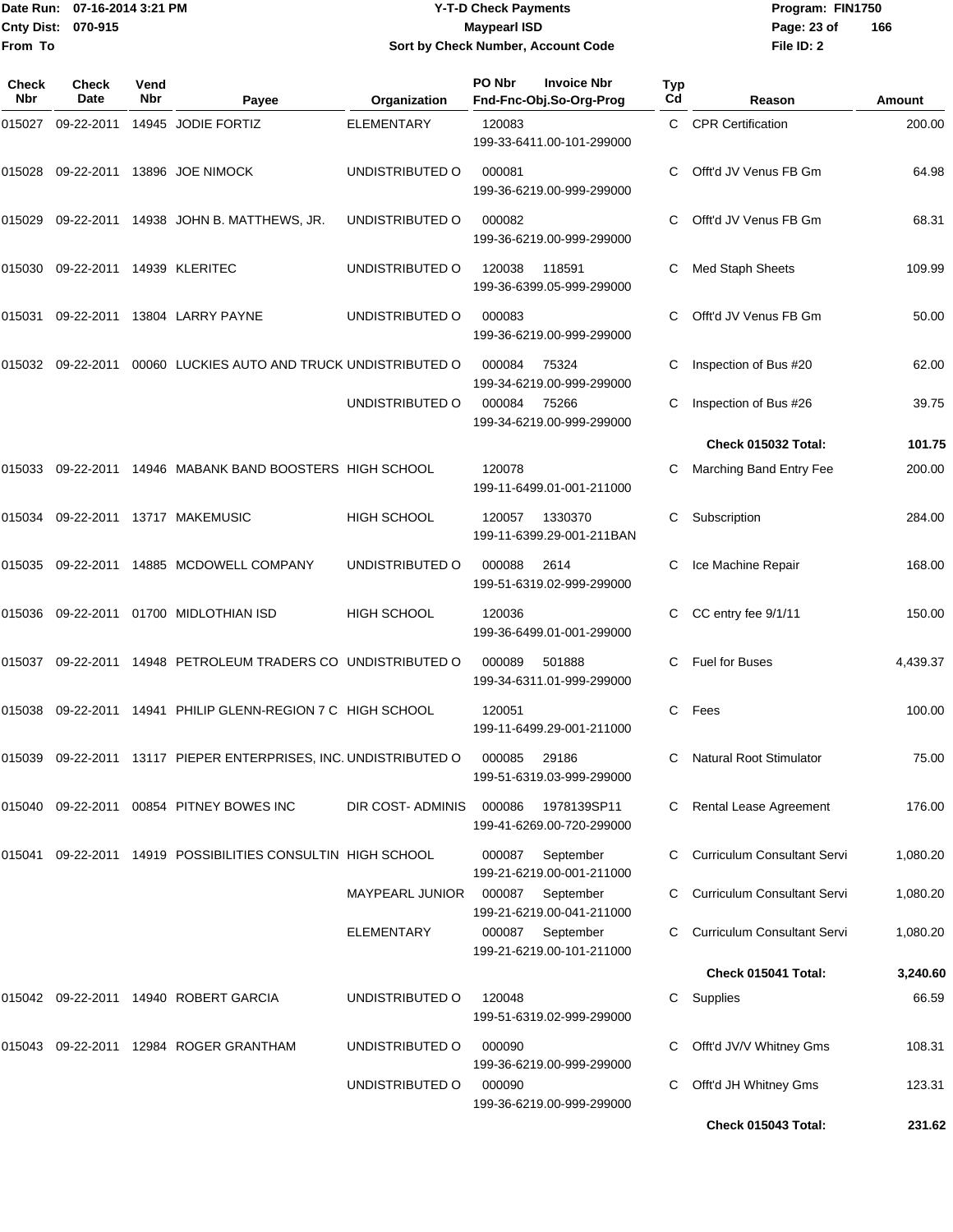Date Run: 07-16-2014 3:21 PM
Cnty Dist: 070-915
From To

# Y-T-D Check Payments
## Maypearl ISD
### Sort by Check Number, Account Code

Program: FIN1750
File ID: 2

| Check Nbr | Check Date | Vend Nbr | Payee | Organization | PO Nbr / Invoice Nbr / Fnd-Fnc-Obj.So-Org-Prog | Typ Cd | Reason | Amount |
|---|---|---|---|---|---|---|---|---|
| 015027 | 09-22-2011 | 14945 | JODIE FORTIZ | ELEMENTARY | 120083 199-33-6411.00-101-299000 | C | CPR Certification | 200.00 |
| 015028 | 09-22-2011 | 13896 | JOE NIMOCK | UNDISTRIBUTED O | 000081 199-36-6219.00-999-299000 | C | Offt'd JV Venus FB Gm | 64.98 |
| 015029 | 09-22-2011 | 14938 | JOHN B. MATTHEWS, JR. | UNDISTRIBUTED O | 000082 199-36-6219.00-999-299000 | C | Offt'd JV Venus FB Gm | 68.31 |
| 015030 | 09-22-2011 | 14939 | KLERITEC | UNDISTRIBUTED O | 120038 118591 199-36-6399.05-999-299000 | C | Med Staph Sheets | 109.99 |
| 015031 | 09-22-2011 | 13804 | LARRY PAYNE | UNDISTRIBUTED O | 000083 199-36-6219.00-999-299000 | C | Offt'd JV Venus FB Gm | 50.00 |
| 015032 | 09-22-2011 | 00060 | LUCKIES AUTO AND TRUCK | UNDISTRIBUTED O | 000084 75324 199-34-6219.00-999-299000 | C | Inspection of Bus #20 | 62.00 |
| | | | | UNDISTRIBUTED O | 000084 75266 199-34-6219.00-999-299000 | C | Inspection of Bus #26 | 39.75 |
| | | | | | | | **Check 015032 Total:** | **101.75** |
| 015033 | 09-22-2011 | 14946 | MABANK BAND BOOSTERS | HIGH SCHOOL | 120078 199-11-6499.01-001-211000 | C | Marching Band Entry Fee | 200.00 |
| 015034 | 09-22-2011 | 13717 | MAKEMUSIC | HIGH SCHOOL | 120057 1330370 199-11-6399.29-001-211BAN | C | Subscription | 284.00 |
| 015035 | 09-22-2011 | 14885 | MCDOWELL COMPANY | UNDISTRIBUTED O | 000088 2614 199-51-6319.02-999-299000 | C | Ice Machine Repair | 168.00 |
| 015036 | 09-22-2011 | 01700 | MIDLOTHIAN ISD | HIGH SCHOOL | 120036 199-36-6499.01-001-299000 | C | CC entry fee 9/1/11 | 150.00 |
| 015037 | 09-22-2011 | 14948 | PETROLEUM TRADERS CO | UNDISTRIBUTED O | 000089 501888 199-34-6311.01-999-299000 | C | Fuel for Buses | 4,439.37 |
| 015038 | 09-22-2011 | 14941 | PHILIP GLENN-REGION 7 C | HIGH SCHOOL | 120051 199-11-6499.29-001-211000 | C | Fees | 100.00 |
| 015039 | 09-22-2011 | 13117 | PIEPER ENTERPRISES, INC. | UNDISTRIBUTED O | 000085 29186 199-51-6319.03-999-299000 | C | Natural Root Stimulator | 75.00 |
| 015040 | 09-22-2011 | 00854 | PITNEY BOWES INC | DIR COST- ADMINIS | 000086 1978139SP11 199-41-6269.00-720-299000 | C | Rental Lease Agreement | 176.00 |
| 015041 | 09-22-2011 | 14919 | POSSIBILITIES CONSULTIN | HIGH SCHOOL | 000087 September 199-21-6219.00-001-211000 | C | Curriculum Consultant Servi | 1,080.20 |
| | | | | MAYPEARL JUNIOR | 000087 September 199-21-6219.00-041-211000 | C | Curriculum Consultant Servi | 1,080.20 |
| | | | | ELEMENTARY | 000087 September 199-21-6219.00-101-211000 | C | Curriculum Consultant Servi | 1,080.20 |
| | | | | | | | **Check 015041 Total:** | **3,240.60** |
| 015042 | 09-22-2011 | 14940 | ROBERT GARCIA | UNDISTRIBUTED O | 120048 199-51-6319.02-999-299000 | C | Supplies | 66.59 |
| 015043 | 09-22-2011 | 12984 | ROGER GRANTHAM | UNDISTRIBUTED O | 000090 199-36-6219.00-999-299000 | C | Offt'd JV/V Whitney Gms | 108.31 |
| | | | | UNDISTRIBUTED O | 000090 199-36-6219.00-999-299000 | C | Offt'd JH Whitney Gms | 123.31 |
| | | | | | | | **Check 015043 Total:** | **231.62** |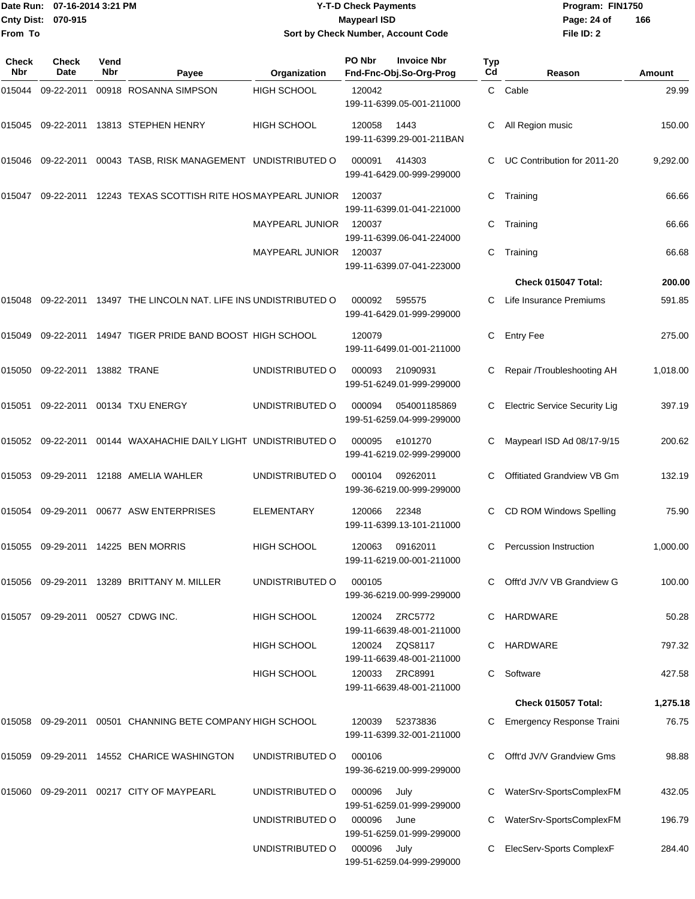**Date Run:** 07-16-2014 3:21 PM
**Cnty Dist:** 070-915
**From To**

# Y-T-D Check Payments
## Maypearl ISD
### Sort by Check Number, Account Code

**Program:** FIN1750
**File ID:** 2

| Check Nbr | Check Date | Vend Nbr | Payee | Organization | PO Nbr / Invoice Nbr / Fnd-Fnc-Obj.So-Org-Prog | Typ Cd | Reason | Amount |
|---|---|---|---|---|---|---|---|---|
| 015044 | 09-22-2011 | 00918 | ROSANNA SIMPSON | HIGH SCHOOL | 120042 199-11-6399.05-001-211000 | C | Cable | 29.99 |
| 015045 | 09-22-2011 | 13813 | STEPHEN HENRY | HIGH SCHOOL | 120058 1443 199-11-6399.29-001-211BAN | C | All Region music | 150.00 |
| 015046 | 09-22-2011 | 00043 | TASB, RISK MANAGEMENT | UNDISTRIBUTED O | 000091 414303 199-41-6429.00-999-299000 | C | UC Contribution for 2011-20 | 9,292.00 |
| 015047 | 09-22-2011 | 12243 | TEXAS SCOTTISH RITE HOS | MAYPEARL JUNIOR | 120037 199-11-6399.01-041-221000 | C | Training | 66.66 |
| | | | | MAYPEARL JUNIOR | 120037 199-11-6399.06-041-224000 | C | Training | 66.66 |
| | | | | MAYPEARL JUNIOR | 120037 199-11-6399.07-041-223000 | C | Training | 66.68 |
| | | | | | | | **Check 015047 Total:** | **200.00** |
| 015048 | 09-22-2011 | 13497 | THE LINCOLN NAT. LIFE INS | UNDISTRIBUTED O | 000092 595575 199-41-6429.01-999-299000 | C | Life Insurance Premiums | 591.85 |
| 015049 | 09-22-2011 | 14947 | TIGER PRIDE BAND BOOST | HIGH SCHOOL | 120079 199-11-6499.01-001-211000 | C | Entry Fee | 275.00 |
| 015050 | 09-22-2011 | 13882 | TRANE | UNDISTRIBUTED O | 000093 21090931 199-51-6249.01-999-299000 | C | Repair /Troubleshooting AH | 1,018.00 |
| 015051 | 09-22-2011 | 00134 | TXU ENERGY | UNDISTRIBUTED O | 000094 054001185869 199-51-6259.04-999-299000 | C | Electric Service Security Lig | 397.19 |
| 015052 | 09-22-2011 | 00144 | WAXAHACHIE DAILY LIGHT | UNDISTRIBUTED O | 000095 e101270 199-41-6219.02-999-299000 | C | Maypearl ISD Ad 08/17-9/15 | 200.62 |
| 015053 | 09-29-2011 | 12188 | AMELIA WAHLER | UNDISTRIBUTED O | 000104 09262011 199-36-6219.00-999-299000 | C | Offitiated Grandview VB Gm | 132.19 |
| 015054 | 09-29-2011 | 00677 | ASW ENTERPRISES | ELEMENTARY | 120066 22348 199-11-6399.13-101-211000 | C | CD ROM Windows Spelling | 75.90 |
| 015055 | 09-29-2011 | 14225 | BEN MORRIS | HIGH SCHOOL | 120063 09162011 199-11-6219.00-001-211000 | C | Percussion Instruction | 1,000.00 |
| 015056 | 09-29-2011 | 13289 | BRITTANY M. MILLER | UNDISTRIBUTED O | 000105 199-36-6219.00-999-299000 | C | Offt'd JV/V VB Grandview G | 100.00 |
| 015057 | 09-29-2011 | 00527 | CDWG INC. | HIGH SCHOOL | 120024 ZRC5772 199-11-6639.48-001-211000 | C | HARDWARE | 50.28 |
| | | | | HIGH SCHOOL | 120024 ZQS8117 199-11-6639.48-001-211000 | C | HARDWARE | 797.32 |
| | | | | HIGH SCHOOL | 120033 ZRC8991 199-11-6639.48-001-211000 | C | Software | 427.58 |
| | | | | | | | **Check 015057 Total:** | **1,275.18** |
| 015058 | 09-29-2011 | 00501 | CHANNING BETE COMPANY | HIGH SCHOOL | 120039 52373836 199-11-6399.32-001-211000 | C | Emergency Response Traini | 76.75 |
| 015059 | 09-29-2011 | 14552 | CHARICE WASHINGTON | UNDISTRIBUTED O | 000106 199-36-6219.00-999-299000 | C | Offt'd JV/V Grandview Gms | 98.88 |
| 015060 | 09-29-2011 | 00217 | CITY OF MAYPEARL | UNDISTRIBUTED O | 000096 July 199-51-6259.01-999-299000 | C | WaterSrv-SportsComplexFM | 432.05 |
| | | | | UNDISTRIBUTED O | 000096 June 199-51-6259.01-999-299000 | C | WaterSrv-SportsComplexFM | 196.79 |
| | | | | UNDISTRIBUTED O | 000096 July 199-51-6259.04-999-299000 | C | ElecServ-Sports ComplexF | 284.40 |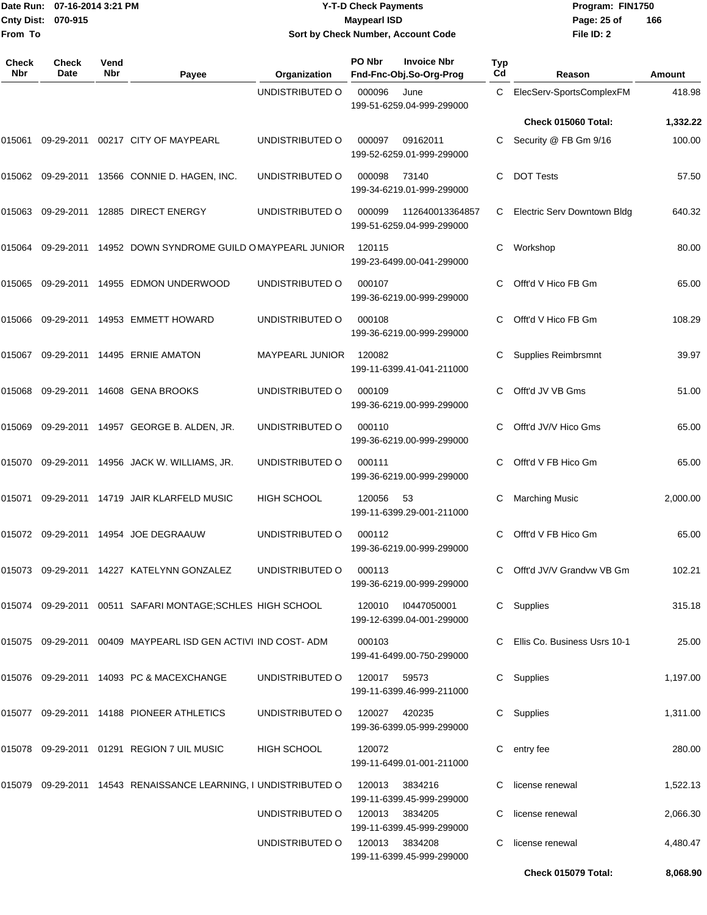| Check Nbr | Check Date | Vend Nbr | Payee | Organization | PO Nbr | Invoice Nbr / Fnd-Fnc-Obj.So-Org-Prog | Typ Cd | Reason | Amount |
|---|---|---|---|---|---|---|---|---|---|
| | | | | UNDISTRIBUTED O | 000096 | June 199-51-6259.04-999-299000 | C | ElecServ-SportsComplexFM | 418.98 |
| | | | | | | | | **Check 015060 Total:** | **1,332.22** |
| 015061 | 09-29-2011 | 00217 | CITY OF MAYPEARL | UNDISTRIBUTED O | 000097 | 09162011 199-52-6259.01-999-299000 | C | Security @ FB Gm 9/16 | 100.00 |
| 015062 | 09-29-2011 | 13566 | CONNIE D. HAGEN, INC. | UNDISTRIBUTED O | 000098 | 73140 199-34-6219.01-999-299000 | C | DOT Tests | 57.50 |
| 015063 | 09-29-2011 | 12885 | DIRECT ENERGY | UNDISTRIBUTED O | 000099 | 112640013364857 199-51-6259.04-999-299000 | C | Electric Serv Downtown Bldg | 640.32 |
| 015064 | 09-29-2011 | 14952 | DOWN SYNDROME GUILD O | MAYPEARL JUNIOR | 120115 | 199-23-6499.00-041-299000 | C | Workshop | 80.00 |
| 015065 | 09-29-2011 | 14955 | EDMON UNDERWOOD | UNDISTRIBUTED O | 000107 | 199-36-6219.00-999-299000 | C | Offt'd V Hico FB Gm | 65.00 |
| 015066 | 09-29-2011 | 14953 | EMMETT HOWARD | UNDISTRIBUTED O | 000108 | 199-36-6219.00-999-299000 | C | Offt'd V Hico FB Gm | 108.29 |
| 015067 | 09-29-2011 | 14495 | ERNIE AMATON | MAYPEARL JUNIOR | 120082 | 199-11-6399.41-041-211000 | C | Supplies Reimbrsmnt | 39.97 |
| 015068 | 09-29-2011 | 14608 | GENA BROOKS | UNDISTRIBUTED O | 000109 | 199-36-6219.00-999-299000 | C | Offt'd JV VB Gms | 51.00 |
| 015069 | 09-29-2011 | 14957 | GEORGE B. ALDEN, JR. | UNDISTRIBUTED O | 000110 | 199-36-6219.00-999-299000 | C | Offt'd JV/V Hico Gms | 65.00 |
| 015070 | 09-29-2011 | 14956 | JACK W. WILLIAMS, JR. | UNDISTRIBUTED O | 000111 | 199-36-6219.00-999-299000 | C | Offt'd V FB Hico Gm | 65.00 |
| 015071 | 09-29-2011 | 14719 | JAIR KLARFELD MUSIC | HIGH SCHOOL | 120056 | 53 199-11-6399.29-001-211000 | C | Marching Music | 2,000.00 |
| 015072 | 09-29-2011 | 14954 | JOE DEGRAAUW | UNDISTRIBUTED O | 000112 | 199-36-6219.00-999-299000 | C | Offt'd V FB Hico Gm | 65.00 |
| 015073 | 09-29-2011 | 14227 | KATELYNN GONZALEZ | UNDISTRIBUTED O | 000113 | 199-36-6219.00-999-299000 | C | Offt'd JV/V Grandvw VB Gm | 102.21 |
| 015074 | 09-29-2011 | 00511 | SAFARI MONTAGE;SCHLES | HIGH SCHOOL | 120010 | I0447050001 199-12-6399.04-001-299000 | C | Supplies | 315.18 |
| 015075 | 09-29-2011 | 00409 | MAYPEARL ISD GEN ACTIVI | IND COST- ADM | 000103 | 199-41-6499.00-750-299000 | C | Ellis Co. Business Usrs 10-1 | 25.00 |
| 015076 | 09-29-2011 | 14093 | PC & MACEXCHANGE | UNDISTRIBUTED O | 120017 | 59573 199-11-6399.46-999-211000 | C | Supplies | 1,197.00 |
| 015077 | 09-29-2011 | 14188 | PIONEER ATHLETICS | UNDISTRIBUTED O | 120027 | 420235 199-36-6399.05-999-299000 | C | Supplies | 1,311.00 |
| 015078 | 09-29-2011 | 01291 | REGION 7 UIL MUSIC | HIGH SCHOOL | 120072 | 199-11-6499.01-001-211000 | C | entry fee | 280.00 |
| 015079 | 09-29-2011 | 14543 | RENAISSANCE LEARNING, I | UNDISTRIBUTED O | 120013 | 3834216 199-11-6399.45-999-299000 | C | license renewal | 1,522.13 |
| | | | | UNDISTRIBUTED O | 120013 | 3834205 199-11-6399.45-999-299000 | C | license renewal | 2,066.30 |
| | | | | UNDISTRIBUTED O | 120013 | 3834208 199-11-6399.45-999-299000 | C | license renewal | 4,480.47 |
| | | | | | | | | **Check 015079 Total:** | **8,068.90** |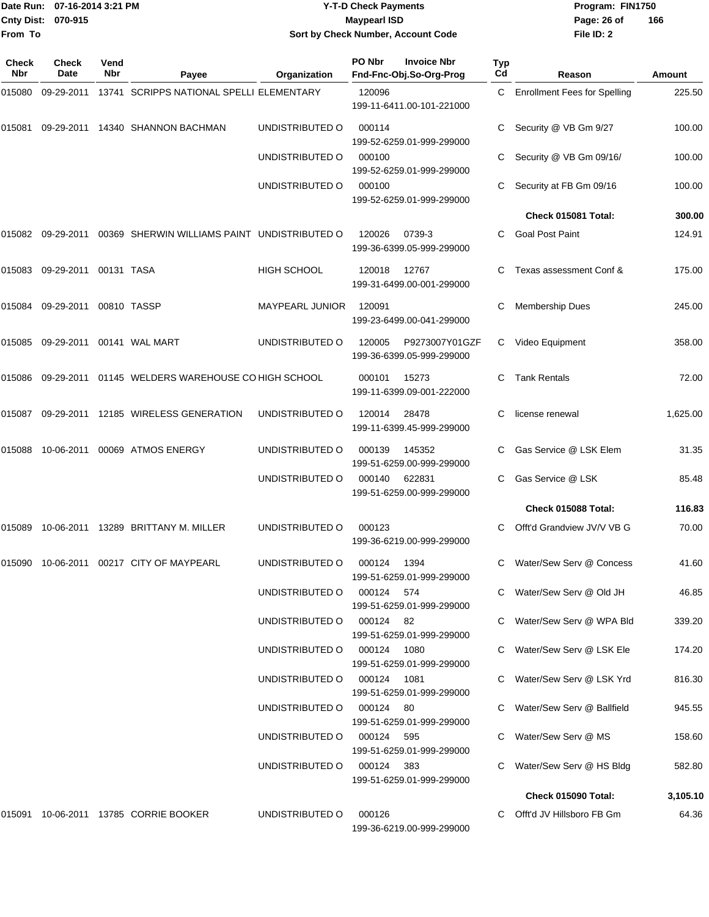Date Run: 07-16-2014 3:21 PM
Cnty Dist: 070-915
From To

# Y-T-D Check Payments
## Maypearl ISD
### Sort by Check Number, Account Code

Program: FIN1750
File ID: 2

| Check Nbr | Check Date | Vend Nbr | Payee | Organization | PO Nbr / Invoice Nbr / Fnd-Fnc-Obj.So-Org-Prog | Typ Cd | Reason | Amount |
|---|---|---|---|---|---|---|---|---|
| 015080 | 09-29-2011 | 13741 | SCRIPPS NATIONAL SPELLI | ELEMENTARY | 120096<br>199-11-6411.00-101-221000 | C | Enrollment Fees for Spelling | 225.50 |
| 015081 | 09-29-2011 | 14340 | SHANNON BACHMAN | UNDISTRIBUTED O | 000114<br>199-52-6259.01-999-299000 | C | Security @ VB Gm 9/27 | 100.00 |
| | | | | UNDISTRIBUTED O | 000100<br>199-52-6259.01-999-299000 | C | Security @ VB Gm 09/16/ | 100.00 |
| | | | | UNDISTRIBUTED O | 000100<br>199-52-6259.01-999-299000 | C | Security at FB Gm 09/16 | 100.00 |
| | | | | | | | **Check 015081 Total:** | **300.00** |
| 015082 | 09-29-2011 | 00369 | SHERWIN WILLIAMS PAINT | UNDISTRIBUTED O | 120026 0739-3<br>199-36-6399.05-999-299000 | C | Goal Post Paint | 124.91 |
| 015083 | 09-29-2011 | 00131 | TASA | HIGH SCHOOL | 120018 12767<br>199-31-6499.00-001-299000 | C | Texas assessment Conf & | 175.00 |
| 015084 | 09-29-2011 | 00810 | TASSP | MAYPEARL JUNIOR | 120091<br>199-23-6499.00-041-299000 | C | Membership Dues | 245.00 |
| 015085 | 09-29-2011 | 00141 | WAL MART | UNDISTRIBUTED O | 120005 P9273007Y01GZF<br>199-36-6399.05-999-299000 | C | Video Equipment | 358.00 |
| 015086 | 09-29-2011 | 01145 | WELDERS WAREHOUSE CO | HIGH SCHOOL | 000101 15273<br>199-11-6399.09-001-222000 | C | Tank Rentals | 72.00 |
| 015087 | 09-29-2011 | 12185 | WIRELESS GENERATION | UNDISTRIBUTED O | 120014 28478<br>199-11-6399.45-999-299000 | C | license renewal | 1,625.00 |
| 015088 | 10-06-2011 | 00069 | ATMOS ENERGY | UNDISTRIBUTED O | 000139 145352<br>199-51-6259.00-999-299000 | C | Gas Service @ LSK Elem | 31.35 |
| | | | | UNDISTRIBUTED O | 000140 622831<br>199-51-6259.00-999-299000 | C | Gas Service @ LSK | 85.48 |
| | | | | | | | **Check 015088 Total:** | **116.83** |
| 015089 | 10-06-2011 | 13289 | BRITTANY M. MILLER | UNDISTRIBUTED O | 000123<br>199-36-6219.00-999-299000 | C | Offt'd Grandview JV/V VB G | 70.00 |
| 015090 | 10-06-2011 | 00217 | CITY OF MAYPEARL | UNDISTRIBUTED O | 000124 1394<br>199-51-6259.01-999-299000 | C | Water/Sew Serv @ Concess | 41.60 |
| | | | | UNDISTRIBUTED O | 000124 574<br>199-51-6259.01-999-299000 | C | Water/Sew Serv @ Old JH | 46.85 |
| | | | | UNDISTRIBUTED O | 000124 82<br>199-51-6259.01-999-299000 | C | Water/Sew Serv @ WPA Bld | 339.20 |
| | | | | UNDISTRIBUTED O | 000124 1080<br>199-51-6259.01-999-299000 | C | Water/Sew Serv @ LSK Ele | 174.20 |
| | | | | UNDISTRIBUTED O | 000124 1081<br>199-51-6259.01-999-299000 | C | Water/Sew Serv @ LSK Yrd | 816.30 |
| | | | | UNDISTRIBUTED O | 000124 80<br>199-51-6259.01-999-299000 | C | Water/Sew Serv @ Ballfield | 945.55 |
| | | | | UNDISTRIBUTED O | 000124 595<br>199-51-6259.01-999-299000 | C | Water/Sew Serv @ MS | 158.60 |
| | | | | UNDISTRIBUTED O | 000124 383<br>199-51-6259.01-999-299000 | C | Water/Sew Serv @ HS Bldg | 582.80 |
| | | | | | | | **Check 015090 Total:** | **3,105.10** |
| 015091 | 10-06-2011 | 13785 | CORRIE BOOKER | UNDISTRIBUTED O | 000126<br>199-36-6219.00-999-299000 | C | Offt'd JV Hillsboro FB Gm | 64.36 |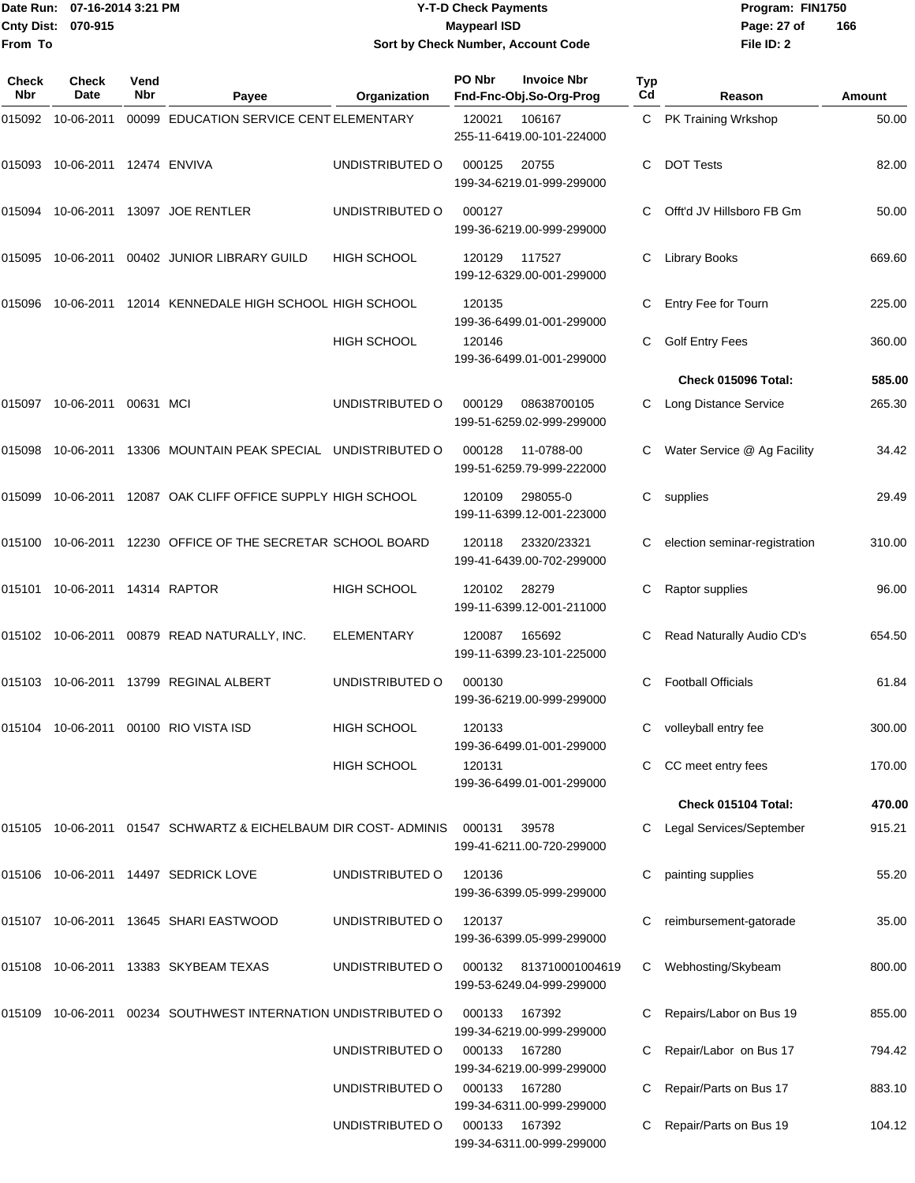Date Run: 07-16-2014 3:21 PM
Cnty Dist: 070-915
From To

**Y-T-D Check Payments**
**Maypearl ISD**
**Sort by Check Number, Account Code**

Program: FIN1750
File ID: 2

| Check Nbr | Check Date | Vend Nbr | Payee | Organization | PO Nbr | Invoice Nbr / Fnd-Fnc-Obj.So-Org-Prog | Typ Cd | Reason | Amount |
|---|---|---|---|---|---|---|---|---|---|
| 015092 | 10-06-2011 | 00099 | EDUCATION SERVICE CENT | ELEMENTARY | 120021 | 106167 / 255-11-6419.00-101-224000 | C | PK Training Wrkshop | 50.00 |
| 015093 | 10-06-2011 | 12474 | ENVIVA | UNDISTRIBUTED O | 000125 | 20755 / 199-34-6219.01-999-299000 | C | DOT Tests | 82.00 |
| 015094 | 10-06-2011 | 13097 | JOE RENTLER | UNDISTRIBUTED O | 000127 | 199-36-6219.00-999-299000 | C | Offt'd JV Hillsboro FB Gm | 50.00 |
| 015095 | 10-06-2011 | 00402 | JUNIOR LIBRARY GUILD | HIGH SCHOOL | 120129 | 117527 / 199-12-6329.00-001-299000 | C | Library Books | 669.60 |
| 015096 | 10-06-2011 | 12014 | KENNEDALE HIGH SCHOOL | HIGH SCHOOL | 120135 | 199-36-6499.01-001-299000 | C | Entry Fee for Tourn | 225.00 |
| | | | | HIGH SCHOOL | 120146 | 199-36-6499.01-001-299000 | C | Golf Entry Fees | 360.00 |
| | | | | | | | | **Check 015096 Total:** | **585.00** |
| 015097 | 10-06-2011 | 00631 | MCI | UNDISTRIBUTED O | 000129 | 08638700105 / 199-51-6259.02-999-299000 | C | Long Distance Service | 265.30 |
| 015098 | 10-06-2011 | 13306 | MOUNTAIN PEAK SPECIAL | UNDISTRIBUTED O | 000128 | 11-0788-00 / 199-51-6259.79-999-222000 | C | Water Service @ Ag Facility | 34.42 |
| 015099 | 10-06-2011 | 12087 | OAK CLIFF OFFICE SUPPLY | HIGH SCHOOL | 120109 | 298055-0 / 199-11-6399.12-001-223000 | C | supplies | 29.49 |
| 015100 | 10-06-2011 | 12230 | OFFICE OF THE SECRETAR | SCHOOL BOARD | 120118 | 23320/23321 / 199-41-6439.00-702-299000 | C | election seminar-registration | 310.00 |
| 015101 | 10-06-2011 | 14314 | RAPTOR | HIGH SCHOOL | 120102 | 28279 / 199-11-6399.12-001-211000 | C | Raptor supplies | 96.00 |
| 015102 | 10-06-2011 | 00879 | READ NATURALLY, INC. | ELEMENTARY | 120087 | 165692 / 199-11-6399.23-101-225000 | C | Read Naturally Audio CD's | 654.50 |
| 015103 | 10-06-2011 | 13799 | REGINAL ALBERT | UNDISTRIBUTED O | 000130 | 199-36-6219.00-999-299000 | C | Football Officials | 61.84 |
| 015104 | 10-06-2011 | 00100 | RIO VISTA ISD | HIGH SCHOOL | 120133 | 199-36-6499.01-001-299000 | C | volleyball entry fee | 300.00 |
| | | | | HIGH SCHOOL | 120131 | 199-36-6499.01-001-299000 | C | CC meet entry fees | 170.00 |
| | | | | | | | | **Check 015104 Total:** | **470.00** |
| 015105 | 10-06-2011 | 01547 | SCHWARTZ & EICHELBAUM | DIR COST- ADMINIS | 000131 | 39578 / 199-41-6211.00-720-299000 | C | Legal Services/September | 915.21 |
| 015106 | 10-06-2011 | 14497 | SEDRICK LOVE | UNDISTRIBUTED O | 120136 | 199-36-6399.05-999-299000 | C | painting supplies | 55.20 |
| 015107 | 10-06-2011 | 13645 | SHARI EASTWOOD | UNDISTRIBUTED O | 120137 | 199-36-6399.05-999-299000 | C | reimbursement-gatorade | 35.00 |
| 015108 | 10-06-2011 | 13383 | SKYBEAM TEXAS | UNDISTRIBUTED O | 000132 | 813710001004619 / 199-53-6249.04-999-299000 | C | Webhosting/Skybeam | 800.00 |
| 015109 | 10-06-2011 | 00234 | SOUTHWEST INTERNATION | UNDISTRIBUTED O | 000133 | 167392 / 199-34-6219.00-999-299000 | C | Repairs/Labor on Bus 19 | 855.00 |
| | | | | UNDISTRIBUTED O | 000133 | 167280 / 199-34-6219.00-999-299000 | C | Repair/Labor on Bus 17 | 794.42 |
| | | | | UNDISTRIBUTED O | 000133 | 167280 / 199-34-6311.00-999-299000 | C | Repair/Parts on Bus 17 | 883.10 |
| | | | | UNDISTRIBUTED O | 000133 | 167392 / 199-34-6311.00-999-299000 | C | Repair/Parts on Bus 19 | 104.12 |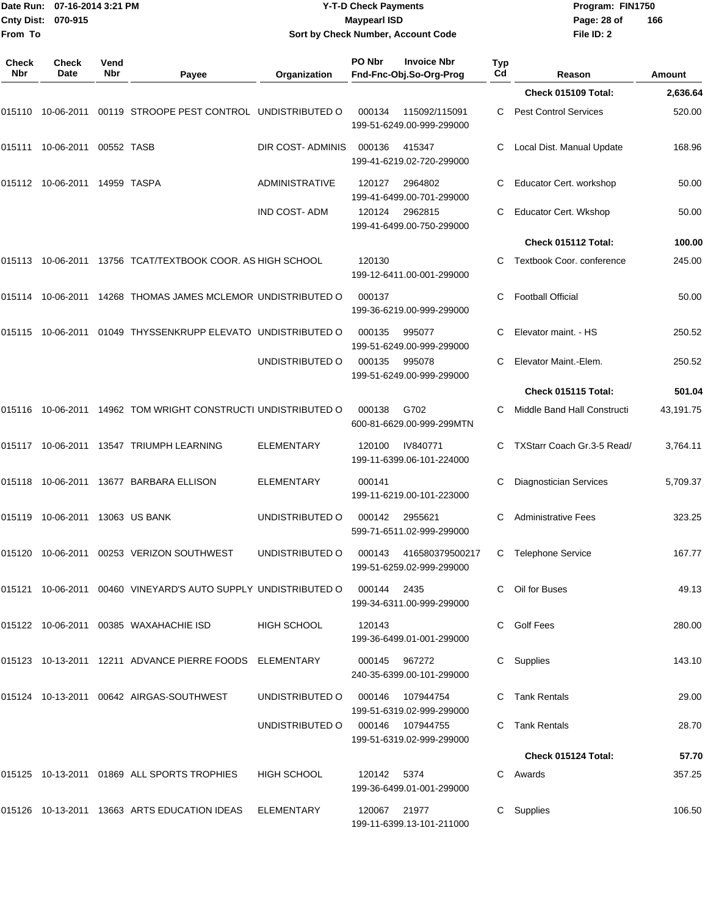| Check Nbr | Check Date | Vend Nbr | Payee | Organization | PO Nbr | Invoice Nbr / Fnd-Fnc-Obj.So-Org-Prog | Typ Cd | Reason | Amount |
|---|---|---|---|---|---|---|---|---|---|
| | | | | | | | | **Check 015109 Total:** | **2,636.64** |
| 015110 | 10-06-2011 | 00119 | STROOPE PEST CONTROL | UNDISTRIBUTED O | 000134 | 115092/115091 199-51-6249.00-999-299000 | C | Pest Control Services | 520.00 |
| 015111 | 10-06-2011 | 00552 | TASB | DIR COST- ADMINIS | 000136 | 415347 199-41-6219.02-720-299000 | C | Local Dist. Manual Update | 168.96 |
| 015112 | 10-06-2011 | 14959 | TASPA | ADMINISTRATIVE | 120127 | 2964802 199-41-6499.00-701-299000 | C | Educator Cert. workshop | 50.00 |
| | | | | IND COST- ADM | 120124 | 2962815 199-41-6499.00-750-299000 | C | Educator Cert. Wkshop | 50.00 |
| | | | | | | | | **Check 015112 Total:** | **100.00** |
| 015113 | 10-06-2011 | 13756 | TCAT/TEXTBOOK COOR. AS | HIGH SCHOOL | 120130 | 199-12-6411.00-001-299000 | C | Textbook Coor. conference | 245.00 |
| 015114 | 10-06-2011 | 14268 | THOMAS JAMES MCLEMOR | UNDISTRIBUTED O | 000137 | 199-36-6219.00-999-299000 | C | Football Official | 50.00 |
| 015115 | 10-06-2011 | 01049 | THYSSENKRUPP ELEVATO | UNDISTRIBUTED O | 000135 | 995077 199-51-6249.00-999-299000 | C | Elevator maint. - HS | 250.52 |
| | | | | UNDISTRIBUTED O | 000135 | 995078 199-51-6249.00-999-299000 | C | Elevator Maint.-Elem. | 250.52 |
| | | | | | | | | **Check 015115 Total:** | **501.04** |
| 015116 | 10-06-2011 | 14962 | TOM WRIGHT CONSTRUCTI | UNDISTRIBUTED O | 000138 | G702 600-81-6629.00-999-299MTN | C | Middle Band Hall Constructi | 43,191.75 |
| 015117 | 10-06-2011 | 13547 | TRIUMPH LEARNING | ELEMENTARY | 120100 | IV840771 199-11-6399.06-101-224000 | C | TXStarr Coach Gr.3-5 Read/ | 3,764.11 |
| 015118 | 10-06-2011 | 13677 | BARBARA ELLISON | ELEMENTARY | 000141 | 199-11-6219.00-101-223000 | C | Diagnostician Services | 5,709.37 |
| 015119 | 10-06-2011 | 13063 | US BANK | UNDISTRIBUTED O | 000142 | 2955621 599-71-6511.02-999-299000 | C | Administrative Fees | 323.25 |
| 015120 | 10-06-2011 | 00253 | VERIZON SOUTHWEST | UNDISTRIBUTED O | 000143 | 416580379500217 199-51-6259.02-999-299000 | C | Telephone Service | 167.77 |
| 015121 | 10-06-2011 | 00460 | VINEYARD'S AUTO SUPPLY | UNDISTRIBUTED O | 000144 | 2435 199-34-6311.00-999-299000 | C | Oil for Buses | 49.13 |
| 015122 | 10-06-2011 | 00385 | WAXAHACHIE ISD | HIGH SCHOOL | 120143 | 199-36-6499.01-001-299000 | C | Golf Fees | 280.00 |
| 015123 | 10-13-2011 | 12211 | ADVANCE PIERRE FOODS | ELEMENTARY | 000145 | 967272 240-35-6399.00-101-299000 | C | Supplies | 143.10 |
| 015124 | 10-13-2011 | 00642 | AIRGAS-SOUTHWEST | UNDISTRIBUTED O | 000146 | 107944754 199-51-6319.02-999-299000 | C | Tank Rentals | 29.00 |
| | | | | UNDISTRIBUTED O | 000146 | 107944755 199-51-6319.02-999-299000 | C | Tank Rentals | 28.70 |
| | | | | | | | | **Check 015124 Total:** | **57.70** |
| 015125 | 10-13-2011 | 01869 | ALL SPORTS TROPHIES | HIGH SCHOOL | 120142 | 5374 199-36-6499.01-001-299000 | C | Awards | 357.25 |
| 015126 | 10-13-2011 | 13663 | ARTS EDUCATION IDEAS | ELEMENTARY | 120067 | 21977 199-11-6399.13-101-211000 | C | Supplies | 106.50 |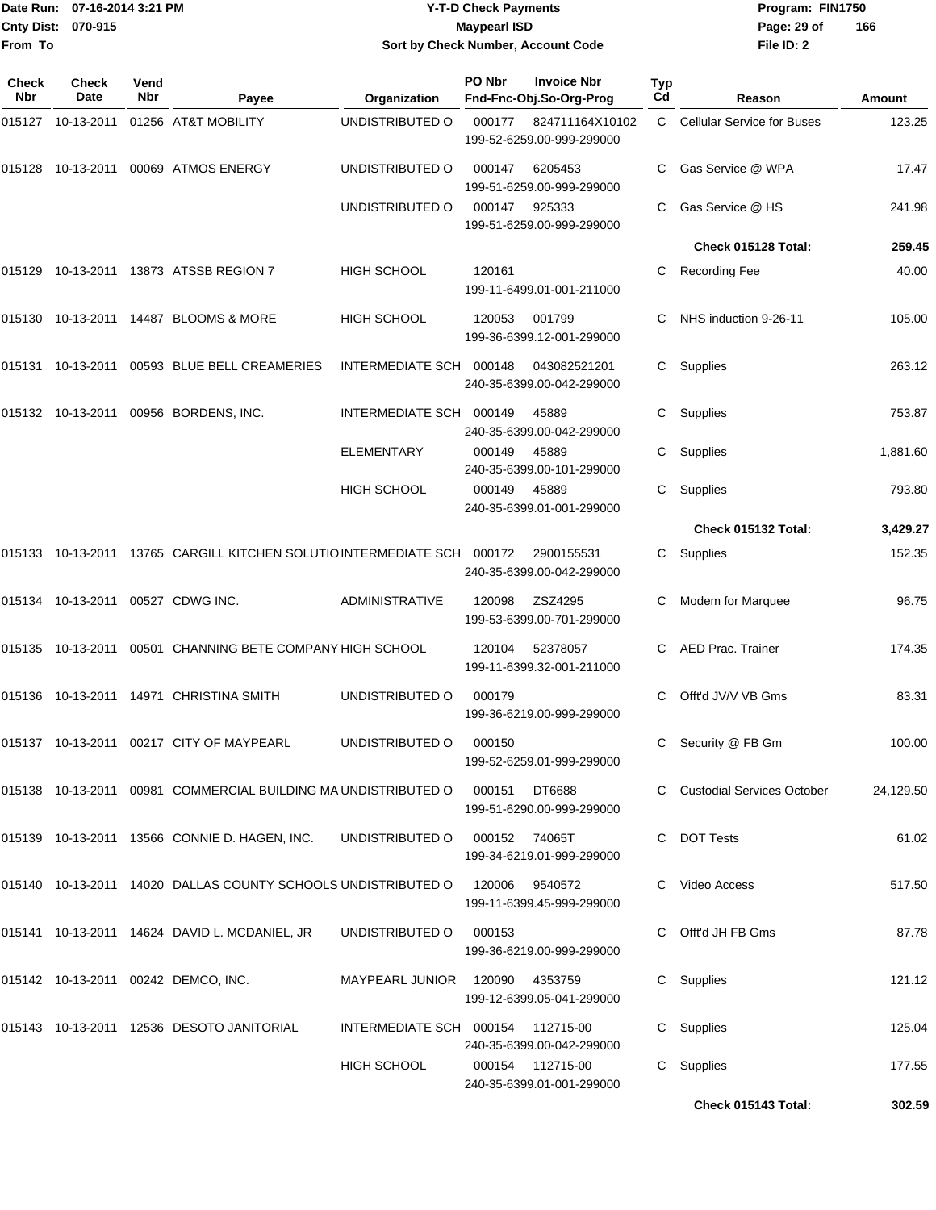**Date Run:** 07-16-2014 3:21 PM
**Cnty Dist:** 070-915
**From To**

# Y-T-D Check Payments

## Maypearl ISD

### Sort by Check Number, Account Code

**Program:** FIN1750
**File ID:** 2

| Check Nbr | Check Date | Vend Nbr | Payee | Organization | PO Nbr | Invoice Nbr / Fnd-Fnc-Obj.So-Org-Prog | Typ Cd | Reason | Amount |
|---|---|---|---|---|---|---|---|---|---|
| 015127 | 10-13-2011 | 01256 | AT&T MOBILITY | UNDISTRIBUTED O | 000177 | 824711164X10102 199-52-6259.00-999-299000 | C | Cellular Service for Buses | 123.25 |
| 015128 | 10-13-2011 | 00069 | ATMOS ENERGY | UNDISTRIBUTED O | 000147 | 6205453 199-51-6259.00-999-299000 | C | Gas Service @ WPA | 17.47 |
| | | | | UNDISTRIBUTED O | 000147 | 925333 199-51-6259.00-999-299000 | C | Gas Service @ HS | 241.98 |
| | | | | | | | | **Check 015128 Total:** | **259.45** |
| 015129 | 10-13-2011 | 13873 | ATSSB REGION 7 | HIGH SCHOOL | 120161 | 199-11-6499.01-001-211000 | C | Recording Fee | 40.00 |
| 015130 | 10-13-2011 | 14487 | BLOOMS & MORE | HIGH SCHOOL | 120053 | 001799 199-36-6399.12-001-299000 | C | NHS induction 9-26-11 | 105.00 |
| 015131 | 10-13-2011 | 00593 | BLUE BELL CREAMERIES | INTERMEDIATE SCH | 000148 | 043082521201 240-35-6399.00-042-299000 | C | Supplies | 263.12 |
| 015132 | 10-13-2011 | 00956 | BORDENS, INC. | INTERMEDIATE SCH | 000149 | 45889 240-35-6399.00-042-299000 | C | Supplies | 753.87 |
| | | | | ELEMENTARY | 000149 | 45889 240-35-6399.00-101-299000 | C | Supplies | 1,881.60 |
| | | | | HIGH SCHOOL | 000149 | 45889 240-35-6399.01-001-299000 | C | Supplies | 793.80 |
| | | | | | | | | **Check 015132 Total:** | **3,429.27** |
| 015133 | 10-13-2011 | 13765 | CARGILL KITCHEN SOLUTIO | INTERMEDIATE SCH | 000172 | 2900155531 240-35-6399.00-042-299000 | C | Supplies | 152.35 |
| 015134 | 10-13-2011 | 00527 | CDWG INC. | ADMINISTRATIVE | 120098 | ZSZ4295 199-53-6399.00-701-299000 | C | Modem for Marquee | 96.75 |
| 015135 | 10-13-2011 | 00501 | CHANNING BETE COMPANY | HIGH SCHOOL | 120104 | 52378057 199-11-6399.32-001-211000 | C | AED Prac. Trainer | 174.35 |
| 015136 | 10-13-2011 | 14971 | CHRISTINA SMITH | UNDISTRIBUTED O | 000179 | 199-36-6219.00-999-299000 | C | Offt'd JV/V VB Gms | 83.31 |
| 015137 | 10-13-2011 | 00217 | CITY OF MAYPEARL | UNDISTRIBUTED O | 000150 | 199-52-6259.01-999-299000 | C | Security @ FB Gm | 100.00 |
| 015138 | 10-13-2011 | 00981 | COMMERCIAL BUILDING MA | UNDISTRIBUTED O | 000151 | DT6688 199-51-6290.00-999-299000 | C | Custodial Services October | 24,129.50 |
| 015139 | 10-13-2011 | 13566 | CONNIE D. HAGEN, INC. | UNDISTRIBUTED O | 000152 | 74065T 199-34-6219.01-999-299000 | C | DOT Tests | 61.02 |
| 015140 | 10-13-2011 | 14020 | DALLAS COUNTY SCHOOLS | UNDISTRIBUTED O | 120006 | 9540572 199-11-6399.45-999-299000 | C | Video Access | 517.50 |
| 015141 | 10-13-2011 | 14624 | DAVID L. MCDANIEL, JR | UNDISTRIBUTED O | 000153 | 199-36-6219.00-999-299000 | C | Offt'd JH FB Gms | 87.78 |
| 015142 | 10-13-2011 | 00242 | DEMCO, INC. | MAYPEARL JUNIOR | 120090 | 4353759 199-12-6399.05-041-299000 | C | Supplies | 121.12 |
| 015143 | 10-13-2011 | 12536 | DESOTO JANITORIAL | INTERMEDIATE SCH | 000154 | 112715-00 240-35-6399.00-042-299000 | C | Supplies | 125.04 |
| | | | | HIGH SCHOOL | 000154 | 112715-00 240-35-6399.01-001-299000 | C | Supplies | 177.55 |
| | | | | | | | | **Check 015143 Total:** | **302.59** |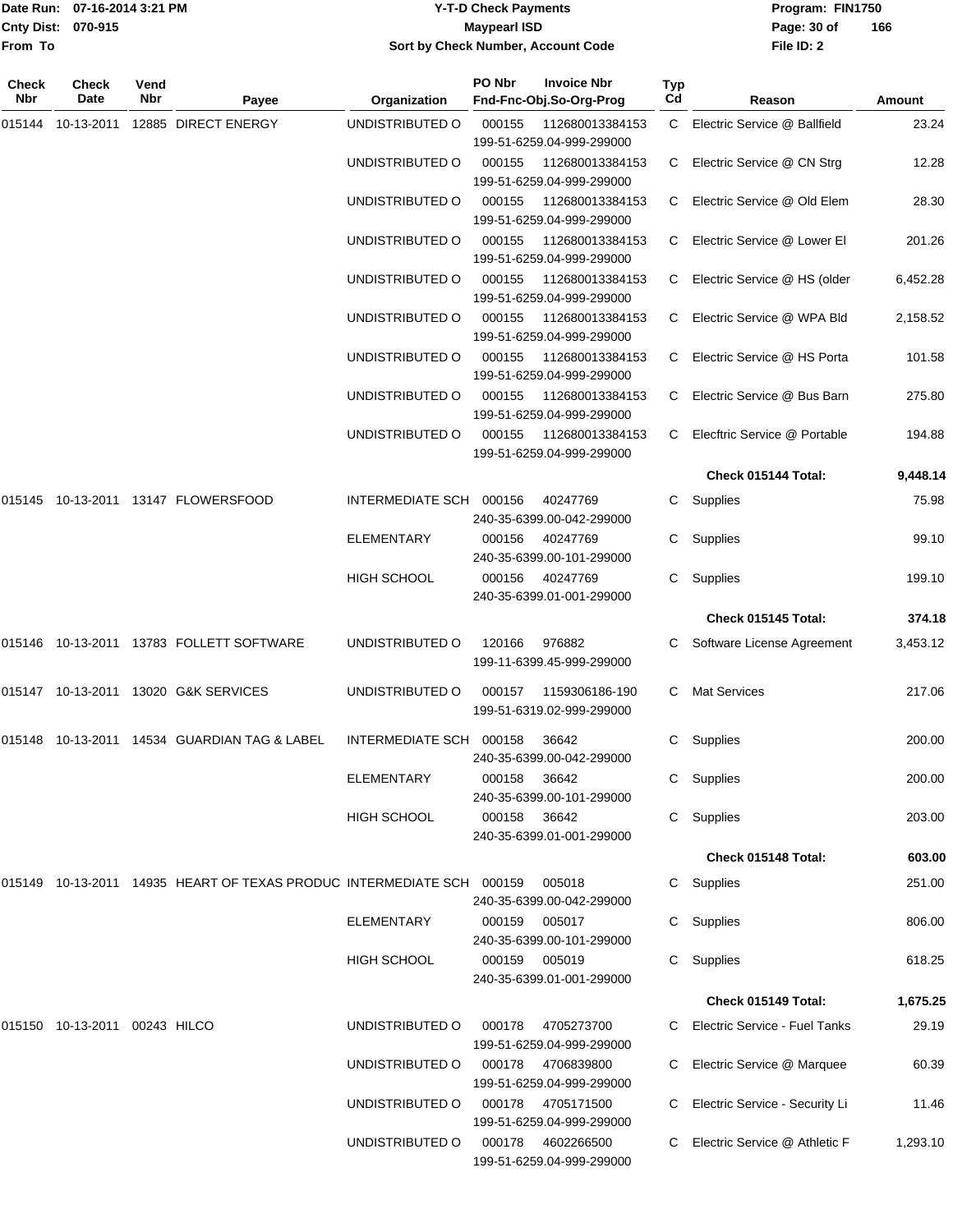Date Run: 07-16-2014 3:21 PM
Cnty Dist: 070-915
From To

# Y-T-D Check Payments
## Maypearl ISD
### Sort by Check Number, Account Code

Program: FIN1750
File ID: 2

| Check Nbr | Check Date | Vend Nbr | Payee | Organization | PO Nbr | Invoice Nbr / Fnd-Fnc-Obj.So-Org-Prog | Typ Cd | Reason | Amount |
|---|---|---|---|---|---|---|---|---|---|
| 015144 | 10-13-2011 | 12885 | DIRECT ENERGY | UNDISTRIBUTED O | 000155 | 112680013384153 199-51-6259.04-999-299000 | C | Electric Service @ Ballfield | 23.24 |
| | | | | UNDISTRIBUTED O | 000155 | 112680013384153 199-51-6259.04-999-299000 | C | Electric Service @ CN Strg | 12.28 |
| | | | | UNDISTRIBUTED O | 000155 | 112680013384153 199-51-6259.04-999-299000 | C | Electric Service @ Old Elem | 28.30 |
| | | | | UNDISTRIBUTED O | 000155 | 112680013384153 199-51-6259.04-999-299000 | C | Electric Service @ Lower El | 201.26 |
| | | | | UNDISTRIBUTED O | 000155 | 112680013384153 199-51-6259.04-999-299000 | C | Electric Service @ HS (older | 6,452.28 |
| | | | | UNDISTRIBUTED O | 000155 | 112680013384153 199-51-6259.04-999-299000 | C | Electric Service @ WPA Bld | 2,158.52 |
| | | | | UNDISTRIBUTED O | 000155 | 112680013384153 199-51-6259.04-999-299000 | C | Electric Service @ HS Porta | 101.58 |
| | | | | UNDISTRIBUTED O | 000155 | 112680013384153 199-51-6259.04-999-299000 | C | Electric Service @ Bus Barn | 275.80 |
| | | | | UNDISTRIBUTED O | 000155 | 112680013384153 199-51-6259.04-999-299000 | C | Elecftric Service @ Portable | 194.88 |
| | | | | | | | | **Check 015144 Total:** | **9,448.14** |
| 015145 | 10-13-2011 | 13147 | FLOWERSFOOD | INTERMEDIATE SCH | 000156 | 40247769 240-35-6399.00-042-299000 | C | Supplies | 75.98 |
| | | | | ELEMENTARY | 000156 | 40247769 240-35-6399.00-101-299000 | C | Supplies | 99.10 |
| | | | | HIGH SCHOOL | 000156 | 40247769 240-35-6399.01-001-299000 | C | Supplies | 199.10 |
| | | | | | | | | **Check 015145 Total:** | **374.18** |
| 015146 | 10-13-2011 | 13783 | FOLLETT SOFTWARE | UNDISTRIBUTED O | 120166 | 976882 199-11-6399.45-999-299000 | C | Software License Agreement | 3,453.12 |
| 015147 | 10-13-2011 | 13020 | G&K SERVICES | UNDISTRIBUTED O | 000157 | 1159306186-190 199-51-6319.02-999-299000 | C | Mat Services | 217.06 |
| 015148 | 10-13-2011 | 14534 | GUARDIAN TAG & LABEL | INTERMEDIATE SCH | 000158 | 36642 240-35-6399.00-042-299000 | C | Supplies | 200.00 |
| | | | | ELEMENTARY | 000158 | 36642 240-35-6399.00-101-299000 | C | Supplies | 200.00 |
| | | | | HIGH SCHOOL | 000158 | 36642 240-35-6399.01-001-299000 | C | Supplies | 203.00 |
| | | | | | | | | **Check 015148 Total:** | **603.00** |
| 015149 | 10-13-2011 | 14935 | HEART OF TEXAS PRODUC | INTERMEDIATE SCH | 000159 | 005018 240-35-6399.00-042-299000 | C | Supplies | 251.00 |
| | | | | ELEMENTARY | 000159 | 005017 240-35-6399.00-101-299000 | C | Supplies | 806.00 |
| | | | | HIGH SCHOOL | 000159 | 005019 240-35-6399.01-001-299000 | C | Supplies | 618.25 |
| | | | | | | | | **Check 015149 Total:** | **1,675.25** |
| 015150 | 10-13-2011 | 00243 | HILCO | UNDISTRIBUTED O | 000178 | 4705273700 199-51-6259.04-999-299000 | C | Electric Service - Fuel Tanks | 29.19 |
| | | | | UNDISTRIBUTED O | 000178 | 4706839800 199-51-6259.04-999-299000 | C | Electric Service @ Marquee | 60.39 |
| | | | | UNDISTRIBUTED O | 000178 | 4705171500 199-51-6259.04-999-299000 | C | Electric Service - Security Li | 11.46 |
| | | | | UNDISTRIBUTED O | 000178 | 4602266500 199-51-6259.04-999-299000 | C | Electric Service @ Athletic F | 1,293.10 |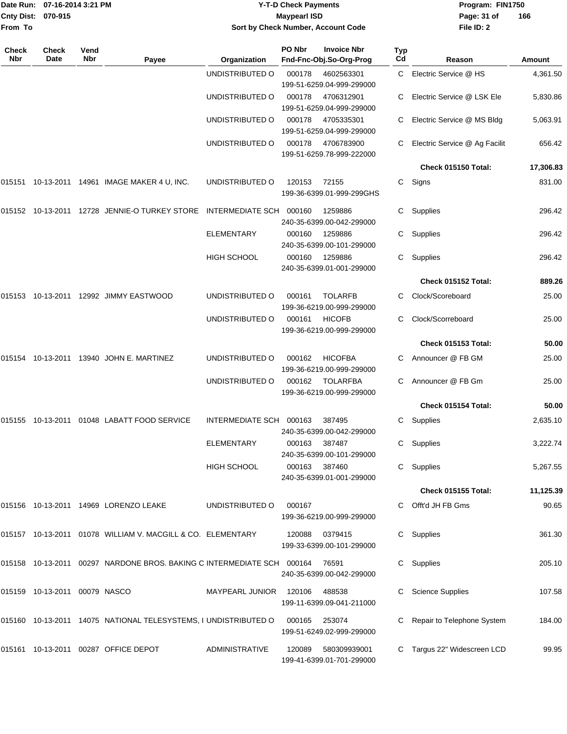| Check Nbr | Check Date | Vend Nbr | Payee | Organization | PO Nbr / Invoice Nbr / Fnd-Fnc-Obj.So-Org-Prog | Typ Cd | Reason | Amount |
|---|---|---|---|---|---|---|---|---|
| | | | | UNDISTRIBUTED O | 000178 4602563301 199-51-6259.04-999-299000 | C | Electric Service @ HS | 4,361.50 |
| | | | | UNDISTRIBUTED O | 000178 4706312901 199-51-6259.04-999-299000 | C | Electric Service @ LSK Ele | 5,830.86 |
| | | | | UNDISTRIBUTED O | 000178 4705335301 199-51-6259.04-999-299000 | C | Electric Service @ MS Bldg | 5,063.91 |
| | | | | UNDISTRIBUTED O | 000178 4706783900 199-51-6259.78-999-222000 | C | Electric Service @ Ag Facilit | 656.42 |
| | | | | | | | **Check 015150 Total:** | **17,306.83** |
| 015151 | 10-13-2011 | 14961 | IMAGE MAKER 4 U, INC. | UNDISTRIBUTED O | 120153 72155 199-36-6399.01-999-299GHS | C | Signs | 831.00 |
| 015152 | 10-13-2011 | 12728 | JENNIE-O TURKEY STORE | INTERMEDIATE SCH | 000160 1259886 240-35-6399.00-042-299000 | C | Supplies | 296.42 |
| | | | | ELEMENTARY | 000160 1259886 240-35-6399.00-101-299000 | C | Supplies | 296.42 |
| | | | | HIGH SCHOOL | 000160 1259886 240-35-6399.01-001-299000 | C | Supplies | 296.42 |
| | | | | | | | **Check 015152 Total:** | **889.26** |
| 015153 | 10-13-2011 | 12992 | JIMMY EASTWOOD | UNDISTRIBUTED O | 000161 TOLARFB 199-36-6219.00-999-299000 | C | Clock/Scoreboard | 25.00 |
| | | | | UNDISTRIBUTED O | 000161 HICOFB 199-36-6219.00-999-299000 | C | Clock/Scorreboard | 25.00 |
| | | | | | | | **Check 015153 Total:** | **50.00** |
| 015154 | 10-13-2011 | 13940 | JOHN E. MARTINEZ | UNDISTRIBUTED O | 000162 HICOFBA 199-36-6219.00-999-299000 | C | Announcer @ FB GM | 25.00 |
| | | | | UNDISTRIBUTED O | 000162 TOLARFBA 199-36-6219.00-999-299000 | C | Announcer @ FB Gm | 25.00 |
| | | | | | | | **Check 015154 Total:** | **50.00** |
| 015155 | 10-13-2011 | 01048 | LABATT FOOD SERVICE | INTERMEDIATE SCH | 000163 387495 240-35-6399.00-042-299000 | C | Supplies | 2,635.10 |
| | | | | ELEMENTARY | 000163 387487 240-35-6399.00-101-299000 | C | Supplies | 3,222.74 |
| | | | | HIGH SCHOOL | 000163 387460 240-35-6399.01-001-299000 | C | Supplies | 5,267.55 |
| | | | | | | | **Check 015155 Total:** | **11,125.39** |
| 015156 | 10-13-2011 | 14969 | LORENZO LEAKE | UNDISTRIBUTED O | 000167 199-36-6219.00-999-299000 | C | Offt'd JH FB Gms | 90.65 |
| 015157 | 10-13-2011 | 01078 | WILLIAM V. MACGILL & CO. | ELEMENTARY | 120088 0379415 199-33-6399.00-101-299000 | C | Supplies | 361.30 |
| 015158 | 10-13-2011 | 00297 | NARDONE BROS. BAKING C | INTERMEDIATE SCH | 000164 76591 240-35-6399.00-042-299000 | C | Supplies | 205.10 |
| 015159 | 10-13-2011 | 00079 | NASCO | MAYPEARL JUNIOR | 120106 488538 199-11-6399.09-041-211000 | C | Science Supplies | 107.58 |
| 015160 | 10-13-2011 | 14075 | NATIONAL TELESYSTEMS, I | UNDISTRIBUTED O | 000165 253074 199-51-6249.02-999-299000 | C | Repair to Telephone System | 184.00 |
| 015161 | 10-13-2011 | 00287 | OFFICE DEPOT | ADMINISTRATIVE | 120089 580309939001 199-41-6399.01-701-299000 | C | Targus 22" Widescreen LCD | 99.95 |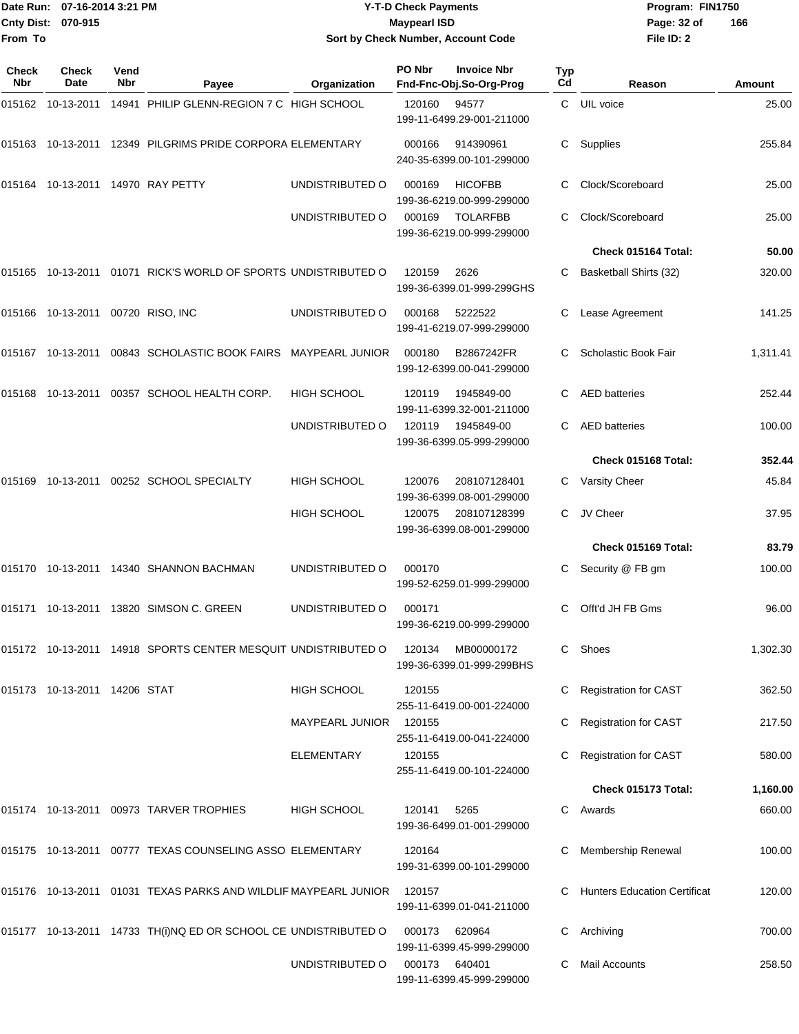Date Run: 07-16-2014 3:21 PM
Cnty Dist: 070-915
From To

**Y-T-D Check Payments**
**Maypearl ISD**
**Sort by Check Number, Account Code**

Program: FIN1750
File ID: 2

| Check Nbr | Check Date | Vend Nbr | Payee | Organization | PO Nbr | Invoice Nbr / Fnd-Fnc-Obj.So-Org-Prog | Typ Cd | Reason | Amount |
|---|---|---|---|---|---|---|---|---|---|
| 015162 | 10-13-2011 | 14941 | PHILIP GLENN-REGION 7 C | HIGH SCHOOL | 120160 | 94577 199-11-6499.29-001-211000 | C | UIL voice | 25.00 |
| 015163 | 10-13-2011 | 12349 | PILGRIMS PRIDE CORPORA | ELEMENTARY | 000166 | 914390961 240-35-6399.00-101-299000 | C | Supplies | 255.84 |
| 015164 | 10-13-2011 | 14970 | RAY PETTY | UNDISTRIBUTED O | 000169 | HICOFBB 199-36-6219.00-999-299000 | C | Clock/Scoreboard | 25.00 |
| | | | | UNDISTRIBUTED O | 000169 | TOLARFBB 199-36-6219.00-999-299000 | C | Clock/Scoreboard | 25.00 |
| | | | | | | | | **Check 015164 Total:** | **50.00** |
| 015165 | 10-13-2011 | 01071 | RICK'S WORLD OF SPORTS | UNDISTRIBUTED O | 120159 | 2626 199-36-6399.01-999-299GHS | C | Basketball Shirts (32) | 320.00 |
| 015166 | 10-13-2011 | 00720 | RISO, INC | UNDISTRIBUTED O | 000168 | 5222522 199-41-6219.07-999-299000 | C | Lease Agreement | 141.25 |
| 015167 | 10-13-2011 | 00843 | SCHOLASTIC BOOK FAIRS | MAYPEARL JUNIOR | 000180 | B2867242FR 199-12-6399.00-041-299000 | C | Scholastic Book Fair | 1,311.41 |
| 015168 | 10-13-2011 | 00357 | SCHOOL HEALTH CORP. | HIGH SCHOOL | 120119 | 1945849-00 199-11-6399.32-001-211000 | C | AED batteries | 252.44 |
| | | | | UNDISTRIBUTED O | 120119 | 1945849-00 199-36-6399.05-999-299000 | C | AED batteries | 100.00 |
| | | | | | | | | **Check 015168 Total:** | **352.44** |
| 015169 | 10-13-2011 | 00252 | SCHOOL SPECIALTY | HIGH SCHOOL | 120076 | 208107128401 199-36-6399.08-001-299000 | C | Varsity Cheer | 45.84 |
| | | | | HIGH SCHOOL | 120075 | 208107128399 199-36-6399.08-001-299000 | C | JV Cheer | 37.95 |
| | | | | | | | | **Check 015169 Total:** | **83.79** |
| 015170 | 10-13-2011 | 14340 | SHANNON BACHMAN | UNDISTRIBUTED O | 000170 | 199-52-6259.01-999-299000 | C | Security @ FB gm | 100.00 |
| 015171 | 10-13-2011 | 13820 | SIMSON C. GREEN | UNDISTRIBUTED O | 000171 | 199-36-6219.00-999-299000 | C | Offt'd JH FB Gms | 96.00 |
| 015172 | 10-13-2011 | 14918 | SPORTS CENTER MESQUIT | UNDISTRIBUTED O | 120134 | MB00000172 199-36-6399.01-999-299BHS | C | Shoes | 1,302.30 |
| 015173 | 10-13-2011 | 14206 | STAT | HIGH SCHOOL | 120155 | 255-11-6419.00-001-224000 | C | Registration for CAST | 362.50 |
| | | | | MAYPEARL JUNIOR | 120155 | 255-11-6419.00-041-224000 | C | Registration for CAST | 217.50 |
| | | | | ELEMENTARY | 120155 | 255-11-6419.00-101-224000 | C | Registration for CAST | 580.00 |
| | | | | | | | | **Check 015173 Total:** | **1,160.00** |
| 015174 | 10-13-2011 | 00973 | TARVER TROPHIES | HIGH SCHOOL | 120141 | 5265 199-36-6499.01-001-299000 | C | Awards | 660.00 |
| 015175 | 10-13-2011 | 00777 | TEXAS COUNSELING ASSO | ELEMENTARY | 120164 | 199-31-6399.00-101-299000 | C | Membership Renewal | 100.00 |
| 015176 | 10-13-2011 | 01031 | TEXAS PARKS AND WILDLIF | MAYPEARL JUNIOR | 120157 | 199-11-6399.01-041-211000 | C | Hunters Education Certificat | 120.00 |
| 015177 | 10-13-2011 | 14733 | TH(i)NQ ED OR SCHOOL CE | UNDISTRIBUTED O | 000173 | 620964 199-11-6399.45-999-299000 | C | Archiving | 700.00 |
| | | | | UNDISTRIBUTED O | 000173 | 640401 199-11-6399.45-999-299000 | C | Mail Accounts | 258.50 |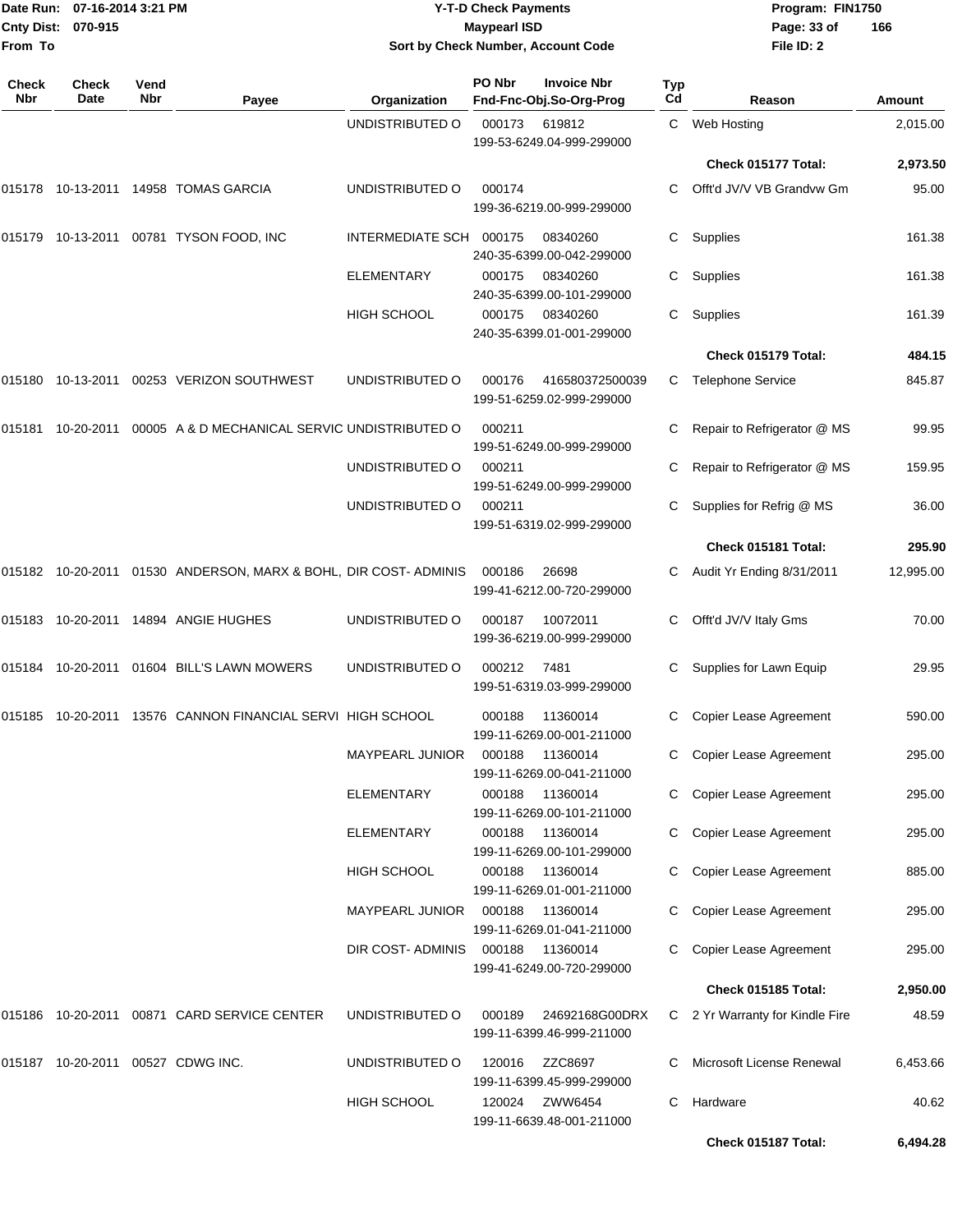Date Run: 07-16-2014 3:21 PM
Cnty Dist: 070-915
From To

# Y-T-D Check Payments
## Maypearl ISD
### Sort by Check Number, Account Code

Program: FIN1750
File ID: 2

| Check Nbr | Check Date | Vend Nbr | Payee | Organization | PO Nbr / Invoice Nbr / Fnd-Fnc-Obj.So-Org-Prog | Typ Cd | Reason | Amount |
|---|---|---|---|---|---|---|---|---|
| | | | | UNDISTRIBUTED O | 000173 619812 199-53-6249.04-999-299000 | C | Web Hosting | 2,015.00 |
| | | | | | | | **Check 015177 Total:** | **2,973.50** |
| 015178 | 10-13-2011 | 14958 | TOMAS GARCIA | UNDISTRIBUTED O | 000174 199-36-6219.00-999-299000 | C | Offt'd JV/V VB Grandvw Gm | 95.00 |
| 015179 | 10-13-2011 | 00781 | TYSON FOOD, INC | INTERMEDIATE SCH | 000175 08340260 240-35-6399.00-042-299000 | C | Supplies | 161.38 |
| | | | | ELEMENTARY | 000175 08340260 240-35-6399.00-101-299000 | C | Supplies | 161.38 |
| | | | | HIGH SCHOOL | 000175 08340260 240-35-6399.01-001-299000 | C | Supplies | 161.39 |
| | | | | | | | **Check 015179 Total:** | **484.15** |
| 015180 | 10-13-2011 | 00253 | VERIZON SOUTHWEST | UNDISTRIBUTED O | 000176 416580372500039 199-51-6259.02-999-299000 | C | Telephone Service | 845.87 |
| 015181 | 10-20-2011 | 00005 | A & D MECHANICAL SERVIC | UNDISTRIBUTED O | 000211 199-51-6249.00-999-299000 | C | Repair to Refrigerator @ MS | 99.95 |
| | | | | UNDISTRIBUTED O | 000211 199-51-6249.00-999-299000 | C | Repair to Refrigerator @ MS | 159.95 |
| | | | | UNDISTRIBUTED O | 000211 199-51-6319.02-999-299000 | C | Supplies for Refrig @ MS | 36.00 |
| | | | | | | | **Check 015181 Total:** | **295.90** |
| 015182 | 10-20-2011 | 01530 | ANDERSON, MARX & BOHL, | DIR COST- ADMINIS | 000186 26698 199-41-6212.00-720-299000 | C | Audit Yr Ending 8/31/2011 | 12,995.00 |
| 015183 | 10-20-2011 | 14894 | ANGIE HUGHES | UNDISTRIBUTED O | 000187 10072011 199-36-6219.00-999-299000 | C | Offt'd JV/V Italy Gms | 70.00 |
| 015184 | 10-20-2011 | 01604 | BILL'S LAWN MOWERS | UNDISTRIBUTED O | 000212 7481 199-51-6319.03-999-299000 | C | Supplies for Lawn Equip | 29.95 |
| 015185 | 10-20-2011 | 13576 | CANNON FINANCIAL SERVI | HIGH SCHOOL | 000188 11360014 199-11-6269.00-001-211000 | C | Copier Lease Agreement | 590.00 |
| | | | | MAYPEARL JUNIOR | 000188 11360014 199-11-6269.00-041-211000 | C | Copier Lease Agreement | 295.00 |
| | | | | ELEMENTARY | 000188 11360014 199-11-6269.00-101-211000 | C | Copier Lease Agreement | 295.00 |
| | | | | ELEMENTARY | 000188 11360014 199-11-6269.00-101-299000 | C | Copier Lease Agreement | 295.00 |
| | | | | HIGH SCHOOL | 000188 11360014 199-11-6269.01-001-211000 | C | Copier Lease Agreement | 885.00 |
| | | | | MAYPEARL JUNIOR | 000188 11360014 199-11-6269.01-041-211000 | C | Copier Lease Agreement | 295.00 |
| | | | | DIR COST- ADMINIS | 000188 11360014 199-41-6249.00-720-299000 | C | Copier Lease Agreement | 295.00 |
| | | | | | | | **Check 015185 Total:** | **2,950.00** |
| 015186 | 10-20-2011 | 00871 | CARD SERVICE CENTER | UNDISTRIBUTED O | 000189 24692168G00DRX 199-11-6399.46-999-211000 | C | 2 Yr Warranty for Kindle Fire | 48.59 |
| 015187 | 10-20-2011 | 00527 | CDWG INC. | UNDISTRIBUTED O | 120016 ZZC8697 199-11-6399.45-999-299000 | C | Microsoft License Renewal | 6,453.66 |
| | | | | HIGH SCHOOL | 120024 ZWW6454 199-11-6639.48-001-211000 | C | Hardware | 40.62 |
| | | | | | | | **Check 015187 Total:** | **6,494.28** |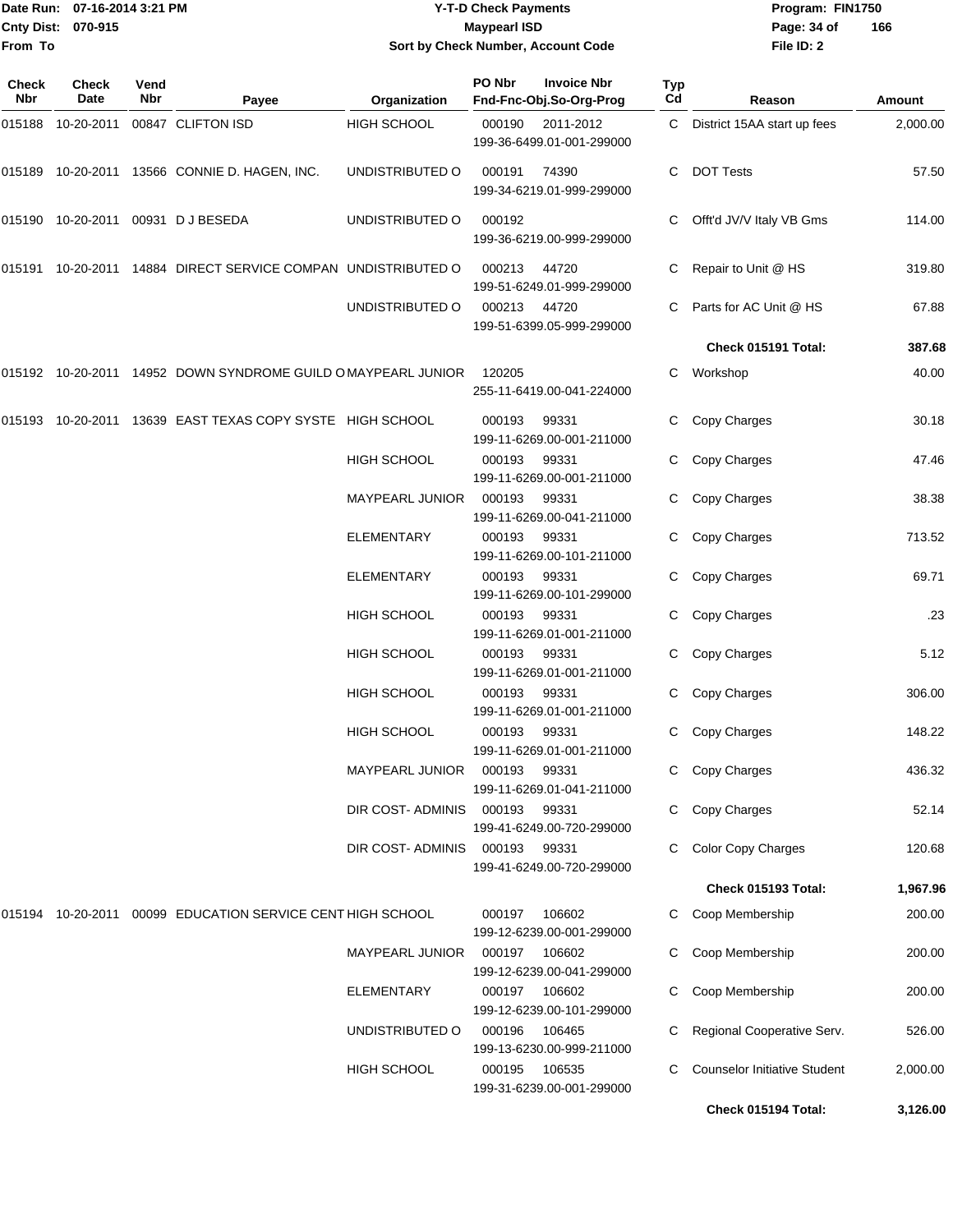Date Run: 07-16-2014 3:21 PM
Cnty Dist: 070-915
From To

# Y-T-D Check Payments
## Maypearl ISD
### Sort by Check Number, Account Code

Program: FIN1750
File ID: 2

| Check Nbr | Check Date | Vend Nbr | Payee | Organization | PO Nbr / Invoice Nbr / Fnd-Fnc-Obj.So-Org-Prog | Typ Cd | Reason | Amount |
|---|---|---|---|---|---|---|---|---|
| 015188 | 10-20-2011 | 00847 | CLIFTON ISD | HIGH SCHOOL | 000190 2011-2012 199-36-6499.01-001-299000 | C | District 15AA start up fees | 2,000.00 |
| 015189 | 10-20-2011 | 13566 | CONNIE D. HAGEN, INC. | UNDISTRIBUTED O | 000191 74390 199-34-6219.01-999-299000 | C | DOT Tests | 57.50 |
| 015190 | 10-20-2011 | 00931 | D J BESEDA | UNDISTRIBUTED O | 000192 199-36-6219.00-999-299000 | C | Offt'd JV/V Italy VB Gms | 114.00 |
| 015191 | 10-20-2011 | 14884 | DIRECT SERVICE COMPAN | UNDISTRIBUTED O | 000213 44720 199-51-6249.01-999-299000 | C | Repair to Unit @ HS | 319.80 |
| | | | | UNDISTRIBUTED O | 000213 44720 199-51-6399.05-999-299000 | C | Parts for AC Unit @ HS | 67.88 |
| | | | | | | | **Check 015191 Total:** | **387.68** |
| 015192 | 10-20-2011 | 14952 | DOWN SYNDROME GUILD O | MAYPEARL JUNIOR | 120205 255-11-6419.00-041-224000 | C | Workshop | 40.00 |
| 015193 | 10-20-2011 | 13639 | EAST TEXAS COPY SYSTE | HIGH SCHOOL | 000193 99331 199-11-6269.00-001-211000 | C | Copy Charges | 30.18 |
| | | | | HIGH SCHOOL | 000193 99331 199-11-6269.00-001-211000 | C | Copy Charges | 47.46 |
| | | | | MAYPEARL JUNIOR | 000193 99331 199-11-6269.00-041-211000 | C | Copy Charges | 38.38 |
| | | | | ELEMENTARY | 000193 99331 199-11-6269.00-101-211000 | C | Copy Charges | 713.52 |
| | | | | ELEMENTARY | 000193 99331 199-11-6269.00-101-299000 | C | Copy Charges | 69.71 |
| | | | | HIGH SCHOOL | 000193 99331 199-11-6269.01-001-211000 | C | Copy Charges | .23 |
| | | | | HIGH SCHOOL | 000193 99331 199-11-6269.01-001-211000 | C | Copy Charges | 5.12 |
| | | | | HIGH SCHOOL | 000193 99331 199-11-6269.01-001-211000 | C | Copy Charges | 306.00 |
| | | | | HIGH SCHOOL | 000193 99331 199-11-6269.01-001-211000 | C | Copy Charges | 148.22 |
| | | | | MAYPEARL JUNIOR | 000193 99331 199-11-6269.01-041-211000 | C | Copy Charges | 436.32 |
| | | | | DIR COST- ADMINIS | 000193 99331 199-41-6249.00-720-299000 | C | Copy Charges | 52.14 |
| | | | | DIR COST- ADMINIS | 000193 99331 199-41-6249.00-720-299000 | C | Color Copy Charges | 120.68 |
| | | | | | | | **Check 015193 Total:** | **1,967.96** |
| 015194 | 10-20-2011 | 00099 | EDUCATION SERVICE CENT | HIGH SCHOOL | 000197 106602 199-12-6239.00-001-299000 | C | Coop Membership | 200.00 |
| | | | | MAYPEARL JUNIOR | 000197 106602 199-12-6239.00-041-299000 | C | Coop Membership | 200.00 |
| | | | | ELEMENTARY | 000197 106602 199-12-6239.00-101-299000 | C | Coop Membership | 200.00 |
| | | | | UNDISTRIBUTED O | 000196 106465 199-13-6230.00-999-211000 | C | Regional Cooperative Serv. | 526.00 |
| | | | | HIGH SCHOOL | 000195 106535 199-31-6239.00-001-299000 | C | Counselor Initiative Student | 2,000.00 |
| | | | | | | | **Check 015194 Total:** | **3,126.00** |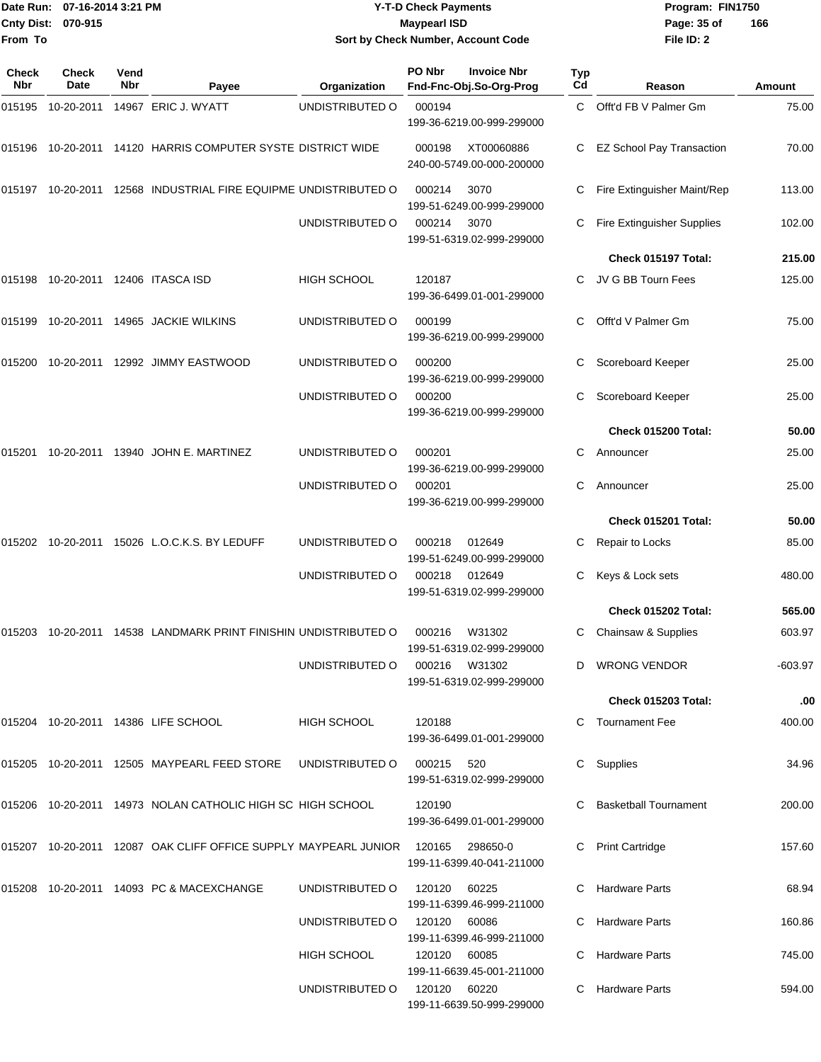Date Run: 07-16-2014 3:21 PM
Cnty Dist: 070-915
From To

# Y-T-D Check Payments
## Maypearl ISD
### Sort by Check Number, Account Code

Program: FIN1750
File ID: 2

| Check Nbr | Check Date | Vend Nbr | Payee | Organization | PO Nbr / Invoice Nbr / Fnd-Fnc-Obj.So-Org-Prog | Typ Cd | Reason | Amount |
|---|---|---|---|---|---|---|---|---|
| 015195 | 10-20-2011 | 14967 | ERIC J. WYATT | UNDISTRIBUTED O | 000194 199-36-6219.00-999-299000 | C | Offt'd FB V Palmer Gm | 75.00 |
| 015196 | 10-20-2011 | 14120 | HARRIS COMPUTER SYSTE | DISTRICT WIDE | 000198 XT00060886 240-00-5749.00-000-200000 | C | EZ School Pay Transaction | 70.00 |
| 015197 | 10-20-2011 | 12568 | INDUSTRIAL FIRE EQUIPME | UNDISTRIBUTED O | 000214 3070 199-51-6249.00-999-299000 | C | Fire Extinguisher Maint/Rep | 113.00 |
| | | | | UNDISTRIBUTED O | 000214 3070 199-51-6319.02-999-299000 | C | Fire Extinguisher Supplies | 102.00 |
| | | | | | | | **Check 015197 Total:** | **215.00** |
| 015198 | 10-20-2011 | 12406 | ITASCA ISD | HIGH SCHOOL | 120187 199-36-6499.01-001-299000 | C | JV G BB Tourn Fees | 125.00 |
| 015199 | 10-20-2011 | 14965 | JACKIE WILKINS | UNDISTRIBUTED O | 000199 199-36-6219.00-999-299000 | C | Offt'd V Palmer Gm | 75.00 |
| 015200 | 10-20-2011 | 12992 | JIMMY EASTWOOD | UNDISTRIBUTED O | 000200 199-36-6219.00-999-299000 | C | Scoreboard Keeper | 25.00 |
| | | | | UNDISTRIBUTED O | 000200 199-36-6219.00-999-299000 | C | Scoreboard Keeper | 25.00 |
| | | | | | | | **Check 015200 Total:** | **50.00** |
| 015201 | 10-20-2011 | 13940 | JOHN E. MARTINEZ | UNDISTRIBUTED O | 000201 199-36-6219.00-999-299000 | C | Announcer | 25.00 |
| | | | | UNDISTRIBUTED O | 000201 199-36-6219.00-999-299000 | C | Announcer | 25.00 |
| | | | | | | | **Check 015201 Total:** | **50.00** |
| 015202 | 10-20-2011 | 15026 | L.O.C.K.S. BY LEDUFF | UNDISTRIBUTED O | 000218 012649 199-51-6249.00-999-299000 | C | Repair to Locks | 85.00 |
| | | | | UNDISTRIBUTED O | 000218 012649 199-51-6319.02-999-299000 | C | Keys & Lock sets | 480.00 |
| | | | | | | | **Check 015202 Total:** | **565.00** |
| 015203 | 10-20-2011 | 14538 | LANDMARK PRINT FINISHIN | UNDISTRIBUTED O | 000216 W31302 199-51-6319.02-999-299000 | C | Chainsaw & Supplies | 603.97 |
| | | | | UNDISTRIBUTED O | 000216 W31302 199-51-6319.02-999-299000 | D | WRONG VENDOR | -603.97 |
| | | | | | | | **Check 015203 Total:** | **.00** |
| 015204 | 10-20-2011 | 14386 | LIFE SCHOOL | HIGH SCHOOL | 120188 199-36-6499.01-001-299000 | C | Tournament Fee | 400.00 |
| 015205 | 10-20-2011 | 12505 | MAYPEARL FEED STORE | UNDISTRIBUTED O | 000215 520 199-51-6319.02-999-299000 | C | Supplies | 34.96 |
| 015206 | 10-20-2011 | 14973 | NOLAN CATHOLIC HIGH SC | HIGH SCHOOL | 120190 199-36-6499.01-001-299000 | C | Basketball Tournament | 200.00 |
| 015207 | 10-20-2011 | 12087 | OAK CLIFF OFFICE SUPPLY | MAYPEARL JUNIOR | 120165 298650-0 199-11-6399.40-041-211000 | C | Print Cartridge | 157.60 |
| 015208 | 10-20-2011 | 14093 | PC & MACEXCHANGE | UNDISTRIBUTED O | 120120 60225 199-11-6399.46-999-211000 | C | Hardware Parts | 68.94 |
| | | | | UNDISTRIBUTED O | 120120 60086 199-11-6399.46-999-211000 | C | Hardware Parts | 160.86 |
| | | | | HIGH SCHOOL | 120120 60085 199-11-6639.45-001-211000 | C | Hardware Parts | 745.00 |
| | | | | UNDISTRIBUTED O | 120120 60220 199-11-6639.50-999-299000 | C | Hardware Parts | 594.00 |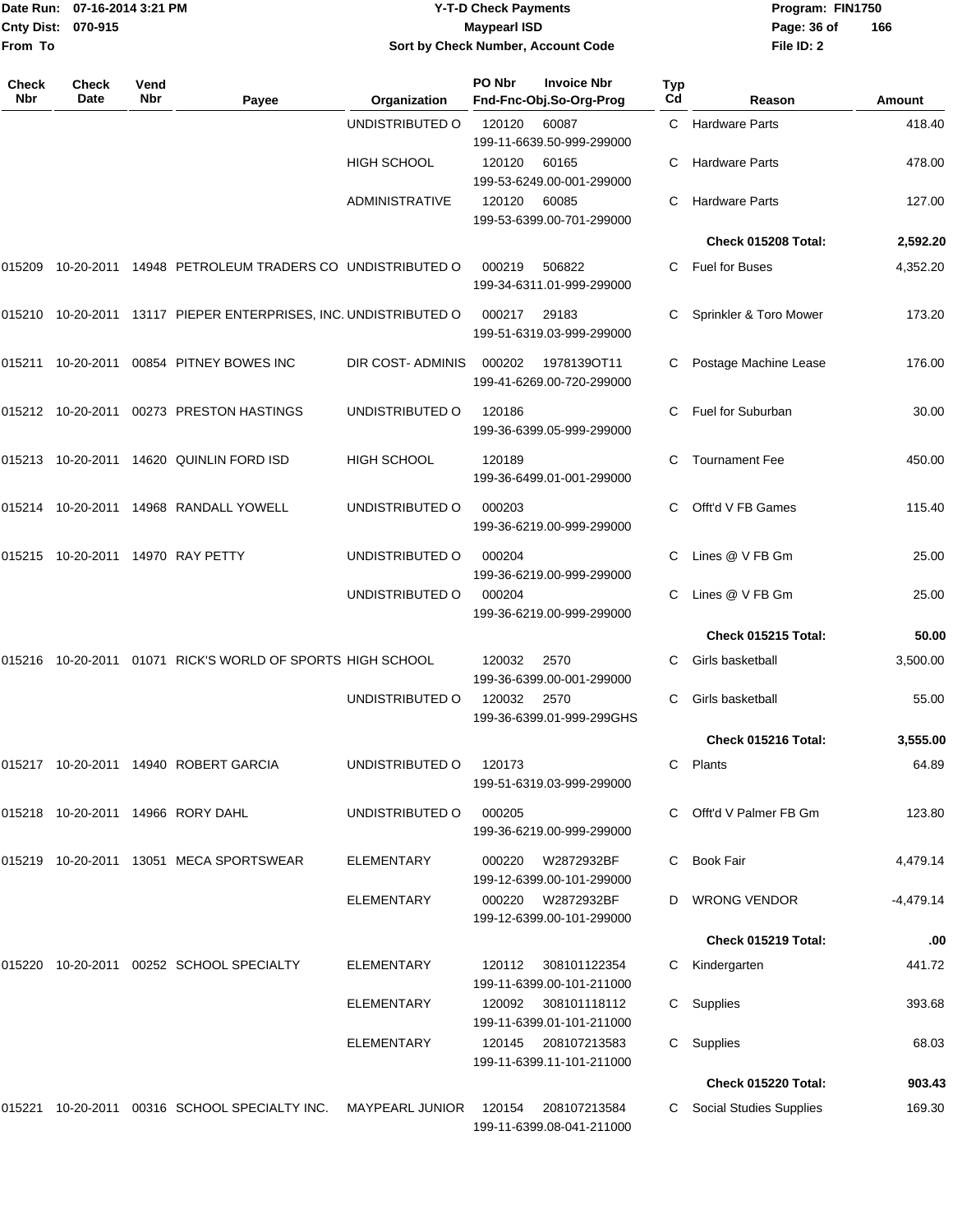| Check Nbr | Check Date | Vend Nbr | Payee | Organization | PO Nbr | Invoice Nbr / Fnd-Fnc-Obj.So-Org-Prog | Typ Cd | Reason | Amount |
|---|---|---|---|---|---|---|---|---|---|
| | | | | UNDISTRIBUTED O | 120120 | 60087 199-11-6639.50-999-299000 | C | Hardware Parts | 418.40 |
| | | | | HIGH SCHOOL | 120120 | 60165 199-53-6249.00-001-299000 | C | Hardware Parts | 478.00 |
| | | | | ADMINISTRATIVE | 120120 | 60085 199-53-6399.00-701-299000 | C | Hardware Parts | 127.00 |
| | | | | | | | | **Check 015208 Total:** | **2,592.20** |
| 015209 | 10-20-2011 | 14948 | PETROLEUM TRADERS CO | UNDISTRIBUTED O | 000219 | 506822 199-34-6311.01-999-299000 | C | Fuel for Buses | 4,352.20 |
| 015210 | 10-20-2011 | 13117 | PIEPER ENTERPRISES, INC. | UNDISTRIBUTED O | 000217 | 29183 199-51-6319.03-999-299000 | C | Sprinkler & Toro Mower | 173.20 |
| 015211 | 10-20-2011 | 00854 | PITNEY BOWES INC | DIR COST- ADMINIS | 000202 | 1978139OT11 199-41-6269.00-720-299000 | C | Postage Machine Lease | 176.00 |
| 015212 | 10-20-2011 | 00273 | PRESTON HASTINGS | UNDISTRIBUTED O | 120186 | 199-36-6399.05-999-299000 | C | Fuel for Suburban | 30.00 |
| 015213 | 10-20-2011 | 14620 | QUINLIN FORD ISD | HIGH SCHOOL | 120189 | 199-36-6499.01-001-299000 | C | Tournament Fee | 450.00 |
| 015214 | 10-20-2011 | 14968 | RANDALL YOWELL | UNDISTRIBUTED O | 000203 | 199-36-6219.00-999-299000 | C | Offt'd V FB Games | 115.40 |
| 015215 | 10-20-2011 | 14970 | RAY PETTY | UNDISTRIBUTED O | 000204 | 199-36-6219.00-999-299000 | C | Lines @ V FB Gm | 25.00 |
| | | | | UNDISTRIBUTED O | 000204 | 199-36-6219.00-999-299000 | C | Lines @ V FB Gm | 25.00 |
| | | | | | | | | **Check 015215 Total:** | **50.00** |
| 015216 | 10-20-2011 | 01071 | RICK'S WORLD OF SPORTS | HIGH SCHOOL | 120032 | 2570 199-36-6399.00-001-299000 | C | Girls basketball | 3,500.00 |
| | | | | UNDISTRIBUTED O | 120032 | 2570 199-36-6399.01-999-299GHS | C | Girls basketball | 55.00 |
| | | | | | | | | **Check 015216 Total:** | **3,555.00** |
| 015217 | 10-20-2011 | 14940 | ROBERT GARCIA | UNDISTRIBUTED O | 120173 | 199-51-6319.03-999-299000 | C | Plants | 64.89 |
| 015218 | 10-20-2011 | 14966 | RORY DAHL | UNDISTRIBUTED O | 000205 | 199-36-6219.00-999-299000 | C | Offt'd V Palmer FB Gm | 123.80 |
| 015219 | 10-20-2011 | 13051 | MECA SPORTSWEAR | ELEMENTARY | 000220 | W2872932BF 199-12-6399.00-101-299000 | C | Book Fair | 4,479.14 |
| | | | | ELEMENTARY | 000220 | W2872932BF 199-12-6399.00-101-299000 | D | WRONG VENDOR | -4,479.14 |
| | | | | | | | | **Check 015219 Total:** | **.00** |
| 015220 | 10-20-2011 | 00252 | SCHOOL SPECIALTY | ELEMENTARY | 120112 | 308101122354 199-11-6399.00-101-211000 | C | Kindergarten | 441.72 |
| | | | | ELEMENTARY | 120092 | 308101118112 199-11-6399.01-101-211000 | C | Supplies | 393.68 |
| | | | | ELEMENTARY | 120145 | 208107213583 199-11-6399.11-101-211000 | C | Supplies | 68.03 |
| | | | | | | | | **Check 015220 Total:** | **903.43** |
| 015221 | 10-20-2011 | 00316 | SCHOOL SPECIALTY INC. | MAYPEARL JUNIOR | 120154 | 208107213584 199-11-6399.08-041-211000 | C | Social Studies Supplies | 169.30 |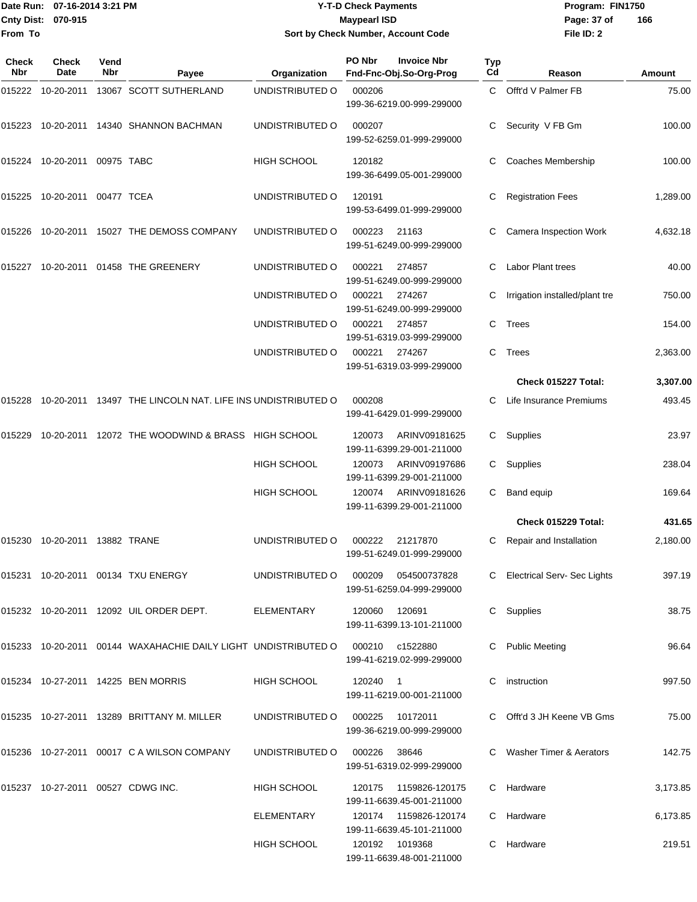**Y-T-D Check Payments**
**Maypearl ISD**
**Sort by Check Number, Account Code**

Date Run: 07-16-2014 3:21 PM
Cnty Dist: 070-915
From To

Program: FIN1750
File ID: 2

| Check Nbr | Check Date | Vend Nbr | Payee | Organization | PO Nbr / Invoice Nbr / Fnd-Fnc-Obj.So-Org-Prog | Typ Cd | Reason | Amount |
|---|---|---|---|---|---|---|---|---|
| 015222 | 10-20-2011 | 13067 | SCOTT SUTHERLAND | UNDISTRIBUTED O | 000206 199-36-6219.00-999-299000 | C | Offt'd V Palmer FB | 75.00 |
| 015223 | 10-20-2011 | 14340 | SHANNON BACHMAN | UNDISTRIBUTED O | 000207 199-52-6259.01-999-299000 | C | Security V FB Gm | 100.00 |
| 015224 | 10-20-2011 | 00975 | TABC | HIGH SCHOOL | 120182 199-36-6499.05-001-299000 | C | Coaches Membership | 100.00 |
| 015225 | 10-20-2011 | 00477 | TCEA | UNDISTRIBUTED O | 120191 199-53-6499.01-999-299000 | C | Registration Fees | 1,289.00 |
| 015226 | 10-20-2011 | 15027 | THE DEMOSS COMPANY | UNDISTRIBUTED O | 000223 21163 199-51-6249.00-999-299000 | C | Camera Inspection Work | 4,632.18 |
| 015227 | 10-20-2011 | 01458 | THE GREENERY | UNDISTRIBUTED O | 000221 274857 199-51-6249.00-999-299000 | C | Labor Plant trees | 40.00 |
| | | | | UNDISTRIBUTED O | 000221 274267 199-51-6249.00-999-299000 | C | Irrigation installed/plant tre | 750.00 |
| | | | | UNDISTRIBUTED O | 000221 274857 199-51-6319.03-999-299000 | C | Trees | 154.00 |
| | | | | UNDISTRIBUTED O | 000221 274267 199-51-6319.03-999-299000 | C | Trees | 2,363.00 |
| | | | | | | | **Check 015227 Total:** | **3,307.00** |
| 015228 | 10-20-2011 | 13497 | THE LINCOLN NAT. LIFE INS | UNDISTRIBUTED O | 000208 199-41-6429.01-999-299000 | C | Life Insurance Premiums | 493.45 |
| 015229 | 10-20-2011 | 12072 | THE WOODWIND & BRASS | HIGH SCHOOL | 120073 ARINV09181625 199-11-6399.29-001-211000 | C | Supplies | 23.97 |
| | | | | HIGH SCHOOL | 120073 ARINV09197686 199-11-6399.29-001-211000 | C | Supplies | 238.04 |
| | | | | HIGH SCHOOL | 120074 ARINV09181626 199-11-6399.29-001-211000 | C | Band equip | 169.64 |
| | | | | | | | **Check 015229 Total:** | **431.65** |
| 015230 | 10-20-2011 | 13882 | TRANE | UNDISTRIBUTED O | 000222 21217870 199-51-6249.01-999-299000 | C | Repair and Installation | 2,180.00 |
| 015231 | 10-20-2011 | 00134 | TXU ENERGY | UNDISTRIBUTED O | 000209 054500737828 199-51-6259.04-999-299000 | C | Electrical Serv- Sec Lights | 397.19 |
| 015232 | 10-20-2011 | 12092 | UIL ORDER DEPT. | ELEMENTARY | 120060 120691 199-11-6399.13-101-211000 | C | Supplies | 38.75 |
| 015233 | 10-20-2011 | 00144 | WAXAHACHIE DAILY LIGHT | UNDISTRIBUTED O | 000210 c1522880 199-41-6219.02-999-299000 | C | Public Meeting | 96.64 |
| 015234 | 10-27-2011 | 14225 | BEN MORRIS | HIGH SCHOOL | 120240 1 199-11-6219.00-001-211000 | C | instruction | 997.50 |
| 015235 | 10-27-2011 | 13289 | BRITTANY M. MILLER | UNDISTRIBUTED O | 000225 10172011 199-36-6219.00-999-299000 | C | Offt'd 3 JH Keene VB Gms | 75.00 |
| 015236 | 10-27-2011 | 00017 | C A WILSON COMPANY | UNDISTRIBUTED O | 000226 38646 199-51-6319.02-999-299000 | C | Washer Timer & Aerators | 142.75 |
| 015237 | 10-27-2011 | 00527 | CDWG INC. | HIGH SCHOOL | 120175 1159826-120175 199-11-6639.45-001-211000 | C | Hardware | 3,173.85 |
| | | | | ELEMENTARY | 120174 1159826-120174 199-11-6639.45-101-211000 | C | Hardware | 6,173.85 |
| | | | | HIGH SCHOOL | 120192 1019368 199-11-6639.48-001-211000 | C | Hardware | 219.51 |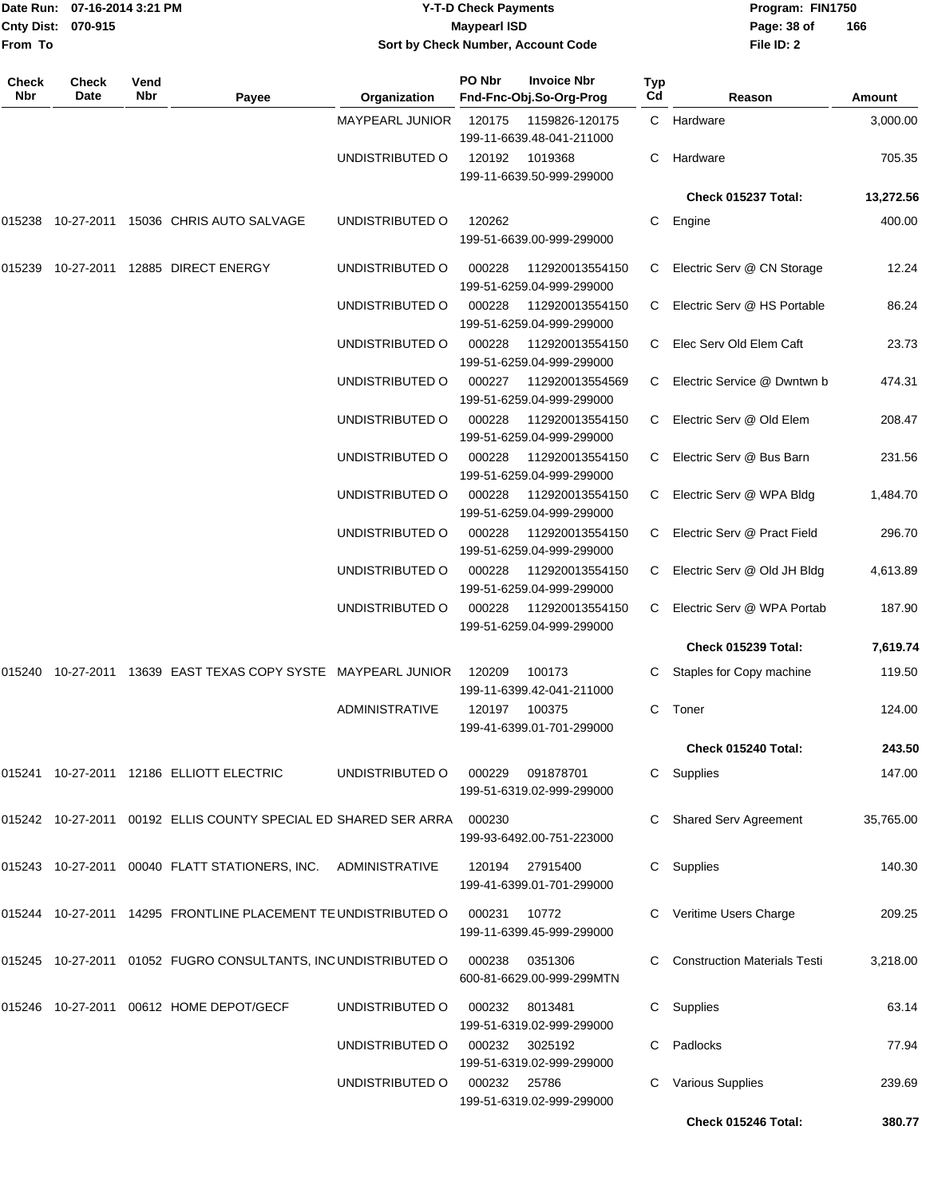Date Run: 07-16-2014 3:21 PM
Cnty Dist: 070-915
From To

# Y-T-D Check Payments
## Maypearl ISD
### Sort by Check Number, Account Code

Program: FIN1750
File ID: 2

| Check Nbr | Check Date | Vend Nbr | Payee | Organization | PO Nbr / Fnd-Fnc-Obj.So-Org-Prog | Invoice Nbr | Typ Cd | Reason | Amount |
|---|---|---|---|---|---|---|---|---|---|
| | | | | MAYPEARL JUNIOR | 120175 199-11-6639.48-041-211000 | 1159826-120175 | C | Hardware | 3,000.00 |
| | | | | UNDISTRIBUTED O | 120192 199-11-6639.50-999-299000 | 1019368 | C | Hardware | 705.35 |
| | | | | | | | | **Check 015237 Total:** | **13,272.56** |
| 015238 | 10-27-2011 | 15036 | CHRIS AUTO SALVAGE | UNDISTRIBUTED O | 120262 199-51-6639.00-999-299000 | | C | Engine | 400.00 |
| 015239 | 10-27-2011 | 12885 | DIRECT ENERGY | UNDISTRIBUTED O | 000228 199-51-6259.04-999-299000 | 112920013554150 | C | Electric Serv @ CN Storage | 12.24 |
| | | | | UNDISTRIBUTED O | 000228 199-51-6259.04-999-299000 | 112920013554150 | C | Electric Serv @ HS Portable | 86.24 |
| | | | | UNDISTRIBUTED O | 000228 199-51-6259.04-999-299000 | 112920013554150 | C | Elec Serv Old Elem Caft | 23.73 |
| | | | | UNDISTRIBUTED O | 000227 199-51-6259.04-999-299000 | 112920013554569 | C | Electric Service @ Dwntwn b | 474.31 |
| | | | | UNDISTRIBUTED O | 000228 199-51-6259.04-999-299000 | 112920013554150 | C | Electric Serv @ Old Elem | 208.47 |
| | | | | UNDISTRIBUTED O | 000228 199-51-6259.04-999-299000 | 112920013554150 | C | Electric Serv @ Bus Barn | 231.56 |
| | | | | UNDISTRIBUTED O | 000228 199-51-6259.04-999-299000 | 112920013554150 | C | Electric Serv @ WPA Bldg | 1,484.70 |
| | | | | UNDISTRIBUTED O | 000228 199-51-6259.04-999-299000 | 112920013554150 | C | Electric Serv @ Pract Field | 296.70 |
| | | | | UNDISTRIBUTED O | 000228 199-51-6259.04-999-299000 | 112920013554150 | C | Electric Serv @ Old JH Bldg | 4,613.89 |
| | | | | UNDISTRIBUTED O | 000228 199-51-6259.04-999-299000 | 112920013554150 | C | Electric Serv @ WPA Portab | 187.90 |
| | | | | | | | | **Check 015239 Total:** | **7,619.74** |
| 015240 | 10-27-2011 | 13639 | EAST TEXAS COPY SYSTE | MAYPEARL JUNIOR | 120209 199-11-6399.42-041-211000 | 100173 | C | Staples for Copy machine | 119.50 |
| | | | | ADMINISTRATIVE | 120197 199-41-6399.01-701-299000 | 100375 | C | Toner | 124.00 |
| | | | | | | | | **Check 015240 Total:** | **243.50** |
| 015241 | 10-27-2011 | 12186 | ELLIOTT ELECTRIC | UNDISTRIBUTED O | 000229 199-51-6319.02-999-299000 | 091878701 | C | Supplies | 147.00 |
| 015242 | 10-27-2011 | 00192 | ELLIS COUNTY SPECIAL ED | SHARED SER ARRA | 000230 199-93-6492.00-751-223000 | | C | Shared Serv Agreement | 35,765.00 |
| 015243 | 10-27-2011 | 00040 | FLATT STATIONERS, INC. | ADMINISTRATIVE | 120194 199-41-6399.01-701-299000 | 27915400 | C | Supplies | 140.30 |
| 015244 | 10-27-2011 | 14295 | FRONTLINE PLACEMENT TE | UNDISTRIBUTED O | 000231 199-11-6399.45-999-299000 | 10772 | C | Veritime Users Charge | 209.25 |
| 015245 | 10-27-2011 | 01052 | FUGRO CONSULTANTS, INC | UNDISTRIBUTED O | 000238 600-81-6629.00-999-299MTN | 0351306 | C | Construction Materials Testi | 3,218.00 |
| 015246 | 10-27-2011 | 00612 | HOME DEPOT/GECF | UNDISTRIBUTED O | 000232 199-51-6319.02-999-299000 | 8013481 | C | Supplies | 63.14 |
| | | | | UNDISTRIBUTED O | 000232 199-51-6319.02-999-299000 | 3025192 | C | Padlocks | 77.94 |
| | | | | UNDISTRIBUTED O | 000232 199-51-6319.02-999-299000 | 25786 | C | Various Supplies | 239.69 |
| | | | | | | | | **Check 015246 Total:** | **380.77** |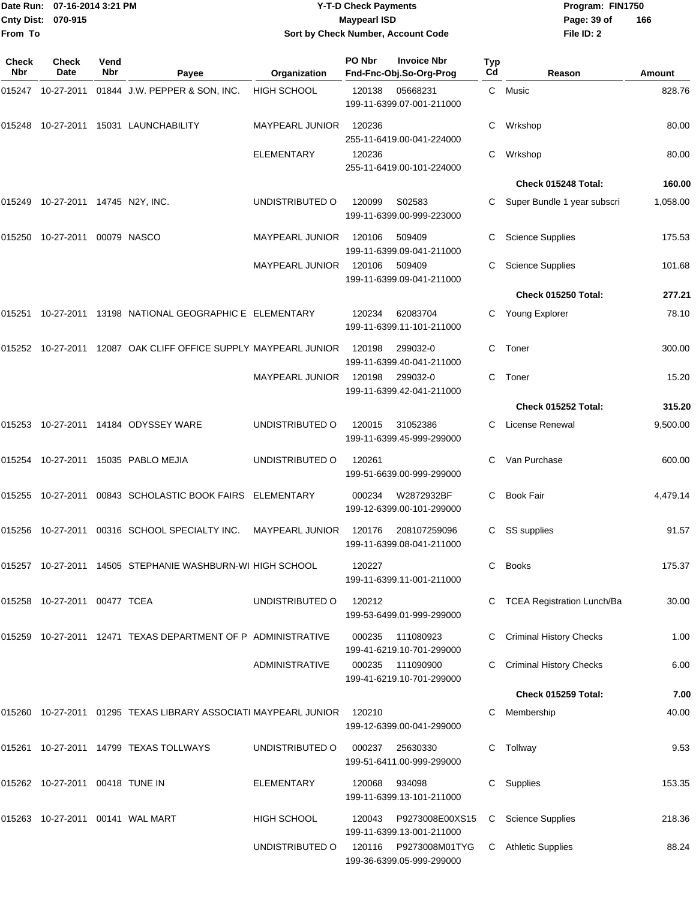| Check Nbr | Check Date | Vend Nbr | Payee | Organization | PO Nbr / Fnd-Fnc-Obj.So-Org-Prog | Invoice Nbr | Typ Cd | Reason | Amount |
|---|---|---|---|---|---|---|---|---|---|
| 015247 | 10-27-2011 | 01844 | J.W. PEPPER & SON, INC. | HIGH SCHOOL | 120138 199-11-6399.07-001-211000 | 05668231 | C | Music | 828.76 |
| 015248 | 10-27-2011 | 15031 | LAUNCHABILITY | MAYPEARL JUNIOR | 120236 255-11-6419.00-041-224000 | | C | Wrkshop | 80.00 |
| | | | | ELEMENTARY | 120236 255-11-6419.00-101-224000 | | C | Wrkshop | 80.00 |
| | | | | | | | | **Check 015248 Total:** | **160.00** |
| 015249 | 10-27-2011 | 14745 | N2Y, INC. | UNDISTRIBUTED O | 120099 199-11-6399.00-999-223000 | S02583 | C | Super Bundle 1 year subscri | 1,058.00 |
| 015250 | 10-27-2011 | 00079 | NASCO | MAYPEARL JUNIOR | 120106 199-11-6399.09-041-211000 | 509409 | C | Science Supplies | 175.53 |
| | | | | MAYPEARL JUNIOR | 120106 199-11-6399.09-041-211000 | 509409 | C | Science Supplies | 101.68 |
| | | | | | | | | **Check 015250 Total:** | **277.21** |
| 015251 | 10-27-2011 | 13198 | NATIONAL GEOGRAPHIC E | ELEMENTARY | 120234 199-11-6399.11-101-211000 | 62083704 | C | Young Explorer | 78.10 |
| 015252 | 10-27-2011 | 12087 | OAK CLIFF OFFICE SUPPLY | MAYPEARL JUNIOR | 120198 199-11-6399.40-041-211000 | 299032-0 | C | Toner | 300.00 |
| | | | | MAYPEARL JUNIOR | 120198 199-11-6399.42-041-211000 | 299032-0 | C | Toner | 15.20 |
| | | | | | | | | **Check 015252 Total:** | **315.20** |
| 015253 | 10-27-2011 | 14184 | ODYSSEY WARE | UNDISTRIBUTED O | 120015 199-11-6399.45-999-299000 | 31052386 | C | License Renewal | 9,500.00 |
| 015254 | 10-27-2011 | 15035 | PABLO MEJIA | UNDISTRIBUTED O | 120261 199-51-6639.00-999-299000 | | C | Van Purchase | 600.00 |
| 015255 | 10-27-2011 | 00843 | SCHOLASTIC BOOK FAIRS | ELEMENTARY | 000234 199-12-6399.00-101-299000 | W2872932BF | C | Book Fair | 4,479.14 |
| 015256 | 10-27-2011 | 00316 | SCHOOL SPECIALTY INC. | MAYPEARL JUNIOR | 120176 199-11-6399.08-041-211000 | 208107259096 | C | SS supplies | 91.57 |
| 015257 | 10-27-2011 | 14505 | STEPHANIE WASHBURN-WI | HIGH SCHOOL | 120227 199-11-6399.11-001-211000 | | C | Books | 175.37 |
| 015258 | 10-27-2011 | 00477 | TCEA | UNDISTRIBUTED O | 120212 199-53-6499.01-999-299000 | | C | TCEA Registration Lunch/Ba | 30.00 |
| 015259 | 10-27-2011 | 12471 | TEXAS DEPARTMENT OF P | ADMINISTRATIVE | 000235 199-41-6219.10-701-299000 | 111080923 | C | Criminal History Checks | 1.00 |
| | | | | ADMINISTRATIVE | 000235 199-41-6219.10-701-299000 | 111090900 | C | Criminal History Checks | 6.00 |
| | | | | | | | | **Check 015259 Total:** | **7.00** |
| 015260 | 10-27-2011 | 01295 | TEXAS LIBRARY ASSOCIATI | MAYPEARL JUNIOR | 120210 199-12-6399.00-041-299000 | | C | Membership | 40.00 |
| 015261 | 10-27-2011 | 14799 | TEXAS TOLLWAYS | UNDISTRIBUTED O | 000237 199-51-6411.00-999-299000 | 25630330 | C | Tollway | 9.53 |
| 015262 | 10-27-2011 | 00418 | TUNE IN | ELEMENTARY | 120068 199-11-6399.13-101-211000 | 934098 | C | Supplies | 153.35 |
| 015263 | 10-27-2011 | 00141 | WAL MART | HIGH SCHOOL | 120043 199-11-6399.13-001-211000 | P9273008E00XS15 | C | Science Supplies | 218.36 |
| | | | | UNDISTRIBUTED O | 120116 199-36-6399.05-999-299000 | P9273008M01TYG | C | Athletic Supplies | 88.24 |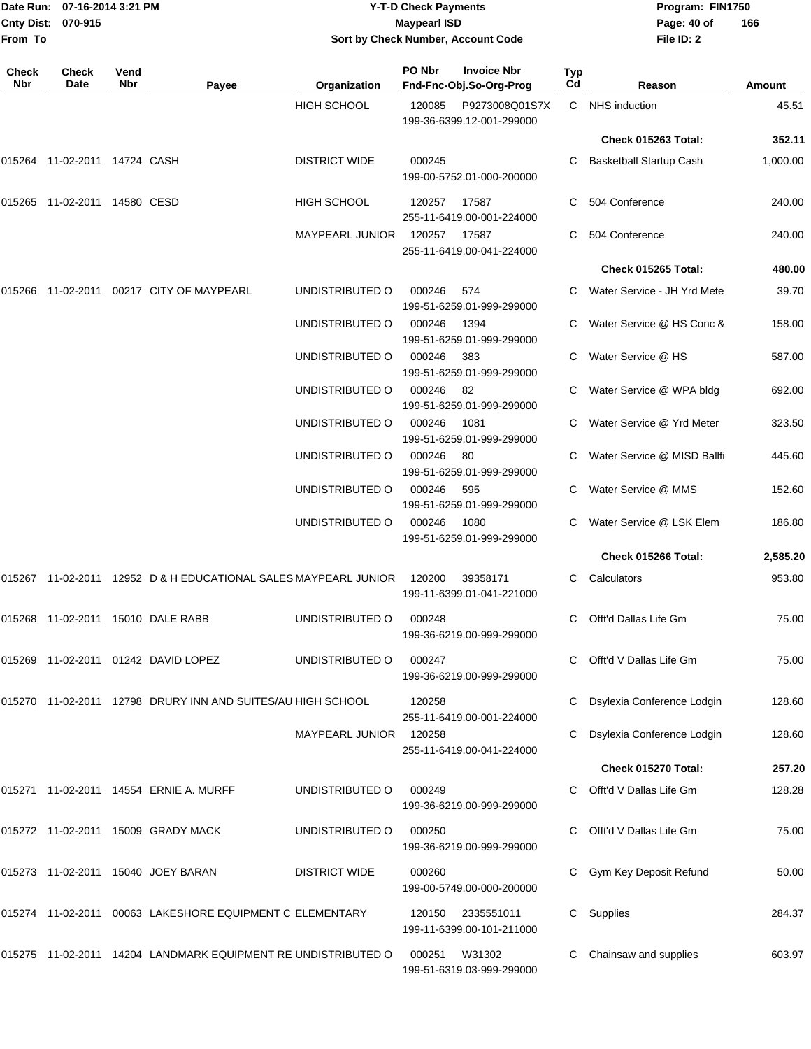# Y-T-D Check Payments

**Maypearl ISD**

**Sort by Check Number, Account Code**

Date Run: 07-16-2014 3:21 PM
Cnty Dist: 070-915
From To

Program: FIN1750
File ID: 2

| Check Nbr | Check Date | Vend Nbr | Payee | Organization | PO Nbr / Invoice Nbr / Fnd-Fnc-Obj.So-Org-Prog | Typ Cd | Reason | Amount |
|---|---|---|---|---|---|---|---|---|
| | | | | HIGH SCHOOL | 120085 P9273008Q01S7X 199-36-6399.12-001-299000 | C | NHS induction | 45.51 |
| | | | | | | | **Check 015263 Total:** | **352.11** |
| 015264 | 11-02-2011 | 14724 | CASH | DISTRICT WIDE | 000245 199-00-5752.01-000-200000 | C | Basketball Startup Cash | 1,000.00 |
| 015265 | 11-02-2011 | 14580 | CESD | HIGH SCHOOL | 120257 17587 255-11-6419.00-001-224000 | C | 504 Conference | 240.00 |
| | | | | MAYPEARL JUNIOR | 120257 17587 255-11-6419.00-041-224000 | C | 504 Conference | 240.00 |
| | | | | | | | **Check 015265 Total:** | **480.00** |
| 015266 | 11-02-2011 | 00217 | CITY OF MAYPEARL | UNDISTRIBUTED O | 000246 574 199-51-6259.01-999-299000 | C | Water Service - JH Yrd Mete | 39.70 |
| | | | | UNDISTRIBUTED O | 000246 1394 199-51-6259.01-999-299000 | C | Water Service @ HS Conc & | 158.00 |
| | | | | UNDISTRIBUTED O | 000246 383 199-51-6259.01-999-299000 | C | Water Service @ HS | 587.00 |
| | | | | UNDISTRIBUTED O | 000246 82 199-51-6259.01-999-299000 | C | Water Service @ WPA bldg | 692.00 |
| | | | | UNDISTRIBUTED O | 000246 1081 199-51-6259.01-999-299000 | C | Water Service @ Yrd Meter | 323.50 |
| | | | | UNDISTRIBUTED O | 000246 80 199-51-6259.01-999-299000 | C | Water Service @ MISD Ballfi | 445.60 |
| | | | | UNDISTRIBUTED O | 000246 595 199-51-6259.01-999-299000 | C | Water Service @ MMS | 152.60 |
| | | | | UNDISTRIBUTED O | 000246 1080 199-51-6259.01-999-299000 | C | Water Service @ LSK Elem | 186.80 |
| | | | | | | | **Check 015266 Total:** | **2,585.20** |
| 015267 | 11-02-2011 | 12952 | D & H EDUCATIONAL SALES | MAYPEARL JUNIOR | 120200 39358171 199-11-6399.01-041-221000 | C | Calculators | 953.80 |
| 015268 | 11-02-2011 | 15010 | DALE RABB | UNDISTRIBUTED O | 000248 199-36-6219.00-999-299000 | C | Offt'd Dallas Life Gm | 75.00 |
| 015269 | 11-02-2011 | 01242 | DAVID LOPEZ | UNDISTRIBUTED O | 000247 199-36-6219.00-999-299000 | C | Offt'd V Dallas Life Gm | 75.00 |
| 015270 | 11-02-2011 | 12798 | DRURY INN AND SUITES/AU | HIGH SCHOOL | 120258 255-11-6419.00-001-224000 | C | Dsylexia Conference Lodgin | 128.60 |
| | | | | MAYPEARL JUNIOR | 120258 255-11-6419.00-041-224000 | C | Dsylexia Conference Lodgin | 128.60 |
| | | | | | | | **Check 015270 Total:** | **257.20** |
| 015271 | 11-02-2011 | 14554 | ERNIE A. MURFF | UNDISTRIBUTED O | 000249 199-36-6219.00-999-299000 | C | Offt'd V Dallas Life Gm | 128.28 |
| 015272 | 11-02-2011 | 15009 | GRADY MACK | UNDISTRIBUTED O | 000250 199-36-6219.00-999-299000 | C | Offt'd V Dallas Life Gm | 75.00 |
| 015273 | 11-02-2011 | 15040 | JOEY BARAN | DISTRICT WIDE | 000260 199-00-5749.00-000-200000 | C | Gym Key Deposit Refund | 50.00 |
| 015274 | 11-02-2011 | 00063 | LAKESHORE EQUIPMENT C | ELEMENTARY | 120150 2335551011 199-11-6399.00-101-211000 | C | Supplies | 284.37 |
| 015275 | 11-02-2011 | 14204 | LANDMARK EQUIPMENT RE | UNDISTRIBUTED O | 000251 W31302 199-51-6319.03-999-299000 | C | Chainsaw and supplies | 603.97 |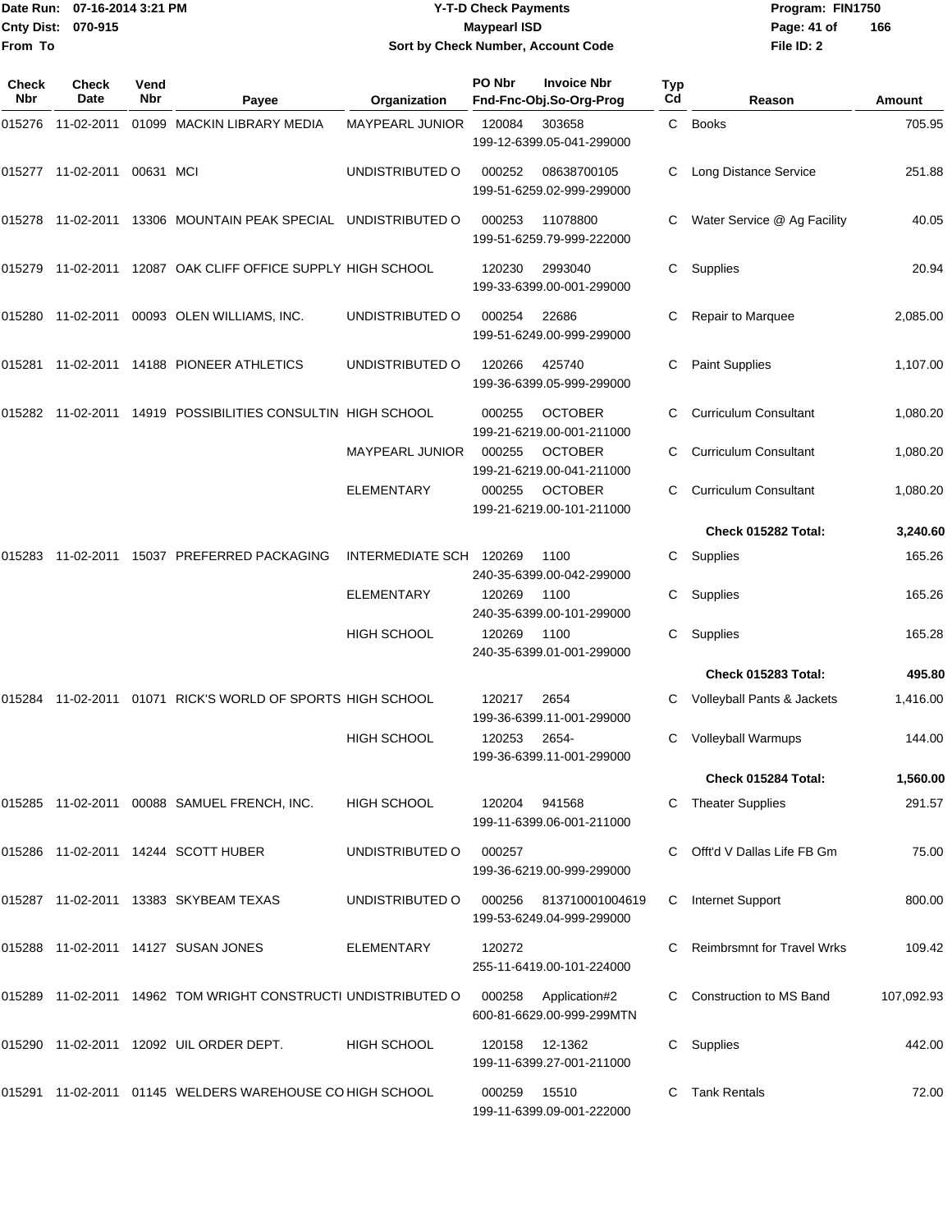Date Run: 07-16-2014 3:21 PM
Cnty Dist: 070-915
From To

# Y-T-D Check Payments
## Maypearl ISD
### Sort by Check Number, Account Code

Program: FIN1750
File ID: 2

| Check Nbr | Check Date | Vend Nbr | Payee | Organization | PO Nbr | Invoice Nbr / Fnd-Fnc-Obj.So-Org-Prog | Typ Cd | Reason | Amount |
|---|---|---|---|---|---|---|---|---|---|
| 015276 | 11-02-2011 | 01099 | MACKIN LIBRARY MEDIA | MAYPEARL JUNIOR | 120084 | 303658 199-12-6399.05-041-299000 | C | Books | 705.95 |
| 015277 | 11-02-2011 | 00631 | MCI | UNDISTRIBUTED O | 000252 | 08638700105 199-51-6259.02-999-299000 | C | Long Distance Service | 251.88 |
| 015278 | 11-02-2011 | 13306 | MOUNTAIN PEAK SPECIAL | UNDISTRIBUTED O | 000253 | 11078800 199-51-6259.79-999-222000 | C | Water Service @ Ag Facility | 40.05 |
| 015279 | 11-02-2011 | 12087 | OAK CLIFF OFFICE SUPPLY | HIGH SCHOOL | 120230 | 2993040 199-33-6399.00-001-299000 | C | Supplies | 20.94 |
| 015280 | 11-02-2011 | 00093 | OLEN WILLIAMS, INC. | UNDISTRIBUTED O | 000254 | 22686 199-51-6249.00-999-299000 | C | Repair to Marquee | 2,085.00 |
| 015281 | 11-02-2011 | 14188 | PIONEER ATHLETICS | UNDISTRIBUTED O | 120266 | 425740 199-36-6399.05-999-299000 | C | Paint Supplies | 1,107.00 |
| 015282 | 11-02-2011 | 14919 | POSSIBILITIES CONSULTIN | HIGH SCHOOL | 000255 | OCTOBER 199-21-6219.00-001-211000 | C | Curriculum Consultant | 1,080.20 |
| | | | | MAYPEARL JUNIOR | 000255 | OCTOBER 199-21-6219.00-041-211000 | C | Curriculum Consultant | 1,080.20 |
| | | | | ELEMENTARY | 000255 | OCTOBER 199-21-6219.00-101-211000 | C | Curriculum Consultant | 1,080.20 |
| | | | | | | | | **Check 015282 Total:** | **3,240.60** |
| 015283 | 11-02-2011 | 15037 | PREFERRED PACKAGING | INTERMEDIATE SCH | 120269 | 1100 240-35-6399.00-042-299000 | C | Supplies | 165.26 |
| | | | | ELEMENTARY | 120269 | 1100 240-35-6399.00-101-299000 | C | Supplies | 165.26 |
| | | | | HIGH SCHOOL | 120269 | 1100 240-35-6399.01-001-299000 | C | Supplies | 165.28 |
| | | | | | | | | **Check 015283 Total:** | **495.80** |
| 015284 | 11-02-2011 | 01071 | RICK'S WORLD OF SPORTS | HIGH SCHOOL | 120217 | 2654 199-36-6399.11-001-299000 | C | Volleyball Pants & Jackets | 1,416.00 |
| | | | | HIGH SCHOOL | 120253 | 2654- 199-36-6399.11-001-299000 | C | Volleyball Warmups | 144.00 |
| | | | | | | | | **Check 015284 Total:** | **1,560.00** |
| 015285 | 11-02-2011 | 00088 | SAMUEL FRENCH, INC. | HIGH SCHOOL | 120204 | 941568 199-11-6399.06-001-211000 | C | Theater Supplies | 291.57 |
| 015286 | 11-02-2011 | 14244 | SCOTT HUBER | UNDISTRIBUTED O | 000257 | 199-36-6219.00-999-299000 | C | Offt'd V Dallas Life FB Gm | 75.00 |
| 015287 | 11-02-2011 | 13383 | SKYBEAM TEXAS | UNDISTRIBUTED O | 000256 | 813710001004619 199-53-6249.04-999-299000 | C | Internet Support | 800.00 |
| 015288 | 11-02-2011 | 14127 | SUSAN JONES | ELEMENTARY | 120272 | 255-11-6419.00-101-224000 | C | Reimbrsmnt for Travel Wrks | 109.42 |
| 015289 | 11-02-2011 | 14962 | TOM WRIGHT CONSTRUCTI | UNDISTRIBUTED O | 000258 | Application#2 600-81-6629.00-999-299MTN | C | Construction to MS Band | 107,092.93 |
| 015290 | 11-02-2011 | 12092 | UIL ORDER DEPT. | HIGH SCHOOL | 120158 | 12-1362 199-11-6399.27-001-211000 | C | Supplies | 442.00 |
| 015291 | 11-02-2011 | 01145 | WELDERS WAREHOUSE CO | HIGH SCHOOL | 000259 | 15510 199-11-6399.09-001-222000 | C | Tank Rentals | 72.00 |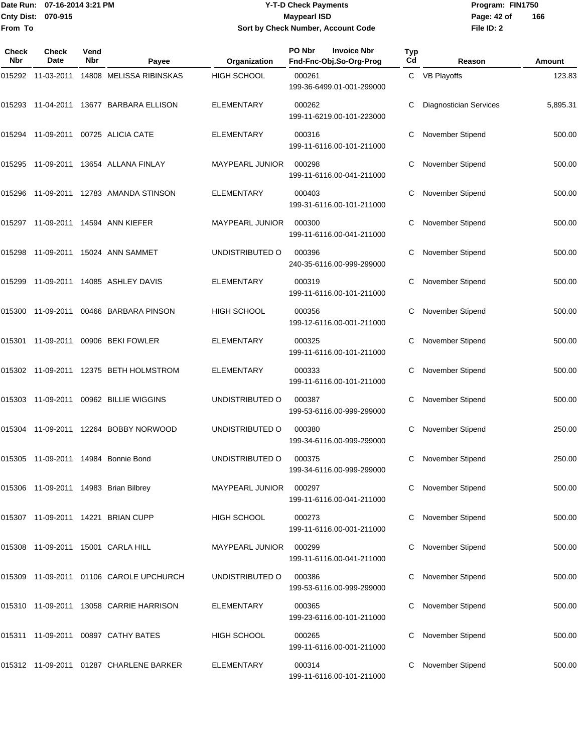Date Run: 07-16-2014 3:21 PM
Cnty Dist: 070-915
From To

# Y-T-D Check Payments
## Maypearl ISD
### Sort by Check Number, Account Code

Program: FIN1750
File ID: 2

| Check Nbr | Check Date | Vend Nbr | Payee | Organization | PO Nbr / Invoice Nbr / Fnd-Fnc-Obj.So-Org-Prog | Typ Cd | Reason | Amount |
|---|---|---|---|---|---|---|---|---|
| 015292 | 11-03-2011 | 14808 | MELISSA RIBINSKAS | HIGH SCHOOL | 000261 199-36-6499.01-001-299000 | C | VB Playoffs | 123.83 |
| 015293 | 11-04-2011 | 13677 | BARBARA ELLISON | ELEMENTARY | 000262 199-11-6219.00-101-223000 | C | Diagnostician Services | 5,895.31 |
| 015294 | 11-09-2011 | 00725 | ALICIA CATE | ELEMENTARY | 000316 199-11-6116.00-101-211000 | C | November Stipend | 500.00 |
| 015295 | 11-09-2011 | 13654 | ALLANA FINLAY | MAYPEARL JUNIOR | 000298 199-11-6116.00-041-211000 | C | November Stipend | 500.00 |
| 015296 | 11-09-2011 | 12783 | AMANDA STINSON | ELEMENTARY | 000403 199-31-6116.00-101-211000 | C | November Stipend | 500.00 |
| 015297 | 11-09-2011 | 14594 | ANN KIEFER | MAYPEARL JUNIOR | 000300 199-11-6116.00-041-211000 | C | November Stipend | 500.00 |
| 015298 | 11-09-2011 | 15024 | ANN SAMMET | UNDISTRIBUTED O | 000396 240-35-6116.00-999-299000 | C | November Stipend | 500.00 |
| 015299 | 11-09-2011 | 14085 | ASHLEY DAVIS | ELEMENTARY | 000319 199-11-6116.00-101-211000 | C | November Stipend | 500.00 |
| 015300 | 11-09-2011 | 00466 | BARBARA PINSON | HIGH SCHOOL | 000356 199-12-6116.00-001-211000 | C | November Stipend | 500.00 |
| 015301 | 11-09-2011 | 00906 | BEKI FOWLER | ELEMENTARY | 000325 199-11-6116.00-101-211000 | C | November Stipend | 500.00 |
| 015302 | 11-09-2011 | 12375 | BETH HOLMSTROM | ELEMENTARY | 000333 199-11-6116.00-101-211000 | C | November Stipend | 500.00 |
| 015303 | 11-09-2011 | 00962 | BILLIE WIGGINS | UNDISTRIBUTED O | 000387 199-53-6116.00-999-299000 | C | November Stipend | 500.00 |
| 015304 | 11-09-2011 | 12264 | BOBBY NORWOOD | UNDISTRIBUTED O | 000380 199-34-6116.00-999-299000 | C | November Stipend | 250.00 |
| 015305 | 11-09-2011 | 14984 | Bonnie Bond | UNDISTRIBUTED O | 000375 199-34-6116.00-999-299000 | C | November Stipend | 250.00 |
| 015306 | 11-09-2011 | 14983 | Brian Bilbrey | MAYPEARL JUNIOR | 000297 199-11-6116.00-041-211000 | C | November Stipend | 500.00 |
| 015307 | 11-09-2011 | 14221 | BRIAN CUPP | HIGH SCHOOL | 000273 199-11-6116.00-001-211000 | C | November Stipend | 500.00 |
| 015308 | 11-09-2011 | 15001 | CARLA HILL | MAYPEARL JUNIOR | 000299 199-11-6116.00-041-211000 | C | November Stipend | 500.00 |
| 015309 | 11-09-2011 | 01106 | CAROLE UPCHURCH | UNDISTRIBUTED O | 000386 199-53-6116.00-999-299000 | C | November Stipend | 500.00 |
| 015310 | 11-09-2011 | 13058 | CARRIE HARRISON | ELEMENTARY | 000365 199-23-6116.00-101-211000 | C | November Stipend | 500.00 |
| 015311 | 11-09-2011 | 00897 | CATHY BATES | HIGH SCHOOL | 000265 199-11-6116.00-001-211000 | C | November Stipend | 500.00 |
| 015312 | 11-09-2011 | 01287 | CHARLENE BARKER | ELEMENTARY | 000314 199-11-6116.00-101-211000 | C | November Stipend | 500.00 |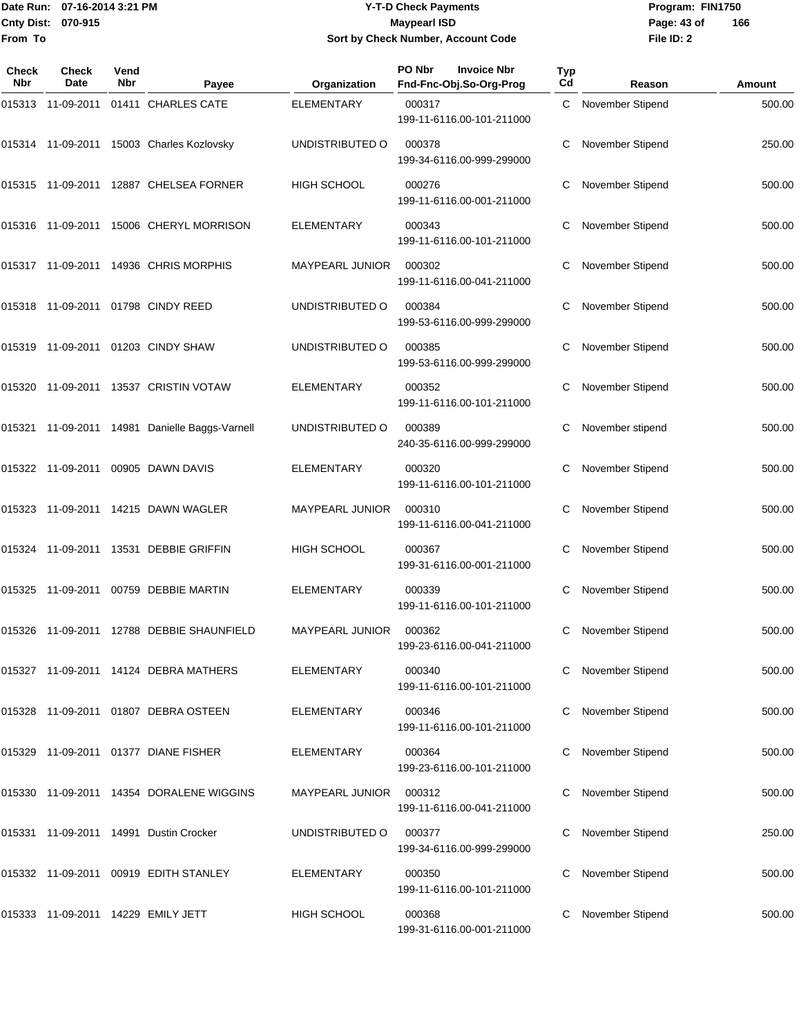Date Run: 07-16-2014 3:21 PM
Cnty Dist: 070-915
From To

# Y-T-D Check Payments
## Maypearl ISD
### Sort by Check Number, Account Code

Program: FIN1750
File ID: 2

| Check Nbr | Check Date | Vend Nbr | Payee | Organization | PO Nbr / Invoice Nbr / Fnd-Fnc-Obj.So-Org-Prog | Typ Cd | Reason | Amount |
|---|---|---|---|---|---|---|---|---|
| 015313 | 11-09-2011 | 01411 | CHARLES CATE | ELEMENTARY | 000317 199-11-6116.00-101-211000 | C | November Stipend | 500.00 |
| 015314 | 11-09-2011 | 15003 | Charles Kozlovsky | UNDISTRIBUTED O | 000378 199-34-6116.00-999-299000 | C | November Stipend | 250.00 |
| 015315 | 11-09-2011 | 12887 | CHELSEA FORNER | HIGH SCHOOL | 000276 199-11-6116.00-001-211000 | C | November Stipend | 500.00 |
| 015316 | 11-09-2011 | 15006 | CHERYL MORRISON | ELEMENTARY | 000343 199-11-6116.00-101-211000 | C | November Stipend | 500.00 |
| 015317 | 11-09-2011 | 14936 | CHRIS MORPHIS | MAYPEARL JUNIOR | 000302 199-11-6116.00-041-211000 | C | November Stipend | 500.00 |
| 015318 | 11-09-2011 | 01798 | CINDY REED | UNDISTRIBUTED O | 000384 199-53-6116.00-999-299000 | C | November Stipend | 500.00 |
| 015319 | 11-09-2011 | 01203 | CINDY SHAW | UNDISTRIBUTED O | 000385 199-53-6116.00-999-299000 | C | November Stipend | 500.00 |
| 015320 | 11-09-2011 | 13537 | CRISTIN VOTAW | ELEMENTARY | 000352 199-11-6116.00-101-211000 | C | November Stipend | 500.00 |
| 015321 | 11-09-2011 | 14981 | Danielle Baggs-Varnell | UNDISTRIBUTED O | 000389 240-35-6116.00-999-299000 | C | November stipend | 500.00 |
| 015322 | 11-09-2011 | 00905 | DAWN DAVIS | ELEMENTARY | 000320 199-11-6116.00-101-211000 | C | November Stipend | 500.00 |
| 015323 | 11-09-2011 | 14215 | DAWN WAGLER | MAYPEARL JUNIOR | 000310 199-11-6116.00-041-211000 | C | November Stipend | 500.00 |
| 015324 | 11-09-2011 | 13531 | DEBBIE GRIFFIN | HIGH SCHOOL | 000367 199-31-6116.00-001-211000 | C | November Stipend | 500.00 |
| 015325 | 11-09-2011 | 00759 | DEBBIE MARTIN | ELEMENTARY | 000339 199-11-6116.00-101-211000 | C | November Stipend | 500.00 |
| 015326 | 11-09-2011 | 12788 | DEBBIE SHAUNFIELD | MAYPEARL JUNIOR | 000362 199-23-6116.00-041-211000 | C | November Stipend | 500.00 |
| 015327 | 11-09-2011 | 14124 | DEBRA MATHERS | ELEMENTARY | 000340 199-11-6116.00-101-211000 | C | November Stipend | 500.00 |
| 015328 | 11-09-2011 | 01807 | DEBRA OSTEEN | ELEMENTARY | 000346 199-11-6116.00-101-211000 | C | November Stipend | 500.00 |
| 015329 | 11-09-2011 | 01377 | DIANE FISHER | ELEMENTARY | 000364 199-23-6116.00-101-211000 | C | November Stipend | 500.00 |
| 015330 | 11-09-2011 | 14354 | DORALENE WIGGINS | MAYPEARL JUNIOR | 000312 199-11-6116.00-041-211000 | C | November Stipend | 500.00 |
| 015331 | 11-09-2011 | 14991 | Dustin Crocker | UNDISTRIBUTED O | 000377 199-34-6116.00-999-299000 | C | November Stipend | 250.00 |
| 015332 | 11-09-2011 | 00919 | EDITH STANLEY | ELEMENTARY | 000350 199-11-6116.00-101-211000 | C | November Stipend | 500.00 |
| 015333 | 11-09-2011 | 14229 | EMILY JETT | HIGH SCHOOL | 000368 199-31-6116.00-001-211000 | C | November Stipend | 500.00 |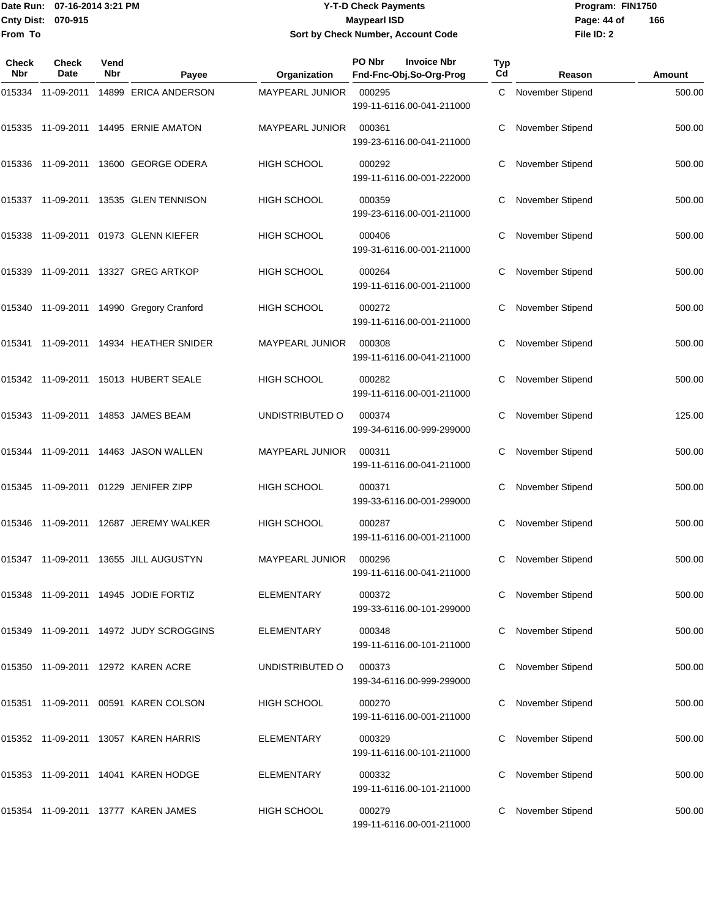# Y-T-D Check Payments

**Maypearl ISD**

**Sort by Check Number, Account Code**

Date Run: 07-16-2014 3:21 PM
Cnty Dist: 070-915
From To

Program: FIN1750
File ID: 2

| Check Nbr | Check Date | Vend Nbr | Payee | Organization | PO Nbr Invoice Nbr Fnd-Fnc-Obj.So-Org-Prog | Typ Cd | Reason | Amount |
|---|---|---|---|---|---|---|---|---|
| 015334 | 11-09-2011 | 14899 | ERICA ANDERSON | MAYPEARL JUNIOR | 000295 199-11-6116.00-041-211000 | C | November Stipend | 500.00 |
| 015335 | 11-09-2011 | 14495 | ERNIE AMATON | MAYPEARL JUNIOR | 000361 199-23-6116.00-041-211000 | C | November Stipend | 500.00 |
| 015336 | 11-09-2011 | 13600 | GEORGE ODERA | HIGH SCHOOL | 000292 199-11-6116.00-001-222000 | C | November Stipend | 500.00 |
| 015337 | 11-09-2011 | 13535 | GLEN TENNISON | HIGH SCHOOL | 000359 199-23-6116.00-001-211000 | C | November Stipend | 500.00 |
| 015338 | 11-09-2011 | 01973 | GLENN KIEFER | HIGH SCHOOL | 000406 199-31-6116.00-001-211000 | C | November Stipend | 500.00 |
| 015339 | 11-09-2011 | 13327 | GREG ARTKOP | HIGH SCHOOL | 000264 199-11-6116.00-001-211000 | C | November Stipend | 500.00 |
| 015340 | 11-09-2011 | 14990 | Gregory Cranford | HIGH SCHOOL | 000272 199-11-6116.00-001-211000 | C | November Stipend | 500.00 |
| 015341 | 11-09-2011 | 14934 | HEATHER SNIDER | MAYPEARL JUNIOR | 000308 199-11-6116.00-041-211000 | C | November Stipend | 500.00 |
| 015342 | 11-09-2011 | 15013 | HUBERT SEALE | HIGH SCHOOL | 000282 199-11-6116.00-001-211000 | C | November Stipend | 500.00 |
| 015343 | 11-09-2011 | 14853 | JAMES BEAM | UNDISTRIBUTED O | 000374 199-34-6116.00-999-299000 | C | November Stipend | 125.00 |
| 015344 | 11-09-2011 | 14463 | JASON WALLEN | MAYPEARL JUNIOR | 000311 199-11-6116.00-041-211000 | C | November Stipend | 500.00 |
| 015345 | 11-09-2011 | 01229 | JENIFER ZIPP | HIGH SCHOOL | 000371 199-33-6116.00-001-299000 | C | November Stipend | 500.00 |
| 015346 | 11-09-2011 | 12687 | JEREMY WALKER | HIGH SCHOOL | 000287 199-11-6116.00-001-211000 | C | November Stipend | 500.00 |
| 015347 | 11-09-2011 | 13655 | JILL AUGUSTYN | MAYPEARL JUNIOR | 000296 199-11-6116.00-041-211000 | C | November Stipend | 500.00 |
| 015348 | 11-09-2011 | 14945 | JODIE FORTIZ | ELEMENTARY | 000372 199-33-6116.00-101-299000 | C | November Stipend | 500.00 |
| 015349 | 11-09-2011 | 14972 | JUDY SCROGGINS | ELEMENTARY | 000348 199-11-6116.00-101-211000 | C | November Stipend | 500.00 |
| 015350 | 11-09-2011 | 12972 | KAREN ACRE | UNDISTRIBUTED O | 000373 199-34-6116.00-999-299000 | C | November Stipend | 500.00 |
| 015351 | 11-09-2011 | 00591 | KAREN COLSON | HIGH SCHOOL | 000270 199-11-6116.00-001-211000 | C | November Stipend | 500.00 |
| 015352 | 11-09-2011 | 13057 | KAREN HARRIS | ELEMENTARY | 000329 199-11-6116.00-101-211000 | C | November Stipend | 500.00 |
| 015353 | 11-09-2011 | 14041 | KAREN HODGE | ELEMENTARY | 000332 199-11-6116.00-101-211000 | C | November Stipend | 500.00 |
| 015354 | 11-09-2011 | 13777 | KAREN JAMES | HIGH SCHOOL | 000279 199-11-6116.00-001-211000 | C | November Stipend | 500.00 |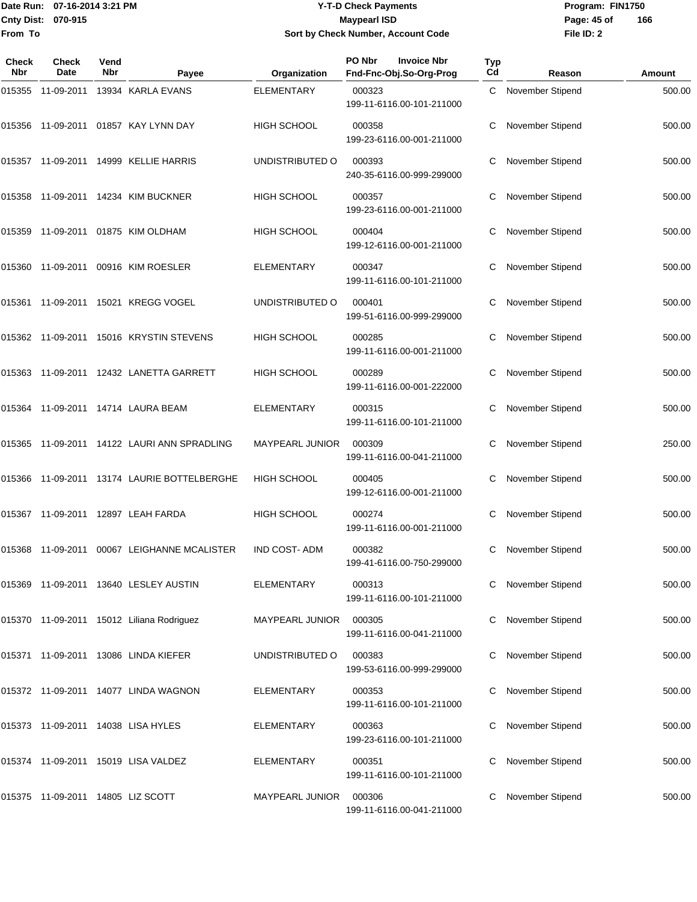# Y-T-D Check Payments

**Maypearl ISD**

**Sort by Check Number, Account Code**

Date Run: 07-16-2014 3:21 PM
Cnty Dist: 070-915
From To

Program: FIN1750
File ID: 2

| Check Nbr | Check Date | Vend Nbr | Payee | Organization | PO Nbr / Invoice Nbr / Fnd-Fnc-Obj.So-Org-Prog | Typ Cd | Reason | Amount |
|---|---|---|---|---|---|---|---|---|
| 015355 | 11-09-2011 | 13934 | KARLA EVANS | ELEMENTARY | 000323 199-11-6116.00-101-211000 | C | November Stipend | 500.00 |
| 015356 | 11-09-2011 | 01857 | KAY LYNN DAY | HIGH SCHOOL | 000358 199-23-6116.00-001-211000 | C | November Stipend | 500.00 |
| 015357 | 11-09-2011 | 14999 | KELLIE HARRIS | UNDISTRIBUTED O | 000393 240-35-6116.00-999-299000 | C | November Stipend | 500.00 |
| 015358 | 11-09-2011 | 14234 | KIM BUCKNER | HIGH SCHOOL | 000357 199-23-6116.00-001-211000 | C | November Stipend | 500.00 |
| 015359 | 11-09-2011 | 01875 | KIM OLDHAM | HIGH SCHOOL | 000404 199-12-6116.00-001-211000 | C | November Stipend | 500.00 |
| 015360 | 11-09-2011 | 00916 | KIM ROESLER | ELEMENTARY | 000347 199-11-6116.00-101-211000 | C | November Stipend | 500.00 |
| 015361 | 11-09-2011 | 15021 | KREGG VOGEL | UNDISTRIBUTED O | 000401 199-51-6116.00-999-299000 | C | November Stipend | 500.00 |
| 015362 | 11-09-2011 | 15016 | KRYSTIN STEVENS | HIGH SCHOOL | 000285 199-11-6116.00-001-211000 | C | November Stipend | 500.00 |
| 015363 | 11-09-2011 | 12432 | LANETTA GARRETT | HIGH SCHOOL | 000289 199-11-6116.00-001-222000 | C | November Stipend | 500.00 |
| 015364 | 11-09-2011 | 14714 | LAURA BEAM | ELEMENTARY | 000315 199-11-6116.00-101-211000 | C | November Stipend | 500.00 |
| 015365 | 11-09-2011 | 14122 | LAURI ANN SPRADLING | MAYPEARL JUNIOR | 000309 199-11-6116.00-041-211000 | C | November Stipend | 250.00 |
| 015366 | 11-09-2011 | 13174 | LAURIE BOTTELBERGHE | HIGH SCHOOL | 000405 199-12-6116.00-001-211000 | C | November Stipend | 500.00 |
| 015367 | 11-09-2011 | 12897 | LEAH FARDA | HIGH SCHOOL | 000274 199-11-6116.00-001-211000 | C | November Stipend | 500.00 |
| 015368 | 11-09-2011 | 00067 | LEIGHANNE MCALISTER | IND COST- ADM | 000382 199-41-6116.00-750-299000 | C | November Stipend | 500.00 |
| 015369 | 11-09-2011 | 13640 | LESLEY AUSTIN | ELEMENTARY | 000313 199-11-6116.00-101-211000 | C | November Stipend | 500.00 |
| 015370 | 11-09-2011 | 15012 | Liliana Rodriguez | MAYPEARL JUNIOR | 000305 199-11-6116.00-041-211000 | C | November Stipend | 500.00 |
| 015371 | 11-09-2011 | 13086 | LINDA KIEFER | UNDISTRIBUTED O | 000383 199-53-6116.00-999-299000 | C | November Stipend | 500.00 |
| 015372 | 11-09-2011 | 14077 | LINDA WAGNON | ELEMENTARY | 000353 199-11-6116.00-101-211000 | C | November Stipend | 500.00 |
| 015373 | 11-09-2011 | 14038 | LISA HYLES | ELEMENTARY | 000363 199-23-6116.00-101-211000 | C | November Stipend | 500.00 |
| 015374 | 11-09-2011 | 15019 | LISA VALDEZ | ELEMENTARY | 000351 199-11-6116.00-101-211000 | C | November Stipend | 500.00 |
| 015375 | 11-09-2011 | 14805 | LIZ SCOTT | MAYPEARL JUNIOR | 000306 199-11-6116.00-041-211000 | C | November Stipend | 500.00 |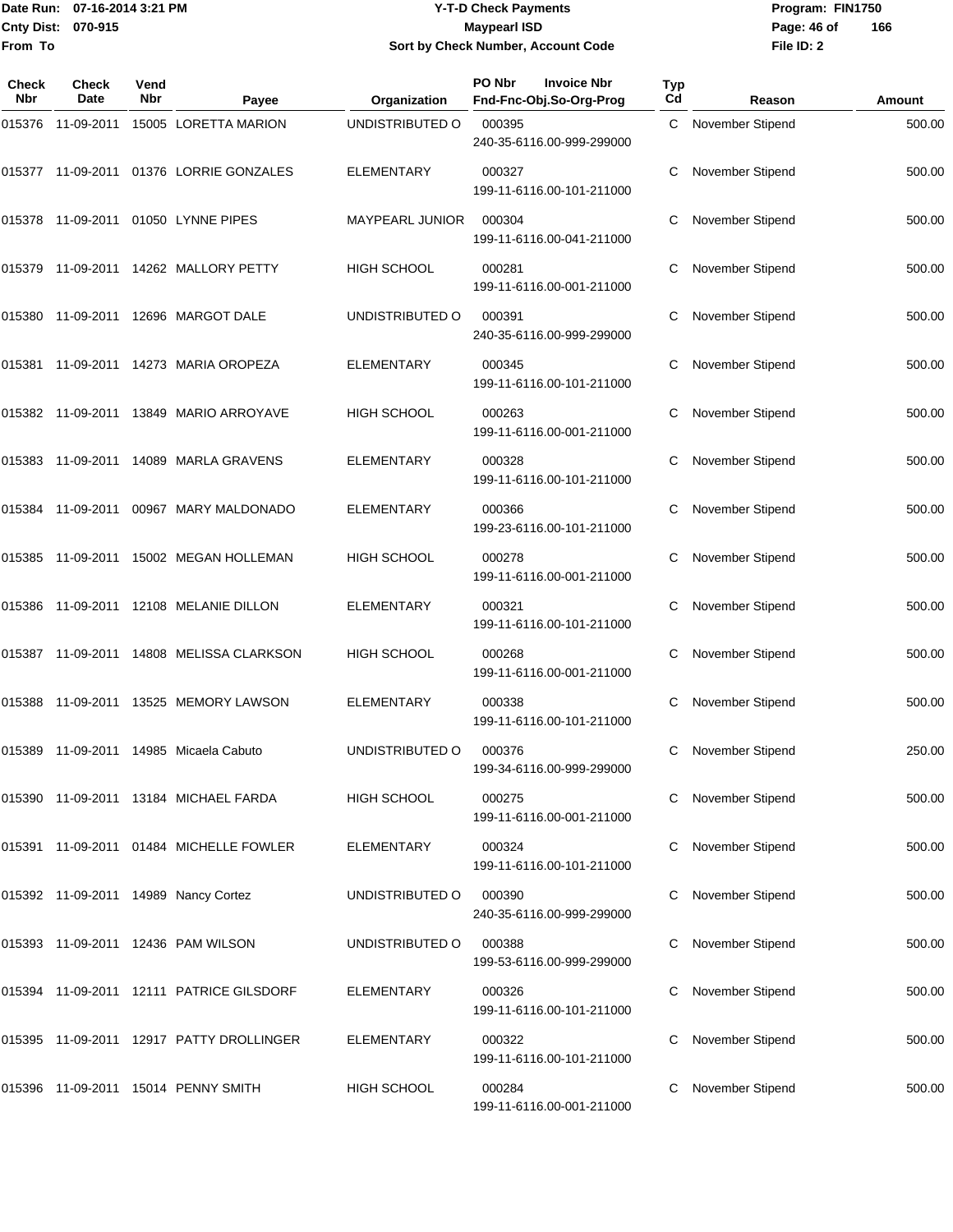# Y-T-D Check Payments

Date Run: 07-16-2014 3:21 PM
Cnty Dist: 070-915
From To

**Maypearl ISD**

**Sort by Check Number, Account Code**

Program: FIN1750
File ID: 2

| Check Nbr | Check Date | Vend Nbr | Payee | Organization | PO Nbr / Invoice Nbr / Fnd-Fnc-Obj.So-Org-Prog | Typ Cd | Reason | Amount |
|---|---|---|---|---|---|---|---|---|
| 015376 | 11-09-2011 | 15005 | LORETTA MARION | UNDISTRIBUTED O | 000395 240-35-6116.00-999-299000 | C | November Stipend | 500.00 |
| 015377 | 11-09-2011 | 01376 | LORRIE GONZALES | ELEMENTARY | 000327 199-11-6116.00-101-211000 | C | November Stipend | 500.00 |
| 015378 | 11-09-2011 | 01050 | LYNNE PIPES | MAYPEARL JUNIOR | 000304 199-11-6116.00-041-211000 | C | November Stipend | 500.00 |
| 015379 | 11-09-2011 | 14262 | MALLORY PETTY | HIGH SCHOOL | 000281 199-11-6116.00-001-211000 | C | November Stipend | 500.00 |
| 015380 | 11-09-2011 | 12696 | MARGOT DALE | UNDISTRIBUTED O | 000391 240-35-6116.00-999-299000 | C | November Stipend | 500.00 |
| 015381 | 11-09-2011 | 14273 | MARIA OROPEZA | ELEMENTARY | 000345 199-11-6116.00-101-211000 | C | November Stipend | 500.00 |
| 015382 | 11-09-2011 | 13849 | MARIO ARROYAVE | HIGH SCHOOL | 000263 199-11-6116.00-001-211000 | C | November Stipend | 500.00 |
| 015383 | 11-09-2011 | 14089 | MARLA GRAVENS | ELEMENTARY | 000328 199-11-6116.00-101-211000 | C | November Stipend | 500.00 |
| 015384 | 11-09-2011 | 00967 | MARY MALDONADO | ELEMENTARY | 000366 199-23-6116.00-101-211000 | C | November Stipend | 500.00 |
| 015385 | 11-09-2011 | 15002 | MEGAN HOLLEMAN | HIGH SCHOOL | 000278 199-11-6116.00-001-211000 | C | November Stipend | 500.00 |
| 015386 | 11-09-2011 | 12108 | MELANIE DILLON | ELEMENTARY | 000321 199-11-6116.00-101-211000 | C | November Stipend | 500.00 |
| 015387 | 11-09-2011 | 14808 | MELISSA CLARKSON | HIGH SCHOOL | 000268 199-11-6116.00-001-211000 | C | November Stipend | 500.00 |
| 015388 | 11-09-2011 | 13525 | MEMORY LAWSON | ELEMENTARY | 000338 199-11-6116.00-101-211000 | C | November Stipend | 500.00 |
| 015389 | 11-09-2011 | 14985 | Micaela Cabuto | UNDISTRIBUTED O | 000376 199-34-6116.00-999-299000 | C | November Stipend | 250.00 |
| 015390 | 11-09-2011 | 13184 | MICHAEL FARDA | HIGH SCHOOL | 000275 199-11-6116.00-001-211000 | C | November Stipend | 500.00 |
| 015391 | 11-09-2011 | 01484 | MICHELLE FOWLER | ELEMENTARY | 000324 199-11-6116.00-101-211000 | C | November Stipend | 500.00 |
| 015392 | 11-09-2011 | 14989 | Nancy Cortez | UNDISTRIBUTED O | 000390 240-35-6116.00-999-299000 | C | November Stipend | 500.00 |
| 015393 | 11-09-2011 | 12436 | PAM WILSON | UNDISTRIBUTED O | 000388 199-53-6116.00-999-299000 | C | November Stipend | 500.00 |
| 015394 | 11-09-2011 | 12111 | PATRICE GILSDORF | ELEMENTARY | 000326 199-11-6116.00-101-211000 | C | November Stipend | 500.00 |
| 015395 | 11-09-2011 | 12917 | PATTY DROLLINGER | ELEMENTARY | 000322 199-11-6116.00-101-211000 | C | November Stipend | 500.00 |
| 015396 | 11-09-2011 | 15014 | PENNY SMITH | HIGH SCHOOL | 000284 199-11-6116.00-001-211000 | C | November Stipend | 500.00 |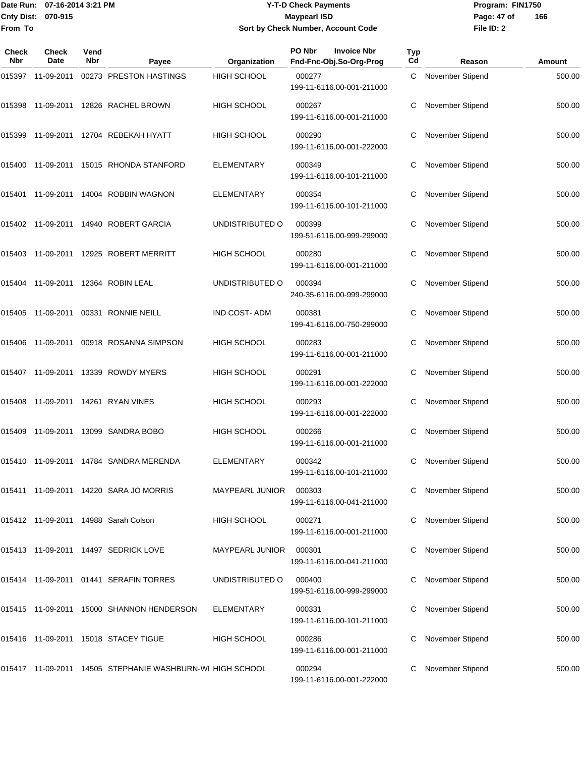Date Run: 07-16-2014 3:21 PM
Cnty Dist: 070-915
From To

# Y-T-D Check Payments
## Maypearl ISD
### Sort by Check Number, Account Code

Program: FIN1750
File ID: 2

| Check Nbr | Check Date | Vend Nbr | Payee | Organization | PO Nbr / Invoice Nbr / Fnd-Fnc-Obj.So-Org-Prog | Typ Cd | Reason | Amount |
|---|---|---|---|---|---|---|---|---|
| 015397 | 11-09-2011 | 00273 | PRESTON HASTINGS | HIGH SCHOOL | 000277 199-11-6116.00-001-211000 | C | November Stipend | 500.00 |
| 015398 | 11-09-2011 | 12826 | RACHEL BROWN | HIGH SCHOOL | 000267 199-11-6116.00-001-211000 | C | November Stipend | 500.00 |
| 015399 | 11-09-2011 | 12704 | REBEKAH HYATT | HIGH SCHOOL | 000290 199-11-6116.00-001-222000 | C | November Stipend | 500.00 |
| 015400 | 11-09-2011 | 15015 | RHONDA STANFORD | ELEMENTARY | 000349 199-11-6116.00-101-211000 | C | November Stipend | 500.00 |
| 015401 | 11-09-2011 | 14004 | ROBBIN WAGNON | ELEMENTARY | 000354 199-11-6116.00-101-211000 | C | November Stipend | 500.00 |
| 015402 | 11-09-2011 | 14940 | ROBERT GARCIA | UNDISTRIBUTED O | 000399 199-51-6116.00-999-299000 | C | November Stipend | 500.00 |
| 015403 | 11-09-2011 | 12925 | ROBERT MERRITT | HIGH SCHOOL | 000280 199-11-6116.00-001-211000 | C | November Stipend | 500.00 |
| 015404 | 11-09-2011 | 12364 | ROBIN LEAL | UNDISTRIBUTED O | 000394 240-35-6116.00-999-299000 | C | November Stipend | 500.00 |
| 015405 | 11-09-2011 | 00331 | RONNIE NEILL | IND COST- ADM | 000381 199-41-6116.00-750-299000 | C | November Stipend | 500.00 |
| 015406 | 11-09-2011 | 00918 | ROSANNA SIMPSON | HIGH SCHOOL | 000283 199-11-6116.00-001-211000 | C | November Stipend | 500.00 |
| 015407 | 11-09-2011 | 13339 | ROWDY MYERS | HIGH SCHOOL | 000291 199-11-6116.00-001-222000 | C | November Stipend | 500.00 |
| 015408 | 11-09-2011 | 14261 | RYAN VINES | HIGH SCHOOL | 000293 199-11-6116.00-001-222000 | C | November Stipend | 500.00 |
| 015409 | 11-09-2011 | 13099 | SANDRA BOBO | HIGH SCHOOL | 000266 199-11-6116.00-001-211000 | C | November Stipend | 500.00 |
| 015410 | 11-09-2011 | 14784 | SANDRA MERENDA | ELEMENTARY | 000342 199-11-6116.00-101-211000 | C | November Stipend | 500.00 |
| 015411 | 11-09-2011 | 14220 | SARA JO MORRIS | MAYPEARL JUNIOR | 000303 199-11-6116.00-041-211000 | C | November Stipend | 500.00 |
| 015412 | 11-09-2011 | 14988 | Sarah Colson | HIGH SCHOOL | 000271 199-11-6116.00-001-211000 | C | November Stipend | 500.00 |
| 015413 | 11-09-2011 | 14497 | SEDRICK LOVE | MAYPEARL JUNIOR | 000301 199-11-6116.00-041-211000 | C | November Stipend | 500.00 |
| 015414 | 11-09-2011 | 01441 | SERAFIN TORRES | UNDISTRIBUTED O | 000400 199-51-6116.00-999-299000 | C | November Stipend | 500.00 |
| 015415 | 11-09-2011 | 15000 | SHANNON HENDERSON | ELEMENTARY | 000331 199-11-6116.00-101-211000 | C | November Stipend | 500.00 |
| 015416 | 11-09-2011 | 15018 | STACEY TIGUE | HIGH SCHOOL | 000286 199-11-6116.00-001-211000 | C | November Stipend | 500.00 |
| 015417 | 11-09-2011 | 14505 | STEPHANIE WASHBURN-WI | HIGH SCHOOL | 000294 199-11-6116.00-001-222000 | C | November Stipend | 500.00 |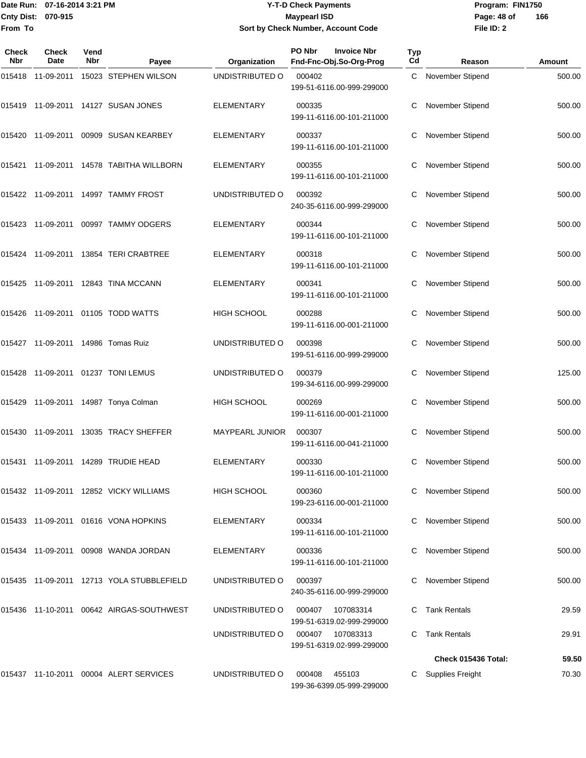Date Run: 07-16-2014 3:21 PM
Cnty Dist: 070-915
From To

# Y-T-D Check Payments
## Maypearl ISD
### Sort by Check Number, Account Code

Program: FIN1750
File ID: 2

| Check Nbr | Check Date | Vend Nbr | Payee | Organization | PO Nbr / Fnd-Fnc-Obj.So-Org-Prog | Invoice Nbr | Typ Cd | Reason | Amount |
|---|---|---|---|---|---|---|---|---|---|
| 015418 | 11-09-2011 | 15023 | STEPHEN WILSON | UNDISTRIBUTED O | 000402 199-51-6116.00-999-299000 | | C | November Stipend | 500.00 |
| 015419 | 11-09-2011 | 14127 | SUSAN JONES | ELEMENTARY | 000335 199-11-6116.00-101-211000 | | C | November Stipend | 500.00 |
| 015420 | 11-09-2011 | 00909 | SUSAN KEARBEY | ELEMENTARY | 000337 199-11-6116.00-101-211000 | | C | November Stipend | 500.00 |
| 015421 | 11-09-2011 | 14578 | TABITHA WILLBORN | ELEMENTARY | 000355 199-11-6116.00-101-211000 | | C | November Stipend | 500.00 |
| 015422 | 11-09-2011 | 14997 | TAMMY FROST | UNDISTRIBUTED O | 000392 240-35-6116.00-999-299000 | | C | November Stipend | 500.00 |
| 015423 | 11-09-2011 | 00997 | TAMMY ODGERS | ELEMENTARY | 000344 199-11-6116.00-101-211000 | | C | November Stipend | 500.00 |
| 015424 | 11-09-2011 | 13854 | TERI CRABTREE | ELEMENTARY | 000318 199-11-6116.00-101-211000 | | C | November Stipend | 500.00 |
| 015425 | 11-09-2011 | 12843 | TINA MCCANN | ELEMENTARY | 000341 199-11-6116.00-101-211000 | | C | November Stipend | 500.00 |
| 015426 | 11-09-2011 | 01105 | TODD WATTS | HIGH SCHOOL | 000288 199-11-6116.00-001-211000 | | C | November Stipend | 500.00 |
| 015427 | 11-09-2011 | 14986 | Tomas Ruiz | UNDISTRIBUTED O | 000398 199-51-6116.00-999-299000 | | C | November Stipend | 500.00 |
| 015428 | 11-09-2011 | 01237 | TONI LEMUS | UNDISTRIBUTED O | 000379 199-34-6116.00-999-299000 | | C | November Stipend | 125.00 |
| 015429 | 11-09-2011 | 14987 | Tonya Colman | HIGH SCHOOL | 000269 199-11-6116.00-001-211000 | | C | November Stipend | 500.00 |
| 015430 | 11-09-2011 | 13035 | TRACY SHEFFER | MAYPEARL JUNIOR | 000307 199-11-6116.00-041-211000 | | C | November Stipend | 500.00 |
| 015431 | 11-09-2011 | 14289 | TRUDIE HEAD | ELEMENTARY | 000330 199-11-6116.00-101-211000 | | C | November Stipend | 500.00 |
| 015432 | 11-09-2011 | 12852 | VICKY WILLIAMS | HIGH SCHOOL | 000360 199-23-6116.00-001-211000 | | C | November Stipend | 500.00 |
| 015433 | 11-09-2011 | 01616 | VONA HOPKINS | ELEMENTARY | 000334 199-11-6116.00-101-211000 | | C | November Stipend | 500.00 |
| 015434 | 11-09-2011 | 00908 | WANDA JORDAN | ELEMENTARY | 000336 199-11-6116.00-101-211000 | | C | November Stipend | 500.00 |
| 015435 | 11-09-2011 | 12713 | YOLA STUBBLEFIELD | UNDISTRIBUTED O | 000397 240-35-6116.00-999-299000 | | C | November Stipend | 500.00 |
| 015436 | 11-10-2011 | 00642 | AIRGAS-SOUTHWEST | UNDISTRIBUTED O | 000407 199-51-6319.02-999-299000 | 107083314 | C | Tank Rentals | 29.59 |
| | | | | UNDISTRIBUTED O | 000407 199-51-6319.02-999-299000 | 107083313 | C | Tank Rentals | 29.91 |
| | | | | | | | | **Check 015436 Total:** | **59.50** |
| 015437 | 11-10-2011 | 00004 | ALERT SERVICES | UNDISTRIBUTED O | 000408 199-36-6399.05-999-299000 | 455103 | C | Supplies Freight | 70.30 |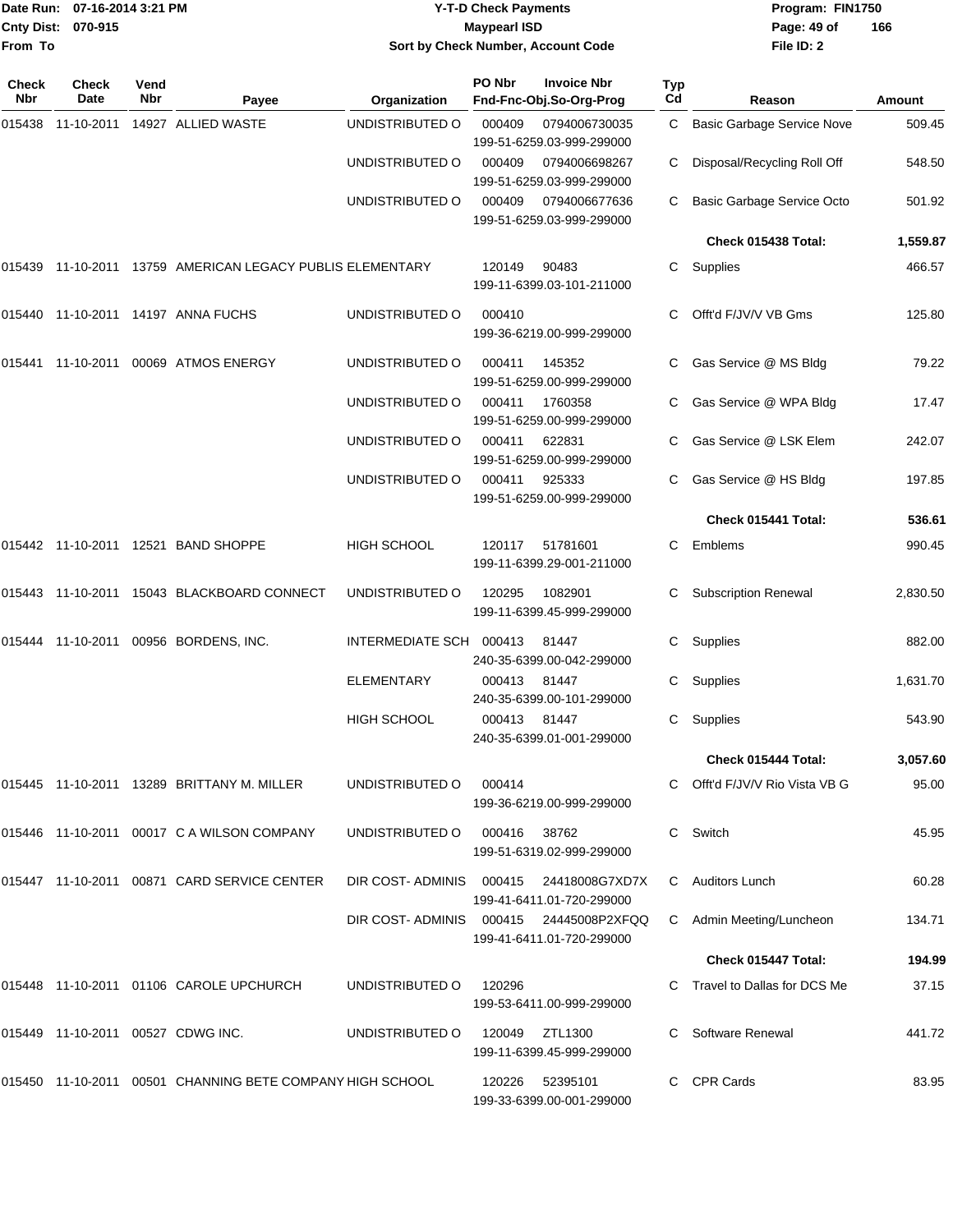Date Run: 07-16-2014 3:21 PM
Cnty Dist: 070-915
From To

**Y-T-D Check Payments**
**Maypearl ISD**
**Sort by Check Number, Account Code**

Program: FIN1750
File ID: 2

| Check Nbr | Check Date | Vend Nbr | Payee | Organization | PO Nbr | Invoice Nbr / Fnd-Fnc-Obj.So-Org-Prog | Typ Cd | Reason | Amount |
|---|---|---|---|---|---|---|---|---|---|
| 015438 | 11-10-2011 | 14927 | ALLIED WASTE | UNDISTRIBUTED O | 000409 | 0794006730035 199-51-6259.03-999-299000 | C | Basic Garbage Service Nove | 509.45 |
| | | | | UNDISTRIBUTED O | 000409 | 0794006698267 199-51-6259.03-999-299000 | C | Disposal/Recycling Roll Off | 548.50 |
| | | | | UNDISTRIBUTED O | 000409 | 0794006677636 199-51-6259.03-999-299000 | C | Basic Garbage Service Octo | 501.92 |
| | | | | | | | | **Check 015438 Total:** | **1,559.87** |
| 015439 | 11-10-2011 | 13759 | AMERICAN LEGACY PUBLIS | ELEMENTARY | 120149 | 90483 199-11-6399.03-101-211000 | C | Supplies | 466.57 |
| 015440 | 11-10-2011 | 14197 | ANNA FUCHS | UNDISTRIBUTED O | 000410 | 199-36-6219.00-999-299000 | C | Offt'd F/JV/V VB Gms | 125.80 |
| 015441 | 11-10-2011 | 00069 | ATMOS ENERGY | UNDISTRIBUTED O | 000411 | 145352 199-51-6259.00-999-299000 | C | Gas Service @ MS Bldg | 79.22 |
| | | | | UNDISTRIBUTED O | 000411 | 1760358 199-51-6259.00-999-299000 | C | Gas Service @ WPA Bldg | 17.47 |
| | | | | UNDISTRIBUTED O | 000411 | 622831 199-51-6259.00-999-299000 | C | Gas Service @ LSK Elem | 242.07 |
| | | | | UNDISTRIBUTED O | 000411 | 925333 199-51-6259.00-999-299000 | C | Gas Service @ HS Bldg | 197.85 |
| | | | | | | | | **Check 015441 Total:** | **536.61** |
| 015442 | 11-10-2011 | 12521 | BAND SHOPPE | HIGH SCHOOL | 120117 | 51781601 199-11-6399.29-001-211000 | C | Emblems | 990.45 |
| 015443 | 11-10-2011 | 15043 | BLACKBOARD CONNECT | UNDISTRIBUTED O | 120295 | 1082901 199-11-6399.45-999-299000 | C | Subscription Renewal | 2,830.50 |
| 015444 | 11-10-2011 | 00956 | BORDENS, INC. | INTERMEDIATE SCH | 000413 | 81447 240-35-6399.00-042-299000 | C | Supplies | 882.00 |
| | | | | ELEMENTARY | 000413 | 81447 240-35-6399.00-101-299000 | C | Supplies | 1,631.70 |
| | | | | HIGH SCHOOL | 000413 | 81447 240-35-6399.01-001-299000 | C | Supplies | 543.90 |
| | | | | | | | | **Check 015444 Total:** | **3,057.60** |
| 015445 | 11-10-2011 | 13289 | BRITTANY M. MILLER | UNDISTRIBUTED O | 000414 | 199-36-6219.00-999-299000 | C | Offt'd F/JV/V Rio Vista VB G | 95.00 |
| 015446 | 11-10-2011 | 00017 | C A WILSON COMPANY | UNDISTRIBUTED O | 000416 | 38762 199-51-6319.02-999-299000 | C | Switch | 45.95 |
| 015447 | 11-10-2011 | 00871 | CARD SERVICE CENTER | DIR COST- ADMINIS | 000415 | 24418008G7XD7X 199-41-6411.01-720-299000 | C | Auditors Lunch | 60.28 |
| | | | | DIR COST- ADMINIS | 000415 | 24445008P2XFQQ 199-41-6411.01-720-299000 | C | Admin Meeting/Luncheon | 134.71 |
| | | | | | | | | **Check 015447 Total:** | **194.99** |
| 015448 | 11-10-2011 | 01106 | CAROLE UPCHURCH | UNDISTRIBUTED O | 120296 | 199-53-6411.00-999-299000 | C | Travel to Dallas for DCS Me | 37.15 |
| 015449 | 11-10-2011 | 00527 | CDWG INC. | UNDISTRIBUTED O | 120049 | ZTL1300 199-11-6399.45-999-299000 | C | Software Renewal | 441.72 |
| 015450 | 11-10-2011 | 00501 | CHANNING BETE COMPANY | HIGH SCHOOL | 120226 | 52395101 199-33-6399.00-001-299000 | C | CPR Cards | 83.95 |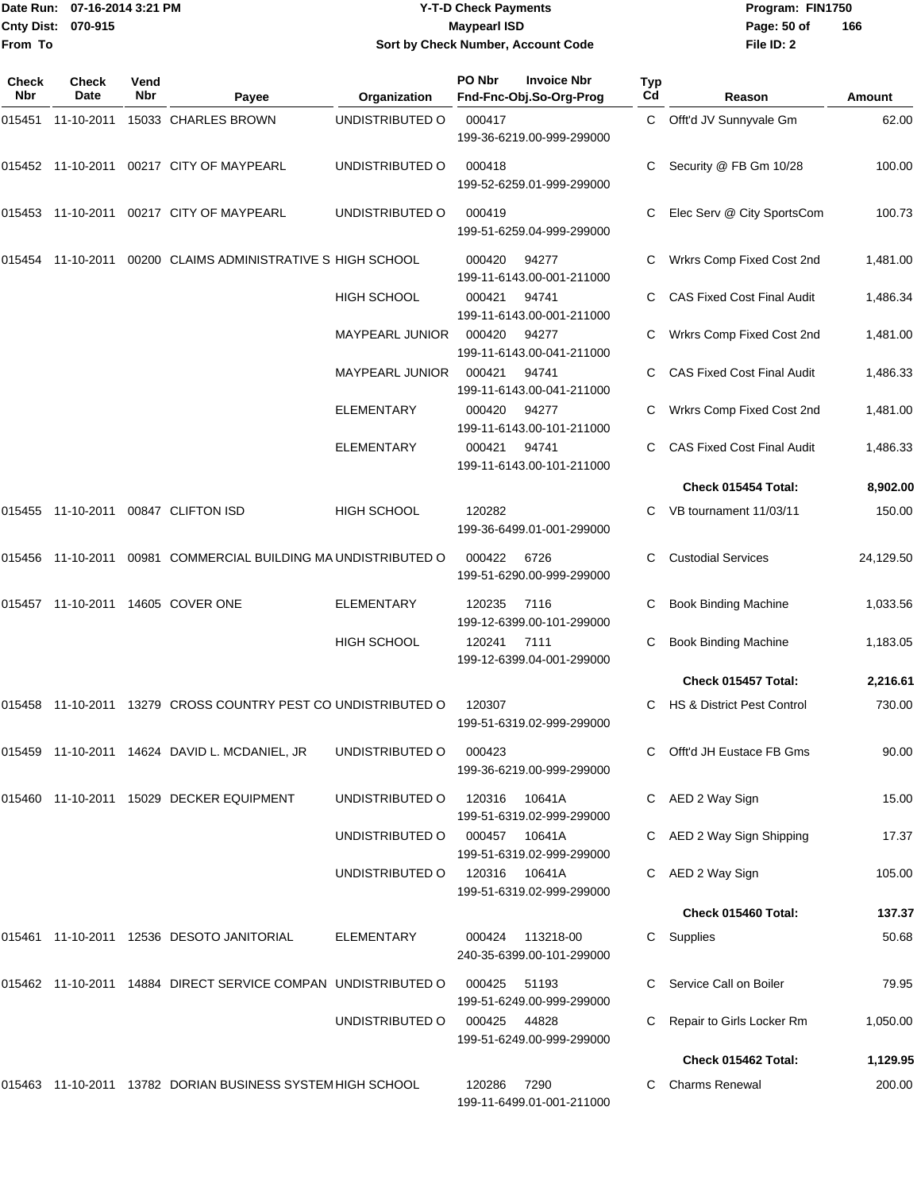Date Run: 07-16-2014 3:21 PM
Cnty Dist: 070-915
From To

# Y-T-D Check Payments
## Maypearl ISD
### Sort by Check Number, Account Code

Program: FIN1750
File ID: 2

| Check Nbr | Check Date | Vend Nbr | Payee | Organization | PO Nbr / Invoice Nbr / Fnd-Fnc-Obj.So-Org-Prog | Typ Cd | Reason | Amount |
|---|---|---|---|---|---|---|---|---|
| 015451 | 11-10-2011 | 15033 | CHARLES BROWN | UNDISTRIBUTED O | 000417 199-36-6219.00-999-299000 | C | Offt'd JV Sunnyvale Gm | 62.00 |
| 015452 | 11-10-2011 | 00217 | CITY OF MAYPEARL | UNDISTRIBUTED O | 000418 199-52-6259.01-999-299000 | C | Security @ FB Gm 10/28 | 100.00 |
| 015453 | 11-10-2011 | 00217 | CITY OF MAYPEARL | UNDISTRIBUTED O | 000419 199-51-6259.04-999-299000 | C | Elec Serv @ City SportsCom | 100.73 |
| 015454 | 11-10-2011 | 00200 | CLAIMS ADMINISTRATIVE S | HIGH SCHOOL | 000420 94277 199-11-6143.00-001-211000 | C | Wrkrs Comp Fixed Cost 2nd | 1,481.00 |
| | | | | HIGH SCHOOL | 000421 94741 199-11-6143.00-001-211000 | C | CAS Fixed Cost Final Audit | 1,486.34 |
| | | | | MAYPEARL JUNIOR | 000420 94277 199-11-6143.00-041-211000 | C | Wrkrs Comp Fixed Cost 2nd | 1,481.00 |
| | | | | MAYPEARL JUNIOR | 000421 94741 199-11-6143.00-041-211000 | C | CAS Fixed Cost Final Audit | 1,486.33 |
| | | | | ELEMENTARY | 000420 94277 199-11-6143.00-101-211000 | C | Wrkrs Comp Fixed Cost 2nd | 1,481.00 |
| | | | | ELEMENTARY | 000421 94741 199-11-6143.00-101-211000 | C | CAS Fixed Cost Final Audit | 1,486.33 |
| | | | | | | | **Check 015454 Total:** | **8,902.00** |
| 015455 | 11-10-2011 | 00847 | CLIFTON ISD | HIGH SCHOOL | 120282 199-36-6499.01-001-299000 | C | VB tournament 11/03/11 | 150.00 |
| 015456 | 11-10-2011 | 00981 | COMMERCIAL BUILDING MA | UNDISTRIBUTED O | 000422 6726 199-51-6290.00-999-299000 | C | Custodial Services | 24,129.50 |
| 015457 | 11-10-2011 | 14605 | COVER ONE | ELEMENTARY | 120235 7116 199-12-6399.00-101-299000 | C | Book Binding Machine | 1,033.56 |
| | | | | HIGH SCHOOL | 120241 7111 199-12-6399.04-001-299000 | C | Book Binding Machine | 1,183.05 |
| | | | | | | | **Check 015457 Total:** | **2,216.61** |
| 015458 | 11-10-2011 | 13279 | CROSS COUNTRY PEST CO | UNDISTRIBUTED O | 120307 199-51-6319.02-999-299000 | C | HS & District Pest Control | 730.00 |
| 015459 | 11-10-2011 | 14624 | DAVID L. MCDANIEL, JR | UNDISTRIBUTED O | 000423 199-36-6219.00-999-299000 | C | Offt'd JH Eustace FB Gms | 90.00 |
| 015460 | 11-10-2011 | 15029 | DECKER EQUIPMENT | UNDISTRIBUTED O | 120316 10641A 199-51-6319.02-999-299000 | C | AED 2 Way Sign | 15.00 |
| | | | | UNDISTRIBUTED O | 000457 10641A 199-51-6319.02-999-299000 | C | AED 2 Way Sign Shipping | 17.37 |
| | | | | UNDISTRIBUTED O | 120316 10641A 199-51-6319.02-999-299000 | C | AED 2 Way Sign | 105.00 |
| | | | | | | | **Check 015460 Total:** | **137.37** |
| 015461 | 11-10-2011 | 12536 | DESOTO JANITORIAL | ELEMENTARY | 000424 113218-00 240-35-6399.00-101-299000 | C | Supplies | 50.68 |
| 015462 | 11-10-2011 | 14884 | DIRECT SERVICE COMPAN | UNDISTRIBUTED O | 000425 51193 199-51-6249.00-999-299000 | C | Service Call on Boiler | 79.95 |
| | | | | UNDISTRIBUTED O | 000425 44828 199-51-6249.00-999-299000 | C | Repair to Girls Locker Rm | 1,050.00 |
| | | | | | | | **Check 015462 Total:** | **1,129.95** |
| 015463 | 11-10-2011 | 13782 | DORIAN BUSINESS SYSTEM | HIGH SCHOOL | 120286 7290 199-11-6499.01-001-211000 | C | Charms Renewal | 200.00 |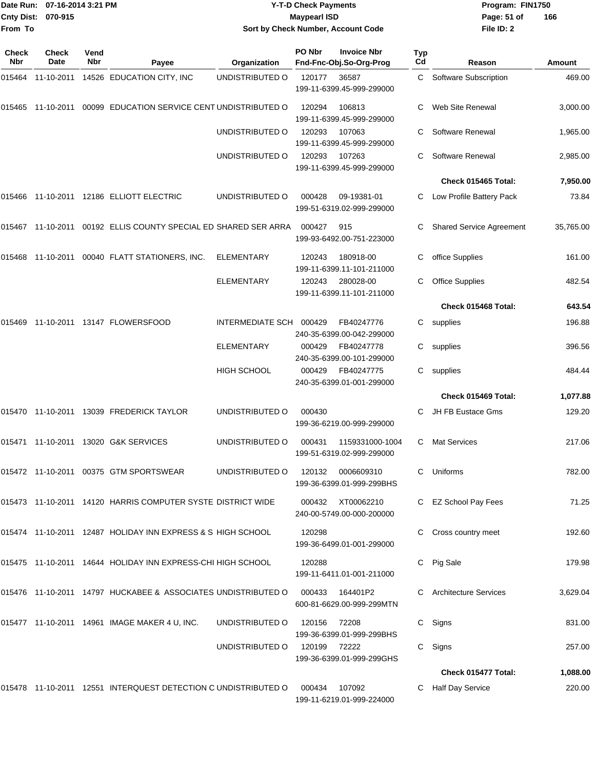Date Run: 07-16-2014 3:21 PM
Cnty Dist: 070-915
From To

# Y-T-D Check Payments
## Maypearl ISD
### Sort by Check Number, Account Code

Program: FIN1750
File ID: 2

| Check Nbr | Check Date | Vend Nbr | Payee | Organization | PO Nbr | Invoice Nbr / Fnd-Fnc-Obj.So-Org-Prog | Typ Cd | Reason | Amount |
|---|---|---|---|---|---|---|---|---|---|
| 015464 | 11-10-2011 | 14526 | EDUCATION CITY, INC | UNDISTRIBUTED O | 120177 | 36587 / 199-11-6399.45-999-299000 | C | Software Subscription | 469.00 |
| 015465 | 11-10-2011 | 00099 | EDUCATION SERVICE CENT | UNDISTRIBUTED O | 120294 | 106813 / 199-11-6399.45-999-299000 | C | Web Site Renewal | 3,000.00 |
| | | | | UNDISTRIBUTED O | 120293 | 107063 / 199-11-6399.45-999-299000 | C | Software Renewal | 1,965.00 |
| | | | | UNDISTRIBUTED O | 120293 | 107263 / 199-11-6399.45-999-299000 | C | Software Renewal | 2,985.00 |
| | | | | | | | | **Check 015465 Total:** | **7,950.00** |
| 015466 | 11-10-2011 | 12186 | ELLIOTT ELECTRIC | UNDISTRIBUTED O | 000428 | 09-19381-01 / 199-51-6319.02-999-299000 | C | Low Profile Battery Pack | 73.84 |
| 015467 | 11-10-2011 | 00192 | ELLIS COUNTY SPECIAL ED | SHARED SER ARRA | 000427 | 915 / 199-93-6492.00-751-223000 | C | Shared Service Agreement | 35,765.00 |
| 015468 | 11-10-2011 | 00040 | FLATT STATIONERS, INC. | ELEMENTARY | 120243 | 180918-00 / 199-11-6399.11-101-211000 | C | office Supplies | 161.00 |
| | | | | ELEMENTARY | 120243 | 280028-00 / 199-11-6399.11-101-211000 | C | Office Supplies | 482.54 |
| | | | | | | | | **Check 015468 Total:** | **643.54** |
| 015469 | 11-10-2011 | 13147 | FLOWERSFOOD | INTERMEDIATE SCH | 000429 | FB40247776 / 240-35-6399.00-042-299000 | C | supplies | 196.88 |
| | | | | ELEMENTARY | 000429 | FB40247778 / 240-35-6399.00-101-299000 | C | supplies | 396.56 |
| | | | | HIGH SCHOOL | 000429 | FB40247775 / 240-35-6399.01-001-299000 | C | supplies | 484.44 |
| | | | | | | | | **Check 015469 Total:** | **1,077.88** |
| 015470 | 11-10-2011 | 13039 | FREDERICK TAYLOR | UNDISTRIBUTED O | 000430 | 199-36-6219.00-999-299000 | C | JH FB Eustace Gms | 129.20 |
| 015471 | 11-10-2011 | 13020 | G&K SERVICES | UNDISTRIBUTED O | 000431 | 1159331000-1004 / 199-51-6319.02-999-299000 | C | Mat Services | 217.06 |
| 015472 | 11-10-2011 | 00375 | GTM SPORTSWEAR | UNDISTRIBUTED O | 120132 | 0006609310 / 199-36-6399.01-999-299BHS | C | Uniforms | 782.00 |
| 015473 | 11-10-2011 | 14120 | HARRIS COMPUTER SYSTE | DISTRICT WIDE | 000432 | XT00062210 / 240-00-5749.00-000-200000 | C | EZ School Pay Fees | 71.25 |
| 015474 | 11-10-2011 | 12487 | HOLIDAY INN EXPRESS & S | HIGH SCHOOL | 120298 | 199-36-6499.01-001-299000 | C | Cross country meet | 192.60 |
| 015475 | 11-10-2011 | 14644 | HOLIDAY INN EXPRESS-CHI | HIGH SCHOOL | 120288 | 199-11-6411.01-001-211000 | C | Pig Sale | 179.98 |
| 015476 | 11-10-2011 | 14797 | HUCKABEE & ASSOCIATES | UNDISTRIBUTED O | 000433 | 164401P2 / 600-81-6629.00-999-299MTN | C | Architecture Services | 3,629.04 |
| 015477 | 11-10-2011 | 14961 | IMAGE MAKER 4 U, INC. | UNDISTRIBUTED O | 120156 | 72208 / 199-36-6399.01-999-299BHS | C | Signs | 831.00 |
| | | | | UNDISTRIBUTED O | 120199 | 72222 / 199-36-6399.01-999-299GHS | C | Signs | 257.00 |
| | | | | | | | | **Check 015477 Total:** | **1,088.00** |
| 015478 | 11-10-2011 | 12551 | INTERQUEST DETECTION C | UNDISTRIBUTED O | 000434 | 107092 / 199-11-6219.01-999-224000 | C | Half Day Service | 220.00 |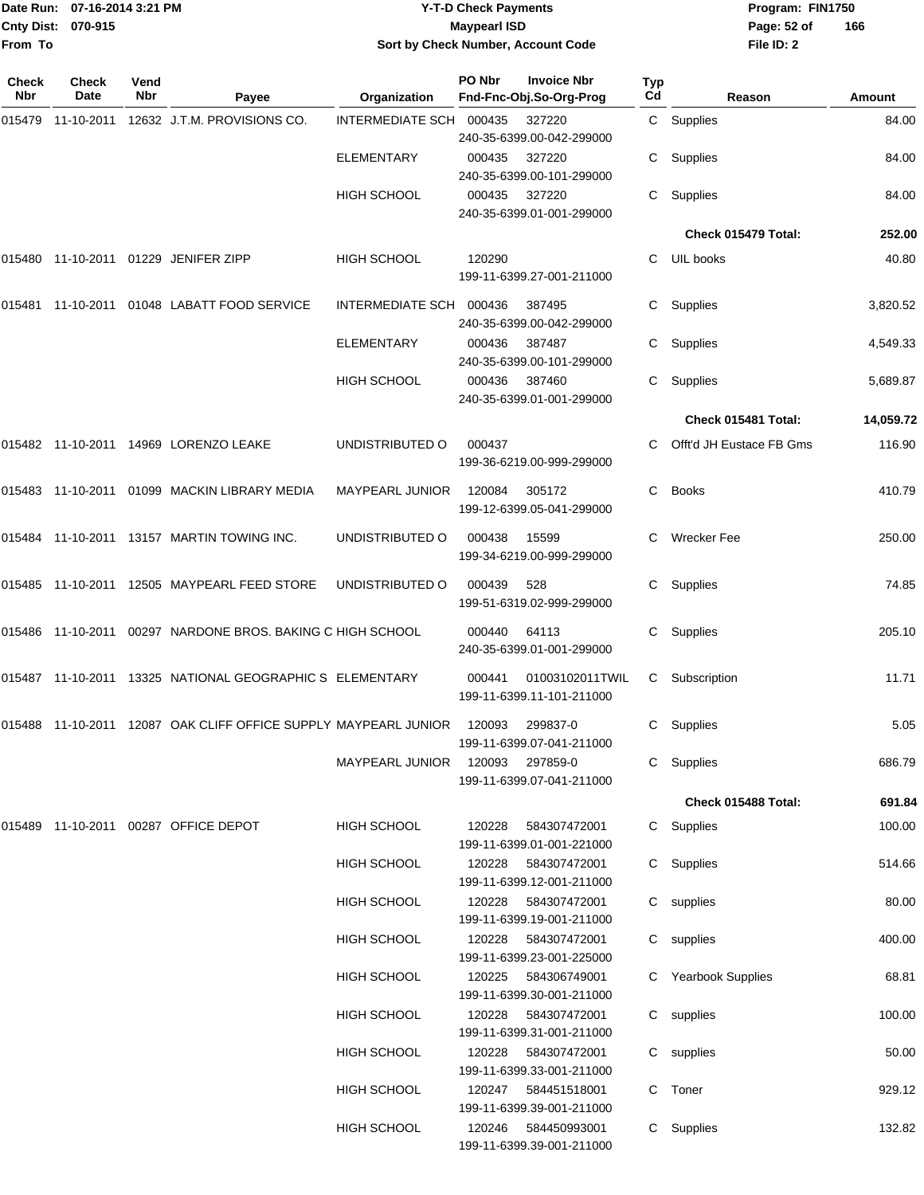# Y-T-D Check Payments

**Maypearl ISD**

**Sort by Check Number, Account Code**

Date Run: 07-16-2014 3:21 PM
Cnty Dist: 070-915
From To

Program: FIN1750
File ID: 2

| Check Nbr | Check Date | Vend Nbr | Payee | Organization | PO Nbr / Invoice Nbr / Fnd-Fnc-Obj.So-Org-Prog | Typ Cd | Reason | Amount |
|---|---|---|---|---|---|---|---|---|
| 015479 | 11-10-2011 | 12632 | J.T.M. PROVISIONS CO. | INTERMEDIATE SCH | 000435 327220 240-35-6399.00-042-299000 | C | Supplies | 84.00 |
| | | | | ELEMENTARY | 000435 327220 240-35-6399.00-101-299000 | C | Supplies | 84.00 |
| | | | | HIGH SCHOOL | 000435 327220 240-35-6399.01-001-299000 | C | Supplies | 84.00 |
| | | | | | | | **Check 015479 Total:** | **252.00** |
| 015480 | 11-10-2011 | 01229 | JENIFER ZIPP | HIGH SCHOOL | 120290 199-11-6399.27-001-211000 | C | UIL books | 40.80 |
| 015481 | 11-10-2011 | 01048 | LABATT FOOD SERVICE | INTERMEDIATE SCH | 000436 387495 240-35-6399.00-042-299000 | C | Supplies | 3,820.52 |
| | | | | ELEMENTARY | 000436 387487 240-35-6399.00-101-299000 | C | Supplies | 4,549.33 |
| | | | | HIGH SCHOOL | 000436 387460 240-35-6399.01-001-299000 | C | Supplies | 5,689.87 |
| | | | | | | | **Check 015481 Total:** | **14,059.72** |
| 015482 | 11-10-2011 | 14969 | LORENZO LEAKE | UNDISTRIBUTED O | 000437 199-36-6219.00-999-299000 | C | Offt'd JH Eustace FB Gms | 116.90 |
| 015483 | 11-10-2011 | 01099 | MACKIN LIBRARY MEDIA | MAYPEARL JUNIOR | 120084 305172 199-12-6399.05-041-299000 | C | Books | 410.79 |
| 015484 | 11-10-2011 | 13157 | MARTIN TOWING INC. | UNDISTRIBUTED O | 000438 15599 199-34-6219.00-999-299000 | C | Wrecker Fee | 250.00 |
| 015485 | 11-10-2011 | 12505 | MAYPEARL FEED STORE | UNDISTRIBUTED O | 000439 528 199-51-6319.02-999-299000 | C | Supplies | 74.85 |
| 015486 | 11-10-2011 | 00297 | NARDONE BROS. BAKING C | HIGH SCHOOL | 000440 64113 240-35-6399.01-001-299000 | C | Supplies | 205.10 |
| 015487 | 11-10-2011 | 13325 | NATIONAL GEOGRAPHIC S | ELEMENTARY | 000441 01003102011TWIL 199-11-6399.11-101-211000 | C | Subscription | 11.71 |
| 015488 | 11-10-2011 | 12087 | OAK CLIFF OFFICE SUPPLY | MAYPEARL JUNIOR | 120093 299837-0 199-11-6399.07-041-211000 | C | Supplies | 5.05 |
| | | | | MAYPEARL JUNIOR | 120093 297859-0 199-11-6399.07-041-211000 | C | Supplies | 686.79 |
| | | | | | | | **Check 015488 Total:** | **691.84** |
| 015489 | 11-10-2011 | 00287 | OFFICE DEPOT | HIGH SCHOOL | 120228 584307472001 199-11-6399.01-001-221000 | C | Supplies | 100.00 |
| | | | | HIGH SCHOOL | 120228 584307472001 199-11-6399.12-001-211000 | C | Supplies | 514.66 |
| | | | | HIGH SCHOOL | 120228 584307472001 199-11-6399.19-001-211000 | C | supplies | 80.00 |
| | | | | HIGH SCHOOL | 120228 584307472001 199-11-6399.23-001-225000 | C | supplies | 400.00 |
| | | | | HIGH SCHOOL | 120225 584306749001 199-11-6399.30-001-211000 | C | Yearbook Supplies | 68.81 |
| | | | | HIGH SCHOOL | 120228 584307472001 199-11-6399.31-001-211000 | C | supplies | 100.00 |
| | | | | HIGH SCHOOL | 120228 584307472001 199-11-6399.33-001-211000 | C | supplies | 50.00 |
| | | | | HIGH SCHOOL | 120247 584451518001 199-11-6399.39-001-211000 | C | Toner | 929.12 |
| | | | | HIGH SCHOOL | 120246 584450993001 199-11-6399.39-001-211000 | C | Supplies | 132.82 |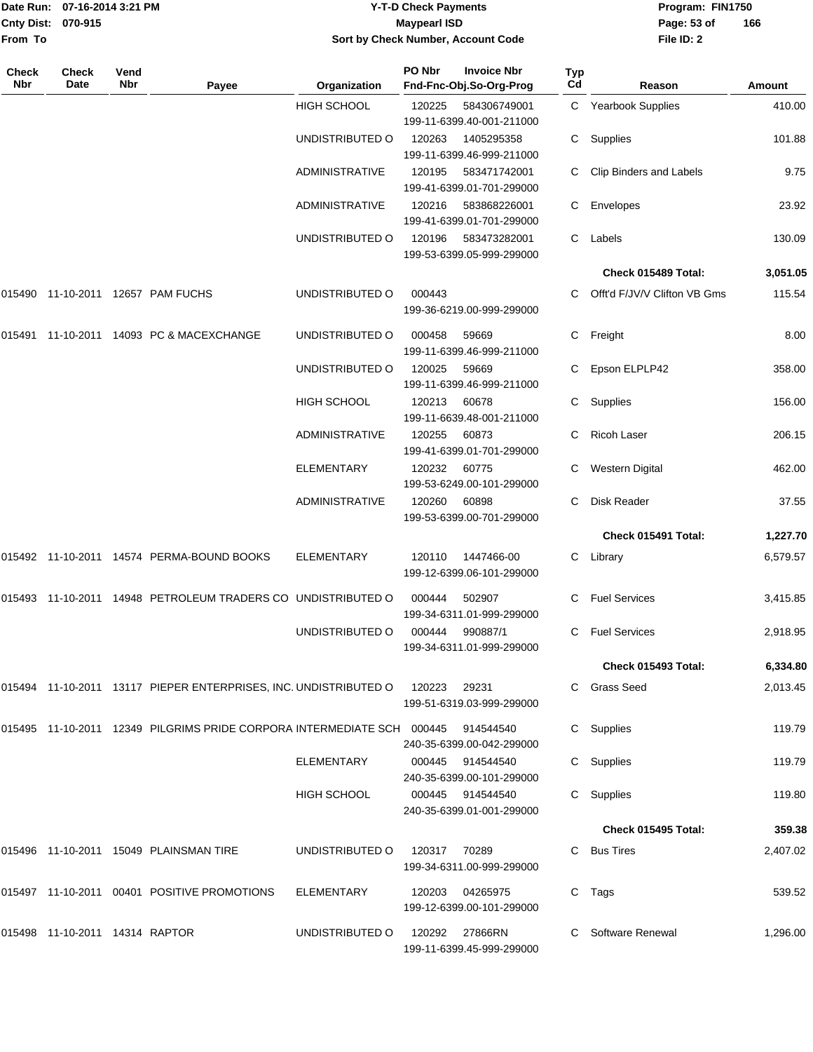# Y-T-D Check Payments

**Maypearl ISD**

**Sort by Check Number, Account Code**

Date Run: 07-16-2014 3:21 PM
Cnty Dist: 070-915
From To

Program: FIN1750
File ID: 2

| Check Nbr | Check Date | Vend Nbr | Payee | Organization | PO Nbr / Invoice Nbr / Fnd-Fnc-Obj.So-Org-Prog | Typ Cd | Reason | Amount |
|---|---|---|---|---|---|---|---|---|
| | | | | HIGH SCHOOL | 120225 584306749001 199-11-6399.40-001-211000 | C | Yearbook Supplies | 410.00 |
| | | | | UNDISTRIBUTED O | 120263 1405295358 199-11-6399.46-999-211000 | C | Supplies | 101.88 |
| | | | | ADMINISTRATIVE | 120195 583471742001 199-41-6399.01-701-299000 | C | Clip Binders and Labels | 9.75 |
| | | | | ADMINISTRATIVE | 120216 583868226001 199-41-6399.01-701-299000 | C | Envelopes | 23.92 |
| | | | | UNDISTRIBUTED O | 120196 583473282001 199-53-6399.05-999-299000 | C | Labels | 130.09 |
| | | | | | | | **Check 015489 Total:** | **3,051.05** |
| 015490 | 11-10-2011 | 12657 | PAM FUCHS | UNDISTRIBUTED O | 000443 199-36-6219.00-999-299000 | C | Offt'd F/JV/V Clifton VB Gms | 115.54 |
| 015491 | 11-10-2011 | 14093 | PC & MACEXCHANGE | UNDISTRIBUTED O | 000458 59669 199-11-6399.46-999-211000 | C | Freight | 8.00 |
| | | | | UNDISTRIBUTED O | 120025 59669 199-11-6399.46-999-211000 | C | Epson ELPLP42 | 358.00 |
| | | | | HIGH SCHOOL | 120213 60678 199-11-6639.48-001-211000 | C | Supplies | 156.00 |
| | | | | ADMINISTRATIVE | 120255 60873 199-41-6399.01-701-299000 | C | Ricoh Laser | 206.15 |
| | | | | ELEMENTARY | 120232 60775 199-53-6249.00-101-299000 | C | Western Digital | 462.00 |
| | | | | ADMINISTRATIVE | 120260 60898 199-53-6399.00-701-299000 | C | Disk Reader | 37.55 |
| | | | | | | | **Check 015491 Total:** | **1,227.70** |
| 015492 | 11-10-2011 | 14574 | PERMA-BOUND BOOKS | ELEMENTARY | 120110 1447466-00 199-12-6399.06-101-299000 | C | Library | 6,579.57 |
| 015493 | 11-10-2011 | 14948 | PETROLEUM TRADERS CO | UNDISTRIBUTED O | 000444 502907 199-34-6311.01-999-299000 | C | Fuel Services | 3,415.85 |
| | | | | UNDISTRIBUTED O | 000444 990887/1 199-34-6311.01-999-299000 | C | Fuel Services | 2,918.95 |
| | | | | | | | **Check 015493 Total:** | **6,334.80** |
| 015494 | 11-10-2011 | 13117 | PIEPER ENTERPRISES, INC. | UNDISTRIBUTED O | 120223 29231 199-51-6319.03-999-299000 | C | Grass Seed | 2,013.45 |
| 015495 | 11-10-2011 | 12349 | PILGRIMS PRIDE CORPORA | INTERMEDIATE SCH | 000445 914544540 240-35-6399.00-042-299000 | C | Supplies | 119.79 |
| | | | | ELEMENTARY | 000445 914544540 240-35-6399.00-101-299000 | C | Supplies | 119.79 |
| | | | | HIGH SCHOOL | 000445 914544540 240-35-6399.01-001-299000 | C | Supplies | 119.80 |
| | | | | | | | **Check 015495 Total:** | **359.38** |
| 015496 | 11-10-2011 | 15049 | PLAINSMAN TIRE | UNDISTRIBUTED O | 120317 70289 199-34-6311.00-999-299000 | C | Bus Tires | 2,407.02 |
| 015497 | 11-10-2011 | 00401 | POSITIVE PROMOTIONS | ELEMENTARY | 120203 04265975 199-12-6399.00-101-299000 | C | Tags | 539.52 |
| 015498 | 11-10-2011 | 14314 | RAPTOR | UNDISTRIBUTED O | 120292 27866RN 199-11-6399.45-999-299000 | C | Software Renewal | 1,296.00 |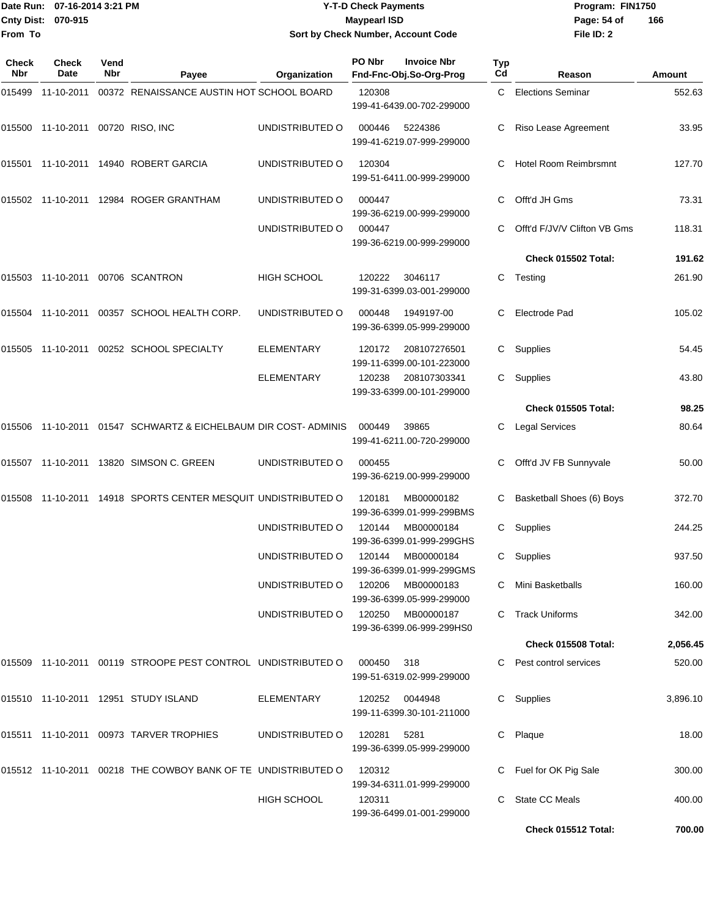| Check Nbr | Check Date | Vend Nbr | Payee | Organization | PO Nbr | Invoice Nbr Fnd-Fnc-Obj.So-Org-Prog | Typ Cd | Reason | Amount |
|---|---|---|---|---|---|---|---|---|---|
| 015499 | 11-10-2011 | 00372 | RENAISSANCE AUSTIN HOT | SCHOOL BOARD | 120308 | 199-41-6439.00-702-299000 | C | Elections Seminar | 552.63 |
| 015500 | 11-10-2011 | 00720 | RISO, INC | UNDISTRIBUTED O | 000446 | 5224386 199-41-6219.07-999-299000 | C | Riso Lease Agreement | 33.95 |
| 015501 | 11-10-2011 | 14940 | ROBERT GARCIA | UNDISTRIBUTED O | 120304 | 199-51-6411.00-999-299000 | C | Hotel Room Reimbrsmnt | 127.70 |
| 015502 | 11-10-2011 | 12984 | ROGER GRANTHAM | UNDISTRIBUTED O | 000447 | 199-36-6219.00-999-299000 | C | Offt'd JH Gms | 73.31 |
| | | | | UNDISTRIBUTED O | 000447 | 199-36-6219.00-999-299000 | C | Offt'd F/JV/V Clifton VB Gms | 118.31 |
| | | | | | | | | **Check 015502 Total:** | **191.62** |
| 015503 | 11-10-2011 | 00706 | SCANTRON | HIGH SCHOOL | 120222 | 3046117 199-31-6399.03-001-299000 | C | Testing | 261.90 |
| 015504 | 11-10-2011 | 00357 | SCHOOL HEALTH CORP. | UNDISTRIBUTED O | 000448 | 1949197-00 199-36-6399.05-999-299000 | C | Electrode Pad | 105.02 |
| 015505 | 11-10-2011 | 00252 | SCHOOL SPECIALTY | ELEMENTARY | 120172 | 208107276501 199-11-6399.00-101-223000 | C | Supplies | 54.45 |
| | | | | ELEMENTARY | 120238 | 208107303341 199-33-6399.00-101-299000 | C | Supplies | 43.80 |
| | | | | | | | | **Check 015505 Total:** | **98.25** |
| 015506 | 11-10-2011 | 01547 | SCHWARTZ & EICHELBAUM | DIR COST- ADMINIS | 000449 | 39865 199-41-6211.00-720-299000 | C | Legal Services | 80.64 |
| 015507 | 11-10-2011 | 13820 | SIMSON C. GREEN | UNDISTRIBUTED O | 000455 | 199-36-6219.00-999-299000 | C | Offt'd JV FB Sunnyvale | 50.00 |
| 015508 | 11-10-2011 | 14918 | SPORTS CENTER MESQUIT | UNDISTRIBUTED O | 120181 | MB00000182 199-36-6399.01-999-299BMS | C | Basketball Shoes (6) Boys | 372.70 |
| | | | | UNDISTRIBUTED O | 120144 | MB00000184 199-36-6399.01-999-299GHS | C | Supplies | 244.25 |
| | | | | UNDISTRIBUTED O | 120144 | MB00000184 199-36-6399.01-999-299GMS | C | Supplies | 937.50 |
| | | | | UNDISTRIBUTED O | 120206 | MB00000183 199-36-6399.05-999-299000 | C | Mini Basketballs | 160.00 |
| | | | | UNDISTRIBUTED O | 120250 | MB00000187 199-36-6399.06-999-299HS0 | C | Track Uniforms | 342.00 |
| | | | | | | | | **Check 015508 Total:** | **2,056.45** |
| 015509 | 11-10-2011 | 00119 | STROOPE PEST CONTROL | UNDISTRIBUTED O | 000450 | 318 199-51-6319.02-999-299000 | C | Pest control services | 520.00 |
| 015510 | 11-10-2011 | 12951 | STUDY ISLAND | ELEMENTARY | 120252 | 0044948 199-11-6399.30-101-211000 | C | Supplies | 3,896.10 |
| 015511 | 11-10-2011 | 00973 | TARVER TROPHIES | UNDISTRIBUTED O | 120281 | 5281 199-36-6399.05-999-299000 | C | Plaque | 18.00 |
| 015512 | 11-10-2011 | 00218 | THE COWBOY BANK OF TE | UNDISTRIBUTED O | 120312 | 199-34-6311.01-999-299000 | C | Fuel for OK Pig Sale | 300.00 |
| | | | | HIGH SCHOOL | 120311 | 199-36-6499.01-001-299000 | C | State CC Meals | 400.00 |
| | | | | | | | | **Check 015512 Total:** | **700.00** |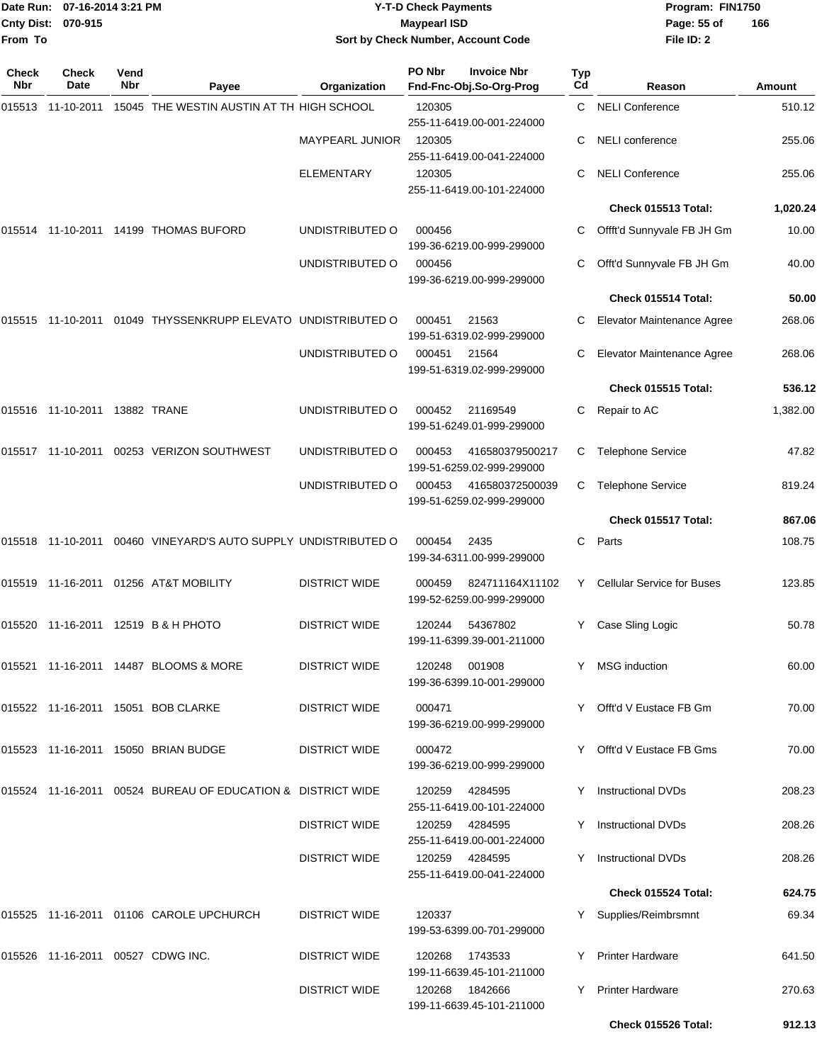Date Run: 07-16-2014 3:21 PM
Cnty Dist: 070-915
From To

**Y-T-D Check Payments**
**Maypearl ISD**
**Sort by Check Number, Account Code**

Program: FIN1750
File ID: 2

| Check Nbr | Check Date | Vend Nbr | Payee | Organization | PO Nbr / Invoice Nbr / Fnd-Fnc-Obj.So-Org-Prog | Typ Cd | Reason | Amount |
|---|---|---|---|---|---|---|---|---|
| 015513 | 11-10-2011 | 15045 | THE WESTIN AUSTIN AT TH | HIGH SCHOOL | 120305 255-11-6419.00-001-224000 | C | NELI Conference | 510.12 |
| | | | | MAYPEARL JUNIOR | 120305 255-11-6419.00-041-224000 | C | NELI conference | 255.06 |
| | | | | ELEMENTARY | 120305 255-11-6419.00-101-224000 | C | NELI Conference | 255.06 |
| | | | | | | | **Check 015513 Total:** | **1,020.24** |
| 015514 | 11-10-2011 | 14199 | THOMAS BUFORD | UNDISTRIBUTED O | 000456 199-36-6219.00-999-299000 | C | Offft'd Sunnyvale FB JH Gm | 10.00 |
| | | | | UNDISTRIBUTED O | 000456 199-36-6219.00-999-299000 | C | Offt'd Sunnyvale FB JH Gm | 40.00 |
| | | | | | | | **Check 015514 Total:** | **50.00** |
| 015515 | 11-10-2011 | 01049 | THYSSENKRUPP ELEVATO | UNDISTRIBUTED O | 000451 21563 199-51-6319.02-999-299000 | C | Elevator Maintenance Agree | 268.06 |
| | | | | UNDISTRIBUTED O | 000451 21564 199-51-6319.02-999-299000 | C | Elevator Maintenance Agree | 268.06 |
| | | | | | | | **Check 015515 Total:** | **536.12** |
| 015516 | 11-10-2011 | 13882 | TRANE | UNDISTRIBUTED O | 000452 21169549 199-51-6249.01-999-299000 | C | Repair to AC | 1,382.00 |
| 015517 | 11-10-2011 | 00253 | VERIZON SOUTHWEST | UNDISTRIBUTED O | 000453 416580379500217 199-51-6259.02-999-299000 | C | Telephone Service | 47.82 |
| | | | | UNDISTRIBUTED O | 000453 416580372500039 199-51-6259.02-999-299000 | C | Telephone Service | 819.24 |
| | | | | | | | **Check 015517 Total:** | **867.06** |
| 015518 | 11-10-2011 | 00460 | VINEYARD'S AUTO SUPPLY | UNDISTRIBUTED O | 000454 2435 199-34-6311.00-999-299000 | C | Parts | 108.75 |
| 015519 | 11-16-2011 | 01256 | AT&T MOBILITY | DISTRICT WIDE | 000459 824711164X11102 199-52-6259.00-999-299000 | Y | Cellular Service for Buses | 123.85 |
| 015520 | 11-16-2011 | 12519 | B & H PHOTO | DISTRICT WIDE | 120244 54367802 199-11-6399.39-001-211000 | Y | Case Sling Logic | 50.78 |
| 015521 | 11-16-2011 | 14487 | BLOOMS & MORE | DISTRICT WIDE | 120248 001908 199-36-6399.10-001-299000 | Y | MSG induction | 60.00 |
| 015522 | 11-16-2011 | 15051 | BOB CLARKE | DISTRICT WIDE | 000471 199-36-6219.00-999-299000 | Y | Offt'd V Eustace FB Gm | 70.00 |
| 015523 | 11-16-2011 | 15050 | BRIAN BUDGE | DISTRICT WIDE | 000472 199-36-6219.00-999-299000 | Y | Offt'd V Eustace FB Gms | 70.00 |
| 015524 | 11-16-2011 | 00524 | BUREAU OF EDUCATION & | DISTRICT WIDE | 120259 4284595 255-11-6419.00-101-224000 | Y | Instructional DVDs | 208.23 |
| | | | | DISTRICT WIDE | 120259 4284595 255-11-6419.00-001-224000 | Y | Instructional DVDs | 208.26 |
| | | | | DISTRICT WIDE | 120259 4284595 255-11-6419.00-041-224000 | Y | Instructional DVDs | 208.26 |
| | | | | | | | **Check 015524 Total:** | **624.75** |
| 015525 | 11-16-2011 | 01106 | CAROLE UPCHURCH | DISTRICT WIDE | 120337 199-53-6399.00-701-299000 | Y | Supplies/Reimbrsmnt | 69.34 |
| 015526 | 11-16-2011 | 00527 | CDWG INC. | DISTRICT WIDE | 120268 1743533 199-11-6639.45-101-211000 | Y | Printer Hardware | 641.50 |
| | | | | DISTRICT WIDE | 120268 1842666 199-11-6639.45-101-211000 | Y | Printer Hardware | 270.63 |
| | | | | | | | **Check 015526 Total:** | **912.13** |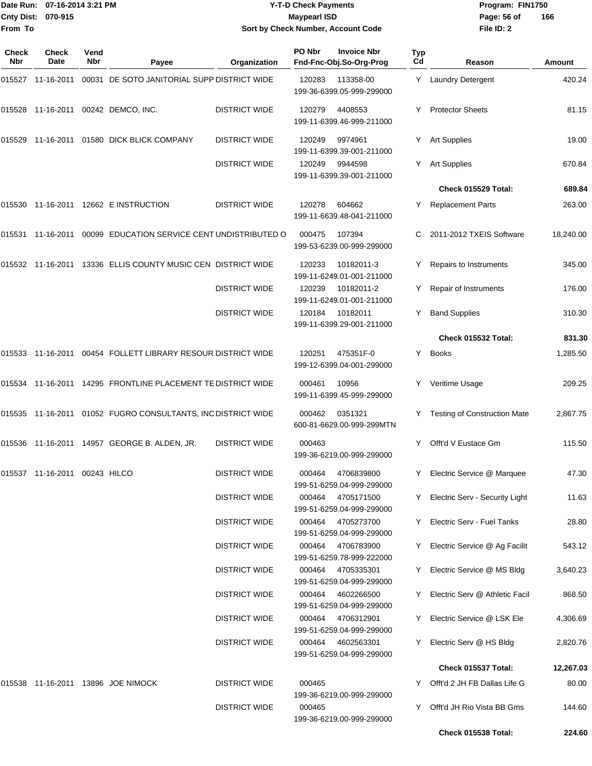# Y-T-D Check Payments

**Maypearl ISD**

**Sort by Check Number, Account Code**

Date Run: 07-16-2014 3:21 PM
Cnty Dist: 070-915
From To

Program: FIN1750
File ID: 2

| Check Nbr | Check Date | Vend Nbr | Payee | Organization | PO Nbr | Invoice Nbr / Fnd-Fnc-Obj.So-Org-Prog | Typ Cd | Reason | Amount |
|---|---|---|---|---|---|---|---|---|---|
| 015527 | 11-16-2011 | 00031 | DE SOTO JANITORIAL SUPP | DISTRICT WIDE | 120283 | 113358-00 199-36-6399.05-999-299000 | Y | Laundry Detergent | 420.24 |
| 015528 | 11-16-2011 | 00242 | DEMCO, INC. | DISTRICT WIDE | 120279 | 4408553 199-11-6399.46-999-211000 | Y | Protector Sheets | 81.15 |
| 015529 | 11-16-2011 | 01580 | DICK BLICK COMPANY | DISTRICT WIDE | 120249 | 9974961 199-11-6399.39-001-211000 | Y | Art Supplies | 19.00 |
| | | | | DISTRICT WIDE | 120249 | 9944598 199-11-6399.39-001-211000 | Y | Art Supplies | 670.84 |
| | | | | | | | | **Check 015529 Total:** | **689.84** |
| 015530 | 11-16-2011 | 12662 | E INSTRUCTION | DISTRICT WIDE | 120278 | 604662 199-11-6639.48-041-211000 | Y | Replacement Parts | 263.00 |
| 015531 | 11-16-2011 | 00099 | EDUCATION SERVICE CENT | UNDISTRIBUTED O | 000475 | 107394 199-53-6239.00-999-299000 | C | 2011-2012 TXEIS Software | 18,240.00 |
| 015532 | 11-16-2011 | 13336 | ELLIS COUNTY MUSIC CEN | DISTRICT WIDE | 120233 | 10182011-3 199-11-6249.01-001-211000 | Y | Repairs to Instruments | 345.00 |
| | | | | DISTRICT WIDE | 120239 | 10182011-2 199-11-6249.01-001-211000 | Y | Repair of Instruments | 176.00 |
| | | | | DISTRICT WIDE | 120184 | 10182011 199-11-6399.29-001-211000 | Y | Band Supplies | 310.30 |
| | | | | | | | | **Check 015532 Total:** | **831.30** |
| 015533 | 11-16-2011 | 00454 | FOLLETT LIBRARY RESOUR | DISTRICT WIDE | 120251 | 475351F-0 199-12-6399.04-001-299000 | Y | Books | 1,285.50 |
| 015534 | 11-16-2011 | 14295 | FRONTLINE PLACEMENT TE | DISTRICT WIDE | 000461 | 10956 199-11-6399.45-999-299000 | Y | Veritime Usage | 209.25 |
| 015535 | 11-16-2011 | 01052 | FUGRO CONSULTANTS, INC | DISTRICT WIDE | 000462 | 0351321 600-81-6629.00-999-299MTN | Y | Testing of Construction Mate | 2,867.75 |
| 015536 | 11-16-2011 | 14957 | GEORGE B. ALDEN, JR. | DISTRICT WIDE | 000463 | 199-36-6219.00-999-299000 | Y | Offt'd V Eustace Gm | 115.50 |
| 015537 | 11-16-2011 | 00243 | HILCO | DISTRICT WIDE | 000464 | 4706839800 199-51-6259.04-999-299000 | Y | Electric Service @ Marquee | 47.30 |
| | | | | DISTRICT WIDE | 000464 | 4705171500 199-51-6259.04-999-299000 | Y | Electric Serv - Security Light | 11.63 |
| | | | | DISTRICT WIDE | 000464 | 4705273700 199-51-6259.04-999-299000 | Y | Electric Serv - Fuel Tanks | 28.80 |
| | | | | DISTRICT WIDE | 000464 | 4706783900 199-51-6259.78-999-222000 | Y | Electric Service @ Ag Facilit | 543.12 |
| | | | | DISTRICT WIDE | 000464 | 4705335301 199-51-6259.04-999-299000 | Y | Electric Service @ MS Bldg | 3,640.23 |
| | | | | DISTRICT WIDE | 000464 | 4602266500 199-51-6259.04-999-299000 | Y | Electric Serv @ Athletic Facil | 868.50 |
| | | | | DISTRICT WIDE | 000464 | 4706312901 199-51-6259.04-999-299000 | Y | Electric Service @ LSK Ele | 4,306.69 |
| | | | | DISTRICT WIDE | 000464 | 4602563301 199-51-6259.04-999-299000 | Y | Electric Serv @ HS Bldg | 2,820.76 |
| | | | | | | | | **Check 015537 Total:** | **12,267.03** |
| 015538 | 11-16-2011 | 13896 | JOE NIMOCK | DISTRICT WIDE | 000465 | 199-36-6219.00-999-299000 | Y | Offt'd 2 JH FB Dallas Life G | 80.00 |
| | | | | DISTRICT WIDE | 000465 | 199-36-6219.00-999-299000 | Y | Offt'd JH Rio Vista BB Gms | 144.60 |
| | | | | | | | | **Check 015538 Total:** | **224.60** |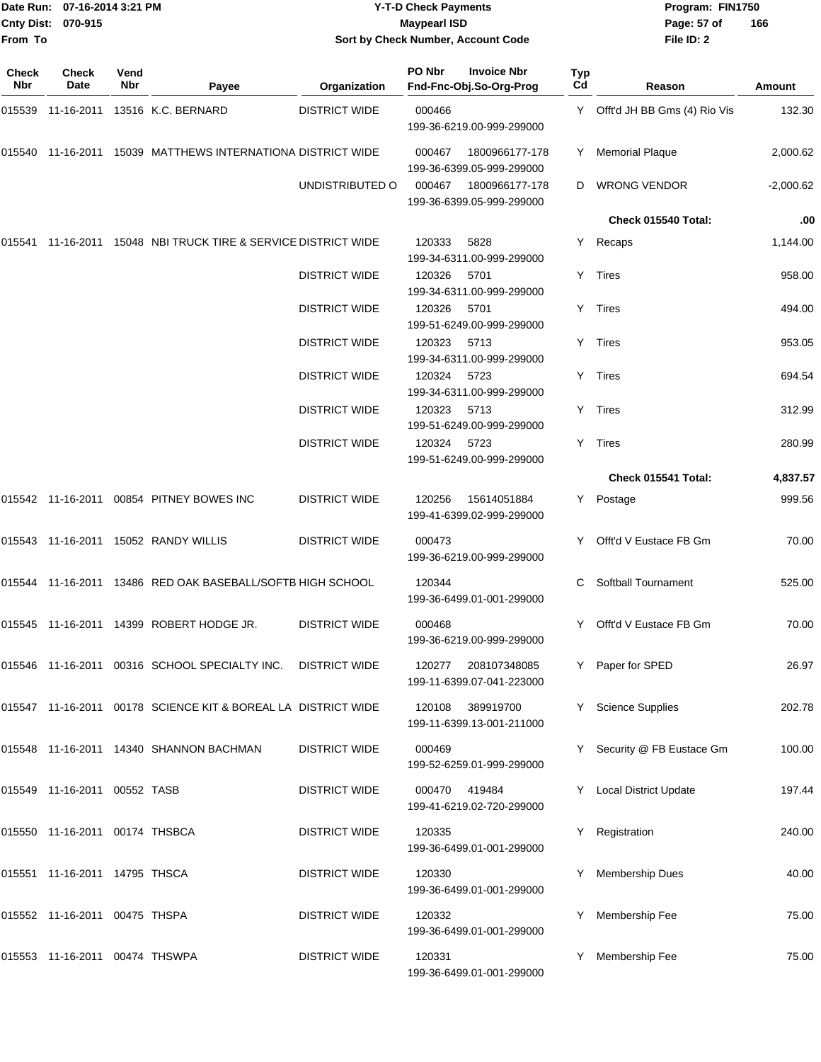# Y-T-D Check Payments

Date Run: 07-16-2014 3:21 PM
Cnty Dist: 070-915
From To

**Maypearl ISD**
Sort by Check Number, Account Code

Program: FIN1750
File ID: 2

| Check Nbr | Check Date | Vend Nbr | Payee | Organization | PO Nbr / Invoice Nbr / Fnd-Fnc-Obj.So-Org-Prog | Typ Cd | Reason | Amount |
|---|---|---|---|---|---|---|---|---|
| 015539 | 11-16-2011 | 13516 | K.C. BERNARD | DISTRICT WIDE | 000466 / 199-36-6219.00-999-299000 | Y | Offt'd JH BB Gms (4) Rio Vis | 132.30 |
| 015540 | 11-16-2011 | 15039 | MATTHEWS INTERNATIONA | DISTRICT WIDE | 000467 1800966177-178 / 199-36-6399.05-999-299000 | Y | Memorial Plaque | 2,000.62 |
| | | | | UNDISTRIBUTED O | 000467 1800966177-178 / 199-36-6399.05-999-299000 | D | WRONG VENDOR | -2,000.62 |
| | | | | | | | **Check 015540 Total:** | **.00** |
| 015541 | 11-16-2011 | 15048 | NBI TRUCK TIRE & SERVICE | DISTRICT WIDE | 120333 5828 / 199-34-6311.00-999-299000 | Y | Recaps | 1,144.00 |
| | | | | DISTRICT WIDE | 120326 5701 / 199-34-6311.00-999-299000 | Y | Tires | 958.00 |
| | | | | DISTRICT WIDE | 120326 5701 / 199-51-6249.00-999-299000 | Y | Tires | 494.00 |
| | | | | DISTRICT WIDE | 120323 5713 / 199-34-6311.00-999-299000 | Y | Tires | 953.05 |
| | | | | DISTRICT WIDE | 120324 5723 / 199-34-6311.00-999-299000 | Y | Tires | 694.54 |
| | | | | DISTRICT WIDE | 120323 5713 / 199-51-6249.00-999-299000 | Y | Tires | 312.99 |
| | | | | DISTRICT WIDE | 120324 5723 / 199-51-6249.00-999-299000 | Y | Tires | 280.99 |
| | | | | | | | **Check 015541 Total:** | **4,837.57** |
| 015542 | 11-16-2011 | 00854 | PITNEY BOWES INC | DISTRICT WIDE | 120256 15614051884 / 199-41-6399.02-999-299000 | Y | Postage | 999.56 |
| 015543 | 11-16-2011 | 15052 | RANDY WILLIS | DISTRICT WIDE | 000473 / 199-36-6219.00-999-299000 | Y | Offt'd V Eustace FB Gm | 70.00 |
| 015544 | 11-16-2011 | 13486 | RED OAK BASEBALL/SOFTB | HIGH SCHOOL | 120344 / 199-36-6499.01-001-299000 | C | Softball Tournament | 525.00 |
| 015545 | 11-16-2011 | 14399 | ROBERT HODGE JR. | DISTRICT WIDE | 000468 / 199-36-6219.00-999-299000 | Y | Offt'd V Eustace FB Gm | 70.00 |
| 015546 | 11-16-2011 | 00316 | SCHOOL SPECIALTY INC. | DISTRICT WIDE | 120277 208107348085 / 199-11-6399.07-041-223000 | Y | Paper for SPED | 26.97 |
| 015547 | 11-16-2011 | 00178 | SCIENCE KIT & BOREAL LA | DISTRICT WIDE | 120108 389919700 / 199-11-6399.13-001-211000 | Y | Science Supplies | 202.78 |
| 015548 | 11-16-2011 | 14340 | SHANNON BACHMAN | DISTRICT WIDE | 000469 / 199-52-6259.01-999-299000 | Y | Security @ FB Eustace Gm | 100.00 |
| 015549 | 11-16-2011 | 00552 | TASB | DISTRICT WIDE | 000470 419484 / 199-41-6219.02-720-299000 | Y | Local District Update | 197.44 |
| 015550 | 11-16-2011 | 00174 | THSBCA | DISTRICT WIDE | 120335 / 199-36-6499.01-001-299000 | Y | Registration | 240.00 |
| 015551 | 11-16-2011 | 14795 | THSCA | DISTRICT WIDE | 120330 / 199-36-6499.01-001-299000 | Y | Membership Dues | 40.00 |
| 015552 | 11-16-2011 | 00475 | THSPA | DISTRICT WIDE | 120332 / 199-36-6499.01-001-299000 | Y | Membership Fee | 75.00 |
| 015553 | 11-16-2011 | 00474 | THSWPA | DISTRICT WIDE | 120331 / 199-36-6499.01-001-299000 | Y | Membership Fee | 75.00 |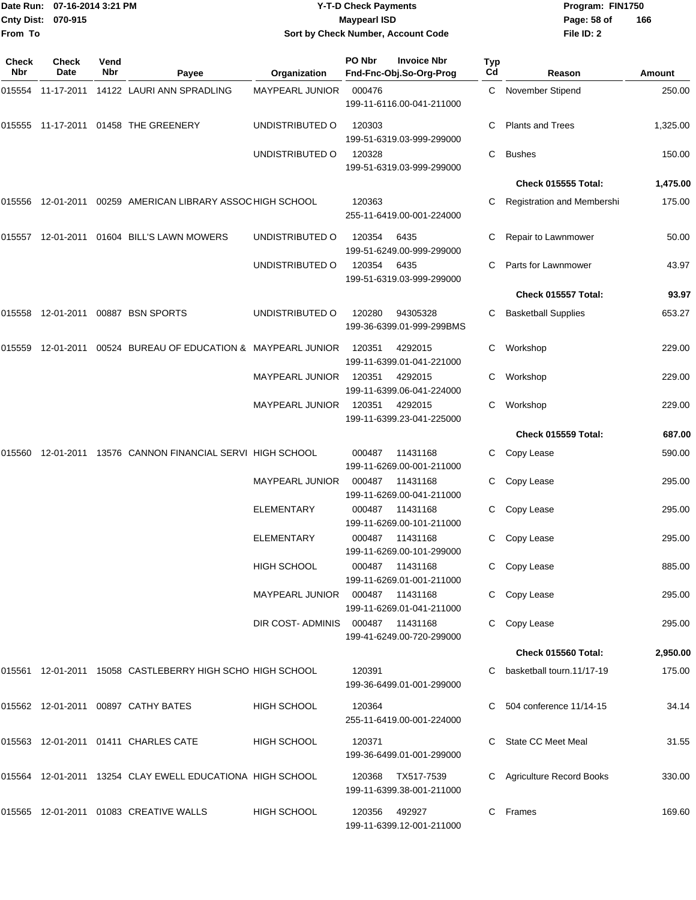Date Run: 07-16-2014 3:21 PM
Cnty Dist: 070-915
From To

# Y-T-D Check Payments
## Maypearl ISD
### Sort by Check Number, Account Code

Program: FIN1750
File ID: 2

| Check Nbr | Check Date | Vend Nbr | Payee | Organization | PO Nbr / Fnd-Fnc-Obj.So-Org-Prog | Invoice Nbr | Typ Cd | Reason | Amount |
|---|---|---|---|---|---|---|---|---|---|
| 015554 | 11-17-2011 | 14122 | LAURI ANN SPRADLING | MAYPEARL JUNIOR | 000476 199-11-6116.00-041-211000 | | C | November Stipend | 250.00 |
| 015555 | 11-17-2011 | 01458 | THE GREENERY | UNDISTRIBUTED O | 120303 199-51-6319.03-999-299000 | | C | Plants and Trees | 1,325.00 |
| | | | | UNDISTRIBUTED O | 120328 199-51-6319.03-999-299000 | | C | Bushes | 150.00 |
| | | | | | | | | **Check 015555 Total:** | **1,475.00** |
| 015556 | 12-01-2011 | 00259 | AMERICAN LIBRARY ASSOC | HIGH SCHOOL | 120363 255-11-6419.00-001-224000 | | C | Registration and Membershi | 175.00 |
| 015557 | 12-01-2011 | 01604 | BILL'S LAWN MOWERS | UNDISTRIBUTED O | 120354 199-51-6249.00-999-299000 | 6435 | C | Repair to Lawnmower | 50.00 |
| | | | | UNDISTRIBUTED O | 120354 199-51-6319.03-999-299000 | 6435 | C | Parts for Lawnmower | 43.97 |
| | | | | | | | | **Check 015557 Total:** | **93.97** |
| 015558 | 12-01-2011 | 00887 | BSN SPORTS | UNDISTRIBUTED O | 120280 199-36-6399.01-999-299BMS | 94305328 | C | Basketball Supplies | 653.27 |
| 015559 | 12-01-2011 | 00524 | BUREAU OF EDUCATION & | MAYPEARL JUNIOR | 120351 199-11-6399.01-041-221000 | 4292015 | C | Workshop | 229.00 |
| | | | | MAYPEARL JUNIOR | 120351 199-11-6399.06-041-224000 | 4292015 | C | Workshop | 229.00 |
| | | | | MAYPEARL JUNIOR | 120351 199-11-6399.23-041-225000 | 4292015 | C | Workshop | 229.00 |
| | | | | | | | | **Check 015559 Total:** | **687.00** |
| 015560 | 12-01-2011 | 13576 | CANNON FINANCIAL SERVI | HIGH SCHOOL | 000487 199-11-6269.00-001-211000 | 11431168 | C | Copy Lease | 590.00 |
| | | | | MAYPEARL JUNIOR | 000487 199-11-6269.00-041-211000 | 11431168 | C | Copy Lease | 295.00 |
| | | | | ELEMENTARY | 000487 199-11-6269.00-101-211000 | 11431168 | C | Copy Lease | 295.00 |
| | | | | ELEMENTARY | 000487 199-11-6269.00-101-299000 | 11431168 | C | Copy Lease | 295.00 |
| | | | | HIGH SCHOOL | 000487 199-11-6269.01-001-211000 | 11431168 | C | Copy Lease | 885.00 |
| | | | | MAYPEARL JUNIOR | 000487 199-11-6269.01-041-211000 | 11431168 | C | Copy Lease | 295.00 |
| | | | | DIR COST- ADMINIS | 000487 199-41-6249.00-720-299000 | 11431168 | C | Copy Lease | 295.00 |
| | | | | | | | | **Check 015560 Total:** | **2,950.00** |
| 015561 | 12-01-2011 | 15058 | CASTLEBERRY HIGH SCHO | HIGH SCHOOL | 120391 199-36-6499.01-001-299000 | | C | basketball tourn.11/17-19 | 175.00 |
| 015562 | 12-01-2011 | 00897 | CATHY BATES | HIGH SCHOOL | 120364 255-11-6419.00-001-224000 | | C | 504 conference 11/14-15 | 34.14 |
| 015563 | 12-01-2011 | 01411 | CHARLES CATE | HIGH SCHOOL | 120371 199-36-6499.01-001-299000 | | C | State CC Meet Meal | 31.55 |
| 015564 | 12-01-2011 | 13254 | CLAY EWELL EDUCATIONA | HIGH SCHOOL | 120368 199-11-6399.38-001-211000 | TX517-7539 | C | Agriculture Record Books | 330.00 |
| 015565 | 12-01-2011 | 01083 | CREATIVE WALLS | HIGH SCHOOL | 120356 199-11-6399.12-001-211000 | 492927 | C | Frames | 169.60 |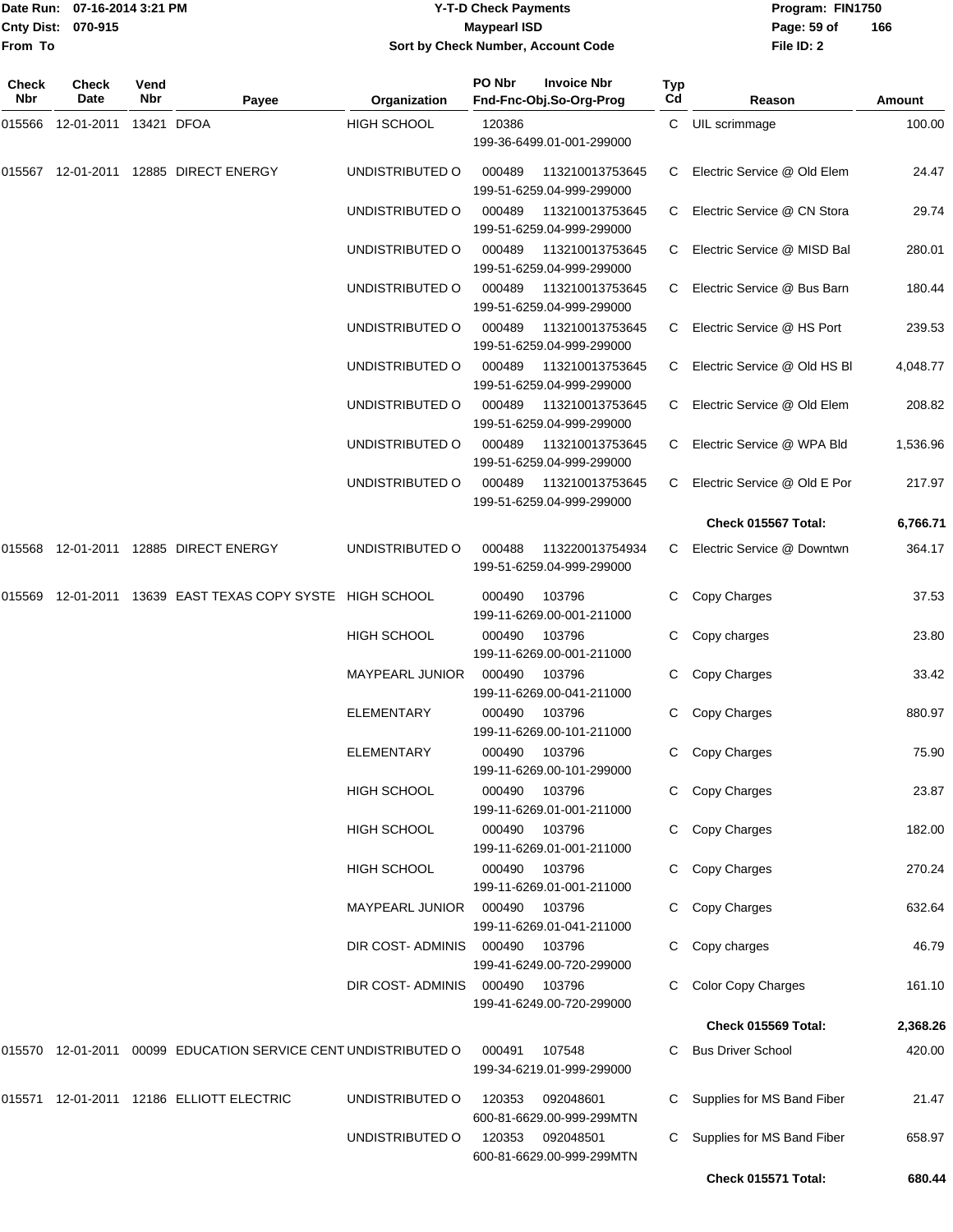**Y-T-D Check Payments**
**Maypearl ISD**
**Sort by Check Number, Account Code**

Date Run: 07-16-2014 3:21 PM
Cnty Dist: 070-915
From To

Program: FIN1750
File ID: 2

| Check Nbr | Check Date | Vend Nbr | Payee | Organization | PO Nbr / Fnd-Fnc-Obj.So-Org-Prog | Invoice Nbr | Typ Cd | Reason | Amount |
|---|---|---|---|---|---|---|---|---|---|
| 015566 | 12-01-2011 | 13421 | DFOA | HIGH SCHOOL | 120386 / 199-36-6499.01-001-299000 | | C | UIL scrimmage | 100.00 |
| 015567 | 12-01-2011 | 12885 | DIRECT ENERGY | UNDISTRIBUTED O | 000489 / 199-51-6259.04-999-299000 | 113210013753645 | C | Electric Service @ Old Elem | 24.47 |
| | | | | UNDISTRIBUTED O | 000489 / 199-51-6259.04-999-299000 | 113210013753645 | C | Electric Service @ CN Stora | 29.74 |
| | | | | UNDISTRIBUTED O | 000489 / 199-51-6259.04-999-299000 | 113210013753645 | C | Electric Service @ MISD Bal | 280.01 |
| | | | | UNDISTRIBUTED O | 000489 / 199-51-6259.04-999-299000 | 113210013753645 | C | Electric Service @ Bus Barn | 180.44 |
| | | | | UNDISTRIBUTED O | 000489 / 199-51-6259.04-999-299000 | 113210013753645 | C | Electric Service @ HS Port | 239.53 |
| | | | | UNDISTRIBUTED O | 000489 / 199-51-6259.04-999-299000 | 113210013753645 | C | Electric Service @ Old HS Bl | 4,048.77 |
| | | | | UNDISTRIBUTED O | 000489 / 199-51-6259.04-999-299000 | 113210013753645 | C | Electric Service @ Old Elem | 208.82 |
| | | | | UNDISTRIBUTED O | 000489 / 199-51-6259.04-999-299000 | 113210013753645 | C | Electric Service @ WPA Bld | 1,536.96 |
| | | | | UNDISTRIBUTED O | 000489 / 199-51-6259.04-999-299000 | 113210013753645 | C | Electric Service @ Old E Por | 217.97 |
| | | | | | | | | **Check 015567 Total:** | **6,766.71** |
| 015568 | 12-01-2011 | 12885 | DIRECT ENERGY | UNDISTRIBUTED O | 000488 / 199-51-6259.04-999-299000 | 113220013754934 | C | Electric Service @ Downtwn | 364.17 |
| 015569 | 12-01-2011 | 13639 | EAST TEXAS COPY SYSTE | HIGH SCHOOL | 000490 / 199-11-6269.00-001-211000 | 103796 | C | Copy Charges | 37.53 |
| | | | | HIGH SCHOOL | 000490 / 199-11-6269.00-001-211000 | 103796 | C | Copy charges | 23.80 |
| | | | | MAYPEARL JUNIOR | 000490 / 199-11-6269.00-041-211000 | 103796 | C | Copy Charges | 33.42 |
| | | | | ELEMENTARY | 000490 / 199-11-6269.00-101-211000 | 103796 | C | Copy Charges | 880.97 |
| | | | | ELEMENTARY | 000490 / 199-11-6269.00-101-299000 | 103796 | C | Copy Charges | 75.90 |
| | | | | HIGH SCHOOL | 000490 / 199-11-6269.01-001-211000 | 103796 | C | Copy Charges | 23.87 |
| | | | | HIGH SCHOOL | 000490 / 199-11-6269.01-001-211000 | 103796 | C | Copy Charges | 182.00 |
| | | | | HIGH SCHOOL | 000490 / 199-11-6269.01-001-211000 | 103796 | C | Copy Charges | 270.24 |
| | | | | MAYPEARL JUNIOR | 000490 / 199-11-6269.01-041-211000 | 103796 | C | Copy Charges | 632.64 |
| | | | | DIR COST- ADMINIS | 000490 / 199-41-6249.00-720-299000 | 103796 | C | Copy charges | 46.79 |
| | | | | DIR COST- ADMINIS | 000490 / 199-41-6249.00-720-299000 | 103796 | C | Color Copy Charges | 161.10 |
| | | | | | | | | **Check 015569 Total:** | **2,368.26** |
| 015570 | 12-01-2011 | 00099 | EDUCATION SERVICE CENT | UNDISTRIBUTED O | 000491 / 199-34-6219.01-999-299000 | 107548 | C | Bus Driver School | 420.00 |
| 015571 | 12-01-2011 | 12186 | ELLIOTT ELECTRIC | UNDISTRIBUTED O | 120353 / 600-81-6629.00-999-299MTN | 092048601 | C | Supplies for MS Band Fiber | 21.47 |
| | | | | UNDISTRIBUTED O | 120353 / 600-81-6629.00-999-299MTN | 092048501 | C | Supplies for MS Band Fiber | 658.97 |
| | | | | | | | | **Check 015571 Total:** | **680.44** |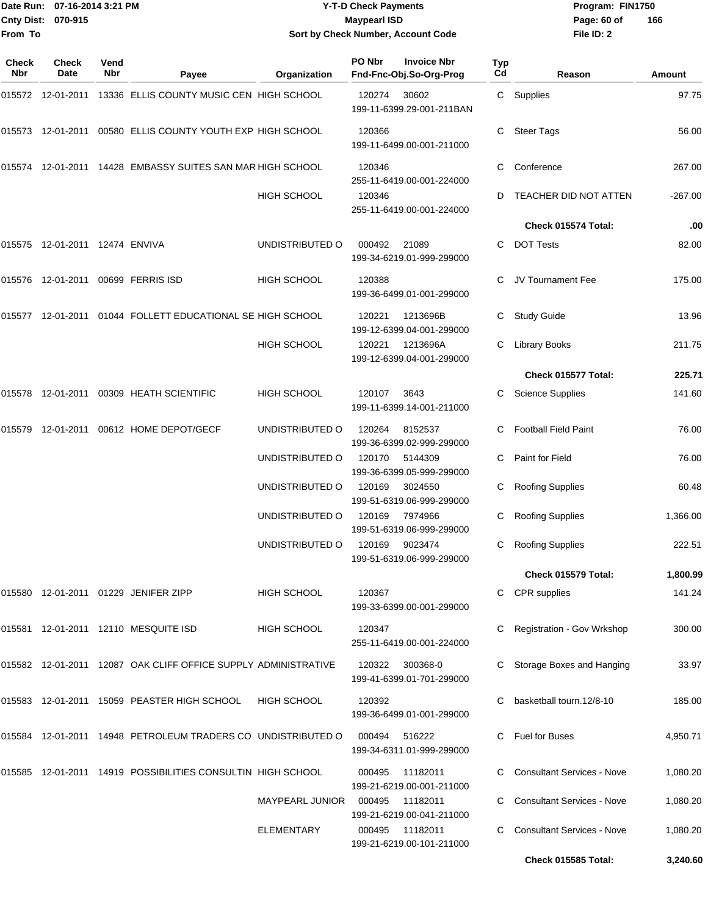Date Run: 07-16-2014 3:21 PM
Cnty Dist: 070-915
From To

# Y-T-D Check Payments
## Maypearl ISD
### Sort by Check Number, Account Code

Program: FIN1750
File ID: 2

| Check Nbr | Check Date | Vend Nbr | Payee | Organization | PO Nbr | Invoice Nbr / Fnd-Fnc-Obj.So-Org-Prog | Typ Cd | Reason | Amount |
|---|---|---|---|---|---|---|---|---|---|
| 015572 | 12-01-2011 | 13336 | ELLIS COUNTY MUSIC CEN | HIGH SCHOOL | 120274 | 30602 199-11-6399.29-001-211BAN | C | Supplies | 97.75 |
| 015573 | 12-01-2011 | 00580 | ELLIS COUNTY YOUTH EXP | HIGH SCHOOL | 120366 | 199-11-6499.00-001-211000 | C | Steer Tags | 56.00 |
| 015574 | 12-01-2011 | 14428 | EMBASSY SUITES SAN MAR | HIGH SCHOOL | 120346 | 255-11-6419.00-001-224000 | C | Conference | 267.00 |
| | | | | HIGH SCHOOL | 120346 | 255-11-6419.00-001-224000 | D | TEACHER DID NOT ATTEN | -267.00 |
| | | | | | | | | **Check 015574 Total:** | **.00** |
| 015575 | 12-01-2011 | 12474 | ENVIVA | UNDISTRIBUTED O | 000492 | 21089 199-34-6219.01-999-299000 | C | DOT Tests | 82.00 |
| 015576 | 12-01-2011 | 00699 | FERRIS ISD | HIGH SCHOOL | 120388 | 199-36-6499.01-001-299000 | C | JV Tournament Fee | 175.00 |
| 015577 | 12-01-2011 | 01044 | FOLLETT EDUCATIONAL SE | HIGH SCHOOL | 120221 | 1213696B 199-12-6399.04-001-299000 | C | Study Guide | 13.96 |
| | | | | HIGH SCHOOL | 120221 | 1213696A 199-12-6399.04-001-299000 | C | Library Books | 211.75 |
| | | | | | | | | **Check 015577 Total:** | **225.71** |
| 015578 | 12-01-2011 | 00309 | HEATH SCIENTIFIC | HIGH SCHOOL | 120107 | 3643 199-11-6399.14-001-211000 | C | Science Supplies | 141.60 |
| 015579 | 12-01-2011 | 00612 | HOME DEPOT/GECF | UNDISTRIBUTED O | 120264 | 8152537 199-36-6399.02-999-299000 | C | Football Field Paint | 76.00 |
| | | | | UNDISTRIBUTED O | 120170 | 5144309 199-36-6399.05-999-299000 | C | Paint for Field | 76.00 |
| | | | | UNDISTRIBUTED O | 120169 | 3024550 199-51-6319.06-999-299000 | C | Roofing Supplies | 60.48 |
| | | | | UNDISTRIBUTED O | 120169 | 7974966 199-51-6319.06-999-299000 | C | Roofing Supplies | 1,366.00 |
| | | | | UNDISTRIBUTED O | 120169 | 9023474 199-51-6319.06-999-299000 | C | Roofing Supplies | 222.51 |
| | | | | | | | | **Check 015579 Total:** | **1,800.99** |
| 015580 | 12-01-2011 | 01229 | JENIFER ZIPP | HIGH SCHOOL | 120367 | 199-33-6399.00-001-299000 | C | CPR supplies | 141.24 |
| 015581 | 12-01-2011 | 12110 | MESQUITE ISD | HIGH SCHOOL | 120347 | 255-11-6419.00-001-224000 | C | Registration - Gov Wrkshop | 300.00 |
| 015582 | 12-01-2011 | 12087 | OAK CLIFF OFFICE SUPPLY | ADMINISTRATIVE | 120322 | 300368-0 199-41-6399.01-701-299000 | C | Storage Boxes and Hanging | 33.97 |
| 015583 | 12-01-2011 | 15059 | PEASTER HIGH SCHOOL | HIGH SCHOOL | 120392 | 199-36-6499.01-001-299000 | C | basketball tourn.12/8-10 | 185.00 |
| 015584 | 12-01-2011 | 14948 | PETROLEUM TRADERS CO | UNDISTRIBUTED O | 000494 | 516222 199-34-6311.01-999-299000 | C | Fuel for Buses | 4,950.71 |
| 015585 | 12-01-2011 | 14919 | POSSIBILITIES CONSULTIN | HIGH SCHOOL | 000495 | 11182011 199-21-6219.00-001-211000 | C | Consultant Services - Nove | 1,080.20 |
| | | | | MAYPEARL JUNIOR | 000495 | 11182011 199-21-6219.00-041-211000 | C | Consultant Services - Nove | 1,080.20 |
| | | | | ELEMENTARY | 000495 | 11182011 199-21-6219.00-101-211000 | C | Consultant Services - Nove | 1,080.20 |
| | | | | | | | | **Check 015585 Total:** | **3,240.60** |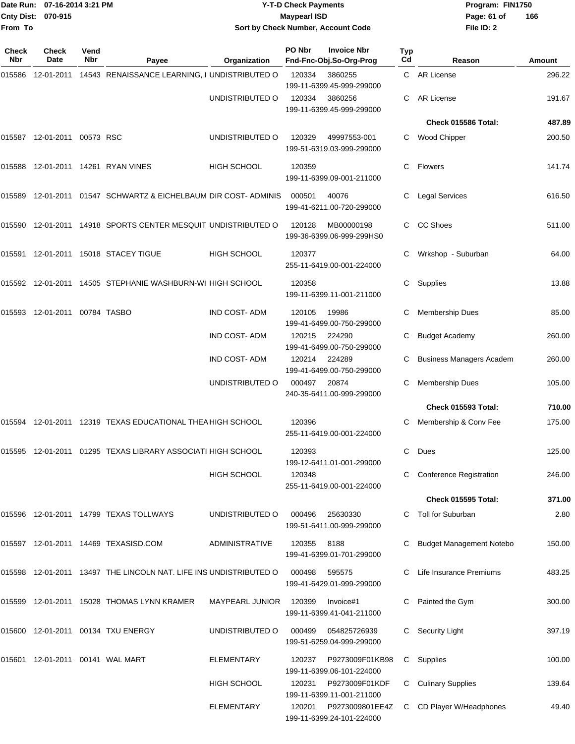Date Run: 07-16-2014 3:21 PM
Cnty Dist: 070-915
From To

# Y-T-D Check Payments
## Maypearl ISD
### Sort by Check Number, Account Code

Program: FIN1750
File ID: 2

| Check Nbr | Check Date | Vend Nbr | Payee | Organization | PO Nbr | Invoice Nbr / Fnd-Fnc-Obj.So-Org-Prog | Typ Cd | Reason | Amount |
|---|---|---|---|---|---|---|---|---|---|
| 015586 | 12-01-2011 | 14543 | RENAISSANCE LEARNING, I | UNDISTRIBUTED O | 120334 | 3860255 199-11-6399.45-999-299000 | C | AR License | 296.22 |
| | | | | UNDISTRIBUTED O | 120334 | 3860256 199-11-6399.45-999-299000 | C | AR License | 191.67 |
| | | | | | | | | **Check 015586 Total:** | **487.89** |
| 015587 | 12-01-2011 | 00573 | RSC | UNDISTRIBUTED O | 120329 | 49997553-001 199-51-6319.03-999-299000 | C | Wood Chipper | 200.50 |
| 015588 | 12-01-2011 | 14261 | RYAN VINES | HIGH SCHOOL | 120359 | 199-11-6399.09-001-211000 | C | Flowers | 141.74 |
| 015589 | 12-01-2011 | 01547 | SCHWARTZ & EICHELBAUM | DIR COST- ADMINIS | 000501 | 40076 199-41-6211.00-720-299000 | C | Legal Services | 616.50 |
| 015590 | 12-01-2011 | 14918 | SPORTS CENTER MESQUIT | UNDISTRIBUTED O | 120128 | MB00000198 199-36-6399.06-999-299HS0 | C | CC Shoes | 511.00 |
| 015591 | 12-01-2011 | 15018 | STACEY TIGUE | HIGH SCHOOL | 120377 | 255-11-6419.00-001-224000 | C | Wrkshop - Suburban | 64.00 |
| 015592 | 12-01-2011 | 14505 | STEPHANIE WASHBURN-WI | HIGH SCHOOL | 120358 | 199-11-6399.11-001-211000 | C | Supplies | 13.88 |
| 015593 | 12-01-2011 | 00784 | TASBO | IND COST- ADM | 120105 | 19986 199-41-6499.00-750-299000 | C | Membership Dues | 85.00 |
| | | | | IND COST- ADM | 120215 | 224290 199-41-6499.00-750-299000 | C | Budget Academy | 260.00 |
| | | | | IND COST- ADM | 120214 | 224289 199-41-6499.00-750-299000 | C | Business Managers Academ | 260.00 |
| | | | | UNDISTRIBUTED O | 000497 | 20874 240-35-6411.00-999-299000 | C | Membership Dues | 105.00 |
| | | | | | | | | **Check 015593 Total:** | **710.00** |
| 015594 | 12-01-2011 | 12319 | TEXAS EDUCATIONAL THEA | HIGH SCHOOL | 120396 | 255-11-6419.00-001-224000 | C | Membership & Conv Fee | 175.00 |
| 015595 | 12-01-2011 | 01295 | TEXAS LIBRARY ASSOCIATI | HIGH SCHOOL | 120393 | 199-12-6411.01-001-299000 | C | Dues | 125.00 |
| | | | | HIGH SCHOOL | 120348 | 255-11-6419.00-001-224000 | C | Conference Registration | 246.00 |
| | | | | | | | | **Check 015595 Total:** | **371.00** |
| 015596 | 12-01-2011 | 14799 | TEXAS TOLLWAYS | UNDISTRIBUTED O | 000496 | 25630330 199-51-6411.00-999-299000 | C | Toll for Suburban | 2.80 |
| 015597 | 12-01-2011 | 14469 | TEXASISD.COM | ADMINISTRATIVE | 120355 | 8188 199-41-6399.01-701-299000 | C | Budget Management Notebo | 150.00 |
| 015598 | 12-01-2011 | 13497 | THE LINCOLN NAT. LIFE INS | UNDISTRIBUTED O | 000498 | 595575 199-41-6429.01-999-299000 | C | Life Insurance Premiums | 483.25 |
| 015599 | 12-01-2011 | 15028 | THOMAS LYNN KRAMER | MAYPEARL JUNIOR | 120399 | Invoice#1 199-11-6399.41-041-211000 | C | Painted the Gym | 300.00 |
| 015600 | 12-01-2011 | 00134 | TXU ENERGY | UNDISTRIBUTED O | 000499 | 054825726939 199-51-6259.04-999-299000 | C | Security Light | 397.19 |
| 015601 | 12-01-2011 | 00141 | WAL MART | ELEMENTARY | 120237 | P9273009F01KB98 199-11-6399.06-101-224000 | C | Supplies | 100.00 |
| | | | | HIGH SCHOOL | 120231 | P9273009F01KDF 199-11-6399.11-001-211000 | C | Culinary Supplies | 139.64 |
| | | | | ELEMENTARY | 120201 | P9273009801EE4Z 199-11-6399.24-101-224000 | C | CD Player W/Headphones | 49.40 |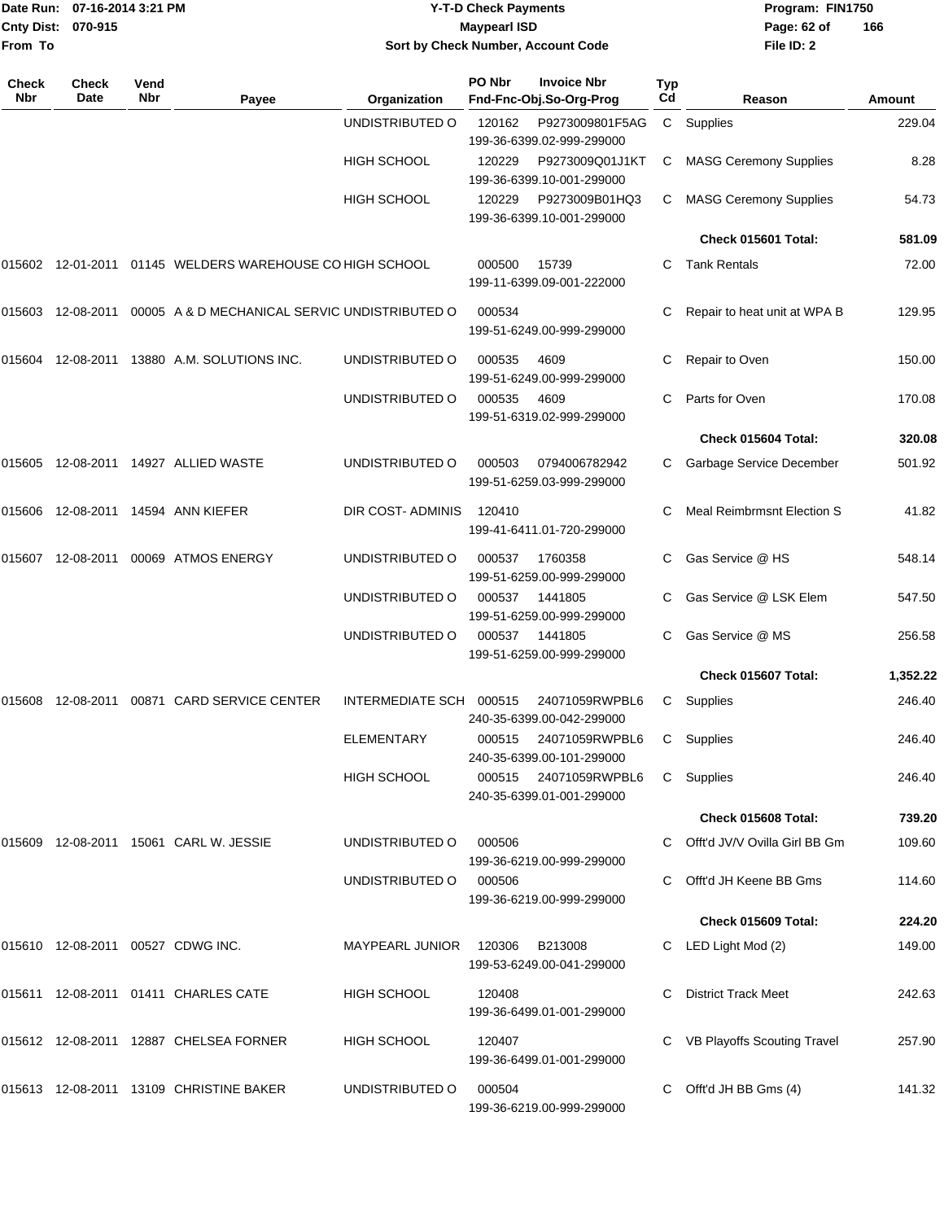# Y-T-D Check Payments

**Maypearl ISD**

**Sort by Check Number, Account Code**

Date Run: 07-16-2014 3:21 PM
Cnty Dist: 070-915
From To

Program: FIN1750
File ID: 2

| Check Nbr | Check Date | Vend Nbr | Payee | Organization | PO Nbr | Invoice Nbr / Fnd-Fnc-Obj.So-Org-Prog | Typ Cd | Reason | Amount |
|---|---|---|---|---|---|---|---|---|---|
| | | | | UNDISTRIBUTED O | 120162 | P9273009801F5AG 199-36-6399.02-999-299000 | C | Supplies | 229.04 |
| | | | | HIGH SCHOOL | 120229 | P9273009Q01J1KT 199-36-6399.10-001-299000 | C | MASG Ceremony Supplies | 8.28 |
| | | | | HIGH SCHOOL | 120229 | P9273009B01HQ3 199-36-6399.10-001-299000 | C | MASG Ceremony Supplies | 54.73 |
| | | | | | | | | **Check 015601 Total:** | **581.09** |
| 015602 | 12-01-2011 | 01145 | WELDERS WAREHOUSE CO | HIGH SCHOOL | 000500 | 15739 199-11-6399.09-001-222000 | C | Tank Rentals | 72.00 |
| 015603 | 12-08-2011 | 00005 | A & D MECHANICAL SERVIC | UNDISTRIBUTED O | 000534 | 199-51-6249.00-999-299000 | C | Repair to heat unit at WPA B | 129.95 |
| 015604 | 12-08-2011 | 13880 | A.M. SOLUTIONS INC. | UNDISTRIBUTED O | 000535 | 4609 199-51-6249.00-999-299000 | C | Repair to Oven | 150.00 |
| | | | | UNDISTRIBUTED O | 000535 | 4609 199-51-6319.02-999-299000 | C | Parts for Oven | 170.08 |
| | | | | | | | | **Check 015604 Total:** | **320.08** |
| 015605 | 12-08-2011 | 14927 | ALLIED WASTE | UNDISTRIBUTED O | 000503 | 0794006782942 199-51-6259.03-999-299000 | C | Garbage Service December | 501.92 |
| 015606 | 12-08-2011 | 14594 | ANN KIEFER | DIR COST- ADMINIS | 120410 | 199-41-6411.01-720-299000 | C | Meal Reimbrmsnt Election S | 41.82 |
| 015607 | 12-08-2011 | 00069 | ATMOS ENERGY | UNDISTRIBUTED O | 000537 | 1760358 199-51-6259.00-999-299000 | C | Gas Service @ HS | 548.14 |
| | | | | UNDISTRIBUTED O | 000537 | 1441805 199-51-6259.00-999-299000 | C | Gas Service @ LSK Elem | 547.50 |
| | | | | UNDISTRIBUTED O | 000537 | 1441805 199-51-6259.00-999-299000 | C | Gas Service @ MS | 256.58 |
| | | | | | | | | **Check 015607 Total:** | **1,352.22** |
| 015608 | 12-08-2011 | 00871 | CARD SERVICE CENTER | INTERMEDIATE SCH | 000515 | 24071059RWPBL6 240-35-6399.00-042-299000 | C | Supplies | 246.40 |
| | | | | ELEMENTARY | 000515 | 24071059RWPBL6 240-35-6399.00-101-299000 | C | Supplies | 246.40 |
| | | | | HIGH SCHOOL | 000515 | 24071059RWPBL6 240-35-6399.01-001-299000 | C | Supplies | 246.40 |
| | | | | | | | | **Check 015608 Total:** | **739.20** |
| 015609 | 12-08-2011 | 15061 | CARL W. JESSIE | UNDISTRIBUTED O | 000506 | 199-36-6219.00-999-299000 | C | Offt'd JV/V Ovilla Girl BB Gm | 109.60 |
| | | | | UNDISTRIBUTED O | 000506 | 199-36-6219.00-999-299000 | C | Offt'd JH Keene BB Gms | 114.60 |
| | | | | | | | | **Check 015609 Total:** | **224.20** |
| 015610 | 12-08-2011 | 00527 | CDWG INC. | MAYPEARL JUNIOR | 120306 | B213008 199-53-6249.00-041-299000 | C | LED Light Mod (2) | 149.00 |
| 015611 | 12-08-2011 | 01411 | CHARLES CATE | HIGH SCHOOL | 120408 | 199-36-6499.01-001-299000 | C | District Track Meet | 242.63 |
| 015612 | 12-08-2011 | 12887 | CHELSEA FORNER | HIGH SCHOOL | 120407 | 199-36-6499.01-001-299000 | C | VB Playoffs Scouting Travel | 257.90 |
| 015613 | 12-08-2011 | 13109 | CHRISTINE BAKER | UNDISTRIBUTED O | 000504 | 199-36-6219.00-999-299000 | C | Offt'd JH BB Gms (4) | 141.32 |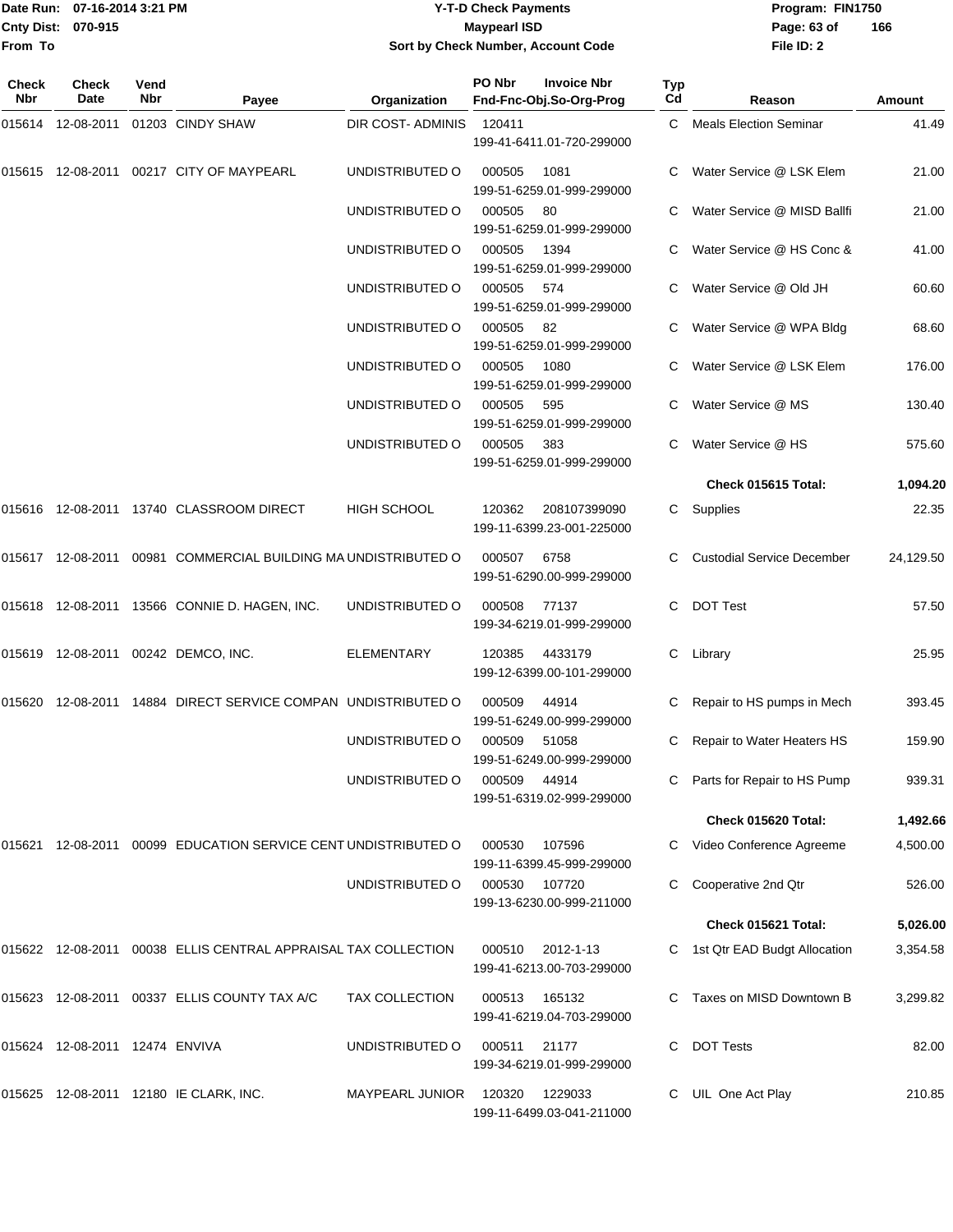Date Run: 07-16-2014 3:21 PM
Cnty Dist: 070-915
From To

# Y-T-D Check Payments
## Maypearl ISD
### Sort by Check Number, Account Code

Program: FIN1750
File ID: 2

| Check Nbr | Check Date | Vend Nbr | Payee | Organization | PO Nbr / Fnd-Fnc-Obj.So-Org-Prog | Invoice Nbr | Typ Cd | Reason | Amount |
|---|---|---|---|---|---|---|---|---|---|
| 015614 | 12-08-2011 | 01203 | CINDY SHAW | DIR COST- ADMINIS | 120411 199-41-6411.01-720-299000 | | C | Meals Election Seminar | 41.49 |
| 015615 | 12-08-2011 | 00217 | CITY OF MAYPEARL | UNDISTRIBUTED O | 000505 199-51-6259.01-999-299000 | 1081 | C | Water Service @ LSK Elem | 21.00 |
| | | | | UNDISTRIBUTED O | 000505 199-51-6259.01-999-299000 | 80 | C | Water Service @ MISD Ballfi | 21.00 |
| | | | | UNDISTRIBUTED O | 000505 199-51-6259.01-999-299000 | 1394 | C | Water Service @ HS Conc & | 41.00 |
| | | | | UNDISTRIBUTED O | 000505 199-51-6259.01-999-299000 | 574 | C | Water Service @ Old JH | 60.60 |
| | | | | UNDISTRIBUTED O | 000505 199-51-6259.01-999-299000 | 82 | C | Water Service @ WPA Bldg | 68.60 |
| | | | | UNDISTRIBUTED O | 000505 199-51-6259.01-999-299000 | 1080 | C | Water Service @ LSK Elem | 176.00 |
| | | | | UNDISTRIBUTED O | 000505 199-51-6259.01-999-299000 | 595 | C | Water Service @ MS | 130.40 |
| | | | | UNDISTRIBUTED O | 000505 199-51-6259.01-999-299000 | 383 | C | Water Service @ HS | 575.60 |
| | | | | | | | | **Check 015615 Total:** | **1,094.20** |
| 015616 | 12-08-2011 | 13740 | CLASSROOM DIRECT | HIGH SCHOOL | 120362 199-11-6399.23-001-225000 | 208107399090 | C | Supplies | 22.35 |
| 015617 | 12-08-2011 | 00981 | COMMERCIAL BUILDING MA | UNDISTRIBUTED O | 000507 199-51-6290.00-999-299000 | 6758 | C | Custodial Service December | 24,129.50 |
| 015618 | 12-08-2011 | 13566 | CONNIE D. HAGEN, INC. | UNDISTRIBUTED O | 000508 199-34-6219.01-999-299000 | 77137 | C | DOT Test | 57.50 |
| 015619 | 12-08-2011 | 00242 | DEMCO, INC. | ELEMENTARY | 120385 199-12-6399.00-101-299000 | 4433179 | C | Library | 25.95 |
| 015620 | 12-08-2011 | 14884 | DIRECT SERVICE COMPAN | UNDISTRIBUTED O | 000509 199-51-6249.00-999-299000 | 44914 | C | Repair to HS pumps in Mech | 393.45 |
| | | | | UNDISTRIBUTED O | 000509 199-51-6249.00-999-299000 | 51058 | C | Repair to Water Heaters HS | 159.90 |
| | | | | UNDISTRIBUTED O | 000509 199-51-6319.02-999-299000 | 44914 | C | Parts for Repair to HS Pump | 939.31 |
| | | | | | | | | **Check 015620 Total:** | **1,492.66** |
| 015621 | 12-08-2011 | 00099 | EDUCATION SERVICE CENT | UNDISTRIBUTED O | 000530 199-11-6399.45-999-299000 | 107596 | C | Video Conference Agreeme | 4,500.00 |
| | | | | UNDISTRIBUTED O | 000530 199-13-6230.00-999-211000 | 107720 | C | Cooperative 2nd Qtr | 526.00 |
| | | | | | | | | **Check 015621 Total:** | **5,026.00** |
| 015622 | 12-08-2011 | 00038 | ELLIS CENTRAL APPRAISAL | TAX COLLECTION | 000510 199-41-6213.00-703-299000 | 2012-1-13 | C | 1st Qtr EAD Budgt Allocation | 3,354.58 |
| 015623 | 12-08-2011 | 00337 | ELLIS COUNTY TAX A/C | TAX COLLECTION | 000513 199-41-6219.04-703-299000 | 165132 | C | Taxes on MISD Downtown B | 3,299.82 |
| 015624 | 12-08-2011 | 12474 | ENVIVA | UNDISTRIBUTED O | 000511 199-34-6219.01-999-299000 | 21177 | C | DOT Tests | 82.00 |
| 015625 | 12-08-2011 | 12180 | IE CLARK, INC. | MAYPEARL JUNIOR | 120320 199-11-6499.03-041-211000 | 1229033 | C | UIL One Act Play | 210.85 |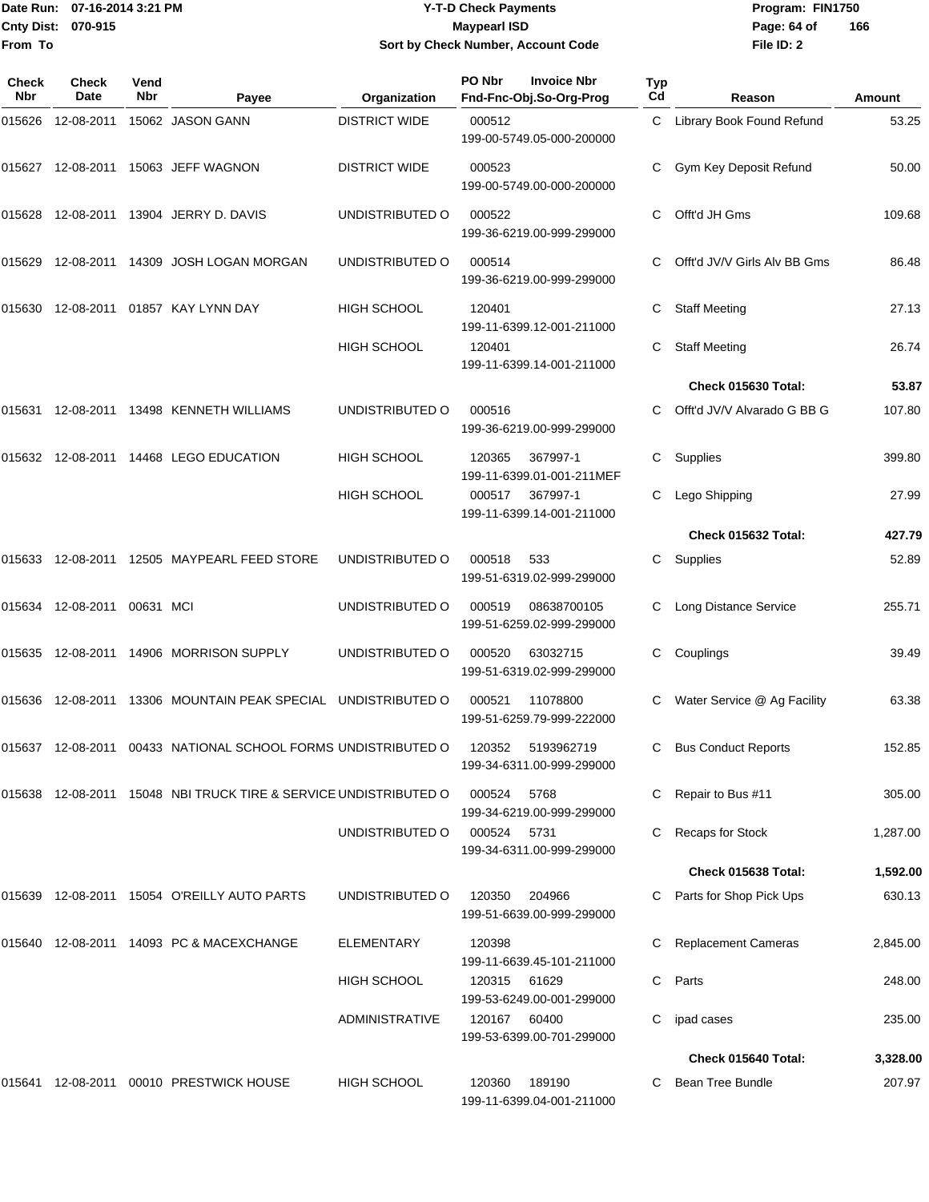# Y-T-D Check Payments

**Maypearl ISD**

**Sort by Check Number, Account Code**

Date Run: 07-16-2014 3:21 PM
Cnty Dist: 070-915
From To

Program: FIN1750
File ID: 2

| Check Nbr | Check Date | Vend Nbr | Payee | Organization | PO Nbr / Invoice Nbr / Fnd-Fnc-Obj.So-Org-Prog | Typ Cd | Reason | Amount |
|---|---|---|---|---|---|---|---|---|
| 015626 | 12-08-2011 | 15062 | JASON GANN | DISTRICT WIDE | 000512<br>199-00-5749.05-000-200000 | C | Library Book Found Refund | 53.25 |
| 015627 | 12-08-2011 | 15063 | JEFF WAGNON | DISTRICT WIDE | 000523<br>199-00-5749.00-000-200000 | C | Gym Key Deposit Refund | 50.00 |
| 015628 | 12-08-2011 | 13904 | JERRY D. DAVIS | UNDISTRIBUTED O | 000522<br>199-36-6219.00-999-299000 | C | Offt'd JH Gms | 109.68 |
| 015629 | 12-08-2011 | 14309 | JOSH LOGAN MORGAN | UNDISTRIBUTED O | 000514<br>199-36-6219.00-999-299000 | C | Offt'd JV/V Girls Alv BB Gms | 86.48 |
| 015630 | 12-08-2011 | 01857 | KAY LYNN DAY | HIGH SCHOOL | 120401<br>199-11-6399.12-001-211000 | C | Staff Meeting | 27.13 |
| | | | | HIGH SCHOOL | 120401<br>199-11-6399.14-001-211000 | C | Staff Meeting | 26.74 |
| | | | | | | | **Check 015630 Total:** | **53.87** |
| 015631 | 12-08-2011 | 13498 | KENNETH WILLIAMS | UNDISTRIBUTED O | 000516<br>199-36-6219.00-999-299000 | C | Offt'd JV/V Alvarado G BB G | 107.80 |
| 015632 | 12-08-2011 | 14468 | LEGO EDUCATION | HIGH SCHOOL | 120365 367997-1<br>199-11-6399.01-001-211MEF | C | Supplies | 399.80 |
| | | | | HIGH SCHOOL | 000517 367997-1<br>199-11-6399.14-001-211000 | C | Lego Shipping | 27.99 |
| | | | | | | | **Check 015632 Total:** | **427.79** |
| 015633 | 12-08-2011 | 12505 | MAYPEARL FEED STORE | UNDISTRIBUTED O | 000518 533<br>199-51-6319.02-999-299000 | C | Supplies | 52.89 |
| 015634 | 12-08-2011 | 00631 | MCI | UNDISTRIBUTED O | 000519 08638700105<br>199-51-6259.02-999-299000 | C | Long Distance Service | 255.71 |
| 015635 | 12-08-2011 | 14906 | MORRISON SUPPLY | UNDISTRIBUTED O | 000520 63032715<br>199-51-6319.02-999-299000 | C | Couplings | 39.49 |
| 015636 | 12-08-2011 | 13306 | MOUNTAIN PEAK SPECIAL | UNDISTRIBUTED O | 000521 11078800<br>199-51-6259.79-999-222000 | C | Water Service @ Ag Facility | 63.38 |
| 015637 | 12-08-2011 | 00433 | NATIONAL SCHOOL FORMS | UNDISTRIBUTED O | 120352 5193962719<br>199-34-6311.00-999-299000 | C | Bus Conduct Reports | 152.85 |
| 015638 | 12-08-2011 | 15048 | NBI TRUCK TIRE & SERVICE | UNDISTRIBUTED O | 000524 5768<br>199-34-6219.00-999-299000 | C | Repair to Bus #11 | 305.00 |
| | | | | UNDISTRIBUTED O | 000524 5731<br>199-34-6311.00-999-299000 | C | Recaps for Stock | 1,287.00 |
| | | | | | | | **Check 015638 Total:** | **1,592.00** |
| 015639 | 12-08-2011 | 15054 | O'REILLY AUTO PARTS | UNDISTRIBUTED O | 120350 204966<br>199-51-6639.00-999-299000 | C | Parts for Shop Pick Ups | 630.13 |
| 015640 | 12-08-2011 | 14093 | PC & MACEXCHANGE | ELEMENTARY | 120398<br>199-11-6639.45-101-211000 | C | Replacement Cameras | 2,845.00 |
| | | | | HIGH SCHOOL | 120315 61629<br>199-53-6249.00-001-299000 | C | Parts | 248.00 |
| | | | | ADMINISTRATIVE | 120167 60400<br>199-53-6399.00-701-299000 | C | ipad cases | 235.00 |
| | | | | | | | **Check 015640 Total:** | **3,328.00** |
| 015641 | 12-08-2011 | 00010 | PRESTWICK HOUSE | HIGH SCHOOL | 120360 189190<br>199-11-6399.04-001-211000 | C | Bean Tree Bundle | 207.97 |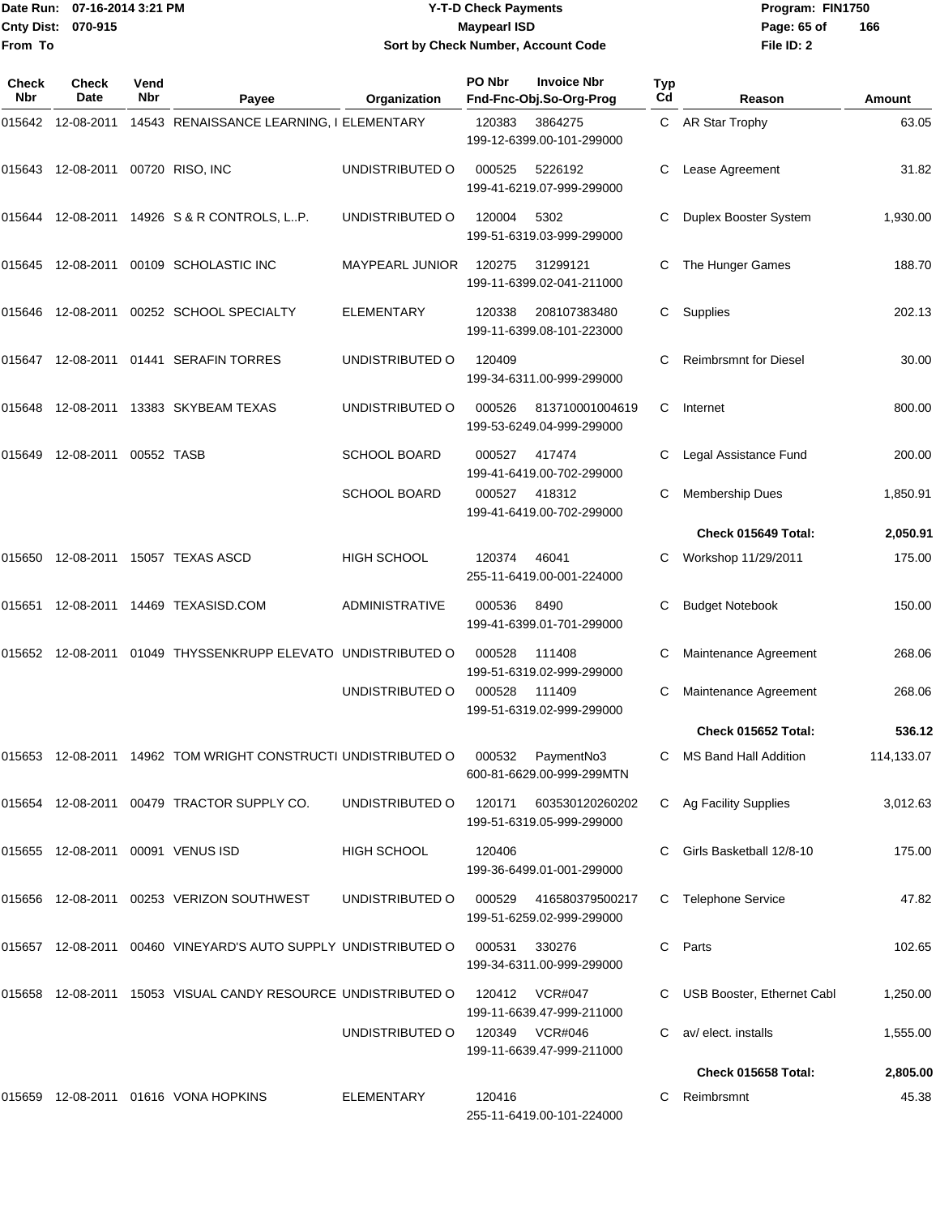| Check Nbr | Check Date | Vend Nbr | Payee | Organization | PO Nbr | Invoice Nbr / Fnd-Fnc-Obj.So-Org-Prog | Typ Cd | Reason | Amount |
|---|---|---|---|---|---|---|---|---|---|
| 015642 | 12-08-2011 | 14543 | RENAISSANCE LEARNING, I | ELEMENTARY | 120383 | 3864275 199-12-6399.00-101-299000 | C | AR Star Trophy | 63.05 |
| 015643 | 12-08-2011 | 00720 | RISO, INC | UNDISTRIBUTED O | 000525 | 5226192 199-41-6219.07-999-299000 | C | Lease Agreement | 31.82 |
| 015644 | 12-08-2011 | 14926 | S & R CONTROLS, L..P. | UNDISTRIBUTED O | 120004 | 5302 199-51-6319.03-999-299000 | C | Duplex Booster System | 1,930.00 |
| 015645 | 12-08-2011 | 00109 | SCHOLASTIC INC | MAYPEARL JUNIOR | 120275 | 31299121 199-11-6399.02-041-211000 | C | The Hunger Games | 188.70 |
| 015646 | 12-08-2011 | 00252 | SCHOOL SPECIALTY | ELEMENTARY | 120338 | 208107383480 199-11-6399.08-101-223000 | C | Supplies | 202.13 |
| 015647 | 12-08-2011 | 01441 | SERAFIN TORRES | UNDISTRIBUTED O | 120409 | 199-34-6311.00-999-299000 | C | Reimbrsmnt for Diesel | 30.00 |
| 015648 | 12-08-2011 | 13383 | SKYBEAM TEXAS | UNDISTRIBUTED O | 000526 | 813710001004619 199-53-6249.04-999-299000 | C | Internet | 800.00 |
| 015649 | 12-08-2011 | 00552 | TASB | SCHOOL BOARD | 000527 | 417474 199-41-6419.00-702-299000 | C | Legal Assistance Fund | 200.00 |
| | | | | SCHOOL BOARD | 000527 | 418312 199-41-6419.00-702-299000 | C | Membership Dues | 1,850.91 |
| | | | | | | | | **Check 015649 Total:** | **2,050.91** |
| 015650 | 12-08-2011 | 15057 | TEXAS ASCD | HIGH SCHOOL | 120374 | 46041 255-11-6419.00-001-224000 | C | Workshop 11/29/2011 | 175.00 |
| 015651 | 12-08-2011 | 14469 | TEXASISD.COM | ADMINISTRATIVE | 000536 | 8490 199-41-6399.01-701-299000 | C | Budget Notebook | 150.00 |
| 015652 | 12-08-2011 | 01049 | THYSSENKRUPP ELEVATO | UNDISTRIBUTED O | 000528 | 111408 199-51-6319.02-999-299000 | C | Maintenance Agreement | 268.06 |
| | | | | UNDISTRIBUTED O | 000528 | 111409 199-51-6319.02-999-299000 | C | Maintenance Agreement | 268.06 |
| | | | | | | | | **Check 015652 Total:** | **536.12** |
| 015653 | 12-08-2011 | 14962 | TOM WRIGHT CONSTRUCTI | UNDISTRIBUTED O | 000532 | PaymentNo3 600-81-6629.00-999-299MTN | C | MS Band Hall Addition | 114,133.07 |
| 015654 | 12-08-2011 | 00479 | TRACTOR SUPPLY CO. | UNDISTRIBUTED O | 120171 | 603530120260202 199-51-6319.05-999-299000 | C | Ag Facility Supplies | 3,012.63 |
| 015655 | 12-08-2011 | 00091 | VENUS ISD | HIGH SCHOOL | 120406 | 199-36-6499.01-001-299000 | C | Girls Basketball 12/8-10 | 175.00 |
| 015656 | 12-08-2011 | 00253 | VERIZON SOUTHWEST | UNDISTRIBUTED O | 000529 | 416580379500217 199-51-6259.02-999-299000 | C | Telephone Service | 47.82 |
| 015657 | 12-08-2011 | 00460 | VINEYARD'S AUTO SUPPLY | UNDISTRIBUTED O | 000531 | 330276 199-34-6311.00-999-299000 | C | Parts | 102.65 |
| 015658 | 12-08-2011 | 15053 | VISUAL CANDY RESOURCE | UNDISTRIBUTED O | 120412 | VCR#047 199-11-6639.47-999-211000 | C | USB Booster, Ethernet Cabl | 1,250.00 |
| | | | | UNDISTRIBUTED O | 120349 | VCR#046 199-11-6639.47-999-211000 | C | av/ elect. installs | 1,555.00 |
| | | | | | | | | **Check 015658 Total:** | **2,805.00** |
| 015659 | 12-08-2011 | 01616 | VONA HOPKINS | ELEMENTARY | 120416 | 255-11-6419.00-101-224000 | C | Reimbrsmnt | 45.38 |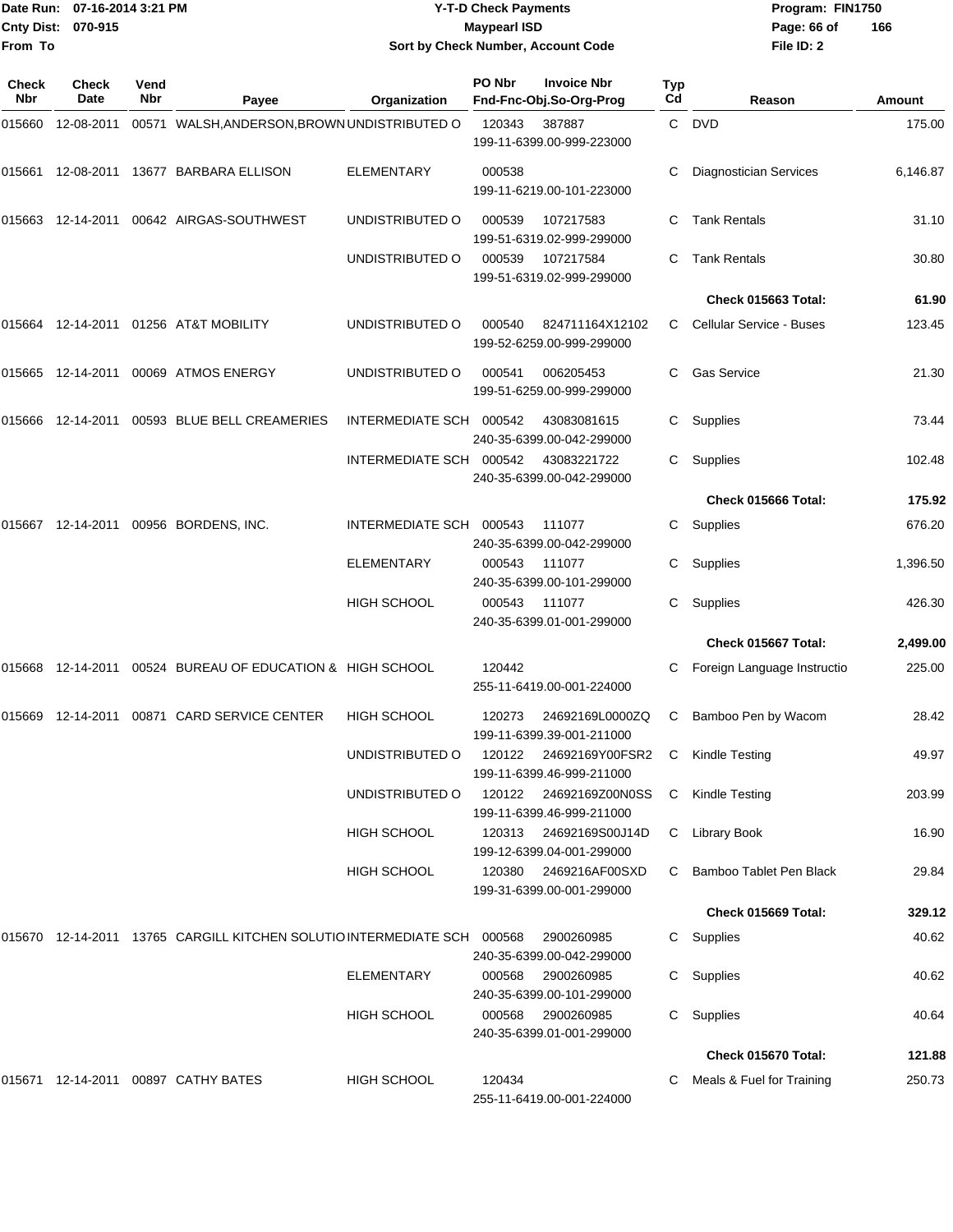Date Run: 07-16-2014 3:21 PM
Cnty Dist: 070-915
From To

# Y-T-D Check Payments
## Maypearl ISD
### Sort by Check Number, Account Code

Program: FIN1750
File ID: 2

| Check Nbr | Check Date | Vend Nbr | Payee | Organization | PO Nbr | Invoice Nbr / Fnd-Fnc-Obj.So-Org-Prog | Typ Cd | Reason | Amount |
|---|---|---|---|---|---|---|---|---|---|
| 015660 | 12-08-2011 | 00571 | WALSH,ANDERSON,BROWN | UNDISTRIBUTED O | 120343 | 387887 199-11-6399.00-999-223000 | C | DVD | 175.00 |
| 015661 | 12-08-2011 | 13677 | BARBARA ELLISON | ELEMENTARY | 000538 | 199-11-6219.00-101-223000 | C | Diagnostician Services | 6,146.87 |
| 015663 | 12-14-2011 | 00642 | AIRGAS-SOUTHWEST | UNDISTRIBUTED O | 000539 | 107217583 199-51-6319.02-999-299000 | C | Tank Rentals | 31.10 |
| | | | | UNDISTRIBUTED O | 000539 | 107217584 199-51-6319.02-999-299000 | C | Tank Rentals | 30.80 |
| | | | | | | | | **Check 015663 Total:** | **61.90** |
| 015664 | 12-14-2011 | 01256 | AT&T MOBILITY | UNDISTRIBUTED O | 000540 | 824711164X12102 199-52-6259.00-999-299000 | C | Cellular Service - Buses | 123.45 |
| 015665 | 12-14-2011 | 00069 | ATMOS ENERGY | UNDISTRIBUTED O | 000541 | 006205453 199-51-6259.00-999-299000 | C | Gas Service | 21.30 |
| 015666 | 12-14-2011 | 00593 | BLUE BELL CREAMERIES | INTERMEDIATE SCH | 000542 | 43083081615 240-35-6399.00-042-299000 | C | Supplies | 73.44 |
| | | | | INTERMEDIATE SCH | 000542 | 43083221722 240-35-6399.00-042-299000 | C | Supplies | 102.48 |
| | | | | | | | | **Check 015666 Total:** | **175.92** |
| 015667 | 12-14-2011 | 00956 | BORDENS, INC. | INTERMEDIATE SCH | 000543 | 111077 240-35-6399.00-042-299000 | C | Supplies | 676.20 |
| | | | | ELEMENTARY | 000543 | 111077 240-35-6399.00-101-299000 | C | Supplies | 1,396.50 |
| | | | | HIGH SCHOOL | 000543 | 111077 240-35-6399.01-001-299000 | C | Supplies | 426.30 |
| | | | | | | | | **Check 015667 Total:** | **2,499.00** |
| 015668 | 12-14-2011 | 00524 | BUREAU OF EDUCATION & | HIGH SCHOOL | 120442 | 255-11-6419.00-001-224000 | C | Foreign Language Instructio | 225.00 |
| 015669 | 12-14-2011 | 00871 | CARD SERVICE CENTER | HIGH SCHOOL | 120273 | 24692169L0000ZQ 199-11-6399.39-001-211000 | C | Bamboo Pen by Wacom | 28.42 |
| | | | | UNDISTRIBUTED O | 120122 | 24692169Y00FSR2 199-11-6399.46-999-211000 | C | Kindle Testing | 49.97 |
| | | | | UNDISTRIBUTED O | 120122 | 24692169Z00N0SS 199-11-6399.46-999-211000 | C | Kindle Testing | 203.99 |
| | | | | HIGH SCHOOL | 120313 | 24692169S00J14D 199-12-6399.04-001-299000 | C | Library Book | 16.90 |
| | | | | HIGH SCHOOL | 120380 | 2469216AF00SXD 199-31-6399.00-001-299000 | C | Bamboo Tablet Pen Black | 29.84 |
| | | | | | | | | **Check 015669 Total:** | **329.12** |
| 015670 | 12-14-2011 | 13765 | CARGILL KITCHEN SOLUTIO | INTERMEDIATE SCH | 000568 | 2900260985 240-35-6399.00-042-299000 | C | Supplies | 40.62 |
| | | | | ELEMENTARY | 000568 | 2900260985 240-35-6399.00-101-299000 | C | Supplies | 40.62 |
| | | | | HIGH SCHOOL | 000568 | 2900260985 240-35-6399.01-001-299000 | C | Supplies | 40.64 |
| | | | | | | | | **Check 015670 Total:** | **121.88** |
| 015671 | 12-14-2011 | 00897 | CATHY BATES | HIGH SCHOOL | 120434 | 255-11-6419.00-001-224000 | C | Meals & Fuel for Training | 250.73 |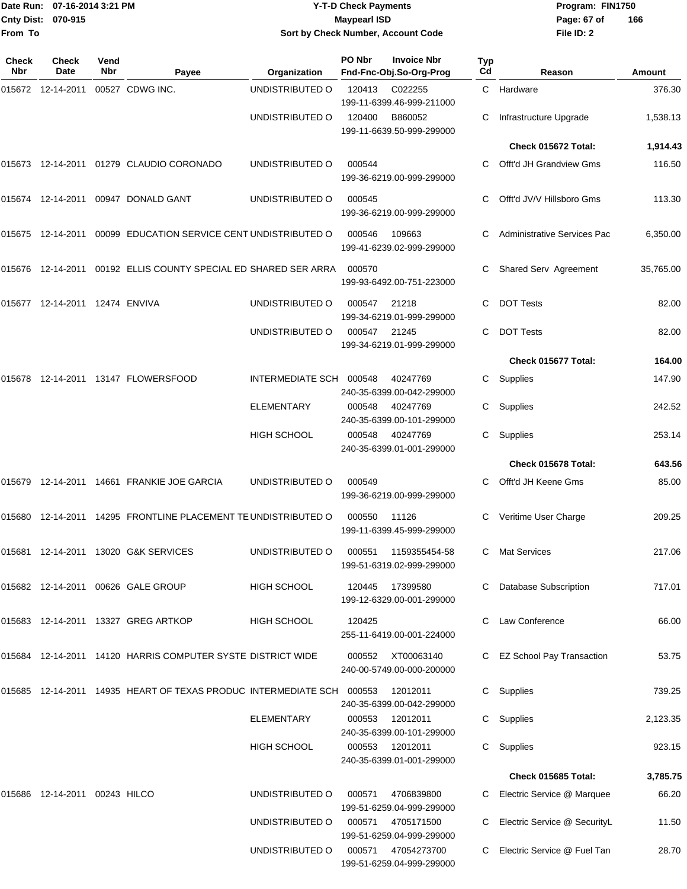# Y-T-D Check Payments

Date Run: 07-16-2014 3:21 PM
Cnty Dist: 070-915
From To

**Maypearl ISD**

Sort by Check Number, Account Code

Program: FIN1750
File ID: 2

| Check Nbr | Check Date | Vend Nbr | Payee | Organization | PO Nbr / Invoice Nbr / Fnd-Fnc-Obj.So-Org-Prog | Typ Cd | Reason | Amount |
|---|---|---|---|---|---|---|---|---|
| 015672 | 12-14-2011 | 00527 | CDWG INC. | UNDISTRIBUTED O | 120413 C022255 199-11-6399.46-999-211000 | C | Hardware | 376.30 |
| | | | | UNDISTRIBUTED O | 120400 B860052 199-11-6639.50-999-299000 | C | Infrastructure Upgrade | 1,538.13 |
| | | | | | | | **Check 015672 Total:** | **1,914.43** |
| 015673 | 12-14-2011 | 01279 | CLAUDIO CORONADO | UNDISTRIBUTED O | 000544 199-36-6219.00-999-299000 | C | Offt'd JH Grandview Gms | 116.50 |
| 015674 | 12-14-2011 | 00947 | DONALD GANT | UNDISTRIBUTED O | 000545 199-36-6219.00-999-299000 | C | Offt'd JV/V Hillsboro Gms | 113.30 |
| 015675 | 12-14-2011 | 00099 | EDUCATION SERVICE CENT | UNDISTRIBUTED O | 000546 109663 199-41-6239.02-999-299000 | C | Administrative Services Pac | 6,350.00 |
| 015676 | 12-14-2011 | 00192 | ELLIS COUNTY SPECIAL ED | SHARED SER ARRA | 000570 199-93-6492.00-751-223000 | C | Shared Serv Agreement | 35,765.00 |
| 015677 | 12-14-2011 | 12474 | ENVIVA | UNDISTRIBUTED O | 000547 21218 199-34-6219.01-999-299000 | C | DOT Tests | 82.00 |
| | | | | UNDISTRIBUTED O | 000547 21245 199-34-6219.01-999-299000 | C | DOT Tests | 82.00 |
| | | | | | | | **Check 015677 Total:** | **164.00** |
| 015678 | 12-14-2011 | 13147 | FLOWERSFOOD | INTERMEDIATE SCH | 000548 40247769 240-35-6399.00-042-299000 | C | Supplies | 147.90 |
| | | | | ELEMENTARY | 000548 40247769 240-35-6399.00-101-299000 | C | Supplies | 242.52 |
| | | | | HIGH SCHOOL | 000548 40247769 240-35-6399.01-001-299000 | C | Supplies | 253.14 |
| | | | | | | | **Check 015678 Total:** | **643.56** |
| 015679 | 12-14-2011 | 14661 | FRANKIE JOE GARCIA | UNDISTRIBUTED O | 000549 199-36-6219.00-999-299000 | C | Offt'd JH Keene Gms | 85.00 |
| 015680 | 12-14-2011 | 14295 | FRONTLINE PLACEMENT TE | UNDISTRIBUTED O | 000550 11126 199-11-6399.45-999-299000 | C | Veritime User Charge | 209.25 |
| 015681 | 12-14-2011 | 13020 | G&K SERVICES | UNDISTRIBUTED O | 000551 1159355454-58 199-51-6319.02-999-299000 | C | Mat Services | 217.06 |
| 015682 | 12-14-2011 | 00626 | GALE GROUP | HIGH SCHOOL | 120445 17399580 199-12-6329.00-001-299000 | C | Database Subscription | 717.01 |
| 015683 | 12-14-2011 | 13327 | GREG ARTKOP | HIGH SCHOOL | 120425 255-11-6419.00-001-224000 | C | Law Conference | 66.00 |
| 015684 | 12-14-2011 | 14120 | HARRIS COMPUTER SYSTE | DISTRICT WIDE | 000552 XT00063140 240-00-5749.00-000-200000 | C | EZ School Pay Transaction | 53.75 |
| 015685 | 12-14-2011 | 14935 | HEART OF TEXAS PRODUC | INTERMEDIATE SCH | 000553 12012011 240-35-6399.00-042-299000 | C | Supplies | 739.25 |
| | | | | ELEMENTARY | 000553 12012011 240-35-6399.00-101-299000 | C | Supplies | 2,123.35 |
| | | | | HIGH SCHOOL | 000553 12012011 240-35-6399.01-001-299000 | C | Supplies | 923.15 |
| | | | | | | | **Check 015685 Total:** | **3,785.75** |
| 015686 | 12-14-2011 | 00243 | HILCO | UNDISTRIBUTED O | 000571 4706839800 199-51-6259.04-999-299000 | C | Electric Service @ Marquee | 66.20 |
| | | | | UNDISTRIBUTED O | 000571 4705171500 199-51-6259.04-999-299000 | C | Electric Service @ SecurityL | 11.50 |
| | | | | UNDISTRIBUTED O | 000571 47054273700 199-51-6259.04-999-299000 | C | Electric Service @ Fuel Tan | 28.70 |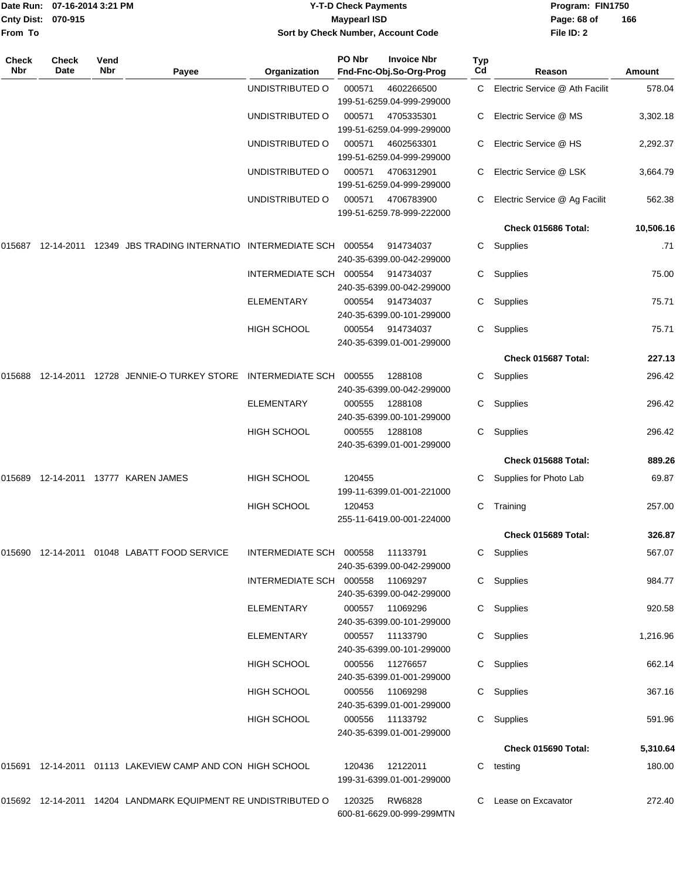# Y-T-D Check Payments

**Maypearl ISD**

**Sort by Check Number, Account Code**

Date Run: 07-16-2014 3:21 PM
Cnty Dist: 070-915
From To

Program: FIN1750
File ID: 2

| Check Nbr | Check Date | Vend Nbr | Payee | Organization | PO Nbr | Invoice Nbr / Fnd-Fnc-Obj.So-Org-Prog | Typ Cd | Reason | Amount |
|---|---|---|---|---|---|---|---|---|---|
| | | | | UNDISTRIBUTED O | 000571 | 4602266500 199-51-6259.04-999-299000 | C | Electric Service @ Ath Facilit | 578.04 |
| | | | | UNDISTRIBUTED O | 000571 | 4705335301 199-51-6259.04-999-299000 | C | Electric Service @ MS | 3,302.18 |
| | | | | UNDISTRIBUTED O | 000571 | 4602563301 199-51-6259.04-999-299000 | C | Electric Service @ HS | 2,292.37 |
| | | | | UNDISTRIBUTED O | 000571 | 4706312901 199-51-6259.04-999-299000 | C | Electric Service @ LSK | 3,664.79 |
| | | | | UNDISTRIBUTED O | 000571 | 4706783900 199-51-6259.78-999-222000 | C | Electric Service @ Ag Facilit | 562.38 |
| | | | | | | | | **Check 015686 Total:** | **10,506.16** |
| 015687 | 12-14-2011 | 12349 | JBS TRADING INTERNATIO | INTERMEDIATE SCH | 000554 | 914734037 240-35-6399.00-042-299000 | C | Supplies | .71 |
| | | | | INTERMEDIATE SCH | 000554 | 914734037 240-35-6399.00-042-299000 | C | Supplies | 75.00 |
| | | | | ELEMENTARY | 000554 | 914734037 240-35-6399.00-101-299000 | C | Supplies | 75.71 |
| | | | | HIGH SCHOOL | 000554 | 914734037 240-35-6399.01-001-299000 | C | Supplies | 75.71 |
| | | | | | | | | **Check 015687 Total:** | **227.13** |
| 015688 | 12-14-2011 | 12728 | JENNIE-O TURKEY STORE | INTERMEDIATE SCH | 000555 | 1288108 240-35-6399.00-042-299000 | C | Supplies | 296.42 |
| | | | | ELEMENTARY | 000555 | 1288108 240-35-6399.00-101-299000 | C | Supplies | 296.42 |
| | | | | HIGH SCHOOL | 000555 | 1288108 240-35-6399.01-001-299000 | C | Supplies | 296.42 |
| | | | | | | | | **Check 015688 Total:** | **889.26** |
| 015689 | 12-14-2011 | 13777 | KAREN JAMES | HIGH SCHOOL | 120455 | 199-11-6399.01-001-221000 | C | Supplies for Photo Lab | 69.87 |
| | | | | HIGH SCHOOL | 120453 | 255-11-6419.00-001-224000 | C | Training | 257.00 |
| | | | | | | | | **Check 015689 Total:** | **326.87** |
| 015690 | 12-14-2011 | 01048 | LABATT FOOD SERVICE | INTERMEDIATE SCH | 000558 | 11133791 240-35-6399.00-042-299000 | C | Supplies | 567.07 |
| | | | | INTERMEDIATE SCH | 000558 | 11069297 240-35-6399.00-042-299000 | C | Supplies | 984.77 |
| | | | | ELEMENTARY | 000557 | 11069296 240-35-6399.00-101-299000 | C | Supplies | 920.58 |
| | | | | ELEMENTARY | 000557 | 11133790 240-35-6399.00-101-299000 | C | Supplies | 1,216.96 |
| | | | | HIGH SCHOOL | 000556 | 11276657 240-35-6399.01-001-299000 | C | Supplies | 662.14 |
| | | | | HIGH SCHOOL | 000556 | 11069298 240-35-6399.01-001-299000 | C | Supplies | 367.16 |
| | | | | HIGH SCHOOL | 000556 | 11133792 240-35-6399.01-001-299000 | C | Supplies | 591.96 |
| | | | | | | | | **Check 015690 Total:** | **5,310.64** |
| 015691 | 12-14-2011 | 01113 | LAKEVIEW CAMP AND CON | HIGH SCHOOL | 120436 | 12122011 199-31-6399.01-001-299000 | C | testing | 180.00 |
| 015692 | 12-14-2011 | 14204 | LANDMARK EQUIPMENT RE | UNDISTRIBUTED O | 120325 | RW6828 600-81-6629.00-999-299MTN | C | Lease on Excavator | 272.40 |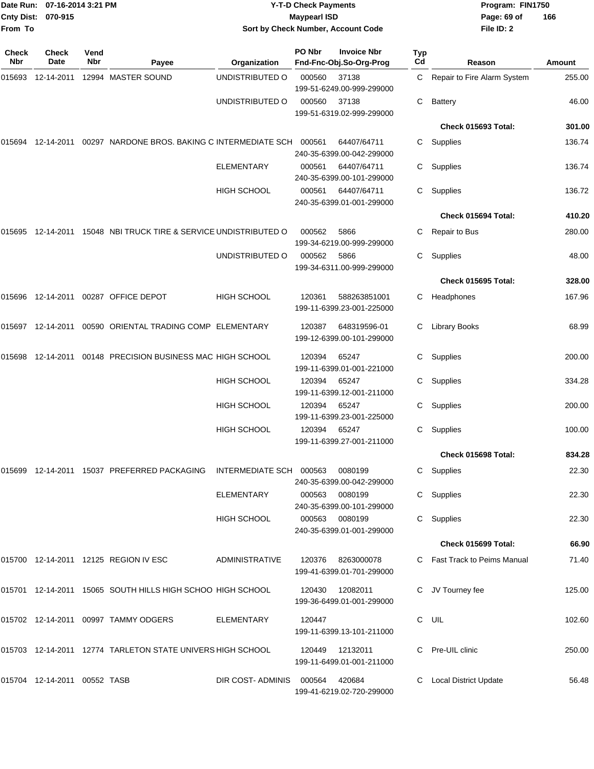Date Run: 07-16-2014 3:21 PM
Cnty Dist: 070-915
From To

# Y-T-D Check Payments
## Maypearl ISD
### Sort by Check Number, Account Code

Program: FIN1750
File ID: 2

| Check Nbr | Check Date | Vend Nbr | Payee | Organization | PO Nbr | Invoice Nbr / Fnd-Fnc-Obj.So-Org-Prog | Typ Cd | Reason | Amount |
|---|---|---|---|---|---|---|---|---|---|
| 015693 | 12-14-2011 | 12994 | MASTER SOUND | UNDISTRIBUTED O | 000560 | 37138 199-51-6249.00-999-299000 | C | Repair to Fire Alarm System | 255.00 |
| | | | | UNDISTRIBUTED O | 000560 | 37138 199-51-6319.02-999-299000 | C | Battery | 46.00 |
| | | | | | | | | **Check 015693 Total:** | **301.00** |
| 015694 | 12-14-2011 | 00297 | NARDONE BROS. BAKING C | INTERMEDIATE SCH | 000561 | 64407/64711 240-35-6399.00-042-299000 | C | Supplies | 136.74 |
| | | | | ELEMENTARY | 000561 | 64407/64711 240-35-6399.00-101-299000 | C | Supplies | 136.74 |
| | | | | HIGH SCHOOL | 000561 | 64407/64711 240-35-6399.01-001-299000 | C | Supplies | 136.72 |
| | | | | | | | | **Check 015694 Total:** | **410.20** |
| 015695 | 12-14-2011 | 15048 | NBI TRUCK TIRE & SERVICE | UNDISTRIBUTED O | 000562 | 5866 199-34-6219.00-999-299000 | C | Repair to Bus | 280.00 |
| | | | | UNDISTRIBUTED O | 000562 | 5866 199-34-6311.00-999-299000 | C | Supplies | 48.00 |
| | | | | | | | | **Check 015695 Total:** | **328.00** |
| 015696 | 12-14-2011 | 00287 | OFFICE DEPOT | HIGH SCHOOL | 120361 | 588263851001 199-11-6399.23-001-225000 | C | Headphones | 167.96 |
| 015697 | 12-14-2011 | 00590 | ORIENTAL TRADING COMP | ELEMENTARY | 120387 | 648319596-01 199-12-6399.00-101-299000 | C | Library Books | 68.99 |
| 015698 | 12-14-2011 | 00148 | PRECISION BUSINESS MAC | HIGH SCHOOL | 120394 | 65247 199-11-6399.01-001-221000 | C | Supplies | 200.00 |
| | | | | HIGH SCHOOL | 120394 | 65247 199-11-6399.12-001-211000 | C | Supplies | 334.28 |
| | | | | HIGH SCHOOL | 120394 | 65247 199-11-6399.23-001-225000 | C | Supplies | 200.00 |
| | | | | HIGH SCHOOL | 120394 | 65247 199-11-6399.27-001-211000 | C | Supplies | 100.00 |
| | | | | | | | | **Check 015698 Total:** | **834.28** |
| 015699 | 12-14-2011 | 15037 | PREFERRED PACKAGING | INTERMEDIATE SCH | 000563 | 0080199 240-35-6399.00-042-299000 | C | Supplies | 22.30 |
| | | | | ELEMENTARY | 000563 | 0080199 240-35-6399.00-101-299000 | C | Supplies | 22.30 |
| | | | | HIGH SCHOOL | 000563 | 0080199 240-35-6399.01-001-299000 | C | Supplies | 22.30 |
| | | | | | | | | **Check 015699 Total:** | **66.90** |
| 015700 | 12-14-2011 | 12125 | REGION IV ESC | ADMINISTRATIVE | 120376 | 8263000078 199-41-6399.01-701-299000 | C | Fast Track to Peims Manual | 71.40 |
| 015701 | 12-14-2011 | 15065 | SOUTH HILLS HIGH SCHOO | HIGH SCHOOL | 120430 | 12082011 199-36-6499.01-001-299000 | C | JV Tourney fee | 125.00 |
| 015702 | 12-14-2011 | 00997 | TAMMY ODGERS | ELEMENTARY | 120447 | 199-11-6399.13-101-211000 | C | UIL | 102.60 |
| 015703 | 12-14-2011 | 12774 | TARLETON STATE UNIVERS | HIGH SCHOOL | 120449 | 12132011 199-11-6499.01-001-211000 | C | Pre-UIL clinic | 250.00 |
| 015704 | 12-14-2011 | 00552 | TASB | DIR COST- ADMINIS | 000564 | 420684 199-41-6219.02-720-299000 | C | Local District Update | 56.48 |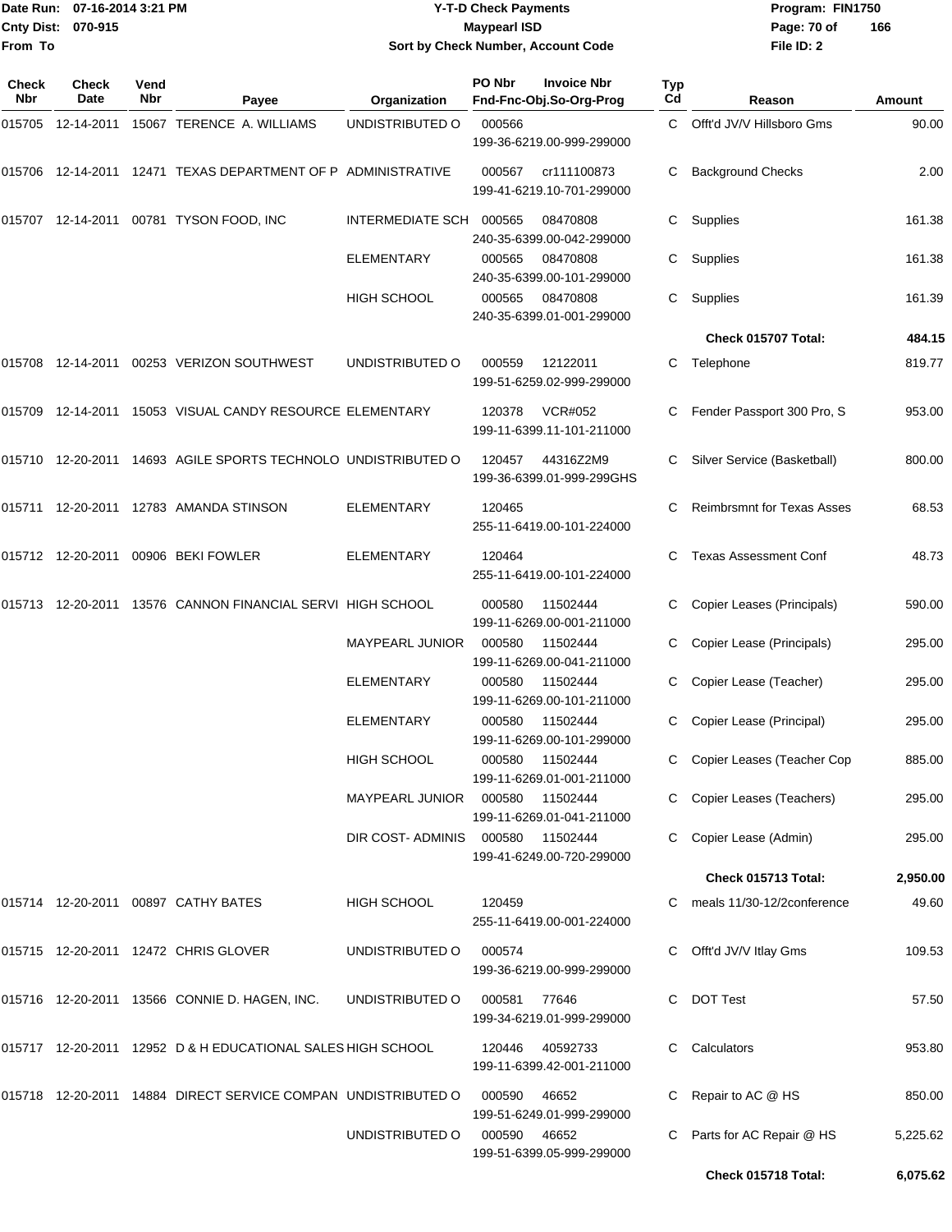Date Run: 07-16-2014 3:21 PM
Cnty Dist: 070-915
From To

# Y-T-D Check Payments
## Maypearl ISD
### Sort by Check Number, Account Code

Program: FIN1750
File ID: 2

| Check Nbr | Check Date | Vend Nbr | Payee | Organization | PO Nbr | Invoice Nbr / Fnd-Fnc-Obj.So-Org-Prog | Typ Cd | Reason | Amount |
|---|---|---|---|---|---|---|---|---|---|
| 015705 | 12-14-2011 | 15067 | TERENCE A. WILLIAMS | UNDISTRIBUTED O | 000566 | 199-36-6219.00-999-299000 | C | Offt'd JV/V Hillsboro Gms | 90.00 |
| 015706 | 12-14-2011 | 12471 | TEXAS DEPARTMENT OF P | ADMINISTRATIVE | 000567 | cr111100873 199-41-6219.10-701-299000 | C | Background Checks | 2.00 |
| 015707 | 12-14-2011 | 00781 | TYSON FOOD, INC | INTERMEDIATE SCH | 000565 | 08470808 240-35-6399.00-042-299000 | C | Supplies | 161.38 |
| | | | | ELEMENTARY | 000565 | 08470808 240-35-6399.00-101-299000 | C | Supplies | 161.38 |
| | | | | HIGH SCHOOL | 000565 | 08470808 240-35-6399.01-001-299000 | C | Supplies | 161.39 |
| | | | | | | | | **Check 015707 Total:** | **484.15** |
| 015708 | 12-14-2011 | 00253 | VERIZON SOUTHWEST | UNDISTRIBUTED O | 000559 | 12122011 199-51-6259.02-999-299000 | C | Telephone | 819.77 |
| 015709 | 12-14-2011 | 15053 | VISUAL CANDY RESOURCE | ELEMENTARY | 120378 | VCR#052 199-11-6399.11-101-211000 | C | Fender Passport 300 Pro, S | 953.00 |
| 015710 | 12-20-2011 | 14693 | AGILE SPORTS TECHNOLO | UNDISTRIBUTED O | 120457 | 44316Z2M9 199-36-6399.01-999-299GHS | C | Silver Service (Basketball) | 800.00 |
| 015711 | 12-20-2011 | 12783 | AMANDA STINSON | ELEMENTARY | 120465 | 255-11-6419.00-101-224000 | C | Reimbrsmnt for Texas Asses | 68.53 |
| 015712 | 12-20-2011 | 00906 | BEKI FOWLER | ELEMENTARY | 120464 | 255-11-6419.00-101-224000 | C | Texas Assessment Conf | 48.73 |
| 015713 | 12-20-2011 | 13576 | CANNON FINANCIAL SERVI | HIGH SCHOOL | 000580 | 11502444 199-11-6269.00-001-211000 | C | Copier Leases (Principals) | 590.00 |
| | | | | MAYPEARL JUNIOR | 000580 | 11502444 199-11-6269.00-041-211000 | C | Copier Lease (Principals) | 295.00 |
| | | | | ELEMENTARY | 000580 | 11502444 199-11-6269.00-101-211000 | C | Copier Lease (Teacher) | 295.00 |
| | | | | ELEMENTARY | 000580 | 11502444 199-11-6269.00-101-299000 | C | Copier Lease (Principal) | 295.00 |
| | | | | HIGH SCHOOL | 000580 | 11502444 199-11-6269.01-001-211000 | C | Copier Leases (Teacher Cop | 885.00 |
| | | | | MAYPEARL JUNIOR | 000580 | 11502444 199-11-6269.01-041-211000 | C | Copier Leases (Teachers) | 295.00 |
| | | | | DIR COST- ADMINIS | 000580 | 11502444 199-41-6249.00-720-299000 | C | Copier Lease (Admin) | 295.00 |
| | | | | | | | | **Check 015713 Total:** | **2,950.00** |
| 015714 | 12-20-2011 | 00897 | CATHY BATES | HIGH SCHOOL | 120459 | 255-11-6419.00-001-224000 | C | meals 11/30-12/2conference | 49.60 |
| 015715 | 12-20-2011 | 12472 | CHRIS GLOVER | UNDISTRIBUTED O | 000574 | 199-36-6219.00-999-299000 | C | Offt'd JV/V Itlay Gms | 109.53 |
| 015716 | 12-20-2011 | 13566 | CONNIE D. HAGEN, INC. | UNDISTRIBUTED O | 000581 | 77646 199-34-6219.01-999-299000 | C | DOT Test | 57.50 |
| 015717 | 12-20-2011 | 12952 | D & H EDUCATIONAL SALES | HIGH SCHOOL | 120446 | 40592733 199-11-6399.42-001-211000 | C | Calculators | 953.80 |
| 015718 | 12-20-2011 | 14884 | DIRECT SERVICE COMPAN | UNDISTRIBUTED O | 000590 | 46652 199-51-6249.01-999-299000 | C | Repair to AC @ HS | 850.00 |
| | | | | UNDISTRIBUTED O | 000590 | 46652 199-51-6399.05-999-299000 | C | Parts for AC Repair @ HS | 5,225.62 |
| | | | | | | | | **Check 015718 Total:** | **6,075.62** |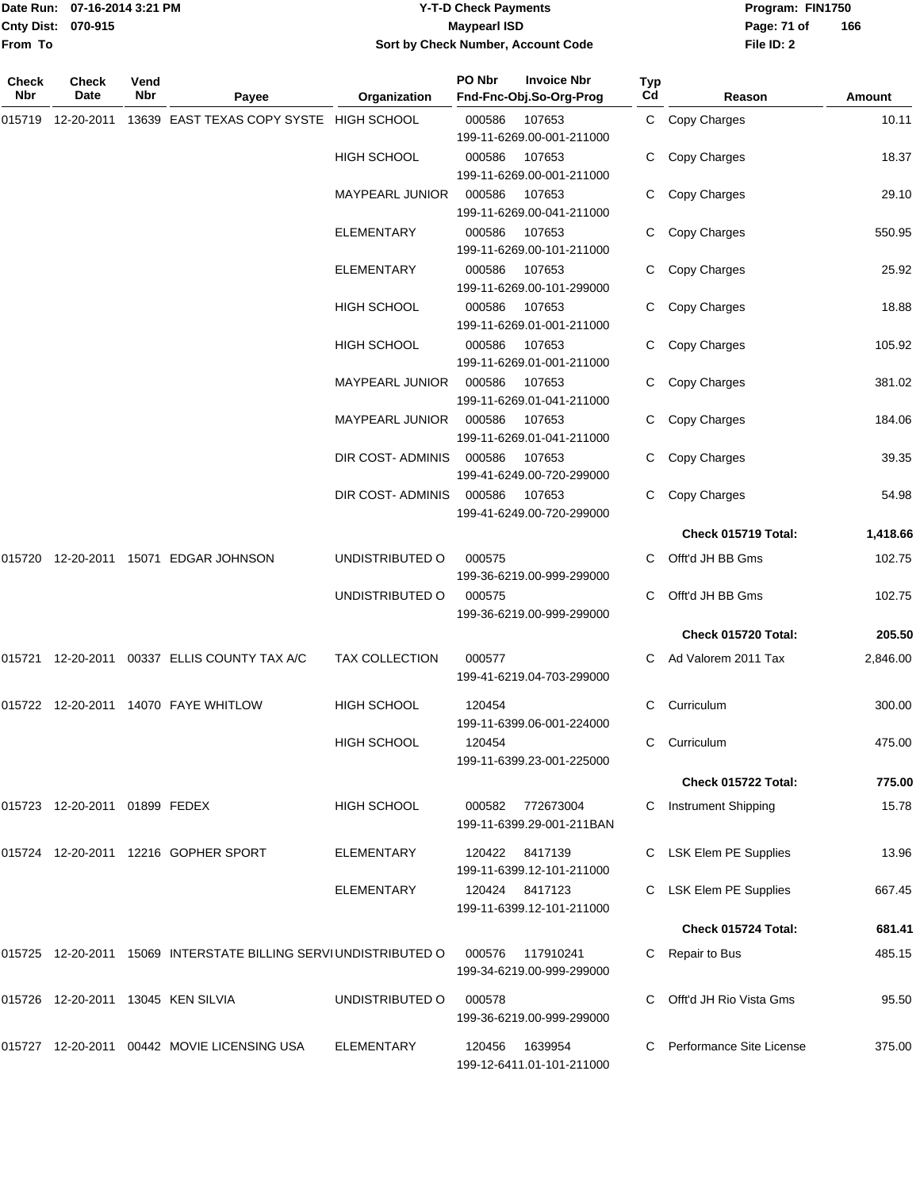**Date Run:** 07-16-2014 3:21 PM
**Cnty Dist:** 070-915
**From To**

# Y-T-D Check Payments
## Maypearl ISD
### Sort by Check Number, Account Code

**Program:** FIN1750
**File ID:** 2

| Check Nbr | Check Date | Vend Nbr | Payee | Organization | PO Nbr / Invoice Nbr / Fnd-Fnc-Obj.So-Org-Prog | Typ Cd | Reason | Amount |
|---|---|---|---|---|---|---|---|---|
| 015719 | 12-20-2011 | 13639 | EAST TEXAS COPY SYSTE | HIGH SCHOOL | 000586 107653 199-11-6269.00-001-211000 | C | Copy Charges | 10.11 |
| | | | | HIGH SCHOOL | 000586 107653 199-11-6269.00-001-211000 | C | Copy Charges | 18.37 |
| | | | | MAYPEARL JUNIOR | 000586 107653 199-11-6269.00-041-211000 | C | Copy Charges | 29.10 |
| | | | | ELEMENTARY | 000586 107653 199-11-6269.00-101-211000 | C | Copy Charges | 550.95 |
| | | | | ELEMENTARY | 000586 107653 199-11-6269.00-101-299000 | C | Copy Charges | 25.92 |
| | | | | HIGH SCHOOL | 000586 107653 199-11-6269.01-001-211000 | C | Copy Charges | 18.88 |
| | | | | HIGH SCHOOL | 000586 107653 199-11-6269.01-001-211000 | C | Copy Charges | 105.92 |
| | | | | MAYPEARL JUNIOR | 000586 107653 199-11-6269.01-041-211000 | C | Copy Charges | 381.02 |
| | | | | MAYPEARL JUNIOR | 000586 107653 199-11-6269.01-041-211000 | C | Copy Charges | 184.06 |
| | | | | DIR COST- ADMINIS | 000586 107653 199-41-6249.00-720-299000 | C | Copy Charges | 39.35 |
| | | | | DIR COST- ADMINIS | 000586 107653 199-41-6249.00-720-299000 | C | Copy Charges | 54.98 |
| | | | | | | | **Check 015719 Total:** | **1,418.66** |
| 015720 | 12-20-2011 | 15071 | EDGAR JOHNSON | UNDISTRIBUTED O | 000575 199-36-6219.00-999-299000 | C | Offt'd JH BB Gms | 102.75 |
| | | | | UNDISTRIBUTED O | 000575 199-36-6219.00-999-299000 | C | Offt'd JH BB Gms | 102.75 |
| | | | | | | | **Check 015720 Total:** | **205.50** |
| 015721 | 12-20-2011 | 00337 | ELLIS COUNTY TAX A/C | TAX COLLECTION | 000577 199-41-6219.04-703-299000 | C | Ad Valorem 2011 Tax | 2,846.00 |
| 015722 | 12-20-2011 | 14070 | FAYE WHITLOW | HIGH SCHOOL | 120454 199-11-6399.06-001-224000 | C | Curriculum | 300.00 |
| | | | | HIGH SCHOOL | 120454 199-11-6399.23-001-225000 | C | Curriculum | 475.00 |
| | | | | | | | **Check 015722 Total:** | **775.00** |
| 015723 | 12-20-2011 | 01899 | FEDEX | HIGH SCHOOL | 000582 772673004 199-11-6399.29-001-211BAN | C | Instrument Shipping | 15.78 |
| 015724 | 12-20-2011 | 12216 | GOPHER SPORT | ELEMENTARY | 120422 8417139 199-11-6399.12-101-211000 | C | LSK Elem PE Supplies | 13.96 |
| | | | | ELEMENTARY | 120424 8417123 199-11-6399.12-101-211000 | C | LSK Elem PE Supplies | 667.45 |
| | | | | | | | **Check 015724 Total:** | **681.41** |
| 015725 | 12-20-2011 | 15069 | INTERSTATE BILLING SERVI | UNDISTRIBUTED O | 000576 117910241 199-34-6219.00-999-299000 | C | Repair to Bus | 485.15 |
| 015726 | 12-20-2011 | 13045 | KEN SILVIA | UNDISTRIBUTED O | 000578 199-36-6219.00-999-299000 | C | Offt'd JH Rio Vista Gms | 95.50 |
| 015727 | 12-20-2011 | 00442 | MOVIE LICENSING USA | ELEMENTARY | 120456 1639954 199-12-6411.01-101-211000 | C | Performance Site License | 375.00 |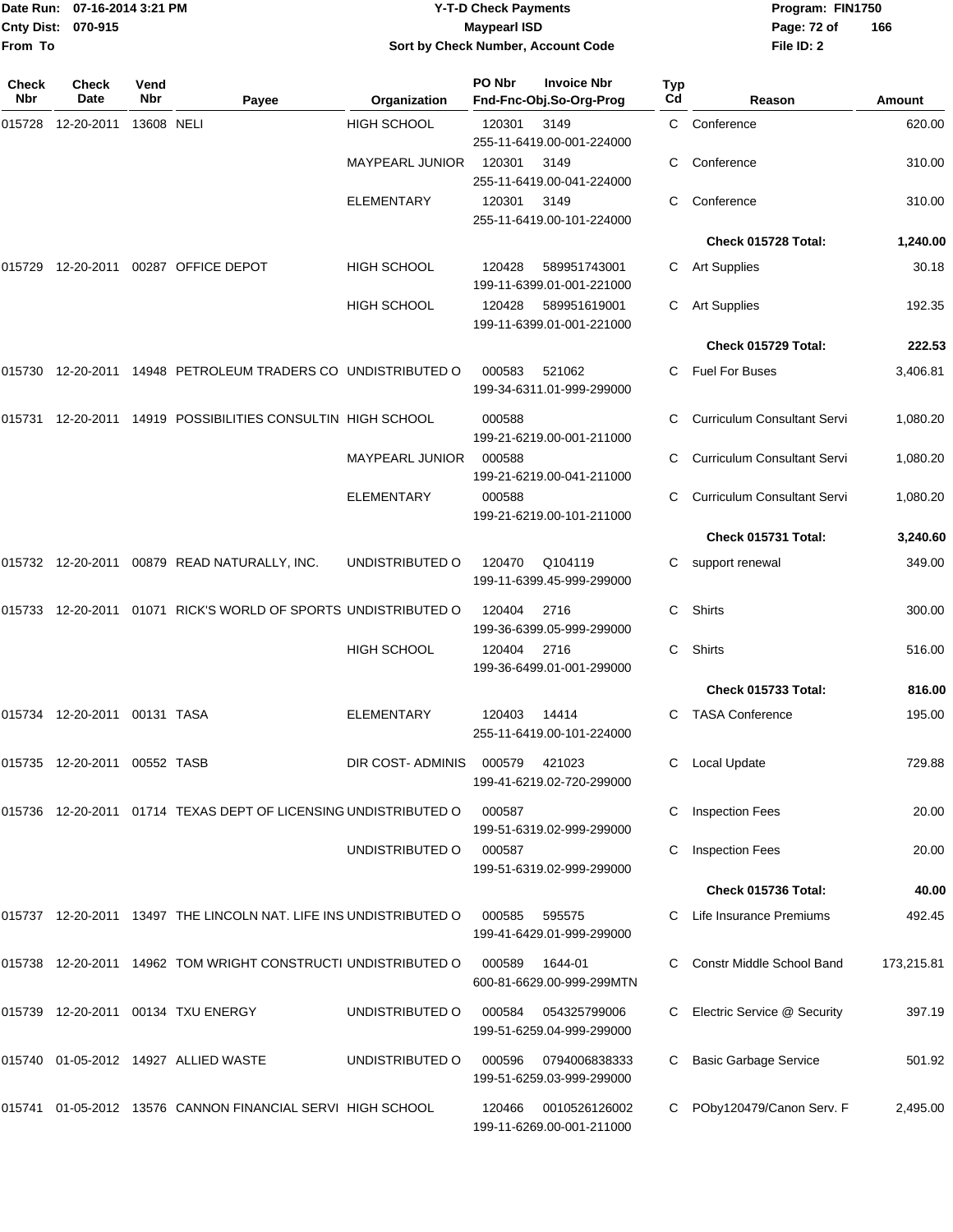**Y-T-D Check Payments**
**Maypearl ISD**
**Sort by Check Number, Account Code**

Date Run: 07-16-2014 3:21 PM
Cnty Dist: 070-915
From To

Program: FIN1750
File ID: 2

| Check Nbr | Check Date | Vend Nbr | Payee | Organization | PO Nbr | Invoice Nbr / Fnd-Fnc-Obj.So-Org-Prog | Typ Cd | Reason | Amount |
|---|---|---|---|---|---|---|---|---|---|
| 015728 | 12-20-2011 | 13608 | NELI | HIGH SCHOOL | 120301 | 3149<br>255-11-6419.00-001-224000 | C | Conference | 620.00 |
| | | | | MAYPEARL JUNIOR | 120301 | 3149<br>255-11-6419.00-041-224000 | C | Conference | 310.00 |
| | | | | ELEMENTARY | 120301 | 3149<br>255-11-6419.00-101-224000 | C | Conference | 310.00 |
| | | | | | | | | **Check 015728 Total:** | **1,240.00** |
| 015729 | 12-20-2011 | 00287 | OFFICE DEPOT | HIGH SCHOOL | 120428 | 589951743001<br>199-11-6399.01-001-221000 | C | Art Supplies | 30.18 |
| | | | | HIGH SCHOOL | 120428 | 589951619001<br>199-11-6399.01-001-221000 | C | Art Supplies | 192.35 |
| | | | | | | | | **Check 015729 Total:** | **222.53** |
| 015730 | 12-20-2011 | 14948 | PETROLEUM TRADERS CO | UNDISTRIBUTED O | 000583 | 521062<br>199-34-6311.01-999-299000 | C | Fuel For Buses | 3,406.81 |
| 015731 | 12-20-2011 | 14919 | POSSIBILITIES CONSULTIN | HIGH SCHOOL | 000588 | 199-21-6219.00-001-211000 | C | Curriculum Consultant Servi | 1,080.20 |
| | | | | MAYPEARL JUNIOR | 000588 | 199-21-6219.00-041-211000 | C | Curriculum Consultant Servi | 1,080.20 |
| | | | | ELEMENTARY | 000588 | 199-21-6219.00-101-211000 | C | Curriculum Consultant Servi | 1,080.20 |
| | | | | | | | | **Check 015731 Total:** | **3,240.60** |
| 015732 | 12-20-2011 | 00879 | READ NATURALLY, INC. | UNDISTRIBUTED O | 120470 | Q104119<br>199-11-6399.45-999-299000 | C | support renewal | 349.00 |
| 015733 | 12-20-2011 | 01071 | RICK'S WORLD OF SPORTS | UNDISTRIBUTED O | 120404 | 2716<br>199-36-6399.05-999-299000 | C | Shirts | 300.00 |
| | | | | HIGH SCHOOL | 120404 | 2716<br>199-36-6499.01-001-299000 | C | Shirts | 516.00 |
| | | | | | | | | **Check 015733 Total:** | **816.00** |
| 015734 | 12-20-2011 | 00131 | TASA | ELEMENTARY | 120403 | 14414<br>255-11-6419.00-101-224000 | C | TASA Conference | 195.00 |
| 015735 | 12-20-2011 | 00552 | TASB | DIR COST- ADMINIS | 000579 | 421023<br>199-41-6219.02-720-299000 | C | Local Update | 729.88 |
| 015736 | 12-20-2011 | 01714 | TEXAS DEPT OF LICENSING | UNDISTRIBUTED O | 000587 | 199-51-6319.02-999-299000 | C | Inspection Fees | 20.00 |
| | | | | UNDISTRIBUTED O | 000587 | 199-51-6319.02-999-299000 | C | Inspection Fees | 20.00 |
| | | | | | | | | **Check 015736 Total:** | **40.00** |
| 015737 | 12-20-2011 | 13497 | THE LINCOLN NAT. LIFE INS | UNDISTRIBUTED O | 000585 | 595575<br>199-41-6429.01-999-299000 | C | Life Insurance Premiums | 492.45 |
| 015738 | 12-20-2011 | 14962 | TOM WRIGHT CONSTRUCTI | UNDISTRIBUTED O | 000589 | 1644-01<br>600-81-6629.00-999-299MTN | C | Constr Middle School Band | 173,215.81 |
| 015739 | 12-20-2011 | 00134 | TXU ENERGY | UNDISTRIBUTED O | 000584 | 054325799006<br>199-51-6259.04-999-299000 | C | Electric Service @ Security | 397.19 |
| 015740 | 01-05-2012 | 14927 | ALLIED WASTE | UNDISTRIBUTED O | 000596 | 0794006838333<br>199-51-6259.03-999-299000 | C | Basic Garbage Service | 501.92 |
| 015741 | 01-05-2012 | 13576 | CANNON FINANCIAL SERVI | HIGH SCHOOL | 120466 | 0010526126002<br>199-11-6269.00-001-211000 | C | POby120479/Canon Serv. F | 2,495.00 |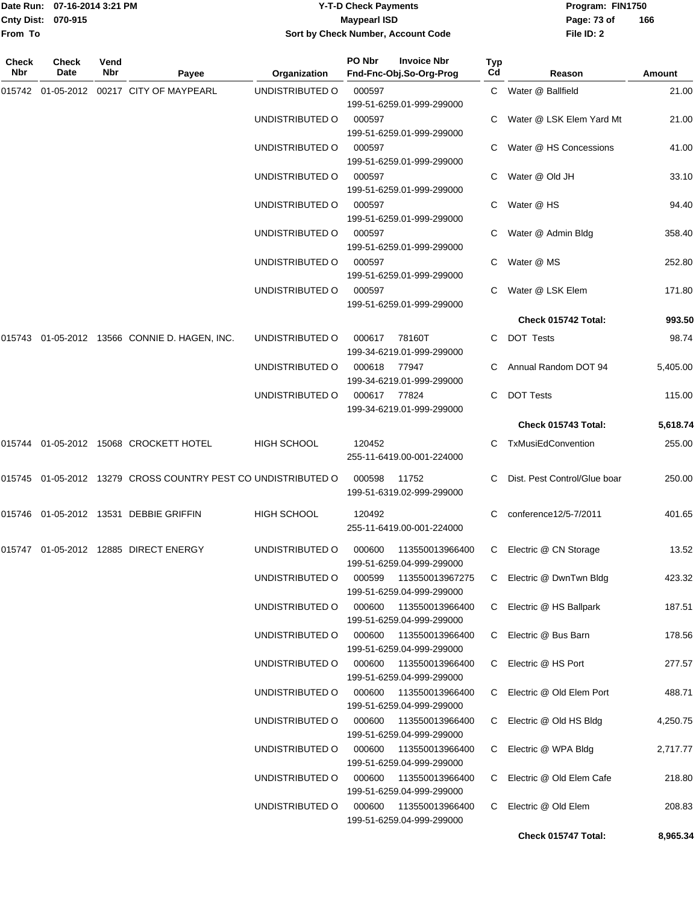| Check Nbr | Check Date | Vend Nbr | Payee | Organization | PO Nbr | Invoice Nbr / Fnd-Fnc-Obj.So-Org-Prog | Typ Cd | Reason | Amount |
|---|---|---|---|---|---|---|---|---|---|
| 015742 | 01-05-2012 | 00217 | CITY OF MAYPEARL | UNDISTRIBUTED O | 000597 | 199-51-6259.01-999-299000 | C | Water @ Ballfield | 21.00 |
| | | | | UNDISTRIBUTED O | 000597 | 199-51-6259.01-999-299000 | C | Water @ LSK Elem Yard Mt | 21.00 |
| | | | | UNDISTRIBUTED O | 000597 | 199-51-6259.01-999-299000 | C | Water @ HS Concessions | 41.00 |
| | | | | UNDISTRIBUTED O | 000597 | 199-51-6259.01-999-299000 | C | Water @ Old JH | 33.10 |
| | | | | UNDISTRIBUTED O | 000597 | 199-51-6259.01-999-299000 | C | Water @ HS | 94.40 |
| | | | | UNDISTRIBUTED O | 000597 | 199-51-6259.01-999-299000 | C | Water @ Admin Bldg | 358.40 |
| | | | | UNDISTRIBUTED O | 000597 | 199-51-6259.01-999-299000 | C | Water @ MS | 252.80 |
| | | | | UNDISTRIBUTED O | 000597 | 199-51-6259.01-999-299000 | C | Water @ LSK Elem | 171.80 |
| | | | | | | | | **Check 015742 Total:** | **993.50** |
| 015743 | 01-05-2012 | 13566 | CONNIE D. HAGEN, INC. | UNDISTRIBUTED O | 000617 | 78160T 199-34-6219.01-999-299000 | C | DOT Tests | 98.74 |
| | | | | UNDISTRIBUTED O | 000618 | 77947 199-34-6219.01-999-299000 | C | Annual Random DOT 94 | 5,405.00 |
| | | | | UNDISTRIBUTED O | 000617 | 77824 199-34-6219.01-999-299000 | C | DOT Tests | 115.00 |
| | | | | | | | | **Check 015743 Total:** | **5,618.74** |
| 015744 | 01-05-2012 | 15068 | CROCKETT HOTEL | HIGH SCHOOL | 120452 | 255-11-6419.00-001-224000 | C | TxMusiEdConvention | 255.00 |
| 015745 | 01-05-2012 | 13279 | CROSS COUNTRY PEST CO | UNDISTRIBUTED O | 000598 | 11752 199-51-6319.02-999-299000 | C | Dist. Pest Control/Glue boar | 250.00 |
| 015746 | 01-05-2012 | 13531 | DEBBIE GRIFFIN | HIGH SCHOOL | 120492 | 255-11-6419.00-001-224000 | C | conference12/5-7/2011 | 401.65 |
| 015747 | 01-05-2012 | 12885 | DIRECT ENERGY | UNDISTRIBUTED O | 000600 | 113550013966400 199-51-6259.04-999-299000 | C | Electric @ CN Storage | 13.52 |
| | | | | UNDISTRIBUTED O | 000599 | 113550013967275 199-51-6259.04-999-299000 | C | Electric @ DwnTwn Bldg | 423.32 |
| | | | | UNDISTRIBUTED O | 000600 | 113550013966400 199-51-6259.04-999-299000 | C | Electric @ HS Ballpark | 187.51 |
| | | | | UNDISTRIBUTED O | 000600 | 113550013966400 199-51-6259.04-999-299000 | C | Electric @ Bus Barn | 178.56 |
| | | | | UNDISTRIBUTED O | 000600 | 113550013966400 199-51-6259.04-999-299000 | C | Electric @ HS Port | 277.57 |
| | | | | UNDISTRIBUTED O | 000600 | 113550013966400 199-51-6259.04-999-299000 | C | Electric @ Old Elem Port | 488.71 |
| | | | | UNDISTRIBUTED O | 000600 | 113550013966400 199-51-6259.04-999-299000 | C | Electric @ Old HS Bldg | 4,250.75 |
| | | | | UNDISTRIBUTED O | 000600 | 113550013966400 199-51-6259.04-999-299000 | C | Electric @ WPA Bldg | 2,717.77 |
| | | | | UNDISTRIBUTED O | 000600 | 113550013966400 199-51-6259.04-999-299000 | C | Electric @ Old Elem Cafe | 218.80 |
| | | | | UNDISTRIBUTED O | 000600 | 113550013966400 199-51-6259.04-999-299000 | C | Electric @ Old Elem | 208.83 |
| | | | | | | | | **Check 015747 Total:** | **8,965.34** |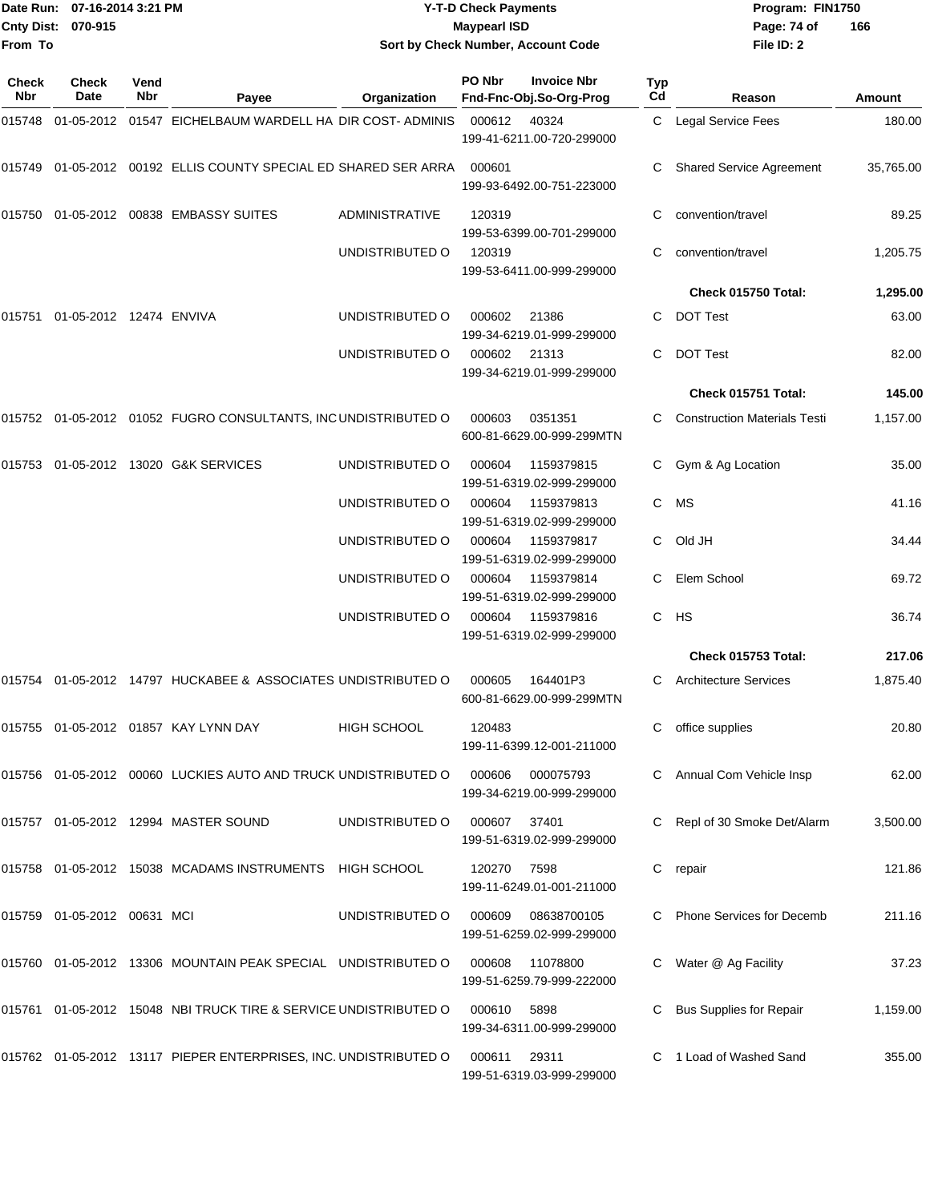**Date Run:** 07-16-2014 3:21 PM
**Cnty Dist:** 070-915
**From To**

# Y-T-D Check Payments
## Maypearl ISD
### Sort by Check Number, Account Code

**Program:** FIN1750
**File ID:** 2

| Check Nbr | Check Date | Vend Nbr | Payee | Organization | PO Nbr | Invoice Nbr / Fnd-Fnc-Obj.So-Org-Prog | Typ Cd | Reason | Amount |
|---|---|---|---|---|---|---|---|---|---|
| 015748 | 01-05-2012 | 01547 | EICHELBAUM WARDELL HA | DIR COST- ADMINIS | 000612 | 40324 199-41-6211.00-720-299000 | C | Legal Service Fees | 180.00 |
| 015749 | 01-05-2012 | 00192 | ELLIS COUNTY SPECIAL ED | SHARED SER ARRA | 000601 | 199-93-6492.00-751-223000 | C | Shared Service Agreement | 35,765.00 |
| 015750 | 01-05-2012 | 00838 | EMBASSY SUITES | ADMINISTRATIVE | 120319 | 199-53-6399.00-701-299000 | C | convention/travel | 89.25 |
| | | | | UNDISTRIBUTED O | 120319 | 199-53-6411.00-999-299000 | C | convention/travel | 1,205.75 |
| | | | | | | | | **Check 015750 Total:** | **1,295.00** |
| 015751 | 01-05-2012 | 12474 | ENVIVA | UNDISTRIBUTED O | 000602 | 21386 199-34-6219.01-999-299000 | C | DOT Test | 63.00 |
| | | | | UNDISTRIBUTED O | 000602 | 21313 199-34-6219.01-999-299000 | C | DOT Test | 82.00 |
| | | | | | | | | **Check 015751 Total:** | **145.00** |
| 015752 | 01-05-2012 | 01052 | FUGRO CONSULTANTS, INC | UNDISTRIBUTED O | 000603 | 0351351 600-81-6629.00-999-299MTN | C | Construction Materials Testi | 1,157.00 |
| 015753 | 01-05-2012 | 13020 | G&K SERVICES | UNDISTRIBUTED O | 000604 | 1159379815 199-51-6319.02-999-299000 | C | Gym & Ag Location | 35.00 |
| | | | | UNDISTRIBUTED O | 000604 | 1159379813 199-51-6319.02-999-299000 | C | MS | 41.16 |
| | | | | UNDISTRIBUTED O | 000604 | 1159379817 199-51-6319.02-999-299000 | C | Old JH | 34.44 |
| | | | | UNDISTRIBUTED O | 000604 | 1159379814 199-51-6319.02-999-299000 | C | Elem School | 69.72 |
| | | | | UNDISTRIBUTED O | 000604 | 1159379816 199-51-6319.02-999-299000 | C | HS | 36.74 |
| | | | | | | | | **Check 015753 Total:** | **217.06** |
| 015754 | 01-05-2012 | 14797 | HUCKABEE & ASSOCIATES | UNDISTRIBUTED O | 000605 | 164401P3 600-81-6629.00-999-299MTN | C | Architecture Services | 1,875.40 |
| 015755 | 01-05-2012 | 01857 | KAY LYNN DAY | HIGH SCHOOL | 120483 | 199-11-6399.12-001-211000 | C | office supplies | 20.80 |
| 015756 | 01-05-2012 | 00060 | LUCKIES AUTO AND TRUCK | UNDISTRIBUTED O | 000606 | 000075793 199-34-6219.00-999-299000 | C | Annual Com Vehicle Insp | 62.00 |
| 015757 | 01-05-2012 | 12994 | MASTER SOUND | UNDISTRIBUTED O | 000607 | 37401 199-51-6319.02-999-299000 | C | Repl of 30 Smoke Det/Alarm | 3,500.00 |
| 015758 | 01-05-2012 | 15038 | MCADAMS INSTRUMENTS | HIGH SCHOOL | 120270 | 7598 199-11-6249.01-001-211000 | C | repair | 121.86 |
| 015759 | 01-05-2012 | 00631 | MCI | UNDISTRIBUTED O | 000609 | 08638700105 199-51-6259.02-999-299000 | C | Phone Services for Decemb | 211.16 |
| 015760 | 01-05-2012 | 13306 | MOUNTAIN PEAK SPECIAL | UNDISTRIBUTED O | 000608 | 11078800 199-51-6259.79-999-222000 | C | Water @ Ag Facility | 37.23 |
| 015761 | 01-05-2012 | 15048 | NBI TRUCK TIRE & SERVICE | UNDISTRIBUTED O | 000610 | 5898 199-34-6311.00-999-299000 | C | Bus Supplies for Repair | 1,159.00 |
| 015762 | 01-05-2012 | 13117 | PIEPER ENTERPRISES, INC. | UNDISTRIBUTED O | 000611 | 29311 199-51-6319.03-999-299000 | C | 1 Load of Washed Sand | 355.00 |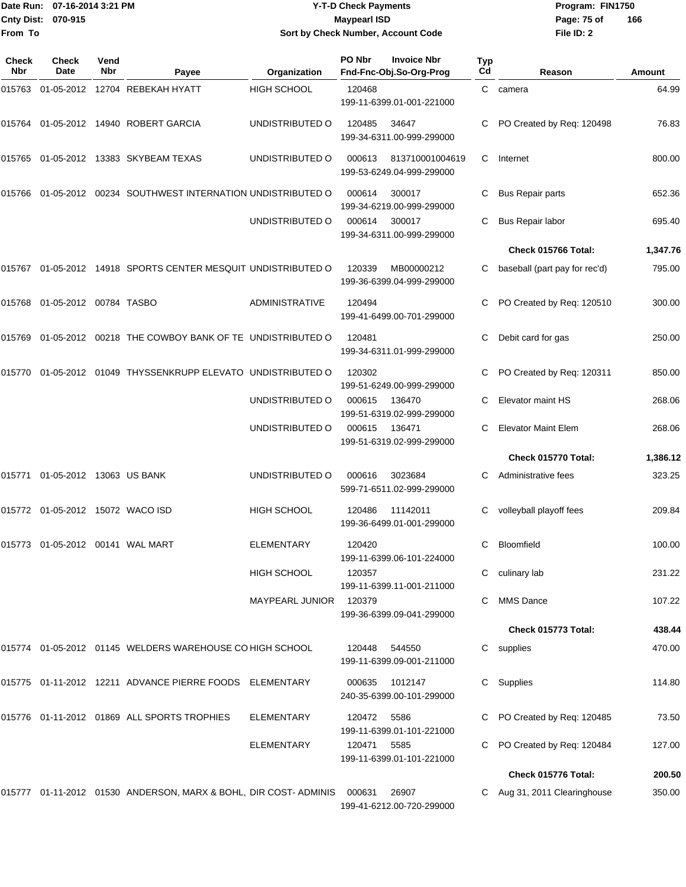# Y-T-D Check Payments

**Maypearl ISD**

**Sort by Check Number, Account Code**

Date Run: 07-16-2014 3:21 PM
Cnty Dist: 070-915
From To

Program: FIN1750
File ID: 2

| Check Nbr | Check Date | Vend Nbr | Payee | Organization | PO Nbr | Invoice Nbr / Fnd-Fnc-Obj.So-Org-Prog | Typ Cd | Reason | Amount |
|---|---|---|---|---|---|---|---|---|---|
| 015763 | 01-05-2012 | 12704 | REBEKAH HYATT | HIGH SCHOOL | 120468 | 199-11-6399.01-001-221000 | C | camera | 64.99 |
| 015764 | 01-05-2012 | 14940 | ROBERT GARCIA | UNDISTRIBUTED O | 120485 | 34647 / 199-34-6311.00-999-299000 | C | PO Created by Req: 120498 | 76.83 |
| 015765 | 01-05-2012 | 13383 | SKYBEAM TEXAS | UNDISTRIBUTED O | 000613 | 813710001004619 / 199-53-6249.04-999-299000 | C | Internet | 800.00 |
| 015766 | 01-05-2012 | 00234 | SOUTHWEST INTERNATION | UNDISTRIBUTED O | 000614 | 300017 / 199-34-6219.00-999-299000 | C | Bus Repair parts | 652.36 |
| | | | | UNDISTRIBUTED O | 000614 | 300017 / 199-34-6311.00-999-299000 | C | Bus Repair labor | 695.40 |
| | | | | | | | | **Check 015766 Total:** | **1,347.76** |
| 015767 | 01-05-2012 | 14918 | SPORTS CENTER MESQUIT | UNDISTRIBUTED O | 120339 | MB00000212 / 199-36-6399.04-999-299000 | C | baseball (part pay for rec'd) | 795.00 |
| 015768 | 01-05-2012 | 00784 | TASBO | ADMINISTRATIVE | 120494 | 199-41-6499.00-701-299000 | C | PO Created by Req: 120510 | 300.00 |
| 015769 | 01-05-2012 | 00218 | THE COWBOY BANK OF TE | UNDISTRIBUTED O | 120481 | 199-34-6311.01-999-299000 | C | Debit card for gas | 250.00 |
| 015770 | 01-05-2012 | 01049 | THYSSENKRUPP ELEVATO | UNDISTRIBUTED O | 120302 | 199-51-6249.00-999-299000 | C | PO Created by Req: 120311 | 850.00 |
| | | | | UNDISTRIBUTED O | 000615 | 136470 / 199-51-6319.02-999-299000 | C | Elevator maint HS | 268.06 |
| | | | | UNDISTRIBUTED O | 000615 | 136471 / 199-51-6319.02-999-299000 | C | Elevator Maint Elem | 268.06 |
| | | | | | | | | **Check 015770 Total:** | **1,386.12** |
| 015771 | 01-05-2012 | 13063 | US BANK | UNDISTRIBUTED O | 000616 | 3023684 / 599-71-6511.02-999-299000 | C | Administrative fees | 323.25 |
| 015772 | 01-05-2012 | 15072 | WACO ISD | HIGH SCHOOL | 120486 | 11142011 / 199-36-6499.01-001-299000 | C | volleyball playoff fees | 209.84 |
| 015773 | 01-05-2012 | 00141 | WAL MART | ELEMENTARY | 120420 | 199-11-6399.06-101-224000 | C | Bloomfield | 100.00 |
| | | | | HIGH SCHOOL | 120357 | 199-11-6399.11-001-211000 | C | culinary lab | 231.22 |
| | | | | MAYPEARL JUNIOR | 120379 | 199-36-6399.09-041-299000 | C | MMS Dance | 107.22 |
| | | | | | | | | **Check 015773 Total:** | **438.44** |
| 015774 | 01-05-2012 | 01145 | WELDERS WAREHOUSE CO | HIGH SCHOOL | 120448 | 544550 / 199-11-6399.09-001-211000 | C | supplies | 470.00 |
| 015775 | 01-11-2012 | 12211 | ADVANCE PIERRE FOODS | ELEMENTARY | 000635 | 1012147 / 240-35-6399.00-101-299000 | C | Supplies | 114.80 |
| 015776 | 01-11-2012 | 01869 | ALL SPORTS TROPHIES | ELEMENTARY | 120472 | 5586 / 199-11-6399.01-101-221000 | C | PO Created by Req: 120485 | 73.50 |
| | | | | ELEMENTARY | 120471 | 5585 / 199-11-6399.01-101-221000 | C | PO Created by Req: 120484 | 127.00 |
| | | | | | | | | **Check 015776 Total:** | **200.50** |
| 015777 | 01-11-2012 | 01530 | ANDERSON, MARX & BOHL, | DIR COST- ADMINIS | 000631 | 26907 / 199-41-6212.00-720-299000 | C | Aug 31, 2011 Clearinghouse | 350.00 |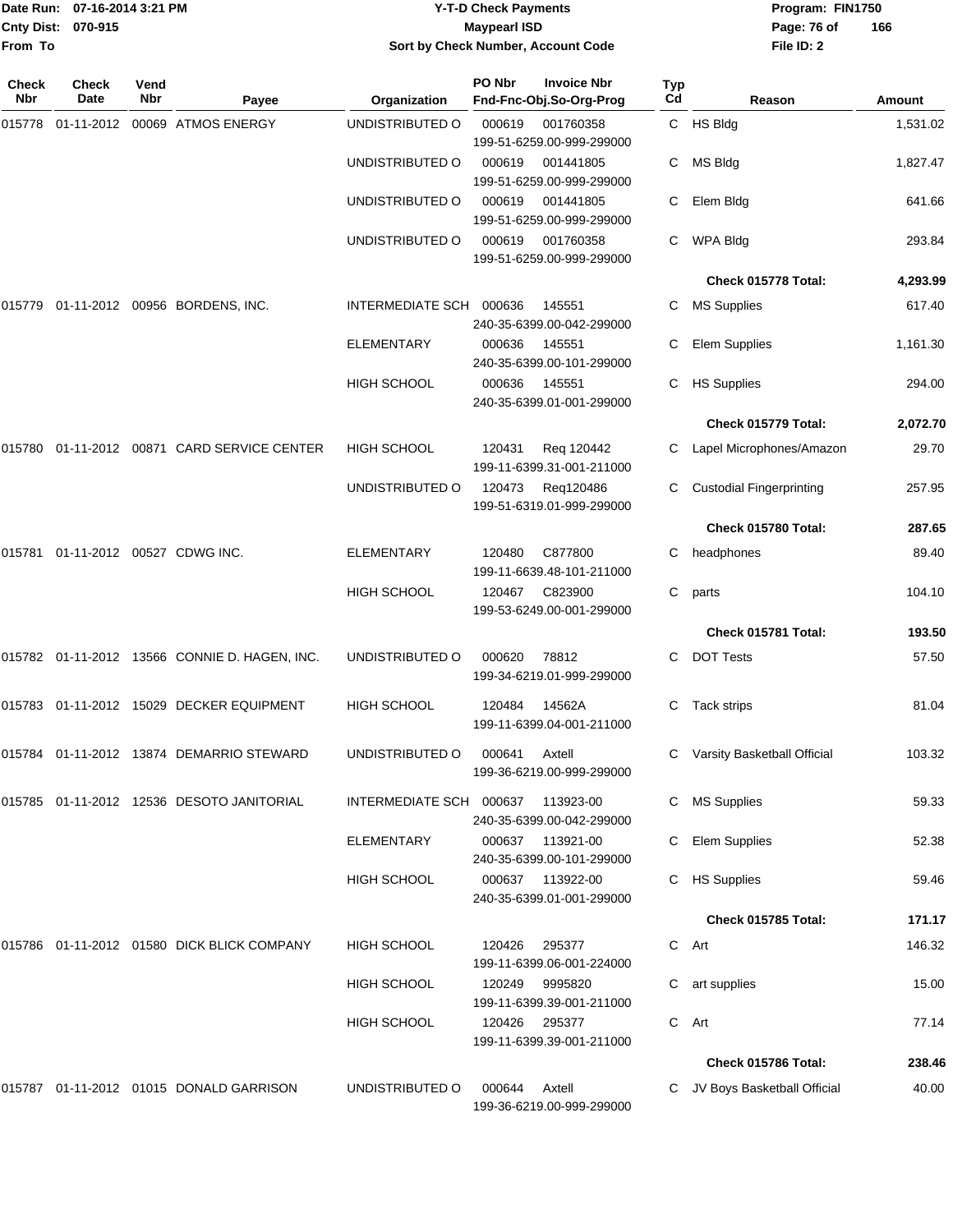# Y-T-D Check Payments

**Maypearl ISD**

**Sort by Check Number, Account Code**

Date Run: 07-16-2014 3:21 PM
Cnty Dist: 070-915
From To

Program: FIN1750
File ID: 2

| Check Nbr | Check Date | Vend Nbr | Payee | Organization | PO Nbr | Invoice Nbr / Fnd-Fnc-Obj.So-Org-Prog | Typ Cd | Reason | Amount |
|---|---|---|---|---|---|---|---|---|---|
| 015778 | 01-11-2012 | 00069 | ATMOS ENERGY | UNDISTRIBUTED O | 000619 | 001760358 / 199-51-6259.00-999-299000 | C | HS Bldg | 1,531.02 |
| | | | | UNDISTRIBUTED O | 000619 | 001441805 / 199-51-6259.00-999-299000 | C | MS Bldg | 1,827.47 |
| | | | | UNDISTRIBUTED O | 000619 | 001441805 / 199-51-6259.00-999-299000 | C | Elem Bldg | 641.66 |
| | | | | UNDISTRIBUTED O | 000619 | 001760358 / 199-51-6259.00-999-299000 | C | WPA Bldg | 293.84 |
| | | | | | | | | **Check 015778 Total:** | **4,293.99** |
| 015779 | 01-11-2012 | 00956 | BORDENS, INC. | INTERMEDIATE SCH | 000636 | 145551 / 240-35-6399.00-042-299000 | C | MS Supplies | 617.40 |
| | | | | ELEMENTARY | 000636 | 145551 / 240-35-6399.00-101-299000 | C | Elem Supplies | 1,161.30 |
| | | | | HIGH SCHOOL | 000636 | 145551 / 240-35-6399.01-001-299000 | C | HS Supplies | 294.00 |
| | | | | | | | | **Check 015779 Total:** | **2,072.70** |
| 015780 | 01-11-2012 | 00871 | CARD SERVICE CENTER | HIGH SCHOOL | 120431 | Req 120442 / 199-11-6399.31-001-211000 | C | Lapel Microphones/Amazon | 29.70 |
| | | | | UNDISTRIBUTED O | 120473 | Req120486 / 199-51-6319.01-999-299000 | C | Custodial Fingerprinting | 257.95 |
| | | | | | | | | **Check 015780 Total:** | **287.65** |
| 015781 | 01-11-2012 | 00527 | CDWG INC. | ELEMENTARY | 120480 | C877800 / 199-11-6639.48-101-211000 | C | headphones | 89.40 |
| | | | | HIGH SCHOOL | 120467 | C823900 / 199-53-6249.00-001-299000 | C | parts | 104.10 |
| | | | | | | | | **Check 015781 Total:** | **193.50** |
| 015782 | 01-11-2012 | 13566 | CONNIE D. HAGEN, INC. | UNDISTRIBUTED O | 000620 | 78812 / 199-34-6219.01-999-299000 | C | DOT Tests | 57.50 |
| 015783 | 01-11-2012 | 15029 | DECKER EQUIPMENT | HIGH SCHOOL | 120484 | 14562A / 199-11-6399.04-001-211000 | C | Tack strips | 81.04 |
| 015784 | 01-11-2012 | 13874 | DEMARRIO STEWARD | UNDISTRIBUTED O | 000641 | Axtell / 199-36-6219.00-999-299000 | C | Varsity Basketball Official | 103.32 |
| 015785 | 01-11-2012 | 12536 | DESOTO JANITORIAL | INTERMEDIATE SCH | 000637 | 113923-00 / 240-35-6399.00-042-299000 | C | MS Supplies | 59.33 |
| | | | | ELEMENTARY | 000637 | 113921-00 / 240-35-6399.00-101-299000 | C | Elem Supplies | 52.38 |
| | | | | HIGH SCHOOL | 000637 | 113922-00 / 240-35-6399.01-001-299000 | C | HS Supplies | 59.46 |
| | | | | | | | | **Check 015785 Total:** | **171.17** |
| 015786 | 01-11-2012 | 01580 | DICK BLICK COMPANY | HIGH SCHOOL | 120426 | 295377 / 199-11-6399.06-001-224000 | C | Art | 146.32 |
| | | | | HIGH SCHOOL | 120249 | 9995820 / 199-11-6399.39-001-211000 | C | art supplies | 15.00 |
| | | | | HIGH SCHOOL | 120426 | 295377 / 199-11-6399.39-001-211000 | C | Art | 77.14 |
| | | | | | | | | **Check 015786 Total:** | **238.46** |
| 015787 | 01-11-2012 | 01015 | DONALD GARRISON | UNDISTRIBUTED O | 000644 | Axtell / 199-36-6219.00-999-299000 | C | JV Boys Basketball Official | 40.00 |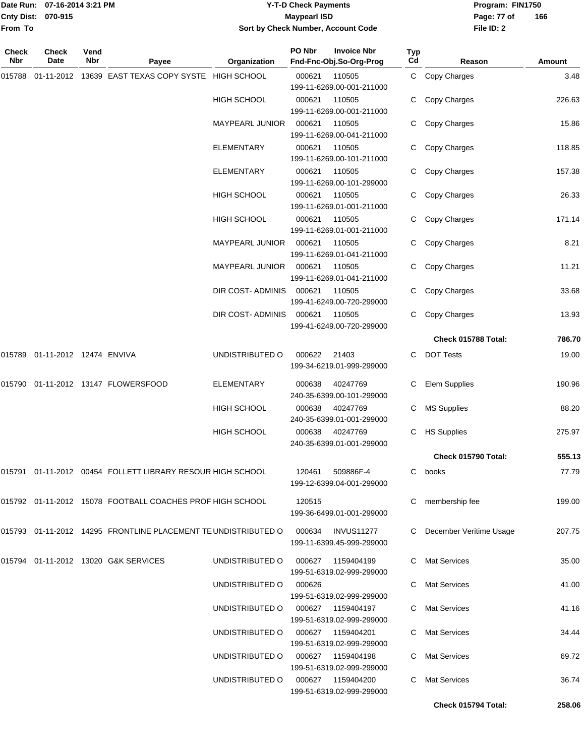**Y-T-D Check Payments**
**Maypearl ISD**
**Sort by Check Number, Account Code**

Date Run: 07-16-2014 3:21 PM
Cnty Dist: 070-915
From To

Program: FIN1750
File ID: 2

| Check Nbr | Check Date | Vend Nbr | Payee | Organization | PO Nbr | Invoice Nbr / Fnd-Fnc-Obj.So-Org-Prog | Typ Cd | Reason | Amount |
|---|---|---|---|---|---|---|---|---|---|
| 015788 | 01-11-2012 | 13639 | EAST TEXAS COPY SYSTE | HIGH SCHOOL | 000621 | 110505 199-11-6269.00-001-211000 | C | Copy Charges | 3.48 |
| | | | | HIGH SCHOOL | 000621 | 110505 199-11-6269.00-001-211000 | C | Copy Charges | 226.63 |
| | | | | MAYPEARL JUNIOR | 000621 | 110505 199-11-6269.00-041-211000 | C | Copy Charges | 15.86 |
| | | | | ELEMENTARY | 000621 | 110505 199-11-6269.00-101-211000 | C | Copy Charges | 118.85 |
| | | | | ELEMENTARY | 000621 | 110505 199-11-6269.00-101-299000 | C | Copy Charges | 157.38 |
| | | | | HIGH SCHOOL | 000621 | 110505 199-11-6269.01-001-211000 | C | Copy Charges | 26.33 |
| | | | | HIGH SCHOOL | 000621 | 110505 199-11-6269.01-001-211000 | C | Copy Charges | 171.14 |
| | | | | MAYPEARL JUNIOR | 000621 | 110505 199-11-6269.01-041-211000 | C | Copy Charges | 8.21 |
| | | | | MAYPEARL JUNIOR | 000621 | 110505 199-11-6269.01-041-211000 | C | Copy Charges | 11.21 |
| | | | | DIR COST- ADMINIS | 000621 | 110505 199-41-6249.00-720-299000 | C | Copy Charges | 33.68 |
| | | | | DIR COST- ADMINIS | 000621 | 110505 199-41-6249.00-720-299000 | C | Copy Charges | 13.93 |
| | | | | | | | | **Check 015788 Total:** | **786.70** |
| 015789 | 01-11-2012 | 12474 | ENVIVA | UNDISTRIBUTED O | 000622 | 21403 199-34-6219.01-999-299000 | C | DOT Tests | 19.00 |
| 015790 | 01-11-2012 | 13147 | FLOWERSFOOD | ELEMENTARY | 000638 | 40247769 240-35-6399.00-101-299000 | C | Elem Supplies | 190.96 |
| | | | | HIGH SCHOOL | 000638 | 40247769 240-35-6399.01-001-299000 | C | MS Supplies | 88.20 |
| | | | | HIGH SCHOOL | 000638 | 40247769 240-35-6399.01-001-299000 | C | HS Supplies | 275.97 |
| | | | | | | | | **Check 015790 Total:** | **555.13** |
| 015791 | 01-11-2012 | 00454 | FOLLETT LIBRARY RESOUR | HIGH SCHOOL | 120461 | 509886F-4 199-12-6399.04-001-299000 | C | books | 77.79 |
| 015792 | 01-11-2012 | 15078 | FOOTBALL COACHES PROF | HIGH SCHOOL | 120515 | 199-36-6499.01-001-299000 | C | membership fee | 199.00 |
| 015793 | 01-11-2012 | 14295 | FRONTLINE PLACEMENT TE | UNDISTRIBUTED O | 000634 | INVUS11277 199-11-6399.45-999-299000 | C | December Veritime Usage | 207.75 |
| 015794 | 01-11-2012 | 13020 | G&K SERVICES | UNDISTRIBUTED O | 000627 | 1159404199 199-51-6319.02-999-299000 | C | Mat Services | 35.00 |
| | | | | UNDISTRIBUTED O | 000626 | 199-51-6319.02-999-299000 | C | Mat Services | 41.00 |
| | | | | UNDISTRIBUTED O | 000627 | 1159404197 199-51-6319.02-999-299000 | C | Mat Services | 41.16 |
| | | | | UNDISTRIBUTED O | 000627 | 1159404201 199-51-6319.02-999-299000 | C | Mat Services | 34.44 |
| | | | | UNDISTRIBUTED O | 000627 | 1159404198 199-51-6319.02-999-299000 | C | Mat Services | 69.72 |
| | | | | UNDISTRIBUTED O | 000627 | 1159404200 199-51-6319.02-999-299000 | C | Mat Services | 36.74 |
| | | | | | | | | **Check 015794 Total:** | **258.06** |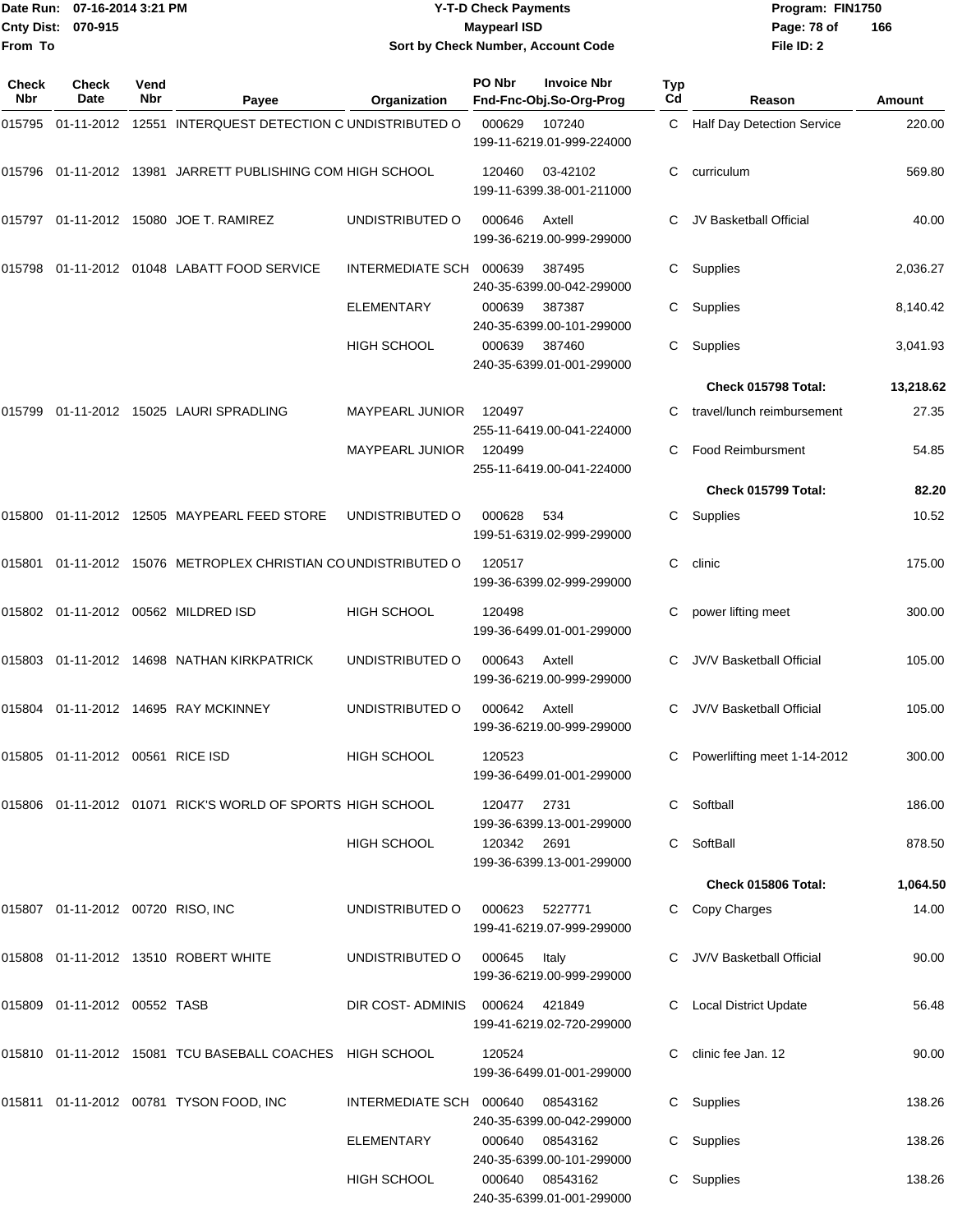Date Run: 07-16-2014 3:21 PM
Cnty Dist: 070-915
From To

# Y-T-D Check Payments
## Maypearl ISD
### Sort by Check Number, Account Code

Program: FIN1750
Page: 78 of 166
File ID: 2

| Check Nbr | Check Date | Vend Nbr | Payee | Organization | PO Nbr | Invoice Nbr Fnd-Fnc-Obj.So-Org-Prog | Typ Cd | Reason | Amount |
|---|---|---|---|---|---|---|---|---|---|
| 015795 | 01-11-2012 | 12551 | INTERQUEST DETECTION C | UNDISTRIBUTED O | 000629 | 107240 199-11-6219.01-999-224000 | C | Half Day Detection Service | 220.00 |
| 015796 | 01-11-2012 | 13981 | JARRETT PUBLISHING COM | HIGH SCHOOL | 120460 | 03-42102 199-11-6399.38-001-211000 | C | curriculum | 569.80 |
| 015797 | 01-11-2012 | 15080 | JOE T. RAMIREZ | UNDISTRIBUTED O | 000646 | Axtell 199-36-6219.00-999-299000 | C | JV Basketball Official | 40.00 |
| 015798 | 01-11-2012 | 01048 | LABATT FOOD SERVICE | INTERMEDIATE SCH | 000639 | 387495 240-35-6399.00-042-299000 | C | Supplies | 2,036.27 |
| | | | | ELEMENTARY | 000639 | 387387 240-35-6399.00-101-299000 | C | Supplies | 8,140.42 |
| | | | | HIGH SCHOOL | 000639 | 387460 240-35-6399.01-001-299000 | C | Supplies | 3,041.93 |
| | | | | | | | | **Check 015798 Total:** | **13,218.62** |
| 015799 | 01-11-2012 | 15025 | LAURI SPRADLING | MAYPEARL JUNIOR | 120497 | 255-11-6419.00-041-224000 | C | travel/lunch reimbursement | 27.35 |
| | | | | MAYPEARL JUNIOR | 120499 | 255-11-6419.00-041-224000 | C | Food Reimbursment | 54.85 |
| | | | | | | | | **Check 015799 Total:** | **82.20** |
| 015800 | 01-11-2012 | 12505 | MAYPEARL FEED STORE | UNDISTRIBUTED O | 000628 | 534 199-51-6319.02-999-299000 | C | Supplies | 10.52 |
| 015801 | 01-11-2012 | 15076 | METROPLEX CHRISTIAN CO | UNDISTRIBUTED O | 120517 | 199-36-6399.02-999-299000 | C | clinic | 175.00 |
| 015802 | 01-11-2012 | 00562 | MILDRED ISD | HIGH SCHOOL | 120498 | 199-36-6499.01-001-299000 | C | power lifting meet | 300.00 |
| 015803 | 01-11-2012 | 14698 | NATHAN KIRKPATRICK | UNDISTRIBUTED O | 000643 | Axtell 199-36-6219.00-999-299000 | C | JV/V Basketball Official | 105.00 |
| 015804 | 01-11-2012 | 14695 | RAY MCKINNEY | UNDISTRIBUTED O | 000642 | Axtell 199-36-6219.00-999-299000 | C | JV/V Basketball Official | 105.00 |
| 015805 | 01-11-2012 | 00561 | RICE ISD | HIGH SCHOOL | 120523 | 199-36-6499.01-001-299000 | C | Powerlifting meet 1-14-2012 | 300.00 |
| 015806 | 01-11-2012 | 01071 | RICK'S WORLD OF SPORTS | HIGH SCHOOL | 120477 | 2731 199-36-6399.13-001-299000 | C | Softball | 186.00 |
| | | | | HIGH SCHOOL | 120342 | 2691 199-36-6399.13-001-299000 | C | SoftBall | 878.50 |
| | | | | | | | | **Check 015806 Total:** | **1,064.50** |
| 015807 | 01-11-2012 | 00720 | RISO, INC | UNDISTRIBUTED O | 000623 | 5227771 199-41-6219.07-999-299000 | C | Copy Charges | 14.00 |
| 015808 | 01-11-2012 | 13510 | ROBERT WHITE | UNDISTRIBUTED O | 000645 | Italy 199-36-6219.00-999-299000 | C | JV/V Basketball Official | 90.00 |
| 015809 | 01-11-2012 | 00552 | TASB | DIR COST- ADMINIS | 000624 | 421849 199-41-6219.02-720-299000 | C | Local District Update | 56.48 |
| 015810 | 01-11-2012 | 15081 | TCU BASEBALL COACHES | HIGH SCHOOL | 120524 | 199-36-6499.01-001-299000 | C | clinic fee Jan. 12 | 90.00 |
| 015811 | 01-11-2012 | 00781 | TYSON FOOD, INC | INTERMEDIATE SCH | 000640 | 08543162 240-35-6399.00-042-299000 | C | Supplies | 138.26 |
| | | | | ELEMENTARY | 000640 | 08543162 240-35-6399.00-101-299000 | C | Supplies | 138.26 |
| | | | | HIGH SCHOOL | 000640 | 08543162 240-35-6399.01-001-299000 | C | Supplies | 138.26 |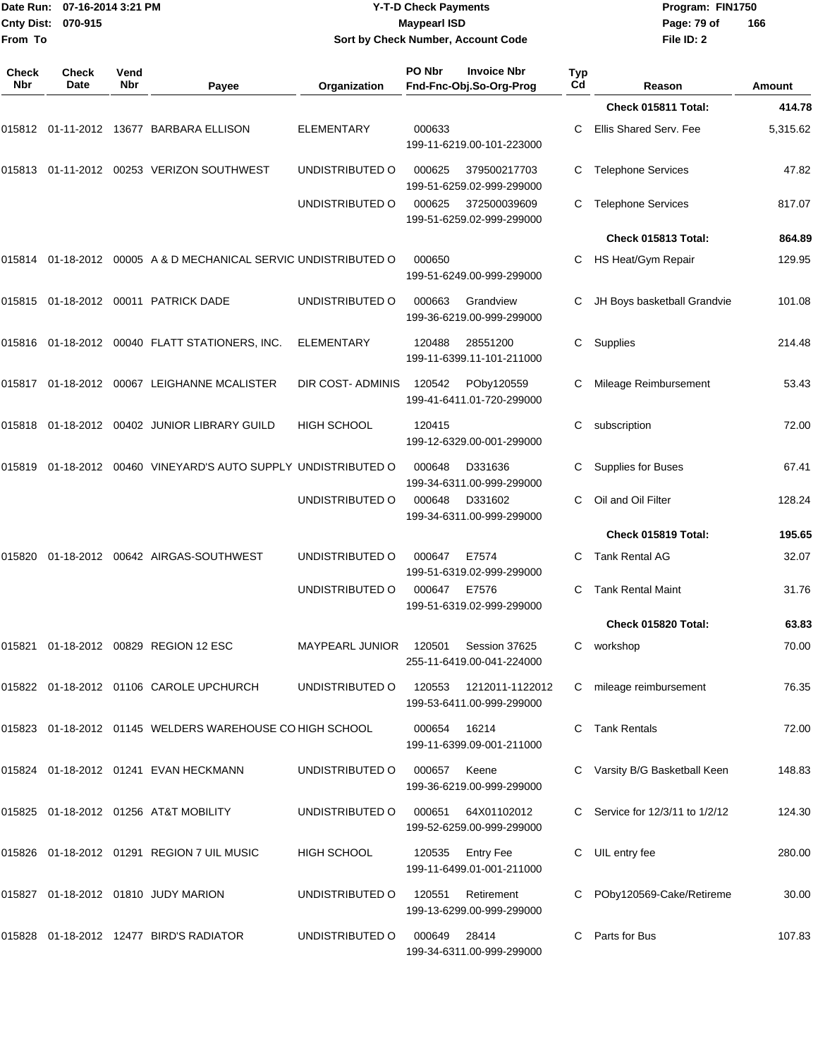Date Run: 07-16-2014 3:21 PM
Cnty Dist: 070-915
From To

# Y-T-D Check Payments

**Maypearl ISD**

Sort by Check Number, Account Code

Program: FIN1750
File ID: 2

| Check Nbr | Check Date | Vend Nbr | Payee | Organization | PO Nbr | Invoice Nbr / Fnd-Fnc-Obj.So-Org-Prog | Typ Cd | Reason | Amount |
|---|---|---|---|---|---|---|---|---|---|
| | | | | | | | | **Check 015811 Total:** | **414.78** |
| 015812 | 01-11-2012 | 13677 | BARBARA ELLISON | ELEMENTARY | 000633 | 199-11-6219.00-101-223000 | C | Ellis Shared Serv. Fee | 5,315.62 |
| 015813 | 01-11-2012 | 00253 | VERIZON SOUTHWEST | UNDISTRIBUTED O | 000625 | 379500217703 199-51-6259.02-999-299000 | C | Telephone Services | 47.82 |
| | | | | UNDISTRIBUTED O | 000625 | 372500039609 199-51-6259.02-999-299000 | C | Telephone Services | 817.07 |
| | | | | | | | | **Check 015813 Total:** | **864.89** |
| 015814 | 01-18-2012 | 00005 | A & D MECHANICAL SERVIC | UNDISTRIBUTED O | 000650 | 199-51-6249.00-999-299000 | C | HS Heat/Gym Repair | 129.95 |
| 015815 | 01-18-2012 | 00011 | PATRICK DADE | UNDISTRIBUTED O | 000663 | Grandview 199-36-6219.00-999-299000 | C | JH Boys basketball Grandvie | 101.08 |
| 015816 | 01-18-2012 | 00040 | FLATT STATIONERS, INC. | ELEMENTARY | 120488 | 28551200 199-11-6399.11-101-211000 | C | Supplies | 214.48 |
| 015817 | 01-18-2012 | 00067 | LEIGHANNE MCALISTER | DIR COST- ADMINIS | 120542 | POby120559 199-41-6411.01-720-299000 | C | Mileage Reimbursement | 53.43 |
| 015818 | 01-18-2012 | 00402 | JUNIOR LIBRARY GUILD | HIGH SCHOOL | 120415 | 199-12-6329.00-001-299000 | C | subscription | 72.00 |
| 015819 | 01-18-2012 | 00460 | VINEYARD'S AUTO SUPPLY | UNDISTRIBUTED O | 000648 | D331636 199-34-6311.00-999-299000 | C | Supplies for Buses | 67.41 |
| | | | | UNDISTRIBUTED O | 000648 | D331602 199-34-6311.00-999-299000 | C | Oil and Oil Filter | 128.24 |
| | | | | | | | | **Check 015819 Total:** | **195.65** |
| 015820 | 01-18-2012 | 00642 | AIRGAS-SOUTHWEST | UNDISTRIBUTED O | 000647 | E7574 199-51-6319.02-999-299000 | C | Tank Rental AG | 32.07 |
| | | | | UNDISTRIBUTED O | 000647 | E7576 199-51-6319.02-999-299000 | C | Tank Rental Maint | 31.76 |
| | | | | | | | | **Check 015820 Total:** | **63.83** |
| 015821 | 01-18-2012 | 00829 | REGION 12 ESC | MAYPEARL JUNIOR | 120501 | Session 37625 255-11-6419.00-041-224000 | C | workshop | 70.00 |
| 015822 | 01-18-2012 | 01106 | CAROLE UPCHURCH | UNDISTRIBUTED O | 120553 | 1212011-1122012 199-53-6411.00-999-299000 | C | mileage reimbursement | 76.35 |
| 015823 | 01-18-2012 | 01145 | WELDERS WAREHOUSE CO | HIGH SCHOOL | 000654 | 16214 199-11-6399.09-001-211000 | C | Tank Rentals | 72.00 |
| 015824 | 01-18-2012 | 01241 | EVAN HECKMANN | UNDISTRIBUTED O | 000657 | Keene 199-36-6219.00-999-299000 | C | Varsity B/G Basketball Keen | 148.83 |
| 015825 | 01-18-2012 | 01256 | AT&T MOBILITY | UNDISTRIBUTED O | 000651 | 64X01102012 199-52-6259.00-999-299000 | C | Service for 12/3/11 to 1/2/12 | 124.30 |
| 015826 | 01-18-2012 | 01291 | REGION 7 UIL MUSIC | HIGH SCHOOL | 120535 | Entry Fee 199-11-6499.01-001-211000 | C | UIL entry fee | 280.00 |
| 015827 | 01-18-2012 | 01810 | JUDY MARION | UNDISTRIBUTED O | 120551 | Retirement 199-13-6299.00-999-299000 | C | PObyl20569-Cake/Retireme | 30.00 |
| 015828 | 01-18-2012 | 12477 | BIRD'S RADIATOR | UNDISTRIBUTED O | 000649 | 28414 199-34-6311.00-999-299000 | C | Parts for Bus | 107.83 |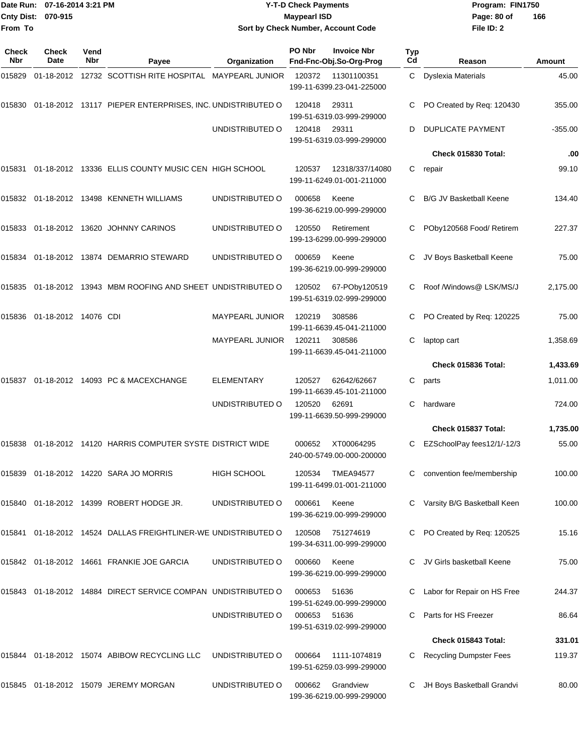Date Run: 07-16-2014 3:21 PM
Cnty Dist: 070-915
From To

# Y-T-D Check Payments
## Maypearl ISD
### Sort by Check Number, Account Code

Program: FIN1750
File ID: 2

| Check Nbr | Check Date | Vend Nbr | Payee | Organization | PO Nbr | Invoice Nbr Fnd-Fnc-Obj.So-Org-Prog | Typ Cd | Reason | Amount |
|---|---|---|---|---|---|---|---|---|---|
| 015829 | 01-18-2012 | 12732 | SCOTTISH RITE HOSPITAL | MAYPEARL JUNIOR | 120372 | 11301100351 199-11-6399.23-041-225000 | C | Dyslexia Materials | 45.00 |
| 015830 | 01-18-2012 | 13117 | PIEPER ENTERPRISES, INC. | UNDISTRIBUTED O | 120418 | 29311 199-51-6319.03-999-299000 | C | PO Created by Req: 120430 | 355.00 |
| | | | | UNDISTRIBUTED O | 120418 | 29311 199-51-6319.03-999-299000 | D | DUPLICATE PAYMENT | -355.00 |
| | | | | | | | | **Check 015830 Total:** | **.00** |
| 015831 | 01-18-2012 | 13336 | ELLIS COUNTY MUSIC CEN | HIGH SCHOOL | 120537 | 12318/337/14080 199-11-6249.01-001-211000 | C | repair | 99.10 |
| 015832 | 01-18-2012 | 13498 | KENNETH WILLIAMS | UNDISTRIBUTED O | 000658 | Keene 199-36-6219.00-999-299000 | C | B/G JV Basketball Keene | 134.40 |
| 015833 | 01-18-2012 | 13620 | JOHNNY CARINOS | UNDISTRIBUTED O | 120550 | Retirement 199-13-6299.00-999-299000 | C | POby120568 Food/ Retirem | 227.37 |
| 015834 | 01-18-2012 | 13874 | DEMARRIO STEWARD | UNDISTRIBUTED O | 000659 | Keene 199-36-6219.00-999-299000 | C | JV Boys Basketball Keene | 75.00 |
| 015835 | 01-18-2012 | 13943 | MBM ROOFING AND SHEET | UNDISTRIBUTED O | 120502 | 67-POby120519 199-51-6319.02-999-299000 | C | Roof /Windows@ LSK/MS/J | 2,175.00 |
| 015836 | 01-18-2012 | 14076 | CDI | MAYPEARL JUNIOR | 120219 | 308586 199-11-6639.45-041-211000 | C | PO Created by Req: 120225 | 75.00 |
| | | | | MAYPEARL JUNIOR | 120211 | 308586 199-11-6639.45-041-211000 | C | laptop cart | 1,358.69 |
| | | | | | | | | **Check 015836 Total:** | **1,433.69** |
| 015837 | 01-18-2012 | 14093 | PC & MACEXCHANGE | ELEMENTARY | 120527 | 62642/62667 199-11-6639.45-101-211000 | C | parts | 1,011.00 |
| | | | | UNDISTRIBUTED O | 120520 | 62691 199-11-6639.50-999-299000 | C | hardware | 724.00 |
| | | | | | | | | **Check 015837 Total:** | **1,735.00** |
| 015838 | 01-18-2012 | 14120 | HARRIS COMPUTER SYSTE | DISTRICT WIDE | 000652 | XT00064295 240-00-5749.00-000-200000 | C | EZSchoolPay fees12/1/-12/3 | 55.00 |
| 015839 | 01-18-2012 | 14220 | SARA JO MORRIS | HIGH SCHOOL | 120534 | TMEA94577 199-11-6499.01-001-211000 | C | convention fee/membership | 100.00 |
| 015840 | 01-18-2012 | 14399 | ROBERT HODGE JR. | UNDISTRIBUTED O | 000661 | Keene 199-36-6219.00-999-299000 | C | Varsity B/G Basketball Keen | 100.00 |
| 015841 | 01-18-2012 | 14524 | DALLAS FREIGHTLINER-WE | UNDISTRIBUTED O | 120508 | 751274619 199-34-6311.00-999-299000 | C | PO Created by Req: 120525 | 15.16 |
| 015842 | 01-18-2012 | 14661 | FRANKIE JOE GARCIA | UNDISTRIBUTED O | 000660 | Keene 199-36-6219.00-999-299000 | C | JV Girls basketball Keene | 75.00 |
| 015843 | 01-18-2012 | 14884 | DIRECT SERVICE COMPAN | UNDISTRIBUTED O | 000653 | 51636 199-51-6249.00-999-299000 | C | Labor for Repair on HS Free | 244.37 |
| | | | | UNDISTRIBUTED O | 000653 | 51636 199-51-6319.02-999-299000 | C | Parts for HS Freezer | 86.64 |
| | | | | | | | | **Check 015843 Total:** | **331.01** |
| 015844 | 01-18-2012 | 15074 | ABIBOW RECYCLING LLC | UNDISTRIBUTED O | 000664 | 1111-1074819 199-51-6259.03-999-299000 | C | Recycling Dumpster Fees | 119.37 |
| 015845 | 01-18-2012 | 15079 | JEREMY MORGAN | UNDISTRIBUTED O | 000662 | Grandview 199-36-6219.00-999-299000 | C | JH Boys Basketball Grandvi | 80.00 |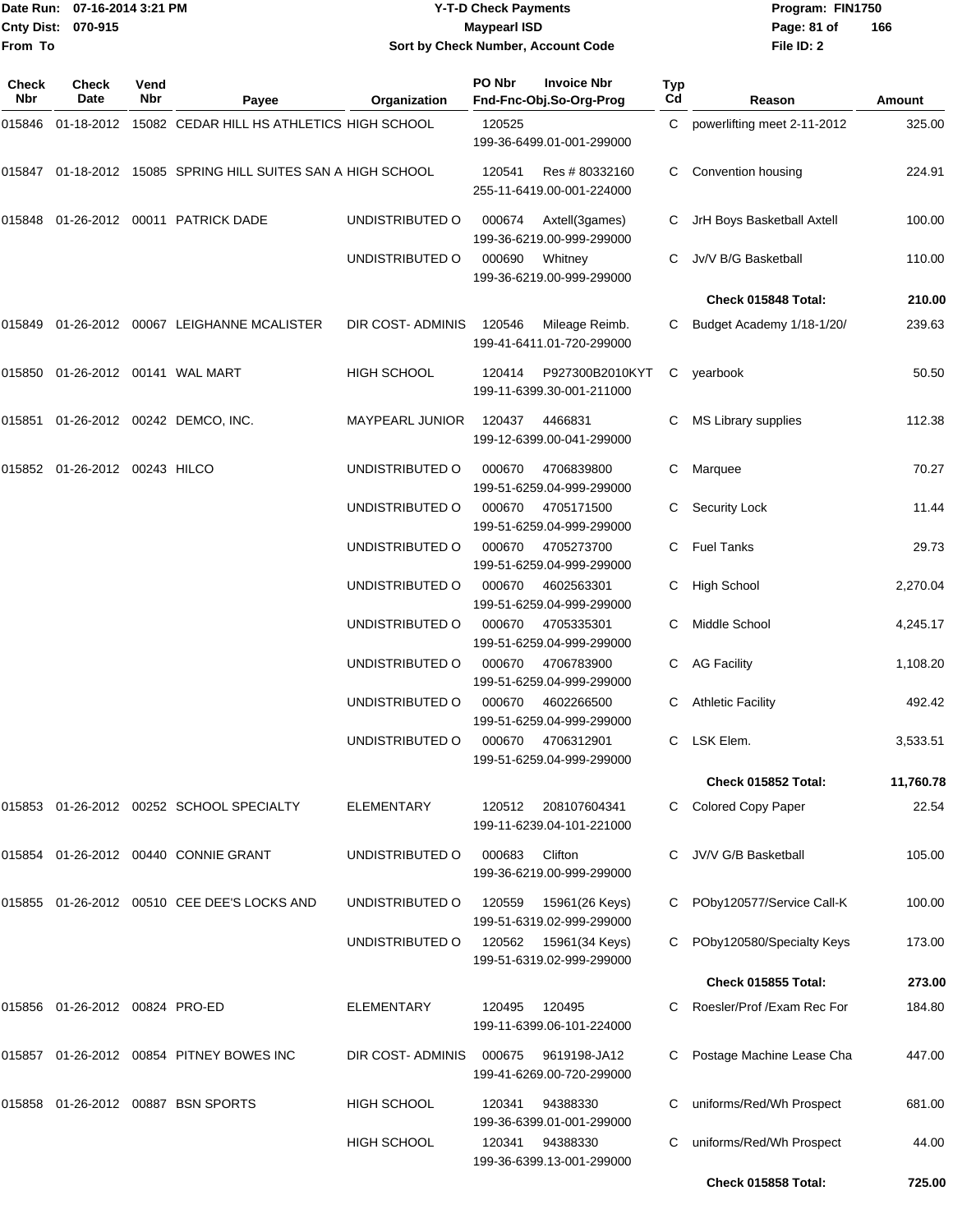Date Run: 07-16-2014 3:21 PM
Cnty Dist: 070-915
From To

# Y-T-D Check Payments
## Maypearl ISD
### Sort by Check Number, Account Code

Program: FIN1750
File ID: 2

| Check Nbr | Check Date | Vend Nbr | Payee | Organization | PO Nbr | Invoice Nbr / Fnd-Fnc-Obj.So-Org-Prog | Typ Cd | Reason | Amount |
|---|---|---|---|---|---|---|---|---|---|
| 015846 | 01-18-2012 | 15082 | CEDAR HILL HS ATHLETICS | HIGH SCHOOL | 120525 | 199-36-6499.01-001-299000 | C | powerlifting meet 2-11-2012 | 325.00 |
| 015847 | 01-18-2012 | 15085 | SPRING HILL SUITES SAN A | HIGH SCHOOL | 120541 | Res # 80332160 255-11-6419.00-001-224000 | C | Convention housing | 224.91 |
| 015848 | 01-26-2012 | 00011 | PATRICK DADE | UNDISTRIBUTED O | 000674 | Axtell(3games) 199-36-6219.00-999-299000 | C | JrH Boys Basketball Axtell | 100.00 |
| | | | | UNDISTRIBUTED O | 000690 | Whitney 199-36-6219.00-999-299000 | C | Jv/V B/G Basketball | 110.00 |
| | | | | | | | | **Check 015848 Total:** | **210.00** |
| 015849 | 01-26-2012 | 00067 | LEIGHANNE MCALISTER | DIR COST- ADMINIS | 120546 | Mileage Reimb. 199-41-6411.01-720-299000 | C | Budget Academy 1/18-1/20/ | 239.63 |
| 015850 | 01-26-2012 | 00141 | WAL MART | HIGH SCHOOL | 120414 | P927300B2010KYT 199-11-6399.30-001-211000 | C | yearbook | 50.50 |
| 015851 | 01-26-2012 | 00242 | DEMCO, INC. | MAYPEARL JUNIOR | 120437 | 4466831 199-12-6399.00-041-299000 | C | MS Library supplies | 112.38 |
| 015852 | 01-26-2012 | 00243 | HILCO | UNDISTRIBUTED O | 000670 | 4706839800 199-51-6259.04-999-299000 | C | Marquee | 70.27 |
| | | | | UNDISTRIBUTED O | 000670 | 4705171500 199-51-6259.04-999-299000 | C | Security Lock | 11.44 |
| | | | | UNDISTRIBUTED O | 000670 | 4705273700 199-51-6259.04-999-299000 | C | Fuel Tanks | 29.73 |
| | | | | UNDISTRIBUTED O | 000670 | 4602563301 199-51-6259.04-999-299000 | C | High School | 2,270.04 |
| | | | | UNDISTRIBUTED O | 000670 | 4705335301 199-51-6259.04-999-299000 | C | Middle School | 4,245.17 |
| | | | | UNDISTRIBUTED O | 000670 | 4706783900 199-51-6259.04-999-299000 | C | AG Facility | 1,108.20 |
| | | | | UNDISTRIBUTED O | 000670 | 4602266500 199-51-6259.04-999-299000 | C | Athletic Facility | 492.42 |
| | | | | UNDISTRIBUTED O | 000670 | 4706312901 199-51-6259.04-999-299000 | C | LSK Elem. | 3,533.51 |
| | | | | | | | | **Check 015852 Total:** | **11,760.78** |
| 015853 | 01-26-2012 | 00252 | SCHOOL SPECIALTY | ELEMENTARY | 120512 | 208107604341 199-11-6239.04-101-221000 | C | Colored Copy Paper | 22.54 |
| 015854 | 01-26-2012 | 00440 | CONNIE GRANT | UNDISTRIBUTED O | 000683 | Clifton 199-36-6219.00-999-299000 | C | JV/V G/B Basketball | 105.00 |
| 015855 | 01-26-2012 | 00510 | CEE DEE'S LOCKS AND | UNDISTRIBUTED O | 120559 | 15961(26 Keys) 199-51-6319.02-999-299000 | C | POby120577/Service Call-K | 100.00 |
| | | | | UNDISTRIBUTED O | 120562 | 15961(34 Keys) 199-51-6319.02-999-299000 | C | POby120580/Specialty Keys | 173.00 |
| | | | | | | | | **Check 015855 Total:** | **273.00** |
| 015856 | 01-26-2012 | 00824 | PRO-ED | ELEMENTARY | 120495 | 120495 199-11-6399.06-101-224000 | C | Roesler/Prof /Exam Rec For | 184.80 |
| 015857 | 01-26-2012 | 00854 | PITNEY BOWES INC | DIR COST- ADMINIS | 000675 | 9619198-JA12 199-41-6269.00-720-299000 | C | Postage Machine Lease Cha | 447.00 |
| 015858 | 01-26-2012 | 00887 | BSN SPORTS | HIGH SCHOOL | 120341 | 94388330 199-36-6399.01-001-299000 | C | uniforms/Red/Wh Prospect | 681.00 |
| | | | | HIGH SCHOOL | 120341 | 94388330 199-36-6399.13-001-299000 | C | uniforms/Red/Wh Prospect | 44.00 |
| | | | | | | | | **Check 015858 Total:** | **725.00** |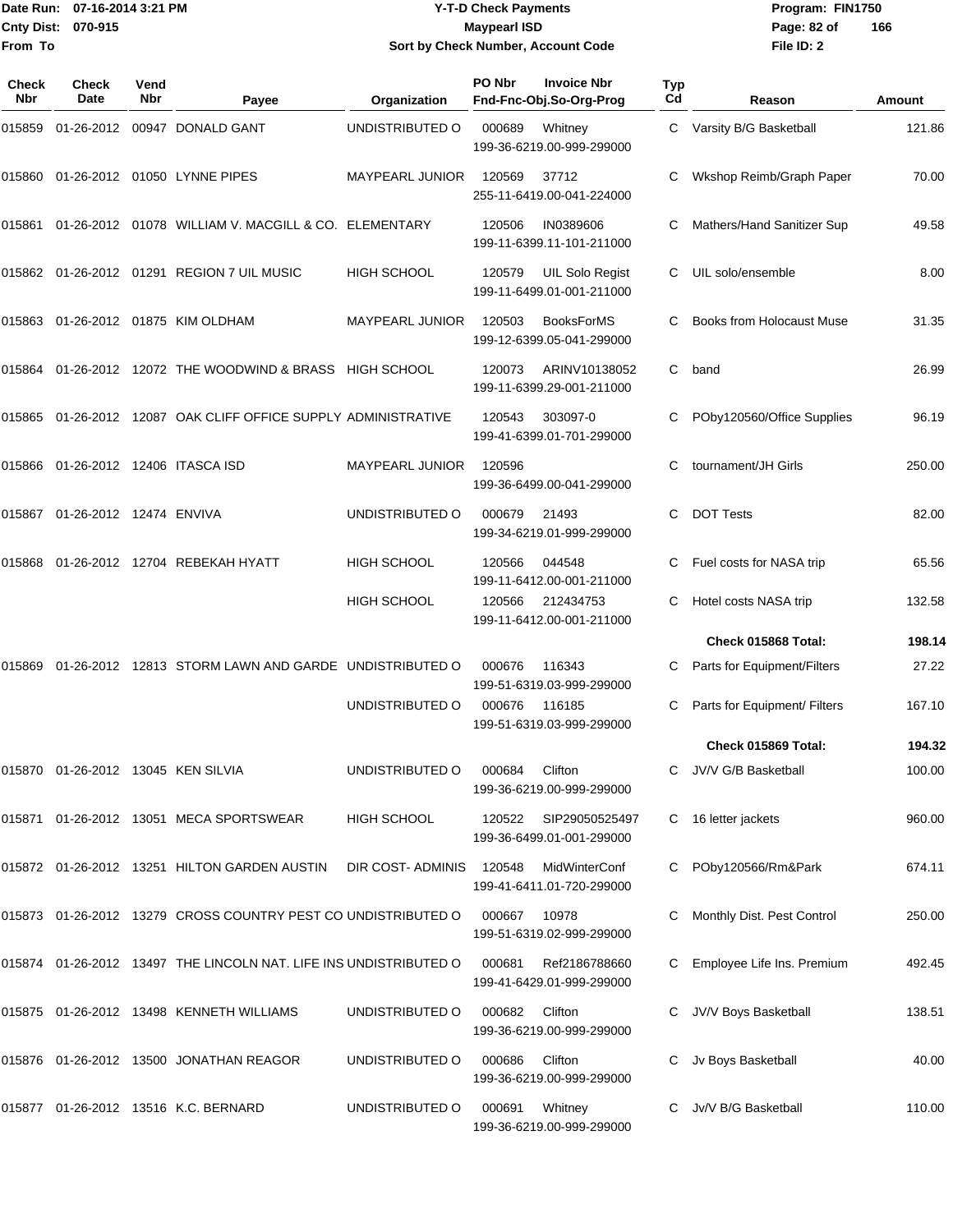Date Run: 07-16-2014 3:21 PM
Cnty Dist: 070-915
From To

# Y-T-D Check Payments
## Maypearl ISD
### Sort by Check Number, Account Code

Program: FIN1750
File ID: 2

| Check Nbr | Check Date | Vend Nbr | Payee | Organization | PO Nbr | Invoice Nbr / Fnd-Fnc-Obj.So-Org-Prog | Typ Cd | Reason | Amount |
|---|---|---|---|---|---|---|---|---|---|
| 015859 | 01-26-2012 | 00947 | DONALD GANT | UNDISTRIBUTED O | 000689 | Whitney 199-36-6219.00-999-299000 | C | Varsity B/G Basketball | 121.86 |
| 015860 | 01-26-2012 | 01050 | LYNNE PIPES | MAYPEARL JUNIOR | 120569 | 37712 255-11-6419.00-041-224000 | C | Wkshop Reimb/Graph Paper | 70.00 |
| 015861 | 01-26-2012 | 01078 | WILLIAM V. MACGILL & CO. | ELEMENTARY | 120506 | IN0389606 199-11-6399.11-101-211000 | C | Mathers/Hand Sanitizer Sup | 49.58 |
| 015862 | 01-26-2012 | 01291 | REGION 7 UIL MUSIC | HIGH SCHOOL | 120579 | UIL Solo Regist 199-11-6499.01-001-211000 | C | UIL solo/ensemble | 8.00 |
| 015863 | 01-26-2012 | 01875 | KIM OLDHAM | MAYPEARL JUNIOR | 120503 | BooksForMS 199-12-6399.05-041-299000 | C | Books from Holocaust Muse | 31.35 |
| 015864 | 01-26-2012 | 12072 | THE WOODWIND & BRASS | HIGH SCHOOL | 120073 | ARINV10138052 199-11-6399.29-001-211000 | C | band | 26.99 |
| 015865 | 01-26-2012 | 12087 | OAK CLIFF OFFICE SUPPLY | ADMINISTRATIVE | 120543 | 303097-0 199-41-6399.01-701-299000 | C | POby120560/Office Supplies | 96.19 |
| 015866 | 01-26-2012 | 12406 | ITASCA ISD | MAYPEARL JUNIOR | 120596 | 199-36-6499.00-041-299000 | C | tournament/JH Girls | 250.00 |
| 015867 | 01-26-2012 | 12474 | ENVIVA | UNDISTRIBUTED O | 000679 | 21493 199-34-6219.01-999-299000 | C | DOT Tests | 82.00 |
| 015868 | 01-26-2012 | 12704 | REBEKAH HYATT | HIGH SCHOOL | 120566 | 044548 199-11-6412.00-001-211000 | C | Fuel costs for NASA trip | 65.56 |
| | | | | HIGH SCHOOL | 120566 | 212434753 199-11-6412.00-001-211000 | C | Hotel costs NASA trip | 132.58 |
| | | | | | | | | **Check 015868 Total:** | **198.14** |
| 015869 | 01-26-2012 | 12813 | STORM LAWN AND GARDE | UNDISTRIBUTED O | 000676 | 116343 199-51-6319.03-999-299000 | C | Parts for Equipment/Filters | 27.22 |
| | | | | UNDISTRIBUTED O | 000676 | 116185 199-51-6319.03-999-299000 | C | Parts for Equipment/ Filters | 167.10 |
| | | | | | | | | **Check 015869 Total:** | **194.32** |
| 015870 | 01-26-2012 | 13045 | KEN SILVIA | UNDISTRIBUTED O | 000684 | Clifton 199-36-6219.00-999-299000 | C | JV/V G/B Basketball | 100.00 |
| 015871 | 01-26-2012 | 13051 | MECA SPORTSWEAR | HIGH SCHOOL | 120522 | SIP29050525497 199-36-6499.01-001-299000 | C | 16 letter jackets | 960.00 |
| 015872 | 01-26-2012 | 13251 | HILTON GARDEN AUSTIN | DIR COST- ADMINIS | 120548 | MidWinterConf 199-41-6411.01-720-299000 | C | POby120566/Rm&Park | 674.11 |
| 015873 | 01-26-2012 | 13279 | CROSS COUNTRY PEST CO | UNDISTRIBUTED O | 000667 | 10978 199-51-6319.02-999-299000 | C | Monthly Dist. Pest Control | 250.00 |
| 015874 | 01-26-2012 | 13497 | THE LINCOLN NAT. LIFE INS | UNDISTRIBUTED O | 000681 | Ref2186788660 199-41-6429.01-999-299000 | C | Employee Life Ins. Premium | 492.45 |
| 015875 | 01-26-2012 | 13498 | KENNETH WILLIAMS | UNDISTRIBUTED O | 000682 | Clifton 199-36-6219.00-999-299000 | C | JV/V Boys Basketball | 138.51 |
| 015876 | 01-26-2012 | 13500 | JONATHAN REAGOR | UNDISTRIBUTED O | 000686 | Clifton 199-36-6219.00-999-299000 | C | Jv Boys Basketball | 40.00 |
| 015877 | 01-26-2012 | 13516 | K.C. BERNARD | UNDISTRIBUTED O | 000691 | Whitney 199-36-6219.00-999-299000 | C | Jv/V B/G Basketball | 110.00 |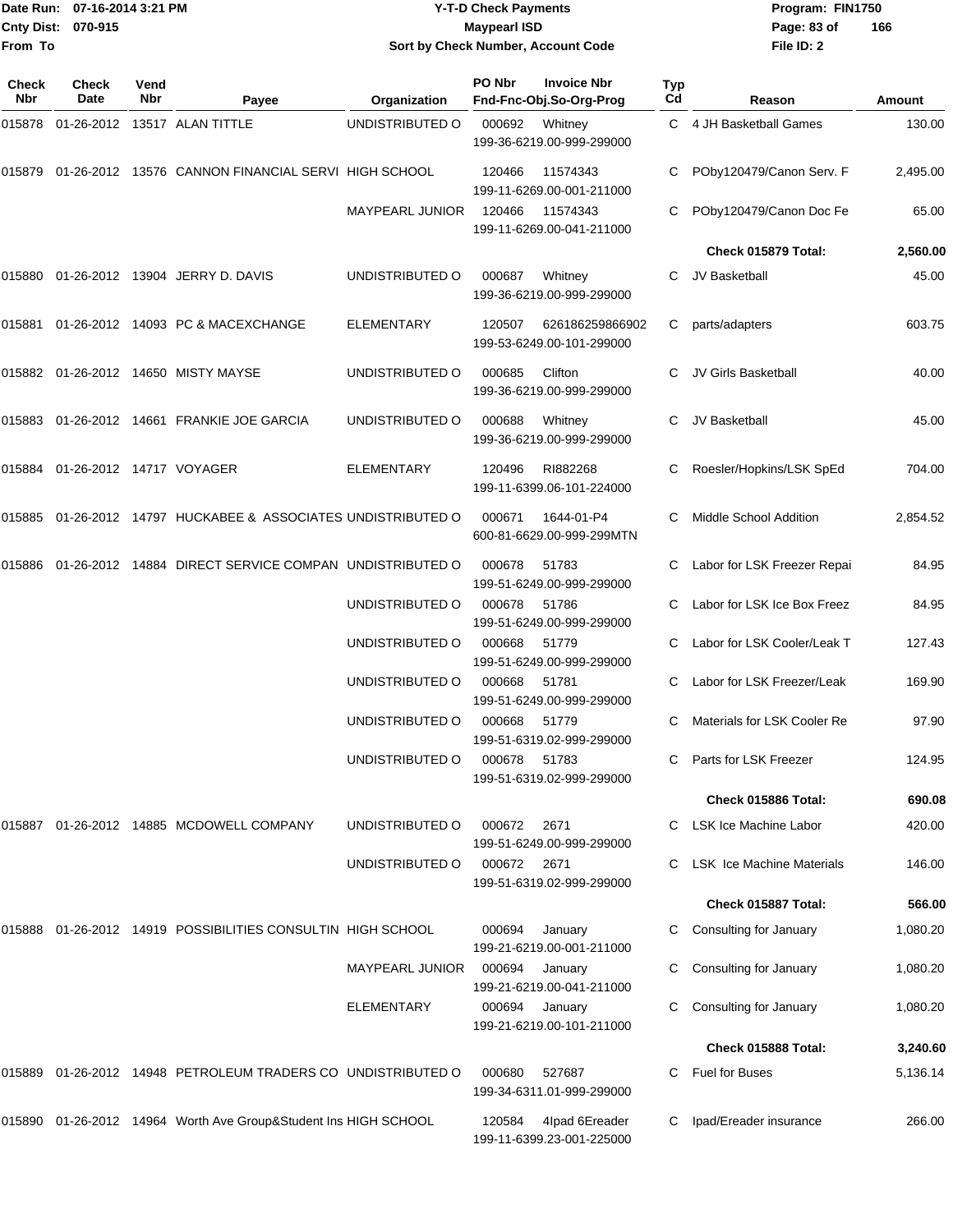Date Run: 07-16-2014 3:21 PM
Cnty Dist: 070-915
From To

# Y-T-D Check Payments
## Maypearl ISD
### Sort by Check Number, Account Code

Program: FIN1750
File ID: 2

| Check Nbr | Check Date | Vend Nbr | Payee | Organization | PO Nbr | Invoice Nbr / Fnd-Fnc-Obj.So-Org-Prog | Typ Cd | Reason | Amount |
|---|---|---|---|---|---|---|---|---|---|
| 015878 | 01-26-2012 | 13517 | ALAN TITTLE | UNDISTRIBUTED O | 000692 | Whitney 199-36-6219.00-999-299000 | C | 4 JH Basketball Games | 130.00 |
| 015879 | 01-26-2012 | 13576 | CANNON FINANCIAL SERVI | HIGH SCHOOL | 120466 | 11574343 199-11-6269.00-001-211000 | C | POby120479/Canon Serv. F | 2,495.00 |
| | | | | MAYPEARL JUNIOR | 120466 | 11574343 199-11-6269.00-041-211000 | C | POby120479/Canon Doc Fe | 65.00 |
| | | | | | | | | **Check 015879 Total:** | **2,560.00** |
| 015880 | 01-26-2012 | 13904 | JERRY D. DAVIS | UNDISTRIBUTED O | 000687 | Whitney 199-36-6219.00-999-299000 | C | JV Basketball | 45.00 |
| 015881 | 01-26-2012 | 14093 | PC & MACEXCHANGE | ELEMENTARY | 120507 | 626186259866902 199-53-6249.00-101-299000 | C | parts/adapters | 603.75 |
| 015882 | 01-26-2012 | 14650 | MISTY MAYSE | UNDISTRIBUTED O | 000685 | Clifton 199-36-6219.00-999-299000 | C | JV Girls Basketball | 40.00 |
| 015883 | 01-26-2012 | 14661 | FRANKIE JOE GARCIA | UNDISTRIBUTED O | 000688 | Whitney 199-36-6219.00-999-299000 | C | JV Basketball | 45.00 |
| 015884 | 01-26-2012 | 14717 | VOYAGER | ELEMENTARY | 120496 | RI882268 199-11-6399.06-101-224000 | C | Roesler/Hopkins/LSK SpEd | 704.00 |
| 015885 | 01-26-2012 | 14797 | HUCKABEE & ASSOCIATES | UNDISTRIBUTED O | 000671 | 1644-01-P4 600-81-6629.00-999-299MTN | C | Middle School Addition | 2,854.52 |
| 015886 | 01-26-2012 | 14884 | DIRECT SERVICE COMPAN | UNDISTRIBUTED O | 000678 | 51783 199-51-6249.00-999-299000 | C | Labor for LSK Freezer Repai | 84.95 |
| | | | | UNDISTRIBUTED O | 000678 | 51786 199-51-6249.00-999-299000 | C | Labor for LSK Ice Box Freez | 84.95 |
| | | | | UNDISTRIBUTED O | 000668 | 51779 199-51-6249.00-999-299000 | C | Labor for LSK Cooler/Leak T | 127.43 |
| | | | | UNDISTRIBUTED O | 000668 | 51781 199-51-6249.00-999-299000 | C | Labor for LSK Freezer/Leak | 169.90 |
| | | | | UNDISTRIBUTED O | 000668 | 51779 199-51-6319.02-999-299000 | C | Materials for LSK Cooler Re | 97.90 |
| | | | | UNDISTRIBUTED O | 000678 | 51783 199-51-6319.02-999-299000 | C | Parts for LSK Freezer | 124.95 |
| | | | | | | | | **Check 015886 Total:** | **690.08** |
| 015887 | 01-26-2012 | 14885 | MCDOWELL COMPANY | UNDISTRIBUTED O | 000672 | 2671 199-51-6249.00-999-299000 | C | LSK Ice Machine Labor | 420.00 |
| | | | | UNDISTRIBUTED O | 000672 | 2671 199-51-6319.02-999-299000 | C | LSK Ice Machine Materials | 146.00 |
| | | | | | | | | **Check 015887 Total:** | **566.00** |
| 015888 | 01-26-2012 | 14919 | POSSIBILITIES CONSULTIN | HIGH SCHOOL | 000694 | January 199-21-6219.00-001-211000 | C | Consulting for January | 1,080.20 |
| | | | | MAYPEARL JUNIOR | 000694 | January 199-21-6219.00-041-211000 | C | Consulting for January | 1,080.20 |
| | | | | ELEMENTARY | 000694 | January 199-21-6219.00-101-211000 | C | Consulting for January | 1,080.20 |
| | | | | | | | | **Check 015888 Total:** | **3,240.60** |
| 015889 | 01-26-2012 | 14948 | PETROLEUM TRADERS CO | UNDISTRIBUTED O | 000680 | 527687 199-34-6311.01-999-299000 | C | Fuel for Buses | 5,136.14 |
| 015890 | 01-26-2012 | 14964 | Worth Ave Group&Student Ins | HIGH SCHOOL | 120584 | 4Ipad 6Ereader 199-11-6399.23-001-225000 | C | Ipad/Ereader insurance | 266.00 |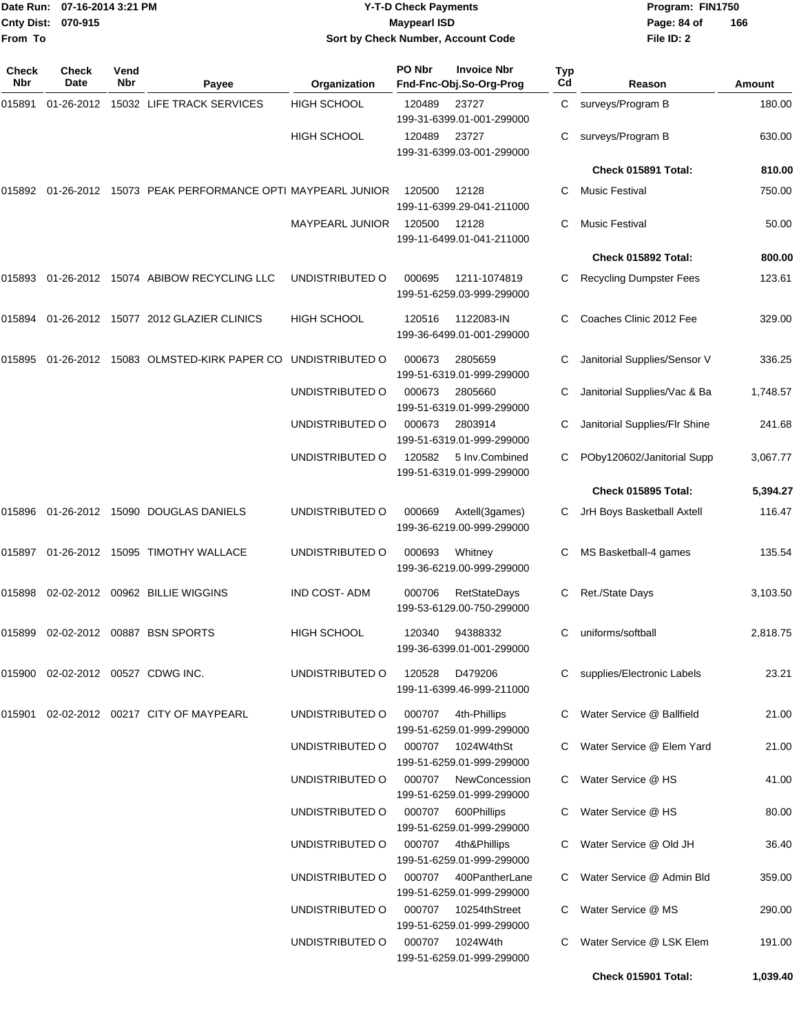Date Run: 07-16-2014 3:21 PM
Cnty Dist: 070-915
From To

# Y-T-D Check Payments
## Maypearl ISD
### Sort by Check Number, Account Code

Program: FIN1750
File ID: 2

| Check Nbr | Check Date | Vend Nbr | Payee | Organization | PO Nbr / Invoice Nbr / Fnd-Fnc-Obj.So-Org-Prog | Typ Cd | Reason | Amount |
|---|---|---|---|---|---|---|---|---|
| 015891 | 01-26-2012 | 15032 | LIFE TRACK SERVICES | HIGH SCHOOL | 120489 23727 199-31-6399.01-001-299000 | C | surveys/Program B | 180.00 |
| | | | | HIGH SCHOOL | 120489 23727 199-31-6399.03-001-299000 | C | surveys/Program B | 630.00 |
| | | | | | | | **Check 015891 Total:** | **810.00** |
| 015892 | 01-26-2012 | 15073 | PEAK PERFORMANCE OPTI | MAYPEARL JUNIOR | 120500 12128 199-11-6399.29-041-211000 | C | Music Festival | 750.00 |
| | | | | MAYPEARL JUNIOR | 120500 12128 199-11-6499.01-041-211000 | C | Music Festival | 50.00 |
| | | | | | | | **Check 015892 Total:** | **800.00** |
| 015893 | 01-26-2012 | 15074 | ABIBOW RECYCLING LLC | UNDISTRIBUTED O | 000695 1211-1074819 199-51-6259.03-999-299000 | C | Recycling Dumpster Fees | 123.61 |
| 015894 | 01-26-2012 | 15077 | 2012 GLAZIER CLINICS | HIGH SCHOOL | 120516 1122083-IN 199-36-6499.01-001-299000 | C | Coaches Clinic 2012 Fee | 329.00 |
| 015895 | 01-26-2012 | 15083 | OLMSTED-KIRK PAPER CO | UNDISTRIBUTED O | 000673 2805659 199-51-6319.01-999-299000 | C | Janitorial Supplies/Sensor V | 336.25 |
| | | | | UNDISTRIBUTED O | 000673 2805660 199-51-6319.01-999-299000 | C | Janitorial Supplies/Vac & Ba | 1,748.57 |
| | | | | UNDISTRIBUTED O | 000673 2803914 199-51-6319.01-999-299000 | C | Janitorial Supplies/Flr Shine | 241.68 |
| | | | | UNDISTRIBUTED O | 120582 5 Inv.Combined 199-51-6319.01-999-299000 | C | POby120602/Janitorial Supp | 3,067.77 |
| | | | | | | | **Check 015895 Total:** | **5,394.27** |
| 015896 | 01-26-2012 | 15090 | DOUGLAS DANIELS | UNDISTRIBUTED O | 000669 Axtell(3games) 199-36-6219.00-999-299000 | C | JrH Boys Basketball Axtell | 116.47 |
| 015897 | 01-26-2012 | 15095 | TIMOTHY WALLACE | UNDISTRIBUTED O | 000693 Whitney 199-36-6219.00-999-299000 | C | MS Basketball-4 games | 135.54 |
| 015898 | 02-02-2012 | 00962 | BILLIE WIGGINS | IND COST- ADM | 000706 RetStateDays 199-53-6129.00-750-299000 | C | Ret./State Days | 3,103.50 |
| 015899 | 02-02-2012 | 00887 | BSN SPORTS | HIGH SCHOOL | 120340 94388332 199-36-6399.01-001-299000 | C | uniforms/softball | 2,818.75 |
| 015900 | 02-02-2012 | 00527 | CDWG INC. | UNDISTRIBUTED O | 120528 D479206 199-11-6399.46-999-211000 | C | supplies/Electronic Labels | 23.21 |
| 015901 | 02-02-2012 | 00217 | CITY OF MAYPEARL | UNDISTRIBUTED O | 000707 4th-Phillips 199-51-6259.01-999-299000 | C | Water Service @ Ballfield | 21.00 |
| | | | | UNDISTRIBUTED O | 000707 1024W4thSt 199-51-6259.01-999-299000 | C | Water Service @ Elem Yard | 21.00 |
| | | | | UNDISTRIBUTED O | 000707 NewConcession 199-51-6259.01-999-299000 | C | Water Service @ HS | 41.00 |
| | | | | UNDISTRIBUTED O | 000707 600Phillips 199-51-6259.01-999-299000 | C | Water Service @ HS | 80.00 |
| | | | | UNDISTRIBUTED O | 000707 4th&Phillips 199-51-6259.01-999-299000 | C | Water Service @ Old JH | 36.40 |
| | | | | UNDISTRIBUTED O | 000707 400PantherLane 199-51-6259.01-999-299000 | C | Water Service @ Admin Bld | 359.00 |
| | | | | UNDISTRIBUTED O | 000707 10254thStreet 199-51-6259.01-999-299000 | C | Water Service @ MS | 290.00 |
| | | | | UNDISTRIBUTED O | 000707 1024W4th 199-51-6259.01-999-299000 | C | Water Service @ LSK Elem | 191.00 |
| | | | | | | | **Check 015901 Total:** | **1,039.40** |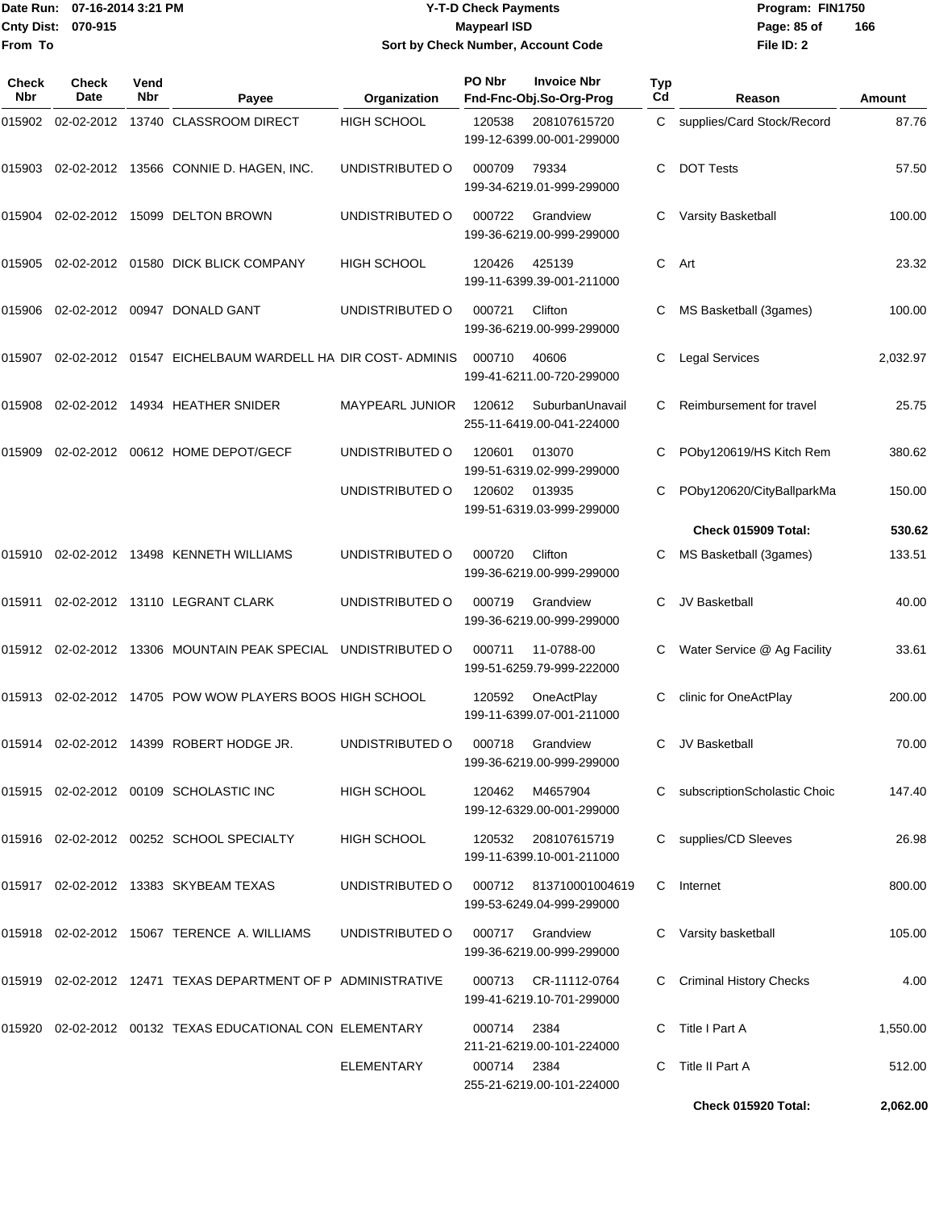Date Run: 07-16-2014 3:21 PM
Cnty Dist: 070-915
From To

# Y-T-D Check Payments
## Maypearl ISD
### Sort by Check Number, Account Code

Program: FIN1750
Page: 85 of 166
File ID: 2

| Check Nbr | Check Date | Vend Nbr | Payee | Organization | PO Nbr | Invoice Nbr / Fnd-Fnc-Obj.So-Org-Prog | Typ Cd | Reason | Amount |
|---|---|---|---|---|---|---|---|---|---|
| 015902 | 02-02-2012 | 13740 | CLASSROOM DIRECT | HIGH SCHOOL | 120538 | 208107615720 / 199-12-6399.00-001-299000 | C | supplies/Card Stock/Record | 87.76 |
| 015903 | 02-02-2012 | 13566 | CONNIE D. HAGEN, INC. | UNDISTRIBUTED O | 000709 | 79334 / 199-34-6219.01-999-299000 | C | DOT Tests | 57.50 |
| 015904 | 02-02-2012 | 15099 | DELTON BROWN | UNDISTRIBUTED O | 000722 | Grandview / 199-36-6219.00-999-299000 | C | Varsity Basketball | 100.00 |
| 015905 | 02-02-2012 | 01580 | DICK BLICK COMPANY | HIGH SCHOOL | 120426 | 425139 / 199-11-6399.39-001-211000 | C | Art | 23.32 |
| 015906 | 02-02-2012 | 00947 | DONALD GANT | UNDISTRIBUTED O | 000721 | Clifton / 199-36-6219.00-999-299000 | C | MS Basketball (3games) | 100.00 |
| 015907 | 02-02-2012 | 01547 | EICHELBAUM WARDELL HA | DIR COST- ADMINIS | 000710 | 40606 / 199-41-6211.00-720-299000 | C | Legal Services | 2,032.97 |
| 015908 | 02-02-2012 | 14934 | HEATHER SNIDER | MAYPEARL JUNIOR | 120612 | SuburbanUnavail / 255-11-6419.00-041-224000 | C | Reimbursement for travel | 25.75 |
| 015909 | 02-02-2012 | 00612 | HOME DEPOT/GECF | UNDISTRIBUTED O | 120601 | 013070 / 199-51-6319.02-999-299000 | C | POby120619/HS Kitch Rem | 380.62 |
| | | | | UNDISTRIBUTED O | 120602 | 013935 / 199-51-6319.03-999-299000 | C | POby120620/CityBallparkMa | 150.00 |
| | | | | | | | | **Check 015909 Total:** | **530.62** |
| 015910 | 02-02-2012 | 13498 | KENNETH WILLIAMS | UNDISTRIBUTED O | 000720 | Clifton / 199-36-6219.00-999-299000 | C | MS Basketball (3games) | 133.51 |
| 015911 | 02-02-2012 | 13110 | LEGRANT CLARK | UNDISTRIBUTED O | 000719 | Grandview / 199-36-6219.00-999-299000 | C | JV Basketball | 40.00 |
| 015912 | 02-02-2012 | 13306 | MOUNTAIN PEAK SPECIAL | UNDISTRIBUTED O | 000711 | 11-0788-00 / 199-51-6259.79-999-222000 | C | Water Service @ Ag Facility | 33.61 |
| 015913 | 02-02-2012 | 14705 | POW WOW PLAYERS BOOS | HIGH SCHOOL | 120592 | OneActPlay / 199-11-6399.07-001-211000 | C | clinic for OneActPlay | 200.00 |
| 015914 | 02-02-2012 | 14399 | ROBERT HODGE JR. | UNDISTRIBUTED O | 000718 | Grandview / 199-36-6219.00-999-299000 | C | JV Basketball | 70.00 |
| 015915 | 02-02-2012 | 00109 | SCHOLASTIC INC | HIGH SCHOOL | 120462 | M4657904 / 199-12-6329.00-001-299000 | C | subscriptionScholastic Choic | 147.40 |
| 015916 | 02-02-2012 | 00252 | SCHOOL SPECIALTY | HIGH SCHOOL | 120532 | 208107615719 / 199-11-6399.10-001-211000 | C | supplies/CD Sleeves | 26.98 |
| 015917 | 02-02-2012 | 13383 | SKYBEAM TEXAS | UNDISTRIBUTED O | 000712 | 813710001004619 / 199-53-6249.04-999-299000 | C | Internet | 800.00 |
| 015918 | 02-02-2012 | 15067 | TERENCE A. WILLIAMS | UNDISTRIBUTED O | 000717 | Grandview / 199-36-6219.00-999-299000 | C | Varsity basketball | 105.00 |
| 015919 | 02-02-2012 | 12471 | TEXAS DEPARTMENT OF P | ADMINISTRATIVE | 000713 | CR-11112-0764 / 199-41-6219.10-701-299000 | C | Criminal History Checks | 4.00 |
| 015920 | 02-02-2012 | 00132 | TEXAS EDUCATIONAL CON | ELEMENTARY | 000714 | 2384 / 211-21-6219.00-101-224000 | C | Title I Part A | 1,550.00 |
| | | | | ELEMENTARY | 000714 | 2384 / 255-21-6219.00-101-224000 | C | Title II Part A | 512.00 |
| | | | | | | | | **Check 015920 Total:** | **2,062.00** |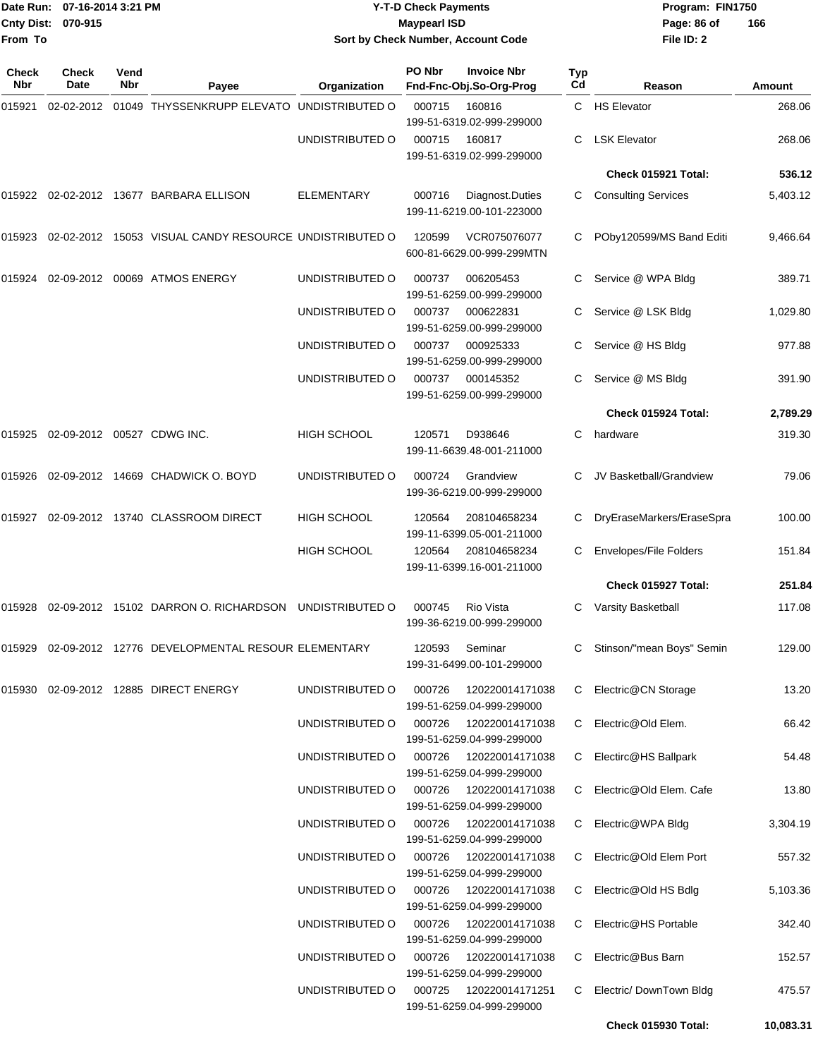Date Run: 07-16-2014 3:21 PM
Cnty Dist: 070-915
From To

# Y-T-D Check Payments
## Maypearl ISD
### Sort by Check Number, Account Code

Program: FIN1750
File ID: 2

| Check Nbr | Check Date | Vend Nbr | Payee | Organization | PO Nbr | Invoice Nbr / Fnd-Fnc-Obj.So-Org-Prog | Typ Cd | Reason | Amount |
|---|---|---|---|---|---|---|---|---|---|
| 015921 | 02-02-2012 | 01049 | THYSSENKRUPP ELEVATO | UNDISTRIBUTED O | 000715 | 160816 199-51-6319.02-999-299000 | C | HS Elevator | 268.06 |
| | | | | UNDISTRIBUTED O | 000715 | 160817 199-51-6319.02-999-299000 | C | LSK Elevator | 268.06 |
| | | | | | | | | **Check 015921 Total:** | **536.12** |
| 015922 | 02-02-2012 | 13677 | BARBARA ELLISON | ELEMENTARY | 000716 | Diagnost.Duties 199-11-6219.00-101-223000 | C | Consulting Services | 5,403.12 |
| 015923 | 02-02-2012 | 15053 | VISUAL CANDY RESOURCE | UNDISTRIBUTED O | 120599 | VCR075076077 600-81-6629.00-999-299MTN | C | POby120599/MS Band Editi | 9,466.64 |
| 015924 | 02-09-2012 | 00069 | ATMOS ENERGY | UNDISTRIBUTED O | 000737 | 006205453 199-51-6259.00-999-299000 | C | Service @ WPA Bldg | 389.71 |
| | | | | UNDISTRIBUTED O | 000737 | 000622831 199-51-6259.00-999-299000 | C | Service @ LSK Bldg | 1,029.80 |
| | | | | UNDISTRIBUTED O | 000737 | 000925333 199-51-6259.00-999-299000 | C | Service @ HS Bldg | 977.88 |
| | | | | UNDISTRIBUTED O | 000737 | 000145352 199-51-6259.00-999-299000 | C | Service @ MS Bldg | 391.90 |
| | | | | | | | | **Check 015924 Total:** | **2,789.29** |
| 015925 | 02-09-2012 | 00527 | CDWG INC. | HIGH SCHOOL | 120571 | D938646 199-11-6639.48-001-211000 | C | hardware | 319.30 |
| 015926 | 02-09-2012 | 14669 | CHADWICK O. BOYD | UNDISTRIBUTED O | 000724 | Grandview 199-36-6219.00-999-299000 | C | JV Basketball/Grandview | 79.06 |
| 015927 | 02-09-2012 | 13740 | CLASSROOM DIRECT | HIGH SCHOOL | 120564 | 208104658234 199-11-6399.05-001-211000 | C | DryEraseMarkers/EraseSpra | 100.00 |
| | | | | HIGH SCHOOL | 120564 | 208104658234 199-11-6399.16-001-211000 | C | Envelopes/File Folders | 151.84 |
| | | | | | | | | **Check 015927 Total:** | **251.84** |
| 015928 | 02-09-2012 | 15102 | DARRON O. RICHARDSON | UNDISTRIBUTED O | 000745 | Rio Vista 199-36-6219.00-999-299000 | C | Varsity Basketball | 117.08 |
| 015929 | 02-09-2012 | 12776 | DEVELOPMENTAL RESOUR | ELEMENTARY | 120593 | Seminar 199-31-6499.00-101-299000 | C | Stinson/"mean Boys" Semin | 129.00 |
| 015930 | 02-09-2012 | 12885 | DIRECT ENERGY | UNDISTRIBUTED O | 000726 | 120220014171038 199-51-6259.04-999-299000 | C | Electric@CN Storage | 13.20 |
| | | | | UNDISTRIBUTED O | 000726 | 120220014171038 199-51-6259.04-999-299000 | C | Electric@Old Elem. | 66.42 |
| | | | | UNDISTRIBUTED O | 000726 | 120220014171038 199-51-6259.04-999-299000 | C | Electirc@HS Ballpark | 54.48 |
| | | | | UNDISTRIBUTED O | 000726 | 120220014171038 199-51-6259.04-999-299000 | C | Electric@Old Elem. Cafe | 13.80 |
| | | | | UNDISTRIBUTED O | 000726 | 120220014171038 199-51-6259.04-999-299000 | C | Electric@WPA Bldg | 3,304.19 |
| | | | | UNDISTRIBUTED O | 000726 | 120220014171038 199-51-6259.04-999-299000 | C | Electric@Old Elem Port | 557.32 |
| | | | | UNDISTRIBUTED O | 000726 | 120220014171038 199-51-6259.04-999-299000 | C | Electric@Old HS Bdlg | 5,103.36 |
| | | | | UNDISTRIBUTED O | 000726 | 120220014171038 199-51-6259.04-999-299000 | C | Electric@HS Portable | 342.40 |
| | | | | UNDISTRIBUTED O | 000726 | 120220014171038 199-51-6259.04-999-299000 | C | Electric@Bus Barn | 152.57 |
| | | | | UNDISTRIBUTED O | 000725 | 120220014171251 199-51-6259.04-999-299000 | C | Electric/ DownTown Bldg | 475.57 |
| | | | | | | | | **Check 015930 Total:** | **10,083.31** |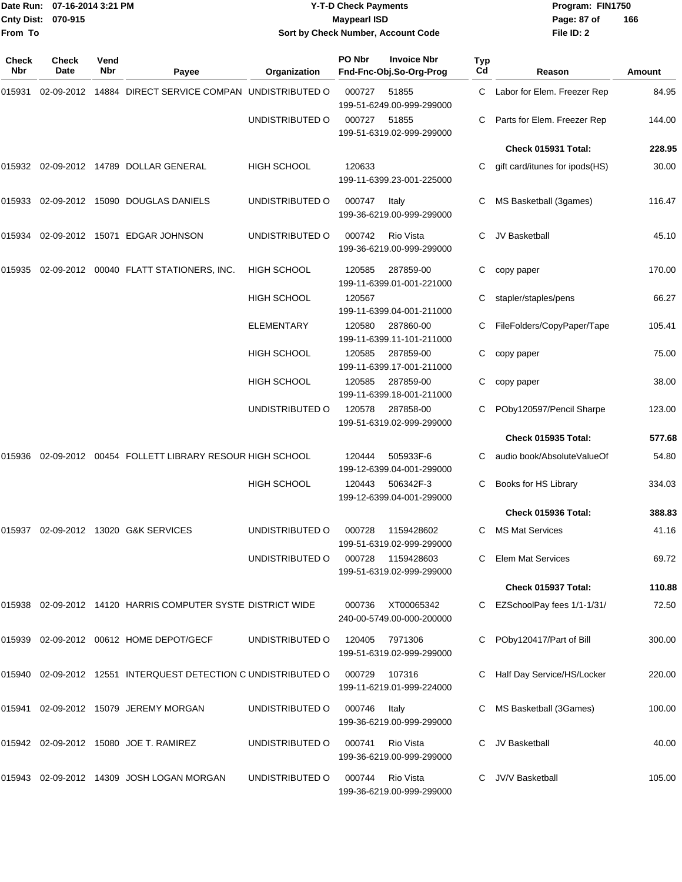Date Run: 07-16-2014 3:21 PM
Cnty Dist: 070-915
From To

# Y-T-D Check Payments
## Maypearl ISD
### Sort by Check Number, Account Code

Program: FIN1750
File ID: 2

| Check Nbr | Check Date | Vend Nbr | Payee | Organization | PO Nbr | Invoice Nbr / Fnd-Fnc-Obj.So-Org-Prog | Typ Cd | Reason | Amount |
|---|---|---|---|---|---|---|---|---|---|
| 015931 | 02-09-2012 | 14884 | DIRECT SERVICE COMPAN | UNDISTRIBUTED O | 000727 | 51855 199-51-6249.00-999-299000 | C | Labor for Elem. Freezer Rep | 84.95 |
| | | | | UNDISTRIBUTED O | 000727 | 51855 199-51-6319.02-999-299000 | C | Parts for Elem. Freezer Rep | 144.00 |
| | | | | | | | | **Check 015931 Total:** | **228.95** |
| 015932 | 02-09-2012 | 14789 | DOLLAR GENERAL | HIGH SCHOOL | 120633 | 199-11-6399.23-001-225000 | C | gift card/itunes for ipods(HS) | 30.00 |
| 015933 | 02-09-2012 | 15090 | DOUGLAS DANIELS | UNDISTRIBUTED O | 000747 | Italy 199-36-6219.00-999-299000 | C | MS Basketball (3games) | 116.47 |
| 015934 | 02-09-2012 | 15071 | EDGAR JOHNSON | UNDISTRIBUTED O | 000742 | Rio Vista 199-36-6219.00-999-299000 | C | JV Basketball | 45.10 |
| 015935 | 02-09-2012 | 00040 | FLATT STATIONERS, INC. | HIGH SCHOOL | 120585 | 287859-00 199-11-6399.01-001-221000 | C | copy paper | 170.00 |
| | | | | HIGH SCHOOL | 120567 | 199-11-6399.04-001-211000 | C | stapler/staples/pens | 66.27 |
| | | | | ELEMENTARY | 120580 | 287860-00 199-11-6399.11-101-211000 | C | FileFolders/CopyPaper/Tape | 105.41 |
| | | | | HIGH SCHOOL | 120585 | 287859-00 199-11-6399.17-001-211000 | C | copy paper | 75.00 |
| | | | | HIGH SCHOOL | 120585 | 287859-00 199-11-6399.18-001-211000 | C | copy paper | 38.00 |
| | | | | UNDISTRIBUTED O | 120578 | 287858-00 199-51-6319.02-999-299000 | C | POby120597/Pencil Sharpe | 123.00 |
| | | | | | | | | **Check 015935 Total:** | **577.68** |
| 015936 | 02-09-2012 | 00454 | FOLLETT LIBRARY RESOUR | HIGH SCHOOL | 120444 | 505933F-6 199-12-6399.04-001-299000 | C | audio book/AbsoluteValueOf | 54.80 |
| | | | | HIGH SCHOOL | 120443 | 506342F-3 199-12-6399.04-001-299000 | C | Books for HS Library | 334.03 |
| | | | | | | | | **Check 015936 Total:** | **388.83** |
| 015937 | 02-09-2012 | 13020 | G&K SERVICES | UNDISTRIBUTED O | 000728 | 1159428602 199-51-6319.02-999-299000 | C | MS Mat Services | 41.16 |
| | | | | UNDISTRIBUTED O | 000728 | 1159428603 199-51-6319.02-999-299000 | C | Elem Mat Services | 69.72 |
| | | | | | | | | **Check 015937 Total:** | **110.88** |
| 015938 | 02-09-2012 | 14120 | HARRIS COMPUTER SYSTE | DISTRICT WIDE | 000736 | XT00065342 240-00-5749.00-000-200000 | C | EZSchoolPay fees 1/1-1/31/ | 72.50 |
| 015939 | 02-09-2012 | 00612 | HOME DEPOT/GECF | UNDISTRIBUTED O | 120405 | 7971306 199-51-6319.02-999-299000 | C | POby120417/Part of Bill | 300.00 |
| 015940 | 02-09-2012 | 12551 | INTERQUEST DETECTION C | UNDISTRIBUTED O | 000729 | 107316 199-11-6219.01-999-224000 | C | Half Day Service/HS/Locker | 220.00 |
| 015941 | 02-09-2012 | 15079 | JEREMY MORGAN | UNDISTRIBUTED O | 000746 | Italy 199-36-6219.00-999-299000 | C | MS Basketball (3Games) | 100.00 |
| 015942 | 02-09-2012 | 15080 | JOE T. RAMIREZ | UNDISTRIBUTED O | 000741 | Rio Vista 199-36-6219.00-999-299000 | C | JV Basketball | 40.00 |
| 015943 | 02-09-2012 | 14309 | JOSH LOGAN MORGAN | UNDISTRIBUTED O | 000744 | Rio Vista 199-36-6219.00-999-299000 | C | JV/V Basketball | 105.00 |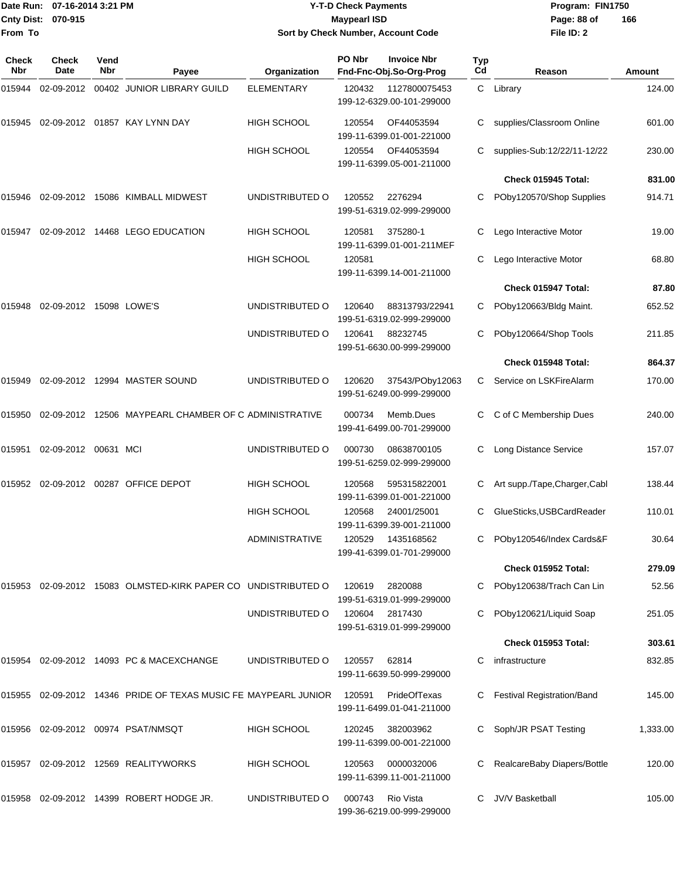Date Run: 07-16-2014 3:21 PM
Cnty Dist: 070-915
From To

# Y-T-D Check Payments
## Maypearl ISD
### Sort by Check Number, Account Code

Program: FIN1750
File ID: 2

| Check Nbr | Check Date | Vend Nbr | Payee | Organization | PO Nbr | Invoice Nbr / Fnd-Fnc-Obj.So-Org-Prog | Typ Cd | Reason | Amount |
|---|---|---|---|---|---|---|---|---|---|
| 015944 | 02-09-2012 | 00402 | JUNIOR LIBRARY GUILD | ELEMENTARY | 120432 | 1127800075453 199-12-6329.00-101-299000 | C | Library | 124.00 |
| 015945 | 02-09-2012 | 01857 | KAY LYNN DAY | HIGH SCHOOL | 120554 | OF44053594 199-11-6399.01-001-221000 | C | supplies/Classroom Online | 601.00 |
| | | | | HIGH SCHOOL | 120554 | OF44053594 199-11-6399.05-001-211000 | C | supplies-Sub:12/22/11-12/22 | 230.00 |
| | | | | | | | | **Check 015945 Total:** | **831.00** |
| 015946 | 02-09-2012 | 15086 | KIMBALL MIDWEST | UNDISTRIBUTED O | 120552 | 2276294 199-51-6319.02-999-299000 | C | POby120570/Shop Supplies | 914.71 |
| 015947 | 02-09-2012 | 14468 | LEGO EDUCATION | HIGH SCHOOL | 120581 | 375280-1 199-11-6399.01-001-211MEF | C | Lego Interactive Motor | 19.00 |
| | | | | HIGH SCHOOL | 120581 | 199-11-6399.14-001-211000 | C | Lego Interactive Motor | 68.80 |
| | | | | | | | | **Check 015947 Total:** | **87.80** |
| 015948 | 02-09-2012 | 15098 | LOWE'S | UNDISTRIBUTED O | 120640 | 88313793/22941 199-51-6319.02-999-299000 | C | POby120663/Bldg Maint. | 652.52 |
| | | | | UNDISTRIBUTED O | 120641 | 88232745 199-51-6630.00-999-299000 | C | POby120664/Shop Tools | 211.85 |
| | | | | | | | | **Check 015948 Total:** | **864.37** |
| 015949 | 02-09-2012 | 12994 | MASTER SOUND | UNDISTRIBUTED O | 120620 | 37543/POby12063 199-51-6249.00-999-299000 | C | Service on LSKFireAlarm | 170.00 |
| 015950 | 02-09-2012 | 12506 | MAYPEARL CHAMBER OF C | ADMINISTRATIVE | 000734 | Memb.Dues 199-41-6499.00-701-299000 | C | C of C Membership Dues | 240.00 |
| 015951 | 02-09-2012 | 00631 | MCI | UNDISTRIBUTED O | 000730 | 08638700105 199-51-6259.02-999-299000 | C | Long Distance Service | 157.07 |
| 015952 | 02-09-2012 | 00287 | OFFICE DEPOT | HIGH SCHOOL | 120568 | 595315822001 199-11-6399.01-001-221000 | C | Art supp./Tape,Charger,Cabl | 138.44 |
| | | | | HIGH SCHOOL | 120568 | 24001/25001 199-11-6399.39-001-211000 | C | GlueSticks,USBCardReader | 110.01 |
| | | | | ADMINISTRATIVE | 120529 | 1435168562 199-41-6399.01-701-299000 | C | POby120546/Index Cards&F | 30.64 |
| | | | | | | | | **Check 015952 Total:** | **279.09** |
| 015953 | 02-09-2012 | 15083 | OLMSTED-KIRK PAPER CO | UNDISTRIBUTED O | 120619 | 2820088 199-51-6319.01-999-299000 | C | POby120638/Trach Can Lin | 52.56 |
| | | | | UNDISTRIBUTED O | 120604 | 2817430 199-51-6319.01-999-299000 | C | POby120621/Liquid Soap | 251.05 |
| | | | | | | | | **Check 015953 Total:** | **303.61** |
| 015954 | 02-09-2012 | 14093 | PC & MACEXCHANGE | UNDISTRIBUTED O | 120557 | 62814 199-11-6639.50-999-299000 | C | infrastructure | 832.85 |
| 015955 | 02-09-2012 | 14346 | PRIDE OF TEXAS MUSIC FE | MAYPEARL JUNIOR | 120591 | PrideOfTexas 199-11-6499.01-041-211000 | C | Festival Registration/Band | 145.00 |
| 015956 | 02-09-2012 | 00974 | PSAT/NMSQT | HIGH SCHOOL | 120245 | 382003962 199-11-6399.00-001-221000 | C | Soph/JR PSAT Testing | 1,333.00 |
| 015957 | 02-09-2012 | 12569 | REALITYWORKS | HIGH SCHOOL | 120563 | 0000032006 199-11-6399.11-001-211000 | C | RealcareBaby Diapers/Bottle | 120.00 |
| 015958 | 02-09-2012 | 14399 | ROBERT HODGE JR. | UNDISTRIBUTED O | 000743 | Rio Vista 199-36-6219.00-999-299000 | C | JV/V Basketball | 105.00 |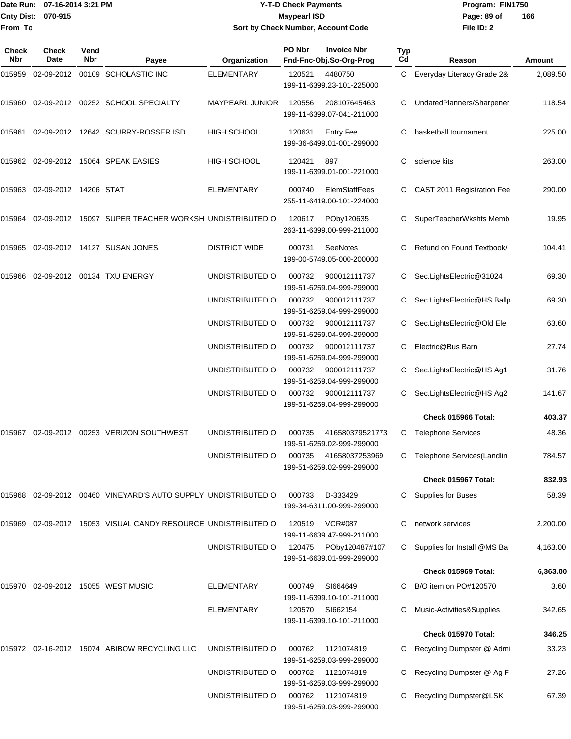# Y-T-D Check Payments

**Maypearl ISD**

**Sort by Check Number, Account Code**

Date Run: 07-16-2014 3:21 PM
Cnty Dist: 070-915
From To

Program: FIN1750
File ID: 2

| Check Nbr | Check Date | Vend Nbr | Payee | Organization | PO Nbr | Invoice Nbr / Fnd-Fnc-Obj.So-Org-Prog | Typ Cd | Reason | Amount |
|---|---|---|---|---|---|---|---|---|---|
| 015959 | 02-09-2012 | 00109 | SCHOLASTIC INC | ELEMENTARY | 120521 | 4480750 199-11-6399.23-101-225000 | C | Everyday Literacy Grade 2& | 2,089.50 |
| 015960 | 02-09-2012 | 00252 | SCHOOL SPECIALTY | MAYPEARL JUNIOR | 120556 | 208107645463 199-11-6399.07-041-211000 | C | UndatedPlanners/Sharpener | 118.54 |
| 015961 | 02-09-2012 | 12642 | SCURRY-ROSSER ISD | HIGH SCHOOL | 120631 | Entry Fee 199-36-6499.01-001-299000 | C | basketball tournament | 225.00 |
| 015962 | 02-09-2012 | 15064 | SPEAK EASIES | HIGH SCHOOL | 120421 | 897 199-11-6399.01-001-221000 | C | science kits | 263.00 |
| 015963 | 02-09-2012 | 14206 | STAT | ELEMENTARY | 000740 | ElemStaffFees 255-11-6419.00-101-224000 | C | CAST 2011 Registration Fee | 290.00 |
| 015964 | 02-09-2012 | 15097 | SUPER TEACHER WORKSH | UNDISTRIBUTED O | 120617 | POby120635 263-11-6399.00-999-211000 | C | SuperTeacherWkshts Memb | 19.95 |
| 015965 | 02-09-2012 | 14127 | SUSAN JONES | DISTRICT WIDE | 000731 | SeeNotes 199-00-5749.05-000-200000 | C | Refund on Found Textbook/ | 104.41 |
| 015966 | 02-09-2012 | 00134 | TXU ENERGY | UNDISTRIBUTED O | 000732 | 900012111737 199-51-6259.04-999-299000 | C | Sec.LightsElectric@31024 | 69.30 |
| | | | | UNDISTRIBUTED O | 000732 | 900012111737 199-51-6259.04-999-299000 | C | Sec.LightsElectric@HS Ballp | 69.30 |
| | | | | UNDISTRIBUTED O | 000732 | 900012111737 199-51-6259.04-999-299000 | C | Sec.LightsElectric@Old Ele | 63.60 |
| | | | | UNDISTRIBUTED O | 000732 | 900012111737 199-51-6259.04-999-299000 | C | Electric@Bus Barn | 27.74 |
| | | | | UNDISTRIBUTED O | 000732 | 900012111737 199-51-6259.04-999-299000 | C | Sec.LightsElectric@HS Ag1 | 31.76 |
| | | | | UNDISTRIBUTED O | 000732 | 900012111737 199-51-6259.04-999-299000 | C | Sec.LightsElectric@HS Ag2 | 141.67 |
| | | | | | | | | **Check 015966 Total:** | **403.37** |
| 015967 | 02-09-2012 | 00253 | VERIZON SOUTHWEST | UNDISTRIBUTED O | 000735 | 416580379521773 199-51-6259.02-999-299000 | C | Telephone Services | 48.36 |
| | | | | UNDISTRIBUTED O | 000735 | 41658037253969 199-51-6259.02-999-299000 | C | Telephone Services(Landlin | 784.57 |
| | | | | | | | | **Check 015967 Total:** | **832.93** |
| 015968 | 02-09-2012 | 00460 | VINEYARD'S AUTO SUPPLY | UNDISTRIBUTED O | 000733 | D-333429 199-34-6311.00-999-299000 | C | Supplies for Buses | 58.39 |
| 015969 | 02-09-2012 | 15053 | VISUAL CANDY RESOURCE | UNDISTRIBUTED O | 120519 | VCR#087 199-11-6639.47-999-211000 | C | network services | 2,200.00 |
| | | | | UNDISTRIBUTED O | 120475 | POby120487#107 199-51-6639.01-999-299000 | C | Supplies for Install @MS Ba | 4,163.00 |
| | | | | | | | | **Check 015969 Total:** | **6,363.00** |
| 015970 | 02-09-2012 | 15055 | WEST MUSIC | ELEMENTARY | 000749 | SI664649 199-11-6399.10-101-211000 | C | B/O item on PO#120570 | 3.60 |
| | | | | ELEMENTARY | 120570 | SI662154 199-11-6399.10-101-211000 | C | Music-Activities&Supplies | 342.65 |
| | | | | | | | | **Check 015970 Total:** | **346.25** |
| 015972 | 02-16-2012 | 15074 | ABIBOW RECYCLING LLC | UNDISTRIBUTED O | 000762 | 1121074819 199-51-6259.03-999-299000 | C | Recycling Dumpster @ Admi | 33.23 |
| | | | | UNDISTRIBUTED O | 000762 | 1121074819 199-51-6259.03-999-299000 | C | Recycling Dumpster @ Ag F | 27.26 |
| | | | | UNDISTRIBUTED O | 000762 | 1121074819 199-51-6259.03-999-299000 | C | Recycling Dumpster@LSK | 67.39 |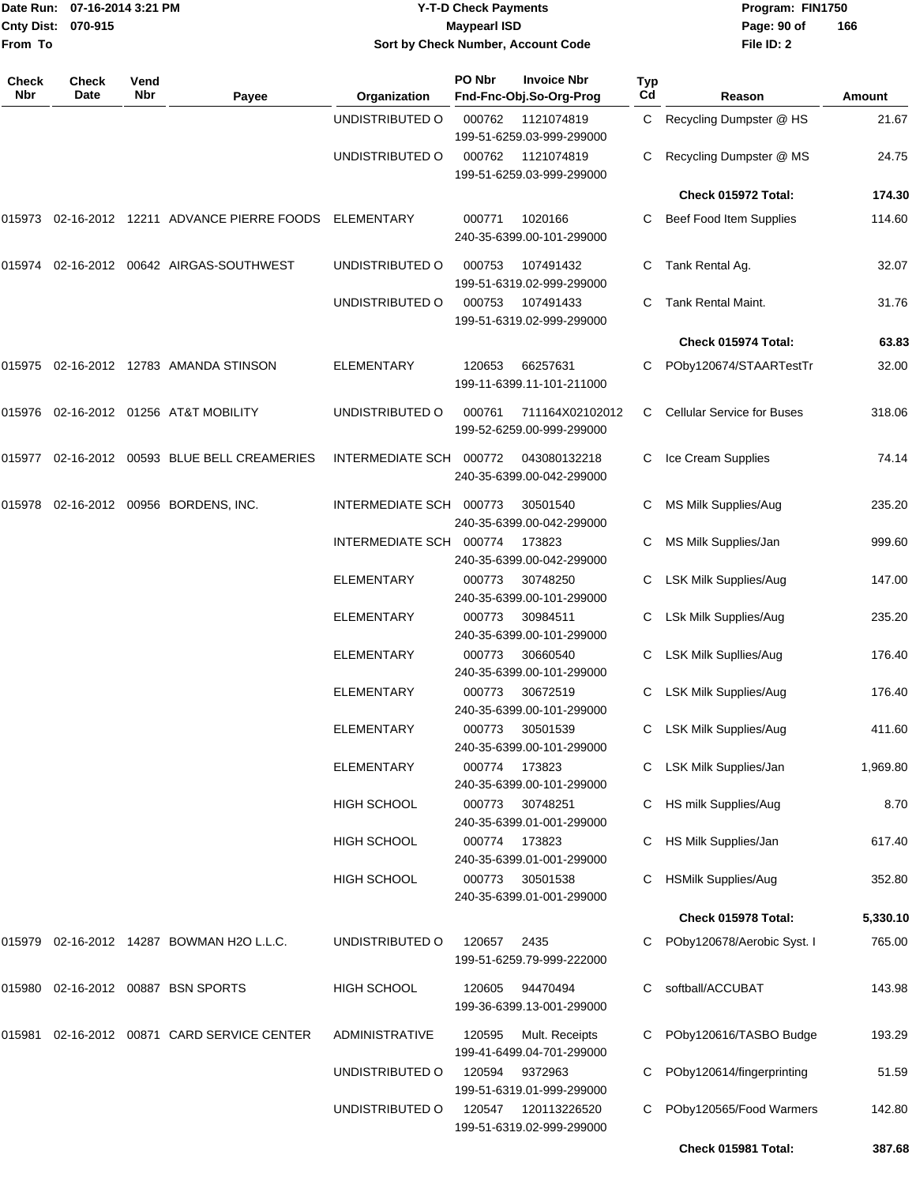# Y-T-D Check Payments

**Maypearl ISD**

**Sort by Check Number, Account Code**

Date Run: 07-16-2014 3:21 PM
Cnty Dist: 070-915
From To

Program: FIN1750
File ID: 2

| Check Nbr | Check Date | Vend Nbr | Payee | Organization | PO Nbr | Invoice Nbr / Fnd-Fnc-Obj.So-Org-Prog | Typ Cd | Reason | Amount |
|---|---|---|---|---|---|---|---|---|---|
| | | | | UNDISTRIBUTED O | 000762 | 1121074819 199-51-6259.03-999-299000 | C | Recycling Dumpster @ HS | 21.67 |
| | | | | UNDISTRIBUTED O | 000762 | 1121074819 199-51-6259.03-999-299000 | C | Recycling Dumpster @ MS | 24.75 |
| | | | | | | | | **Check 015972 Total:** | **174.30** |
| 015973 | 02-16-2012 | 12211 | ADVANCE PIERRE FOODS | ELEMENTARY | 000771 | 1020166 240-35-6399.00-101-299000 | C | Beef Food Item Supplies | 114.60 |
| 015974 | 02-16-2012 | 00642 | AIRGAS-SOUTHWEST | UNDISTRIBUTED O | 000753 | 107491432 199-51-6319.02-999-299000 | C | Tank Rental Ag. | 32.07 |
| | | | | UNDISTRIBUTED O | 000753 | 107491433 199-51-6319.02-999-299000 | C | Tank Rental Maint. | 31.76 |
| | | | | | | | | **Check 015974 Total:** | **63.83** |
| 015975 | 02-16-2012 | 12783 | AMANDA STINSON | ELEMENTARY | 120653 | 66257631 199-11-6399.11-101-211000 | C | POby120674/STAARTestTr | 32.00 |
| 015976 | 02-16-2012 | 01256 | AT&T MOBILITY | UNDISTRIBUTED O | 000761 | 711164X02102012 199-52-6259.00-999-299000 | C | Cellular Service for Buses | 318.06 |
| 015977 | 02-16-2012 | 00593 | BLUE BELL CREAMERIES | INTERMEDIATE SCH | 000772 | 043080132218 240-35-6399.00-042-299000 | C | Ice Cream Supplies | 74.14 |
| 015978 | 02-16-2012 | 00956 | BORDENS, INC. | INTERMEDIATE SCH | 000773 | 30501540 240-35-6399.00-042-299000 | C | MS Milk Supplies/Aug | 235.20 |
| | | | | INTERMEDIATE SCH | 000774 | 173823 240-35-6399.00-042-299000 | C | MS Milk Supplies/Jan | 999.60 |
| | | | | ELEMENTARY | 000773 | 30748250 240-35-6399.00-101-299000 | C | LSK Milk Supplies/Aug | 147.00 |
| | | | | ELEMENTARY | 000773 | 30984511 240-35-6399.00-101-299000 | C | LSk Milk Supplies/Aug | 235.20 |
| | | | | ELEMENTARY | 000773 | 30660540 240-35-6399.00-101-299000 | C | LSK Milk Supllies/Aug | 176.40 |
| | | | | ELEMENTARY | 000773 | 30672519 240-35-6399.00-101-299000 | C | LSK Milk Supplies/Aug | 176.40 |
| | | | | ELEMENTARY | 000773 | 30501539 240-35-6399.00-101-299000 | C | LSK Milk Supplies/Aug | 411.60 |
| | | | | ELEMENTARY | 000774 | 173823 240-35-6399.00-101-299000 | C | LSK Milk Supplies/Jan | 1,969.80 |
| | | | | HIGH SCHOOL | 000773 | 30748251 240-35-6399.01-001-299000 | C | HS milk Supplies/Aug | 8.70 |
| | | | | HIGH SCHOOL | 000774 | 173823 240-35-6399.01-001-299000 | C | HS Milk Supplies/Jan | 617.40 |
| | | | | HIGH SCHOOL | 000773 | 30501538 240-35-6399.01-001-299000 | C | HSMilk Supplies/Aug | 352.80 |
| | | | | | | | | **Check 015978 Total:** | **5,330.10** |
| 015979 | 02-16-2012 | 14287 | BOWMAN H2O L.L.C. | UNDISTRIBUTED O | 120657 | 2435 199-51-6259.79-999-222000 | C | POby120678/Aerobic Syst. I | 765.00 |
| 015980 | 02-16-2012 | 00887 | BSN SPORTS | HIGH SCHOOL | 120605 | 94470494 199-36-6399.13-001-299000 | C | softball/ACCUBAT | 143.98 |
| 015981 | 02-16-2012 | 00871 | CARD SERVICE CENTER | ADMINISTRATIVE | 120595 | Mult. Receipts 199-41-6499.04-701-299000 | C | POby120616/TASBO Budge | 193.29 |
| | | | | UNDISTRIBUTED O | 120594 | 9372963 199-51-6319.01-999-299000 | C | POby120614/fingerprinting | 51.59 |
| | | | | UNDISTRIBUTED O | 120547 | 120113226520 199-51-6319.02-999-299000 | C | POby120565/Food Warmers | 142.80 |
| | | | | | | | | **Check 015981 Total:** | **387.68** |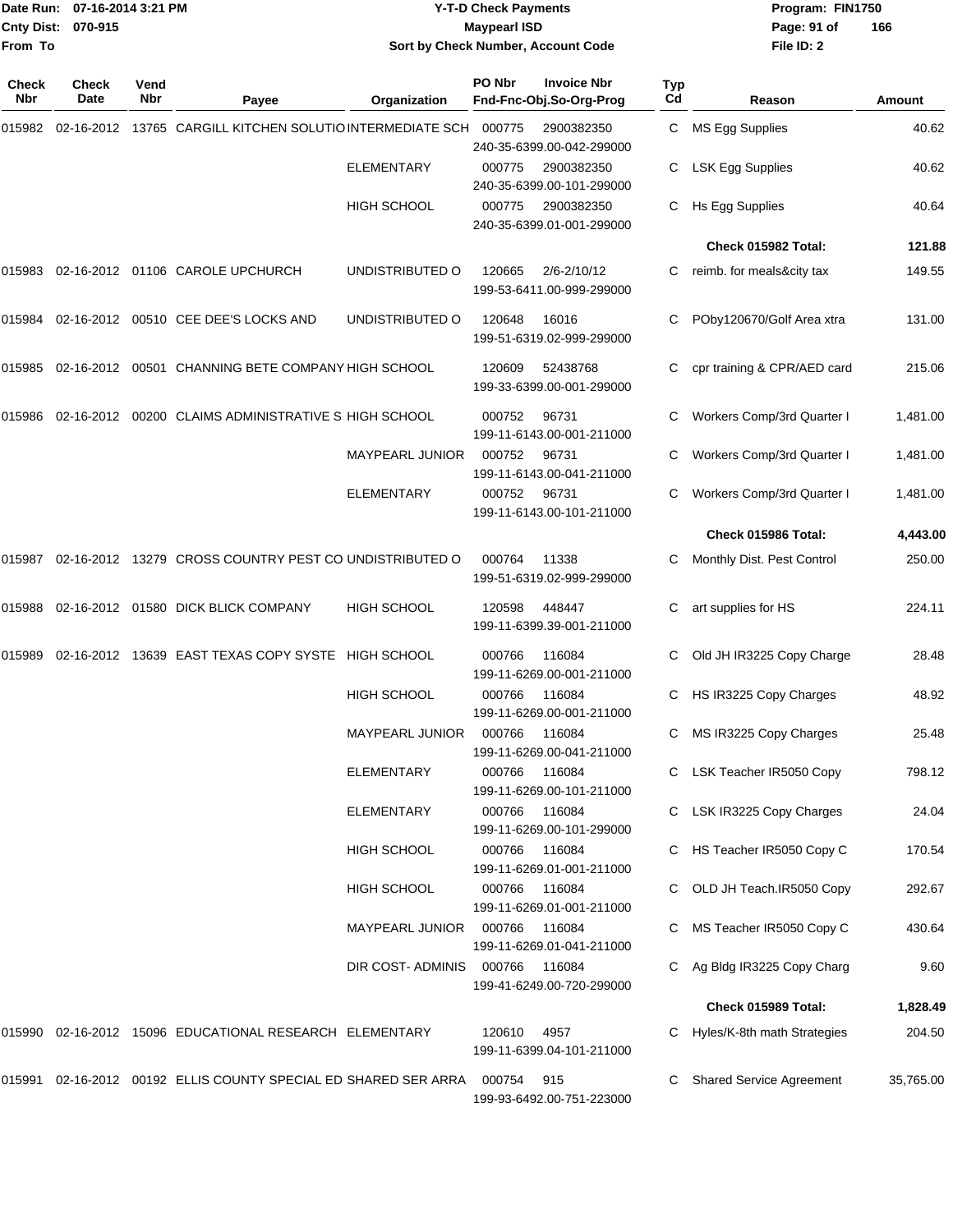**Y-T-D Check Payments**
**Maypearl ISD**
**Sort by Check Number, Account Code**

Date Run: 07-16-2014 3:21 PM
Cnty Dist: 070-915
From To

Program: FIN1750
File ID: 2

| Check Nbr | Check Date | Vend Nbr | Payee | Organization | PO Nbr | Invoice Nbr / Fnd-Fnc-Obj.So-Org-Prog | Typ Cd | Reason | Amount |
|---|---|---|---|---|---|---|---|---|---|
| 015982 | 02-16-2012 | 13765 | CARGILL KITCHEN SOLUTIO | INTERMEDIATE SCH | 000775 | 2900382350 240-35-6399.00-042-299000 | C | MS Egg Supplies | 40.62 |
| | | | | ELEMENTARY | 000775 | 2900382350 240-35-6399.00-101-299000 | C | LSK Egg Supplies | 40.62 |
| | | | | HIGH SCHOOL | 000775 | 2900382350 240-35-6399.01-001-299000 | C | Hs Egg Supplies | 40.64 |
| | | | | | | | | **Check 015982 Total:** | **121.88** |
| 015983 | 02-16-2012 | 01106 | CAROLE UPCHURCH | UNDISTRIBUTED O | 120665 | 2/6-2/10/12 199-53-6411.00-999-299000 | C | reimb. for meals&city tax | 149.55 |
| 015984 | 02-16-2012 | 00510 | CEE DEE'S LOCKS AND | UNDISTRIBUTED O | 120648 | 16016 199-51-6319.02-999-299000 | C | POby120670/Golf Area xtra | 131.00 |
| 015985 | 02-16-2012 | 00501 | CHANNING BETE COMPANY | HIGH SCHOOL | 120609 | 52438768 199-33-6399.00-001-299000 | C | cpr training & CPR/AED card | 215.06 |
| 015986 | 02-16-2012 | 00200 | CLAIMS ADMINISTRATIVE S | HIGH SCHOOL | 000752 | 96731 199-11-6143.00-001-211000 | C | Workers Comp/3rd Quarter I | 1,481.00 |
| | | | | MAYPEARL JUNIOR | 000752 | 96731 199-11-6143.00-041-211000 | C | Workers Comp/3rd Quarter I | 1,481.00 |
| | | | | ELEMENTARY | 000752 | 96731 199-11-6143.00-101-211000 | C | Workers Comp/3rd Quarter I | 1,481.00 |
| | | | | | | | | **Check 015986 Total:** | **4,443.00** |
| 015987 | 02-16-2012 | 13279 | CROSS COUNTRY PEST CO | UNDISTRIBUTED O | 000764 | 11338 199-51-6319.02-999-299000 | C | Monthly Dist. Pest Control | 250.00 |
| 015988 | 02-16-2012 | 01580 | DICK BLICK COMPANY | HIGH SCHOOL | 120598 | 448447 199-11-6399.39-001-211000 | C | art supplies for HS | 224.11 |
| 015989 | 02-16-2012 | 13639 | EAST TEXAS COPY SYSTE | HIGH SCHOOL | 000766 | 116084 199-11-6269.00-001-211000 | C | Old JH IR3225 Copy Charge | 28.48 |
| | | | | HIGH SCHOOL | 000766 | 116084 199-11-6269.00-001-211000 | C | HS IR3225 Copy Charges | 48.92 |
| | | | | MAYPEARL JUNIOR | 000766 | 116084 199-11-6269.00-041-211000 | C | MS IR3225 Copy Charges | 25.48 |
| | | | | ELEMENTARY | 000766 | 116084 199-11-6269.00-101-211000 | C | LSK Teacher IR5050 Copy | 798.12 |
| | | | | ELEMENTARY | 000766 | 116084 199-11-6269.00-101-299000 | C | LSK IR3225 Copy Charges | 24.04 |
| | | | | HIGH SCHOOL | 000766 | 116084 199-11-6269.01-001-211000 | C | HS Teacher IR5050 Copy C | 170.54 |
| | | | | HIGH SCHOOL | 000766 | 116084 199-11-6269.01-001-211000 | C | OLD JH Teach.IR5050 Copy | 292.67 |
| | | | | MAYPEARL JUNIOR | 000766 | 116084 199-11-6269.01-041-211000 | C | MS Teacher IR5050 Copy C | 430.64 |
| | | | | DIR COST- ADMINIS | 000766 | 116084 199-41-6249.00-720-299000 | C | Ag Bldg IR3225 Copy Charg | 9.60 |
| | | | | | | | | **Check 015989 Total:** | **1,828.49** |
| 015990 | 02-16-2012 | 15096 | EDUCATIONAL RESEARCH | ELEMENTARY | 120610 | 4957 199-11-6399.04-101-211000 | C | Hyles/K-8th math Strategies | 204.50 |
| 015991 | 02-16-2012 | 00192 | ELLIS COUNTY SPECIAL ED | SHARED SER ARRA | 000754 | 915 199-93-6492.00-751-223000 | C | Shared Service Agreement | 35,765.00 |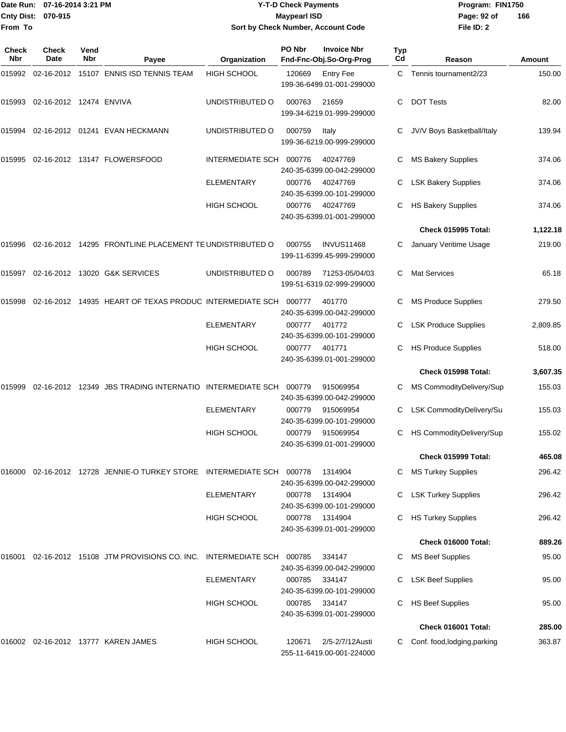Date Run: 07-16-2014 3:21 PM
Cnty Dist: 070-915
From To

# Y-T-D Check Payments
## Maypearl ISD
### Sort by Check Number, Account Code

Program: FIN1750
File ID: 2

| Check Nbr | Check Date | Vend Nbr | Payee | Organization | PO Nbr | Invoice Nbr / Fnd-Fnc-Obj.So-Org-Prog | Typ Cd | Reason | Amount |
|---|---|---|---|---|---|---|---|---|---|
| 015992 | 02-16-2012 | 15107 | ENNIS ISD TENNIS TEAM | HIGH SCHOOL | 120669 | Entry Fee 199-36-6499.01-001-299000 | C | Tennis tournament2/23 | 150.00 |
| 015993 | 02-16-2012 | 12474 | ENVIVA | UNDISTRIBUTED O | 000763 | 21659 199-34-6219.01-999-299000 | C | DOT Tests | 82.00 |
| 015994 | 02-16-2012 | 01241 | EVAN HECKMANN | UNDISTRIBUTED O | 000759 | Italy 199-36-6219.00-999-299000 | C | JV/V Boys Basketball/Italy | 139.94 |
| 015995 | 02-16-2012 | 13147 | FLOWERSFOOD | INTERMEDIATE SCH | 000776 | 40247769 240-35-6399.00-042-299000 | C | MS Bakery Supplies | 374.06 |
| | | | | ELEMENTARY | 000776 | 40247769 240-35-6399.00-101-299000 | C | LSK Bakery Supplies | 374.06 |
| | | | | HIGH SCHOOL | 000776 | 40247769 240-35-6399.01-001-299000 | C | HS Bakery Supplies | 374.06 |
| | | | | | | | | **Check 015995 Total:** | **1,122.18** |
| 015996 | 02-16-2012 | 14295 | FRONTLINE PLACEMENT TE | UNDISTRIBUTED O | 000755 | INVUS11468 199-11-6399.45-999-299000 | C | January Veritime Usage | 219.00 |
| 015997 | 02-16-2012 | 13020 | G&K SERVICES | UNDISTRIBUTED O | 000789 | 71253-05/04/03 199-51-6319.02-999-299000 | C | Mat Services | 65.18 |
| 015998 | 02-16-2012 | 14935 | HEART OF TEXAS PRODUC | INTERMEDIATE SCH | 000777 | 401770 240-35-6399.00-042-299000 | C | MS Produce Supplies | 279.50 |
| | | | | ELEMENTARY | 000777 | 401772 240-35-6399.00-101-299000 | C | LSK Produce Supplies | 2,809.85 |
| | | | | HIGH SCHOOL | 000777 | 401771 240-35-6399.01-001-299000 | C | HS Produce Supplies | 518.00 |
| | | | | | | | | **Check 015998 Total:** | **3,607.35** |
| 015999 | 02-16-2012 | 12349 | JBS TRADING INTERNATIO | INTERMEDIATE SCH | 000779 | 915069954 240-35-6399.00-042-299000 | C | MS CommodityDelivery/Sup | 155.03 |
| | | | | ELEMENTARY | 000779 | 915069954 240-35-6399.00-101-299000 | C | LSK CommodityDelivery/Su | 155.03 |
| | | | | HIGH SCHOOL | 000779 | 915069954 240-35-6399.01-001-299000 | C | HS CommodityDelivery/Sup | 155.02 |
| | | | | | | | | **Check 015999 Total:** | **465.08** |
| 016000 | 02-16-2012 | 12728 | JENNIE-O TURKEY STORE | INTERMEDIATE SCH | 000778 | 1314904 240-35-6399.00-042-299000 | C | MS Turkey Supplies | 296.42 |
| | | | | ELEMENTARY | 000778 | 1314904 240-35-6399.00-101-299000 | C | LSK Turkey Supplies | 296.42 |
| | | | | HIGH SCHOOL | 000778 | 1314904 240-35-6399.01-001-299000 | C | HS Turkey Supplies | 296.42 |
| | | | | | | | | **Check 016000 Total:** | **889.26** |
| 016001 | 02-16-2012 | 15108 | JTM PROVISIONS CO. INC. | INTERMEDIATE SCH | 000785 | 334147 240-35-6399.00-042-299000 | C | MS Beef Supplies | 95.00 |
| | | | | ELEMENTARY | 000785 | 334147 240-35-6399.00-101-299000 | C | LSK Beef Supplies | 95.00 |
| | | | | HIGH SCHOOL | 000785 | 334147 240-35-6399.01-001-299000 | C | HS Beef Supplies | 95.00 |
| | | | | | | | | **Check 016001 Total:** | **285.00** |
| 016002 | 02-16-2012 | 13777 | KAREN JAMES | HIGH SCHOOL | 120671 | 2/5-2/7/12Austi 255-11-6419.00-001-224000 | C | Conf. food,lodging,parking | 363.87 |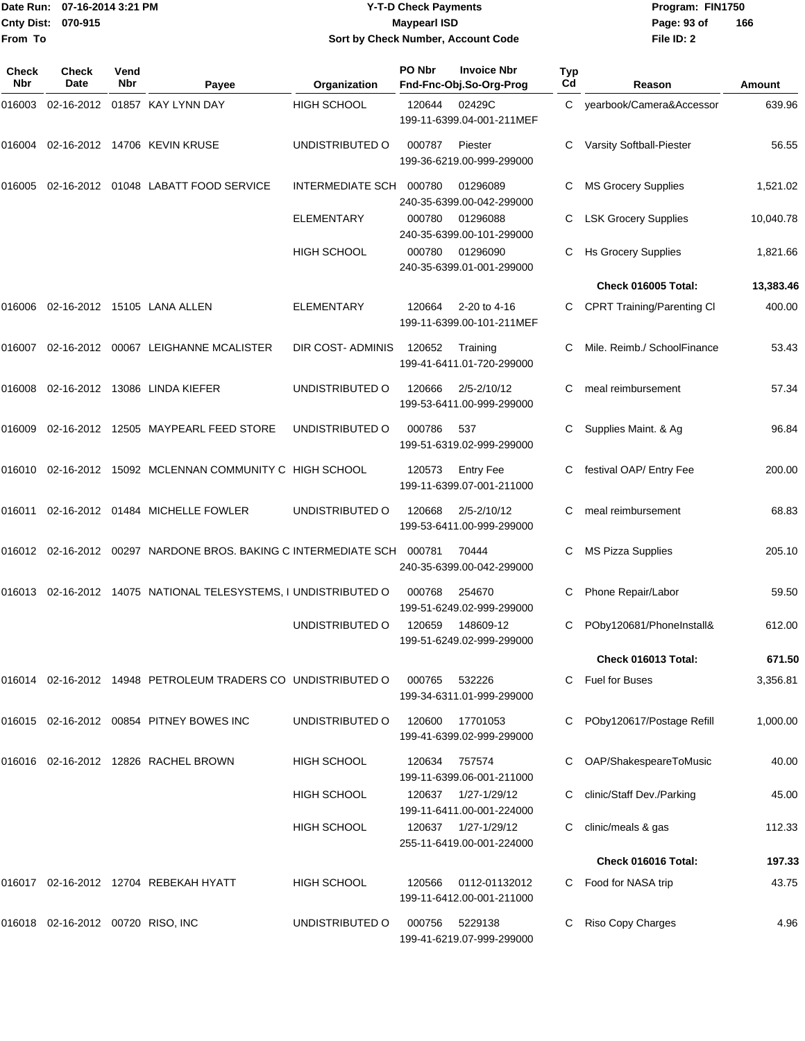Date Run: 07-16-2014 3:21 PM
Cnty Dist: 070-915
From To

# Y-T-D Check Payments
## Maypearl ISD
### Sort by Check Number, Account Code

Program: FIN1750
File ID: 2

| Check Nbr | Check Date | Vend Nbr | Payee | Organization | PO Nbr | Invoice Nbr / Fnd-Fnc-Obj.So-Org-Prog | Typ Cd | Reason | Amount |
|---|---|---|---|---|---|---|---|---|---|
| 016003 | 02-16-2012 | 01857 | KAY LYNN DAY | HIGH SCHOOL | 120644 | 02429C 199-11-6399.04-001-211MEF | C | yearbook/Camera&Accessor | 639.96 |
| 016004 | 02-16-2012 | 14706 | KEVIN KRUSE | UNDISTRIBUTED O | 000787 | Piester 199-36-6219.00-999-299000 | C | Varsity Softball-Piester | 56.55 |
| 016005 | 02-16-2012 | 01048 | LABATT FOOD SERVICE | INTERMEDIATE SCH | 000780 | 01296089 240-35-6399.00-042-299000 | C | MS Grocery Supplies | 1,521.02 |
| | | | | ELEMENTARY | 000780 | 01296088 240-35-6399.00-101-299000 | C | LSK Grocery Supplies | 10,040.78 |
| | | | | HIGH SCHOOL | 000780 | 01296090 240-35-6399.01-001-299000 | C | Hs Grocery Supplies | 1,821.66 |
| | | | | | | | | **Check 016005 Total:** | **13,383.46** |
| 016006 | 02-16-2012 | 15105 | LANA ALLEN | ELEMENTARY | 120664 | 2-20 to 4-16 199-11-6399.00-101-211MEF | C | CPRT Training/Parenting Cl | 400.00 |
| 016007 | 02-16-2012 | 00067 | LEIGHANNE MCALISTER | DIR COST- ADMINIS | 120652 | Training 199-41-6411.01-720-299000 | C | Mile. Reimb./ SchoolFinance | 53.43 |
| 016008 | 02-16-2012 | 13086 | LINDA KIEFER | UNDISTRIBUTED O | 120666 | 2/5-2/10/12 199-53-6411.00-999-299000 | C | meal reimbursement | 57.34 |
| 016009 | 02-16-2012 | 12505 | MAYPEARL FEED STORE | UNDISTRIBUTED O | 000786 | 537 199-51-6319.02-999-299000 | C | Supplies Maint. & Ag | 96.84 |
| 016010 | 02-16-2012 | 15092 | MCLENNAN COMMUNITY C | HIGH SCHOOL | 120573 | Entry Fee 199-11-6399.07-001-211000 | C | festival OAP/ Entry Fee | 200.00 |
| 016011 | 02-16-2012 | 01484 | MICHELLE FOWLER | UNDISTRIBUTED O | 120668 | 2/5-2/10/12 199-53-6411.00-999-299000 | C | meal reimbursement | 68.83 |
| 016012 | 02-16-2012 | 00297 | NARDONE BROS. BAKING C | INTERMEDIATE SCH | 000781 | 70444 240-35-6399.00-042-299000 | C | MS Pizza Supplies | 205.10 |
| 016013 | 02-16-2012 | 14075 | NATIONAL TELESYSTEMS, I | UNDISTRIBUTED O | 000768 | 254670 199-51-6249.02-999-299000 | C | Phone Repair/Labor | 59.50 |
| | | | | UNDISTRIBUTED O | 120659 | 148609-12 199-51-6249.02-999-299000 | C | POby120681/PhoneInstall& | 612.00 |
| | | | | | | | | **Check 016013 Total:** | **671.50** |
| 016014 | 02-16-2012 | 14948 | PETROLEUM TRADERS CO | UNDISTRIBUTED O | 000765 | 532226 199-34-6311.01-999-299000 | C | Fuel for Buses | 3,356.81 |
| 016015 | 02-16-2012 | 00854 | PITNEY BOWES INC | UNDISTRIBUTED O | 120600 | 17701053 199-41-6399.02-999-299000 | C | POby120617/Postage Refill | 1,000.00 |
| 016016 | 02-16-2012 | 12826 | RACHEL BROWN | HIGH SCHOOL | 120634 | 757574 199-11-6399.06-001-211000 | C | OAP/ShakespeareToMusic | 40.00 |
| | | | | HIGH SCHOOL | 120637 | 1/27-1/29/12 199-11-6411.00-001-224000 | C | clinic/Staff Dev./Parking | 45.00 |
| | | | | HIGH SCHOOL | 120637 | 1/27-1/29/12 255-11-6419.00-001-224000 | C | clinic/meals & gas | 112.33 |
| | | | | | | | | **Check 016016 Total:** | **197.33** |
| 016017 | 02-16-2012 | 12704 | REBEKAH HYATT | HIGH SCHOOL | 120566 | 0112-01132012 199-11-6412.00-001-211000 | C | Food for NASA trip | 43.75 |
| 016018 | 02-16-2012 | 00720 | RISO, INC | UNDISTRIBUTED O | 000756 | 5229138 199-41-6219.07-999-299000 | C | Riso Copy Charges | 4.96 |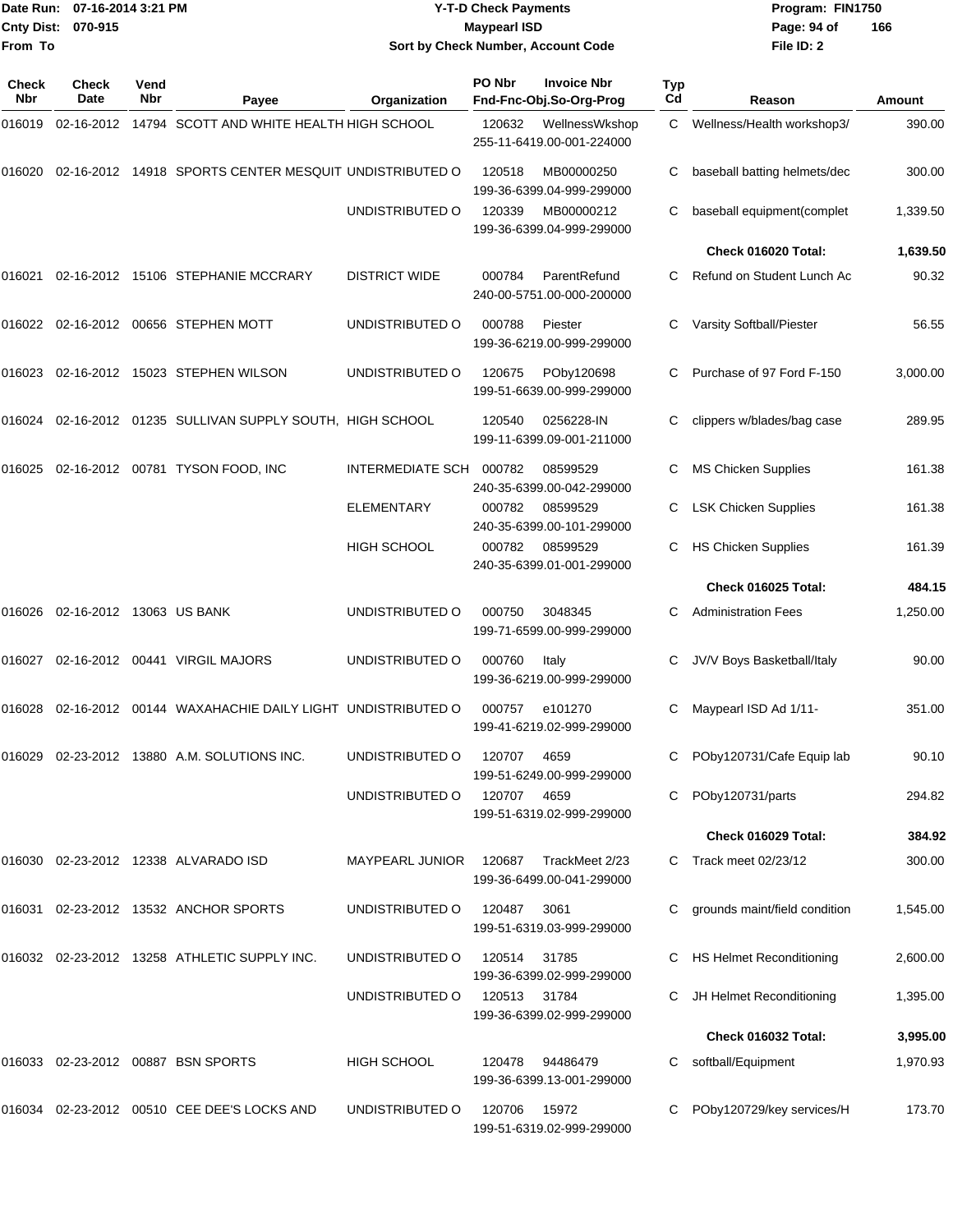Date Run: 07-16-2014 3:21 PM
Cnty Dist: 070-915
From To

# Y-T-D Check Payments
## Maypearl ISD
### Sort by Check Number, Account Code

Program: FIN1750
File ID: 2

| Check Nbr | Check Date | Vend Nbr | Payee | Organization | PO Nbr | Invoice Nbr / Fnd-Fnc-Obj.So-Org-Prog | Typ Cd | Reason | Amount |
|---|---|---|---|---|---|---|---|---|---|
| 016019 | 02-16-2012 | 14794 | SCOTT AND WHITE HEALTH | HIGH SCHOOL | 120632 | WellnessWkshop 255-11-6419.00-001-224000 | C | Wellness/Health workshop3/ | 390.00 |
| 016020 | 02-16-2012 | 14918 | SPORTS CENTER MESQUIT | UNDISTRIBUTED O | 120518 | MB00000250 199-36-6399.04-999-299000 | C | baseball batting helmets/dec | 300.00 |
| | | | | UNDISTRIBUTED O | 120339 | MB00000212 199-36-6399.04-999-299000 | C | baseball equipment(complet | 1,339.50 |
| | | | | | | | | **Check 016020 Total:** | **1,639.50** |
| 016021 | 02-16-2012 | 15106 | STEPHANIE MCCRARY | DISTRICT WIDE | 000784 | ParentRefund 240-00-5751.00-000-200000 | C | Refund on Student Lunch Ac | 90.32 |
| 016022 | 02-16-2012 | 00656 | STEPHEN MOTT | UNDISTRIBUTED O | 000788 | Piester 199-36-6219.00-999-299000 | C | Varsity Softball/Piester | 56.55 |
| 016023 | 02-16-2012 | 15023 | STEPHEN WILSON | UNDISTRIBUTED O | 120675 | POby120698 199-51-6639.00-999-299000 | C | Purchase of 97 Ford F-150 | 3,000.00 |
| 016024 | 02-16-2012 | 01235 | SULLIVAN SUPPLY SOUTH, | HIGH SCHOOL | 120540 | 0256228-IN 199-11-6399.09-001-211000 | C | clippers w/blades/bag case | 289.95 |
| 016025 | 02-16-2012 | 00781 | TYSON FOOD, INC | INTERMEDIATE SCH | 000782 | 08599529 240-35-6399.00-042-299000 | C | MS Chicken Supplies | 161.38 |
| | | | | ELEMENTARY | 000782 | 08599529 240-35-6399.00-101-299000 | C | LSK Chicken Supplies | 161.38 |
| | | | | HIGH SCHOOL | 000782 | 08599529 240-35-6399.01-001-299000 | C | HS Chicken Supplies | 161.39 |
| | | | | | | | | **Check 016025 Total:** | **484.15** |
| 016026 | 02-16-2012 | 13063 | US BANK | UNDISTRIBUTED O | 000750 | 3048345 199-71-6599.00-999-299000 | C | Administration Fees | 1,250.00 |
| 016027 | 02-16-2012 | 00441 | VIRGIL MAJORS | UNDISTRIBUTED O | 000760 | Italy 199-36-6219.00-999-299000 | C | JV/V Boys Basketball/Italy | 90.00 |
| 016028 | 02-16-2012 | 00144 | WAXAHACHIE DAILY LIGHT | UNDISTRIBUTED O | 000757 | e101270 199-41-6219.02-999-299000 | C | Maypearl ISD Ad 1/11- | 351.00 |
| 016029 | 02-23-2012 | 13880 | A.M. SOLUTIONS INC. | UNDISTRIBUTED O | 120707 | 4659 199-51-6249.00-999-299000 | C | POby120731/Cafe Equip lab | 90.10 |
| | | | | UNDISTRIBUTED O | 120707 | 4659 199-51-6319.02-999-299000 | C | POby120731/parts | 294.82 |
| | | | | | | | | **Check 016029 Total:** | **384.92** |
| 016030 | 02-23-2012 | 12338 | ALVARADO ISD | MAYPEARL JUNIOR | 120687 | TrackMeet 2/23 199-36-6499.00-041-299000 | C | Track meet 02/23/12 | 300.00 |
| 016031 | 02-23-2012 | 13532 | ANCHOR SPORTS | UNDISTRIBUTED O | 120487 | 3061 199-51-6319.03-999-299000 | C | grounds maint/field condition | 1,545.00 |
| 016032 | 02-23-2012 | 13258 | ATHLETIC SUPPLY INC. | UNDISTRIBUTED O | 120514 | 31785 199-36-6399.02-999-299000 | C | HS Helmet Reconditioning | 2,600.00 |
| | | | | UNDISTRIBUTED O | 120513 | 31784 199-36-6399.02-999-299000 | C | JH Helmet Reconditioning | 1,395.00 |
| | | | | | | | | **Check 016032 Total:** | **3,995.00** |
| 016033 | 02-23-2012 | 00887 | BSN SPORTS | HIGH SCHOOL | 120478 | 94486479 199-36-6399.13-001-299000 | C | softball/Equipment | 1,970.93 |
| 016034 | 02-23-2012 | 00510 | CEE DEE'S LOCKS AND | UNDISTRIBUTED O | 120706 | 15972 199-51-6319.02-999-299000 | C | POby120729/key services/H | 173.70 |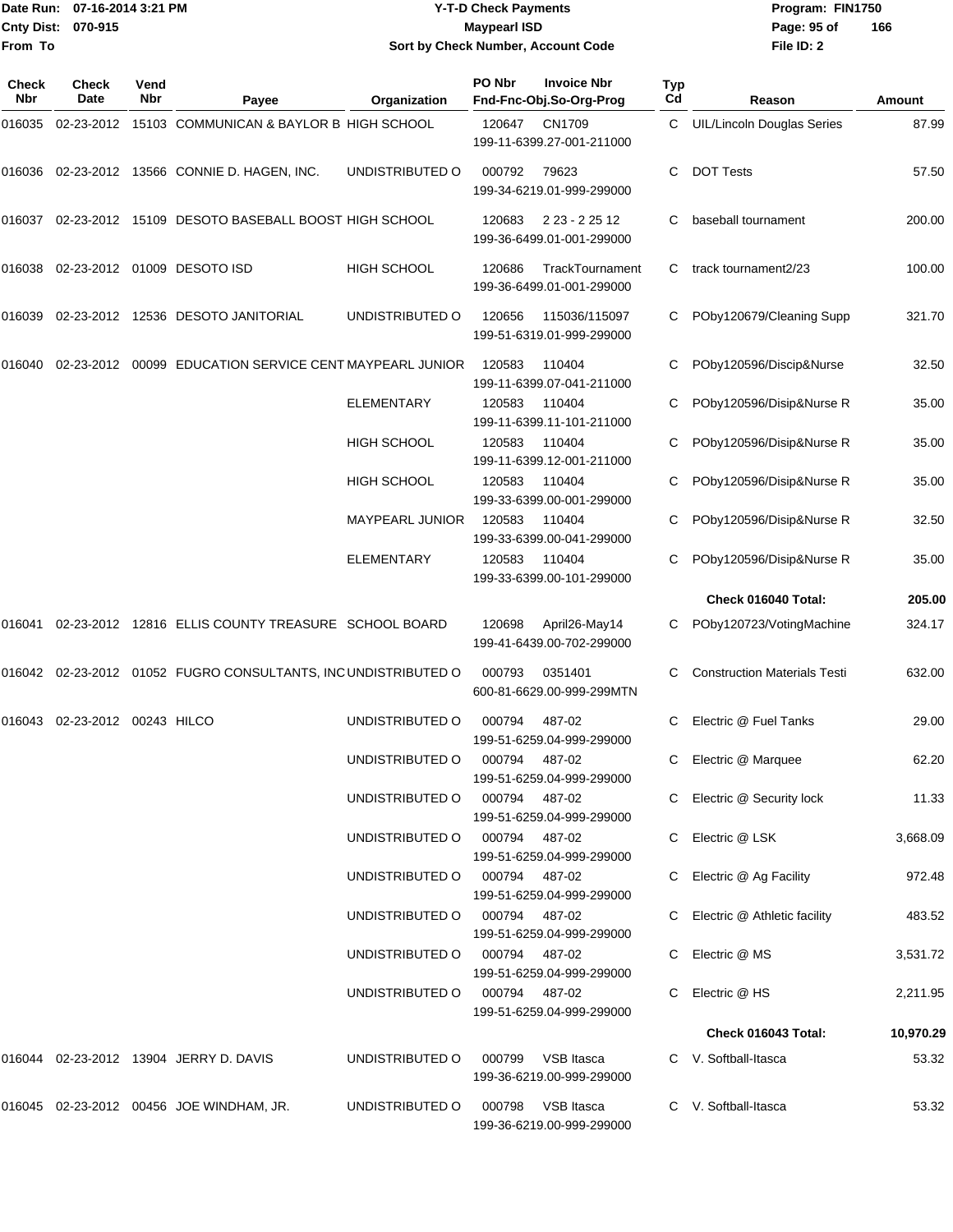Date Run: 07-16-2014 3:21 PM
Cnty Dist: 070-915
From To

# Y-T-D Check Payments
## Maypearl ISD
### Sort by Check Number, Account Code

Program: FIN1750
File ID: 2

| Check Nbr | Check Date | Vend Nbr | Payee | Organization | PO Nbr | Invoice Nbr / Fnd-Fnc-Obj.So-Org-Prog | Typ Cd | Reason | Amount |
|---|---|---|---|---|---|---|---|---|---|
| 016035 | 02-23-2012 | 15103 | COMMUNICAN & BAYLOR B | HIGH SCHOOL | 120647 | CN1709 199-11-6399.27-001-211000 | C | UIL/Lincoln Douglas Series | 87.99 |
| 016036 | 02-23-2012 | 13566 | CONNIE D. HAGEN, INC. | UNDISTRIBUTED O | 000792 | 79623 199-34-6219.01-999-299000 | C | DOT Tests | 57.50 |
| 016037 | 02-23-2012 | 15109 | DESOTO BASEBALL BOOST | HIGH SCHOOL | 120683 | 2 23 - 2 25 12 199-36-6499.01-001-299000 | C | baseball tournament | 200.00 |
| 016038 | 02-23-2012 | 01009 | DESOTO ISD | HIGH SCHOOL | 120686 | TrackTournament 199-36-6499.01-001-299000 | C | track tournament2/23 | 100.00 |
| 016039 | 02-23-2012 | 12536 | DESOTO JANITORIAL | UNDISTRIBUTED O | 120656 | 115036/115097 199-51-6319.01-999-299000 | C | POby120679/Cleaning Supp | 321.70 |
| 016040 | 02-23-2012 | 00099 | EDUCATION SERVICE CENT | MAYPEARL JUNIOR | 120583 | 110404 199-11-6399.07-041-211000 | C | POby120596/Discip&Nurse | 32.50 |
| | | | | ELEMENTARY | 120583 | 110404 199-11-6399.11-101-211000 | C | POby120596/Disip&Nurse R | 35.00 |
| | | | | HIGH SCHOOL | 120583 | 110404 199-11-6399.12-001-211000 | C | POby120596/Disip&Nurse R | 35.00 |
| | | | | HIGH SCHOOL | 120583 | 110404 199-33-6399.00-001-299000 | C | POby120596/Disip&Nurse R | 35.00 |
| | | | | MAYPEARL JUNIOR | 120583 | 110404 199-33-6399.00-041-299000 | C | POby120596/Disip&Nurse R | 32.50 |
| | | | | ELEMENTARY | 120583 | 110404 199-33-6399.00-101-299000 | C | POby120596/Disip&Nurse R | 35.00 |
| | | | | | | | | **Check 016040 Total:** | **205.00** |
| 016041 | 02-23-2012 | 12816 | ELLIS COUNTY TREASURE | SCHOOL BOARD | 120698 | April26-May14 199-41-6439.00-702-299000 | C | POby120723/VotingMachine | 324.17 |
| 016042 | 02-23-2012 | 01052 | FUGRO CONSULTANTS, INC | UNDISTRIBUTED O | 000793 | 0351401 600-81-6629.00-999-299MTN | C | Construction Materials Testi | 632.00 |
| 016043 | 02-23-2012 | 00243 | HILCO | UNDISTRIBUTED O | 000794 | 487-02 199-51-6259.04-999-299000 | C | Electric @ Fuel Tanks | 29.00 |
| | | | | UNDISTRIBUTED O | 000794 | 487-02 199-51-6259.04-999-299000 | C | Electric @ Marquee | 62.20 |
| | | | | UNDISTRIBUTED O | 000794 | 487-02 199-51-6259.04-999-299000 | C | Electric @ Security lock | 11.33 |
| | | | | UNDISTRIBUTED O | 000794 | 487-02 199-51-6259.04-999-299000 | C | Electric @ LSK | 3,668.09 |
| | | | | UNDISTRIBUTED O | 000794 | 487-02 199-51-6259.04-999-299000 | C | Electric @ Ag Facility | 972.48 |
| | | | | UNDISTRIBUTED O | 000794 | 487-02 199-51-6259.04-999-299000 | C | Electric @ Athletic facility | 483.52 |
| | | | | UNDISTRIBUTED O | 000794 | 487-02 199-51-6259.04-999-299000 | C | Electric @ MS | 3,531.72 |
| | | | | UNDISTRIBUTED O | 000794 | 487-02 199-51-6259.04-999-299000 | C | Electric @ HS | 2,211.95 |
| | | | | | | | | **Check 016043 Total:** | **10,970.29** |
| 016044 | 02-23-2012 | 13904 | JERRY D. DAVIS | UNDISTRIBUTED O | 000799 | VSB Itasca 199-36-6219.00-999-299000 | C | V. Softball-Itasca | 53.32 |
| 016045 | 02-23-2012 | 00456 | JOE WINDHAM, JR. | UNDISTRIBUTED O | 000798 | VSB Itasca 199-36-6219.00-999-299000 | C | V. Softball-Itasca | 53.32 |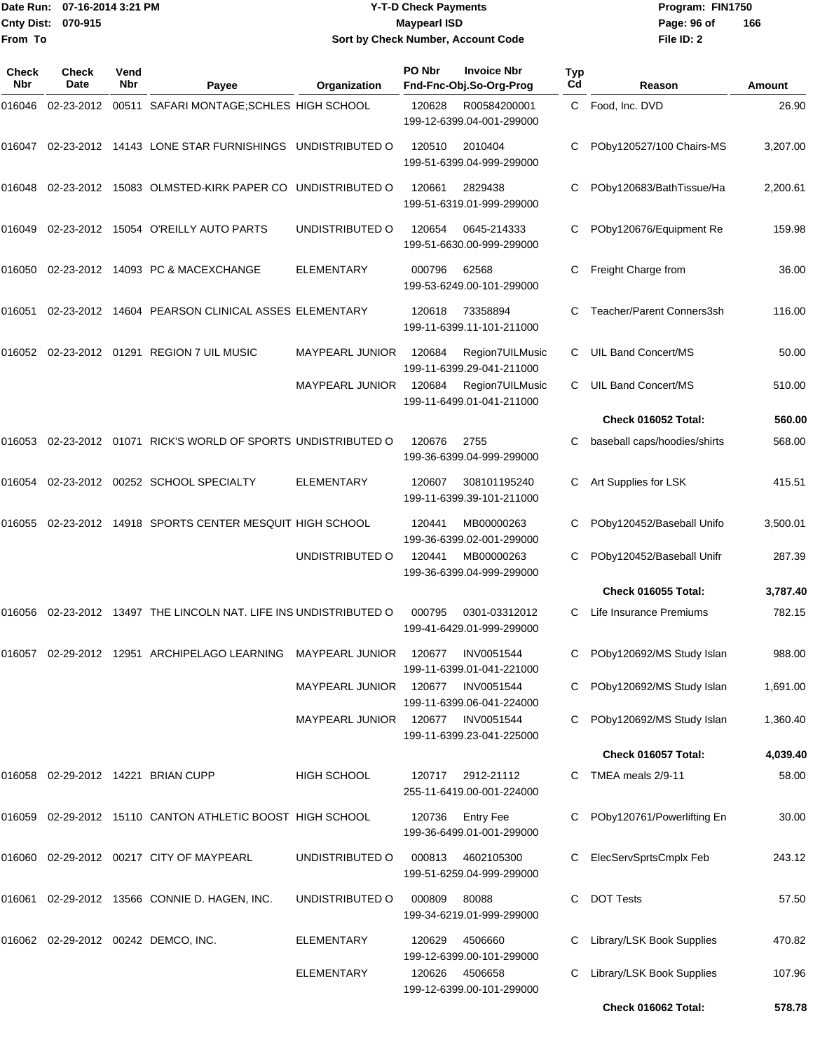Date Run: 07-16-2014 3:21 PM
Cnty Dist: 070-915
From To

# Y-T-D Check Payments
## Maypearl ISD
### Sort by Check Number, Account Code

Program: FIN1750
File ID: 2

| Check Nbr | Check Date | Vend Nbr | Payee | Organization | PO Nbr | Invoice Nbr / Fnd-Fnc-Obj.So-Org-Prog | Typ Cd | Reason | Amount |
|---|---|---|---|---|---|---|---|---|---|
| 016046 | 02-23-2012 | 00511 | SAFARI MONTAGE;SCHLES | HIGH SCHOOL | 120628 | R00584200001 199-12-6399.04-001-299000 | C | Food, Inc. DVD | 26.90 |
| 016047 | 02-23-2012 | 14143 | LONE STAR FURNISHINGS | UNDISTRIBUTED O | 120510 | 2010404 199-51-6399.04-999-299000 | C | POby120527/100 Chairs-MS | 3,207.00 |
| 016048 | 02-23-2012 | 15083 | OLMSTED-KIRK PAPER CO | UNDISTRIBUTED O | 120661 | 2829438 199-51-6319.01-999-299000 | C | POby120683/BathTissue/Ha | 2,200.61 |
| 016049 | 02-23-2012 | 15054 | O'REILLY AUTO PARTS | UNDISTRIBUTED O | 120654 | 0645-214333 199-51-6630.00-999-299000 | C | POby120676/Equipment Re | 159.98 |
| 016050 | 02-23-2012 | 14093 | PC & MACEXCHANGE | ELEMENTARY | 000796 | 62568 199-53-6249.00-101-299000 | C | Freight Charge from | 36.00 |
| 016051 | 02-23-2012 | 14604 | PEARSON CLINICAL ASSES | ELEMENTARY | 120618 | 73358894 199-11-6399.11-101-211000 | C | Teacher/Parent Conners3sh | 116.00 |
| 016052 | 02-23-2012 | 01291 | REGION 7 UIL MUSIC | MAYPEARL JUNIOR | 120684 | Region7UILMusic 199-11-6399.29-041-211000 | C | UIL Band Concert/MS | 50.00 |
| | | | | MAYPEARL JUNIOR | 120684 | Region7UILMusic 199-11-6499.01-041-211000 | C | UIL Band Concert/MS | 510.00 |
| | | | | | | | | **Check 016052 Total:** | **560.00** |
| 016053 | 02-23-2012 | 01071 | RICK'S WORLD OF SPORTS | UNDISTRIBUTED O | 120676 | 2755 199-36-6399.04-999-299000 | C | baseball caps/hoodies/shirts | 568.00 |
| 016054 | 02-23-2012 | 00252 | SCHOOL SPECIALTY | ELEMENTARY | 120607 | 308101195240 199-11-6399.39-101-211000 | C | Art Supplies for LSK | 415.51 |
| 016055 | 02-23-2012 | 14918 | SPORTS CENTER MESQUIT | HIGH SCHOOL | 120441 | MB00000263 199-36-6399.02-001-299000 | C | POby120452/Baseball Unifo | 3,500.01 |
| | | | | UNDISTRIBUTED O | 120441 | MB00000263 199-36-6399.04-999-299000 | C | POby120452/Baseball Unifr | 287.39 |
| | | | | | | | | **Check 016055 Total:** | **3,787.40** |
| 016056 | 02-23-2012 | 13497 | THE LINCOLN NAT. LIFE INS | UNDISTRIBUTED O | 000795 | 0301-03312012 199-41-6429.01-999-299000 | C | Life Insurance Premiums | 782.15 |
| 016057 | 02-29-2012 | 12951 | ARCHIPELAGO LEARNING | MAYPEARL JUNIOR | 120677 | INV0051544 199-11-6399.01-041-221000 | C | POby120692/MS Study Islan | 988.00 |
| | | | | MAYPEARL JUNIOR | 120677 | INV0051544 199-11-6399.06-041-224000 | C | POby120692/MS Study Islan | 1,691.00 |
| | | | | MAYPEARL JUNIOR | 120677 | INV0051544 199-11-6399.23-041-225000 | C | POby120692/MS Study Islan | 1,360.40 |
| | | | | | | | | **Check 016057 Total:** | **4,039.40** |
| 016058 | 02-29-2012 | 14221 | BRIAN CUPP | HIGH SCHOOL | 120717 | 2912-21112 255-11-6419.00-001-224000 | C | TMEA meals 2/9-11 | 58.00 |
| 016059 | 02-29-2012 | 15110 | CANTON ATHLETIC BOOST | HIGH SCHOOL | 120736 | Entry Fee 199-36-6499.01-001-299000 | C | POby120761/Powerlifting En | 30.00 |
| 016060 | 02-29-2012 | 00217 | CITY OF MAYPEARL | UNDISTRIBUTED O | 000813 | 4602105300 199-51-6259.04-999-299000 | C | ElecServSprtsCmplx Feb | 243.12 |
| 016061 | 02-29-2012 | 13566 | CONNIE D. HAGEN, INC. | UNDISTRIBUTED O | 000809 | 80088 199-34-6219.01-999-299000 | C | DOT Tests | 57.50 |
| 016062 | 02-29-2012 | 00242 | DEMCO, INC. | ELEMENTARY | 120629 | 4506660 199-12-6399.00-101-299000 | C | Library/LSK Book Supplies | 470.82 |
| | | | | ELEMENTARY | 120626 | 4506658 199-12-6399.00-101-299000 | C | Library/LSK Book Supplies | 107.96 |
| | | | | | | | | **Check 016062 Total:** | **578.78** |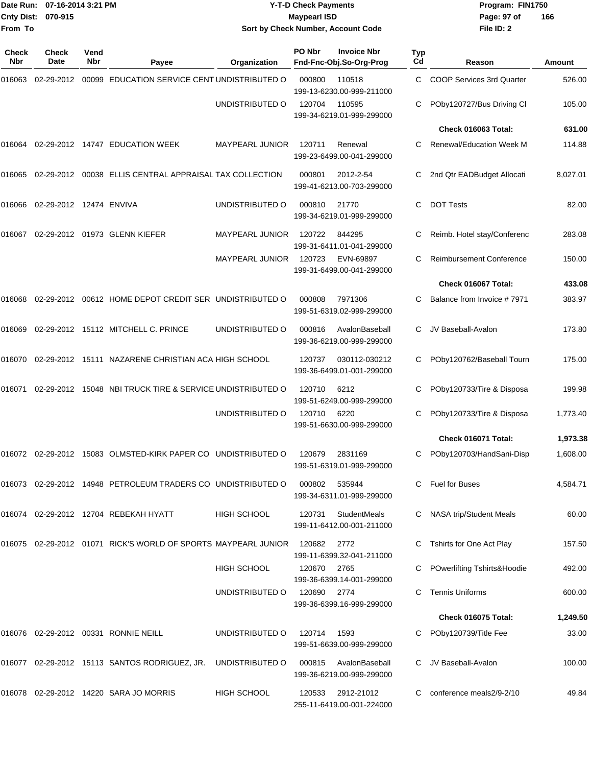Date Run: 07-16-2014 3:21 PM
Cnty Dist: 070-915
From To

# Y-T-D Check Payments
## Maypearl ISD
### Sort by Check Number, Account Code

Program: FIN1750
File ID: 2

| Check Nbr | Check Date | Vend Nbr | Payee | Organization | PO Nbr | Invoice Nbr / Fnd-Fnc-Obj.So-Org-Prog | Typ Cd | Reason | Amount |
|---|---|---|---|---|---|---|---|---|---|
| 016063 | 02-29-2012 | 00099 | EDUCATION SERVICE CENT | UNDISTRIBUTED O | 000800 | 110518 199-13-6230.00-999-211000 | C | COOP Services 3rd Quarter | 526.00 |
| | | | | UNDISTRIBUTED O | 120704 | 110595 199-34-6219.01-999-299000 | C | PОby120727/Bus Driving Cl | 105.00 |
| | | | | | | | | **Check 016063 Total:** | **631.00** |
| 016064 | 02-29-2012 | 14747 | EDUCATION WEEK | MAYPEARL JUNIOR | 120711 | Renewal 199-23-6499.00-041-299000 | C | Renewal/Education Week M | 114.88 |
| 016065 | 02-29-2012 | 00038 | ELLIS CENTRAL APPRAISAL | TAX COLLECTION | 000801 | 2012-2-54 199-41-6213.00-703-299000 | C | 2nd Qtr EADBudget Allocati | 8,027.01 |
| 016066 | 02-29-2012 | 12474 | ENVIVA | UNDISTRIBUTED O | 000810 | 21770 199-34-6219.01-999-299000 | C | DOT Tests | 82.00 |
| 016067 | 02-29-2012 | 01973 | GLENN KIEFER | MAYPEARL JUNIOR | 120722 | 844295 199-31-6411.01-041-299000 | C | Reimb. Hotel stay/Conferenc | 283.08 |
| | | | | MAYPEARL JUNIOR | 120723 | EVN-69897 199-31-6499.00-041-299000 | C | Reimbursement Conference | 150.00 |
| | | | | | | | | **Check 016067 Total:** | **433.08** |
| 016068 | 02-29-2012 | 00612 | HOME DEPOT CREDIT SER | UNDISTRIBUTED O | 000808 | 7971306 199-51-6319.02-999-299000 | C | Balance from Invoice # 7971 | 383.97 |
| 016069 | 02-29-2012 | 15112 | MITCHELL C. PRINCE | UNDISTRIBUTED O | 000816 | AvalonBaseball 199-36-6219.00-999-299000 | C | JV Baseball-Avalon | 173.80 |
| 016070 | 02-29-2012 | 15111 | NAZARENE CHRISTIAN ACA | HIGH SCHOOL | 120737 | 030112-030212 199-36-6499.01-001-299000 | C | POby120762/Baseball Tourn | 175.00 |
| 016071 | 02-29-2012 | 15048 | NBI TRUCK TIRE & SERVICE | UNDISTRIBUTED O | 120710 | 6212 199-51-6249.00-999-299000 | C | POby120733/Tire & Disposa | 199.98 |
| | | | | UNDISTRIBUTED O | 120710 | 6220 199-51-6630.00-999-299000 | C | POby120733/Tire & Disposa | 1,773.40 |
| | | | | | | | | **Check 016071 Total:** | **1,973.38** |
| 016072 | 02-29-2012 | 15083 | OLMSTED-KIRK PAPER CO | UNDISTRIBUTED O | 120679 | 2831169 199-51-6319.01-999-299000 | C | POby120703/HandSani-Disp | 1,608.00 |
| 016073 | 02-29-2012 | 14948 | PETROLEUM TRADERS CO | UNDISTRIBUTED O | 000802 | 535944 199-34-6311.01-999-299000 | C | Fuel for Buses | 4,584.71 |
| 016074 | 02-29-2012 | 12704 | REBEKAH HYATT | HIGH SCHOOL | 120731 | StudentMeals 199-11-6412.00-001-211000 | C | NASA trip/Student Meals | 60.00 |
| 016075 | 02-29-2012 | 01071 | RICK'S WORLD OF SPORTS | MAYPEARL JUNIOR | 120682 | 2772 199-11-6399.32-041-211000 | C | Tshirts for One Act Play | 157.50 |
| | | | | HIGH SCHOOL | 120670 | 2765 199-36-6399.14-001-299000 | C | POwerlifting Tshirts&Hoodie | 492.00 |
| | | | | UNDISTRIBUTED O | 120690 | 2774 199-36-6399.16-999-299000 | C | Tennis Uniforms | 600.00 |
| | | | | | | | | **Check 016075 Total:** | **1,249.50** |
| 016076 | 02-29-2012 | 00331 | RONNIE NEILL | UNDISTRIBUTED O | 120714 | 1593 199-51-6639.00-999-299000 | C | POby120739/Title Fee | 33.00 |
| 016077 | 02-29-2012 | 15113 | SANTOS RODRIGUEZ, JR. | UNDISTRIBUTED O | 000815 | AvalonBaseball 199-36-6219.00-999-299000 | C | JV Baseball-Avalon | 100.00 |
| 016078 | 02-29-2012 | 14220 | SARA JO MORRIS | HIGH SCHOOL | 120533 | 2912-21012 255-11-6419.00-001-224000 | C | conference meals2/9-2/10 | 49.84 |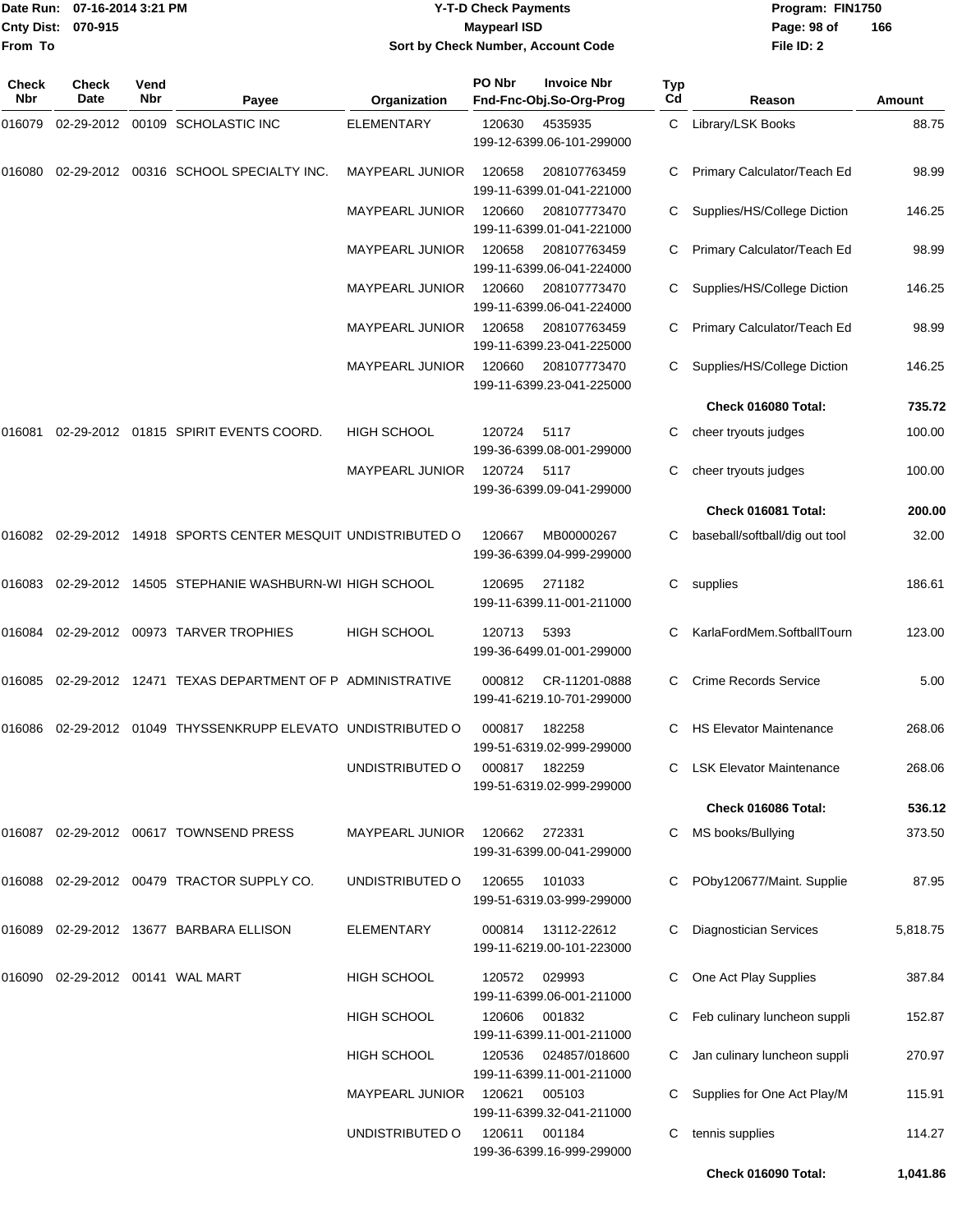Date Run: 07-16-2014 3:21 PM
Cnty Dist: 070-915
From To

# Y-T-D Check Payments
## Maypearl ISD
### Sort by Check Number, Account Code

Program: FIN1750
File ID: 2

| Check Nbr | Check Date | Vend Nbr | Payee | Organization | PO Nbr | Invoice Nbr / Fnd-Fnc-Obj.So-Org-Prog | Typ Cd | Reason | Amount |
|---|---|---|---|---|---|---|---|---|---|
| 016079 | 02-29-2012 | 00109 | SCHOLASTIC INC | ELEMENTARY | 120630 | 4535935 199-12-6399.06-101-299000 | C | Library/LSK Books | 88.75 |
| 016080 | 02-29-2012 | 00316 | SCHOOL SPECIALTY INC. | MAYPEARL JUNIOR | 120658 | 208107763459 199-11-6399.01-041-221000 | C | Primary Calculator/Teach Ed | 98.99 |
| | | | | MAYPEARL JUNIOR | 120660 | 208107773470 199-11-6399.01-041-221000 | C | Supplies/HS/College Diction | 146.25 |
| | | | | MAYPEARL JUNIOR | 120658 | 208107763459 199-11-6399.06-041-224000 | C | Primary Calculator/Teach Ed | 98.99 |
| | | | | MAYPEARL JUNIOR | 120660 | 208107773470 199-11-6399.06-041-224000 | C | Supplies/HS/College Diction | 146.25 |
| | | | | MAYPEARL JUNIOR | 120658 | 208107763459 199-11-6399.23-041-225000 | C | Primary Calculator/Teach Ed | 98.99 |
| | | | | MAYPEARL JUNIOR | 120660 | 208107773470 199-11-6399.23-041-225000 | C | Supplies/HS/College Diction | 146.25 |
| | | | | | | | | **Check 016080 Total:** | **735.72** |
| 016081 | 02-29-2012 | 01815 | SPIRIT EVENTS COORD. | HIGH SCHOOL | 120724 | 5117 199-36-6399.08-001-299000 | C | cheer tryouts judges | 100.00 |
| | | | | MAYPEARL JUNIOR | 120724 | 5117 199-36-6399.09-041-299000 | C | cheer tryouts judges | 100.00 |
| | | | | | | | | **Check 016081 Total:** | **200.00** |
| 016082 | 02-29-2012 | 14918 | SPORTS CENTER MESQUIT | UNDISTRIBUTED O | 120667 | MB00000267 199-36-6399.04-999-299000 | C | baseball/softball/dig out tool | 32.00 |
| 016083 | 02-29-2012 | 14505 | STEPHANIE WASHBURN-WI | HIGH SCHOOL | 120695 | 271182 199-11-6399.11-001-211000 | C | supplies | 186.61 |
| 016084 | 02-29-2012 | 00973 | TARVER TROPHIES | HIGH SCHOOL | 120713 | 5393 199-36-6499.01-001-299000 | C | KarlaFordMem.SoftballTourn | 123.00 |
| 016085 | 02-29-2012 | 12471 | TEXAS DEPARTMENT OF P | ADMINISTRATIVE | 000812 | CR-11201-0888 199-41-6219.10-701-299000 | C | Crime Records Service | 5.00 |
| 016086 | 02-29-2012 | 01049 | THYSSENKRUPP ELEVATO | UNDISTRIBUTED O | 000817 | 182258 199-51-6319.02-999-299000 | C | HS Elevator Maintenance | 268.06 |
| | | | | UNDISTRIBUTED O | 000817 | 182259 199-51-6319.02-999-299000 | C | LSK Elevator Maintenance | 268.06 |
| | | | | | | | | **Check 016086 Total:** | **536.12** |
| 016087 | 02-29-2012 | 00617 | TOWNSEND PRESS | MAYPEARL JUNIOR | 120662 | 272331 199-31-6399.00-041-299000 | C | MS books/Bullying | 373.50 |
| 016088 | 02-29-2012 | 00479 | TRACTOR SUPPLY CO. | UNDISTRIBUTED O | 120655 | 101033 199-51-6319.03-999-299000 | C | POby120677/Maint. Supplie | 87.95 |
| 016089 | 02-29-2012 | 13677 | BARBARA ELLISON | ELEMENTARY | 000814 | 13112-22612 199-11-6219.00-101-223000 | C | Diagnostician Services | 5,818.75 |
| 016090 | 02-29-2012 | 00141 | WAL MART | HIGH SCHOOL | 120572 | 029993 199-11-6399.06-001-211000 | C | One Act Play Supplies | 387.84 |
| | | | | HIGH SCHOOL | 120606 | 001832 199-11-6399.11-001-211000 | C | Feb culinary luncheon suppli | 152.87 |
| | | | | HIGH SCHOOL | 120536 | 024857/018600 199-11-6399.11-001-211000 | C | Jan culinary luncheon suppli | 270.97 |
| | | | | MAYPEARL JUNIOR | 120621 | 005103 199-11-6399.32-041-211000 | C | Supplies for One Act Play/M | 115.91 |
| | | | | UNDISTRIBUTED O | 120611 | 001184 199-36-6399.16-999-299000 | C | tennis supplies | 114.27 |
| | | | | | | | | **Check 016090 Total:** | **1,041.86** |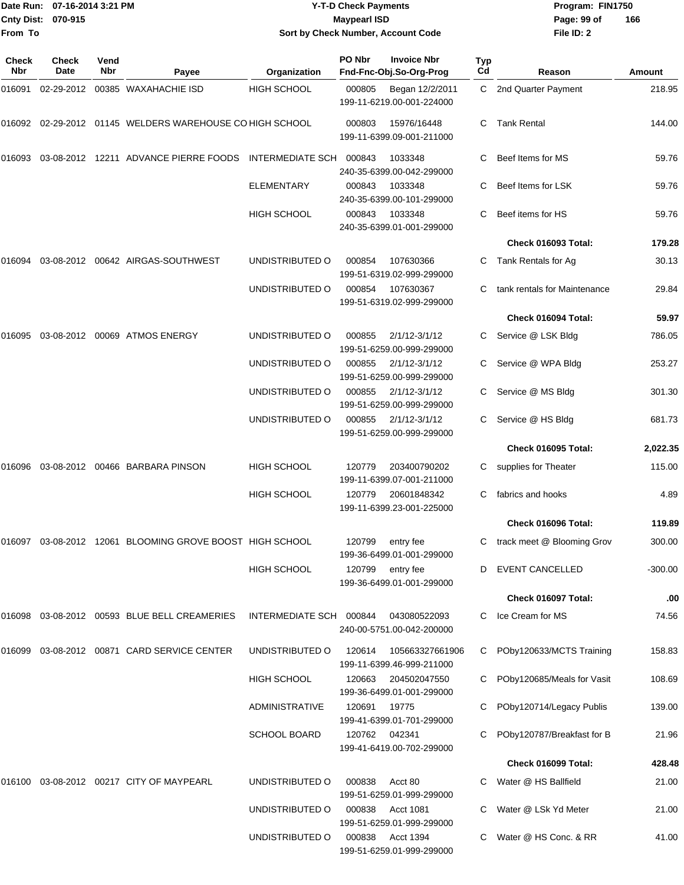Date Run: 07-16-2014 3:21 PM
Cnty Dist: 070-915
From To

**Y-T-D Check Payments**
**Maypearl ISD**
**Sort by Check Number, Account Code**

Program: FIN1750
File ID: 2

| Check Nbr | Check Date | Vend Nbr | Payee | Organization | PO Nbr | Invoice Nbr / Fnd-Fnc-Obj.So-Org-Prog | Typ Cd | Reason | Amount |
|---|---|---|---|---|---|---|---|---|---|
| 016091 | 02-29-2012 | 00385 | WAXAHACHIE ISD | HIGH SCHOOL | 000805 | Began 12/2/2011 199-11-6219.00-001-224000 | C | 2nd Quarter Payment | 218.95 |
| 016092 | 02-29-2012 | 01145 | WELDERS WAREHOUSE CO | HIGH SCHOOL | 000803 | 15976/16448 199-11-6399.09-001-211000 | C | Tank Rental | 144.00 |
| 016093 | 03-08-2012 | 12211 | ADVANCE PIERRE FOODS | INTERMEDIATE SCH | 000843 | 1033348 240-35-6399.00-042-299000 | C | Beef Items for MS | 59.76 |
| | | | | ELEMENTARY | 000843 | 1033348 240-35-6399.00-101-299000 | C | Beef Items for LSK | 59.76 |
| | | | | HIGH SCHOOL | 000843 | 1033348 240-35-6399.01-001-299000 | C | Beef items for HS | 59.76 |
| | | | | | | | | **Check 016093 Total:** | **179.28** |
| 016094 | 03-08-2012 | 00642 | AIRGAS-SOUTHWEST | UNDISTRIBUTED O | 000854 | 107630366 199-51-6319.02-999-299000 | C | Tank Rentals for Ag | 30.13 |
| | | | | UNDISTRIBUTED O | 000854 | 107630367 199-51-6319.02-999-299000 | C | tank rentals for Maintenance | 29.84 |
| | | | | | | | | **Check 016094 Total:** | **59.97** |
| 016095 | 03-08-2012 | 00069 | ATMOS ENERGY | UNDISTRIBUTED O | 000855 | 2/1/12-3/1/12 199-51-6259.00-999-299000 | C | Service @ LSK Bldg | 786.05 |
| | | | | UNDISTRIBUTED O | 000855 | 2/1/12-3/1/12 199-51-6259.00-999-299000 | C | Service @ WPA Bldg | 253.27 |
| | | | | UNDISTRIBUTED O | 000855 | 2/1/12-3/1/12 199-51-6259.00-999-299000 | C | Service @ MS Bldg | 301.30 |
| | | | | UNDISTRIBUTED O | 000855 | 2/1/12-3/1/12 199-51-6259.00-999-299000 | C | Service @ HS Bldg | 681.73 |
| | | | | | | | | **Check 016095 Total:** | **2,022.35** |
| 016096 | 03-08-2012 | 00466 | BARBARA PINSON | HIGH SCHOOL | 120779 | 203400790202 199-11-6399.07-001-211000 | C | supplies for Theater | 115.00 |
| | | | | HIGH SCHOOL | 120779 | 20601848342 199-11-6399.23-001-225000 | C | fabrics and hooks | 4.89 |
| | | | | | | | | **Check 016096 Total:** | **119.89** |
| 016097 | 03-08-2012 | 12061 | BLOOMING GROVE BOOST | HIGH SCHOOL | 120799 | entry fee 199-36-6499.01-001-299000 | C | track meet @ Blooming Grov | 300.00 |
| | | | | HIGH SCHOOL | 120799 | entry fee 199-36-6499.01-001-299000 | D | EVENT CANCELLED | -300.00 |
| | | | | | | | | **Check 016097 Total:** | **.00** |
| 016098 | 03-08-2012 | 00593 | BLUE BELL CREAMERIES | INTERMEDIATE SCH | 000844 | 043080522093 240-00-5751.00-042-200000 | C | Ice Cream for MS | 74.56 |
| 016099 | 03-08-2012 | 00871 | CARD SERVICE CENTER | UNDISTRIBUTED O | 120614 | 105663327661906 199-11-6399.46-999-211000 | C | POby120633/MCTS Training | 158.83 |
| | | | | HIGH SCHOOL | 120663 | 204502047550 199-36-6499.01-001-299000 | C | POby120685/Meals for Vasit | 108.69 |
| | | | | ADMINISTRATIVE | 120691 | 19775 199-41-6399.01-701-299000 | C | POby120714/Legacy Publis | 139.00 |
| | | | | SCHOOL BOARD | 120762 | 042341 199-41-6419.00-702-299000 | C | POby120787/Breakfast for B | 21.96 |
| | | | | | | | | **Check 016099 Total:** | **428.48** |
| 016100 | 03-08-2012 | 00217 | CITY OF MAYPEARL | UNDISTRIBUTED O | 000838 | Acct 80 199-51-6259.01-999-299000 | C | Water @ HS Ballfield | 21.00 |
| | | | | UNDISTRIBUTED O | 000838 | Acct 1081 199-51-6259.01-999-299000 | C | Water @ LSk Yd Meter | 21.00 |
| | | | | UNDISTRIBUTED O | 000838 | Acct 1394 199-51-6259.01-999-299000 | C | Water @ HS Conc. & RR | 41.00 |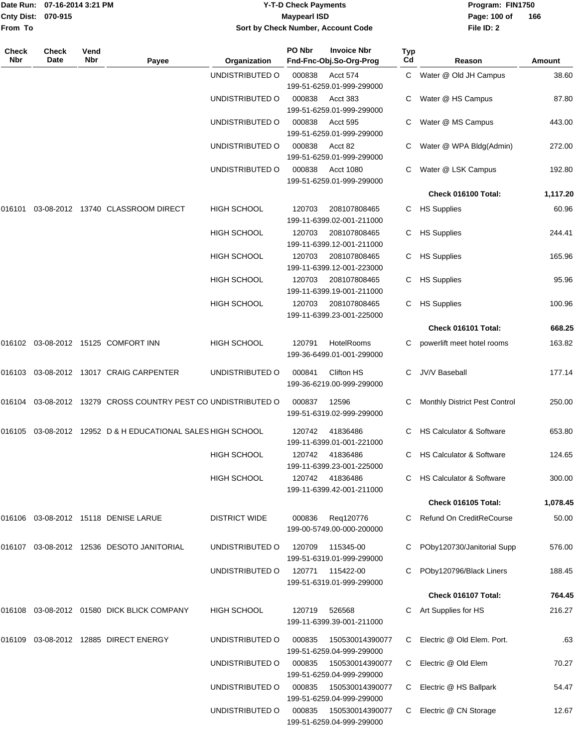# Y-T-D Check Payments

Date Run: 07-16-2014 3:21 PM
Cnty Dist: 070-915
From To

**Maypearl ISD**

Sort by Check Number, Account Code

Program: FIN1750
File ID: 2

| Check Nbr | Check Date | Vend Nbr | Payee | Organization | PO Nbr / Invoice Nbr / Fnd-Fnc-Obj.So-Org-Prog | Typ Cd | Reason | Amount |
|---|---|---|---|---|---|---|---|---|
| | | | | UNDISTRIBUTED O | 000838 Acct 574 199-51-6259.01-999-299000 | C | Water @ Old JH Campus | 38.60 |
| | | | | UNDISTRIBUTED O | 000838 Acct 383 199-51-6259.01-999-299000 | C | Water @ HS Campus | 87.80 |
| | | | | UNDISTRIBUTED O | 000838 Acct 595 199-51-6259.01-999-299000 | C | Water @ MS Campus | 443.00 |
| | | | | UNDISTRIBUTED O | 000838 Acct 82 199-51-6259.01-999-299000 | C | Water @ WPA Bldg(Admin) | 272.00 |
| | | | | UNDISTRIBUTED O | 000838 Acct 1080 199-51-6259.01-999-299000 | C | Water @ LSK Campus | 192.80 |
| | | | | | | | **Check 016100 Total:** | **1,117.20** |
| 016101 | 03-08-2012 | 13740 | CLASSROOM DIRECT | HIGH SCHOOL | 120703 208107808465 199-11-6399.02-001-211000 | C | HS Supplies | 60.96 |
| | | | | HIGH SCHOOL | 120703 208107808465 199-11-6399.12-001-211000 | C | HS Supplies | 244.41 |
| | | | | HIGH SCHOOL | 120703 208107808465 199-11-6399.12-001-223000 | C | HS Supplies | 165.96 |
| | | | | HIGH SCHOOL | 120703 208107808465 199-11-6399.19-001-211000 | C | HS Supplies | 95.96 |
| | | | | HIGH SCHOOL | 120703 208107808465 199-11-6399.23-001-225000 | C | HS Supplies | 100.96 |
| | | | | | | | **Check 016101 Total:** | **668.25** |
| 016102 | 03-08-2012 | 15125 | COMFORT INN | HIGH SCHOOL | 120791 HotelRooms 199-36-6499.01-001-299000 | C | powerlift meet hotel rooms | 163.82 |
| 016103 | 03-08-2012 | 13017 | CRAIG CARPENTER | UNDISTRIBUTED O | 000841 Clifton HS 199-36-6219.00-999-299000 | C | JV/V Baseball | 177.14 |
| 016104 | 03-08-2012 | 13279 | CROSS COUNTRY PEST CO | UNDISTRIBUTED O | 000837 12596 199-51-6319.02-999-299000 | C | Monthly District Pest Control | 250.00 |
| 016105 | 03-08-2012 | 12952 | D & H EDUCATIONAL SALES | HIGH SCHOOL | 120742 41836486 199-11-6399.01-001-221000 | C | HS Calculator & Software | 653.80 |
| | | | | HIGH SCHOOL | 120742 41836486 199-11-6399.23-001-225000 | C | HS Calculator & Software | 124.65 |
| | | | | HIGH SCHOOL | 120742 41836486 199-11-6399.42-001-211000 | C | HS Calculator & Software | 300.00 |
| | | | | | | | **Check 016105 Total:** | **1,078.45** |
| 016106 | 03-08-2012 | 15118 | DENISE LARUE | DISTRICT WIDE | 000836 Req120776 199-00-5749.00-000-200000 | C | Refund On CreditReCourse | 50.00 |
| 016107 | 03-08-2012 | 12536 | DESOTO JANITORIAL | UNDISTRIBUTED O | 120709 115345-00 199-51-6319.01-999-299000 | C | POby120730/Janitorial Supp | 576.00 |
| | | | | UNDISTRIBUTED O | 120771 115422-00 199-51-6319.01-999-299000 | C | POby120796/Black Liners | 188.45 |
| | | | | | | | **Check 016107 Total:** | **764.45** |
| 016108 | 03-08-2012 | 01580 | DICK BLICK COMPANY | HIGH SCHOOL | 120719 526568 199-11-6399.39-001-211000 | C | Art Supplies for HS | 216.27 |
| 016109 | 03-08-2012 | 12885 | DIRECT ENERGY | UNDISTRIBUTED O | 000835 150530014390077 199-51-6259.04-999-299000 | C | Electric @ Old Elem. Port. | .63 |
| | | | | UNDISTRIBUTED O | 000835 150530014390077 199-51-6259.04-999-299000 | C | Electric @ Old Elem | 70.27 |
| | | | | UNDISTRIBUTED O | 000835 150530014390077 199-51-6259.04-999-299000 | C | Electric @ HS Ballpark | 54.47 |
| | | | | UNDISTRIBUTED O | 000835 150530014390077 199-51-6259.04-999-299000 | C | Electric @ CN Storage | 12.67 |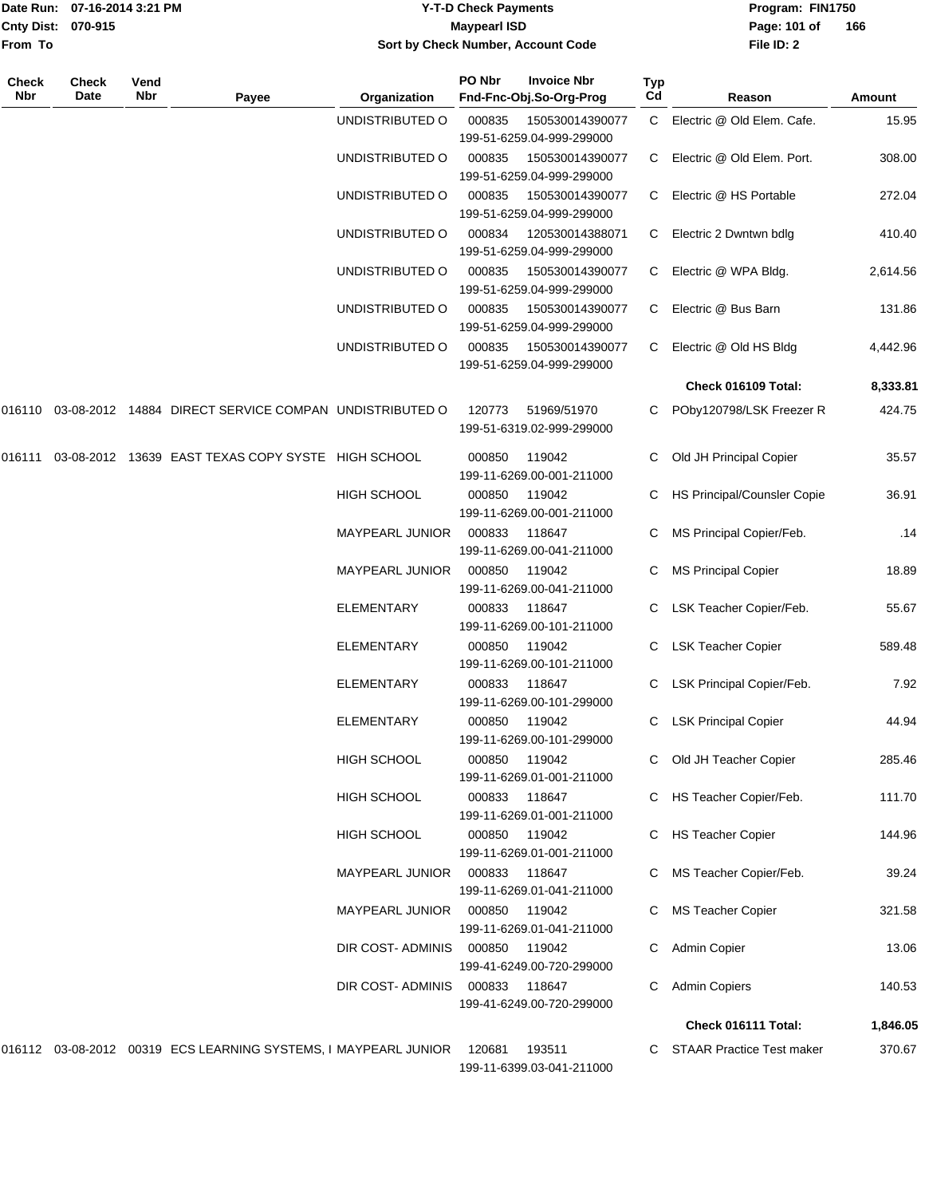| Check Nbr | Check Date | Vend Nbr | Payee | Organization | PO Nbr | Invoice Nbr / Fnd-Fnc-Obj.So-Org-Prog | Typ Cd | Reason | Amount |
|---|---|---|---|---|---|---|---|---|---|
| | | | | UNDISTRIBUTED O | 000835 | 150530014390077 199-51-6259.04-999-299000 | C | Electric @ Old Elem. Cafe. | 15.95 |
| | | | | UNDISTRIBUTED O | 000835 | 150530014390077 199-51-6259.04-999-299000 | C | Electric @ Old Elem. Port. | 308.00 |
| | | | | UNDISTRIBUTED O | 000835 | 150530014390077 199-51-6259.04-999-299000 | C | Electric @ HS Portable | 272.04 |
| | | | | UNDISTRIBUTED O | 000834 | 120530014388071 199-51-6259.04-999-299000 | C | Electric 2 Dwntwn bdlg | 410.40 |
| | | | | UNDISTRIBUTED O | 000835 | 150530014390077 199-51-6259.04-999-299000 | C | Electric @ WPA Bldg. | 2,614.56 |
| | | | | UNDISTRIBUTED O | 000835 | 150530014390077 199-51-6259.04-999-299000 | C | Electric @ Bus Barn | 131.86 |
| | | | | UNDISTRIBUTED O | 000835 | 150530014390077 199-51-6259.04-999-299000 | C | Electric @ Old HS Bldg | 4,442.96 |
| | | | | | | | | **Check 016109 Total:** | **8,333.81** |
| 016110 | 03-08-2012 | 14884 | DIRECT SERVICE COMPAN | UNDISTRIBUTED O | 120773 | 51969/51970 199-51-6319.02-999-299000 | C | POby120798/LSK Freezer R | 424.75 |
| 016111 | 03-08-2012 | 13639 | EAST TEXAS COPY SYSTE | HIGH SCHOOL | 000850 | 119042 199-11-6269.00-001-211000 | C | Old JH Principal Copier | 35.57 |
| | | | | HIGH SCHOOL | 000850 | 119042 199-11-6269.00-001-211000 | C | HS Principal/Counsler Copie | 36.91 |
| | | | | MAYPEARL JUNIOR | 000833 | 118647 199-11-6269.00-041-211000 | C | MS Principal Copier/Feb. | .14 |
| | | | | MAYPEARL JUNIOR | 000850 | 119042 199-11-6269.00-041-211000 | C | MS Principal Copier | 18.89 |
| | | | | ELEMENTARY | 000833 | 118647 199-11-6269.00-101-211000 | C | LSK Teacher Copier/Feb. | 55.67 |
| | | | | ELEMENTARY | 000850 | 119042 199-11-6269.00-101-211000 | C | LSK Teacher Copier | 589.48 |
| | | | | ELEMENTARY | 000833 | 118647 199-11-6269.00-101-299000 | C | LSK Principal Copier/Feb. | 7.92 |
| | | | | ELEMENTARY | 000850 | 119042 199-11-6269.00-101-299000 | C | LSK Principal Copier | 44.94 |
| | | | | HIGH SCHOOL | 000850 | 119042 199-11-6269.01-001-211000 | C | Old JH Teacher Copier | 285.46 |
| | | | | HIGH SCHOOL | 000833 | 118647 199-11-6269.01-001-211000 | C | HS Teacher Copier/Feb. | 111.70 |
| | | | | HIGH SCHOOL | 000850 | 119042 199-11-6269.01-001-211000 | C | HS Teacher Copier | 144.96 |
| | | | | MAYPEARL JUNIOR | 000833 | 118647 199-11-6269.01-041-211000 | C | MS Teacher Copier/Feb. | 39.24 |
| | | | | MAYPEARL JUNIOR | 000850 | 119042 199-11-6269.01-041-211000 | C | MS Teacher Copier | 321.58 |
| | | | | DIR COST- ADMINIS | 000850 | 119042 199-41-6249.00-720-299000 | C | Admin Copier | 13.06 |
| | | | | DIR COST- ADMINIS | 000833 | 118647 199-41-6249.00-720-299000 | C | Admin Copiers | 140.53 |
| | | | | | | | | **Check 016111 Total:** | **1,846.05** |
| 016112 | 03-08-2012 | 00319 | ECS LEARNING SYSTEMS, I | MAYPEARL JUNIOR | 120681 | 193511 199-11-6399.03-041-211000 | C | STAAR Practice Test maker | 370.67 |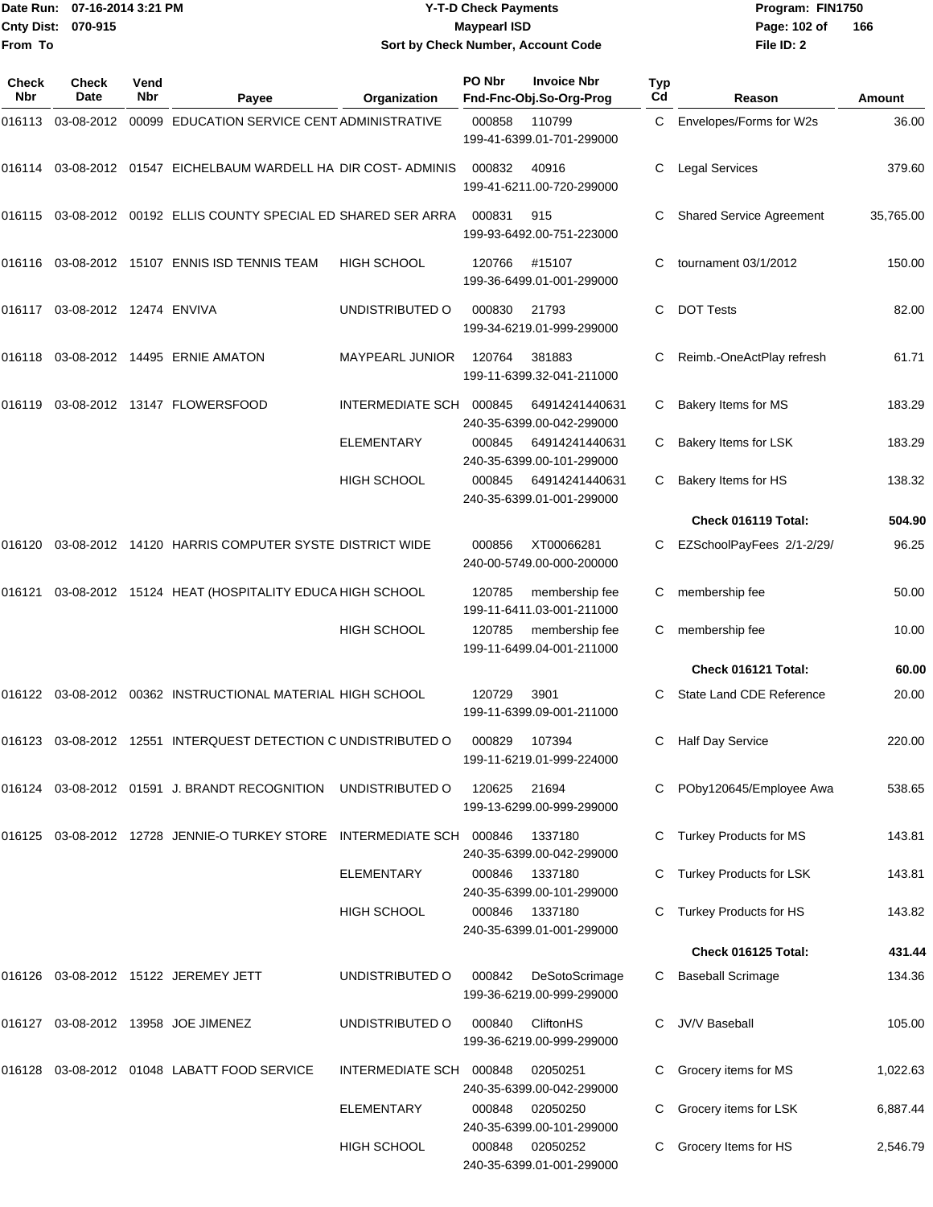Date Run: 07-16-2014 3:21 PM
Cnty Dist: 070-915
From To

# Y-T-D Check Payments
## Maypearl ISD
### Sort by Check Number, Account Code

Program: FIN1750
File ID: 2

| Check Nbr | Check Date | Vend Nbr | Payee | Organization | PO Nbr | Invoice Nbr / Fnd-Fnc-Obj.So-Org-Prog | Typ Cd | Reason | Amount |
|---|---|---|---|---|---|---|---|---|---|
| 016113 | 03-08-2012 | 00099 | EDUCATION SERVICE CENT | ADMINISTRATIVE | 000858 | 110799 199-41-6399.01-701-299000 | C | Envelopes/Forms for W2s | 36.00 |
| 016114 | 03-08-2012 | 01547 | EICHELBAUM WARDELL HA | DIR COST- ADMINIS | 000832 | 40916 199-41-6211.00-720-299000 | C | Legal Services | 379.60 |
| 016115 | 03-08-2012 | 00192 | ELLIS COUNTY SPECIAL ED | SHARED SER ARRA | 000831 | 915 199-93-6492.00-751-223000 | C | Shared Service Agreement | 35,765.00 |
| 016116 | 03-08-2012 | 15107 | ENNIS ISD TENNIS TEAM | HIGH SCHOOL | 120766 | #15107 199-36-6499.01-001-299000 | C | tournament 03/1/2012 | 150.00 |
| 016117 | 03-08-2012 | 12474 | ENVIVA | UNDISTRIBUTED O | 000830 | 21793 199-34-6219.01-999-299000 | C | DOT Tests | 82.00 |
| 016118 | 03-08-2012 | 14495 | ERNIE AMATON | MAYPEARL JUNIOR | 120764 | 381883 199-11-6399.32-041-211000 | C | Reimb.-OneActPlay refresh | 61.71 |
| 016119 | 03-08-2012 | 13147 | FLOWERSFOOD | INTERMEDIATE SCH | 000845 | 64914241440631 240-35-6399.00-042-299000 | C | Bakery Items for MS | 183.29 |
| | | | | ELEMENTARY | 000845 | 64914241440631 240-35-6399.00-101-299000 | C | Bakery Items for LSK | 183.29 |
| | | | | HIGH SCHOOL | 000845 | 64914241440631 240-35-6399.01-001-299000 | C | Bakery Items for HS | 138.32 |
| | | | | | | | | **Check 016119 Total:** | **504.90** |
| 016120 | 03-08-2012 | 14120 | HARRIS COMPUTER SYSTE | DISTRICT WIDE | 000856 | XT00066281 240-00-5749.00-000-200000 | C | EZSchoolPayFees 2/1-2/29/ | 96.25 |
| 016121 | 03-08-2012 | 15124 | HEAT (HOSPITALITY EDUCA | HIGH SCHOOL | 120785 | membership fee 199-11-6411.03-001-211000 | C | membership fee | 50.00 |
| | | | | HIGH SCHOOL | 120785 | membership fee 199-11-6499.04-001-211000 | C | membership fee | 10.00 |
| | | | | | | | | **Check 016121 Total:** | **60.00** |
| 016122 | 03-08-2012 | 00362 | INSTRUCTIONAL MATERIAL | HIGH SCHOOL | 120729 | 3901 199-11-6399.09-001-211000 | C | State Land CDE Reference | 20.00 |
| 016123 | 03-08-2012 | 12551 | INTERQUEST DETECTION C | UNDISTRIBUTED O | 000829 | 107394 199-11-6219.01-999-224000 | C | Half Day Service | 220.00 |
| 016124 | 03-08-2012 | 01591 | J. BRANDT RECOGNITION | UNDISTRIBUTED O | 120625 | 21694 199-13-6299.00-999-299000 | C | POby120645/Employee Awa | 538.65 |
| 016125 | 03-08-2012 | 12728 | JENNIE-O TURKEY STORE | INTERMEDIATE SCH | 000846 | 1337180 240-35-6399.00-042-299000 | C | Turkey Products for MS | 143.81 |
| | | | | ELEMENTARY | 000846 | 1337180 240-35-6399.00-101-299000 | C | Turkey Products for LSK | 143.81 |
| | | | | HIGH SCHOOL | 000846 | 1337180 240-35-6399.01-001-299000 | C | Turkey Products for HS | 143.82 |
| | | | | | | | | **Check 016125 Total:** | **431.44** |
| 016126 | 03-08-2012 | 15122 | JEREMEY JETT | UNDISTRIBUTED O | 000842 | DeSotoScrimage 199-36-6219.00-999-299000 | C | Baseball Scrimage | 134.36 |
| 016127 | 03-08-2012 | 13958 | JOE JIMENEZ | UNDISTRIBUTED O | 000840 | CliftonHS 199-36-6219.00-999-299000 | C | JV/V Baseball | 105.00 |
| 016128 | 03-08-2012 | 01048 | LABATT FOOD SERVICE | INTERMEDIATE SCH | 000848 | 02050251 240-35-6399.00-042-299000 | C | Grocery items for MS | 1,022.63 |
| | | | | ELEMENTARY | 000848 | 02050250 240-35-6399.00-101-299000 | C | Grocery items for LSK | 6,887.44 |
| | | | | HIGH SCHOOL | 000848 | 02050252 240-35-6399.01-001-299000 | C | Grocery Items for HS | 2,546.79 |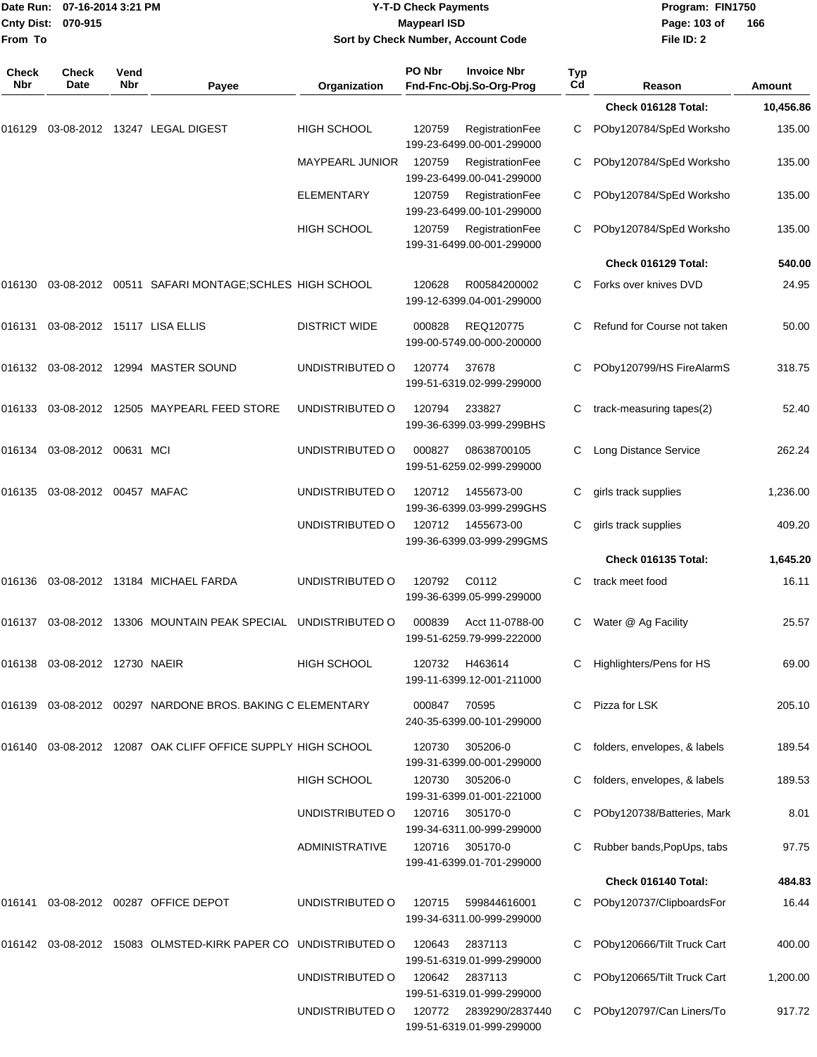Date Run: 07-16-2014 3:21 PM
Cnty Dist: 070-915
From To

**Y-T-D Check Payments**
**Maypearl ISD**
**Sort by Check Number, Account Code**

Program: FIN1750
File ID: 2

| Check Nbr | Check Date | Vend Nbr | Payee | Organization | PO Nbr | Invoice Nbr / Fnd-Fnc-Obj.So-Org-Prog | Typ Cd | Reason | Amount |
|---|---|---|---|---|---|---|---|---|---|
| | | | | | | | | **Check 016128 Total:** | **10,456.86** |
| 016129 | 03-08-2012 | 13247 | LEGAL DIGEST | HIGH SCHOOL | 120759 | RegistrationFee 199-23-6499.00-001-299000 | C | PObу120784/SpEd Worksho | 135.00 |
| | | | | MAYPEARL JUNIOR | 120759 | RegistrationFee 199-23-6499.00-041-299000 | C | PObу120784/SpEd Worksho | 135.00 |
| | | | | ELEMENTARY | 120759 | RegistrationFee 199-23-6499.00-101-299000 | C | PObу120784/SpEd Worksho | 135.00 |
| | | | | HIGH SCHOOL | 120759 | RegistrationFee 199-31-6499.00-001-299000 | C | PObу120784/SpEd Worksho | 135.00 |
| | | | | | | | | **Check 016129 Total:** | **540.00** |
| 016130 | 03-08-2012 | 00511 | SAFARI MONTAGE;SCHLES | HIGH SCHOOL | 120628 | R00584200002 199-12-6399.04-001-299000 | C | Forks over knives DVD | 24.95 |
| 016131 | 03-08-2012 | 15117 | LISA ELLIS | DISTRICT WIDE | 000828 | REQ120775 199-00-5749.00-000-200000 | C | Refund for Course not taken | 50.00 |
| 016132 | 03-08-2012 | 12994 | MASTER SOUND | UNDISTRIBUTED O | 120774 | 37678 199-51-6319.02-999-299000 | C | PObу120799/HS FireAlarmS | 318.75 |
| 016133 | 03-08-2012 | 12505 | MAYPEARL FEED STORE | UNDISTRIBUTED O | 120794 | 233827 199-36-6399.03-999-299BHS | C | track-measuring tapes(2) | 52.40 |
| 016134 | 03-08-2012 | 00631 | MCI | UNDISTRIBUTED O | 000827 | 08638700105 199-51-6259.02-999-299000 | C | Long Distance Service | 262.24 |
| 016135 | 03-08-2012 | 00457 | MAFAC | UNDISTRIBUTED O | 120712 | 1455673-00 199-36-6399.03-999-299GHS | C | girls track supplies | 1,236.00 |
| | | | | UNDISTRIBUTED O | 120712 | 1455673-00 199-36-6399.03-999-299GMS | C | girls track supplies | 409.20 |
| | | | | | | | | **Check 016135 Total:** | **1,645.20** |
| 016136 | 03-08-2012 | 13184 | MICHAEL FARDA | UNDISTRIBUTED O | 120792 | C0112 199-36-6399.05-999-299000 | C | track meet food | 16.11 |
| 016137 | 03-08-2012 | 13306 | MOUNTAIN PEAK SPECIAL | UNDISTRIBUTED O | 000839 | Acct 11-0788-00 199-51-6259.79-999-222000 | C | Water @ Ag Facility | 25.57 |
| 016138 | 03-08-2012 | 12730 | NAEIR | HIGH SCHOOL | 120732 | H463614 199-11-6399.12-001-211000 | C | Highlighters/Pens for HS | 69.00 |
| 016139 | 03-08-2012 | 00297 | NARDONE BROS. BAKING C | ELEMENTARY | 000847 | 70595 240-35-6399.00-101-299000 | C | Pizza for LSK | 205.10 |
| 016140 | 03-08-2012 | 12087 | OAK CLIFF OFFICE SUPPLY | HIGH SCHOOL | 120730 | 305206-0 199-31-6399.00-001-299000 | C | folders, envelopes, & labels | 189.54 |
| | | | | HIGH SCHOOL | 120730 | 305206-0 199-31-6399.01-001-221000 | C | folders, envelopes, & labels | 189.53 |
| | | | | UNDISTRIBUTED O | 120716 | 305170-0 199-34-6311.00-999-299000 | C | PObу120738/Batteries, Mark | 8.01 |
| | | | | ADMINISTRATIVE | 120716 | 305170-0 199-41-6399.01-701-299000 | C | Rubber bands,PopUps, tabs | 97.75 |
| | | | | | | | | **Check 016140 Total:** | **484.83** |
| 016141 | 03-08-2012 | 00287 | OFFICE DEPOT | UNDISTRIBUTED O | 120715 | 599844616001 199-34-6311.00-999-299000 | C | PObу120737/ClipboardsFor | 16.44 |
| 016142 | 03-08-2012 | 15083 | OLMSTED-KIRK PAPER CO | UNDISTRIBUTED O | 120643 | 2837113 199-51-6319.01-999-299000 | C | PObу120666/Tilt Truck Cart | 400.00 |
| | | | | UNDISTRIBUTED O | 120642 | 2837113 199-51-6319.01-999-299000 | C | PObу120665/Tilt Truck Cart | 1,200.00 |
| | | | | UNDISTRIBUTED O | 120772 | 2839290/2837440 199-51-6319.01-999-299000 | C | PObу120797/Can Liners/To | 917.72 |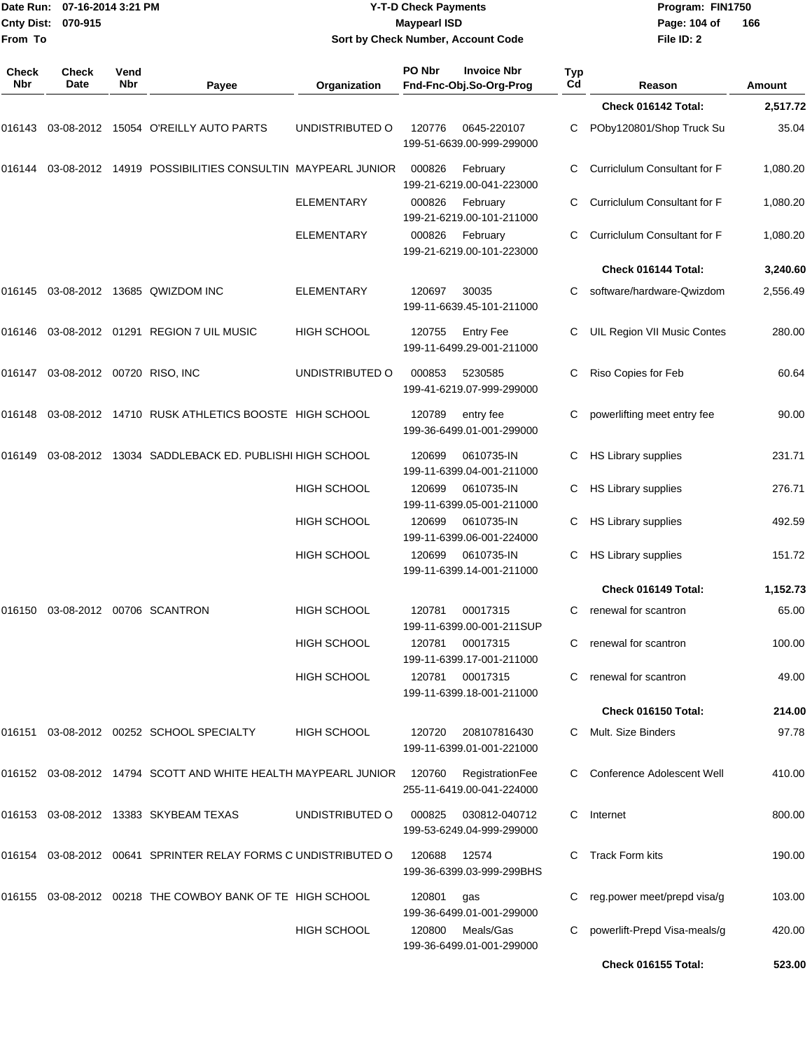Date Run: 07-16-2014 3:21 PM
Cnty Dist: 070-915
From To

# Y-T-D Check Payments
## Maypearl ISD
### Sort by Check Number, Account Code

Program: FIN1750
File ID: 2

| Check Nbr | Check Date | Vend Nbr | Payee | Organization | PO Nbr | Invoice Nbr / Fnd-Fnc-Obj.So-Org-Prog | Typ Cd | Reason | Amount |
|---|---|---|---|---|---|---|---|---|---|
| | | | | | | | | **Check 016142 Total:** | **2,517.72** |
| 016143 | 03-08-2012 | 15054 | O'REILLY AUTO PARTS | UNDISTRIBUTED O | 120776 | 0645-220107 199-51-6639.00-999-299000 | C | POby120801/Shop Truck Su | 35.04 |
| 016144 | 03-08-2012 | 14919 | POSSIBILITIES CONSULTIN | MAYPEARL JUNIOR | 000826 | February 199-21-6219.00-041-223000 | C | Curriclulum Consultant for F | 1,080.20 |
| | | | | ELEMENTARY | 000826 | February 199-21-6219.00-101-211000 | C | Curriclulum Consultant for F | 1,080.20 |
| | | | | ELEMENTARY | 000826 | February 199-21-6219.00-101-223000 | C | Curriclulum Consultant for F | 1,080.20 |
| | | | | | | | | **Check 016144 Total:** | **3,240.60** |
| 016145 | 03-08-2012 | 13685 | QWIZDOM INC | ELEMENTARY | 120697 | 30035 199-11-6639.45-101-211000 | C | software/hardware-Qwizdom | 2,556.49 |
| 016146 | 03-08-2012 | 01291 | REGION 7 UIL MUSIC | HIGH SCHOOL | 120755 | Entry Fee 199-11-6499.29-001-211000 | C | UIL Region VII Music Contes | 280.00 |
| 016147 | 03-08-2012 | 00720 | RISO, INC | UNDISTRIBUTED O | 000853 | 5230585 199-41-6219.07-999-299000 | C | Riso Copies for Feb | 60.64 |
| 016148 | 03-08-2012 | 14710 | RUSK ATHLETICS BOOSTE | HIGH SCHOOL | 120789 | entry fee 199-36-6499.01-001-299000 | C | powerlifting meet entry fee | 90.00 |
| 016149 | 03-08-2012 | 13034 | SADDLEBACK ED. PUBLISHI | HIGH SCHOOL | 120699 | 0610735-IN 199-11-6399.04-001-211000 | C | HS Library supplies | 231.71 |
| | | | | HIGH SCHOOL | 120699 | 0610735-IN 199-11-6399.05-001-211000 | C | HS Library supplies | 276.71 |
| | | | | HIGH SCHOOL | 120699 | 0610735-IN 199-11-6399.06-001-224000 | C | HS Library supplies | 492.59 |
| | | | | HIGH SCHOOL | 120699 | 0610735-IN 199-11-6399.14-001-211000 | C | HS Library supplies | 151.72 |
| | | | | | | | | **Check 016149 Total:** | **1,152.73** |
| 016150 | 03-08-2012 | 00706 | SCANTRON | HIGH SCHOOL | 120781 | 00017315 199-11-6399.00-001-211SUP | C | renewal for scantron | 65.00 |
| | | | | HIGH SCHOOL | 120781 | 00017315 199-11-6399.17-001-211000 | C | renewal for scantron | 100.00 |
| | | | | HIGH SCHOOL | 120781 | 00017315 199-11-6399.18-001-211000 | C | renewal for scantron | 49.00 |
| | | | | | | | | **Check 016150 Total:** | **214.00** |
| 016151 | 03-08-2012 | 00252 | SCHOOL SPECIALTY | HIGH SCHOOL | 120720 | 208107816430 199-11-6399.01-001-221000 | C | Mult. Size Binders | 97.78 |
| 016152 | 03-08-2012 | 14794 | SCOTT AND WHITE HEALTH | MAYPEARL JUNIOR | 120760 | RegistrationFee 255-11-6419.00-041-224000 | C | Conference Adolescent Well | 410.00 |
| 016153 | 03-08-2012 | 13383 | SKYBEAM TEXAS | UNDISTRIBUTED O | 000825 | 030812-040712 199-53-6249.04-999-299000 | C | Internet | 800.00 |
| 016154 | 03-08-2012 | 00641 | SPRINTER RELAY FORMS C | UNDISTRIBUTED O | 120688 | 12574 199-36-6399.03-999-299BHS | C | Track Form kits | 190.00 |
| 016155 | 03-08-2012 | 00218 | THE COWBOY BANK OF TE | HIGH SCHOOL | 120801 | gas 199-36-6499.01-001-299000 | C | reg.power meet/prepd visa/g | 103.00 |
| | | | | HIGH SCHOOL | 120800 | Meals/Gas 199-36-6499.01-001-299000 | C | powerlift-Prepd Visa-meals/g | 420.00 |
| | | | | | | | | **Check 016155 Total:** | **523.00** |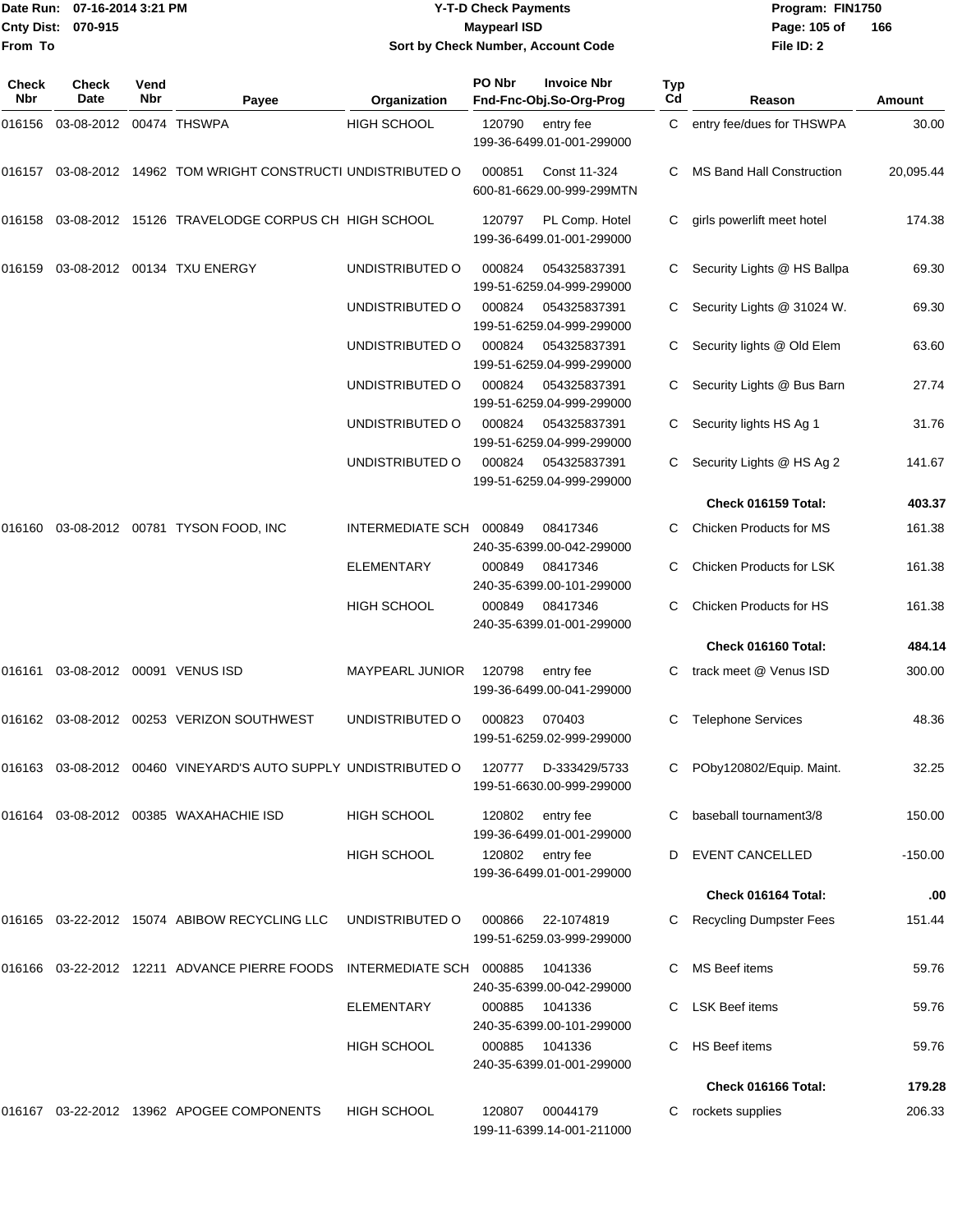Date Run: 07-16-2014 3:21 PM
Cnty Dist: 070-915
From To

# Y-T-D Check Payments
## Maypearl ISD
### Sort by Check Number, Account Code

Program: FIN1750
File ID: 2

| Check Nbr | Check Date | Vend Nbr | Payee | Organization | PO Nbr / Invoice Nbr / Fnd-Fnc-Obj.So-Org-Prog | Typ Cd | Reason | Amount |
|---|---|---|---|---|---|---|---|---|
| 016156 | 03-08-2012 | 00474 | THSWPA | HIGH SCHOOL | 120790 entry fee 199-36-6499.01-001-299000 | C | entry fee/dues for THSWPA | 30.00 |
| 016157 | 03-08-2012 | 14962 | TOM WRIGHT CONSTRUCTI | UNDISTRIBUTED O | 000851 Const 11-324 600-81-6629.00-999-299MTN | C | MS Band Hall Construction | 20,095.44 |
| 016158 | 03-08-2012 | 15126 | TRAVELODGE CORPUS CH | HIGH SCHOOL | 120797 PL Comp. Hotel 199-36-6499.01-001-299000 | C | girls powerlift meet hotel | 174.38 |
| 016159 | 03-08-2012 | 00134 | TXU ENERGY | UNDISTRIBUTED O | 000824 054325837391 199-51-6259.04-999-299000 | C | Security Lights @ HS Ballpa | 69.30 |
| | | | | UNDISTRIBUTED O | 000824 054325837391 199-51-6259.04-999-299000 | C | Security Lights @ 31024 W. | 69.30 |
| | | | | UNDISTRIBUTED O | 000824 054325837391 199-51-6259.04-999-299000 | C | Security lights @ Old Elem | 63.60 |
| | | | | UNDISTRIBUTED O | 000824 054325837391 199-51-6259.04-999-299000 | C | Security Lights @ Bus Barn | 27.74 |
| | | | | UNDISTRIBUTED O | 000824 054325837391 199-51-6259.04-999-299000 | C | Security lights HS Ag 1 | 31.76 |
| | | | | UNDISTRIBUTED O | 000824 054325837391 199-51-6259.04-999-299000 | C | Security Lights @ HS Ag 2 | 141.67 |
| | | | | | | | **Check 016159 Total:** | **403.37** |
| 016160 | 03-08-2012 | 00781 | TYSON FOOD, INC | INTERMEDIATE SCH | 000849 08417346 240-35-6399.00-042-299000 | C | Chicken Products for MS | 161.38 |
| | | | | ELEMENTARY | 000849 08417346 240-35-6399.00-101-299000 | C | Chicken Products for LSK | 161.38 |
| | | | | HIGH SCHOOL | 000849 08417346 240-35-6399.01-001-299000 | C | Chicken Products for HS | 161.38 |
| | | | | | | | **Check 016160 Total:** | **484.14** |
| 016161 | 03-08-2012 | 00091 | VENUS ISD | MAYPEARL JUNIOR | 120798 entry fee 199-36-6499.00-041-299000 | C | track meet @ Venus ISD | 300.00 |
| 016162 | 03-08-2012 | 00253 | VERIZON SOUTHWEST | UNDISTRIBUTED O | 000823 070403 199-51-6259.02-999-299000 | C | Telephone Services | 48.36 |
| 016163 | 03-08-2012 | 00460 | VINEYARD'S AUTO SUPPLY | UNDISTRIBUTED O | 120777 D-333429/5733 199-51-6630.00-999-299000 | C | POby120802/Equip. Maint. | 32.25 |
| 016164 | 03-08-2012 | 00385 | WAXAHACHIE ISD | HIGH SCHOOL | 120802 entry fee 199-36-6499.01-001-299000 | C | baseball tournament3/8 | 150.00 |
| | | | | HIGH SCHOOL | 120802 entry fee 199-36-6499.01-001-299000 | D | EVENT CANCELLED | -150.00 |
| | | | | | | | **Check 016164 Total:** | **.00** |
| 016165 | 03-22-2012 | 15074 | ABIBOW RECYCLING LLC | UNDISTRIBUTED O | 000866 22-1074819 199-51-6259.03-999-299000 | C | Recycling Dumpster Fees | 151.44 |
| 016166 | 03-22-2012 | 12211 | ADVANCE PIERRE FOODS | INTERMEDIATE SCH | 000885 1041336 240-35-6399.00-042-299000 | C | MS Beef items | 59.76 |
| | | | | ELEMENTARY | 000885 1041336 240-35-6399.00-101-299000 | C | LSK Beef items | 59.76 |
| | | | | HIGH SCHOOL | 000885 1041336 240-35-6399.01-001-299000 | C | HS Beef items | 59.76 |
| | | | | | | | **Check 016166 Total:** | **179.28** |
| 016167 | 03-22-2012 | 13962 | APOGEE COMPONENTS | HIGH SCHOOL | 120807 00044179 199-11-6399.14-001-211000 | C | rockets supplies | 206.33 |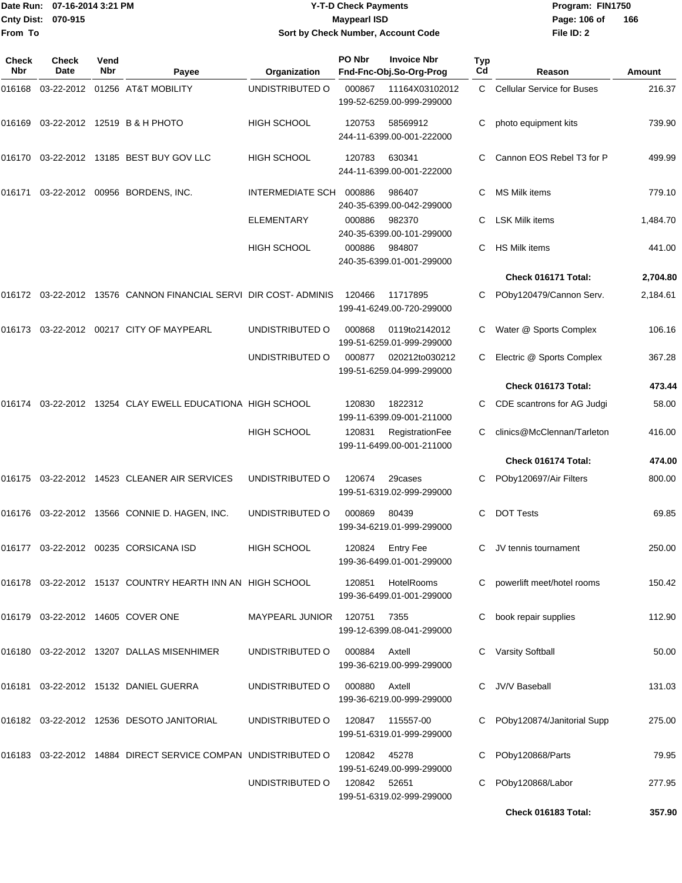Date Run: 07-16-2014 3:21 PM
Cnty Dist: 070-915
From To

# Y-T-D Check Payments

## Maypearl ISD

### Sort by Check Number, Account Code

Program: FIN1750
File ID: 2

| Check Nbr | Check Date | Vend Nbr | Payee | Organization | PO Nbr | Invoice Nbr / Fnd-Fnc-Obj.So-Org-Prog | Typ Cd | Reason | Amount |
|---|---|---|---|---|---|---|---|---|---|
| 016168 | 03-22-2012 | 01256 | AT&T MOBILITY | UNDISTRIBUTED O | 000867 | 11164X03102012 199-52-6259.00-999-299000 | C | Cellular Service for Buses | 216.37 |
| 016169 | 03-22-2012 | 12519 | B & H PHOTO | HIGH SCHOOL | 120753 | 58569912 244-11-6399.00-001-222000 | C | photo equipment kits | 739.90 |
| 016170 | 03-22-2012 | 13185 | BEST BUY GOV LLC | HIGH SCHOOL | 120783 | 630341 244-11-6399.00-001-222000 | C | Cannon EOS Rebel T3 for P | 499.99 |
| 016171 | 03-22-2012 | 00956 | BORDENS, INC. | INTERMEDIATE SCH | 000886 | 986407 240-35-6399.00-042-299000 | C | MS Milk items | 779.10 |
| | | | | ELEMENTARY | 000886 | 982370 240-35-6399.00-101-299000 | C | LSK Milk items | 1,484.70 |
| | | | | HIGH SCHOOL | 000886 | 984807 240-35-6399.01-001-299000 | C | HS Milk items | 441.00 |
| | | | | | | | | **Check 016171 Total:** | **2,704.80** |
| 016172 | 03-22-2012 | 13576 | CANNON FINANCIAL SERVI | DIR COST- ADMINIS | 120466 | 11717895 199-41-6249.00-720-299000 | C | PObу120479/Cannon Serv. | 2,184.61 |
| 016173 | 03-22-2012 | 00217 | CITY OF MAYPEARL | UNDISTRIBUTED O | 000868 | 0119to2142012 199-51-6259.01-999-299000 | C | Water @ Sports Complex | 106.16 |
| | | | | UNDISTRIBUTED O | 000877 | 020212to030212 199-51-6259.04-999-299000 | C | Electric @ Sports Complex | 367.28 |
| | | | | | | | | **Check 016173 Total:** | **473.44** |
| 016174 | 03-22-2012 | 13254 | CLAY EWELL EDUCATIONA | HIGH SCHOOL | 120830 | 1822312 199-11-6399.09-001-211000 | C | CDE scantrons for AG Judgi | 58.00 |
| | | | | HIGH SCHOOL | 120831 | RegistrationFee 199-11-6499.00-001-211000 | C | clinics@McClennan/Tarleton | 416.00 |
| | | | | | | | | **Check 016174 Total:** | **474.00** |
| 016175 | 03-22-2012 | 14523 | CLEANER AIR SERVICES | UNDISTRIBUTED O | 120674 | 29cases 199-51-6319.02-999-299000 | C | PObу120697/Air Filters | 800.00 |
| 016176 | 03-22-2012 | 13566 | CONNIE D. HAGEN, INC. | UNDISTRIBUTED O | 000869 | 80439 199-34-6219.01-999-299000 | C | DOT Tests | 69.85 |
| 016177 | 03-22-2012 | 00235 | CORSICANA ISD | HIGH SCHOOL | 120824 | Entry Fee 199-36-6499.01-001-299000 | C | JV tennis tournament | 250.00 |
| 016178 | 03-22-2012 | 15137 | COUNTRY HEARTH INN AN | HIGH SCHOOL | 120851 | HotelRooms 199-36-6499.01-001-299000 | C | powerlift meet/hotel rooms | 150.42 |
| 016179 | 03-22-2012 | 14605 | COVER ONE | MAYPEARL JUNIOR | 120751 | 7355 199-12-6399.08-041-299000 | C | book repair supplies | 112.90 |
| 016180 | 03-22-2012 | 13207 | DALLAS MISENHIMER | UNDISTRIBUTED O | 000884 | Axtell 199-36-6219.00-999-299000 | C | Varsity Softball | 50.00 |
| 016181 | 03-22-2012 | 15132 | DANIEL GUERRA | UNDISTRIBUTED O | 000880 | Axtell 199-36-6219.00-999-299000 | C | JV/V Baseball | 131.03 |
| 016182 | 03-22-2012 | 12536 | DESOTO JANITORIAL | UNDISTRIBUTED O | 120847 | 115557-00 199-51-6319.01-999-299000 | C | PObу120874/Janitorial Supp | 275.00 |
| 016183 | 03-22-2012 | 14884 | DIRECT SERVICE COMPAN | UNDISTRIBUTED O | 120842 | 45278 199-51-6249.00-999-299000 | C | PObу120868/Parts | 79.95 |
| | | | | UNDISTRIBUTED O | 120842 | 52651 199-51-6319.02-999-299000 | C | PObу120868/Labor | 277.95 |
| | | | | | | | | **Check 016183 Total:** | **357.90** |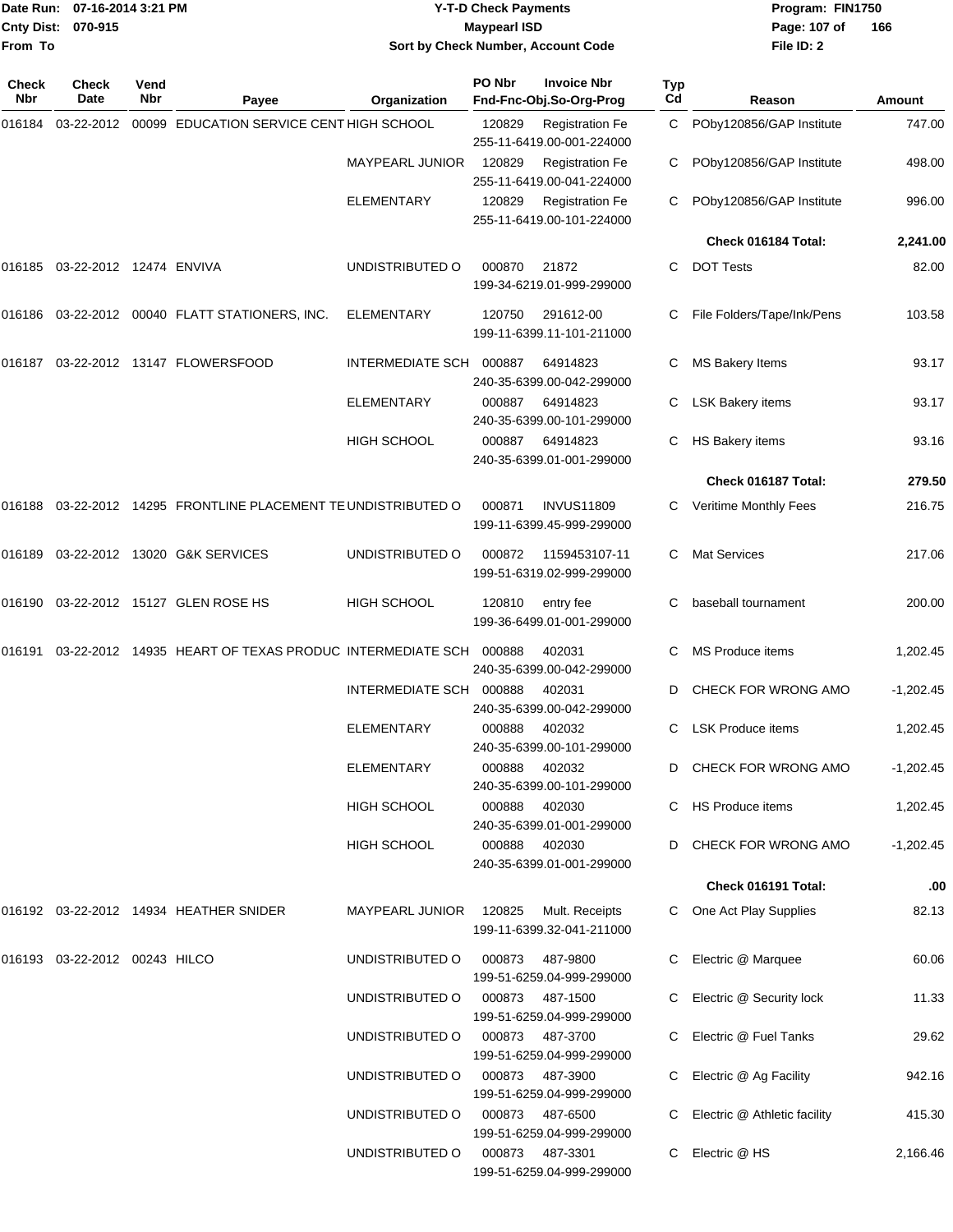Date Run: 07-16-2014 3:21 PM
Cnty Dist: 070-915
From To

# Y-T-D Check Payments
## Maypearl ISD
### Sort by Check Number, Account Code

Program: FIN1750
File ID: 2

| Check Nbr | Check Date | Vend Nbr | Payee | Organization | PO Nbr | Invoice Nbr / Fnd-Fnc-Obj.So-Org-Prog | Typ Cd | Reason | Amount |
|---|---|---|---|---|---|---|---|---|---|
| 016184 | 03-22-2012 | 00099 | EDUCATION SERVICE CENT | HIGH SCHOOL | 120829 | Registration Fe 255-11-6419.00-001-224000 | C | POby120856/GAP Institute | 747.00 |
| | | | | MAYPEARL JUNIOR | 120829 | Registration Fe 255-11-6419.00-041-224000 | C | POby120856/GAP Institute | 498.00 |
| | | | | ELEMENTARY | 120829 | Registration Fe 255-11-6419.00-101-224000 | C | POby120856/GAP Institute | 996.00 |
| | | | | | | | | **Check 016184 Total:** | **2,241.00** |
| 016185 | 03-22-2012 | 12474 | ENVIVA | UNDISTRIBUTED O | 000870 | 21872 199-34-6219.01-999-299000 | C | DOT Tests | 82.00 |
| 016186 | 03-22-2012 | 00040 | FLATT STATIONERS, INC. | ELEMENTARY | 120750 | 291612-00 199-11-6399.11-101-211000 | C | File Folders/Tape/Ink/Pens | 103.58 |
| 016187 | 03-22-2012 | 13147 | FLOWERSFOOD | INTERMEDIATE SCH | 000887 | 64914823 240-35-6399.00-042-299000 | C | MS Bakery Items | 93.17 |
| | | | | ELEMENTARY | 000887 | 64914823 240-35-6399.00-101-299000 | C | LSK Bakery items | 93.17 |
| | | | | HIGH SCHOOL | 000887 | 64914823 240-35-6399.01-001-299000 | C | HS Bakery items | 93.16 |
| | | | | | | | | **Check 016187 Total:** | **279.50** |
| 016188 | 03-22-2012 | 14295 | FRONTLINE PLACEMENT TE | UNDISTRIBUTED O | 000871 | INVUS11809 199-11-6399.45-999-299000 | C | Veritime Monthly Fees | 216.75 |
| 016189 | 03-22-2012 | 13020 | G&K SERVICES | UNDISTRIBUTED O | 000872 | 1159453107-11 199-51-6319.02-999-299000 | C | Mat Services | 217.06 |
| 016190 | 03-22-2012 | 15127 | GLEN ROSE HS | HIGH SCHOOL | 120810 | entry fee 199-36-6499.01-001-299000 | C | baseball tournament | 200.00 |
| 016191 | 03-22-2012 | 14935 | HEART OF TEXAS PRODUC | INTERMEDIATE SCH | 000888 | 402031 240-35-6399.00-042-299000 | C | MS Produce items | 1,202.45 |
| | | | | INTERMEDIATE SCH | 000888 | 402031 240-35-6399.00-042-299000 | D | CHECK FOR WRONG AMO | -1,202.45 |
| | | | | ELEMENTARY | 000888 | 402032 240-35-6399.00-101-299000 | C | LSK Produce items | 1,202.45 |
| | | | | ELEMENTARY | 000888 | 402032 240-35-6399.00-101-299000 | D | CHECK FOR WRONG AMO | -1,202.45 |
| | | | | HIGH SCHOOL | 000888 | 402030 240-35-6399.01-001-299000 | C | HS Produce items | 1,202.45 |
| | | | | HIGH SCHOOL | 000888 | 402030 240-35-6399.01-001-299000 | D | CHECK FOR WRONG AMO | -1,202.45 |
| | | | | | | | | **Check 016191 Total:** | **.00** |
| 016192 | 03-22-2012 | 14934 | HEATHER SNIDER | MAYPEARL JUNIOR | 120825 | Mult. Receipts 199-11-6399.32-041-211000 | C | One Act Play Supplies | 82.13 |
| 016193 | 03-22-2012 | 00243 | HILCO | UNDISTRIBUTED O | 000873 | 487-9800 199-51-6259.04-999-299000 | C | Electric @ Marquee | 60.06 |
| | | | | UNDISTRIBUTED O | 000873 | 487-1500 199-51-6259.04-999-299000 | C | Electric @ Security lock | 11.33 |
| | | | | UNDISTRIBUTED O | 000873 | 487-3700 199-51-6259.04-999-299000 | C | Electric @ Fuel Tanks | 29.62 |
| | | | | UNDISTRIBUTED O | 000873 | 487-3900 199-51-6259.04-999-299000 | C | Electric @ Ag Facility | 942.16 |
| | | | | UNDISTRIBUTED O | 000873 | 487-6500 199-51-6259.04-999-299000 | C | Electric @ Athletic facility | 415.30 |
| | | | | UNDISTRIBUTED O | 000873 | 487-3301 199-51-6259.04-999-299000 | C | Electric @ HS | 2,166.46 |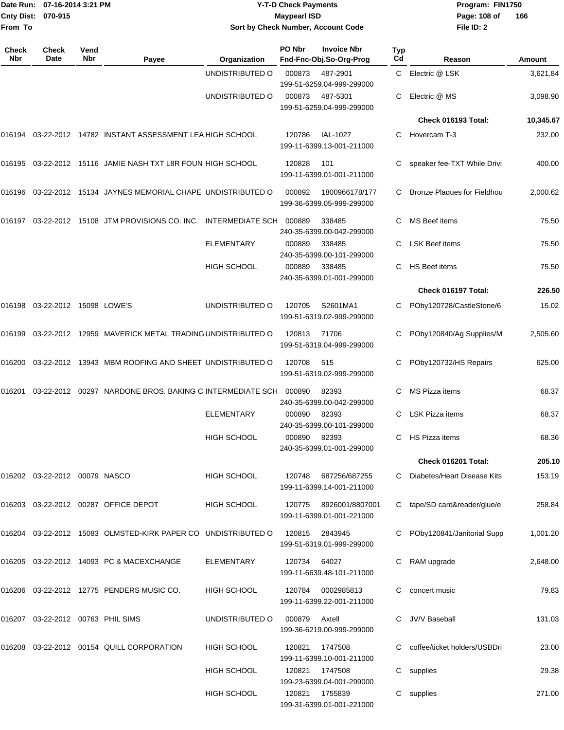| Check Nbr | Check Date | Vend Nbr | Payee | Organization | PO Nbr | Invoice Nbr / Fnd-Fnc-Obj.So-Org-Prog | Typ Cd | Reason | Amount |
|---|---|---|---|---|---|---|---|---|---|
| | | | | UNDISTRIBUTED O | 000873 | 487-2901 199-51-6259.04-999-299000 | C | Electric @ LSK | 3,621.84 |
| | | | | UNDISTRIBUTED O | 000873 | 487-5301 199-51-6259.04-999-299000 | C | Electric @ MS | 3,098.90 |
| | | | | | | | | **Check 016193 Total:** | **10,345.67** |
| 016194 | 03-22-2012 | 14782 | INSTANT ASSESSMENT LEA | HIGH SCHOOL | 120786 | IAL-1027 199-11-6399.13-001-211000 | C | Hovercam T-3 | 232.00 |
| 016195 | 03-22-2012 | 15116 | JAMIE NASH TXT L8R FOUN | HIGH SCHOOL | 120828 | 101 199-11-6399.01-001-211000 | C | speaker fee-TXT While Drivi | 400.00 |
| 016196 | 03-22-2012 | 15134 | JAYNES MEMORIAL CHAPE | UNDISTRIBUTED O | 000892 | 1800966178/177 199-36-6399.05-999-299000 | C | Bronze Plaques for Fieldhou | 2,000.62 |
| 016197 | 03-22-2012 | 15108 | JTM PROVISIONS CO. INC. | INTERMEDIATE SCH | 000889 | 338485 240-35-6399.00-042-299000 | C | MS Beef items | 75.50 |
| | | | | ELEMENTARY | 000889 | 338485 240-35-6399.00-101-299000 | C | LSK Beef items | 75.50 |
| | | | | HIGH SCHOOL | 000889 | 338485 240-35-6399.01-001-299000 | C | HS Beef items | 75.50 |
| | | | | | | | | **Check 016197 Total:** | **226.50** |
| 016198 | 03-22-2012 | 15098 | LOWE'S | UNDISTRIBUTED O | 120705 | S2601MA1 199-51-6319.02-999-299000 | C | POby120728/CastleStone/6 | 15.02 |
| 016199 | 03-22-2012 | 12959 | MAVERICK METAL TRADING | UNDISTRIBUTED O | 120813 | 71706 199-51-6319.04-999-299000 | C | POby120840/Ag Supplies/M | 2,505.60 |
| 016200 | 03-22-2012 | 13943 | MBM ROOFING AND SHEET | UNDISTRIBUTED O | 120708 | 515 199-51-6319.02-999-299000 | C | POby120732/HS Repairs | 625.00 |
| 016201 | 03-22-2012 | 00297 | NARDONE BROS. BAKING C | INTERMEDIATE SCH | 000890 | 82393 240-35-6399.00-042-299000 | C | MS Pizza items | 68.37 |
| | | | | ELEMENTARY | 000890 | 82393 240-35-6399.00-101-299000 | C | LSK Pizza items | 68.37 |
| | | | | HIGH SCHOOL | 000890 | 82393 240-35-6399.01-001-299000 | C | HS Pizza items | 68.36 |
| | | | | | | | | **Check 016201 Total:** | **205.10** |
| 016202 | 03-22-2012 | 00079 | NASCO | HIGH SCHOOL | 120748 | 687256/687255 199-11-6399.14-001-211000 | C | Diabetes/Heart Disease Kits | 153.19 |
| 016203 | 03-22-2012 | 00287 | OFFICE DEPOT | HIGH SCHOOL | 120775 | 8926001/8807001 199-11-6399.01-001-221000 | C | tape/SD card&reader/glue/e | 258.84 |
| 016204 | 03-22-2012 | 15083 | OLMSTED-KIRK PAPER CO | UNDISTRIBUTED O | 120815 | 2843945 199-51-6319.01-999-299000 | C | POby120841/Janitorial Supp | 1,001.20 |
| 016205 | 03-22-2012 | 14093 | PC & MACEXCHANGE | ELEMENTARY | 120734 | 64027 199-11-6639.48-101-211000 | C | RAM upgrade | 2,648.00 |
| 016206 | 03-22-2012 | 12775 | PENDERS MUSIC CO. | HIGH SCHOOL | 120784 | 0002985813 199-11-6399.22-001-211000 | C | concert music | 79.83 |
| 016207 | 03-22-2012 | 00763 | PHIL SIMS | UNDISTRIBUTED O | 000879 | Axtell 199-36-6219.00-999-299000 | C | JV/V Baseball | 131.03 |
| 016208 | 03-22-2012 | 00154 | QUILL CORPORATION | HIGH SCHOOL | 120821 | 1747508 199-11-6399.10-001-211000 | C | coffee/ticket holders/USBDri | 23.00 |
| | | | | HIGH SCHOOL | 120821 | 1747508 199-23-6399.04-001-299000 | C | supplies | 29.38 |
| | | | | HIGH SCHOOL | 120821 | 1755839 199-31-6399.01-001-221000 | C | supplies | 271.00 |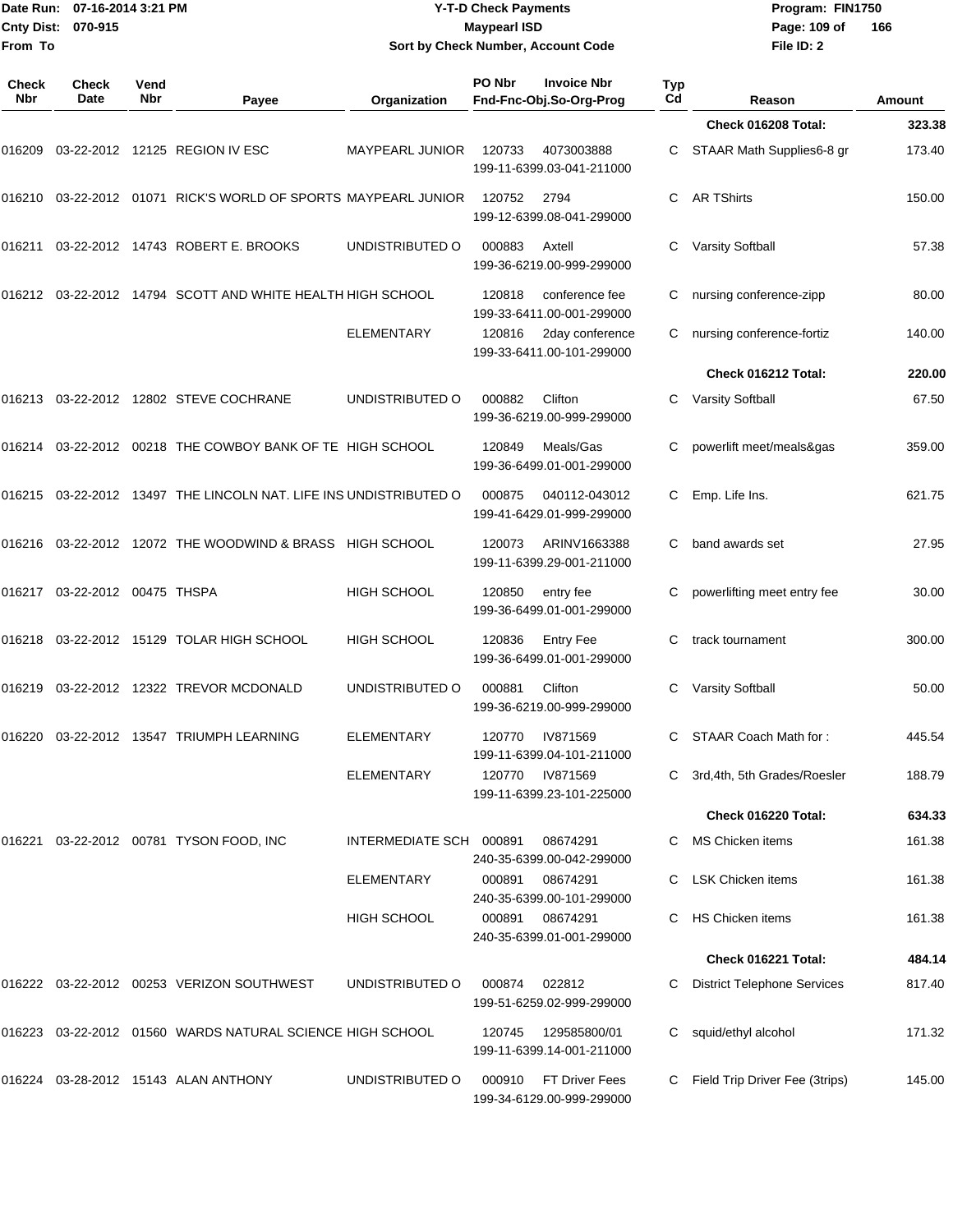**Date Run:** 07-16-2014 3:21 PM
**Cnty Dist:** 070-915
**From To**

# Y-T-D Check Payments
## Maypearl ISD
### Sort by Check Number, Account Code

**Program:** FIN1750
**File ID:** 2

| Check Nbr | Check Date | Vend Nbr | Payee | Organization | PO Nbr | Invoice Nbr / Fnd-Fnc-Obj.So-Org-Prog | Typ Cd | Reason | Amount |
|---|---|---|---|---|---|---|---|---|---|
| | | | | | | | | **Check 016208 Total:** | **323.38** |
| 016209 | 03-22-2012 | 12125 | REGION IV ESC | MAYPEARL JUNIOR | 120733 | 4073003888 199-11-6399.03-041-211000 | C | STAAR Math Supplies6-8 gr | 173.40 |
| 016210 | 03-22-2012 | 01071 | RICK'S WORLD OF SPORTS | MAYPEARL JUNIOR | 120752 | 2794 199-12-6399.08-041-299000 | C | AR TShirts | 150.00 |
| 016211 | 03-22-2012 | 14743 | ROBERT E. BROOKS | UNDISTRIBUTED O | 000883 | Axtell 199-36-6219.00-999-299000 | C | Varsity Softball | 57.38 |
| 016212 | 03-22-2012 | 14794 | SCOTT AND WHITE HEALTH | HIGH SCHOOL | 120818 | conference fee 199-33-6411.00-001-299000 | C | nursing conference-zipp | 80.00 |
| | | | | ELEMENTARY | 120816 | 2day conference 199-33-6411.00-101-299000 | C | nursing conference-fortiz | 140.00 |
| | | | | | | | | **Check 016212 Total:** | **220.00** |
| 016213 | 03-22-2012 | 12802 | STEVE COCHRANE | UNDISTRIBUTED O | 000882 | Clifton 199-36-6219.00-999-299000 | C | Varsity Softball | 67.50 |
| 016214 | 03-22-2012 | 00218 | THE COWBOY BANK OF TE | HIGH SCHOOL | 120849 | Meals/Gas 199-36-6499.01-001-299000 | C | powerlift meet/meals&gas | 359.00 |
| 016215 | 03-22-2012 | 13497 | THE LINCOLN NAT. LIFE INS | UNDISTRIBUTED O | 000875 | 040112-043012 199-41-6429.01-999-299000 | C | Emp. Life Ins. | 621.75 |
| 016216 | 03-22-2012 | 12072 | THE WOODWIND & BRASS | HIGH SCHOOL | 120073 | ARINV1663388 199-11-6399.29-001-211000 | C | band awards set | 27.95 |
| 016217 | 03-22-2012 | 00475 | THSPA | HIGH SCHOOL | 120850 | entry fee 199-36-6499.01-001-299000 | C | powerlifting meet entry fee | 30.00 |
| 016218 | 03-22-2012 | 15129 | TOLAR HIGH SCHOOL | HIGH SCHOOL | 120836 | Entry Fee 199-36-6499.01-001-299000 | C | track tournament | 300.00 |
| 016219 | 03-22-2012 | 12322 | TREVOR MCDONALD | UNDISTRIBUTED O | 000881 | Clifton 199-36-6219.00-999-299000 | C | Varsity Softball | 50.00 |
| 016220 | 03-22-2012 | 13547 | TRIUMPH LEARNING | ELEMENTARY | 120770 | IV871569 199-11-6399.04-101-211000 | C | STAAR Coach Math for : | 445.54 |
| | | | | ELEMENTARY | 120770 | IV871569 199-11-6399.23-101-225000 | C | 3rd,4th, 5th Grades/Roesler | 188.79 |
| | | | | | | | | **Check 016220 Total:** | **634.33** |
| 016221 | 03-22-2012 | 00781 | TYSON FOOD, INC | INTERMEDIATE SCH | 000891 | 08674291 240-35-6399.00-042-299000 | C | MS Chicken items | 161.38 |
| | | | | ELEMENTARY | 000891 | 08674291 240-35-6399.00-101-299000 | C | LSK Chicken items | 161.38 |
| | | | | HIGH SCHOOL | 000891 | 08674291 240-35-6399.01-001-299000 | C | HS Chicken items | 161.38 |
| | | | | | | | | **Check 016221 Total:** | **484.14** |
| 016222 | 03-22-2012 | 00253 | VERIZON SOUTHWEST | UNDISTRIBUTED O | 000874 | 022812 199-51-6259.02-999-299000 | C | District Telephone Services | 817.40 |
| 016223 | 03-22-2012 | 01560 | WARDS NATURAL SCIENCE | HIGH SCHOOL | 120745 | 129585800/01 199-11-6399.14-001-211000 | C | squid/ethyl alcohol | 171.32 |
| 016224 | 03-28-2012 | 15143 | ALAN ANTHONY | UNDISTRIBUTED O | 000910 | FT Driver Fees 199-34-6129.00-999-299000 | C | Field Trip Driver Fee (3trips) | 145.00 |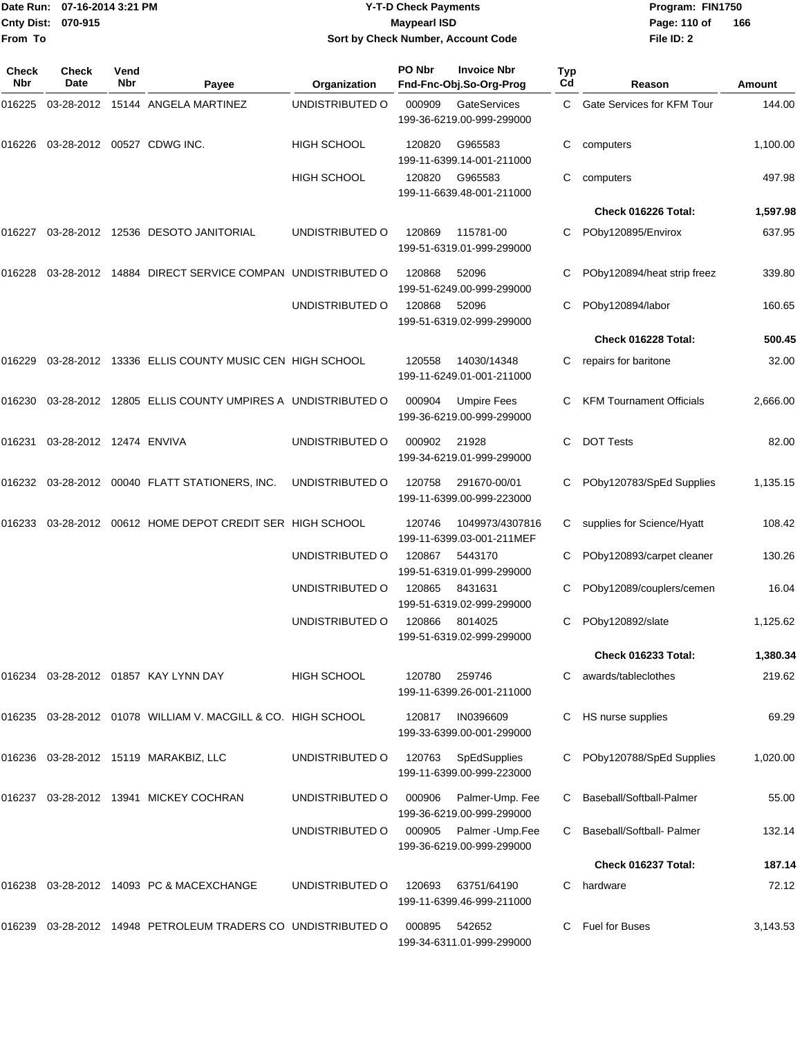**Date Run:** 07-16-2014 3:21 PM
**Cnty Dist:** 070-915
**From To**

# Y-T-D Check Payments

## Maypearl ISD

### Sort by Check Number, Account Code

**Program:** FIN1750
**File ID:** 2

| Check Nbr | Check Date | Vend Nbr | Payee | Organization | PO Nbr | Invoice Nbr / Fnd-Fnc-Obj.So-Org-Prog | Typ Cd | Reason | Amount |
|---|---|---|---|---|---|---|---|---|---|
| 016225 | 03-28-2012 | 15144 | ANGELA MARTINEZ | UNDISTRIBUTED O | 000909 | GateServices 199-36-6219.00-999-299000 | C | Gate Services for KFM Tour | 144.00 |
| 016226 | 03-28-2012 | 00527 | CDWG INC. | HIGH SCHOOL | 120820 | G965583 199-11-6399.14-001-211000 | C | computers | 1,100.00 |
| | | | | HIGH SCHOOL | 120820 | G965583 199-11-6639.48-001-211000 | C | computers | 497.98 |
| | | | | | | | | **Check 016226 Total:** | **1,597.98** |
| 016227 | 03-28-2012 | 12536 | DESOTO JANITORIAL | UNDISTRIBUTED O | 120869 | 115781-00 199-51-6319.01-999-299000 | C | POby120895/Envirox | 637.95 |
| 016228 | 03-28-2012 | 14884 | DIRECT SERVICE COMPAN | UNDISTRIBUTED O | 120868 | 52096 199-51-6249.00-999-299000 | C | POby120894/heat strip freez | 339.80 |
| | | | | UNDISTRIBUTED O | 120868 | 52096 199-51-6319.02-999-299000 | C | POby120894/labor | 160.65 |
| | | | | | | | | **Check 016228 Total:** | **500.45** |
| 016229 | 03-28-2012 | 13336 | ELLIS COUNTY MUSIC CEN | HIGH SCHOOL | 120558 | 14030/14348 199-11-6249.01-001-211000 | C | repairs for baritone | 32.00 |
| 016230 | 03-28-2012 | 12805 | ELLIS COUNTY UMPIRES A | UNDISTRIBUTED O | 000904 | Umpire Fees 199-36-6219.00-999-299000 | C | KFM Tournament Officials | 2,666.00 |
| 016231 | 03-28-2012 | 12474 | ENVIVA | UNDISTRIBUTED O | 000902 | 21928 199-34-6219.01-999-299000 | C | DOT Tests | 82.00 |
| 016232 | 03-28-2012 | 00040 | FLATT STATIONERS, INC. | UNDISTRIBUTED O | 120758 | 291670-00/01 199-11-6399.00-999-223000 | C | POby120783/SpEd Supplies | 1,135.15 |
| 016233 | 03-28-2012 | 00612 | HOME DEPOT CREDIT SER | HIGH SCHOOL | 120746 | 1049973/4307816 199-11-6399.03-001-211MEF | C | supplies for Science/Hyatt | 108.42 |
| | | | | UNDISTRIBUTED O | 120867 | 5443170 199-51-6319.01-999-299000 | C | POby120893/carpet cleaner | 130.26 |
| | | | | UNDISTRIBUTED O | 120865 | 8431631 199-51-6319.02-999-299000 | C | POby12089/couplers/cemen | 16.04 |
| | | | | UNDISTRIBUTED O | 120866 | 8014025 199-51-6319.02-999-299000 | C | POby120892/slate | 1,125.62 |
| | | | | | | | | **Check 016233 Total:** | **1,380.34** |
| 016234 | 03-28-2012 | 01857 | KAY LYNN DAY | HIGH SCHOOL | 120780 | 259746 199-11-6399.26-001-211000 | C | awards/tableclothes | 219.62 |
| 016235 | 03-28-2012 | 01078 | WILLIAM V. MACGILL & CO. | HIGH SCHOOL | 120817 | IN0396609 199-33-6399.00-001-299000 | C | HS nurse supplies | 69.29 |
| 016236 | 03-28-2012 | 15119 | MARAKBIZ, LLC | UNDISTRIBUTED O | 120763 | SpEdSupplies 199-11-6399.00-999-223000 | C | POby120788/SpEd Supplies | 1,020.00 |
| 016237 | 03-28-2012 | 13941 | MICKEY COCHRAN | UNDISTRIBUTED O | 000906 | Palmer-Ump. Fee 199-36-6219.00-999-299000 | C | Baseball/Softball-Palmer | 55.00 |
| | | | | UNDISTRIBUTED O | 000905 | Palmer -Ump.Fee 199-36-6219.00-999-299000 | C | Baseball/Softball- Palmer | 132.14 |
| | | | | | | | | **Check 016237 Total:** | **187.14** |
| 016238 | 03-28-2012 | 14093 | PC & MACEXCHANGE | UNDISTRIBUTED O | 120693 | 63751/64190 199-11-6399.46-999-211000 | C | hardware | 72.12 |
| 016239 | 03-28-2012 | 14948 | PETROLEUM TRADERS CO | UNDISTRIBUTED O | 000895 | 542652 199-34-6311.01-999-299000 | C | Fuel for Buses | 3,143.53 |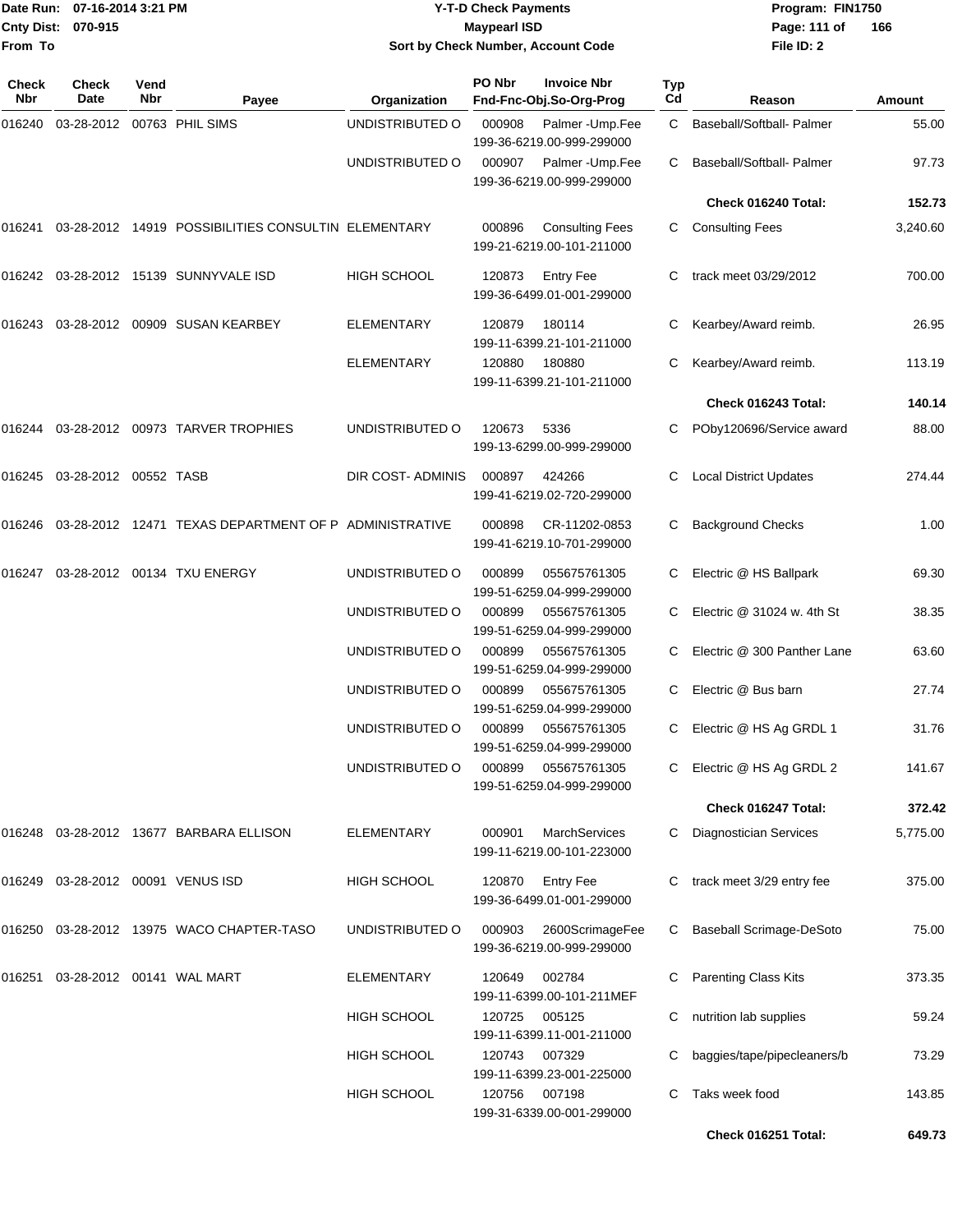Date Run: 07-16-2014 3:21 PM
Cnty Dist: 070-915
From To

# Y-T-D Check Payments
## Maypearl ISD
### Sort by Check Number, Account Code

Program: FIN1750
File ID: 2

| Check Nbr | Check Date | Vend Nbr | Payee | Organization | PO Nbr | Invoice Nbr / Fnd-Fnc-Obj.So-Org-Prog | Typ Cd | Reason | Amount |
|---|---|---|---|---|---|---|---|---|---|
| 016240 | 03-28-2012 | 00763 | PHIL SIMS | UNDISTRIBUTED O | 000908 | Palmer -Ump.Fee 199-36-6219.00-999-299000 | C | Baseball/Softball- Palmer | 55.00 |
| | | | | UNDISTRIBUTED O | 000907 | Palmer -Ump.Fee 199-36-6219.00-999-299000 | C | Baseball/Softball- Palmer | 97.73 |
| | | | | | | | | **Check 016240 Total:** | **152.73** |
| 016241 | 03-28-2012 | 14919 | POSSIBILITIES CONSULTIN | ELEMENTARY | 000896 | Consulting Fees 199-21-6219.00-101-211000 | C | Consulting Fees | 3,240.60 |
| 016242 | 03-28-2012 | 15139 | SUNNYVALE ISD | HIGH SCHOOL | 120873 | Entry Fee 199-36-6499.01-001-299000 | C | track meet 03/29/2012 | 700.00 |
| 016243 | 03-28-2012 | 00909 | SUSAN KEARBEY | ELEMENTARY | 120879 | 180114 199-11-6399.21-101-211000 | C | Kearbey/Award reimb. | 26.95 |
| | | | | ELEMENTARY | 120880 | 180880 199-11-6399.21-101-211000 | C | Kearbey/Award reimb. | 113.19 |
| | | | | | | | | **Check 016243 Total:** | **140.14** |
| 016244 | 03-28-2012 | 00973 | TARVER TROPHIES | UNDISTRIBUTED O | 120673 | 5336 199-13-6299.00-999-299000 | C | PObу120696/Service award | 88.00 |
| 016245 | 03-28-2012 | 00552 | TASB | DIR COST- ADMINIS | 000897 | 424266 199-41-6219.02-720-299000 | C | Local District Updates | 274.44 |
| 016246 | 03-28-2012 | 12471 | TEXAS DEPARTMENT OF P | ADMINISTRATIVE | 000898 | CR-11202-0853 199-41-6219.10-701-299000 | C | Background Checks | 1.00 |
| 016247 | 03-28-2012 | 00134 | TXU ENERGY | UNDISTRIBUTED O | 000899 | 055675761305 199-51-6259.04-999-299000 | C | Electric @ HS Ballpark | 69.30 |
| | | | | UNDISTRIBUTED O | 000899 | 055675761305 199-51-6259.04-999-299000 | C | Electric @ 31024 w. 4th St | 38.35 |
| | | | | UNDISTRIBUTED O | 000899 | 055675761305 199-51-6259.04-999-299000 | C | Electric @ 300 Panther Lane | 63.60 |
| | | | | UNDISTRIBUTED O | 000899 | 055675761305 199-51-6259.04-999-299000 | C | Electric @ Bus barn | 27.74 |
| | | | | UNDISTRIBUTED O | 000899 | 055675761305 199-51-6259.04-999-299000 | C | Electric @ HS Ag GRDL 1 | 31.76 |
| | | | | UNDISTRIBUTED O | 000899 | 055675761305 199-51-6259.04-999-299000 | C | Electric @ HS Ag GRDL 2 | 141.67 |
| | | | | | | | | **Check 016247 Total:** | **372.42** |
| 016248 | 03-28-2012 | 13677 | BARBARA ELLISON | ELEMENTARY | 000901 | MarchServices 199-11-6219.00-101-223000 | C | Diagnostician Services | 5,775.00 |
| 016249 | 03-28-2012 | 00091 | VENUS ISD | HIGH SCHOOL | 120870 | Entry Fee 199-36-6499.01-001-299000 | C | track meet 3/29 entry fee | 375.00 |
| 016250 | 03-28-2012 | 13975 | WACO CHAPTER-TASO | UNDISTRIBUTED O | 000903 | 2600ScrimageFee 199-36-6219.00-999-299000 | C | Baseball Scrimage-DeSoto | 75.00 |
| 016251 | 03-28-2012 | 00141 | WAL MART | ELEMENTARY | 120649 | 002784 199-11-6399.00-101-211MEF | C | Parenting Class Kits | 373.35 |
| | | | | HIGH SCHOOL | 120725 | 005125 199-11-6399.11-001-211000 | C | nutrition lab supplies | 59.24 |
| | | | | HIGH SCHOOL | 120743 | 007329 199-11-6399.23-001-225000 | C | baggies/tape/pipecleaners/b | 73.29 |
| | | | | HIGH SCHOOL | 120756 | 007198 199-31-6339.00-001-299000 | C | Taks week food | 143.85 |
| | | | | | | | | **Check 016251 Total:** | **649.73** |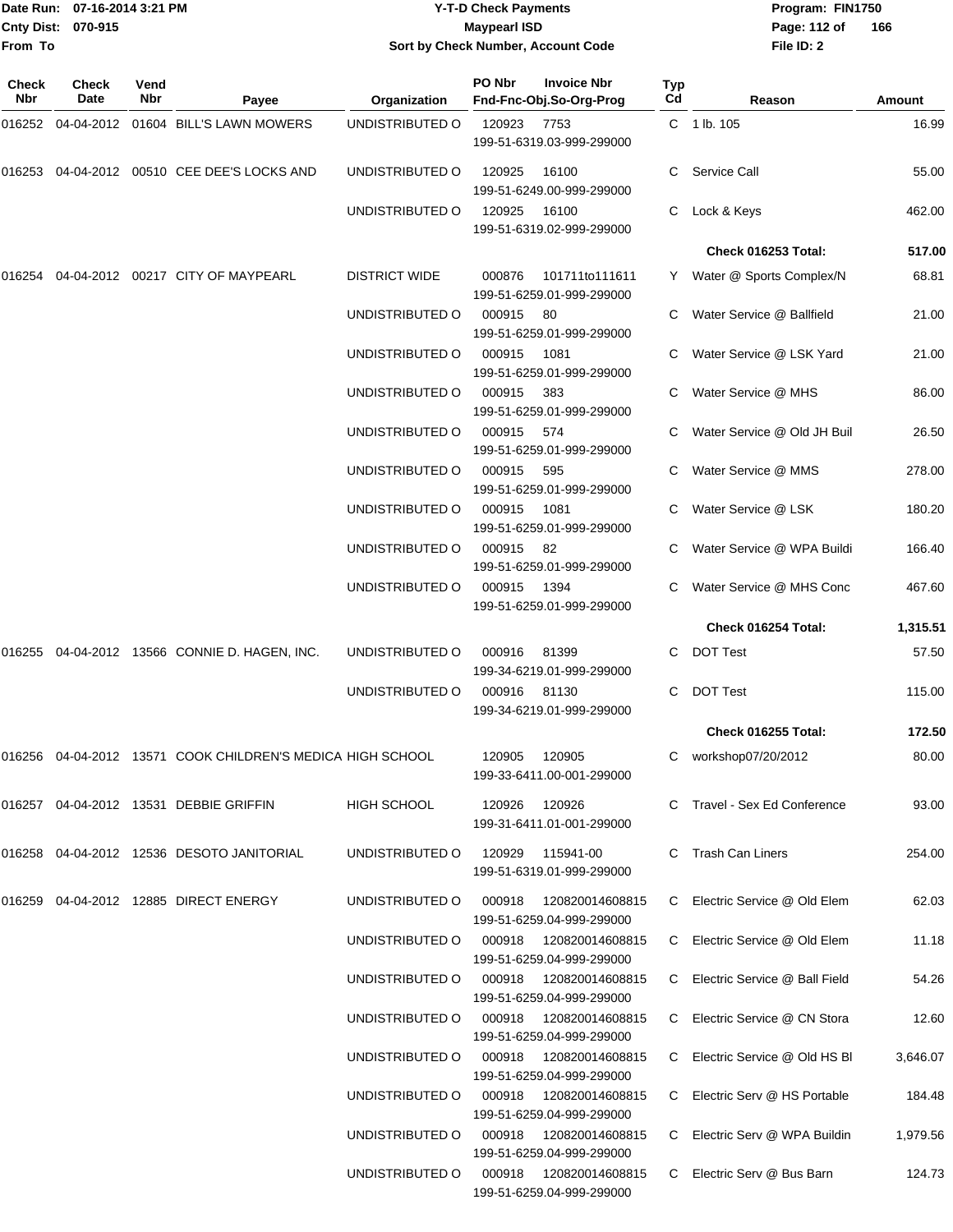Date Run: 07-16-2014 3:21 PM
Cnty Dist: 070-915
From To

# Y-T-D Check Payments
## Maypearl ISD
### Sort by Check Number, Account Code

Program: FIN1750
File ID: 2

| Check Nbr | Check Date | Vend Nbr | Payee | Organization | PO Nbr / Invoice Nbr / Fnd-Fnc-Obj.So-Org-Prog | Typ Cd | Reason | Amount |
|---|---|---|---|---|---|---|---|---|
| 016252 | 04-04-2012 | 01604 | BILL'S LAWN MOWERS | UNDISTRIBUTED O | 120923 7753 199-51-6319.03-999-299000 | C | 1 lb. 105 | 16.99 |
| 016253 | 04-04-2012 | 00510 | CEE DEE'S LOCKS AND | UNDISTRIBUTED O | 120925 16100 199-51-6249.00-999-299000 | C | Service Call | 55.00 |
| | | | | UNDISTRIBUTED O | 120925 16100 199-51-6319.02-999-299000 | C | Lock & Keys | 462.00 |
| | | | | | | | **Check 016253 Total:** | **517.00** |
| 016254 | 04-04-2012 | 00217 | CITY OF MAYPEARL | DISTRICT WIDE | 000876 101711to111611 199-51-6259.01-999-299000 | Y | Water @ Sports Complex/N | 68.81 |
| | | | | UNDISTRIBUTED O | 000915 80 199-51-6259.01-999-299000 | C | Water Service @ Ballfield | 21.00 |
| | | | | UNDISTRIBUTED O | 000915 1081 199-51-6259.01-999-299000 | C | Water Service @ LSK Yard | 21.00 |
| | | | | UNDISTRIBUTED O | 000915 383 199-51-6259.01-999-299000 | C | Water Service @ MHS | 86.00 |
| | | | | UNDISTRIBUTED O | 000915 574 199-51-6259.01-999-299000 | C | Water Service @ Old JH Buil | 26.50 |
| | | | | UNDISTRIBUTED O | 000915 595 199-51-6259.01-999-299000 | C | Water Service @ MMS | 278.00 |
| | | | | UNDISTRIBUTED O | 000915 1081 199-51-6259.01-999-299000 | C | Water Service @ LSK | 180.20 |
| | | | | UNDISTRIBUTED O | 000915 82 199-51-6259.01-999-299000 | C | Water Service @ WPA Buildi | 166.40 |
| | | | | UNDISTRIBUTED O | 000915 1394 199-51-6259.01-999-299000 | C | Water Service @ MHS Conc | 467.60 |
| | | | | | | | **Check 016254 Total:** | **1,315.51** |
| 016255 | 04-04-2012 | 13566 | CONNIE D. HAGEN, INC. | UNDISTRIBUTED O | 000916 81399 199-34-6219.01-999-299000 | C | DOT Test | 57.50 |
| | | | | UNDISTRIBUTED O | 000916 81130 199-34-6219.01-999-299000 | C | DOT Test | 115.00 |
| | | | | | | | **Check 016255 Total:** | **172.50** |
| 016256 | 04-04-2012 | 13571 | COOK CHILDREN'S MEDICA | HIGH SCHOOL | 120905 120905 199-33-6411.00-001-299000 | C | workshop07/20/2012 | 80.00 |
| 016257 | 04-04-2012 | 13531 | DEBBIE GRIFFIN | HIGH SCHOOL | 120926 120926 199-31-6411.01-001-299000 | C | Travel - Sex Ed Conference | 93.00 |
| 016258 | 04-04-2012 | 12536 | DESOTO JANITORIAL | UNDISTRIBUTED O | 120929 115941-00 199-51-6319.01-999-299000 | C | Trash Can Liners | 254.00 |
| 016259 | 04-04-2012 | 12885 | DIRECT ENERGY | UNDISTRIBUTED O | 000918 120820014608815 199-51-6259.04-999-299000 | C | Electric Service @ Old Elem | 62.03 |
| | | | | UNDISTRIBUTED O | 000918 120820014608815 199-51-6259.04-999-299000 | C | Electric Service @ Old Elem | 11.18 |
| | | | | UNDISTRIBUTED O | 000918 120820014608815 199-51-6259.04-999-299000 | C | Electric Service @ Ball Field | 54.26 |
| | | | | UNDISTRIBUTED O | 000918 120820014608815 199-51-6259.04-999-299000 | C | Electric Service @ CN Stora | 12.60 |
| | | | | UNDISTRIBUTED O | 000918 120820014608815 199-51-6259.04-999-299000 | C | Electric Service @ Old HS Bl | 3,646.07 |
| | | | | UNDISTRIBUTED O | 000918 120820014608815 199-51-6259.04-999-299000 | C | Electric Serv @ HS Portable | 184.48 |
| | | | | UNDISTRIBUTED O | 000918 120820014608815 199-51-6259.04-999-299000 | C | Electric Serv @ WPA Buildin | 1,979.56 |
| | | | | UNDISTRIBUTED O | 000918 120820014608815 199-51-6259.04-999-299000 | C | Electric Serv @ Bus Barn | 124.73 |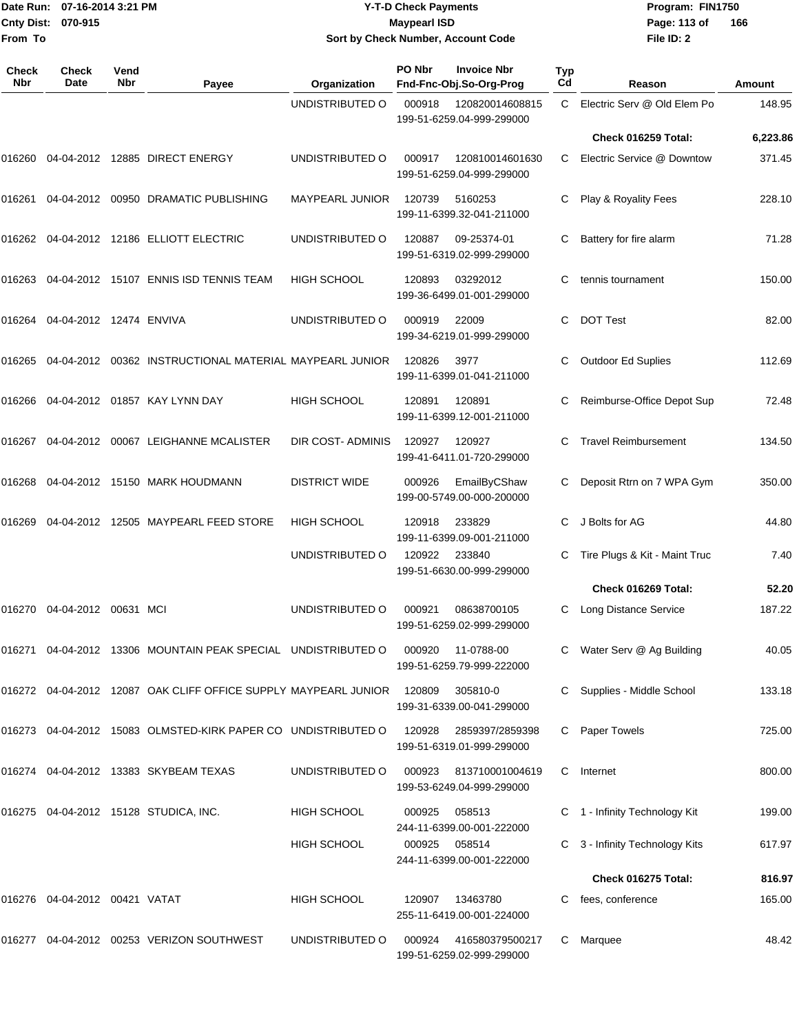Date Run: 07-16-2014 3:21 PM
Cnty Dist: 070-915
From To

# Y-T-D Check Payments
## Maypearl ISD
### Sort by Check Number, Account Code

Program: FIN1750
File ID: 2

| Check Nbr | Check Date | Vend Nbr | Payee | Organization | PO Nbr / Invoice Nbr / Fnd-Fnc-Obj.So-Org-Prog | Typ Cd | Reason | Amount |
|---|---|---|---|---|---|---|---|---|
| | | | | UNDISTRIBUTED O | 000918 120820014608815 199-51-6259.04-999-299000 | C | Electric Serv @ Old Elem Po | 148.95 |
| | | | | | | | **Check 016259 Total:** | **6,223.86** |
| 016260 | 04-04-2012 | 12885 | DIRECT ENERGY | UNDISTRIBUTED O | 000917 120810014601630 199-51-6259.04-999-299000 | C | Electric Service @ Downtow | 371.45 |
| 016261 | 04-04-2012 | 00950 | DRAMATIC PUBLISHING | MAYPEARL JUNIOR | 120739 5160253 199-11-6399.32-041-211000 | C | Play & Royality Fees | 228.10 |
| 016262 | 04-04-2012 | 12186 | ELLIOTT ELECTRIC | UNDISTRIBUTED O | 120887 09-25374-01 199-51-6319.02-999-299000 | C | Battery for fire alarm | 71.28 |
| 016263 | 04-04-2012 | 15107 | ENNIS ISD TENNIS TEAM | HIGH SCHOOL | 120893 03292012 199-36-6499.01-001-299000 | C | tennis tournament | 150.00 |
| 016264 | 04-04-2012 | 12474 | ENVIVA | UNDISTRIBUTED O | 000919 22009 199-34-6219.01-999-299000 | C | DOT Test | 82.00 |
| 016265 | 04-04-2012 | 00362 | INSTRUCTIONAL MATERIAL | MAYPEARL JUNIOR | 120826 3977 199-11-6399.01-041-211000 | C | Outdoor Ed Suplies | 112.69 |
| 016266 | 04-04-2012 | 01857 | KAY LYNN DAY | HIGH SCHOOL | 120891 120891 199-11-6399.12-001-211000 | C | Reimburse-Office Depot Sup | 72.48 |
| 016267 | 04-04-2012 | 00067 | LEIGHANNE MCALISTER | DIR COST- ADMINIS | 120927 120927 199-41-6411.01-720-299000 | C | Travel Reimbursement | 134.50 |
| 016268 | 04-04-2012 | 15150 | MARK HOUDMANN | DISTRICT WIDE | 000926 EmailByCShaw 199-00-5749.00-000-200000 | C | Deposit Rtrn on 7 WPA Gym | 350.00 |
| 016269 | 04-04-2012 | 12505 | MAYPEARL FEED STORE | HIGH SCHOOL | 120918 233829 199-11-6399.09-001-211000 | C | J Bolts for AG | 44.80 |
| | | | | UNDISTRIBUTED O | 120922 233840 199-51-6630.00-999-299000 | C | Tire Plugs & Kit - Maint Truc | 7.40 |
| | | | | | | | **Check 016269 Total:** | **52.20** |
| 016270 | 04-04-2012 | 00631 | MCI | UNDISTRIBUTED O | 000921 08638700105 199-51-6259.02-999-299000 | C | Long Distance Service | 187.22 |
| 016271 | 04-04-2012 | 13306 | MOUNTAIN PEAK SPECIAL | UNDISTRIBUTED O | 000920 11-0788-00 199-51-6259.79-999-222000 | C | Water Serv @ Ag Building | 40.05 |
| 016272 | 04-04-2012 | 12087 | OAK CLIFF OFFICE SUPPLY | MAYPEARL JUNIOR | 120809 305810-0 199-31-6339.00-041-299000 | C | Supplies - Middle School | 133.18 |
| 016273 | 04-04-2012 | 15083 | OLMSTED-KIRK PAPER CO | UNDISTRIBUTED O | 120928 2859397/2859398 199-51-6319.01-999-299000 | C | Paper Towels | 725.00 |
| 016274 | 04-04-2012 | 13383 | SKYBEAM TEXAS | UNDISTRIBUTED O | 000923 813710001004619 199-53-6249.04-999-299000 | C | Internet | 800.00 |
| 016275 | 04-04-2012 | 15128 | STUDICA, INC. | HIGH SCHOOL | 000925 058513 244-11-6399.00-001-222000 | C | 1 - Infinity Technology Kit | 199.00 |
| | | | | HIGH SCHOOL | 000925 058514 244-11-6399.00-001-222000 | C | 3 - Infinity Technology Kits | 617.97 |
| | | | | | | | **Check 016275 Total:** | **816.97** |
| 016276 | 04-04-2012 | 00421 | VATAT | HIGH SCHOOL | 120907 13463780 255-11-6419.00-001-224000 | C | fees, conference | 165.00 |
| 016277 | 04-04-2012 | 00253 | VERIZON SOUTHWEST | UNDISTRIBUTED O | 000924 416580379500217 199-51-6259.02-999-299000 | C | Marquee | 48.42 |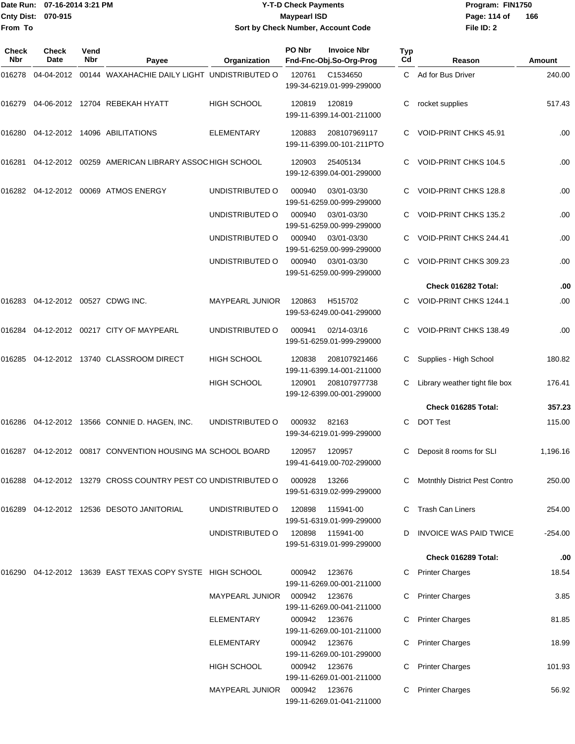Date Run: 07-16-2014 3:21 PM
Cnty Dist: 070-915
From To

# Y-T-D Check Payments
## Maypearl ISD
### Sort by Check Number, Account Code

Program: FIN1750
File ID: 2

| Check Nbr | Check Date | Vend Nbr | Payee | Organization | PO Nbr | Invoice Nbr / Fnd-Fnc-Obj.So-Org-Prog | Typ Cd | Reason | Amount |
|---|---|---|---|---|---|---|---|---|---|
| 016278 | 04-04-2012 | 00144 | WAXAHACHIE DAILY LIGHT | UNDISTRIBUTED O | 120761 | C1534650 199-34-6219.01-999-299000 | C | Ad for Bus Driver | 240.00 |
| 016279 | 04-06-2012 | 12704 | REBEKAH HYATT | HIGH SCHOOL | 120819 | 120819 199-11-6399.14-001-211000 | C | rocket supplies | 517.43 |
| 016280 | 04-12-2012 | 14096 | ABILITATIONS | ELEMENTARY | 120883 | 208107969117 199-11-6399.00-101-211PTO | C | VOID-PRINT CHKS 45.91 | .00 |
| 016281 | 04-12-2012 | 00259 | AMERICAN LIBRARY ASSOC | HIGH SCHOOL | 120903 | 25405134 199-12-6399.04-001-299000 | C | VOID-PRINT CHKS 104.5 | .00 |
| 016282 | 04-12-2012 | 00069 | ATMOS ENERGY | UNDISTRIBUTED O | 000940 | 03/01-03/30 199-51-6259.00-999-299000 | C | VOID-PRINT CHKS 128.8 | .00 |
| | | | | UNDISTRIBUTED O | 000940 | 03/01-03/30 199-51-6259.00-999-299000 | C | VOID-PRINT CHKS 135.2 | .00 |
| | | | | UNDISTRIBUTED O | 000940 | 03/01-03/30 199-51-6259.00-999-299000 | C | VOID-PRINT CHKS 244.41 | .00 |
| | | | | UNDISTRIBUTED O | 000940 | 03/01-03/30 199-51-6259.00-999-299000 | C | VOID-PRINT CHKS 309.23 | .00 |
| | | | | | | | | **Check 016282 Total:** | **.00** |
| 016283 | 04-12-2012 | 00527 | CDWG INC. | MAYPEARL JUNIOR | 120863 | H515702 199-53-6249.00-041-299000 | C | VOID-PRINT CHKS 1244.1 | .00 |
| 016284 | 04-12-2012 | 00217 | CITY OF MAYPEARL | UNDISTRIBUTED O | 000941 | 02/14-03/16 199-51-6259.01-999-299000 | C | VOID-PRINT CHKS 138.49 | .00 |
| 016285 | 04-12-2012 | 13740 | CLASSROOM DIRECT | HIGH SCHOOL | 120838 | 208107921466 199-11-6399.14-001-211000 | C | Supplies - High School | 180.82 |
| | | | | HIGH SCHOOL | 120901 | 208107977738 199-12-6399.00-001-299000 | C | Library weather tight file box | 176.41 |
| | | | | | | | | **Check 016285 Total:** | **357.23** |
| 016286 | 04-12-2012 | 13566 | CONNIE D. HAGEN, INC. | UNDISTRIBUTED O | 000932 | 82163 199-34-6219.01-999-299000 | C | DOT Test | 115.00 |
| 016287 | 04-12-2012 | 00817 | CONVENTION HOUSING MA | SCHOOL BOARD | 120957 | 120957 199-41-6419.00-702-299000 | C | Deposit 8 rooms for SLI | 1,196.16 |
| 016288 | 04-12-2012 | 13279 | CROSS COUNTRY PEST CO | UNDISTRIBUTED O | 000928 | 13266 199-51-6319.02-999-299000 | C | Motnthly District Pest Contro | 250.00 |
| 016289 | 04-12-2012 | 12536 | DESOTO JANITORIAL | UNDISTRIBUTED O | 120898 | 115941-00 199-51-6319.01-999-299000 | C | Trash Can Liners | 254.00 |
| | | | | UNDISTRIBUTED O | 120898 | 115941-00 199-51-6319.01-999-299000 | D | INVOICE WAS PAID TWICE | -254.00 |
| | | | | | | | | **Check 016289 Total:** | **.00** |
| 016290 | 04-12-2012 | 13639 | EAST TEXAS COPY SYSTE | HIGH SCHOOL | 000942 | 123676 199-11-6269.00-001-211000 | C | Printer Charges | 18.54 |
| | | | | MAYPEARL JUNIOR | 000942 | 123676 199-11-6269.00-041-211000 | C | Printer Charges | 3.85 |
| | | | | ELEMENTARY | 000942 | 123676 199-11-6269.00-101-211000 | C | Printer Charges | 81.85 |
| | | | | ELEMENTARY | 000942 | 123676 199-11-6269.00-101-299000 | C | Printer Charges | 18.99 |
| | | | | HIGH SCHOOL | 000942 | 123676 199-11-6269.01-001-211000 | C | Printer Charges | 101.93 |
| | | | | MAYPEARL JUNIOR | 000942 | 123676 199-11-6269.01-041-211000 | C | Printer Charges | 56.92 |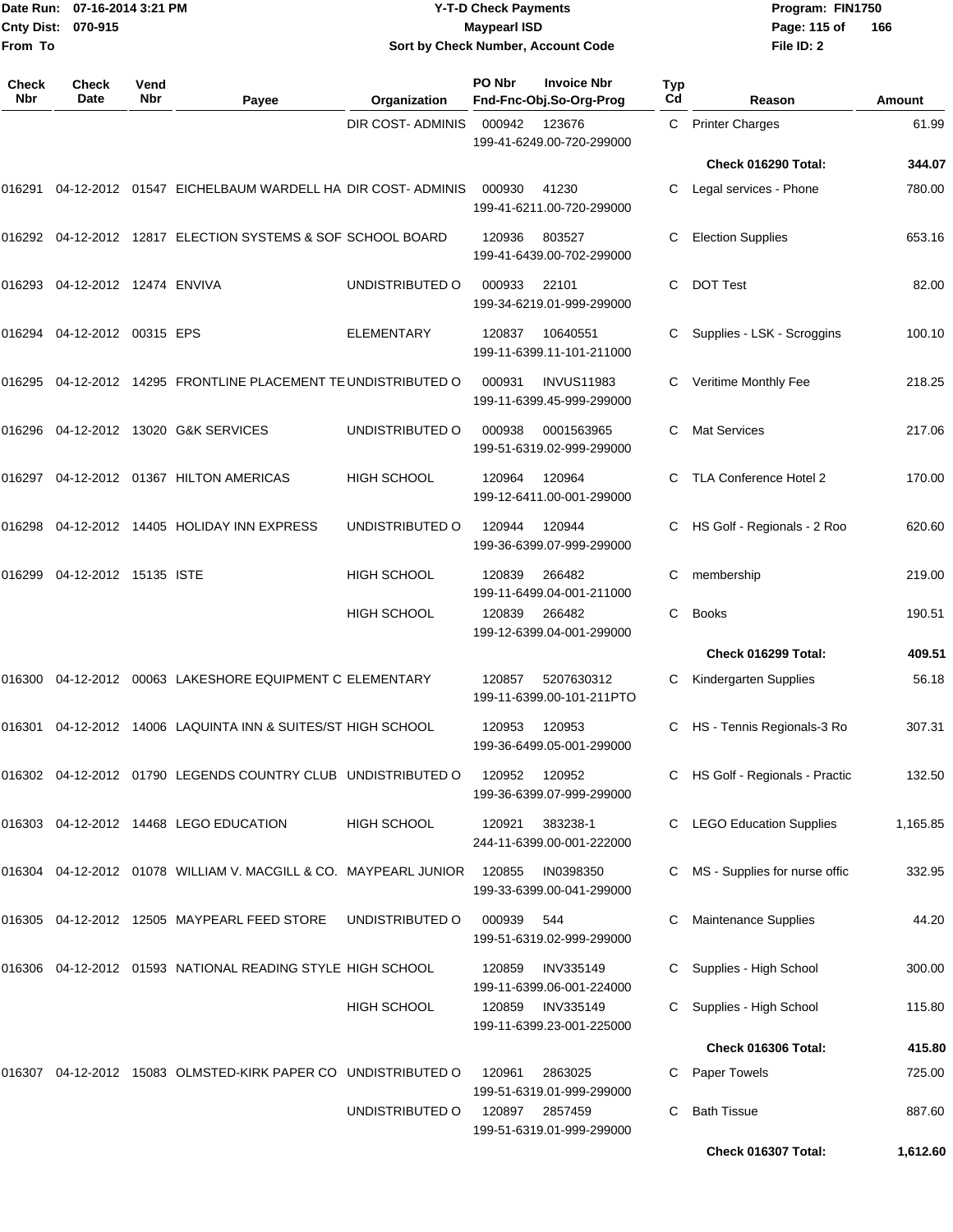Date Run: 07-16-2014 3:21 PM
Cnty Dist: 070-915
From To

**Y-T-D Check Payments**
**Maypearl ISD**
**Sort by Check Number, Account Code**

Program: FIN1750
File ID: 2

| Check Nbr | Check Date | Vend Nbr | Payee | Organization | PO Nbr | Invoice Nbr / Fnd-Fnc-Obj.So-Org-Prog | Typ Cd | Reason | Amount |
|---|---|---|---|---|---|---|---|---|---|
| | | | | DIR COST- ADMINIS | 000942 | 123676 / 199-41-6249.00-720-299000 | C | Printer Charges | 61.99 |
| | | | | | | | | **Check 016290 Total:** | **344.07** |
| 016291 | 04-12-2012 | 01547 | EICHELBAUM WARDELL HA | DIR COST- ADMINIS | 000930 | 41230 / 199-41-6211.00-720-299000 | C | Legal services - Phone | 780.00 |
| 016292 | 04-12-2012 | 12817 | ELECTION SYSTEMS & SOF | SCHOOL BOARD | 120936 | 803527 / 199-41-6439.00-702-299000 | C | Election Supplies | 653.16 |
| 016293 | 04-12-2012 | 12474 | ENVIVA | UNDISTRIBUTED O | 000933 | 22101 / 199-34-6219.01-999-299000 | C | DOT Test | 82.00 |
| 016294 | 04-12-2012 | 00315 | EPS | ELEMENTARY | 120837 | 10640551 / 199-11-6399.11-101-211000 | C | Supplies - LSK - Scroggins | 100.10 |
| 016295 | 04-12-2012 | 14295 | FRONTLINE PLACEMENT TE | UNDISTRIBUTED O | 000931 | INVUS11983 / 199-11-6399.45-999-299000 | C | Veritime Monthly Fee | 218.25 |
| 016296 | 04-12-2012 | 13020 | G&K SERVICES | UNDISTRIBUTED O | 000938 | 0001563965 / 199-51-6319.02-999-299000 | C | Mat Services | 217.06 |
| 016297 | 04-12-2012 | 01367 | HILTON AMERICAS | HIGH SCHOOL | 120964 | 120964 / 199-12-6411.00-001-299000 | C | TLA Conference Hotel 2 | 170.00 |
| 016298 | 04-12-2012 | 14405 | HOLIDAY INN EXPRESS | UNDISTRIBUTED O | 120944 | 120944 / 199-36-6399.07-999-299000 | C | HS Golf - Regionals - 2 Roo | 620.60 |
| 016299 | 04-12-2012 | 15135 | ISTE | HIGH SCHOOL | 120839 | 266482 / 199-11-6499.04-001-211000 | C | membership | 219.00 |
| | | | | HIGH SCHOOL | 120839 | 266482 / 199-12-6399.04-001-299000 | C | Books | 190.51 |
| | | | | | | | | **Check 016299 Total:** | **409.51** |
| 016300 | 04-12-2012 | 00063 | LAKESHORE EQUIPMENT C | ELEMENTARY | 120857 | 5207630312 / 199-11-6399.00-101-211PTO | C | Kindergarten Supplies | 56.18 |
| 016301 | 04-12-2012 | 14006 | LAQUINTA INN & SUITES/ST | HIGH SCHOOL | 120953 | 120953 / 199-36-6499.05-001-299000 | C | HS - Tennis Regionals-3 Ro | 307.31 |
| 016302 | 04-12-2012 | 01790 | LEGENDS COUNTRY CLUB | UNDISTRIBUTED O | 120952 | 120952 / 199-36-6399.07-999-299000 | C | HS Golf - Regionals - Practic | 132.50 |
| 016303 | 04-12-2012 | 14468 | LEGO EDUCATION | HIGH SCHOOL | 120921 | 383238-1 / 244-11-6399.00-001-222000 | C | LEGO Education Supplies | 1,165.85 |
| 016304 | 04-12-2012 | 01078 | WILLIAM V. MACGILL & CO. | MAYPEARL JUNIOR | 120855 | IN0398350 / 199-33-6399.00-041-299000 | C | MS - Supplies for nurse offic | 332.95 |
| 016305 | 04-12-2012 | 12505 | MAYPEARL FEED STORE | UNDISTRIBUTED O | 000939 | 544 / 199-51-6319.02-999-299000 | C | Maintenance Supplies | 44.20 |
| 016306 | 04-12-2012 | 01593 | NATIONAL READING STYLE | HIGH SCHOOL | 120859 | INV335149 / 199-11-6399.06-001-224000 | C | Supplies - High School | 300.00 |
| | | | | HIGH SCHOOL | 120859 | INV335149 / 199-11-6399.23-001-225000 | C | Supplies - High School | 115.80 |
| | | | | | | | | **Check 016306 Total:** | **415.80** |
| 016307 | 04-12-2012 | 15083 | OLMSTED-KIRK PAPER CO | UNDISTRIBUTED O | 120961 | 2863025 / 199-51-6319.01-999-299000 | C | Paper Towels | 725.00 |
| | | | | UNDISTRIBUTED O | 120897 | 2857459 / 199-51-6319.01-999-299000 | C | Bath Tissue | 887.60 |
| | | | | | | | | **Check 016307 Total:** | **1,612.60** |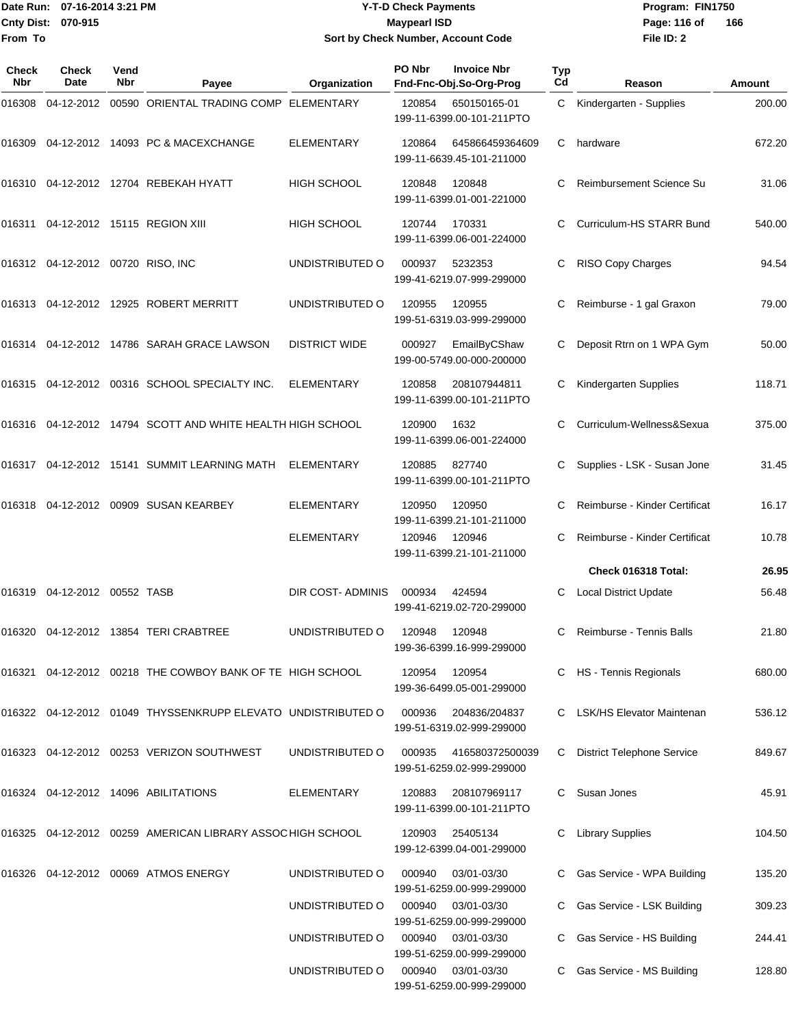Date Run: 07-16-2014 3:21 PM
Cnty Dist: 070-915
From To

# Y-T-D Check Payments
## Maypearl ISD
### Sort by Check Number, Account Code

Program: FIN1750
File ID: 2

| Check Nbr | Check Date | Vend Nbr | Payee | Organization | PO Nbr | Invoice Nbr / Fnd-Fnc-Obj.So-Org-Prog | Typ Cd | Reason | Amount |
|---|---|---|---|---|---|---|---|---|---|
| 016308 | 04-12-2012 | 00590 | ORIENTAL TRADING COMP | ELEMENTARY | 120854 | 650150165-01 199-11-6399.00-101-211PTO | C | Kindergarten - Supplies | 200.00 |
| 016309 | 04-12-2012 | 14093 | PC & MACEXCHANGE | ELEMENTARY | 120864 | 645866459364609 199-11-6639.45-101-211000 | C | hardware | 672.20 |
| 016310 | 04-12-2012 | 12704 | REBEKAH HYATT | HIGH SCHOOL | 120848 | 120848 199-11-6399.01-001-221000 | C | Reimbursement Science Su | 31.06 |
| 016311 | 04-12-2012 | 15115 | REGION XIII | HIGH SCHOOL | 120744 | 170331 199-11-6399.06-001-224000 | C | Curriculum-HS STARR Bund | 540.00 |
| 016312 | 04-12-2012 | 00720 | RISO, INC | UNDISTRIBUTED O | 000937 | 5232353 199-41-6219.07-999-299000 | C | RISO Copy Charges | 94.54 |
| 016313 | 04-12-2012 | 12925 | ROBERT MERRITT | UNDISTRIBUTED O | 120955 | 120955 199-51-6319.03-999-299000 | C | Reimburse - 1 gal Graxon | 79.00 |
| 016314 | 04-12-2012 | 14786 | SARAH GRACE LAWSON | DISTRICT WIDE | 000927 | EmailByCShaw 199-00-5749.00-000-200000 | C | Deposit Rtrn on 1 WPA Gym | 50.00 |
| 016315 | 04-12-2012 | 00316 | SCHOOL SPECIALTY INC. | ELEMENTARY | 120858 | 208107944811 199-11-6399.00-101-211PTO | C | Kindergarten Supplies | 118.71 |
| 016316 | 04-12-2012 | 14794 | SCOTT AND WHITE HEALTH | HIGH SCHOOL | 120900 | 1632 199-11-6399.06-001-224000 | C | Curriculum-Wellness&Sexua | 375.00 |
| 016317 | 04-12-2012 | 15141 | SUMMIT LEARNING MATH | ELEMENTARY | 120885 | 827740 199-11-6399.00-101-211PTO | C | Supplies - LSK - Susan Jone | 31.45 |
| 016318 | 04-12-2012 | 00909 | SUSAN KEARBEY | ELEMENTARY | 120950 | 120950 199-11-6399.21-101-211000 | C | Reimburse - Kinder Certificat | 16.17 |
| | | | | ELEMENTARY | 120946 | 120946 199-11-6399.21-101-211000 | C | Reimburse - Kinder Certificat | 10.78 |
| | | | | | | | | **Check 016318 Total:** | **26.95** |
| 016319 | 04-12-2012 | 00552 | TASB | DIR COST- ADMINIS | 000934 | 424594 199-41-6219.02-720-299000 | C | Local District Update | 56.48 |
| 016320 | 04-12-2012 | 13854 | TERI CRABTREE | UNDISTRIBUTED O | 120948 | 120948 199-36-6399.16-999-299000 | C | Reimburse - Tennis Balls | 21.80 |
| 016321 | 04-12-2012 | 00218 | THE COWBOY BANK OF TE | HIGH SCHOOL | 120954 | 120954 199-36-6499.05-001-299000 | C | HS - Tennis Regionals | 680.00 |
| 016322 | 04-12-2012 | 01049 | THYSSENKRUPP ELEVATO | UNDISTRIBUTED O | 000936 | 204836/204837 199-51-6319.02-999-299000 | C | LSK/HS Elevator Maintenan | 536.12 |
| 016323 | 04-12-2012 | 00253 | VERIZON SOUTHWEST | UNDISTRIBUTED O | 000935 | 416580372500039 199-51-6259.02-999-299000 | C | District Telephone Service | 849.67 |
| 016324 | 04-12-2012 | 14096 | ABILITATIONS | ELEMENTARY | 120883 | 208107969117 199-11-6399.00-101-211PTO | C | Susan Jones | 45.91 |
| 016325 | 04-12-2012 | 00259 | AMERICAN LIBRARY ASSOC | HIGH SCHOOL | 120903 | 25405134 199-12-6399.04-001-299000 | C | Library Supplies | 104.50 |
| 016326 | 04-12-2012 | 00069 | ATMOS ENERGY | UNDISTRIBUTED O | 000940 | 03/01-03/30 199-51-6259.00-999-299000 | C | Gas Service - WPA Building | 135.20 |
| | | | | UNDISTRIBUTED O | 000940 | 03/01-03/30 199-51-6259.00-999-299000 | C | Gas Service - LSK Building | 309.23 |
| | | | | UNDISTRIBUTED O | 000940 | 03/01-03/30 199-51-6259.00-999-299000 | C | Gas Service - HS Building | 244.41 |
| | | | | UNDISTRIBUTED O | 000940 | 03/01-03/30 199-51-6259.00-999-299000 | C | Gas Service - MS Building | 128.80 |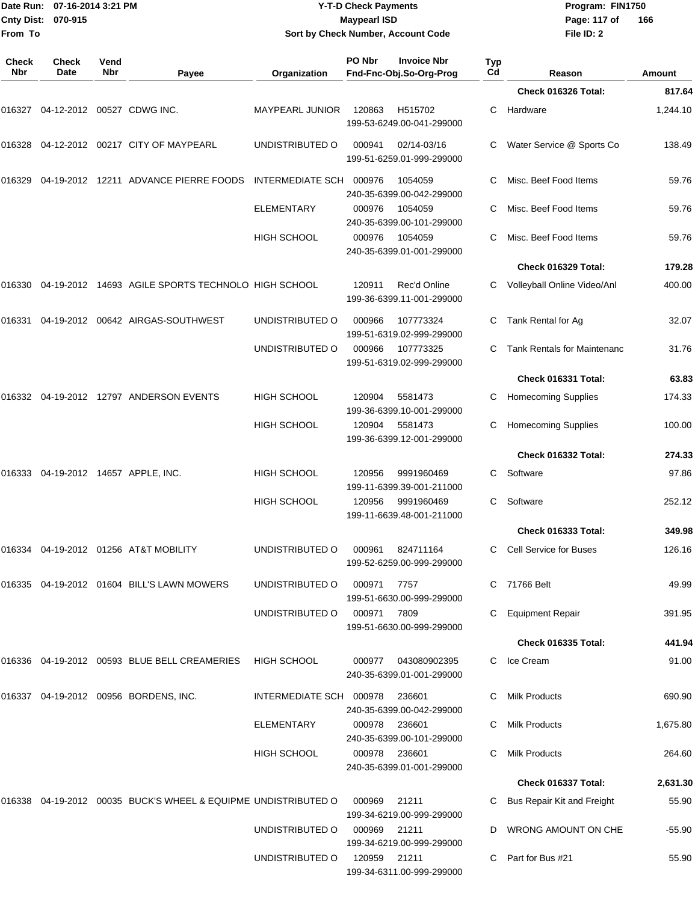# Y-T-D Check Payments

**Maypearl ISD**

**Sort by Check Number, Account Code**

Date Run: 07-16-2014 3:21 PM
Cnty Dist: 070-915
From To

Program: FIN1750
File ID: 2

| Check Nbr | Check Date | Vend Nbr | Payee | Organization | PO Nbr | Invoice Nbr / Fnd-Fnc-Obj.So-Org-Prog | Typ Cd | Reason | Amount |
|---|---|---|---|---|---|---|---|---|---|
| | | | | | | | | **Check 016326 Total:** | **817.64** |
| 016327 | 04-12-2012 | 00527 | CDWG INC. | MAYPEARL JUNIOR | 120863 | H515702 / 199-53-6249.00-041-299000 | C | Hardware | 1,244.10 |
| 016328 | 04-12-2012 | 00217 | CITY OF MAYPEARL | UNDISTRIBUTED O | 000941 | 02/14-03/16 / 199-51-6259.01-999-299000 | C | Water Service @ Sports Co | 138.49 |
| 016329 | 04-19-2012 | 12211 | ADVANCE PIERRE FOODS | INTERMEDIATE SCH | 000976 | 1054059 / 240-35-6399.00-042-299000 | C | Misc. Beef Food Items | 59.76 |
| | | | | ELEMENTARY | 000976 | 1054059 / 240-35-6399.00-101-299000 | C | Misc. Beef Food Items | 59.76 |
| | | | | HIGH SCHOOL | 000976 | 1054059 / 240-35-6399.01-001-299000 | C | Misc. Beef Food Items | 59.76 |
| | | | | | | | | **Check 016329 Total:** | **179.28** |
| 016330 | 04-19-2012 | 14693 | AGILE SPORTS TECHNOLO | HIGH SCHOOL | 120911 | Rec'd Online / 199-36-6399.11-001-299000 | C | Volleyball Online Video/Anl | 400.00 |
| 016331 | 04-19-2012 | 00642 | AIRGAS-SOUTHWEST | UNDISTRIBUTED O | 000966 | 107773324 / 199-51-6319.02-999-299000 | C | Tank Rental for Ag | 32.07 |
| | | | | UNDISTRIBUTED O | 000966 | 107773325 / 199-51-6319.02-999-299000 | C | Tank Rentals for Maintenanc | 31.76 |
| | | | | | | | | **Check 016331 Total:** | **63.83** |
| 016332 | 04-19-2012 | 12797 | ANDERSON EVENTS | HIGH SCHOOL | 120904 | 5581473 / 199-36-6399.10-001-299000 | C | Homecoming Supplies | 174.33 |
| | | | | HIGH SCHOOL | 120904 | 5581473 / 199-36-6399.12-001-299000 | C | Homecoming Supplies | 100.00 |
| | | | | | | | | **Check 016332 Total:** | **274.33** |
| 016333 | 04-19-2012 | 14657 | APPLE, INC. | HIGH SCHOOL | 120956 | 9991960469 / 199-11-6399.39-001-211000 | C | Software | 97.86 |
| | | | | HIGH SCHOOL | 120956 | 9991960469 / 199-11-6639.48-001-211000 | C | Software | 252.12 |
| | | | | | | | | **Check 016333 Total:** | **349.98** |
| 016334 | 04-19-2012 | 01256 | AT&T MOBILITY | UNDISTRIBUTED O | 000961 | 824711164 / 199-52-6259.00-999-299000 | C | Cell Service for Buses | 126.16 |
| 016335 | 04-19-2012 | 01604 | BILL'S LAWN MOWERS | UNDISTRIBUTED O | 000971 | 7757 / 199-51-6630.00-999-299000 | C | 71766 Belt | 49.99 |
| | | | | UNDISTRIBUTED O | 000971 | 7809 / 199-51-6630.00-999-299000 | C | Equipment Repair | 391.95 |
| | | | | | | | | **Check 016335 Total:** | **441.94** |
| 016336 | 04-19-2012 | 00593 | BLUE BELL CREAMERIES | HIGH SCHOOL | 000977 | 043080902395 / 240-35-6399.01-001-299000 | C | Ice Cream | 91.00 |
| 016337 | 04-19-2012 | 00956 | BORDENS, INC. | INTERMEDIATE SCH | 000978 | 236601 / 240-35-6399.00-042-299000 | C | Milk Products | 690.90 |
| | | | | ELEMENTARY | 000978 | 236601 / 240-35-6399.00-101-299000 | C | Milk Products | 1,675.80 |
| | | | | HIGH SCHOOL | 000978 | 236601 / 240-35-6399.01-001-299000 | C | Milk Products | 264.60 |
| | | | | | | | | **Check 016337 Total:** | **2,631.30** |
| 016338 | 04-19-2012 | 00035 | BUCK'S WHEEL & EQUIPME | UNDISTRIBUTED O | 000969 | 21211 / 199-34-6219.00-999-299000 | C | Bus Repair Kit and Freight | 55.90 |
| | | | | UNDISTRIBUTED O | 000969 | 21211 / 199-34-6219.00-999-299000 | D | WRONG AMOUNT ON CHE | -55.90 |
| | | | | UNDISTRIBUTED O | 120959 | 21211 / 199-34-6311.00-999-299000 | C | Part for Bus #21 | 55.90 |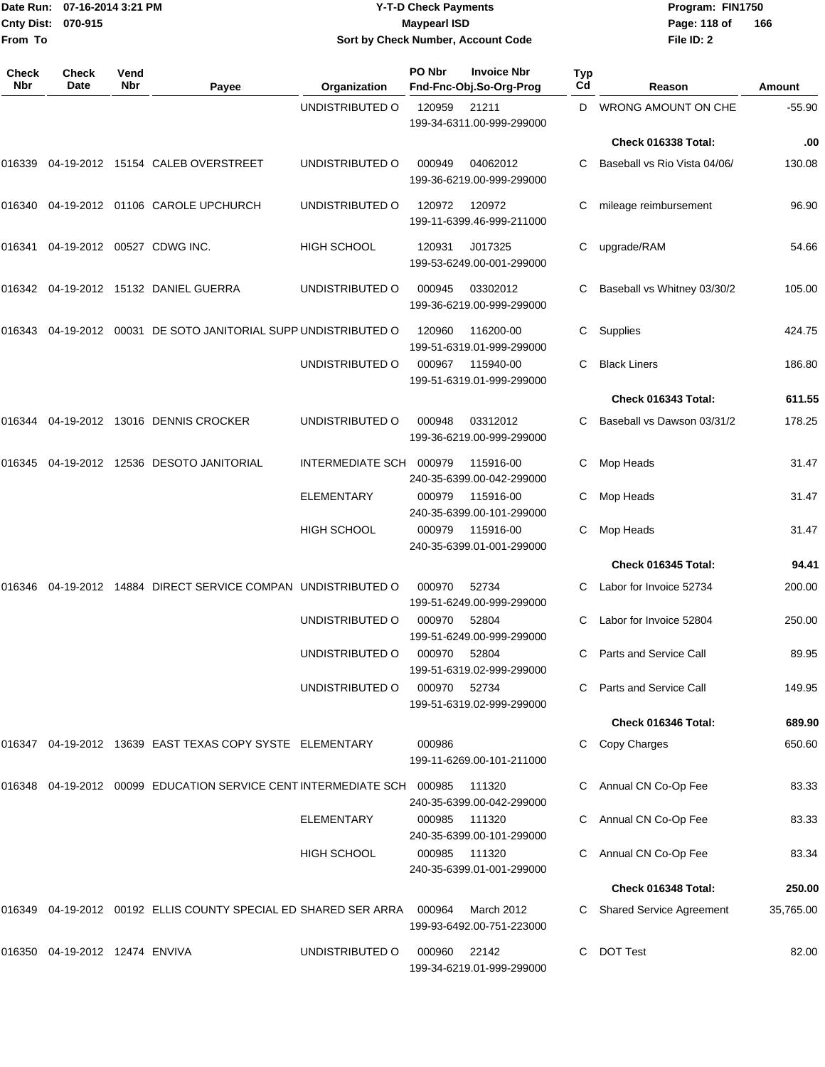Date Run: 07-16-2014 3:21 PM
Cnty Dist: 070-915
From To

# Y-T-D Check Payments

## Maypearl ISD

### Sort by Check Number, Account Code

Program: FIN1750
File ID: 2

| Check Nbr | Check Date | Vend Nbr | Payee | Organization | PO Nbr | Invoice Nbr / Fnd-Fnc-Obj.So-Org-Prog | Typ Cd | Reason | Amount |
|---|---|---|---|---|---|---|---|---|---|
| | | | | UNDISTRIBUTED O | 120959 | 21211 199-34-6311.00-999-299000 | D | WRONG AMOUNT ON CHE | -55.90 |
| | | | | | | | | **Check 016338 Total:** | **.00** |
| 016339 | 04-19-2012 | 15154 | CALEB OVERSTREET | UNDISTRIBUTED O | 000949 | 04062012 199-36-6219.00-999-299000 | C | Baseball vs Rio Vista 04/06/ | 130.08 |
| 016340 | 04-19-2012 | 01106 | CAROLE UPCHURCH | UNDISTRIBUTED O | 120972 | 120972 199-11-6399.46-999-211000 | C | mileage reimbursement | 96.90 |
| 016341 | 04-19-2012 | 00527 | CDWG INC. | HIGH SCHOOL | 120931 | J017325 199-53-6249.00-001-299000 | C | upgrade/RAM | 54.66 |
| 016342 | 04-19-2012 | 15132 | DANIEL GUERRA | UNDISTRIBUTED O | 000945 | 03302012 199-36-6219.00-999-299000 | C | Baseball vs Whitney 03/30/2 | 105.00 |
| 016343 | 04-19-2012 | 00031 | DE SOTO JANITORIAL SUPP | UNDISTRIBUTED O | 120960 | 116200-00 199-51-6319.01-999-299000 | C | Supplies | 424.75 |
| | | | | UNDISTRIBUTED O | 000967 | 115940-00 199-51-6319.01-999-299000 | C | Black Liners | 186.80 |
| | | | | | | | | **Check 016343 Total:** | **611.55** |
| 016344 | 04-19-2012 | 13016 | DENNIS CROCKER | UNDISTRIBUTED O | 000948 | 03312012 199-36-6219.00-999-299000 | C | Baseball vs Dawson 03/31/2 | 178.25 |
| 016345 | 04-19-2012 | 12536 | DESOTO JANITORIAL | INTERMEDIATE SCH | 000979 | 115916-00 240-35-6399.00-042-299000 | C | Mop Heads | 31.47 |
| | | | | ELEMENTARY | 000979 | 115916-00 240-35-6399.00-101-299000 | C | Mop Heads | 31.47 |
| | | | | HIGH SCHOOL | 000979 | 115916-00 240-35-6399.01-001-299000 | C | Mop Heads | 31.47 |
| | | | | | | | | **Check 016345 Total:** | **94.41** |
| 016346 | 04-19-2012 | 14884 | DIRECT SERVICE COMPAN | UNDISTRIBUTED O | 000970 | 52734 199-51-6249.00-999-299000 | C | Labor for Invoice 52734 | 200.00 |
| | | | | UNDISTRIBUTED O | 000970 | 52804 199-51-6249.00-999-299000 | C | Labor for Invoice 52804 | 250.00 |
| | | | | UNDISTRIBUTED O | 000970 | 52804 199-51-6319.02-999-299000 | C | Parts and Service Call | 89.95 |
| | | | | UNDISTRIBUTED O | 000970 | 52734 199-51-6319.02-999-299000 | C | Parts and Service Call | 149.95 |
| | | | | | | | | **Check 016346 Total:** | **689.90** |
| 016347 | 04-19-2012 | 13639 | EAST TEXAS COPY SYSTE | ELEMENTARY | 000986 | 199-11-6269.00-101-211000 | C | Copy Charges | 650.60 |
| 016348 | 04-19-2012 | 00099 | EDUCATION SERVICE CENT | INTERMEDIATE SCH | 000985 | 111320 240-35-6399.00-042-299000 | C | Annual CN Co-Op Fee | 83.33 |
| | | | | ELEMENTARY | 000985 | 111320 240-35-6399.00-101-299000 | C | Annual CN Co-Op Fee | 83.33 |
| | | | | HIGH SCHOOL | 000985 | 111320 240-35-6399.01-001-299000 | C | Annual CN Co-Op Fee | 83.34 |
| | | | | | | | | **Check 016348 Total:** | **250.00** |
| 016349 | 04-19-2012 | 00192 | ELLIS COUNTY SPECIAL ED | SHARED SER ARRA | 000964 | March 2012 199-93-6492.00-751-223000 | C | Shared Service Agreement | 35,765.00 |
| 016350 | 04-19-2012 | 12474 | ENVIVA | UNDISTRIBUTED O | 000960 | 22142 199-34-6219.01-999-299000 | C | DOT Test | 82.00 |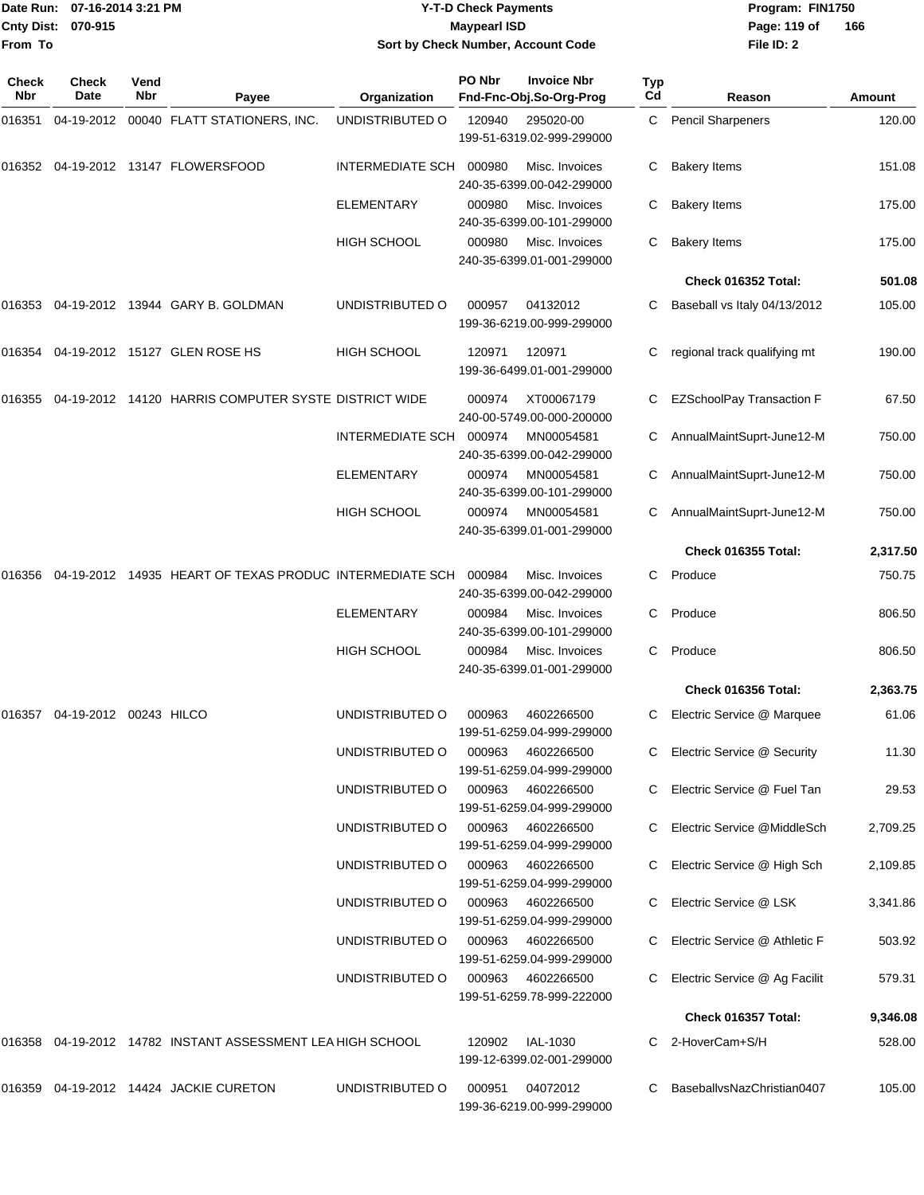# Y-T-D Check Payments

**Maypearl ISD**

**Sort by Check Number, Account Code**

Date Run: 07-16-2014 3:21 PM
Cnty Dist: 070-915
From To

Program: FIN1750
File ID: 2

| Check Nbr | Check Date | Vend Nbr | Payee | Organization | PO Nbr | Invoice Nbr / Fnd-Fnc-Obj.So-Org-Prog | Typ Cd | Reason | Amount |
|---|---|---|---|---|---|---|---|---|---|
| 016351 | 04-19-2012 | 00040 | FLATT STATIONERS, INC. | UNDISTRIBUTED O | 120940 | 295020-00 199-51-6319.02-999-299000 | C | Pencil Sharpeners | 120.00 |
| 016352 | 04-19-2012 | 13147 | FLOWERSFOOD | INTERMEDIATE SCH | 000980 | Misc. Invoices 240-35-6399.00-042-299000 | C | Bakery Items | 151.08 |
| | | | | ELEMENTARY | 000980 | Misc. Invoices 240-35-6399.00-101-299000 | C | Bakery Items | 175.00 |
| | | | | HIGH SCHOOL | 000980 | Misc. Invoices 240-35-6399.01-001-299000 | C | Bakery Items | 175.00 |
| | | | | | | | | **Check 016352 Total:** | **501.08** |
| 016353 | 04-19-2012 | 13944 | GARY B. GOLDMAN | UNDISTRIBUTED O | 000957 | 04132012 199-36-6219.00-999-299000 | C | Baseball vs Italy 04/13/2012 | 105.00 |
| 016354 | 04-19-2012 | 15127 | GLEN ROSE HS | HIGH SCHOOL | 120971 | 120971 199-36-6499.01-001-299000 | C | regional track qualifying mt | 190.00 |
| 016355 | 04-19-2012 | 14120 | HARRIS COMPUTER SYSTE | DISTRICT WIDE | 000974 | XT00067179 240-00-5749.00-000-200000 | C | EZSchoolPay Transaction F | 67.50 |
| | | | | INTERMEDIATE SCH | 000974 | MN00054581 240-35-6399.00-042-299000 | C | AnnualMaintSuprt-June12-M | 750.00 |
| | | | | ELEMENTARY | 000974 | MN00054581 240-35-6399.00-101-299000 | C | AnnualMaintSuprt-June12-M | 750.00 |
| | | | | HIGH SCHOOL | 000974 | MN00054581 240-35-6399.01-001-299000 | C | AnnualMaintSuprt-June12-M | 750.00 |
| | | | | | | | | **Check 016355 Total:** | **2,317.50** |
| 016356 | 04-19-2012 | 14935 | HEART OF TEXAS PRODUC | INTERMEDIATE SCH | 000984 | Misc. Invoices 240-35-6399.00-042-299000 | C | Produce | 750.75 |
| | | | | ELEMENTARY | 000984 | Misc. Invoices 240-35-6399.00-101-299000 | C | Produce | 806.50 |
| | | | | HIGH SCHOOL | 000984 | Misc. Invoices 240-35-6399.01-001-299000 | C | Produce | 806.50 |
| | | | | | | | | **Check 016356 Total:** | **2,363.75** |
| 016357 | 04-19-2012 | 00243 | HILCO | UNDISTRIBUTED O | 000963 | 4602266500 199-51-6259.04-999-299000 | C | Electric Service @ Marquee | 61.06 |
| | | | | UNDISTRIBUTED O | 000963 | 4602266500 199-51-6259.04-999-299000 | C | Electric Service @ Security | 11.30 |
| | | | | UNDISTRIBUTED O | 000963 | 4602266500 199-51-6259.04-999-299000 | C | Electric Service @ Fuel Tan | 29.53 |
| | | | | UNDISTRIBUTED O | 000963 | 4602266500 199-51-6259.04-999-299000 | C | Electric Service @MiddleSch | 2,709.25 |
| | | | | UNDISTRIBUTED O | 000963 | 4602266500 199-51-6259.04-999-299000 | C | Electric Service @ High Sch | 2,109.85 |
| | | | | UNDISTRIBUTED O | 000963 | 4602266500 199-51-6259.04-999-299000 | C | Electric Service @ LSK | 3,341.86 |
| | | | | UNDISTRIBUTED O | 000963 | 4602266500 199-51-6259.04-999-299000 | C | Electric Service @ Athletic F | 503.92 |
| | | | | UNDISTRIBUTED O | 000963 | 4602266500 199-51-6259.78-999-222000 | C | Electric Service @ Ag Facilit | 579.31 |
| | | | | | | | | **Check 016357 Total:** | **9,346.08** |
| 016358 | 04-19-2012 | 14782 | INSTANT ASSESSMENT LEA | HIGH SCHOOL | 120902 | IAL-1030 199-12-6399.02-001-299000 | C | 2-HoverCam+S/H | 528.00 |
| 016359 | 04-19-2012 | 14424 | JACKIE CURETON | UNDISTRIBUTED O | 000951 | 04072012 199-36-6219.00-999-299000 | C | BaseballvsNazChristian0407 | 105.00 |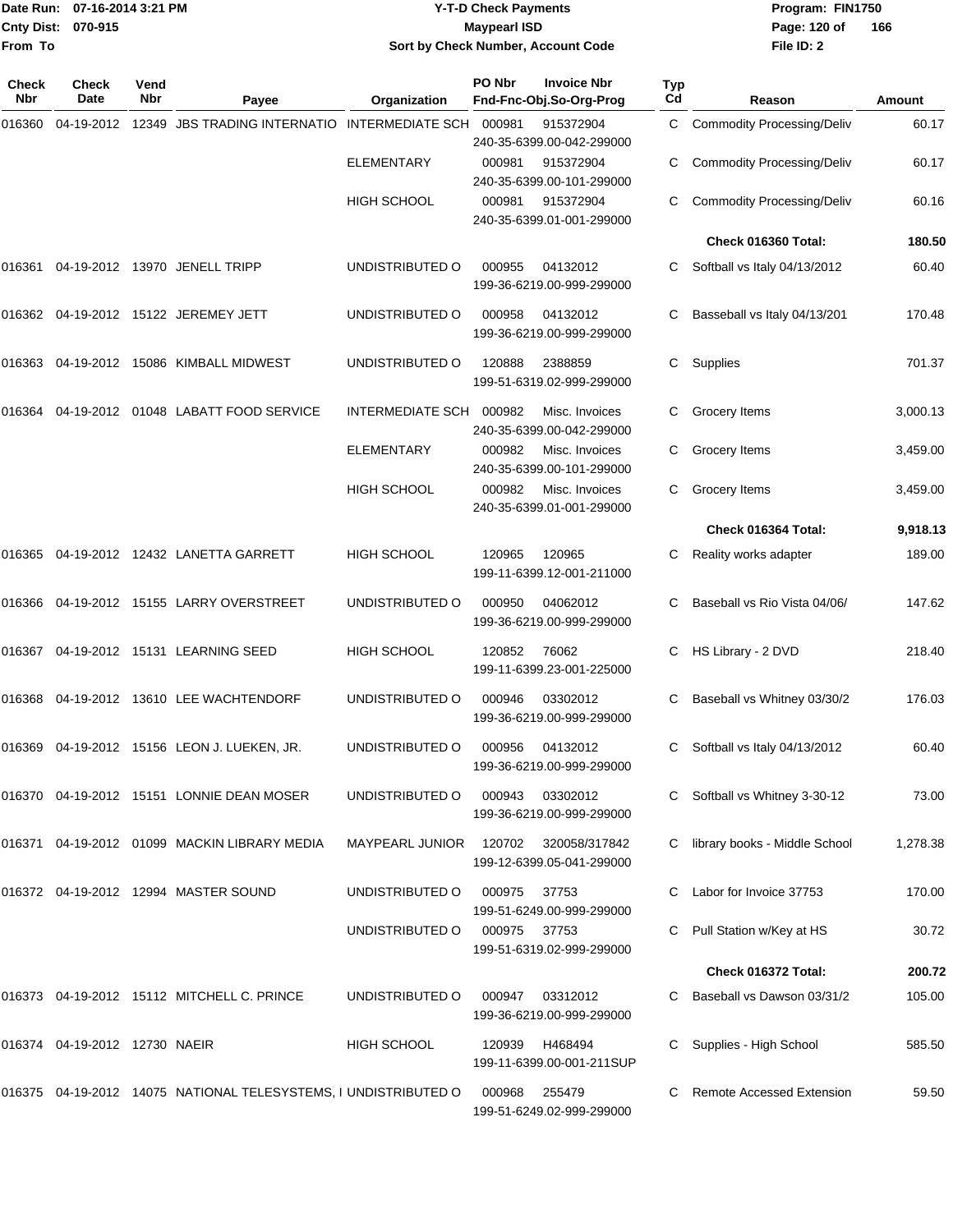Date Run: 07-16-2014 3:21 PM
Cnty Dist: 070-915
From To

# Y-T-D Check Payments
## Maypearl ISD
### Sort by Check Number, Account Code

Program: FIN1750
File ID: 2

| Check Nbr | Check Date | Vend Nbr | Payee | Organization | PO Nbr | Invoice Nbr / Fnd-Fnc-Obj.So-Org-Prog | Typ Cd | Reason | Amount |
|---|---|---|---|---|---|---|---|---|---|
| 016360 | 04-19-2012 | 12349 | JBS TRADING INTERNATIO | INTERMEDIATE SCH | 000981 | 915372904 240-35-6399.00-042-299000 | C | Commodity Processing/Deliv | 60.17 |
| | | | | ELEMENTARY | 000981 | 915372904 240-35-6399.00-101-299000 | C | Commodity Processing/Deliv | 60.17 |
| | | | | HIGH SCHOOL | 000981 | 915372904 240-35-6399.01-001-299000 | C | Commodity Processing/Deliv | 60.16 |
| | | | | | | | | **Check 016360 Total:** | **180.50** |
| 016361 | 04-19-2012 | 13970 | JENELL TRIPP | UNDISTRIBUTED O | 000955 | 04132012 199-36-6219.00-999-299000 | C | Softball vs Italy 04/13/2012 | 60.40 |
| 016362 | 04-19-2012 | 15122 | JEREMEY JETT | UNDISTRIBUTED O | 000958 | 04132012 199-36-6219.00-999-299000 | C | Basseball vs Italy 04/13/201 | 170.48 |
| 016363 | 04-19-2012 | 15086 | KIMBALL MIDWEST | UNDISTRIBUTED O | 120888 | 2388859 199-51-6319.02-999-299000 | C | Supplies | 701.37 |
| 016364 | 04-19-2012 | 01048 | LABATT FOOD SERVICE | INTERMEDIATE SCH | 000982 | Misc. Invoices 240-35-6399.00-042-299000 | C | Grocery Items | 3,000.13 |
| | | | | ELEMENTARY | 000982 | Misc. Invoices 240-35-6399.00-101-299000 | C | Grocery Items | 3,459.00 |
| | | | | HIGH SCHOOL | 000982 | Misc. Invoices 240-35-6399.01-001-299000 | C | Grocery Items | 3,459.00 |
| | | | | | | | | **Check 016364 Total:** | **9,918.13** |
| 016365 | 04-19-2012 | 12432 | LANETTA GARRETT | HIGH SCHOOL | 120965 | 120965 199-11-6399.12-001-211000 | C | Reality works adapter | 189.00 |
| 016366 | 04-19-2012 | 15155 | LARRY OVERSTREET | UNDISTRIBUTED O | 000950 | 04062012 199-36-6219.00-999-299000 | C | Baseball vs Rio Vista 04/06/ | 147.62 |
| 016367 | 04-19-2012 | 15131 | LEARNING SEED | HIGH SCHOOL | 120852 | 76062 199-11-6399.23-001-225000 | C | HS Library - 2 DVD | 218.40 |
| 016368 | 04-19-2012 | 13610 | LEE WACHTENDORF | UNDISTRIBUTED O | 000946 | 03302012 199-36-6219.00-999-299000 | C | Baseball vs Whitney 03/30/2 | 176.03 |
| 016369 | 04-19-2012 | 15156 | LEON J. LUEKEN, JR. | UNDISTRIBUTED O | 000956 | 04132012 199-36-6219.00-999-299000 | C | Softball vs Italy 04/13/2012 | 60.40 |
| 016370 | 04-19-2012 | 15151 | LONNIE DEAN MOSER | UNDISTRIBUTED O | 000943 | 03302012 199-36-6219.00-999-299000 | C | Softball vs Whitney 3-30-12 | 73.00 |
| 016371 | 04-19-2012 | 01099 | MACKIN LIBRARY MEDIA | MAYPEARL JUNIOR | 120702 | 320058/317842 199-12-6399.05-041-299000 | C | library books - Middle School | 1,278.38 |
| 016372 | 04-19-2012 | 12994 | MASTER SOUND | UNDISTRIBUTED O | 000975 | 37753 199-51-6249.00-999-299000 | C | Labor for Invoice 37753 | 170.00 |
| | | | | UNDISTRIBUTED O | 000975 | 37753 199-51-6319.02-999-299000 | C | Pull Station w/Key at HS | 30.72 |
| | | | | | | | | **Check 016372 Total:** | **200.72** |
| 016373 | 04-19-2012 | 15112 | MITCHELL C. PRINCE | UNDISTRIBUTED O | 000947 | 03312012 199-36-6219.00-999-299000 | C | Baseball vs Dawson 03/31/2 | 105.00 |
| 016374 | 04-19-2012 | 12730 | NAEIR | HIGH SCHOOL | 120939 | H468494 199-11-6399.00-001-211SUP | C | Supplies - High School | 585.50 |
| 016375 | 04-19-2012 | 14075 | NATIONAL TELESYSTEMS, I | UNDISTRIBUTED O | 000968 | 255479 199-51-6249.02-999-299000 | C | Remote Accessed Extension | 59.50 |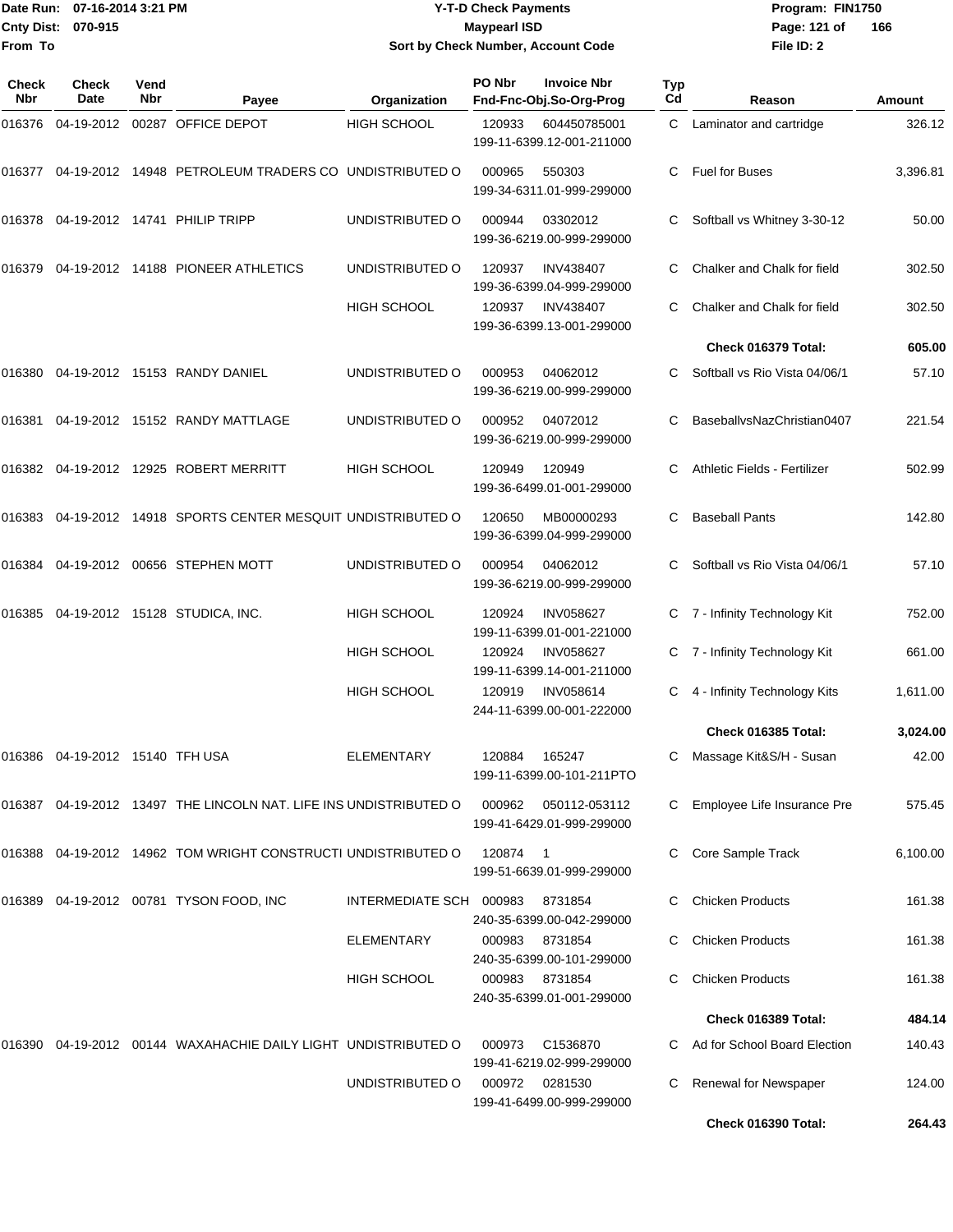Date Run: 07-16-2014 3:21 PM
Cnty Dist: 070-915
From To

**Y-T-D Check Payments**
**Maypearl ISD**
**Sort by Check Number, Account Code**

Program: FIN1750
File ID: 2

| Check Nbr | Check Date | Vend Nbr | Payee | Organization | PO Nbr | Invoice Nbr / Fnd-Fnc-Obj.So-Org-Prog | Typ Cd | Reason | Amount |
|---|---|---|---|---|---|---|---|---|---|
| 016376 | 04-19-2012 | 00287 | OFFICE DEPOT | HIGH SCHOOL | 120933 | 604450785001 / 199-11-6399.12-001-211000 | C | Laminator and cartridge | 326.12 |
| 016377 | 04-19-2012 | 14948 | PETROLEUM TRADERS CO | UNDISTRIBUTED O | 000965 | 550303 / 199-34-6311.01-999-299000 | C | Fuel for Buses | 3,396.81 |
| 016378 | 04-19-2012 | 14741 | PHILIP TRIPP | UNDISTRIBUTED O | 000944 | 03302012 / 199-36-6219.00-999-299000 | C | Softball vs Whitney 3-30-12 | 50.00 |
| 016379 | 04-19-2012 | 14188 | PIONEER ATHLETICS | UNDISTRIBUTED O | 120937 | INV438407 / 199-36-6399.04-999-299000 | C | Chalker and Chalk for field | 302.50 |
| | | | | HIGH SCHOOL | 120937 | INV438407 / 199-36-6399.13-001-299000 | C | Chalker and Chalk for field | 302.50 |
| | | | | | | | | **Check 016379 Total:** | **605.00** |
| 016380 | 04-19-2012 | 15153 | RANDY DANIEL | UNDISTRIBUTED O | 000953 | 04062012 / 199-36-6219.00-999-299000 | C | Softball vs Rio Vista 04/06/1 | 57.10 |
| 016381 | 04-19-2012 | 15152 | RANDY MATTLAGE | UNDISTRIBUTED O | 000952 | 04072012 / 199-36-6219.00-999-299000 | C | BaseballvsNazChristian0407 | 221.54 |
| 016382 | 04-19-2012 | 12925 | ROBERT MERRITT | HIGH SCHOOL | 120949 | 120949 / 199-36-6499.01-001-299000 | C | Athletic Fields - Fertilizer | 502.99 |
| 016383 | 04-19-2012 | 14918 | SPORTS CENTER MESQUIT | UNDISTRIBUTED O | 120650 | MB00000293 / 199-36-6399.04-999-299000 | C | Baseball Pants | 142.80 |
| 016384 | 04-19-2012 | 00656 | STEPHEN MOTT | UNDISTRIBUTED O | 000954 | 04062012 / 199-36-6219.00-999-299000 | C | Softball vs Rio Vista 04/06/1 | 57.10 |
| 016385 | 04-19-2012 | 15128 | STUDICA, INC. | HIGH SCHOOL | 120924 | INV058627 / 199-11-6399.01-001-221000 | C | 7 - Infinity Technology Kit | 752.00 |
| | | | | HIGH SCHOOL | 120924 | INV058627 / 199-11-6399.14-001-211000 | C | 7 - Infinity Technology Kit | 661.00 |
| | | | | HIGH SCHOOL | 120919 | INV058614 / 244-11-6399.00-001-222000 | C | 4 - Infinity Technology Kits | 1,611.00 |
| | | | | | | | | **Check 016385 Total:** | **3,024.00** |
| 016386 | 04-19-2012 | 15140 | TFH USA | ELEMENTARY | 120884 | 165247 / 199-11-6399.00-101-211PTO | C | Massage Kit&S/H - Susan | 42.00 |
| 016387 | 04-19-2012 | 13497 | THE LINCOLN NAT. LIFE INS | UNDISTRIBUTED O | 000962 | 050112-053112 / 199-41-6429.01-999-299000 | C | Employee Life Insurance Pre | 575.45 |
| 016388 | 04-19-2012 | 14962 | TOM WRIGHT CONSTRUCTI | UNDISTRIBUTED O | 120874 | 1 / 199-51-6639.01-999-299000 | C | Core Sample Track | 6,100.00 |
| 016389 | 04-19-2012 | 00781 | TYSON FOOD, INC | INTERMEDIATE SCH | 000983 | 8731854 / 240-35-6399.00-042-299000 | C | Chicken Products | 161.38 |
| | | | | ELEMENTARY | 000983 | 8731854 / 240-35-6399.00-101-299000 | C | Chicken Products | 161.38 |
| | | | | HIGH SCHOOL | 000983 | 8731854 / 240-35-6399.01-001-299000 | C | Chicken Products | 161.38 |
| | | | | | | | | **Check 016389 Total:** | **484.14** |
| 016390 | 04-19-2012 | 00144 | WAXAHACHIE DAILY LIGHT | UNDISTRIBUTED O | 000973 | C1536870 / 199-41-6219.02-999-299000 | C | Ad for School Board Election | 140.43 |
| | | | | UNDISTRIBUTED O | 000972 | 0281530 / 199-41-6499.00-999-299000 | C | Renewal for Newspaper | 124.00 |
| | | | | | | | | **Check 016390 Total:** | **264.43** |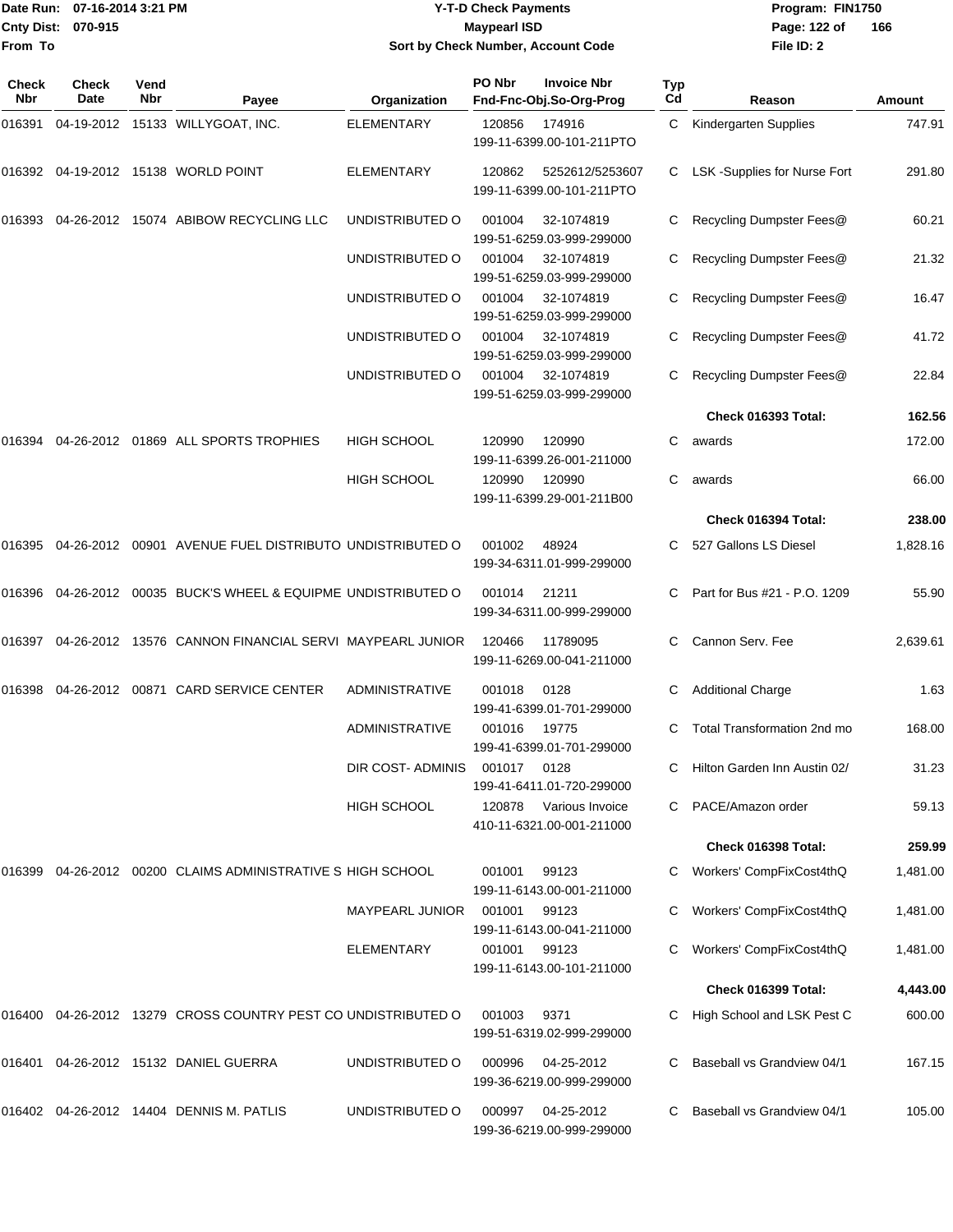Date Run: 07-16-2014 3:21 PM
Cnty Dist: 070-915
From To

# Y-T-D Check Payments
## Maypearl ISD
### Sort by Check Number, Account Code

Program: FIN1750
File ID: 2

| Check Nbr | Check Date | Vend Nbr | Payee | Organization | PO Nbr | Invoice Nbr / Fnd-Fnc-Obj.So-Org-Prog | Typ Cd | Reason | Amount |
|---|---|---|---|---|---|---|---|---|---|
| 016391 | 04-19-2012 | 15133 | WILLYGOAT, INC. | ELEMENTARY | 120856 | 174916 199-11-6399.00-101-211PTO | C | Kindergarten Supplies | 747.91 |
| 016392 | 04-19-2012 | 15138 | WORLD POINT | ELEMENTARY | 120862 | 5252612/5253607 199-11-6399.00-101-211PTO | C | LSK -Supplies for Nurse Fort | 291.80 |
| 016393 | 04-26-2012 | 15074 | ABIBOW RECYCLING LLC | UNDISTRIBUTED O | 001004 | 32-1074819 199-51-6259.03-999-299000 | C | Recycling Dumpster Fees@ | 60.21 |
| | | | | UNDISTRIBUTED O | 001004 | 32-1074819 199-51-6259.03-999-299000 | C | Recycling Dumpster Fees@ | 21.32 |
| | | | | UNDISTRIBUTED O | 001004 | 32-1074819 199-51-6259.03-999-299000 | C | Recycling Dumpster Fees@ | 16.47 |
| | | | | UNDISTRIBUTED O | 001004 | 32-1074819 199-51-6259.03-999-299000 | C | Recycling Dumpster Fees@ | 41.72 |
| | | | | UNDISTRIBUTED O | 001004 | 32-1074819 199-51-6259.03-999-299000 | C | Recycling Dumpster Fees@ | 22.84 |
| | | | | | | | | **Check 016393 Total:** | **162.56** |
| 016394 | 04-26-2012 | 01869 | ALL SPORTS TROPHIES | HIGH SCHOOL | 120990 | 120990 199-11-6399.26-001-211000 | C | awards | 172.00 |
| | | | | HIGH SCHOOL | 120990 | 120990 199-11-6399.29-001-211B00 | C | awards | 66.00 |
| | | | | | | | | **Check 016394 Total:** | **238.00** |
| 016395 | 04-26-2012 | 00901 | AVENUE FUEL DISTRIBUTO | UNDISTRIBUTED O | 001002 | 48924 199-34-6311.01-999-299000 | C | 527 Gallons LS Diesel | 1,828.16 |
| 016396 | 04-26-2012 | 00035 | BUCK'S WHEEL & EQUIPME | UNDISTRIBUTED O | 001014 | 21211 199-34-6311.00-999-299000 | C | Part for Bus #21 - P.O. 1209 | 55.90 |
| 016397 | 04-26-2012 | 13576 | CANNON FINANCIAL SERVI | MAYPEARL JUNIOR | 120466 | 11789095 199-11-6269.00-041-211000 | C | Cannon Serv. Fee | 2,639.61 |
| 016398 | 04-26-2012 | 00871 | CARD SERVICE CENTER | ADMINISTRATIVE | 001018 | 0128 199-41-6399.01-701-299000 | C | Additional Charge | 1.63 |
| | | | | ADMINISTRATIVE | 001016 | 19775 199-41-6399.01-701-299000 | C | Total Transformation 2nd mo | 168.00 |
| | | | | DIR COST- ADMINIS | 001017 | 0128 199-41-6411.01-720-299000 | C | Hilton Garden Inn Austin 02/ | 31.23 |
| | | | | HIGH SCHOOL | 120878 | Various Invoice 410-11-6321.00-001-211000 | C | PACE/Amazon order | 59.13 |
| | | | | | | | | **Check 016398 Total:** | **259.99** |
| 016399 | 04-26-2012 | 00200 | CLAIMS ADMINISTRATIVE S | HIGH SCHOOL | 001001 | 99123 199-11-6143.00-001-211000 | C | Workers' CompFixCost4thQ | 1,481.00 |
| | | | | MAYPEARL JUNIOR | 001001 | 99123 199-11-6143.00-041-211000 | C | Workers' CompFixCost4thQ | 1,481.00 |
| | | | | ELEMENTARY | 001001 | 99123 199-11-6143.00-101-211000 | C | Workers' CompFixCost4thQ | 1,481.00 |
| | | | | | | | | **Check 016399 Total:** | **4,443.00** |
| 016400 | 04-26-2012 | 13279 | CROSS COUNTRY PEST CO | UNDISTRIBUTED O | 001003 | 9371 199-51-6319.02-999-299000 | C | High School and LSK Pest C | 600.00 |
| 016401 | 04-26-2012 | 15132 | DANIEL GUERRA | UNDISTRIBUTED O | 000996 | 04-25-2012 199-36-6219.00-999-299000 | C | Baseball vs Grandview 04/1 | 167.15 |
| 016402 | 04-26-2012 | 14404 | DENNIS M. PATLIS | UNDISTRIBUTED O | 000997 | 04-25-2012 199-36-6219.00-999-299000 | C | Baseball vs Grandview 04/1 | 105.00 |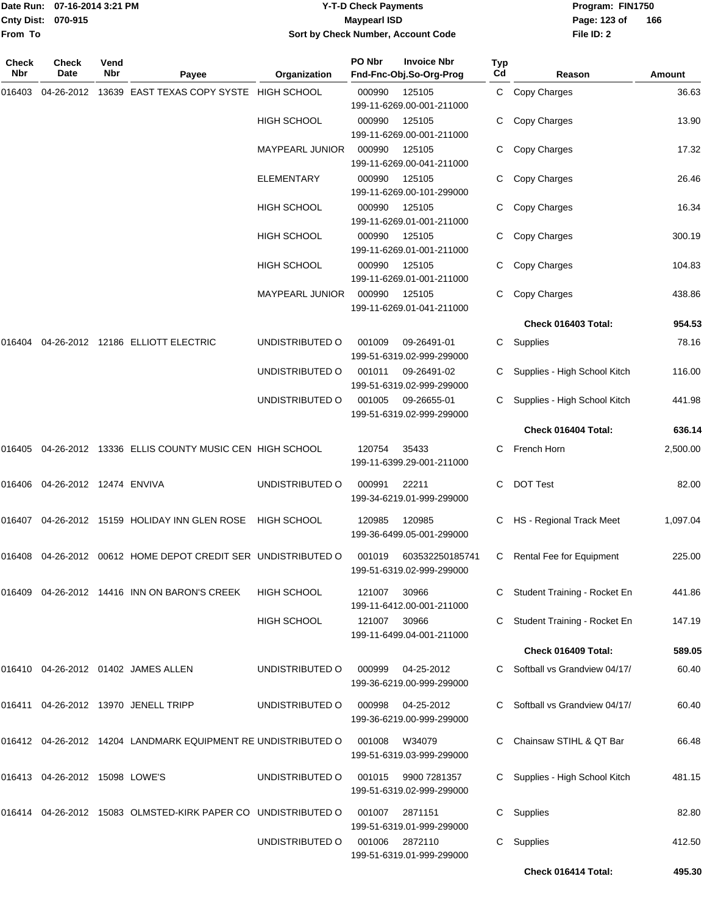Date Run: 07-16-2014 3:21 PM
Cnty Dist: 070-915
From To

# Y-T-D Check Payments
## Maypearl ISD
### Sort by Check Number, Account Code

Program: FIN1750
File ID: 2

| Check Nbr | Check Date | Vend Nbr | Payee | Organization | PO Nbr / Fnd-Fnc-Obj.So-Org-Prog | Invoice Nbr | Typ Cd | Reason | Amount |
|---|---|---|---|---|---|---|---|---|---|
| 016403 | 04-26-2012 | 13639 | EAST TEXAS COPY SYSTE | HIGH SCHOOL | 000990 199-11-6269.00-001-211000 | 125105 | C | Copy Charges | 36.63 |
| | | | | HIGH SCHOOL | 000990 199-11-6269.00-001-211000 | 125105 | C | Copy Charges | 13.90 |
| | | | | MAYPEARL JUNIOR | 000990 199-11-6269.00-041-211000 | 125105 | C | Copy Charges | 17.32 |
| | | | | ELEMENTARY | 000990 199-11-6269.00-101-299000 | 125105 | C | Copy Charges | 26.46 |
| | | | | HIGH SCHOOL | 000990 199-11-6269.01-001-211000 | 125105 | C | Copy Charges | 16.34 |
| | | | | HIGH SCHOOL | 000990 199-11-6269.01-001-211000 | 125105 | C | Copy Charges | 300.19 |
| | | | | HIGH SCHOOL | 000990 199-11-6269.01-001-211000 | 125105 | C | Copy Charges | 104.83 |
| | | | | MAYPEARL JUNIOR | 000990 199-11-6269.01-041-211000 | 125105 | C | Copy Charges | 438.86 |
| | | | | | | | | **Check 016403 Total:** | **954.53** |
| 016404 | 04-26-2012 | 12186 | ELLIOTT ELECTRIC | UNDISTRIBUTED O | 001009 199-51-6319.02-999-299000 | 09-26491-01 | C | Supplies | 78.16 |
| | | | | UNDISTRIBUTED O | 001011 199-51-6319.02-999-299000 | 09-26491-02 | C | Supplies - High School Kitch | 116.00 |
| | | | | UNDISTRIBUTED O | 001005 199-51-6319.02-999-299000 | 09-26655-01 | C | Supplies - High School Kitch | 441.98 |
| | | | | | | | | **Check 016404 Total:** | **636.14** |
| 016405 | 04-26-2012 | 13336 | ELLIS COUNTY MUSIC CEN | HIGH SCHOOL | 120754 199-11-6399.29-001-211000 | 35433 | C | French Horn | 2,500.00 |
| 016406 | 04-26-2012 | 12474 | ENVIVA | UNDISTRIBUTED O | 000991 199-34-6219.01-999-299000 | 22211 | C | DOT Test | 82.00 |
| 016407 | 04-26-2012 | 15159 | HOLIDAY INN GLEN ROSE | HIGH SCHOOL | 120985 199-36-6499.05-001-299000 | 120985 | C | HS - Regional Track Meet | 1,097.04 |
| 016408 | 04-26-2012 | 00612 | HOME DEPOT CREDIT SER | UNDISTRIBUTED O | 001019 199-51-6319.02-999-299000 | 603532250185741 | C | Rental Fee for Equipment | 225.00 |
| 016409 | 04-26-2012 | 14416 | INN ON BARON'S CREEK | HIGH SCHOOL | 121007 199-11-6412.00-001-211000 | 30966 | C | Student Training - Rocket En | 441.86 |
| | | | | HIGH SCHOOL | 121007 199-11-6499.04-001-211000 | 30966 | C | Student Training - Rocket En | 147.19 |
| | | | | | | | | **Check 016409 Total:** | **589.05** |
| 016410 | 04-26-2012 | 01402 | JAMES ALLEN | UNDISTRIBUTED O | 000999 199-36-6219.00-999-299000 | 04-25-2012 | C | Softball vs Grandview 04/17/ | 60.40 |
| 016411 | 04-26-2012 | 13970 | JENELL TRIPP | UNDISTRIBUTED O | 000998 199-36-6219.00-999-299000 | 04-25-2012 | C | Softball vs Grandview 04/17/ | 60.40 |
| 016412 | 04-26-2012 | 14204 | LANDMARK EQUIPMENT RE | UNDISTRIBUTED O | 001008 199-51-6319.03-999-299000 | W34079 | C | Chainsaw STIHL & QT Bar | 66.48 |
| 016413 | 04-26-2012 | 15098 | LOWE'S | UNDISTRIBUTED O | 001015 199-51-6319.02-999-299000 | 9900 7281357 | C | Supplies - High School Kitch | 481.15 |
| 016414 | 04-26-2012 | 15083 | OLMSTED-KIRK PAPER CO | UNDISTRIBUTED O | 001007 199-51-6319.01-999-299000 | 2871151 | C | Supplies | 82.80 |
| | | | | UNDISTRIBUTED O | 001006 199-51-6319.01-999-299000 | 2872110 | C | Supplies | 412.50 |
| | | | | | | | | **Check 016414 Total:** | **495.30** |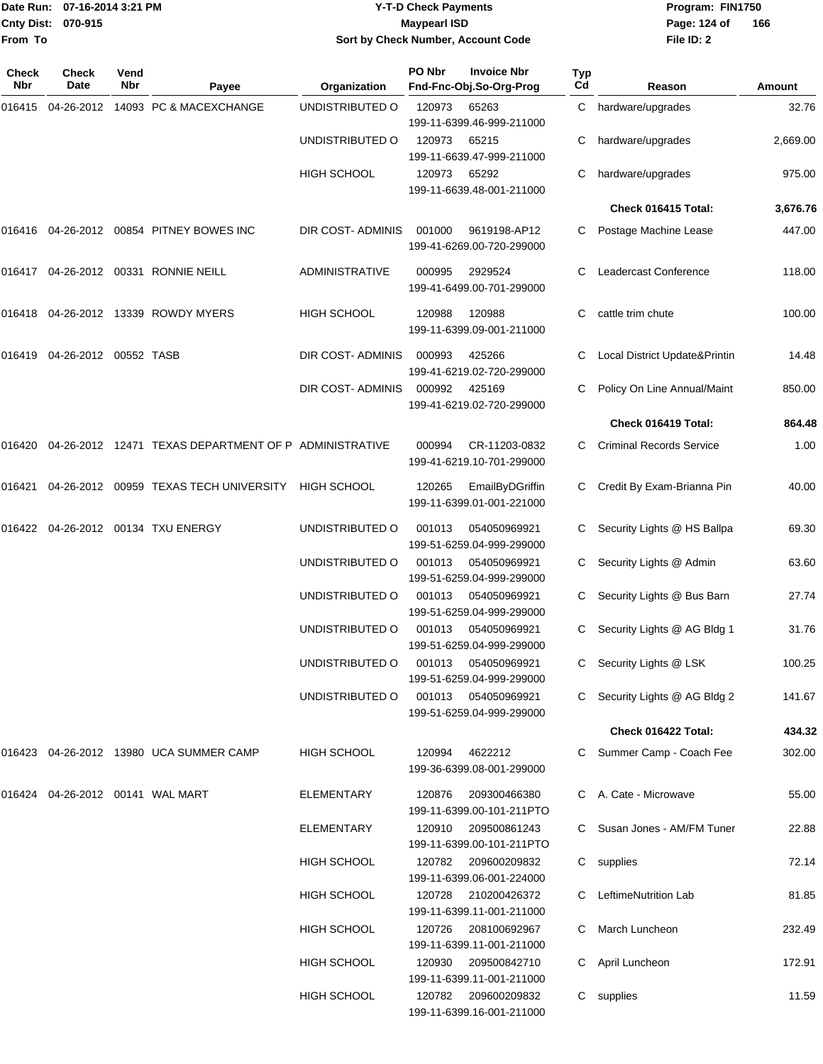Date Run: 07-16-2014 3:21 PM
Cnty Dist: 070-915
From To

# Y-T-D Check Payments
## Maypearl ISD
### Sort by Check Number, Account Code

Program: FIN1750
File ID: 2

| Check Nbr | Check Date | Vend Nbr | Payee | Organization | PO Nbr / Fnd-Fnc-Obj.So-Org-Prog | Invoice Nbr | Typ Cd | Reason | Amount |
|---|---|---|---|---|---|---|---|---|---|
| 016415 | 04-26-2012 | 14093 | PC & MACEXCHANGE | UNDISTRIBUTED O | 120973 199-11-6399.46-999-211000 | 65263 | C | hardware/upgrades | 32.76 |
| | | | | UNDISTRIBUTED O | 120973 199-11-6639.47-999-211000 | 65215 | C | hardware/upgrades | 2,669.00 |
| | | | | HIGH SCHOOL | 120973 199-11-6639.48-001-211000 | 65292 | C | hardware/upgrades | 975.00 |
| | | | | | | | | **Check 016415 Total:** | **3,676.76** |
| 016416 | 04-26-2012 | 00854 | PITNEY BOWES INC | DIR COST- ADMINIS | 001000 199-41-6269.00-720-299000 | 9619198-AP12 | C | Postage Machine Lease | 447.00 |
| 016417 | 04-26-2012 | 00331 | RONNIE NEILL | ADMINISTRATIVE | 000995 199-41-6499.00-701-299000 | 2929524 | C | Leadercast Conference | 118.00 |
| 016418 | 04-26-2012 | 13339 | ROWDY MYERS | HIGH SCHOOL | 120988 199-11-6399.09-001-211000 | 120988 | C | cattle trim chute | 100.00 |
| 016419 | 04-26-2012 | 00552 | TASB | DIR COST- ADMINIS | 000993 199-41-6219.02-720-299000 | 425266 | C | Local District Update&Printin | 14.48 |
| | | | | DIR COST- ADMINIS | 000992 199-41-6219.02-720-299000 | 425169 | C | Policy On Line Annual/Maint | 850.00 |
| | | | | | | | | **Check 016419 Total:** | **864.48** |
| 016420 | 04-26-2012 | 12471 | TEXAS DEPARTMENT OF P | ADMINISTRATIVE | 000994 199-41-6219.10-701-299000 | CR-11203-0832 | C | Criminal Records Service | 1.00 |
| 016421 | 04-26-2012 | 00959 | TEXAS TECH UNIVERSITY | HIGH SCHOOL | 120265 199-11-6399.01-001-221000 | EmailByDGriffin | C | Credit By Exam-Brianna Pin | 40.00 |
| 016422 | 04-26-2012 | 00134 | TXU ENERGY | UNDISTRIBUTED O | 001013 199-51-6259.04-999-299000 | 054050969921 | C | Security Lights @ HS Ballpa | 69.30 |
| | | | | UNDISTRIBUTED O | 001013 199-51-6259.04-999-299000 | 054050969921 | C | Security Lights @ Admin | 63.60 |
| | | | | UNDISTRIBUTED O | 001013 199-51-6259.04-999-299000 | 054050969921 | C | Security Lights @ Bus Barn | 27.74 |
| | | | | UNDISTRIBUTED O | 001013 199-51-6259.04-999-299000 | 054050969921 | C | Security Lights @ AG Bldg 1 | 31.76 |
| | | | | UNDISTRIBUTED O | 001013 199-51-6259.04-999-299000 | 054050969921 | C | Security Lights @ LSK | 100.25 |
| | | | | UNDISTRIBUTED O | 001013 199-51-6259.04-999-299000 | 054050969921 | C | Security Lights @ AG Bldg 2 | 141.67 |
| | | | | | | | | **Check 016422 Total:** | **434.32** |
| 016423 | 04-26-2012 | 13980 | UCA SUMMER CAMP | HIGH SCHOOL | 120994 199-36-6399.08-001-299000 | 4622212 | C | Summer Camp - Coach Fee | 302.00 |
| 016424 | 04-26-2012 | 00141 | WAL MART | ELEMENTARY | 120876 199-11-6399.00-101-211PTO | 209300466380 | C | A. Cate - Microwave | 55.00 |
| | | | | ELEMENTARY | 120910 199-11-6399.00-101-211PTO | 209500861243 | C | Susan Jones - AM/FM Tuner | 22.88 |
| | | | | HIGH SCHOOL | 120782 199-11-6399.06-001-224000 | 209600209832 | C | supplies | 72.14 |
| | | | | HIGH SCHOOL | 120728 199-11-6399.11-001-211000 | 210200426372 | C | LeftimeNutrition Lab | 81.85 |
| | | | | HIGH SCHOOL | 120726 199-11-6399.11-001-211000 | 208100692967 | C | March Luncheon | 232.49 |
| | | | | HIGH SCHOOL | 120930 199-11-6399.11-001-211000 | 209500842710 | C | April Luncheon | 172.91 |
| | | | | HIGH SCHOOL | 120782 199-11-6399.16-001-211000 | 209600209832 | C | supplies | 11.59 |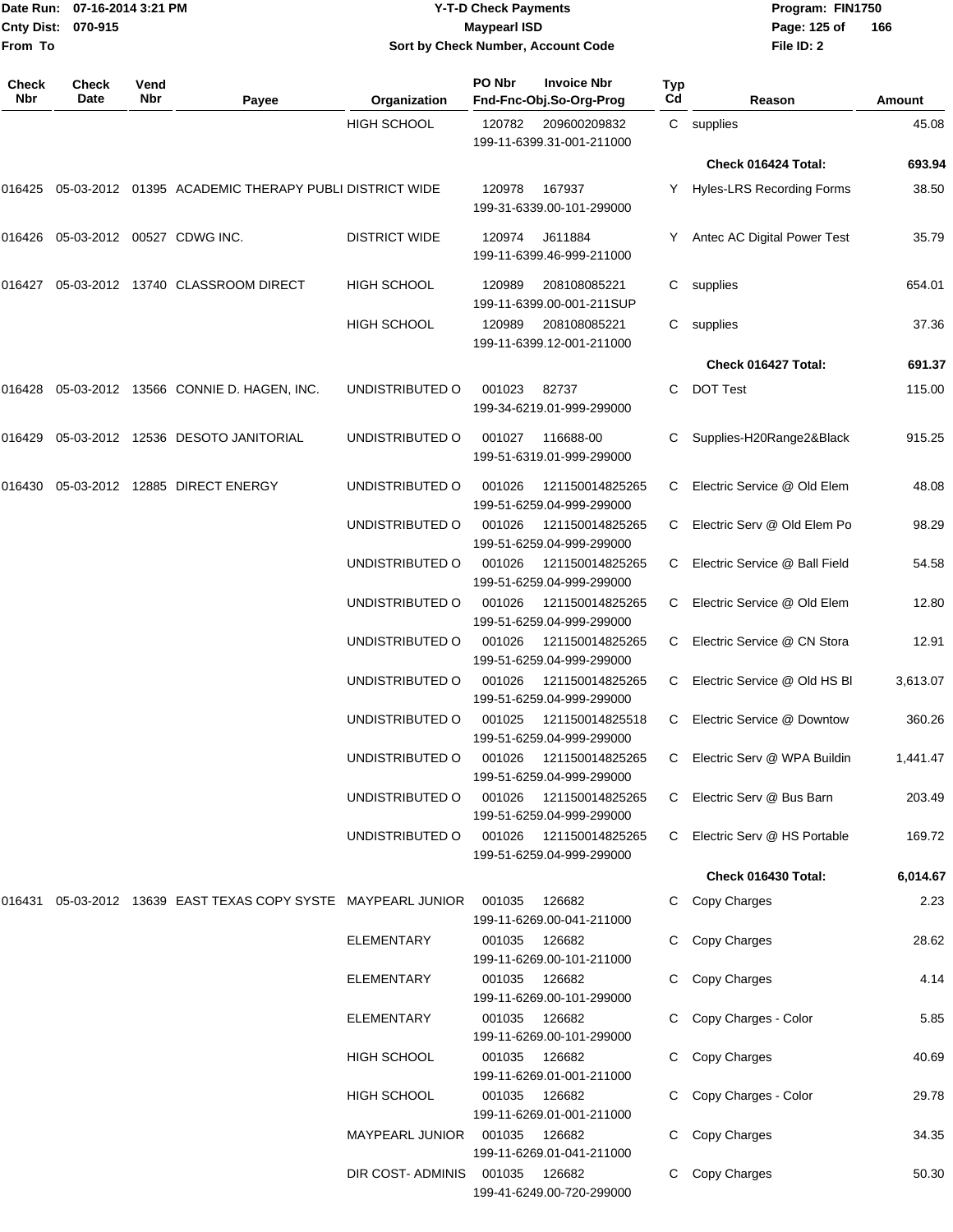Date Run: 07-16-2014 3:21 PM
Cnty Dist: 070-915
From To

# Y-T-D Check Payments
## Maypearl ISD
### Sort by Check Number, Account Code

Program: FIN1750
File ID: 2

| Check Nbr | Check Date | Vend Nbr | Payee | Organization | PO Nbr / Invoice Nbr / Fnd-Fnc-Obj.So-Org-Prog | Typ Cd | Reason | Amount |
|---|---|---|---|---|---|---|---|---|
| | | | | HIGH SCHOOL | 120782 209600209832 199-11-6399.31-001-211000 | C | supplies | 45.08 |
| | | | | | | | **Check 016424 Total:** | **693.94** |
| 016425 | 05-03-2012 | 01395 | ACADEMIC THERAPY PUBLI | DISTRICT WIDE | 120978 167937 199-31-6339.00-101-299000 | Y | Hyles-LRS Recording Forms | 38.50 |
| 016426 | 05-03-2012 | 00527 | CDWG INC. | DISTRICT WIDE | 120974 J611884 199-11-6399.46-999-211000 | Y | Antec AC Digital Power Test | 35.79 |
| 016427 | 05-03-2012 | 13740 | CLASSROOM DIRECT | HIGH SCHOOL | 120989 208108085221 199-11-6399.00-001-211SUP | C | supplies | 654.01 |
| | | | | HIGH SCHOOL | 120989 208108085221 199-11-6399.12-001-211000 | C | supplies | 37.36 |
| | | | | | | | **Check 016427 Total:** | **691.37** |
| 016428 | 05-03-2012 | 13566 | CONNIE D. HAGEN, INC. | UNDISTRIBUTED O | 001023 82737 199-34-6219.01-999-299000 | C | DOT Test | 115.00 |
| 016429 | 05-03-2012 | 12536 | DESOTO JANITORIAL | UNDISTRIBUTED O | 001027 116688-00 199-51-6319.01-999-299000 | C | Supplies-H20Range2&Black | 915.25 |
| 016430 | 05-03-2012 | 12885 | DIRECT ENERGY | UNDISTRIBUTED O | 001026 121150014825265 199-51-6259.04-999-299000 | C | Electric Service @ Old Elem | 48.08 |
| | | | | UNDISTRIBUTED O | 001026 121150014825265 199-51-6259.04-999-299000 | C | Electric Serv @ Old Elem Po | 98.29 |
| | | | | UNDISTRIBUTED O | 001026 121150014825265 199-51-6259.04-999-299000 | C | Electric Service @ Ball Field | 54.58 |
| | | | | UNDISTRIBUTED O | 001026 121150014825265 199-51-6259.04-999-299000 | C | Electric Service @ Old Elem | 12.80 |
| | | | | UNDISTRIBUTED O | 001026 121150014825265 199-51-6259.04-999-299000 | C | Electric Service @ CN Stora | 12.91 |
| | | | | UNDISTRIBUTED O | 001026 121150014825265 199-51-6259.04-999-299000 | C | Electric Service @ Old HS Bl | 3,613.07 |
| | | | | UNDISTRIBUTED O | 001025 121150014825518 199-51-6259.04-999-299000 | C | Electric Service @ Downtow | 360.26 |
| | | | | UNDISTRIBUTED O | 001026 121150014825265 199-51-6259.04-999-299000 | C | Electric Serv @ WPA Buildin | 1,441.47 |
| | | | | UNDISTRIBUTED O | 001026 121150014825265 199-51-6259.04-999-299000 | C | Electric Serv @ Bus Barn | 203.49 |
| | | | | UNDISTRIBUTED O | 001026 121150014825265 199-51-6259.04-999-299000 | C | Electric Serv @ HS Portable | 169.72 |
| | | | | | | | **Check 016430 Total:** | **6,014.67** |
| 016431 | 05-03-2012 | 13639 | EAST TEXAS COPY SYSTE | MAYPEARL JUNIOR | 001035 126682 199-11-6269.00-041-211000 | C | Copy Charges | 2.23 |
| | | | | ELEMENTARY | 001035 126682 199-11-6269.00-101-211000 | C | Copy Charges | 28.62 |
| | | | | ELEMENTARY | 001035 126682 199-11-6269.00-101-299000 | C | Copy Charges | 4.14 |
| | | | | ELEMENTARY | 001035 126682 199-11-6269.00-101-299000 | C | Copy Charges - Color | 5.85 |
| | | | | HIGH SCHOOL | 001035 126682 199-11-6269.01-001-211000 | C | Copy Charges | 40.69 |
| | | | | HIGH SCHOOL | 001035 126682 199-11-6269.01-001-211000 | C | Copy Charges - Color | 29.78 |
| | | | | MAYPEARL JUNIOR | 001035 126682 199-11-6269.01-041-211000 | C | Copy Charges | 34.35 |
| | | | | DIR COST- ADMINIS | 001035 126682 199-41-6249.00-720-299000 | C | Copy Charges | 50.30 |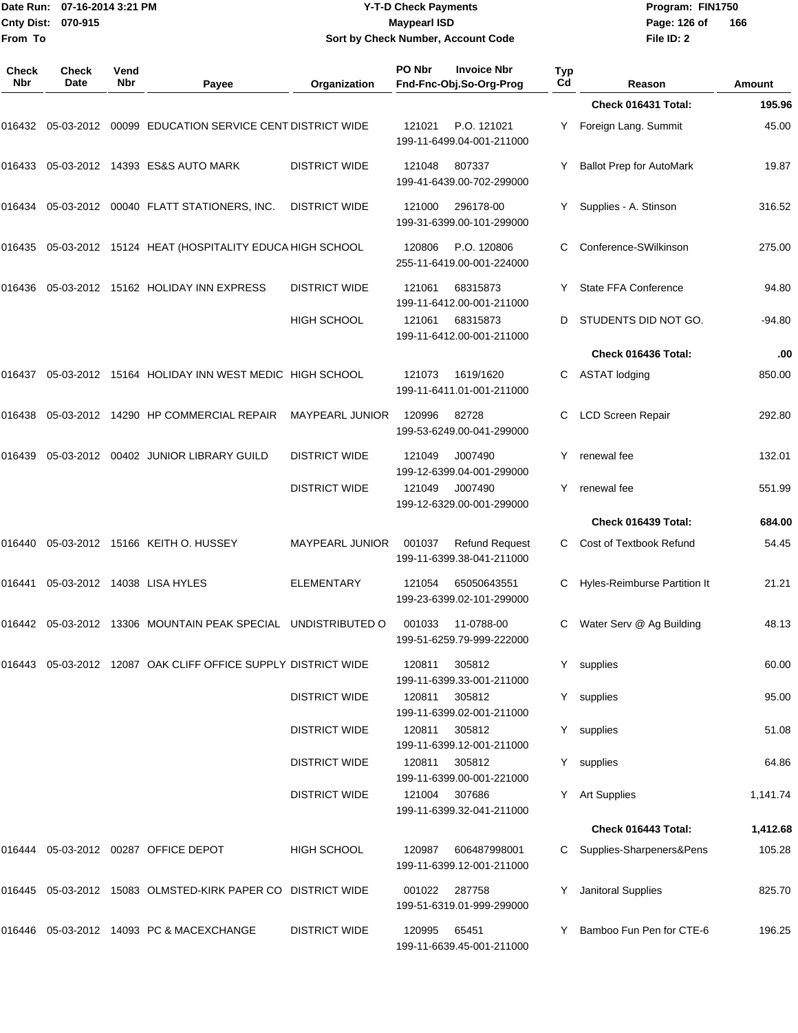Date Run: 07-16-2014 3:21 PM
Cnty Dist: 070-915
From To

# Y-T-D Check Payments
## Maypearl ISD
### Sort by Check Number, Account Code

Program: FIN1750
File ID: 2

| Check Nbr | Check Date | Vend Nbr | Payee | Organization | PO Nbr | Invoice Nbr Fnd-Fnc-Obj.So-Org-Prog | Typ Cd | Reason | Amount |
|---|---|---|---|---|---|---|---|---|---|
| | | | | | | | | **Check 016431 Total:** | **195.96** |
| 016432 | 05-03-2012 | 00099 | EDUCATION SERVICE CENT | DISTRICT WIDE | 121021 | P.O. 121021 199-11-6499.04-001-211000 | Y | Foreign Lang. Summit | 45.00 |
| 016433 | 05-03-2012 | 14393 | ES&S AUTO MARK | DISTRICT WIDE | 121048 | 807337 199-41-6439.00-702-299000 | Y | Ballot Prep for AutoMark | 19.87 |
| 016434 | 05-03-2012 | 00040 | FLATT STATIONERS, INC. | DISTRICT WIDE | 121000 | 296178-00 199-31-6399.00-101-299000 | Y | Supplies - A. Stinson | 316.52 |
| 016435 | 05-03-2012 | 15124 | HEAT (HOSPITALITY EDUCA | HIGH SCHOOL | 120806 | P.O. 120806 255-11-6419.00-001-224000 | C | Conference-SWilkinson | 275.00 |
| 016436 | 05-03-2012 | 15162 | HOLIDAY INN EXPRESS | DISTRICT WIDE | 121061 | 68315873 199-11-6412.00-001-211000 | Y | State FFA Conference | 94.80 |
| | | | | HIGH SCHOOL | 121061 | 68315873 199-11-6412.00-001-211000 | D | STUDENTS DID NOT GO. | -94.80 |
| | | | | | | | | **Check 016436 Total:** | **.00** |
| 016437 | 05-03-2012 | 15164 | HOLIDAY INN WEST MEDIC | HIGH SCHOOL | 121073 | 1619/1620 199-11-6411.01-001-211000 | C | ASTAT lodging | 850.00 |
| 016438 | 05-03-2012 | 14290 | HP COMMERCIAL REPAIR | MAYPEARL JUNIOR | 120996 | 82728 199-53-6249.00-041-299000 | C | LCD Screen Repair | 292.80 |
| 016439 | 05-03-2012 | 00402 | JUNIOR LIBRARY GUILD | DISTRICT WIDE | 121049 | J007490 199-12-6399.04-001-299000 | Y | renewal fee | 132.01 |
| | | | | DISTRICT WIDE | 121049 | J007490 199-12-6329.00-001-299000 | Y | renewal fee | 551.99 |
| | | | | | | | | **Check 016439 Total:** | **684.00** |
| 016440 | 05-03-2012 | 15166 | KEITH O. HUSSEY | MAYPEARL JUNIOR | 001037 | Refund Request 199-11-6399.38-041-211000 | C | Cost of Textbook Refund | 54.45 |
| 016441 | 05-03-2012 | 14038 | LISA HYLES | ELEMENTARY | 121054 | 65050643551 199-23-6399.02-101-299000 | C | Hyles-Reimburse Partition It | 21.21 |
| 016442 | 05-03-2012 | 13306 | MOUNTAIN PEAK SPECIAL | UNDISTRIBUTED O | 001033 | 11-0788-00 199-51-6259.79-999-222000 | C | Water Serv @ Ag Building | 48.13 |
| 016443 | 05-03-2012 | 12087 | OAK CLIFF OFFICE SUPPLY | DISTRICT WIDE | 120811 | 305812 199-11-6399.33-001-211000 | Y | supplies | 60.00 |
| | | | | DISTRICT WIDE | 120811 | 305812 199-11-6399.02-001-211000 | Y | supplies | 95.00 |
| | | | | DISTRICT WIDE | 120811 | 305812 199-11-6399.12-001-211000 | Y | supplies | 51.08 |
| | | | | DISTRICT WIDE | 120811 | 305812 199-11-6399.00-001-221000 | Y | supplies | 64.86 |
| | | | | DISTRICT WIDE | 121004 | 307686 199-11-6399.32-041-211000 | Y | Art Supplies | 1,141.74 |
| | | | | | | | | **Check 016443 Total:** | **1,412.68** |
| 016444 | 05-03-2012 | 00287 | OFFICE DEPOT | HIGH SCHOOL | 120987 | 606487998001 199-11-6399.12-001-211000 | C | Supplies-Sharpeners&Pens | 105.28 |
| 016445 | 05-03-2012 | 15083 | OLMSTED-KIRK PAPER CO | DISTRICT WIDE | 001022 | 287758 199-51-6319.01-999-299000 | Y | Janitoral Supplies | 825.70 |
| 016446 | 05-03-2012 | 14093 | PC & MACEXCHANGE | DISTRICT WIDE | 120995 | 65451 199-11-6639.45-001-211000 | Y | Bamboo Fun Pen for CTE-6 | 196.25 |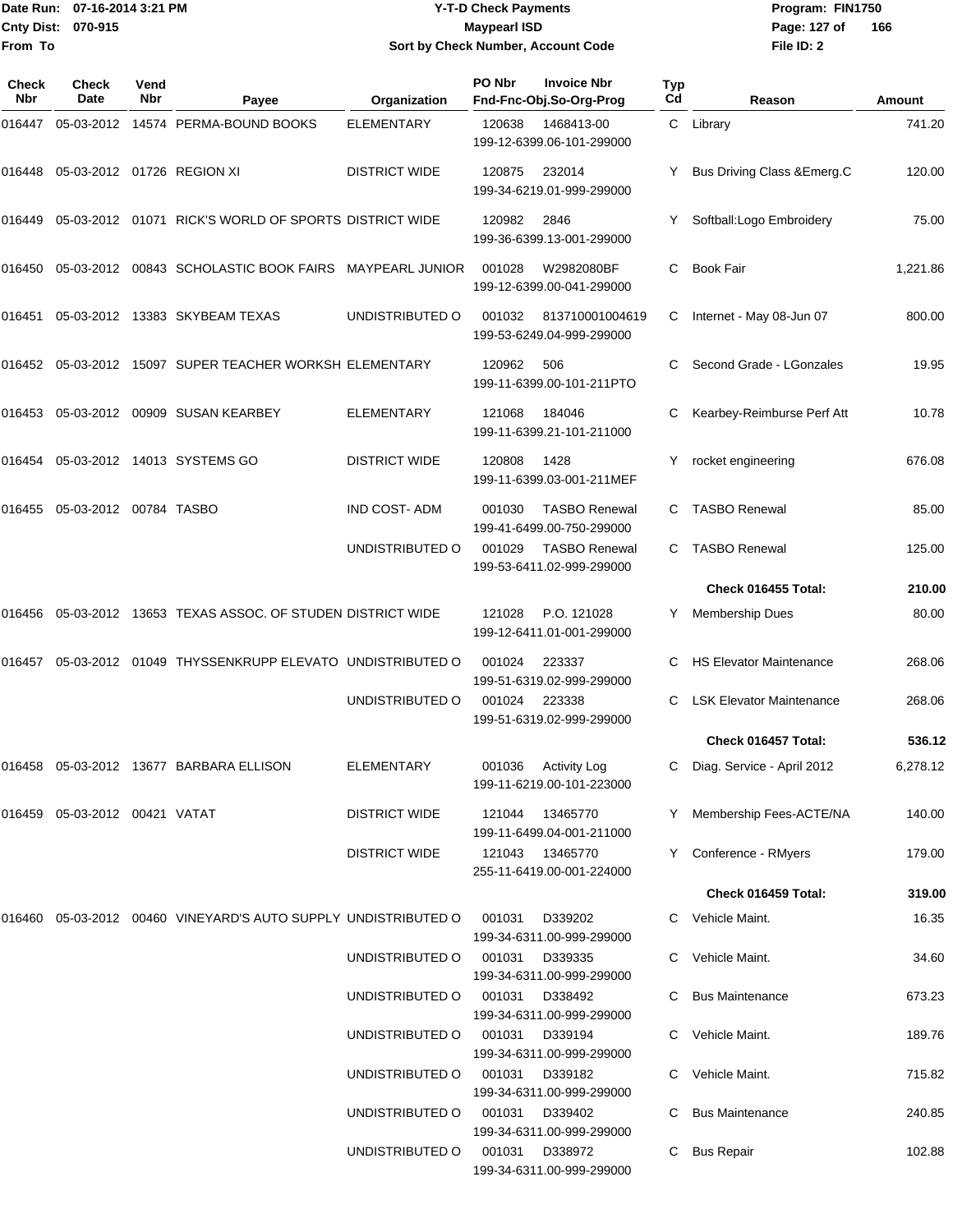Date Run: 07-16-2014 3:21 PM
Cnty Dist: 070-915
From To

# Y-T-D Check Payments
## Maypearl ISD
### Sort by Check Number, Account Code

Program: FIN1750
File ID: 2

| Check Nbr | Check Date | Vend Nbr | Payee | Organization | PO Nbr | Invoice Nbr / Fnd-Fnc-Obj.So-Org-Prog | Typ Cd | Reason | Amount |
|---|---|---|---|---|---|---|---|---|---|
| 016447 | 05-03-2012 | 14574 | PERMA-BOUND BOOKS | ELEMENTARY | 120638 | 1468413-00 199-12-6399.06-101-299000 | C | Library | 741.20 |
| 016448 | 05-03-2012 | 01726 | REGION XI | DISTRICT WIDE | 120875 | 232014 199-34-6219.01-999-299000 | Y | Bus Driving Class &Emerg.C | 120.00 |
| 016449 | 05-03-2012 | 01071 | RICK'S WORLD OF SPORTS | DISTRICT WIDE | 120982 | 2846 199-36-6399.13-001-299000 | Y | Softball:Logo Embroidery | 75.00 |
| 016450 | 05-03-2012 | 00843 | SCHOLASTIC BOOK FAIRS | MAYPEARL JUNIOR | 001028 | W2982080BF 199-12-6399.00-041-299000 | C | Book Fair | 1,221.86 |
| 016451 | 05-03-2012 | 13383 | SKYBEAM TEXAS | UNDISTRIBUTED O | 001032 | 813710001004619 199-53-6249.04-999-299000 | C | Internet - May 08-Jun 07 | 800.00 |
| 016452 | 05-03-2012 | 15097 | SUPER TEACHER WORKSH | ELEMENTARY | 120962 | 506 199-11-6399.00-101-211PTO | C | Second Grade - LGonzales | 19.95 |
| 016453 | 05-03-2012 | 00909 | SUSAN KEARBEY | ELEMENTARY | 121068 | 184046 199-11-6399.21-101-211000 | C | Kearbey-Reimburse Perf Att | 10.78 |
| 016454 | 05-03-2012 | 14013 | SYSTEMS GO | DISTRICT WIDE | 120808 | 1428 199-11-6399.03-001-211MEF | Y | rocket engineering | 676.08 |
| 016455 | 05-03-2012 | 00784 | TASBO | IND COST- ADM | 001030 | TASBO Renewal 199-41-6499.00-750-299000 | C | TASBO Renewal | 85.00 |
| | | | | UNDISTRIBUTED O | 001029 | TASBO Renewal 199-53-6411.02-999-299000 | C | TASBO Renewal | 125.00 |
| | | | | | | | | **Check 016455 Total:** | **210.00** |
| 016456 | 05-03-2012 | 13653 | TEXAS ASSOC. OF STUDEN | DISTRICT WIDE | 121028 | P.O. 121028 199-12-6411.01-001-299000 | Y | Membership Dues | 80.00 |
| 016457 | 05-03-2012 | 01049 | THYSSENKRUPP ELEVATO | UNDISTRIBUTED O | 001024 | 223337 199-51-6319.02-999-299000 | C | HS Elevator Maintenance | 268.06 |
| | | | | UNDISTRIBUTED O | 001024 | 223338 199-51-6319.02-999-299000 | C | LSK Elevator Maintenance | 268.06 |
| | | | | | | | | **Check 016457 Total:** | **536.12** |
| 016458 | 05-03-2012 | 13677 | BARBARA ELLISON | ELEMENTARY | 001036 | Activity Log 199-11-6219.00-101-223000 | C | Diag. Service - April 2012 | 6,278.12 |
| 016459 | 05-03-2012 | 00421 | VATAT | DISTRICT WIDE | 121044 | 13465770 199-11-6499.04-001-211000 | Y | Membership Fees-ACTE/NA | 140.00 |
| | | | | DISTRICT WIDE | 121043 | 13465770 255-11-6419.00-001-224000 | Y | Conference - RMyers | 179.00 |
| | | | | | | | | **Check 016459 Total:** | **319.00** |
| 016460 | 05-03-2012 | 00460 | VINEYARD'S AUTO SUPPLY | UNDISTRIBUTED O | 001031 | D339202 199-34-6311.00-999-299000 | C | Vehicle Maint. | 16.35 |
| | | | | UNDISTRIBUTED O | 001031 | D339335 199-34-6311.00-999-299000 | C | Vehicle Maint. | 34.60 |
| | | | | UNDISTRIBUTED O | 001031 | D338492 199-34-6311.00-999-299000 | C | Bus Maintenance | 673.23 |
| | | | | UNDISTRIBUTED O | 001031 | D339194 199-34-6311.00-999-299000 | C | Vehicle Maint. | 189.76 |
| | | | | UNDISTRIBUTED O | 001031 | D339182 199-34-6311.00-999-299000 | C | Vehicle Maint. | 715.82 |
| | | | | UNDISTRIBUTED O | 001031 | D339402 199-34-6311.00-999-299000 | C | Bus Maintenance | 240.85 |
| | | | | UNDISTRIBUTED O | 001031 | D338972 199-34-6311.00-999-299000 | C | Bus Repair | 102.88 |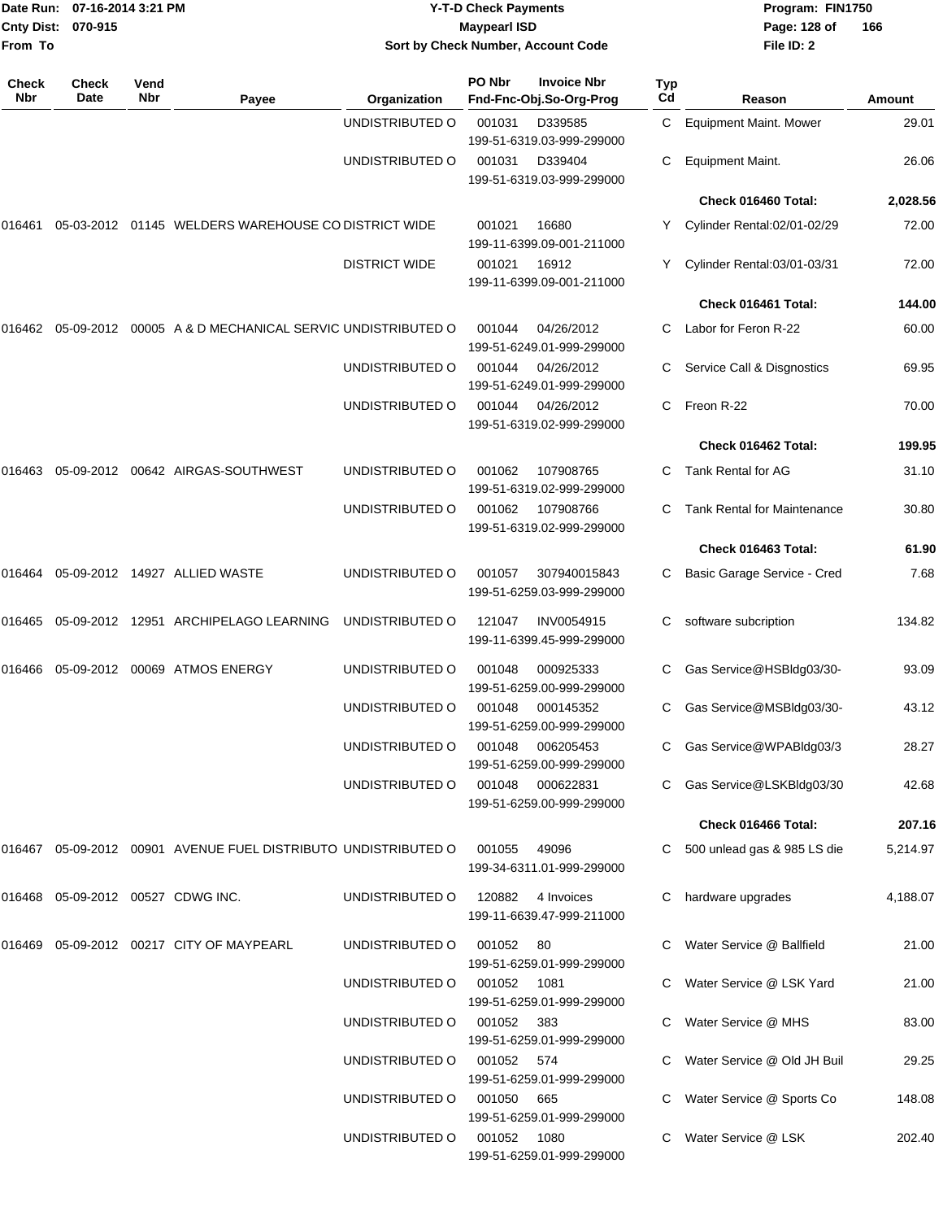Date Run: 07-16-2014 3:21 PM
Cnty Dist: 070-915
From To

**Y-T-D Check Payments**
**Maypearl ISD**
**Sort by Check Number, Account Code**

Program: FIN1750
File ID: 2

| Check Nbr | Check Date | Vend Nbr | Payee | Organization | PO Nbr / Fnd-Fnc-Obj.So-Org-Prog | Invoice Nbr | Typ Cd | Reason | Amount |
|---|---|---|---|---|---|---|---|---|---|
| | | | | UNDISTRIBUTED O | 001031 199-51-6319.03-999-299000 | D339585 | C | Equipment Maint. Mower | 29.01 |
| | | | | UNDISTRIBUTED O | 001031 199-51-6319.03-999-299000 | D339404 | C | Equipment Maint. | 26.06 |
| | | | | | | | | **Check 016460 Total:** | **2,028.56** |
| 016461 | 05-03-2012 | 01145 | WELDERS WAREHOUSE CO | DISTRICT WIDE | 001021 199-11-6399.09-001-211000 | 16680 | Y | Cylinder Rental:02/01-02/29 | 72.00 |
| | | | | DISTRICT WIDE | 001021 199-11-6399.09-001-211000 | 16912 | Y | Cylinder Rental:03/01-03/31 | 72.00 |
| | | | | | | | | **Check 016461 Total:** | **144.00** |
| 016462 | 05-09-2012 | 00005 | A & D MECHANICAL SERVIC | UNDISTRIBUTED O | 001044 199-51-6249.01-999-299000 | 04/26/2012 | C | Labor for Feron R-22 | 60.00 |
| | | | | UNDISTRIBUTED O | 001044 199-51-6249.01-999-299000 | 04/26/2012 | C | Service Call & Disgnostics | 69.95 |
| | | | | UNDISTRIBUTED O | 001044 199-51-6319.02-999-299000 | 04/26/2012 | C | Freon R-22 | 70.00 |
| | | | | | | | | **Check 016462 Total:** | **199.95** |
| 016463 | 05-09-2012 | 00642 | AIRGAS-SOUTHWEST | UNDISTRIBUTED O | 001062 199-51-6319.02-999-299000 | 107908765 | C | Tank Rental for AG | 31.10 |
| | | | | UNDISTRIBUTED O | 001062 199-51-6319.02-999-299000 | 107908766 | C | Tank Rental for Maintenance | 30.80 |
| | | | | | | | | **Check 016463 Total:** | **61.90** |
| 016464 | 05-09-2012 | 14927 | ALLIED WASTE | UNDISTRIBUTED O | 001057 199-51-6259.03-999-299000 | 307940015843 | C | Basic Garage Service - Cred | 7.68 |
| 016465 | 05-09-2012 | 12951 | ARCHIPELAGO LEARNING | UNDISTRIBUTED O | 121047 199-11-6399.45-999-299000 | INV0054915 | C | software subcription | 134.82 |
| 016466 | 05-09-2012 | 00069 | ATMOS ENERGY | UNDISTRIBUTED O | 001048 199-51-6259.00-999-299000 | 000925333 | C | Gas Service@HSBldg03/30- | 93.09 |
| | | | | UNDISTRIBUTED O | 001048 199-51-6259.00-999-299000 | 000145352 | C | Gas Service@MSBldg03/30- | 43.12 |
| | | | | UNDISTRIBUTED O | 001048 199-51-6259.00-999-299000 | 006205453 | C | Gas Service@WPABldg03/3 | 28.27 |
| | | | | UNDISTRIBUTED O | 001048 199-51-6259.00-999-299000 | 000622831 | C | Gas Service@LSKBldg03/30 | 42.68 |
| | | | | | | | | **Check 016466 Total:** | **207.16** |
| 016467 | 05-09-2012 | 00901 | AVENUE FUEL DISTRIBUTO | UNDISTRIBUTED O | 001055 199-34-6311.01-999-299000 | 49096 | C | 500 unlead gas & 985 LS die | 5,214.97 |
| 016468 | 05-09-2012 | 00527 | CDWG INC. | UNDISTRIBUTED O | 120882 199-11-6639.47-999-211000 | 4 Invoices | C | hardware upgrades | 4,188.07 |
| 016469 | 05-09-2012 | 00217 | CITY OF MAYPEARL | UNDISTRIBUTED O | 001052 199-51-6259.01-999-299000 | 80 | C | Water Service @ Ballfield | 21.00 |
| | | | | UNDISTRIBUTED O | 001052 199-51-6259.01-999-299000 | 1081 | C | Water Service @ LSK Yard | 21.00 |
| | | | | UNDISTRIBUTED O | 001052 199-51-6259.01-999-299000 | 383 | C | Water Service @ MHS | 83.00 |
| | | | | UNDISTRIBUTED O | 001052 199-51-6259.01-999-299000 | 574 | C | Water Service @ Old JH Buil | 29.25 |
| | | | | UNDISTRIBUTED O | 001050 199-51-6259.01-999-299000 | 665 | C | Water Service @ Sports Co | 148.08 |
| | | | | UNDISTRIBUTED O | 001052 199-51-6259.01-999-299000 | 1080 | C | Water Service @ LSK | 202.40 |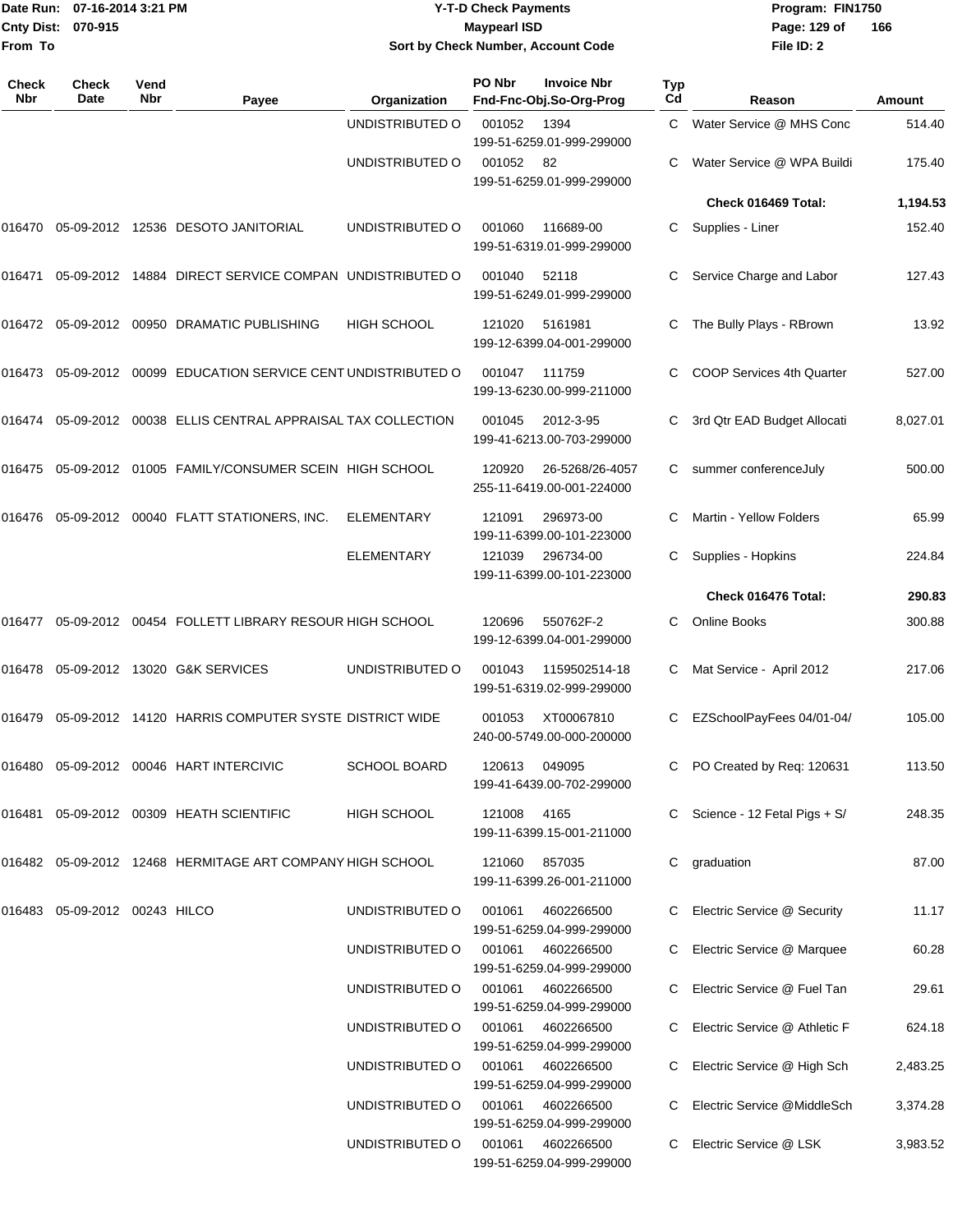| Check Nbr | Check Date | Vend Nbr | Payee | Organization | PO Nbr / Invoice Nbr / Fnd-Fnc-Obj.So-Org-Prog | Typ Cd | Reason | Amount |
|---|---|---|---|---|---|---|---|---|
| | | | | UNDISTRIBUTED O | 001052 1394 199-51-6259.01-999-299000 | C | Water Service @ MHS Conc | 514.40 |
| | | | | UNDISTRIBUTED O | 001052 82 199-51-6259.01-999-299000 | C | Water Service @ WPA Buildi | 175.40 |
| | | | | | | | **Check 016469 Total:** | **1,194.53** |
| 016470 | 05-09-2012 | 12536 | DESOTO JANITORIAL | UNDISTRIBUTED O | 001060 116689-00 199-51-6319.01-999-299000 | C | Supplies - Liner | 152.40 |
| 016471 | 05-09-2012 | 14884 | DIRECT SERVICE COMPAN | UNDISTRIBUTED O | 001040 52118 199-51-6249.01-999-299000 | C | Service Charge and Labor | 127.43 |
| 016472 | 05-09-2012 | 00950 | DRAMATIC PUBLISHING | HIGH SCHOOL | 121020 5161981 199-12-6399.04-001-299000 | C | The Bully Plays - RBrown | 13.92 |
| 016473 | 05-09-2012 | 00099 | EDUCATION SERVICE CENT | UNDISTRIBUTED O | 001047 111759 199-13-6230.00-999-211000 | C | COOP Services 4th Quarter | 527.00 |
| 016474 | 05-09-2012 | 00038 | ELLIS CENTRAL APPRAISAL | TAX COLLECTION | 001045 2012-3-95 199-41-6213.00-703-299000 | C | 3rd Qtr EAD Budget Allocati | 8,027.01 |
| 016475 | 05-09-2012 | 01005 | FAMILY/CONSUMER SCEIN | HIGH SCHOOL | 120920 26-5268/26-4057 255-11-6419.00-001-224000 | C | summer conferenceJuly | 500.00 |
| 016476 | 05-09-2012 | 00040 | FLATT STATIONERS, INC. | ELEMENTARY | 121091 296973-00 199-11-6399.00-101-223000 | C | Martin - Yellow Folders | 65.99 |
| | | | | ELEMENTARY | 121039 296734-00 199-11-6399.00-101-223000 | C | Supplies - Hopkins | 224.84 |
| | | | | | | | **Check 016476 Total:** | **290.83** |
| 016477 | 05-09-2012 | 00454 | FOLLETT LIBRARY RESOUR | HIGH SCHOOL | 120696 550762F-2 199-12-6399.04-001-299000 | C | Online Books | 300.88 |
| 016478 | 05-09-2012 | 13020 | G&K SERVICES | UNDISTRIBUTED O | 001043 1159502514-18 199-51-6319.02-999-299000 | C | Mat Service - April 2012 | 217.06 |
| 016479 | 05-09-2012 | 14120 | HARRIS COMPUTER SYSTE | DISTRICT WIDE | 001053 XT00067810 240-00-5749.00-000-200000 | C | EZSchoolPayFees 04/01-04/ | 105.00 |
| 016480 | 05-09-2012 | 00046 | HART INTERCIVIC | SCHOOL BOARD | 120613 049095 199-41-6439.00-702-299000 | C | PO Created by Req: 120631 | 113.50 |
| 016481 | 05-09-2012 | 00309 | HEATH SCIENTIFIC | HIGH SCHOOL | 121008 4165 199-11-6399.15-001-211000 | C | Science - 12 Fetal Pigs + S/ | 248.35 |
| 016482 | 05-09-2012 | 12468 | HERMITAGE ART COMPANY | HIGH SCHOOL | 121060 857035 199-11-6399.26-001-211000 | C | graduation | 87.00 |
| 016483 | 05-09-2012 | 00243 | HILCO | UNDISTRIBUTED O | 001061 4602266500 199-51-6259.04-999-299000 | C | Electric Service @ Security | 11.17 |
| | | | | UNDISTRIBUTED O | 001061 4602266500 199-51-6259.04-999-299000 | C | Electric Service @ Marquee | 60.28 |
| | | | | UNDISTRIBUTED O | 001061 4602266500 199-51-6259.04-999-299000 | C | Electric Service @ Fuel Tan | 29.61 |
| | | | | UNDISTRIBUTED O | 001061 4602266500 199-51-6259.04-999-299000 | C | Electric Service @ Athletic F | 624.18 |
| | | | | UNDISTRIBUTED O | 001061 4602266500 199-51-6259.04-999-299000 | C | Electric Service @ High Sch | 2,483.25 |
| | | | | UNDISTRIBUTED O | 001061 4602266500 199-51-6259.04-999-299000 | C | Electric Service @MiddleSch | 3,374.28 |
| | | | | UNDISTRIBUTED O | 001061 4602266500 199-51-6259.04-999-299000 | C | Electric Service @ LSK | 3,983.52 |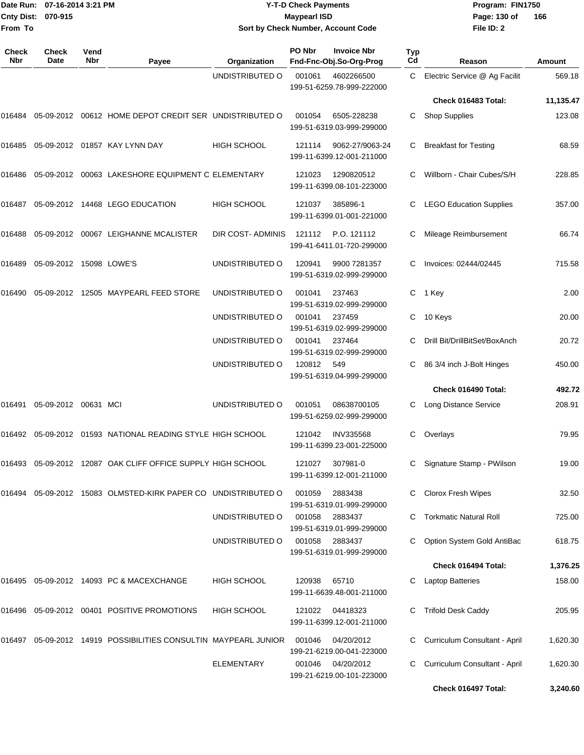**Y-T-D Check Payments**
**Maypearl ISD**
**Sort by Check Number, Account Code**

Date Run: 07-16-2014 3:21 PM
Cnty Dist: 070-915
From To

Program: FIN1750
File ID: 2

| Check Nbr | Check Date | Vend Nbr | Payee | Organization | PO Nbr | Invoice Nbr / Fnd-Fnc-Obj.So-Org-Prog | Typ Cd | Reason | Amount |
|---|---|---|---|---|---|---|---|---|---|
| | | | | UNDISTRIBUTED O | 001061 | 4602266500 / 199-51-6259.78-999-222000 | C | Electric Service @ Ag Facilit | 569.18 |
| | | | | | | | | **Check 016483 Total:** | **11,135.47** |
| 016484 | 05-09-2012 | 00612 | HOME DEPOT CREDIT SER | UNDISTRIBUTED O | 001054 | 6505-228238 / 199-51-6319.03-999-299000 | C | Shop Supplies | 123.08 |
| 016485 | 05-09-2012 | 01857 | KAY LYNN DAY | HIGH SCHOOL | 121114 | 9062-27/9063-24 / 199-11-6399.12-001-211000 | C | Breakfast for Testing | 68.59 |
| 016486 | 05-09-2012 | 00063 | LAKESHORE EQUIPMENT C | ELEMENTARY | 121023 | 1290820512 / 199-11-6399.08-101-223000 | C | Willborn - Chair Cubes/S/H | 228.85 |
| 016487 | 05-09-2012 | 14468 | LEGO EDUCATION | HIGH SCHOOL | 121037 | 385896-1 / 199-11-6399.01-001-221000 | C | LEGO Education Supplies | 357.00 |
| 016488 | 05-09-2012 | 00067 | LEIGHANNE MCALISTER | DIR COST- ADMINIS | 121112 | P.O. 121112 / 199-41-6411.01-720-299000 | C | Mileage Reimbursement | 66.74 |
| 016489 | 05-09-2012 | 15098 | LOWE'S | UNDISTRIBUTED O | 120941 | 9900 7281357 / 199-51-6319.02-999-299000 | C | Invoices: 02444/02445 | 715.58 |
| 016490 | 05-09-2012 | 12505 | MAYPEARL FEED STORE | UNDISTRIBUTED O | 001041 | 237463 / 199-51-6319.02-999-299000 | C | 1 Key | 2.00 |
| | | | | UNDISTRIBUTED O | 001041 | 237459 / 199-51-6319.02-999-299000 | C | 10 Keys | 20.00 |
| | | | | UNDISTRIBUTED O | 001041 | 237464 / 199-51-6319.02-999-299000 | C | Drill Bit/DrillBitSet/BoxAnch | 20.72 |
| | | | | UNDISTRIBUTED O | 120812 | 549 / 199-51-6319.04-999-299000 | C | 86 3/4 inch J-Bolt Hinges | 450.00 |
| | | | | | | | | **Check 016490 Total:** | **492.72** |
| 016491 | 05-09-2012 | 00631 | MCI | UNDISTRIBUTED O | 001051 | 08638700105 / 199-51-6259.02-999-299000 | C | Long Distance Service | 208.91 |
| 016492 | 05-09-2012 | 01593 | NATIONAL READING STYLE | HIGH SCHOOL | 121042 | INV335568 / 199-11-6399.23-001-225000 | C | Overlays | 79.95 |
| 016493 | 05-09-2012 | 12087 | OAK CLIFF OFFICE SUPPLY | HIGH SCHOOL | 121027 | 307981-0 / 199-11-6399.12-001-211000 | C | Signature Stamp - PWilson | 19.00 |
| 016494 | 05-09-2012 | 15083 | OLMSTED-KIRK PAPER CO | UNDISTRIBUTED O | 001059 | 2883438 / 199-51-6319.01-999-299000 | C | Clorox Fresh Wipes | 32.50 |
| | | | | UNDISTRIBUTED O | 001058 | 2883437 / 199-51-6319.01-999-299000 | C | Torkmatic Natural Roll | 725.00 |
| | | | | UNDISTRIBUTED O | 001058 | 2883437 / 199-51-6319.01-999-299000 | C | Option System Gold AntiBac | 618.75 |
| | | | | | | | | **Check 016494 Total:** | **1,376.25** |
| 016495 | 05-09-2012 | 14093 | PC & MACEXCHANGE | HIGH SCHOOL | 120938 | 65710 / 199-11-6639.48-001-211000 | C | Laptop Batteries | 158.00 |
| 016496 | 05-09-2012 | 00401 | POSITIVE PROMOTIONS | HIGH SCHOOL | 121022 | 04418323 / 199-11-6399.12-001-211000 | C | Trifold Desk Caddy | 205.95 |
| 016497 | 05-09-2012 | 14919 | POSSIBILITIES CONSULTIN | MAYPEARL JUNIOR | 001046 | 04/20/2012 / 199-21-6219.00-041-223000 | C | Curriculum Consultant - April | 1,620.30 |
| | | | | ELEMENTARY | 001046 | 04/20/2012 / 199-21-6219.00-101-223000 | C | Curriculum Consultant - April | 1,620.30 |
| | | | | | | | | **Check 016497 Total:** | **3,240.60** |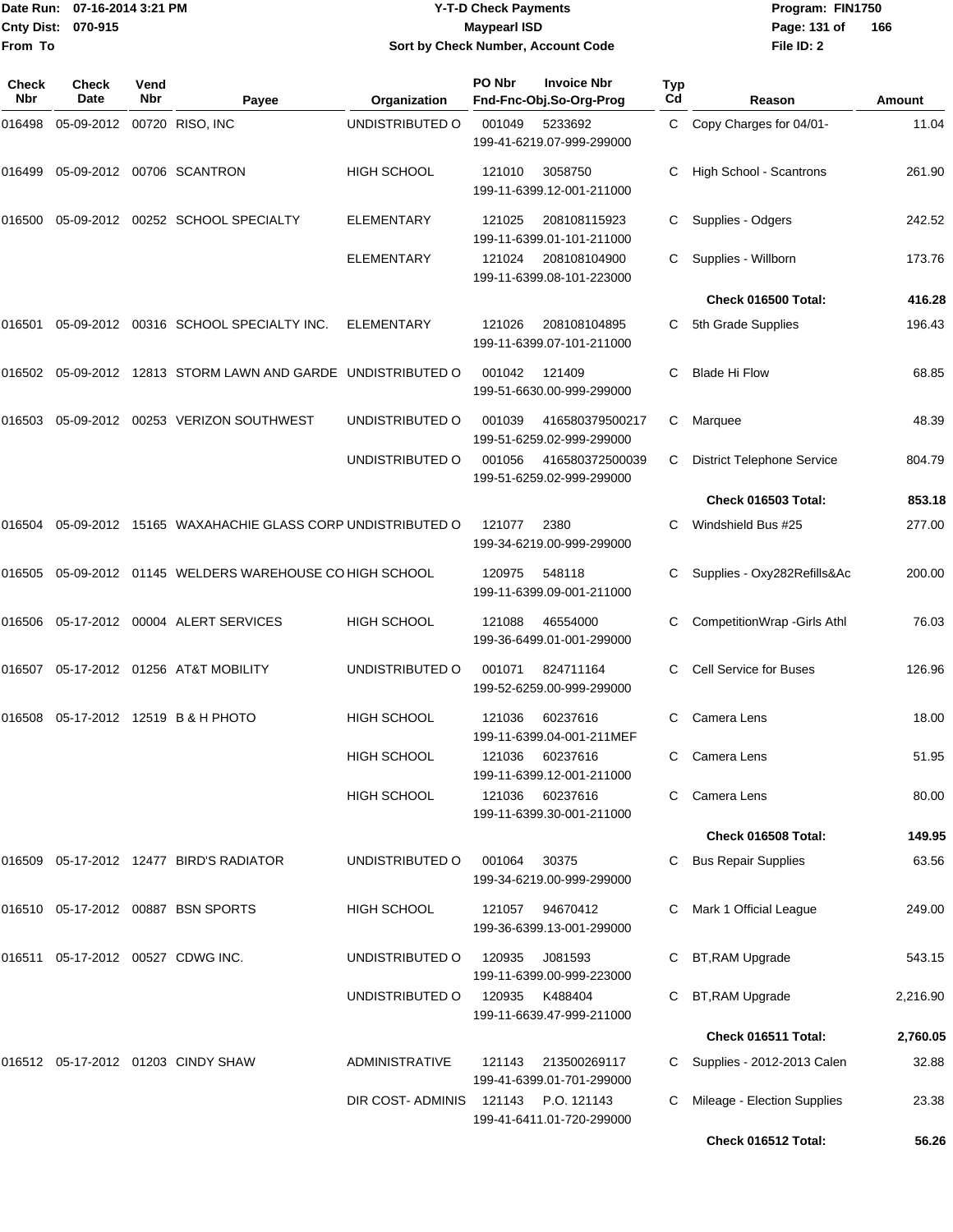Date Run: 07-16-2014 3:21 PM
Cnty Dist: 070-915
From To

# Y-T-D Check Payments
## Maypearl ISD
### Sort by Check Number, Account Code

Program: FIN1750
File ID: 2

| Check Nbr | Check Date | Vend Nbr | Payee | Organization | PO Nbr / Fnd-Fnc-Obj.So-Org-Prog | Invoice Nbr | Typ Cd | Reason | Amount |
|---|---|---|---|---|---|---|---|---|---|
| 016498 | 05-09-2012 | 00720 | RISO, INC | UNDISTRIBUTED O | 001049 / 199-41-6219.07-999-299000 | 5233692 | C | Copy Charges for 04/01- | 11.04 |
| 016499 | 05-09-2012 | 00706 | SCANTRON | HIGH SCHOOL | 121010 / 199-11-6399.12-001-211000 | 3058750 | C | High School - Scantrons | 261.90 |
| 016500 | 05-09-2012 | 00252 | SCHOOL SPECIALTY | ELEMENTARY | 121025 / 199-11-6399.01-101-211000 | 208108115923 | C | Supplies - Odgers | 242.52 |
| | | | | ELEMENTARY | 121024 / 199-11-6399.08-101-223000 | 208108104900 | C | Supplies - Willborn | 173.76 |
| | | | | | | | | **Check 016500 Total:** | **416.28** |
| 016501 | 05-09-2012 | 00316 | SCHOOL SPECIALTY INC. | ELEMENTARY | 121026 / 199-11-6399.07-101-211000 | 208108104895 | C | 5th Grade Supplies | 196.43 |
| 016502 | 05-09-2012 | 12813 | STORM LAWN AND GARDE | UNDISTRIBUTED O | 001042 / 199-51-6630.00-999-299000 | 121409 | C | Blade Hi Flow | 68.85 |
| 016503 | 05-09-2012 | 00253 | VERIZON SOUTHWEST | UNDISTRIBUTED O | 001039 / 199-51-6259.02-999-299000 | 416580379500217 | C | Marquee | 48.39 |
| | | | | UNDISTRIBUTED O | 001056 / 199-51-6259.02-999-299000 | 416580372500039 | C | District Telephone Service | 804.79 |
| | | | | | | | | **Check 016503 Total:** | **853.18** |
| 016504 | 05-09-2012 | 15165 | WAXAHACHIE GLASS CORP | UNDISTRIBUTED O | 121077 / 199-34-6219.00-999-299000 | 2380 | C | Windshield Bus #25 | 277.00 |
| 016505 | 05-09-2012 | 01145 | WELDERS WAREHOUSE CO | HIGH SCHOOL | 120975 / 199-11-6399.09-001-211000 | 548118 | C | Supplies - Oxy282Refills&Ac | 200.00 |
| 016506 | 05-17-2012 | 00004 | ALERT SERVICES | HIGH SCHOOL | 121088 / 199-36-6499.01-001-299000 | 46554000 | C | CompetitionWrap -Girls Athl | 76.03 |
| 016507 | 05-17-2012 | 01256 | AT&T MOBILITY | UNDISTRIBUTED O | 001071 / 199-52-6259.00-999-299000 | 824711164 | C | Cell Service for Buses | 126.96 |
| 016508 | 05-17-2012 | 12519 | B & H PHOTO | HIGH SCHOOL | 121036 / 199-11-6399.04-001-211MEF | 60237616 | C | Camera Lens | 18.00 |
| | | | | HIGH SCHOOL | 121036 / 199-11-6399.12-001-211000 | 60237616 | C | Camera Lens | 51.95 |
| | | | | HIGH SCHOOL | 121036 / 199-11-6399.30-001-211000 | 60237616 | C | Camera Lens | 80.00 |
| | | | | | | | | **Check 016508 Total:** | **149.95** |
| 016509 | 05-17-2012 | 12477 | BIRD'S RADIATOR | UNDISTRIBUTED O | 001064 / 199-34-6219.00-999-299000 | 30375 | C | Bus Repair Supplies | 63.56 |
| 016510 | 05-17-2012 | 00887 | BSN SPORTS | HIGH SCHOOL | 121057 / 199-36-6399.13-001-299000 | 94670412 | C | Mark 1 Official League | 249.00 |
| 016511 | 05-17-2012 | 00527 | CDWG INC. | UNDISTRIBUTED O | 120935 / 199-11-6399.00-999-223000 | J081593 | C | BT,RAM Upgrade | 543.15 |
| | | | | UNDISTRIBUTED O | 120935 / 199-11-6639.47-999-211000 | K488404 | C | BT,RAM Upgrade | 2,216.90 |
| | | | | | | | | **Check 016511 Total:** | **2,760.05** |
| 016512 | 05-17-2012 | 01203 | CINDY SHAW | ADMINISTRATIVE | 121143 / 199-41-6399.01-701-299000 | 213500269117 | C | Supplies - 2012-2013 Calen | 32.88 |
| | | | | DIR COST- ADMINIS | 121143 / 199-41-6411.01-720-299000 | P.O. 121143 | C | Mileage - Election Supplies | 23.38 |
| | | | | | | | | **Check 016512 Total:** | **56.26** |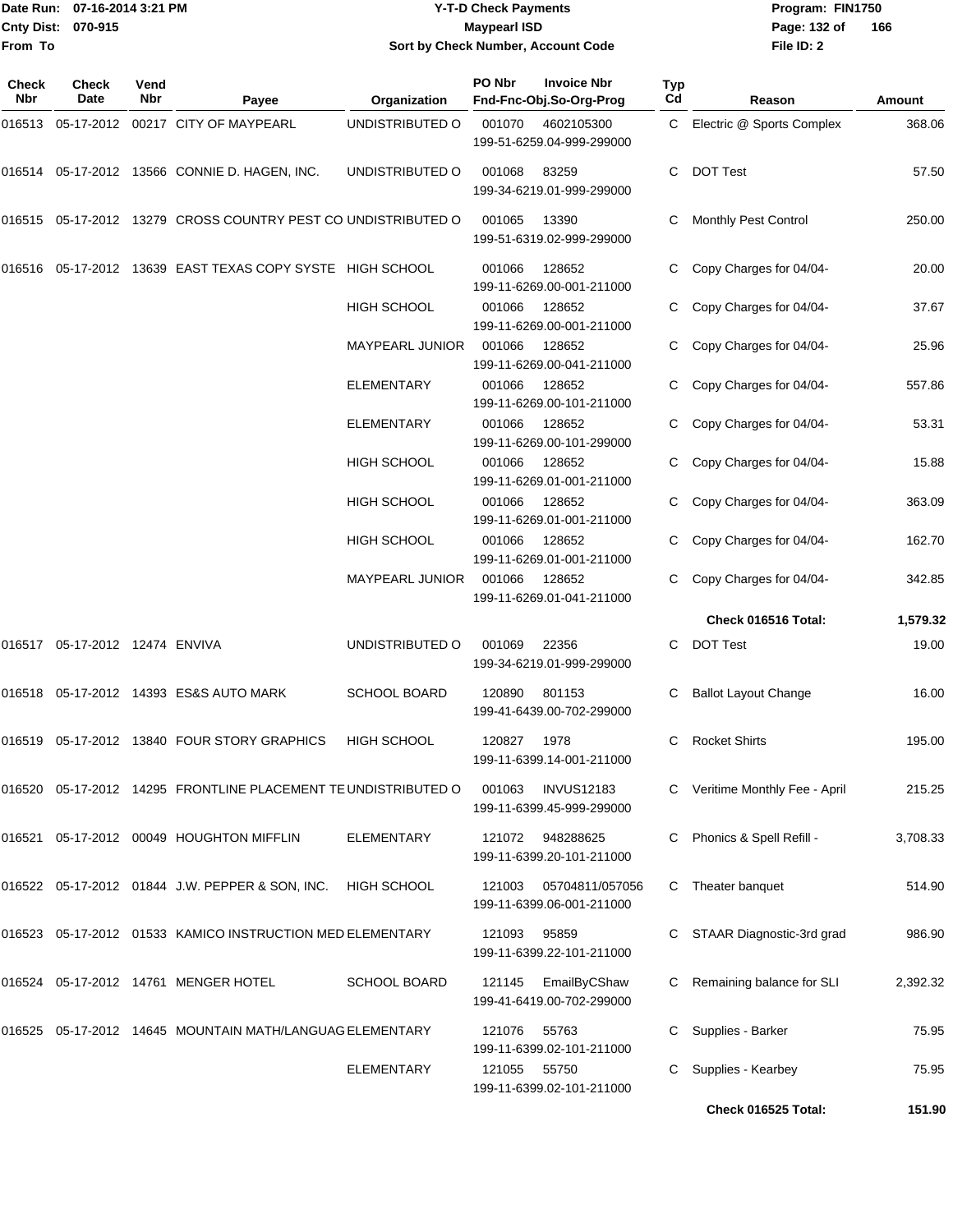Date Run: 07-16-2014 3:21 PM
Cnty Dist: 070-915
From To

**Y-T-D Check Payments**
**Maypearl ISD**
**Sort by Check Number, Account Code**

Program: FIN1750
File ID: 2

| Check Nbr | Check Date | Vend Nbr | Payee | Organization | PO Nbr | Invoice Nbr / Fnd-Fnc-Obj.So-Org-Prog | Typ Cd | Reason | Amount |
|---|---|---|---|---|---|---|---|---|---|
| 016513 | 05-17-2012 | 00217 | CITY OF MAYPEARL | UNDISTRIBUTED O | 001070 | 4602105300 199-51-6259.04-999-299000 | C | Electric @ Sports Complex | 368.06 |
| 016514 | 05-17-2012 | 13566 | CONNIE D. HAGEN, INC. | UNDISTRIBUTED O | 001068 | 83259 199-34-6219.01-999-299000 | C | DOT Test | 57.50 |
| 016515 | 05-17-2012 | 13279 | CROSS COUNTRY PEST CO | UNDISTRIBUTED O | 001065 | 13390 199-51-6319.02-999-299000 | C | Monthly Pest Control | 250.00 |
| 016516 | 05-17-2012 | 13639 | EAST TEXAS COPY SYSTE | HIGH SCHOOL | 001066 | 128652 199-11-6269.00-001-211000 | C | Copy Charges for 04/04- | 20.00 |
| | | | | HIGH SCHOOL | 001066 | 128652 199-11-6269.00-001-211000 | C | Copy Charges for 04/04- | 37.67 |
| | | | | MAYPEARL JUNIOR | 001066 | 128652 199-11-6269.00-041-211000 | C | Copy Charges for 04/04- | 25.96 |
| | | | | ELEMENTARY | 001066 | 128652 199-11-6269.00-101-211000 | C | Copy Charges for 04/04- | 557.86 |
| | | | | ELEMENTARY | 001066 | 128652 199-11-6269.00-101-299000 | C | Copy Charges for 04/04- | 53.31 |
| | | | | HIGH SCHOOL | 001066 | 128652 199-11-6269.01-001-211000 | C | Copy Charges for 04/04- | 15.88 |
| | | | | HIGH SCHOOL | 001066 | 128652 199-11-6269.01-001-211000 | C | Copy Charges for 04/04- | 363.09 |
| | | | | HIGH SCHOOL | 001066 | 128652 199-11-6269.01-001-211000 | C | Copy Charges for 04/04- | 162.70 |
| | | | | MAYPEARL JUNIOR | 001066 | 128652 199-11-6269.01-041-211000 | C | Copy Charges for 04/04- | 342.85 |
| | | | | | | | | **Check 016516 Total:** | **1,579.32** |
| 016517 | 05-17-2012 | 12474 | ENVIVA | UNDISTRIBUTED O | 001069 | 22356 199-34-6219.01-999-299000 | C | DOT Test | 19.00 |
| 016518 | 05-17-2012 | 14393 | ES&S AUTO MARK | SCHOOL BOARD | 120890 | 801153 199-41-6439.00-702-299000 | C | Ballot Layout Change | 16.00 |
| 016519 | 05-17-2012 | 13840 | FOUR STORY GRAPHICS | HIGH SCHOOL | 120827 | 1978 199-11-6399.14-001-211000 | C | Rocket Shirts | 195.00 |
| 016520 | 05-17-2012 | 14295 | FRONTLINE PLACEMENT TE | UNDISTRIBUTED O | 001063 | INVUS12183 199-11-6399.45-999-299000 | C | Veritime Monthly Fee - April | 215.25 |
| 016521 | 05-17-2012 | 00049 | HOUGHTON MIFFLIN | ELEMENTARY | 121072 | 948288625 199-11-6399.20-101-211000 | C | Phonics & Spell Refill - | 3,708.33 |
| 016522 | 05-17-2012 | 01844 | J.W. PEPPER & SON, INC. | HIGH SCHOOL | 121003 | 05704811/057056 199-11-6399.06-001-211000 | C | Theater banquet | 514.90 |
| 016523 | 05-17-2012 | 01533 | KAMICO INSTRUCTION MED | ELEMENTARY | 121093 | 95859 199-11-6399.22-101-211000 | C | STAAR Diagnostic-3rd grad | 986.90 |
| 016524 | 05-17-2012 | 14761 | MENGER HOTEL | SCHOOL BOARD | 121145 | EmailByCShaw 199-41-6419.00-702-299000 | C | Remaining balance for SLI | 2,392.32 |
| 016525 | 05-17-2012 | 14645 | MOUNTAIN MATH/LANGUAG | ELEMENTARY | 121076 | 55763 199-11-6399.02-101-211000 | C | Supplies - Barker | 75.95 |
| | | | | ELEMENTARY | 121055 | 55750 199-11-6399.02-101-211000 | C | Supplies - Kearbey | 75.95 |
| | | | | | | | | **Check 016525 Total:** | **151.90** |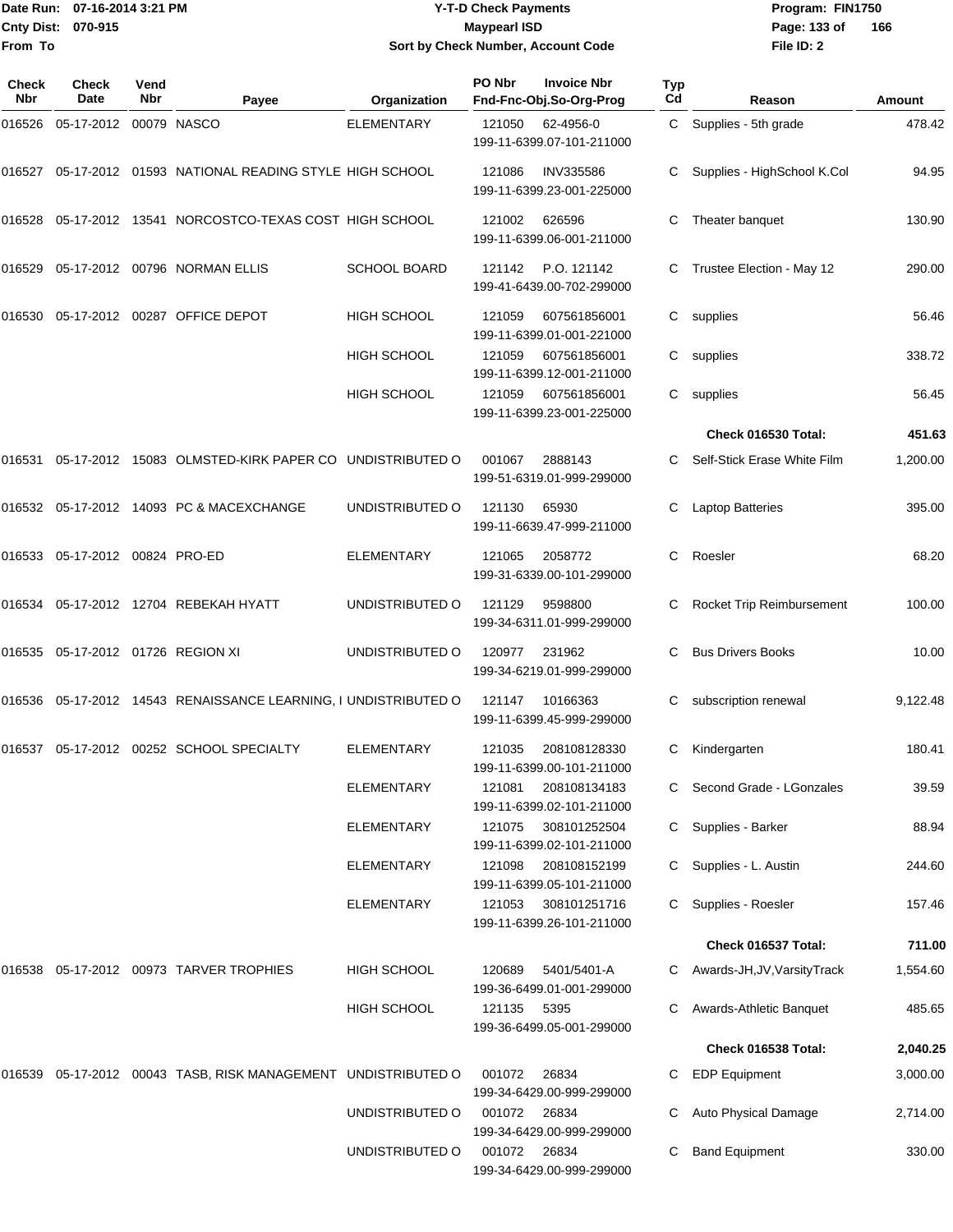**Date Run:** 07-16-2014 3:21 PM
**Cnty Dist:** 070-915
**From To**

**Y-T-D Check Payments**
**Maypearl ISD**
**Sort by Check Number, Account Code**

**Program:** FIN1750
**File ID:** 2

| Check Nbr | Check Date | Vend Nbr | Payee | Organization | PO Nbr | Invoice Nbr / Fnd-Fnc-Obj.So-Org-Prog | Typ Cd | Reason | Amount |
|---|---|---|---|---|---|---|---|---|---|
| 016526 | 05-17-2012 | 00079 | NASCO | ELEMENTARY | 121050 | 62-4956-0 199-11-6399.07-101-211000 | C | Supplies - 5th grade | 478.42 |
| 016527 | 05-17-2012 | 01593 | NATIONAL READING STYLE | HIGH SCHOOL | 121086 | INV335586 199-11-6399.23-001-225000 | C | Supplies - HighSchool K.Col | 94.95 |
| 016528 | 05-17-2012 | 13541 | NORCOSTCO-TEXAS COST | HIGH SCHOOL | 121002 | 626596 199-11-6399.06-001-211000 | C | Theater banquet | 130.90 |
| 016529 | 05-17-2012 | 00796 | NORMAN ELLIS | SCHOOL BOARD | 121142 | P.O. 121142 199-41-6439.00-702-299000 | C | Trustee Election - May 12 | 290.00 |
| 016530 | 05-17-2012 | 00287 | OFFICE DEPOT | HIGH SCHOOL | 121059 | 607561856001 199-11-6399.01-001-221000 | C | supplies | 56.46 |
| | | | | HIGH SCHOOL | 121059 | 607561856001 199-11-6399.12-001-211000 | C | supplies | 338.72 |
| | | | | HIGH SCHOOL | 121059 | 607561856001 199-11-6399.23-001-225000 | C | supplies | 56.45 |
| | | | | | | | | **Check 016530 Total:** | **451.63** |
| 016531 | 05-17-2012 | 15083 | OLMSTED-KIRK PAPER CO | UNDISTRIBUTED O | 001067 | 2888143 199-51-6319.01-999-299000 | C | Self-Stick Erase White Film | 1,200.00 |
| 016532 | 05-17-2012 | 14093 | PC & MACEXCHANGE | UNDISTRIBUTED O | 121130 | 65930 199-11-6639.47-999-211000 | C | Laptop Batteries | 395.00 |
| 016533 | 05-17-2012 | 00824 | PRO-ED | ELEMENTARY | 121065 | 2058772 199-31-6339.00-101-299000 | C | Roesler | 68.20 |
| 016534 | 05-17-2012 | 12704 | REBEKAH HYATT | UNDISTRIBUTED O | 121129 | 9598800 199-34-6311.01-999-299000 | C | Rocket Trip Reimbursement | 100.00 |
| 016535 | 05-17-2012 | 01726 | REGION XI | UNDISTRIBUTED O | 120977 | 231962 199-34-6219.01-999-299000 | C | Bus Drivers Books | 10.00 |
| 016536 | 05-17-2012 | 14543 | RENAISSANCE LEARNING, I | UNDISTRIBUTED O | 121147 | 10166363 199-11-6399.45-999-299000 | C | subscription renewal | 9,122.48 |
| 016537 | 05-17-2012 | 00252 | SCHOOL SPECIALTY | ELEMENTARY | 121035 | 208108128330 199-11-6399.00-101-211000 | C | Kindergarten | 180.41 |
| | | | | ELEMENTARY | 121081 | 208108134183 199-11-6399.02-101-211000 | C | Second Grade - LGonzales | 39.59 |
| | | | | ELEMENTARY | 121075 | 308101252504 199-11-6399.02-101-211000 | C | Supplies - Barker | 88.94 |
| | | | | ELEMENTARY | 121098 | 208108152199 199-11-6399.05-101-211000 | C | Supplies - L. Austin | 244.60 |
| | | | | ELEMENTARY | 121053 | 308101251716 199-11-6399.26-101-211000 | C | Supplies - Roesler | 157.46 |
| | | | | | | | | **Check 016537 Total:** | **711.00** |
| 016538 | 05-17-2012 | 00973 | TARVER TROPHIES | HIGH SCHOOL | 120689 | 5401/5401-A 199-36-6499.01-001-299000 | C | Awards-JH,JV,VarsityTrack | 1,554.60 |
| | | | | HIGH SCHOOL | 121135 | 5395 199-36-6499.05-001-299000 | C | Awards-Athletic Banquet | 485.65 |
| | | | | | | | | **Check 016538 Total:** | **2,040.25** |
| 016539 | 05-17-2012 | 00043 | TASB, RISK MANAGEMENT | UNDISTRIBUTED O | 001072 | 26834 199-34-6429.00-999-299000 | C | EDP Equipment | 3,000.00 |
| | | | | UNDISTRIBUTED O | 001072 | 26834 199-34-6429.00-999-299000 | C | Auto Physical Damage | 2,714.00 |
| | | | | UNDISTRIBUTED O | 001072 | 26834 199-34-6429.00-999-299000 | C | Band Equipment | 330.00 |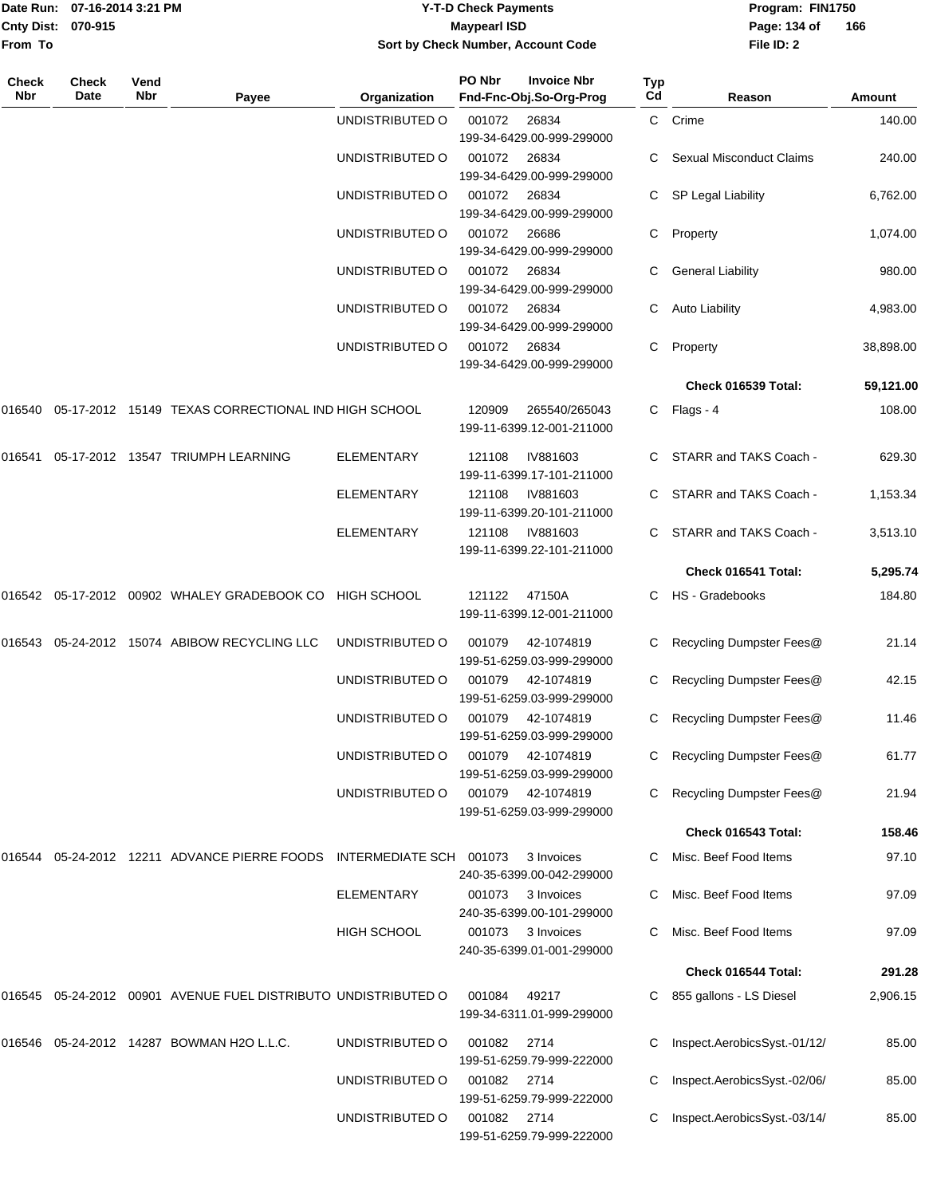| Check Nbr | Check Date | Vend Nbr | Payee | Organization | PO Nbr / Invoice Nbr / Fnd-Fnc-Obj.So-Org-Prog | Typ Cd | Reason | Amount |
|---|---|---|---|---|---|---|---|---|
| | | | | UNDISTRIBUTED O | 001072 26834 199-34-6429.00-999-299000 | C | Crime | 140.00 |
| | | | | UNDISTRIBUTED O | 001072 26834 199-34-6429.00-999-299000 | C | Sexual Misconduct Claims | 240.00 |
| | | | | UNDISTRIBUTED O | 001072 26834 199-34-6429.00-999-299000 | C | SP Legal Liability | 6,762.00 |
| | | | | UNDISTRIBUTED O | 001072 26686 199-34-6429.00-999-299000 | C | Property | 1,074.00 |
| | | | | UNDISTRIBUTED O | 001072 26834 199-34-6429.00-999-299000 | C | General Liability | 980.00 |
| | | | | UNDISTRIBUTED O | 001072 26834 199-34-6429.00-999-299000 | C | Auto Liability | 4,983.00 |
| | | | | UNDISTRIBUTED O | 001072 26834 199-34-6429.00-999-299000 | C | Property | 38,898.00 |
| | | | | | | | **Check 016539 Total:** | **59,121.00** |
| 016540 | 05-17-2012 | 15149 | TEXAS CORRECTIONAL IND | HIGH SCHOOL | 120909 265540/265043 199-11-6399.12-001-211000 | C | Flags - 4 | 108.00 |
| 016541 | 05-17-2012 | 13547 | TRIUMPH LEARNING | ELEMENTARY | 121108 IV881603 199-11-6399.17-101-211000 | C | STARR and TAKS Coach - | 629.30 |
| | | | | ELEMENTARY | 121108 IV881603 199-11-6399.20-101-211000 | C | STARR and TAKS Coach - | 1,153.34 |
| | | | | ELEMENTARY | 121108 IV881603 199-11-6399.22-101-211000 | C | STARR and TAKS Coach - | 3,513.10 |
| | | | | | | | **Check 016541 Total:** | **5,295.74** |
| 016542 | 05-17-2012 | 00902 | WHALEY GRADEBOOK CO | HIGH SCHOOL | 121122 47150A 199-11-6399.12-001-211000 | C | HS - Gradebooks | 184.80 |
| 016543 | 05-24-2012 | 15074 | ABIBOW RECYCLING LLC | UNDISTRIBUTED O | 001079 42-1074819 199-51-6259.03-999-299000 | C | Recycling Dumpster Fees@ | 21.14 |
| | | | | UNDISTRIBUTED O | 001079 42-1074819 199-51-6259.03-999-299000 | C | Recycling Dumpster Fees@ | 42.15 |
| | | | | UNDISTRIBUTED O | 001079 42-1074819 199-51-6259.03-999-299000 | C | Recycling Dumpster Fees@ | 11.46 |
| | | | | UNDISTRIBUTED O | 001079 42-1074819 199-51-6259.03-999-299000 | C | Recycling Dumpster Fees@ | 61.77 |
| | | | | UNDISTRIBUTED O | 001079 42-1074819 199-51-6259.03-999-299000 | C | Recycling Dumpster Fees@ | 21.94 |
| | | | | | | | **Check 016543 Total:** | **158.46** |
| 016544 | 05-24-2012 | 12211 | ADVANCE PIERRE FOODS | INTERMEDIATE SCH | 001073 3 Invoices 240-35-6399.00-042-299000 | C | Misc. Beef Food Items | 97.10 |
| | | | | ELEMENTARY | 001073 3 Invoices 240-35-6399.00-101-299000 | C | Misc. Beef Food Items | 97.09 |
| | | | | HIGH SCHOOL | 001073 3 Invoices 240-35-6399.01-001-299000 | C | Misc. Beef Food Items | 97.09 |
| | | | | | | | **Check 016544 Total:** | **291.28** |
| 016545 | 05-24-2012 | 00901 | AVENUE FUEL DISTRIBUTO | UNDISTRIBUTED O | 001084 49217 199-34-6311.01-999-299000 | C | 855 gallons - LS Diesel | 2,906.15 |
| 016546 | 05-24-2012 | 14287 | BOWMAN H2O L.L.C. | UNDISTRIBUTED O | 001082 2714 199-51-6259.79-999-222000 | C | Inspect.AerobicsSyst.-01/12/ | 85.00 |
| | | | | UNDISTRIBUTED O | 001082 2714 199-51-6259.79-999-222000 | C | Inspect.AerobicsSyst.-02/06/ | 85.00 |
| | | | | UNDISTRIBUTED O | 001082 2714 199-51-6259.79-999-222000 | C | Inspect.AerobicsSyst.-03/14/ | 85.00 |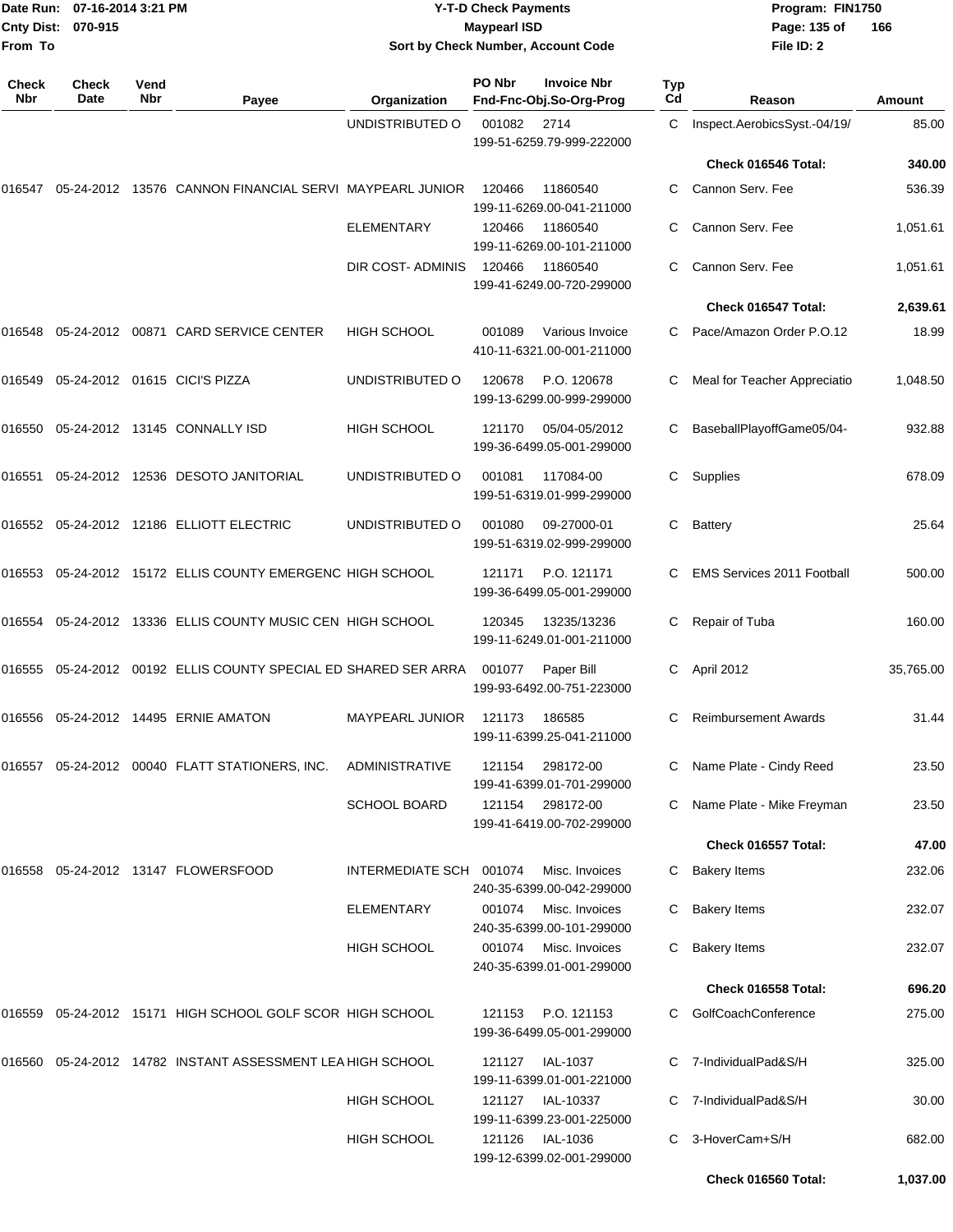Date Run: 07-16-2014 3:21 PM
Cnty Dist: 070-915
From To

**Y-T-D Check Payments**
**Maypearl ISD**
**Sort by Check Number, Account Code**

Program: FIN1750
File ID: 2

| Check Nbr | Check Date | Vend Nbr | Payee | Organization | PO Nbr | Invoice Nbr / Fnd-Fnc-Obj.So-Org-Prog | Typ Cd | Reason | Amount |
|---|---|---|---|---|---|---|---|---|---|
| | | | | UNDISTRIBUTED O | 001082 | 2714 / 199-51-6259.79-999-222000 | C | Inspect.AerobicsSyst.-04/19/ | 85.00 |
| | | | | | | | | **Check 016546 Total:** | **340.00** |
| 016547 | 05-24-2012 | 13576 | CANNON FINANCIAL SERVI | MAYPEARL JUNIOR | 120466 | 11860540 / 199-11-6269.00-041-211000 | C | Cannon Serv. Fee | 536.39 |
| | | | | ELEMENTARY | 120466 | 11860540 / 199-11-6269.00-101-211000 | C | Cannon Serv. Fee | 1,051.61 |
| | | | | DIR COST- ADMINIS | 120466 | 11860540 / 199-41-6249.00-720-299000 | C | Cannon Serv. Fee | 1,051.61 |
| | | | | | | | | **Check 016547 Total:** | **2,639.61** |
| 016548 | 05-24-2012 | 00871 | CARD SERVICE CENTER | HIGH SCHOOL | 001089 | Various Invoice / 410-11-6321.00-001-211000 | C | Pace/Amazon Order P.O.12 | 18.99 |
| 016549 | 05-24-2012 | 01615 | CICI'S PIZZA | UNDISTRIBUTED O | 120678 | P.O. 120678 / 199-13-6299.00-999-299000 | C | Meal for Teacher Appreciatio | 1,048.50 |
| 016550 | 05-24-2012 | 13145 | CONNALLY ISD | HIGH SCHOOL | 121170 | 05/04-05/2012 / 199-36-6499.05-001-299000 | C | BaseballPlayoffGame05/04- | 932.88 |
| 016551 | 05-24-2012 | 12536 | DESOTO JANITORIAL | UNDISTRIBUTED O | 001081 | 117084-00 / 199-51-6319.01-999-299000 | C | Supplies | 678.09 |
| 016552 | 05-24-2012 | 12186 | ELLIOTT ELECTRIC | UNDISTRIBUTED O | 001080 | 09-27000-01 / 199-51-6319.02-999-299000 | C | Battery | 25.64 |
| 016553 | 05-24-2012 | 15172 | ELLIS COUNTY EMERGENC | HIGH SCHOOL | 121171 | P.O. 121171 / 199-36-6499.05-001-299000 | C | EMS Services 2011 Football | 500.00 |
| 016554 | 05-24-2012 | 13336 | ELLIS COUNTY MUSIC CEN | HIGH SCHOOL | 120345 | 13235/13236 / 199-11-6249.01-001-211000 | C | Repair of Tuba | 160.00 |
| 016555 | 05-24-2012 | 00192 | ELLIS COUNTY SPECIAL ED | SHARED SER ARRA | 001077 | Paper Bill / 199-93-6492.00-751-223000 | C | April 2012 | 35,765.00 |
| 016556 | 05-24-2012 | 14495 | ERNIE AMATON | MAYPEARL JUNIOR | 121173 | 186585 / 199-11-6399.25-041-211000 | C | Reimbursement Awards | 31.44 |
| 016557 | 05-24-2012 | 00040 | FLATT STATIONERS, INC. | ADMINISTRATIVE | 121154 | 298172-00 / 199-41-6399.01-701-299000 | C | Name Plate - Cindy Reed | 23.50 |
| | | | | SCHOOL BOARD | 121154 | 298172-00 / 199-41-6419.00-702-299000 | C | Name Plate - Mike Freyman | 23.50 |
| | | | | | | | | **Check 016557 Total:** | **47.00** |
| 016558 | 05-24-2012 | 13147 | FLOWERSFOOD | INTERMEDIATE SCH | 001074 | Misc. Invoices / 240-35-6399.00-042-299000 | C | Bakery Items | 232.06 |
| | | | | ELEMENTARY | 001074 | Misc. Invoices / 240-35-6399.00-101-299000 | C | Bakery Items | 232.07 |
| | | | | HIGH SCHOOL | 001074 | Misc. Invoices / 240-35-6399.01-001-299000 | C | Bakery Items | 232.07 |
| | | | | | | | | **Check 016558 Total:** | **696.20** |
| 016559 | 05-24-2012 | 15171 | HIGH SCHOOL GOLF SCOR | HIGH SCHOOL | 121153 | P.O. 121153 / 199-36-6499.05-001-299000 | C | GolfCoachConference | 275.00 |
| 016560 | 05-24-2012 | 14782 | INSTANT ASSESSMENT LEA | HIGH SCHOOL | 121127 | IAL-1037 / 199-11-6399.01-001-221000 | C | 7-IndividualPad&S/H | 325.00 |
| | | | | HIGH SCHOOL | 121127 | IAL-10337 / 199-11-6399.23-001-225000 | C | 7-IndividualPad&S/H | 30.00 |
| | | | | HIGH SCHOOL | 121126 | IAL-1036 / 199-12-6399.02-001-299000 | C | 3-HoverCam+S/H | 682.00 |
| | | | | | | | | **Check 016560 Total:** | **1,037.00** |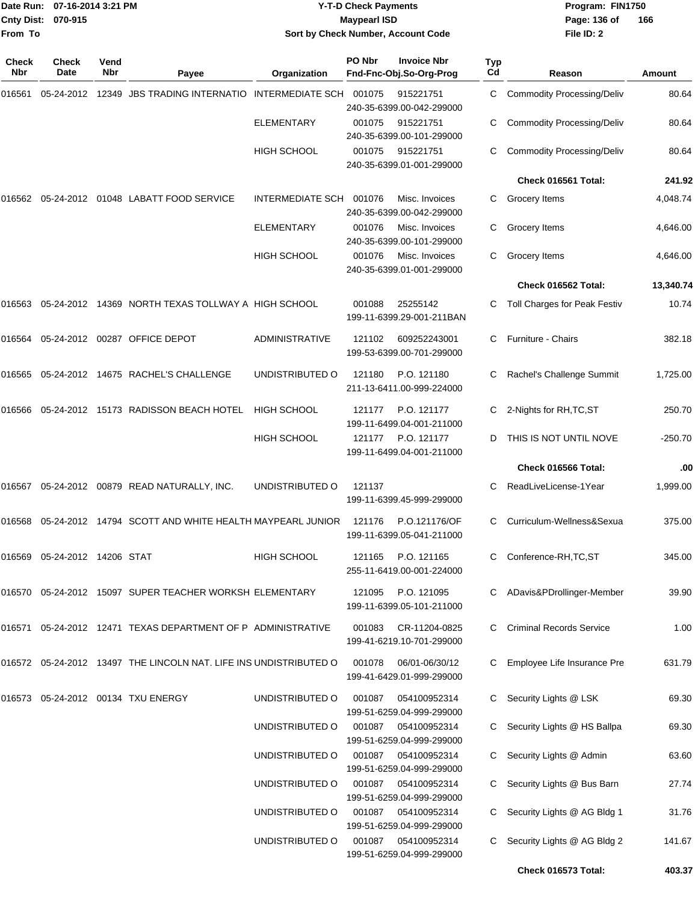Date Run: 07-16-2014 3:21 PM
Cnty Dist: 070-915
From To

**Y-T-D Check Payments**
**Maypearl ISD**
**Sort by Check Number, Account Code**

Program: FIN1750
File ID: 2

| Check Nbr | Check Date | Vend Nbr | Payee | Organization | PO Nbr | Invoice Nbr / Fnd-Fnc-Obj.So-Org-Prog | Typ Cd | Reason | Amount |
|---|---|---|---|---|---|---|---|---|---|
| 016561 | 05-24-2012 | 12349 | JBS TRADING INTERNATIO | INTERMEDIATE SCH | 001075 | 915221751 240-35-6399.00-042-299000 | C | Commodity Processing/Deliv | 80.64 |
| | | | | ELEMENTARY | 001075 | 915221751 240-35-6399.00-101-299000 | C | Commodity Processing/Deliv | 80.64 |
| | | | | HIGH SCHOOL | 001075 | 915221751 240-35-6399.01-001-299000 | C | Commodity Processing/Deliv | 80.64 |
| | | | | | | | | **Check 016561 Total:** | **241.92** |
| 016562 | 05-24-2012 | 01048 | LABATT FOOD SERVICE | INTERMEDIATE SCH | 001076 | Misc. Invoices 240-35-6399.00-042-299000 | C | Grocery Items | 4,048.74 |
| | | | | ELEMENTARY | 001076 | Misc. Invoices 240-35-6399.00-101-299000 | C | Grocery Items | 4,646.00 |
| | | | | HIGH SCHOOL | 001076 | Misc. Invoices 240-35-6399.01-001-299000 | C | Grocery Items | 4,646.00 |
| | | | | | | | | **Check 016562 Total:** | **13,340.74** |
| 016563 | 05-24-2012 | 14369 | NORTH TEXAS TOLLWAY A | HIGH SCHOOL | 001088 | 25255142 199-11-6399.29-001-211BAN | C | Toll Charges for Peak Festiv | 10.74 |
| 016564 | 05-24-2012 | 00287 | OFFICE DEPOT | ADMINISTRATIVE | 121102 | 609252243001 199-53-6399.00-701-299000 | C | Furniture - Chairs | 382.18 |
| 016565 | 05-24-2012 | 14675 | RACHEL'S CHALLENGE | UNDISTRIBUTED O | 121180 | P.O. 121180 211-13-6411.00-999-224000 | C | Rachel's Challenge Summit | 1,725.00 |
| 016566 | 05-24-2012 | 15173 | RADISSON BEACH HOTEL | HIGH SCHOOL | 121177 | P.O. 121177 199-11-6499.04-001-211000 | C | 2-Nights for RH,TC,ST | 250.70 |
| | | | | HIGH SCHOOL | 121177 | P.O. 121177 199-11-6499.04-001-211000 | D | THIS IS NOT UNTIL NOVE | -250.70 |
| | | | | | | | | **Check 016566 Total:** | **.00** |
| 016567 | 05-24-2012 | 00879 | READ NATURALLY, INC. | UNDISTRIBUTED O | 121137 | 199-11-6399.45-999-299000 | C | ReadLiveLicense-1Year | 1,999.00 |
| 016568 | 05-24-2012 | 14794 | SCOTT AND WHITE HEALTH | MAYPEARL JUNIOR | 121176 | P.O.121176/OF 199-11-6399.05-041-211000 | C | Curriculum-Wellness&Sexua | 375.00 |
| 016569 | 05-24-2012 | 14206 | STAT | HIGH SCHOOL | 121165 | P.O. 121165 255-11-6419.00-001-224000 | C | Conference-RH,TC,ST | 345.00 |
| 016570 | 05-24-2012 | 15097 | SUPER TEACHER WORKSH | ELEMENTARY | 121095 | P.O. 121095 199-11-6399.05-101-211000 | C | ADavis&PDrollinger-Member | 39.90 |
| 016571 | 05-24-2012 | 12471 | TEXAS DEPARTMENT OF P | ADMINISTRATIVE | 001083 | CR-11204-0825 199-41-6219.10-701-299000 | C | Criminal Records Service | 1.00 |
| 016572 | 05-24-2012 | 13497 | THE LINCOLN NAT. LIFE INS | UNDISTRIBUTED O | 001078 | 06/01-06/30/12 199-41-6429.01-999-299000 | C | Employee Life Insurance Pre | 631.79 |
| 016573 | 05-24-2012 | 00134 | TXU ENERGY | UNDISTRIBUTED O | 001087 | 054100952314 199-51-6259.04-999-299000 | C | Security Lights @ LSK | 69.30 |
| | | | | UNDISTRIBUTED O | 001087 | 054100952314 199-51-6259.04-999-299000 | C | Security Lights @ HS Ballpa | 69.30 |
| | | | | UNDISTRIBUTED O | 001087 | 054100952314 199-51-6259.04-999-299000 | C | Security Lights @ Admin | 63.60 |
| | | | | UNDISTRIBUTED O | 001087 | 054100952314 199-51-6259.04-999-299000 | C | Security Lights @ Bus Barn | 27.74 |
| | | | | UNDISTRIBUTED O | 001087 | 054100952314 199-51-6259.04-999-299000 | C | Security Lights @ AG Bldg 1 | 31.76 |
| | | | | UNDISTRIBUTED O | 001087 | 054100952314 199-51-6259.04-999-299000 | C | Security Lights @ AG Bldg 2 | 141.67 |
| | | | | | | | | **Check 016573 Total:** | **403.37** |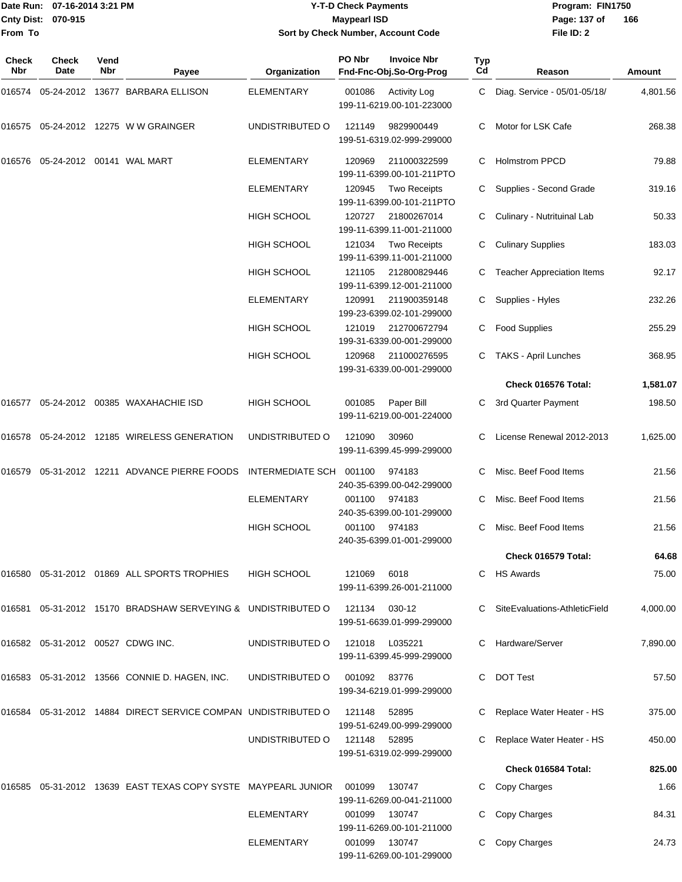Date Run: 07-16-2014 3:21 PM
Cnty Dist: 070-915
From To

# Y-T-D Check Payments
## Maypearl ISD
### Sort by Check Number, Account Code

Program: FIN1750
File ID: 2

| Check Nbr | Check Date | Vend Nbr | Payee | Organization | PO Nbr / Invoice Nbr / Fnd-Fnc-Obj.So-Org-Prog | Typ Cd | Reason | Amount |
|---|---|---|---|---|---|---|---|---|
| 016574 | 05-24-2012 | 13677 | BARBARA ELLISON | ELEMENTARY | 001086 Activity Log 199-11-6219.00-101-223000 | C | Diag. Service - 05/01-05/18/ | 4,801.56 |
| 016575 | 05-24-2012 | 12275 | W W GRAINGER | UNDISTRIBUTED O | 121149 9829900449 199-51-6319.02-999-299000 | C | Motor for LSK Cafe | 268.38 |
| 016576 | 05-24-2012 | 00141 | WAL MART | ELEMENTARY | 120969 211000322599 199-11-6399.00-101-211PTO | C | Holmstrom PPCD | 79.88 |
| | | | | ELEMENTARY | 120945 Two Receipts 199-11-6399.00-101-211PTO | C | Supplies - Second Grade | 319.16 |
| | | | | HIGH SCHOOL | 120727 21800267014 199-11-6399.11-001-211000 | C | Culinary - Nutrituinal Lab | 50.33 |
| | | | | HIGH SCHOOL | 121034 Two Receipts 199-11-6399.11-001-211000 | C | Culinary Supplies | 183.03 |
| | | | | HIGH SCHOOL | 121105 212800829446 199-11-6399.12-001-211000 | C | Teacher Appreciation Items | 92.17 |
| | | | | ELEMENTARY | 120991 211900359148 199-23-6399.02-101-299000 | C | Supplies - Hyles | 232.26 |
| | | | | HIGH SCHOOL | 121019 212700672794 199-31-6339.00-001-299000 | C | Food Supplies | 255.29 |
| | | | | HIGH SCHOOL | 120968 211000276595 199-31-6339.00-001-299000 | C | TAKS - April Lunches | 368.95 |
| | | | | | | | **Check 016576 Total:** | **1,581.07** |
| 016577 | 05-24-2012 | 00385 | WAXAHACHIE ISD | HIGH SCHOOL | 001085 Paper Bill 199-11-6219.00-001-224000 | C | 3rd Quarter Payment | 198.50 |
| 016578 | 05-24-2012 | 12185 | WIRELESS GENERATION | UNDISTRIBUTED O | 121090 30960 199-11-6399.45-999-299000 | C | License Renewal 2012-2013 | 1,625.00 |
| 016579 | 05-31-2012 | 12211 | ADVANCE PIERRE FOODS | INTERMEDIATE SCH | 001100 974183 240-35-6399.00-042-299000 | C | Misc. Beef Food Items | 21.56 |
| | | | | ELEMENTARY | 001100 974183 240-35-6399.00-101-299000 | C | Misc. Beef Food Items | 21.56 |
| | | | | HIGH SCHOOL | 001100 974183 240-35-6399.01-001-299000 | C | Misc. Beef Food Items | 21.56 |
| | | | | | | | **Check 016579 Total:** | **64.68** |
| 016580 | 05-31-2012 | 01869 | ALL SPORTS TROPHIES | HIGH SCHOOL | 121069 6018 199-11-6399.26-001-211000 | C | HS Awards | 75.00 |
| 016581 | 05-31-2012 | 15170 | BRADSHAW SERVEYING & | UNDISTRIBUTED O | 121134 030-12 199-51-6639.01-999-299000 | C | SiteEvaluations-AthleticField | 4,000.00 |
| 016582 | 05-31-2012 | 00527 | CDWG INC. | UNDISTRIBUTED O | 121018 L035221 199-11-6399.45-999-299000 | C | Hardware/Server | 7,890.00 |
| 016583 | 05-31-2012 | 13566 | CONNIE D. HAGEN, INC. | UNDISTRIBUTED O | 001092 83776 199-34-6219.01-999-299000 | C | DOT Test | 57.50 |
| 016584 | 05-31-2012 | 14884 | DIRECT SERVICE COMPAN | UNDISTRIBUTED O | 121148 52895 199-51-6249.00-999-299000 | C | Replace Water Heater - HS | 375.00 |
| | | | | UNDISTRIBUTED O | 121148 52895 199-51-6319.02-999-299000 | C | Replace Water Heater - HS | 450.00 |
| | | | | | | | **Check 016584 Total:** | **825.00** |
| 016585 | 05-31-2012 | 13639 | EAST TEXAS COPY SYSTE | MAYPEARL JUNIOR | 001099 130747 199-11-6269.00-041-211000 | C | Copy Charges | 1.66 |
| | | | | ELEMENTARY | 001099 130747 199-11-6269.00-101-211000 | C | Copy Charges | 84.31 |
| | | | | ELEMENTARY | 001099 130747 199-11-6269.00-101-299000 | C | Copy Charges | 24.73 |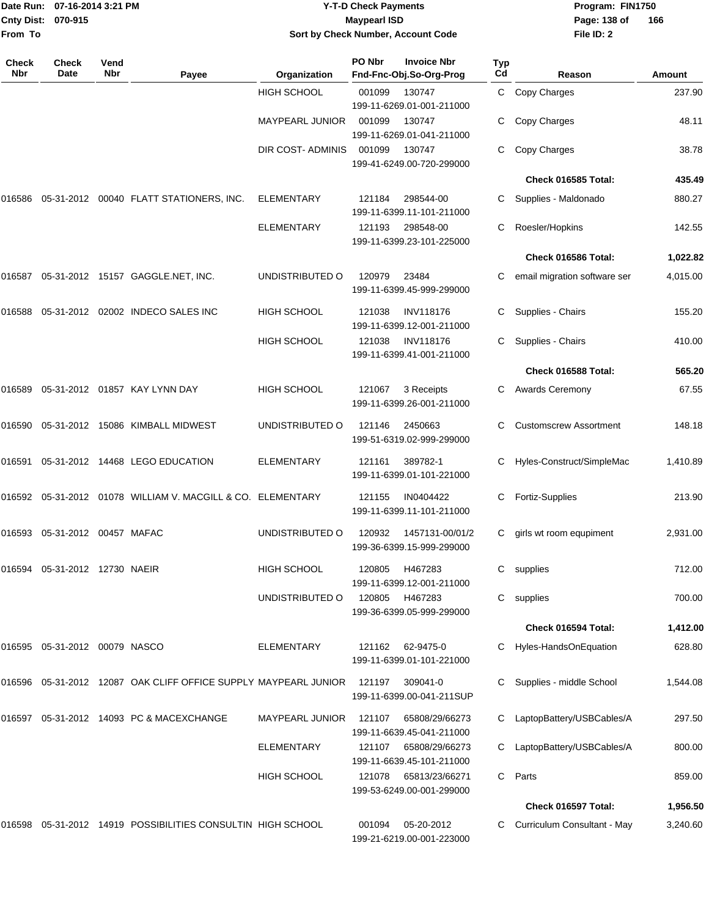| Check Nbr | Check Date | Vend Nbr | Payee | Organization | PO Nbr | Invoice Nbr Fnd-Fnc-Obj.So-Org-Prog | Typ Cd | Reason | Amount |
|---|---|---|---|---|---|---|---|---|---|
| | | | | HIGH SCHOOL | 001099 | 130747 199-11-6269.01-001-211000 | C | Copy Charges | 237.90 |
| | | | | MAYPEARL JUNIOR | 001099 | 130747 199-11-6269.01-041-211000 | C | Copy Charges | 48.11 |
| | | | | DIR COST- ADMINIS | 001099 | 130747 199-41-6249.00-720-299000 | C | Copy Charges | 38.78 |
| | | | | | | | | **Check 016585 Total:** | **435.49** |
| 016586 | 05-31-2012 | 00040 | FLATT STATIONERS, INC. | ELEMENTARY | 121184 | 298544-00 199-11-6399.11-101-211000 | C | Supplies - Maldonado | 880.27 |
| | | | | ELEMENTARY | 121193 | 298548-00 199-11-6399.23-101-225000 | C | Roesler/Hopkins | 142.55 |
| | | | | | | | | **Check 016586 Total:** | **1,022.82** |
| 016587 | 05-31-2012 | 15157 | GAGGLE.NET, INC. | UNDISTRIBUTED O | 120979 | 23484 199-11-6399.45-999-299000 | C | email migration software ser | 4,015.00 |
| 016588 | 05-31-2012 | 02002 | INDECO SALES INC | HIGH SCHOOL | 121038 | INV118176 199-11-6399.12-001-211000 | C | Supplies - Chairs | 155.20 |
| | | | | HIGH SCHOOL | 121038 | INV118176 199-11-6399.41-001-211000 | C | Supplies - Chairs | 410.00 |
| | | | | | | | | **Check 016588 Total:** | **565.20** |
| 016589 | 05-31-2012 | 01857 | KAY LYNN DAY | HIGH SCHOOL | 121067 | 3 Receipts 199-11-6399.26-001-211000 | C | Awards Ceremony | 67.55 |
| 016590 | 05-31-2012 | 15086 | KIMBALL MIDWEST | UNDISTRIBUTED O | 121146 | 2450663 199-51-6319.02-999-299000 | C | Customscrew Assortment | 148.18 |
| 016591 | 05-31-2012 | 14468 | LEGO EDUCATION | ELEMENTARY | 121161 | 389782-1 199-11-6399.01-101-221000 | C | Hyles-Construct/SimpleMac | 1,410.89 |
| 016592 | 05-31-2012 | 01078 | WILLIAM V. MACGILL & CO. | ELEMENTARY | 121155 | IN0404422 199-11-6399.11-101-211000 | C | Fortiz-Supplies | 213.90 |
| 016593 | 05-31-2012 | 00457 | MAFAC | UNDISTRIBUTED O | 120932 | 1457131-00/01/2 199-36-6399.15-999-299000 | C | girls wt room equpiment | 2,931.00 |
| 016594 | 05-31-2012 | 12730 | NAEIR | HIGH SCHOOL | 120805 | H467283 199-11-6399.12-001-211000 | C | supplies | 712.00 |
| | | | | UNDISTRIBUTED O | 120805 | H467283 199-36-6399.05-999-299000 | C | supplies | 700.00 |
| | | | | | | | | **Check 016594 Total:** | **1,412.00** |
| 016595 | 05-31-2012 | 00079 | NASCO | ELEMENTARY | 121162 | 62-9475-0 199-11-6399.01-101-221000 | C | Hyles-HandsOnEquation | 628.80 |
| 016596 | 05-31-2012 | 12087 | OAK CLIFF OFFICE SUPPLY | MAYPEARL JUNIOR | 121197 | 309041-0 199-11-6399.00-041-211SUP | C | Supplies - middle School | 1,544.08 |
| 016597 | 05-31-2012 | 14093 | PC & MACEXCHANGE | MAYPEARL JUNIOR | 121107 | 65808/29/66273 199-11-6639.45-041-211000 | C | LaptopBattery/USBCables/A | 297.50 |
| | | | | ELEMENTARY | 121107 | 65808/29/66273 199-11-6639.45-101-211000 | C | LaptopBattery/USBCables/A | 800.00 |
| | | | | HIGH SCHOOL | 121078 | 65813/23/66271 199-53-6249.00-001-299000 | C | Parts | 859.00 |
| | | | | | | | | **Check 016597 Total:** | **1,956.50** |
| 016598 | 05-31-2012 | 14919 | POSSIBILITIES CONSULTIN | HIGH SCHOOL | 001094 | 05-20-2012 199-21-6219.00-001-223000 | C | Curriculum Consultant - May | 3,240.60 |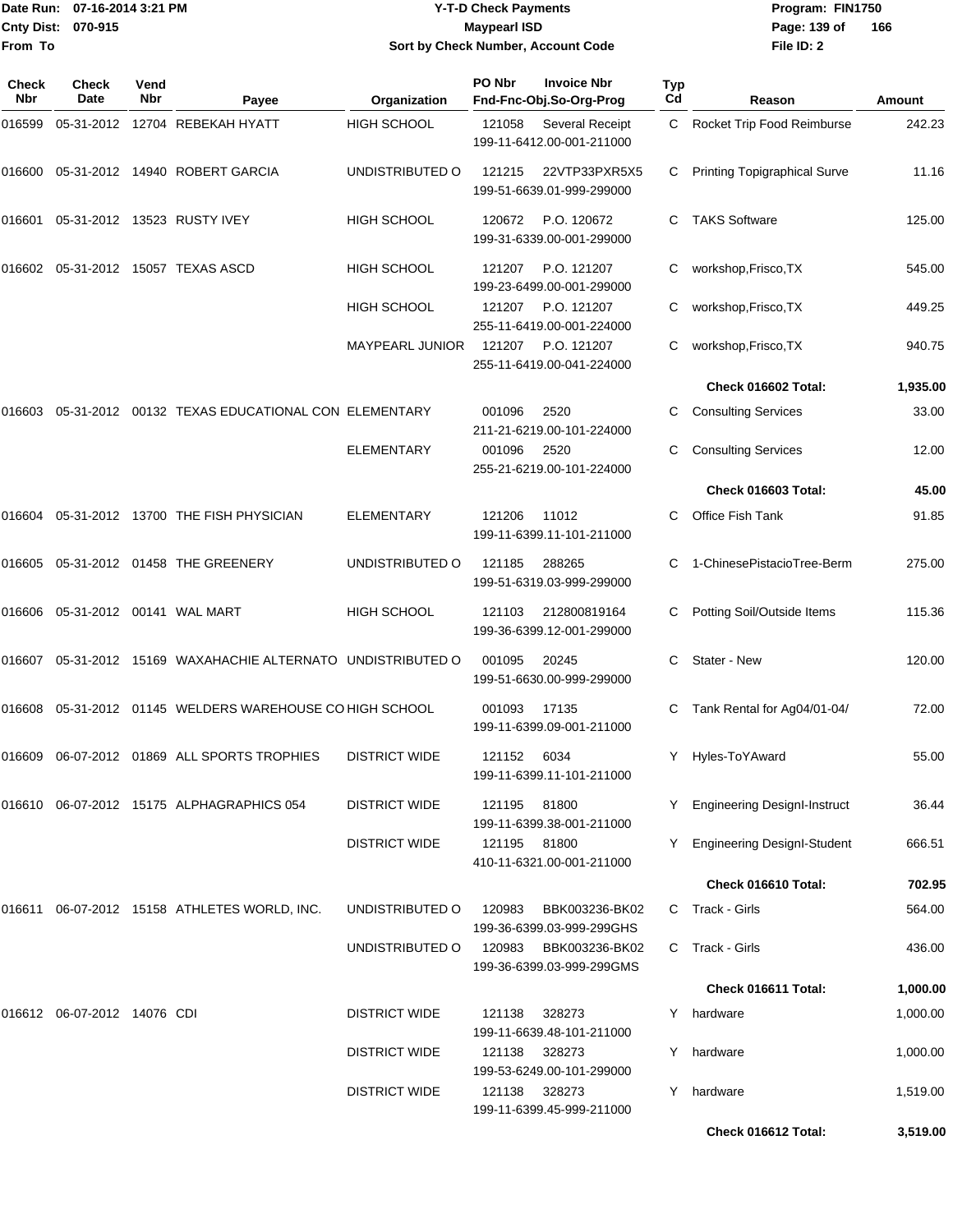Date Run: 07-16-2014 3:21 PM
Cnty Dist: 070-915
From To

# Y-T-D Check Payments
## Maypearl ISD
### Sort by Check Number, Account Code

Program: FIN1750
File ID: 2

| Check Nbr | Check Date | Vend Nbr | Payee | Organization | PO Nbr | Invoice Nbr / Fnd-Fnc-Obj.So-Org-Prog | Typ Cd | Reason | Amount |
|---|---|---|---|---|---|---|---|---|---|
| 016599 | 05-31-2012 | 12704 | REBEKAH HYATT | HIGH SCHOOL | 121058 | Several Receipt 199-11-6412.00-001-211000 | C | Rocket Trip Food Reimburse | 242.23 |
| 016600 | 05-31-2012 | 14940 | ROBERT GARCIA | UNDISTRIBUTED O | 121215 | 22VTP33PXR5X5 199-51-6639.01-999-299000 | C | Printing Topigraphical Surve | 11.16 |
| 016601 | 05-31-2012 | 13523 | RUSTY IVEY | HIGH SCHOOL | 120672 | P.O. 120672 199-31-6339.00-001-299000 | C | TAKS Software | 125.00 |
| 016602 | 05-31-2012 | 15057 | TEXAS ASCD | HIGH SCHOOL | 121207 | P.O. 121207 199-23-6499.00-001-299000 | C | workshop,Frisco,TX | 545.00 |
| | | | | HIGH SCHOOL | 121207 | P.O. 121207 255-11-6419.00-001-224000 | C | workshop,Frisco,TX | 449.25 |
| | | | | MAYPEARL JUNIOR | 121207 | P.O. 121207 255-11-6419.00-041-224000 | C | workshop,Frisco,TX | 940.75 |
| | | | | | | | | **Check 016602 Total:** | **1,935.00** |
| 016603 | 05-31-2012 | 00132 | TEXAS EDUCATIONAL CON | ELEMENTARY | 001096 | 2520 211-21-6219.00-101-224000 | C | Consulting Services | 33.00 |
| | | | | ELEMENTARY | 001096 | 2520 255-21-6219.00-101-224000 | C | Consulting Services | 12.00 |
| | | | | | | | | **Check 016603 Total:** | **45.00** |
| 016604 | 05-31-2012 | 13700 | THE FISH PHYSICIAN | ELEMENTARY | 121206 | 11012 199-11-6399.11-101-211000 | C | Office Fish Tank | 91.85 |
| 016605 | 05-31-2012 | 01458 | THE GREENERY | UNDISTRIBUTED O | 121185 | 288265 199-51-6319.03-999-299000 | C | 1-ChinesePistacioTree-Berm | 275.00 |
| 016606 | 05-31-2012 | 00141 | WAL MART | HIGH SCHOOL | 121103 | 212800819164 199-36-6399.12-001-299000 | C | Potting Soil/Outside Items | 115.36 |
| 016607 | 05-31-2012 | 15169 | WAXAHACHIE ALTERNATO | UNDISTRIBUTED O | 001095 | 20245 199-51-6630.00-999-299000 | C | Stater - New | 120.00 |
| 016608 | 05-31-2012 | 01145 | WELDERS WAREHOUSE CO | HIGH SCHOOL | 001093 | 17135 199-11-6399.09-001-211000 | C | Tank Rental for Ag04/01-04/ | 72.00 |
| 016609 | 06-07-2012 | 01869 | ALL SPORTS TROPHIES | DISTRICT WIDE | 121152 | 6034 199-11-6399.11-101-211000 | Y | Hyles-ToYAward | 55.00 |
| 016610 | 06-07-2012 | 15175 | ALPHAGRAPHICS 054 | DISTRICT WIDE | 121195 | 81800 199-11-6399.38-001-211000 | Y | Engineering DesignI-Instruct | 36.44 |
| | | | | DISTRICT WIDE | 121195 | 81800 410-11-6321.00-001-211000 | Y | Engineering DesignI-Student | 666.51 |
| | | | | | | | | **Check 016610 Total:** | **702.95** |
| 016611 | 06-07-2012 | 15158 | ATHLETES WORLD, INC. | UNDISTRIBUTED O | 120983 | BBK003236-BK02 199-36-6399.03-999-299GHS | C | Track - Girls | 564.00 |
| | | | | UNDISTRIBUTED O | 120983 | BBK003236-BK02 199-36-6399.03-999-299GMS | C | Track - Girls | 436.00 |
| | | | | | | | | **Check 016611 Total:** | **1,000.00** |
| 016612 | 06-07-2012 | 14076 | CDI | DISTRICT WIDE | 121138 | 328273 199-11-6639.48-101-211000 | Y | hardware | 1,000.00 |
| | | | | DISTRICT WIDE | 121138 | 328273 199-53-6249.00-101-299000 | Y | hardware | 1,000.00 |
| | | | | DISTRICT WIDE | 121138 | 328273 199-11-6399.45-999-211000 | Y | hardware | 1,519.00 |
| | | | | | | | | **Check 016612 Total:** | **3,519.00** |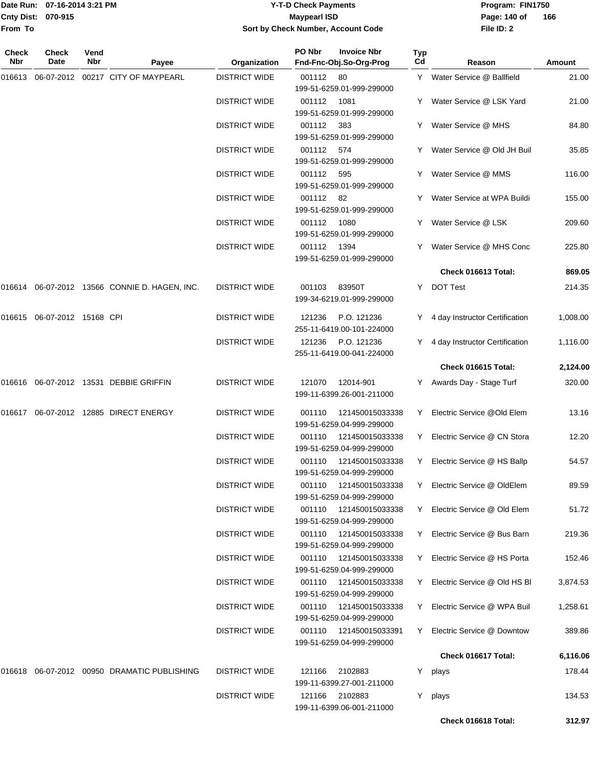Date Run: 07-16-2014 3:21 PM
Cnty Dist: 070-915
From To

# Y-T-D Check Payments
## Maypearl ISD
### Sort by Check Number, Account Code

Program: FIN1750
File ID: 2

| Check Nbr | Check Date | Vend Nbr | Payee | Organization | PO Nbr / Invoice Nbr / Fnd-Fnc-Obj.So-Org-Prog | Typ Cd | Reason | Amount |
|---|---|---|---|---|---|---|---|---|
| 016613 | 06-07-2012 | 00217 | CITY OF MAYPEARL | DISTRICT WIDE | 001112 80 199-51-6259.01-999-299000 | Y | Water Service @ Ballfield | 21.00 |
| | | | | DISTRICT WIDE | 001112 1081 199-51-6259.01-999-299000 | Y | Water Service @ LSK Yard | 21.00 |
| | | | | DISTRICT WIDE | 001112 383 199-51-6259.01-999-299000 | Y | Water Service @ MHS | 84.80 |
| | | | | DISTRICT WIDE | 001112 574 199-51-6259.01-999-299000 | Y | Water Service @ Old JH Buil | 35.85 |
| | | | | DISTRICT WIDE | 001112 595 199-51-6259.01-999-299000 | Y | Water Service @ MMS | 116.00 |
| | | | | DISTRICT WIDE | 001112 82 199-51-6259.01-999-299000 | Y | Water Service at WPA Buildi | 155.00 |
| | | | | DISTRICT WIDE | 001112 1080 199-51-6259.01-999-299000 | Y | Water Service @ LSK | 209.60 |
| | | | | DISTRICT WIDE | 001112 1394 199-51-6259.01-999-299000 | Y | Water Service @ MHS Conc | 225.80 |
| | | | | | | | **Check 016613 Total:** | **869.05** |
| 016614 | 06-07-2012 | 13566 | CONNIE D. HAGEN, INC. | DISTRICT WIDE | 001103 83950T 199-34-6219.01-999-299000 | Y | DOT Test | 214.35 |
| 016615 | 06-07-2012 | 15168 | CPI | DISTRICT WIDE | 121236 P.O. 121236 255-11-6419.00-101-224000 | Y | 4 day Instructor Certification | 1,008.00 |
| | | | | DISTRICT WIDE | 121236 P.O. 121236 255-11-6419.00-041-224000 | Y | 4 day Instructor Certification | 1,116.00 |
| | | | | | | | **Check 016615 Total:** | **2,124.00** |
| 016616 | 06-07-2012 | 13531 | DEBBIE GRIFFIN | DISTRICT WIDE | 121070 12014-901 199-11-6399.26-001-211000 | Y | Awards Day - Stage Turf | 320.00 |
| 016617 | 06-07-2012 | 12885 | DIRECT ENERGY | DISTRICT WIDE | 001110 121450015033338 199-51-6259.04-999-299000 | Y | Electric Service @Old Elem | 13.16 |
| | | | | DISTRICT WIDE | 001110 121450015033338 199-51-6259.04-999-299000 | Y | Electric Service @ CN Stora | 12.20 |
| | | | | DISTRICT WIDE | 001110 121450015033338 199-51-6259.04-999-299000 | Y | Electric Service @ HS Ballp | 54.57 |
| | | | | DISTRICT WIDE | 001110 121450015033338 199-51-6259.04-999-299000 | Y | Electric Service @ OldElem | 89.59 |
| | | | | DISTRICT WIDE | 001110 121450015033338 199-51-6259.04-999-299000 | Y | Electric Service @ Old Elem | 51.72 |
| | | | | DISTRICT WIDE | 001110 121450015033338 199-51-6259.04-999-299000 | Y | Electric Service @ Bus Barn | 219.36 |
| | | | | DISTRICT WIDE | 001110 121450015033338 199-51-6259.04-999-299000 | Y | Electric Service @ HS Porta | 152.46 |
| | | | | DISTRICT WIDE | 001110 121450015033338 199-51-6259.04-999-299000 | Y | Electric Service @ Old HS Bl | 3,874.53 |
| | | | | DISTRICT WIDE | 001110 121450015033338 199-51-6259.04-999-299000 | Y | Electric Service @ WPA Buil | 1,258.61 |
| | | | | DISTRICT WIDE | 001110 121450015033391 199-51-6259.04-999-299000 | Y | Electric Service @ Downtow | 389.86 |
| | | | | | | | **Check 016617 Total:** | **6,116.06** |
| 016618 | 06-07-2012 | 00950 | DRAMATIC PUBLISHING | DISTRICT WIDE | 121166 2102883 199-11-6399.27-001-211000 | Y | plays | 178.44 |
| | | | | DISTRICT WIDE | 121166 2102883 199-11-6399.06-001-211000 | Y | plays | 134.53 |
| | | | | | | | **Check 016618 Total:** | **312.97** |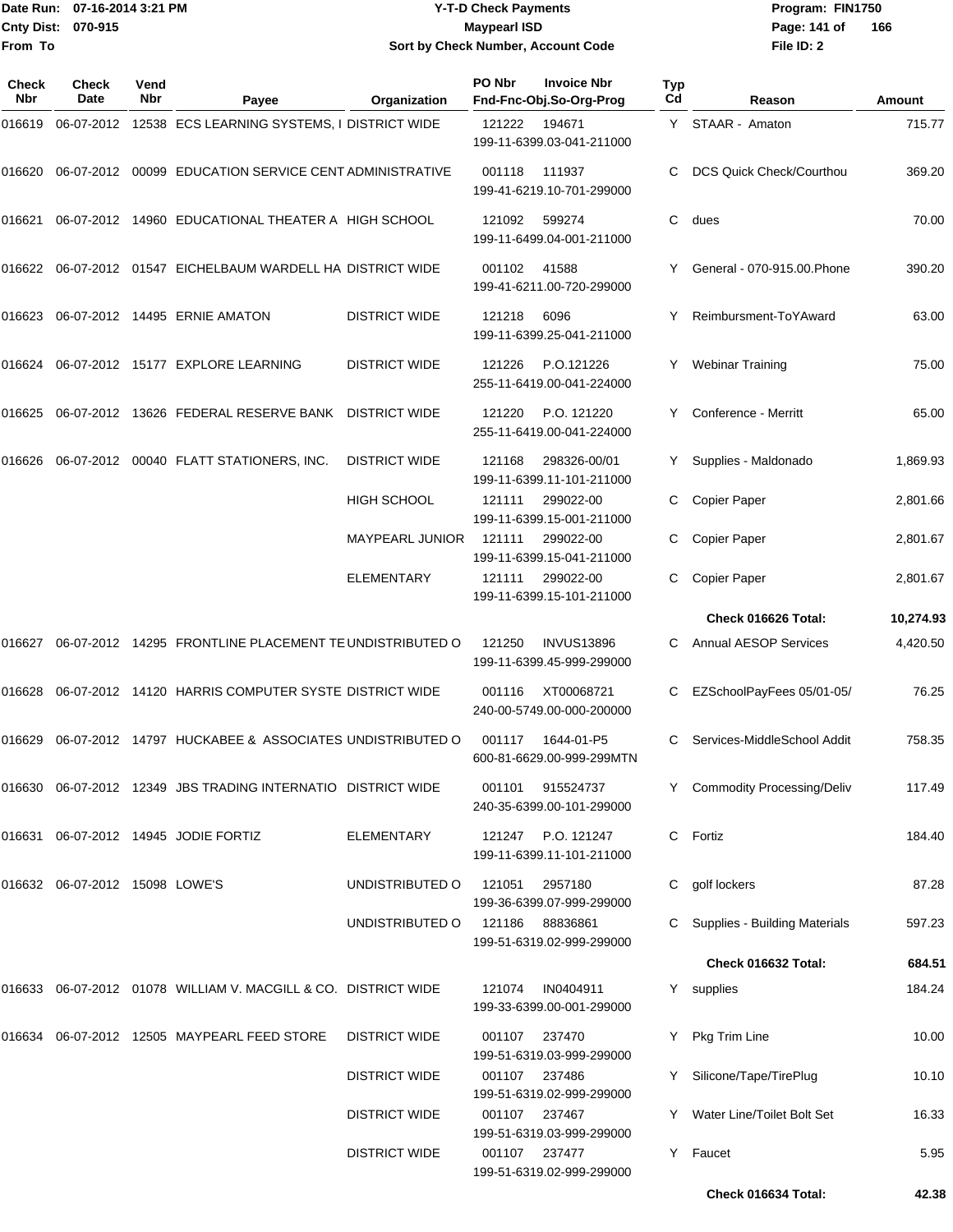# Y-T-D Check Payments

**Maypearl ISD**

**Sort by Check Number, Account Code**

Date Run: 07-16-2014 3:21 PM
Cnty Dist: 070-915
From To

Program: FIN1750
File ID: 2

| Check Nbr | Check Date | Vend Nbr | Payee | Organization | PO Nbr | Invoice Nbr / Fnd-Fnc-Obj.So-Org-Prog | Typ Cd | Reason | Amount |
|---|---|---|---|---|---|---|---|---|---|
| 016619 | 06-07-2012 | 12538 | ECS LEARNING SYSTEMS, I | DISTRICT WIDE | 121222 | 194671 199-11-6399.03-041-211000 | Y | STAAR - Amaton | 715.77 |
| 016620 | 06-07-2012 | 00099 | EDUCATION SERVICE CENT | ADMINISTRATIVE | 001118 | 111937 199-41-6219.10-701-299000 | C | DCS Quick Check/Courthou | 369.20 |
| 016621 | 06-07-2012 | 14960 | EDUCATIONAL THEATER A | HIGH SCHOOL | 121092 | 599274 199-11-6499.04-001-211000 | C | dues | 70.00 |
| 016622 | 06-07-2012 | 01547 | EICHELBAUM WARDELL HA | DISTRICT WIDE | 001102 | 41588 199-41-6211.00-720-299000 | Y | General - 070-915.00.Phone | 390.20 |
| 016623 | 06-07-2012 | 14495 | ERNIE AMATON | DISTRICT WIDE | 121218 | 6096 199-11-6399.25-041-211000 | Y | Reimbursment-ToYAward | 63.00 |
| 016624 | 06-07-2012 | 15177 | EXPLORE LEARNING | DISTRICT WIDE | 121226 | P.O.121226 255-11-6419.00-041-224000 | Y | Webinar Training | 75.00 |
| 016625 | 06-07-2012 | 13626 | FEDERAL RESERVE BANK | DISTRICT WIDE | 121220 | P.O. 121220 255-11-6419.00-041-224000 | Y | Conference - Merritt | 65.00 |
| 016626 | 06-07-2012 | 00040 | FLATT STATIONERS, INC. | DISTRICT WIDE | 121168 | 298326-00/01 199-11-6399.11-101-211000 | Y | Supplies - Maldonado | 1,869.93 |
| | | | | HIGH SCHOOL | 121111 | 299022-00 199-11-6399.15-001-211000 | C | Copier Paper | 2,801.66 |
| | | | | MAYPEARL JUNIOR | 121111 | 299022-00 199-11-6399.15-041-211000 | C | Copier Paper | 2,801.67 |
| | | | | ELEMENTARY | 121111 | 299022-00 199-11-6399.15-101-211000 | C | Copier Paper | 2,801.67 |
| | | | | | | | | **Check 016626 Total:** | **10,274.93** |
| 016627 | 06-07-2012 | 14295 | FRONTLINE PLACEMENT TE | UNDISTRIBUTED O | 121250 | INVUS13896 199-11-6399.45-999-299000 | C | Annual AESOP Services | 4,420.50 |
| 016628 | 06-07-2012 | 14120 | HARRIS COMPUTER SYSTE | DISTRICT WIDE | 001116 | XT00068721 240-00-5749.00-000-200000 | C | EZSchoolPayFees 05/01-05/ | 76.25 |
| 016629 | 06-07-2012 | 14797 | HUCKABEE & ASSOCIATES | UNDISTRIBUTED O | 001117 | 1644-01-P5 600-81-6629.00-999-299MTN | C | Services-MiddleSchool Addit | 758.35 |
| 016630 | 06-07-2012 | 12349 | JBS TRADING INTERNATIO | DISTRICT WIDE | 001101 | 915524737 240-35-6399.00-101-299000 | Y | Commodity Processing/Deliv | 117.49 |
| 016631 | 06-07-2012 | 14945 | JODIE FORTIZ | ELEMENTARY | 121247 | P.O. 121247 199-11-6399.11-101-211000 | C | Fortiz | 184.40 |
| 016632 | 06-07-2012 | 15098 | LOWE'S | UNDISTRIBUTED O | 121051 | 2957180 199-36-6399.07-999-299000 | C | golf lockers | 87.28 |
| | | | | UNDISTRIBUTED O | 121186 | 88836861 199-51-6319.02-999-299000 | C | Supplies - Building Materials | 597.23 |
| | | | | | | | | **Check 016632 Total:** | **684.51** |
| 016633 | 06-07-2012 | 01078 | WILLIAM V. MACGILL & CO. | DISTRICT WIDE | 121074 | IN0404911 199-33-6399.00-001-299000 | Y | supplies | 184.24 |
| 016634 | 06-07-2012 | 12505 | MAYPEARL FEED STORE | DISTRICT WIDE | 001107 | 237470 199-51-6319.03-999-299000 | Y | Pkg Trim Line | 10.00 |
| | | | | DISTRICT WIDE | 001107 | 237486 199-51-6319.02-999-299000 | Y | Silicone/Tape/TirePlug | 10.10 |
| | | | | DISTRICT WIDE | 001107 | 237467 199-51-6319.03-999-299000 | Y | Water Line/Toilet Bolt Set | 16.33 |
| | | | | DISTRICT WIDE | 001107 | 237477 199-51-6319.02-999-299000 | Y | Faucet | 5.95 |
| | | | | | | | | **Check 016634 Total:** | **42.38** |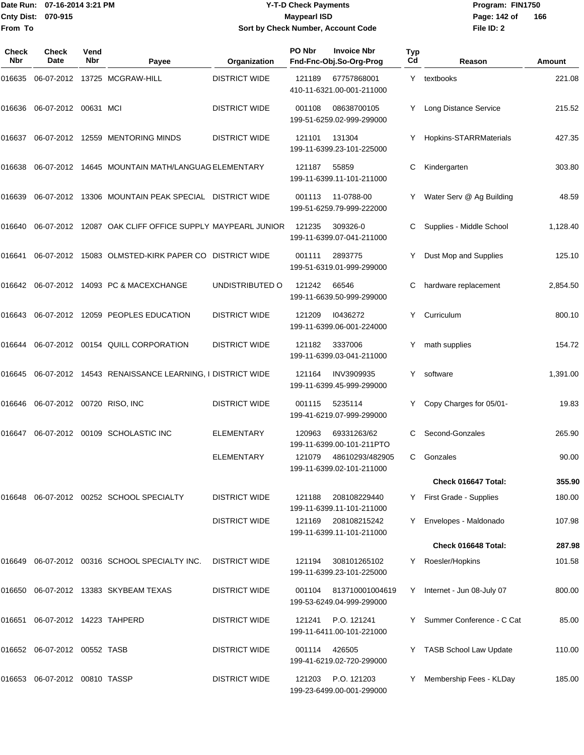Date Run: 07-16-2014 3:21 PM
Cnty Dist: 070-915
From To

# Y-T-D Check Payments
## Maypearl ISD
### Sort by Check Number, Account Code

Program: FIN1750
File ID: 2

| Check Nbr | Check Date | Vend Nbr | Payee | Organization | PO Nbr | Invoice Nbr / Fnd-Fnc-Obj.So-Org-Prog | Typ Cd | Reason | Amount |
|---|---|---|---|---|---|---|---|---|---|
| 016635 | 06-07-2012 | 13725 | MCGRAW-HILL | DISTRICT WIDE | 121189 | 67757868001 / 410-11-6321.00-001-211000 | Y | textbooks | 221.08 |
| 016636 | 06-07-2012 | 00631 | MCI | DISTRICT WIDE | 001108 | 08638700105 / 199-51-6259.02-999-299000 | Y | Long Distance Service | 215.52 |
| 016637 | 06-07-2012 | 12559 | MENTORING MINDS | DISTRICT WIDE | 121101 | 131304 / 199-11-6399.23-101-225000 | Y | Hopkins-STARRMaterials | 427.35 |
| 016638 | 06-07-2012 | 14645 | MOUNTAIN MATH/LANGUAG | ELEMENTARY | 121187 | 55859 / 199-11-6399.11-101-211000 | C | Kindergarten | 303.80 |
| 016639 | 06-07-2012 | 13306 | MOUNTAIN PEAK SPECIAL | DISTRICT WIDE | 001113 | 11-0788-00 / 199-51-6259.79-999-222000 | Y | Water Serv @ Ag Building | 48.59 |
| 016640 | 06-07-2012 | 12087 | OAK CLIFF OFFICE SUPPLY | MAYPEARL JUNIOR | 121235 | 309326-0 / 199-11-6399.07-041-211000 | C | Supplies - Middle School | 1,128.40 |
| 016641 | 06-07-2012 | 15083 | OLMSTED-KIRK PAPER CO | DISTRICT WIDE | 001111 | 2893775 / 199-51-6319.01-999-299000 | Y | Dust Mop and Supplies | 125.10 |
| 016642 | 06-07-2012 | 14093 | PC & MACEXCHANGE | UNDISTRIBUTED O | 121242 | 66546 / 199-11-6639.50-999-299000 | C | hardware replacement | 2,854.50 |
| 016643 | 06-07-2012 | 12059 | PEOPLES EDUCATION | DISTRICT WIDE | 121209 | I0436272 / 199-11-6399.06-001-224000 | Y | Curriculum | 800.10 |
| 016644 | 06-07-2012 | 00154 | QUILL CORPORATION | DISTRICT WIDE | 121182 | 3337006 / 199-11-6399.03-041-211000 | Y | math supplies | 154.72 |
| 016645 | 06-07-2012 | 14543 | RENAISSANCE LEARNING, I | DISTRICT WIDE | 121164 | INV3909935 / 199-11-6399.45-999-299000 | Y | software | 1,391.00 |
| 016646 | 06-07-2012 | 00720 | RISO, INC | DISTRICT WIDE | 001115 | 5235114 / 199-41-6219.07-999-299000 | Y | Copy Charges for 05/01- | 19.83 |
| 016647 | 06-07-2012 | 00109 | SCHOLASTIC INC | ELEMENTARY | 120963 | 69331263/62 / 199-11-6399.00-101-211PTO | C | Second-Gonzales | 265.90 |
| | | | | ELEMENTARY | 121079 | 48610293/482905 / 199-11-6399.02-101-211000 | C | Gonzales | 90.00 |
| | | | | | | | | **Check 016647 Total:** | **355.90** |
| 016648 | 06-07-2012 | 00252 | SCHOOL SPECIALTY | DISTRICT WIDE | 121188 | 208108229440 / 199-11-6399.11-101-211000 | Y | First Grade - Supplies | 180.00 |
| | | | | DISTRICT WIDE | 121169 | 208108215242 / 199-11-6399.11-101-211000 | Y | Envelopes - Maldonado | 107.98 |
| | | | | | | | | **Check 016648 Total:** | **287.98** |
| 016649 | 06-07-2012 | 00316 | SCHOOL SPECIALTY INC. | DISTRICT WIDE | 121194 | 308101265102 / 199-11-6399.23-101-225000 | Y | Roesler/Hopkins | 101.58 |
| 016650 | 06-07-2012 | 13383 | SKYBEAM TEXAS | DISTRICT WIDE | 001104 | 813710001004619 / 199-53-6249.04-999-299000 | Y | Internet - Jun 08-July 07 | 800.00 |
| 016651 | 06-07-2012 | 14223 | TAHPERD | DISTRICT WIDE | 121241 | P.O. 121241 / 199-11-6411.00-101-221000 | Y | Summer Conference - C Cat | 85.00 |
| 016652 | 06-07-2012 | 00552 | TASB | DISTRICT WIDE | 001114 | 426505 / 199-41-6219.02-720-299000 | Y | TASB School Law Update | 110.00 |
| 016653 | 06-07-2012 | 00810 | TASSP | DISTRICT WIDE | 121203 | P.O. 121203 / 199-23-6499.00-001-299000 | Y | Membership Fees - KLDay | 185.00 |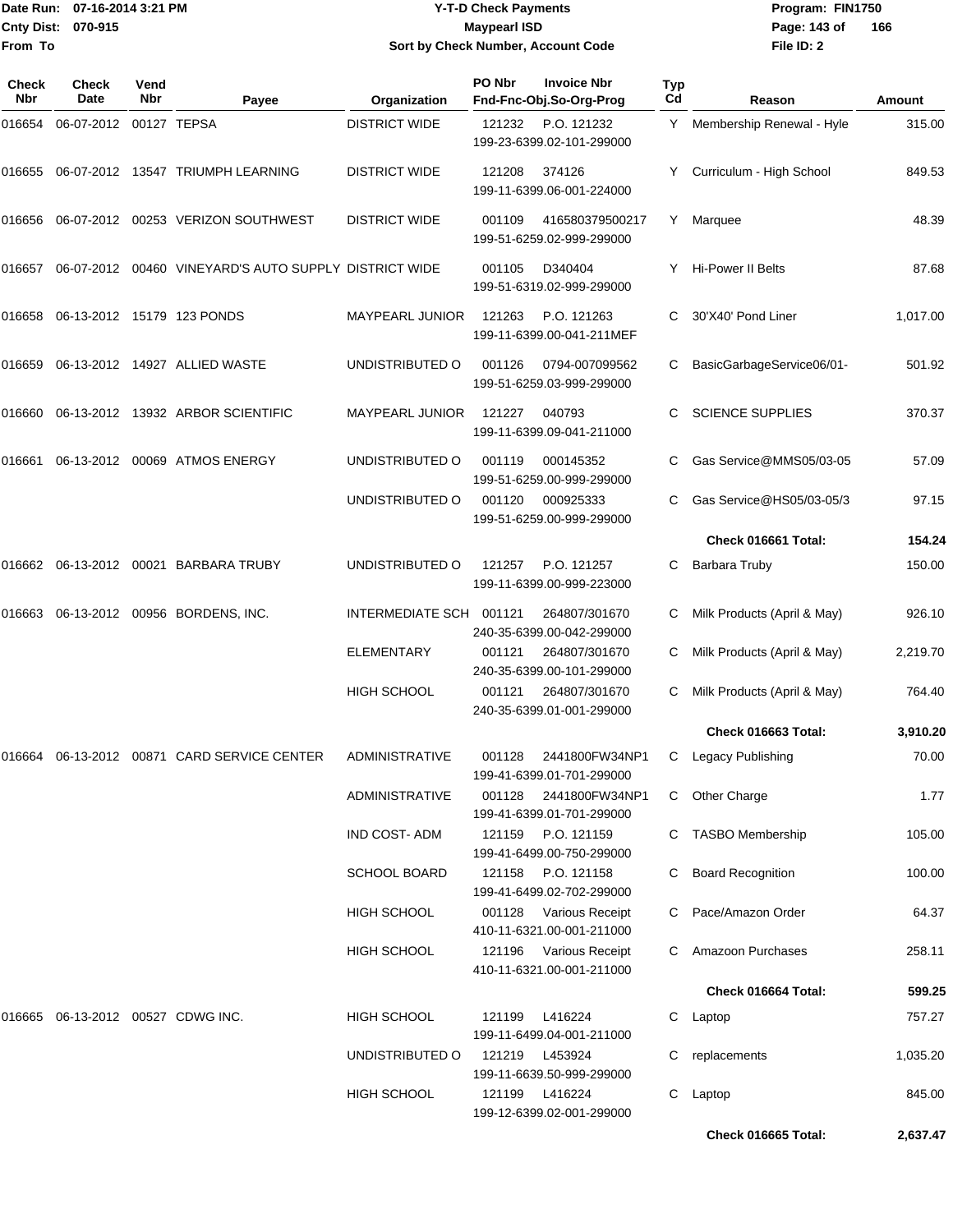Date Run: 07-16-2014 3:21 PM
Cnty Dist: 070-915
From To

# Y-T-D Check Payments
## Maypearl ISD
### Sort by Check Number, Account Code

Program: FIN1750
File ID: 2

| Check Nbr | Check Date | Vend Nbr | Payee | Organization | PO Nbr | Invoice Nbr / Fnd-Fnc-Obj.So-Org-Prog | Typ Cd | Reason | Amount |
|---|---|---|---|---|---|---|---|---|---|
| 016654 | 06-07-2012 | 00127 | TEPSA | DISTRICT WIDE | 121232 | P.O. 121232 199-23-6399.02-101-299000 | Y | Membership Renewal - Hyle | 315.00 |
| 016655 | 06-07-2012 | 13547 | TRIUMPH LEARNING | DISTRICT WIDE | 121208 | 374126 199-11-6399.06-001-224000 | Y | Curriculum - High School | 849.53 |
| 016656 | 06-07-2012 | 00253 | VERIZON SOUTHWEST | DISTRICT WIDE | 001109 | 416580379500217 199-51-6259.02-999-299000 | Y | Marquee | 48.39 |
| 016657 | 06-07-2012 | 00460 | VINEYARD'S AUTO SUPPLY | DISTRICT WIDE | 001105 | D340404 199-51-6319.02-999-299000 | Y | Hi-Power II Belts | 87.68 |
| 016658 | 06-13-2012 | 15179 | 123 PONDS | MAYPEARL JUNIOR | 121263 | P.O. 121263 199-11-6399.00-041-211MEF | C | 30'X40' Pond Liner | 1,017.00 |
| 016659 | 06-13-2012 | 14927 | ALLIED WASTE | UNDISTRIBUTED O | 001126 | 0794-007099562 199-51-6259.03-999-299000 | C | BasicGarbageService06/01- | 501.92 |
| 016660 | 06-13-2012 | 13932 | ARBOR SCIENTIFIC | MAYPEARL JUNIOR | 121227 | 040793 199-11-6399.09-041-211000 | C | SCIENCE SUPPLIES | 370.37 |
| 016661 | 06-13-2012 | 00069 | ATMOS ENERGY | UNDISTRIBUTED O | 001119 | 000145352 199-51-6259.00-999-299000 | C | Gas Service@MMS05/03-05 | 57.09 |
| | | | | UNDISTRIBUTED O | 001120 | 000925333 199-51-6259.00-999-299000 | C | Gas Service@HS05/03-05/3 | 97.15 |
| | | | | | | | | **Check 016661 Total:** | **154.24** |
| 016662 | 06-13-2012 | 00021 | BARBARA TRUBY | UNDISTRIBUTED O | 121257 | P.O. 121257 199-11-6399.00-999-223000 | C | Barbara Truby | 150.00 |
| 016663 | 06-13-2012 | 00956 | BORDENS, INC. | INTERMEDIATE SCH | 001121 | 264807/301670 240-35-6399.00-042-299000 | C | Milk Products (April & May) | 926.10 |
| | | | | ELEMENTARY | 001121 | 264807/301670 240-35-6399.00-101-299000 | C | Milk Products (April & May) | 2,219.70 |
| | | | | HIGH SCHOOL | 001121 | 264807/301670 240-35-6399.01-001-299000 | C | Milk Products (April & May) | 764.40 |
| | | | | | | | | **Check 016663 Total:** | **3,910.20** |
| 016664 | 06-13-2012 | 00871 | CARD SERVICE CENTER | ADMINISTRATIVE | 001128 | 2441800FW34NP1 199-41-6399.01-701-299000 | C | Legacy Publishing | 70.00 |
| | | | | ADMINISTRATIVE | 001128 | 2441800FW34NP1 199-41-6399.01-701-299000 | C | Other Charge | 1.77 |
| | | | | IND COST- ADM | 121159 | P.O. 121159 199-41-6499.00-750-299000 | C | TASBO Membership | 105.00 |
| | | | | SCHOOL BOARD | 121158 | P.O. 121158 199-41-6499.02-702-299000 | C | Board Recognition | 100.00 |
| | | | | HIGH SCHOOL | 001128 | Various Receipt 410-11-6321.00-001-211000 | C | Pace/Amazon Order | 64.37 |
| | | | | HIGH SCHOOL | 121196 | Various Receipt 410-11-6321.00-001-211000 | C | Amazoon Purchases | 258.11 |
| | | | | | | | | **Check 016664 Total:** | **599.25** |
| 016665 | 06-13-2012 | 00527 | CDWG INC. | HIGH SCHOOL | 121199 | L416224 199-11-6499.04-001-211000 | C | Laptop | 757.27 |
| | | | | UNDISTRIBUTED O | 121219 | L453924 199-11-6639.50-999-299000 | C | replacements | 1,035.20 |
| | | | | HIGH SCHOOL | 121199 | L416224 199-12-6399.02-001-299000 | C | Laptop | 845.00 |
| | | | | | | | | **Check 016665 Total:** | **2,637.47** |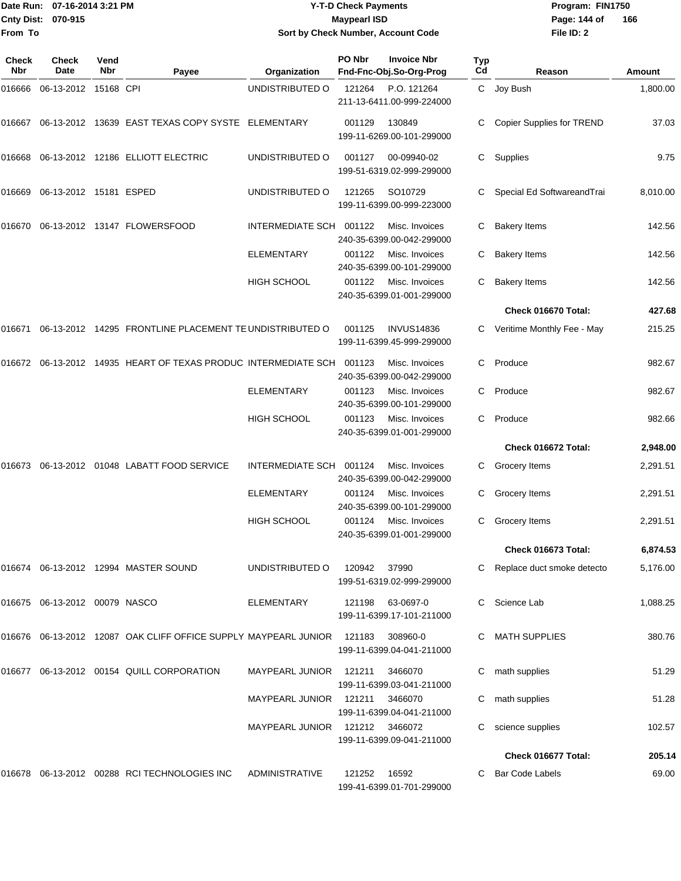Date Run: 07-16-2014 3:21 PM
Cnty Dist: 070-915
From To

# Y-T-D Check Payments
## Maypearl ISD
### Sort by Check Number, Account Code

Program: FIN1750
File ID: 2

| Check Nbr | Check Date | Vend Nbr | Payee | Organization | PO Nbr | Invoice Nbr / Fnd-Fnc-Obj.So-Org-Prog | Typ Cd | Reason | Amount |
|---|---|---|---|---|---|---|---|---|---|
| 016666 | 06-13-2012 | 15168 | CPI | UNDISTRIBUTED O | 121264 | P.O. 121264 211-13-6411.00-999-224000 | C | Joy Bush | 1,800.00 |
| 016667 | 06-13-2012 | 13639 | EAST TEXAS COPY SYSTE | ELEMENTARY | 001129 | 130849 199-11-6269.00-101-299000 | C | Copier Supplies for TREND | 37.03 |
| 016668 | 06-13-2012 | 12186 | ELLIOTT ELECTRIC | UNDISTRIBUTED O | 001127 | 00-09940-02 199-51-6319.02-999-299000 | C | Supplies | 9.75 |
| 016669 | 06-13-2012 | 15181 | ESPED | UNDISTRIBUTED O | 121265 | SO10729 199-11-6399.00-999-223000 | C | Special Ed SoftwareandTrai | 8,010.00 |
| 016670 | 06-13-2012 | 13147 | FLOWERSFOOD | INTERMEDIATE SCH | 001122 | Misc. Invoices 240-35-6399.00-042-299000 | C | Bakery Items | 142.56 |
| | | | | ELEMENTARY | 001122 | Misc. Invoices 240-35-6399.00-101-299000 | C | Bakery Items | 142.56 |
| | | | | HIGH SCHOOL | 001122 | Misc. Invoices 240-35-6399.01-001-299000 | C | Bakery Items | 142.56 |
| | | | | | | | | **Check 016670 Total:** | **427.68** |
| 016671 | 06-13-2012 | 14295 | FRONTLINE PLACEMENT TE | UNDISTRIBUTED O | 001125 | INVUS14836 199-11-6399.45-999-299000 | C | Veritime Monthly Fee - May | 215.25 |
| 016672 | 06-13-2012 | 14935 | HEART OF TEXAS PRODUC | INTERMEDIATE SCH | 001123 | Misc. Invoices 240-35-6399.00-042-299000 | C | Produce | 982.67 |
| | | | | ELEMENTARY | 001123 | Misc. Invoices 240-35-6399.00-101-299000 | C | Produce | 982.67 |
| | | | | HIGH SCHOOL | 001123 | Misc. Invoices 240-35-6399.01-001-299000 | C | Produce | 982.66 |
| | | | | | | | | **Check 016672 Total:** | **2,948.00** |
| 016673 | 06-13-2012 | 01048 | LABATT FOOD SERVICE | INTERMEDIATE SCH | 001124 | Misc. Invoices 240-35-6399.00-042-299000 | C | Grocery Items | 2,291.51 |
| | | | | ELEMENTARY | 001124 | Misc. Invoices 240-35-6399.00-101-299000 | C | Grocery Items | 2,291.51 |
| | | | | HIGH SCHOOL | 001124 | Misc. Invoices 240-35-6399.01-001-299000 | C | Grocery Items | 2,291.51 |
| | | | | | | | | **Check 016673 Total:** | **6,874.53** |
| 016674 | 06-13-2012 | 12994 | MASTER SOUND | UNDISTRIBUTED O | 120942 | 37990 199-51-6319.02-999-299000 | C | Replace duct smoke detecto | 5,176.00 |
| 016675 | 06-13-2012 | 00079 | NASCO | ELEMENTARY | 121198 | 63-0697-0 199-11-6399.17-101-211000 | C | Science Lab | 1,088.25 |
| 016676 | 06-13-2012 | 12087 | OAK CLIFF OFFICE SUPPLY | MAYPEARL JUNIOR | 121183 | 308960-0 199-11-6399.04-041-211000 | C | MATH SUPPLIES | 380.76 |
| 016677 | 06-13-2012 | 00154 | QUILL CORPORATION | MAYPEARL JUNIOR | 121211 | 3466070 199-11-6399.03-041-211000 | C | math supplies | 51.29 |
| | | | | MAYPEARL JUNIOR | 121211 | 3466070 199-11-6399.04-041-211000 | C | math supplies | 51.28 |
| | | | | MAYPEARL JUNIOR | 121212 | 3466072 199-11-6399.09-041-211000 | C | science supplies | 102.57 |
| | | | | | | | | **Check 016677 Total:** | **205.14** |
| 016678 | 06-13-2012 | 00288 | RCI TECHNOLOGIES INC | ADMINISTRATIVE | 121252 | 16592 199-41-6399.01-701-299000 | C | Bar Code Labels | 69.00 |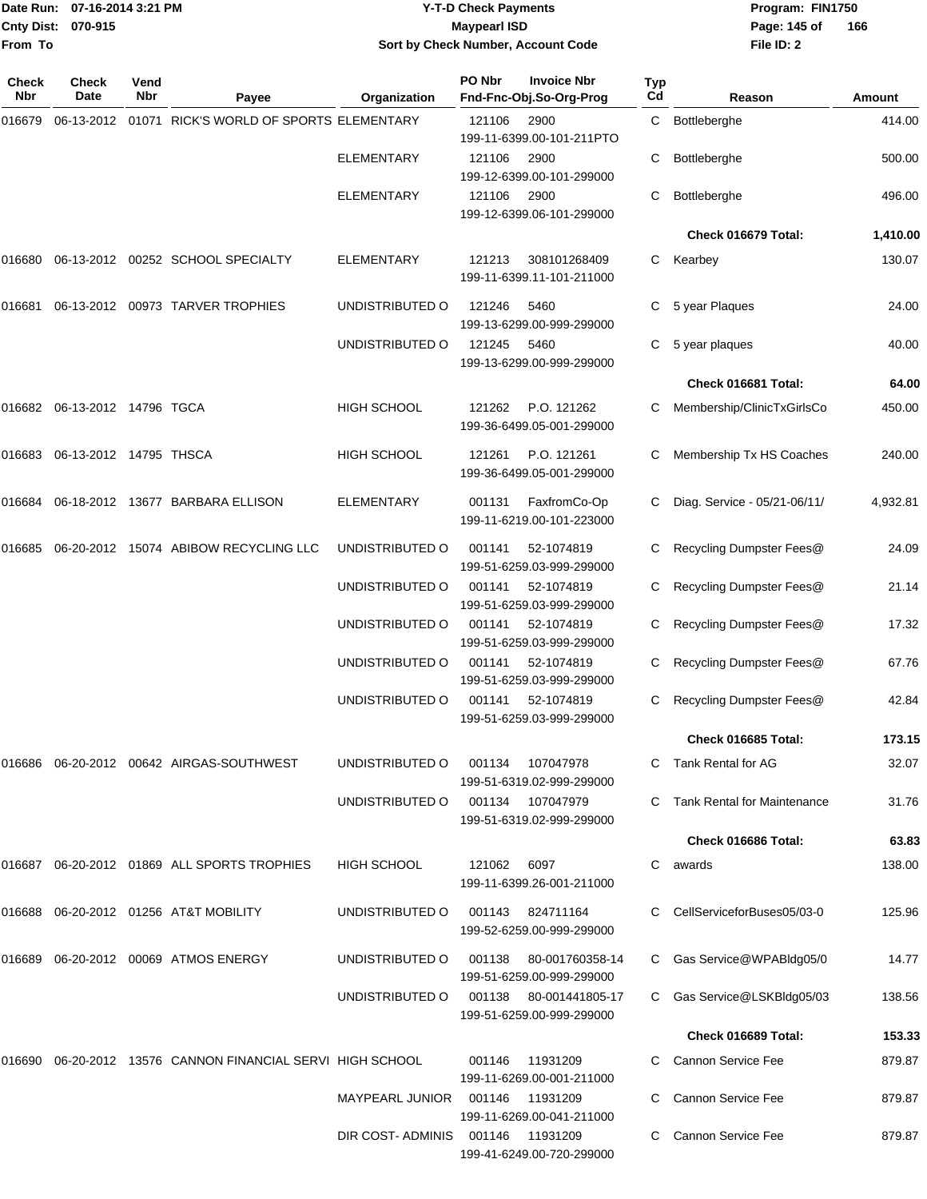Date Run: 07-16-2014 3:21 PM
Cnty Dist: 070-915
From To

**Y-T-D Check Payments**
**Maypearl ISD**
**Sort by Check Number, Account Code**

Program: FIN1750
File ID: 2

| Check Nbr | Check Date | Vend Nbr | Payee | Organization | PO Nbr / Invoice Nbr / Fnd-Fnc-Obj.So-Org-Prog | Typ Cd | Reason | Amount |
|---|---|---|---|---|---|---|---|---|
| 016679 | 06-13-2012 | 01071 | RICK'S WORLD OF SPORTS | ELEMENTARY | 121106 2900 199-11-6399.00-101-211PTO | C | Bottleberghe | 414.00 |
| | | | | ELEMENTARY | 121106 2900 199-12-6399.00-101-299000 | C | Bottleberghe | 500.00 |
| | | | | ELEMENTARY | 121106 2900 199-12-6399.06-101-299000 | C | Bottleberghe | 496.00 |
| | | | | | | | **Check 016679 Total:** | **1,410.00** |
| 016680 | 06-13-2012 | 00252 | SCHOOL SPECIALTY | ELEMENTARY | 121213 308101268409 199-11-6399.11-101-211000 | C | Kearbey | 130.07 |
| 016681 | 06-13-2012 | 00973 | TARVER TROPHIES | UNDISTRIBUTED O | 121246 5460 199-13-6299.00-999-299000 | C | 5 year Plaques | 24.00 |
| | | | | UNDISTRIBUTED O | 121245 5460 199-13-6299.00-999-299000 | C | 5 year plaques | 40.00 |
| | | | | | | | **Check 016681 Total:** | **64.00** |
| 016682 | 06-13-2012 | 14796 | TGCA | HIGH SCHOOL | 121262 P.O. 121262 199-36-6499.05-001-299000 | C | Membership/ClinicTxGirlsCo | 450.00 |
| 016683 | 06-13-2012 | 14795 | THSCA | HIGH SCHOOL | 121261 P.O. 121261 199-36-6499.05-001-299000 | C | Membership Tx HS Coaches | 240.00 |
| 016684 | 06-18-2012 | 13677 | BARBARA ELLISON | ELEMENTARY | 001131 FaxfromCo-Op 199-11-6219.00-101-223000 | C | Diag. Service - 05/21-06/11/ | 4,932.81 |
| 016685 | 06-20-2012 | 15074 | ABIBOW RECYCLING LLC | UNDISTRIBUTED O | 001141 52-1074819 199-51-6259.03-999-299000 | C | Recycling Dumpster Fees@ | 24.09 |
| | | | | UNDISTRIBUTED O | 001141 52-1074819 199-51-6259.03-999-299000 | C | Recycling Dumpster Fees@ | 21.14 |
| | | | | UNDISTRIBUTED O | 001141 52-1074819 199-51-6259.03-999-299000 | C | Recycling Dumpster Fees@ | 17.32 |
| | | | | UNDISTRIBUTED O | 001141 52-1074819 199-51-6259.03-999-299000 | C | Recycling Dumpster Fees@ | 67.76 |
| | | | | UNDISTRIBUTED O | 001141 52-1074819 199-51-6259.03-999-299000 | C | Recycling Dumpster Fees@ | 42.84 |
| | | | | | | | **Check 016685 Total:** | **173.15** |
| 016686 | 06-20-2012 | 00642 | AIRGAS-SOUTHWEST | UNDISTRIBUTED O | 001134 107047978 199-51-6319.02-999-299000 | C | Tank Rental for AG | 32.07 |
| | | | | UNDISTRIBUTED O | 001134 107047979 199-51-6319.02-999-299000 | C | Tank Rental for Maintenance | 31.76 |
| | | | | | | | **Check 016686 Total:** | **63.83** |
| 016687 | 06-20-2012 | 01869 | ALL SPORTS TROPHIES | HIGH SCHOOL | 121062 6097 199-11-6399.26-001-211000 | C | awards | 138.00 |
| 016688 | 06-20-2012 | 01256 | AT&T MOBILITY | UNDISTRIBUTED O | 001143 824711164 199-52-6259.00-999-299000 | C | CellServiceforBuses05/03-0 | 125.96 |
| 016689 | 06-20-2012 | 00069 | ATMOS ENERGY | UNDISTRIBUTED O | 001138 80-001760358-14 199-51-6259.00-999-299000 | C | Gas Service@WPABldg05/0 | 14.77 |
| | | | | UNDISTRIBUTED O | 001138 80-001441805-17 199-51-6259.00-999-299000 | C | Gas Service@LSKBldg05/03 | 138.56 |
| | | | | | | | **Check 016689 Total:** | **153.33** |
| 016690 | 06-20-2012 | 13576 | CANNON FINANCIAL SERVI | HIGH SCHOOL | 001146 11931209 199-11-6269.00-001-211000 | C | Cannon Service Fee | 879.87 |
| | | | | MAYPEARL JUNIOR | 001146 11931209 199-11-6269.00-041-211000 | C | Cannon Service Fee | 879.87 |
| | | | | DIR COST- ADMINIS | 001146 11931209 199-41-6249.00-720-299000 | C | Cannon Service Fee | 879.87 |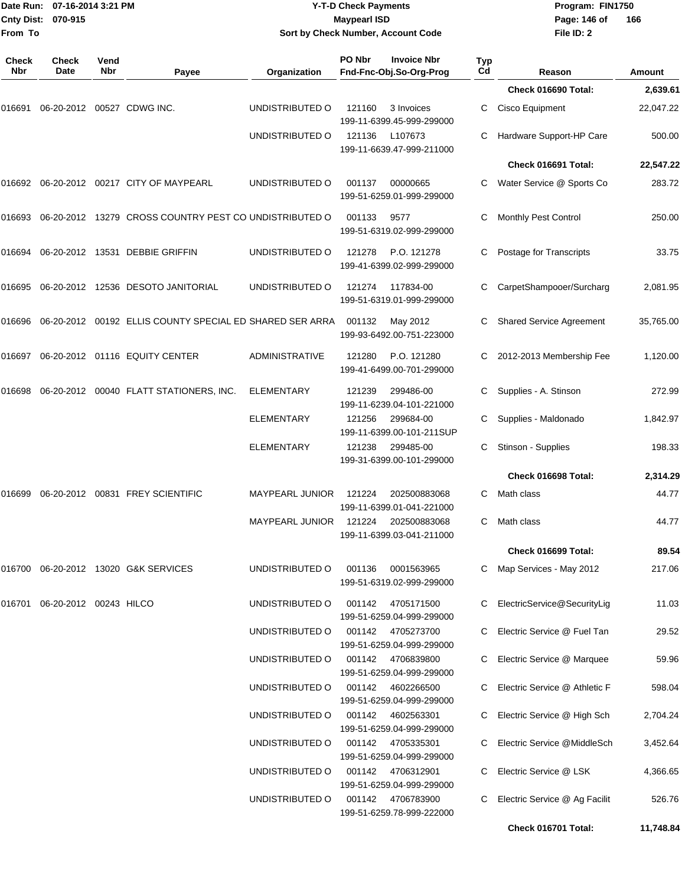Date Run: 07-16-2014 3:21 PM
Cnty Dist: 070-915
From To

**Y-T-D Check Payments**
**Maypearl ISD**
**Sort by Check Number, Account Code**

Program: FIN1750
File ID: 2

| Check Nbr | Check Date | Vend Nbr | Payee | Organization | PO Nbr | Invoice Nbr / Fnd-Fnc-Obj.So-Org-Prog | Typ Cd | Reason | Amount |
|---|---|---|---|---|---|---|---|---|---|
| | | | | | | | | **Check 016690 Total:** | **2,639.61** |
| 016691 | 06-20-2012 | 00527 | CDWG INC. | UNDISTRIBUTED O | 121160 | 3 Invoices 199-11-6399.45-999-299000 | C | Cisco Equipment | 22,047.22 |
| | | | | UNDISTRIBUTED O | 121136 | L107673 199-11-6639.47-999-211000 | C | Hardware Support-HP Care | 500.00 |
| | | | | | | | | **Check 016691 Total:** | **22,547.22** |
| 016692 | 06-20-2012 | 00217 | CITY OF MAYPEARL | UNDISTRIBUTED O | 001137 | 00000665 199-51-6259.01-999-299000 | C | Water Service @ Sports Co | 283.72 |
| 016693 | 06-20-2012 | 13279 | CROSS COUNTRY PEST CO | UNDISTRIBUTED O | 001133 | 9577 199-51-6319.02-999-299000 | C | Monthly Pest Control | 250.00 |
| 016694 | 06-20-2012 | 13531 | DEBBIE GRIFFIN | UNDISTRIBUTED O | 121278 | P.O. 121278 199-41-6399.02-999-299000 | C | Postage for Transcripts | 33.75 |
| 016695 | 06-20-2012 | 12536 | DESOTO JANITORIAL | UNDISTRIBUTED O | 121274 | 117834-00 199-51-6319.01-999-299000 | C | CarpetShampooer/Surcharg | 2,081.95 |
| 016696 | 06-20-2012 | 00192 | ELLIS COUNTY SPECIAL ED | SHARED SER ARRA | 001132 | May 2012 199-93-6492.00-751-223000 | C | Shared Service Agreement | 35,765.00 |
| 016697 | 06-20-2012 | 01116 | EQUITY CENTER | ADMINISTRATIVE | 121280 | P.O. 121280 199-41-6499.00-701-299000 | C | 2012-2013 Membership Fee | 1,120.00 |
| 016698 | 06-20-2012 | 00040 | FLATT STATIONERS, INC. | ELEMENTARY | 121239 | 299486-00 199-11-6239.04-101-221000 | C | Supplies - A. Stinson | 272.99 |
| | | | | ELEMENTARY | 121256 | 299684-00 199-11-6399.00-101-211SUP | C | Supplies - Maldonado | 1,842.97 |
| | | | | ELEMENTARY | 121238 | 299485-00 199-31-6399.00-101-299000 | C | Stinson - Supplies | 198.33 |
| | | | | | | | | **Check 016698 Total:** | **2,314.29** |
| 016699 | 06-20-2012 | 00831 | FREY SCIENTIFIC | MAYPEARL JUNIOR | 121224 | 202500883068 199-11-6399.01-041-221000 | C | Math class | 44.77 |
| | | | | MAYPEARL JUNIOR | 121224 | 202500883068 199-11-6399.03-041-211000 | C | Math class | 44.77 |
| | | | | | | | | **Check 016699 Total:** | **89.54** |
| 016700 | 06-20-2012 | 13020 | G&K SERVICES | UNDISTRIBUTED O | 001136 | 0001563965 199-51-6319.02-999-299000 | C | Map Services - May 2012 | 217.06 |
| 016701 | 06-20-2012 | 00243 | HILCO | UNDISTRIBUTED O | 001142 | 4705171500 199-51-6259.04-999-299000 | C | ElectricService@SecurityLig | 11.03 |
| | | | | UNDISTRIBUTED O | 001142 | 4705273700 199-51-6259.04-999-299000 | C | Electric Service @ Fuel Tan | 29.52 |
| | | | | UNDISTRIBUTED O | 001142 | 4706839800 199-51-6259.04-999-299000 | C | Electric Service @ Marquee | 59.96 |
| | | | | UNDISTRIBUTED O | 001142 | 4602266500 199-51-6259.04-999-299000 | C | Electric Service @ Athletic F | 598.04 |
| | | | | UNDISTRIBUTED O | 001142 | 4602563301 199-51-6259.04-999-299000 | C | Electric Service @ High Sch | 2,704.24 |
| | | | | UNDISTRIBUTED O | 001142 | 4705335301 199-51-6259.04-999-299000 | C | Electric Service @MiddleSch | 3,452.64 |
| | | | | UNDISTRIBUTED O | 001142 | 4706312901 199-51-6259.04-999-299000 | C | Electric Service @ LSK | 4,366.65 |
| | | | | UNDISTRIBUTED O | 001142 | 4706783900 199-51-6259.78-999-222000 | C | Electric Service @ Ag Facilit | 526.76 |
| | | | | | | | | **Check 016701 Total:** | **11,748.84** |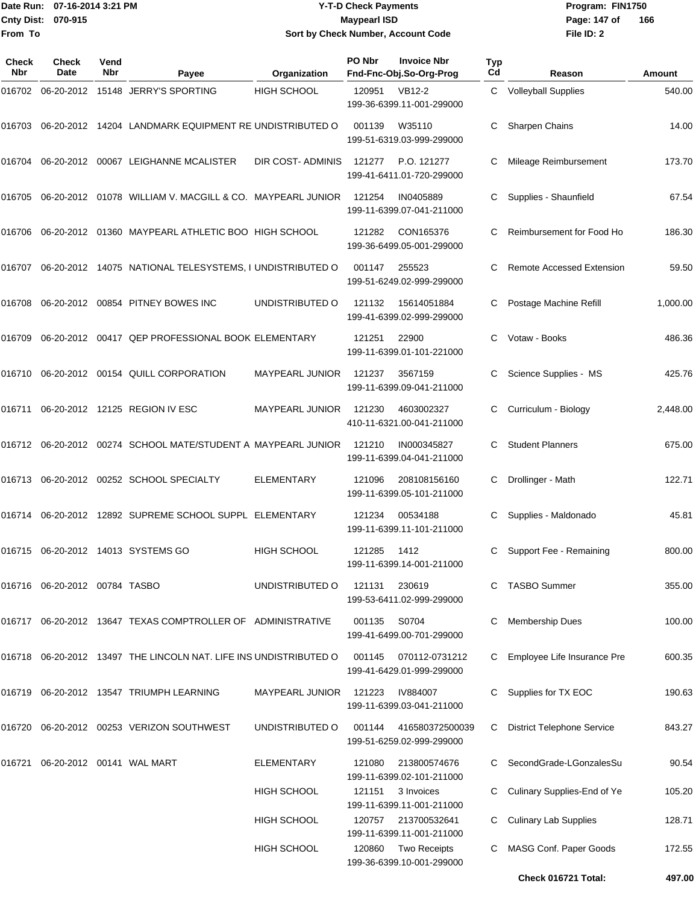# Y-T-D Check Payments

**Maypearl ISD**

**Sort by Check Number, Account Code**

Date Run: 07-16-2014 3:21 PM
Cnty Dist: 070-915
From To

Program: FIN1750
File ID: 2

| Check Nbr | Check Date | Vend Nbr | Payee | Organization | PO Nbr / Fnd-Fnc-Obj.So-Org-Prog | Invoice Nbr | Typ Cd | Reason | Amount |
|---|---|---|---|---|---|---|---|---|---|
| 016702 | 06-20-2012 | 15148 | JERRY'S SPORTING | HIGH SCHOOL | 120951 199-36-6399.11-001-299000 | VB12-2 | C | Volleyball Supplies | 540.00 |
| 016703 | 06-20-2012 | 14204 | LANDMARK EQUIPMENT RE | UNDISTRIBUTED O | 001139 199-51-6319.03-999-299000 | W35110 | C | Sharpen Chains | 14.00 |
| 016704 | 06-20-2012 | 00067 | LEIGHANNE MCALISTER | DIR COST- ADMINIS | 121277 199-41-6411.01-720-299000 | P.O. 121277 | C | Mileage Reimbursement | 173.70 |
| 016705 | 06-20-2012 | 01078 | WILLIAM V. MACGILL & CO. | MAYPEARL JUNIOR | 121254 199-11-6399.07-041-211000 | IN0405889 | C | Supplies - Shaunfield | 67.54 |
| 016706 | 06-20-2012 | 01360 | MAYPEARL ATHLETIC BOO | HIGH SCHOOL | 121282 199-36-6499.05-001-299000 | CON165376 | C | Reimbursement for Food Ho | 186.30 |
| 016707 | 06-20-2012 | 14075 | NATIONAL TELESYSTEMS, I | UNDISTRIBUTED O | 001147 199-51-6249.02-999-299000 | 255523 | C | Remote Accessed Extension | 59.50 |
| 016708 | 06-20-2012 | 00854 | PITNEY BOWES INC | UNDISTRIBUTED O | 121132 199-41-6399.02-999-299000 | 15614051884 | C | Postage Machine Refill | 1,000.00 |
| 016709 | 06-20-2012 | 00417 | QEP PROFESSIONAL BOOK | ELEMENTARY | 121251 199-11-6399.01-101-221000 | 22900 | C | Votaw - Books | 486.36 |
| 016710 | 06-20-2012 | 00154 | QUILL CORPORATION | MAYPEARL JUNIOR | 121237 199-11-6399.09-041-211000 | 3567159 | C | Science Supplies - MS | 425.76 |
| 016711 | 06-20-2012 | 12125 | REGION IV ESC | MAYPEARL JUNIOR | 121230 410-11-6321.00-041-211000 | 4603002327 | C | Curriculum - Biology | 2,448.00 |
| 016712 | 06-20-2012 | 00274 | SCHOOL MATE/STUDENT A | MAYPEARL JUNIOR | 121210 199-11-6399.04-041-211000 | IN000345827 | C | Student Planners | 675.00 |
| 016713 | 06-20-2012 | 00252 | SCHOOL SPECIALTY | ELEMENTARY | 121096 199-11-6399.05-101-211000 | 208108156160 | C | Drollinger - Math | 122.71 |
| 016714 | 06-20-2012 | 12892 | SUPREME SCHOOL SUPPL | ELEMENTARY | 121234 199-11-6399.11-101-211000 | 00534188 | C | Supplies - Maldonado | 45.81 |
| 016715 | 06-20-2012 | 14013 | SYSTEMS GO | HIGH SCHOOL | 121285 199-11-6399.14-001-211000 | 1412 | C | Support Fee - Remaining | 800.00 |
| 016716 | 06-20-2012 | 00784 | TASBO | UNDISTRIBUTED O | 121131 199-53-6411.02-999-299000 | 230619 | C | TASBO Summer | 355.00 |
| 016717 | 06-20-2012 | 13647 | TEXAS COMPTROLLER OF | ADMINISTRATIVE | 001135 199-41-6499.00-701-299000 | S0704 | C | Membership Dues | 100.00 |
| 016718 | 06-20-2012 | 13497 | THE LINCOLN NAT. LIFE INS | UNDISTRIBUTED O | 001145 199-41-6429.01-999-299000 | 070112-0731212 | C | Employee Life Insurance Pre | 600.35 |
| 016719 | 06-20-2012 | 13547 | TRIUMPH LEARNING | MAYPEARL JUNIOR | 121223 199-11-6399.03-041-211000 | IV884007 | C | Supplies for TX EOC | 190.63 |
| 016720 | 06-20-2012 | 00253 | VERIZON SOUTHWEST | UNDISTRIBUTED O | 001144 199-51-6259.02-999-299000 | 416580372500039 | C | District Telephone Service | 843.27 |
| 016721 | 06-20-2012 | 00141 | WAL MART | ELEMENTARY | 121080 199-11-6399.02-101-211000 | 213800574676 | C | SecondGrade-LGonzalesSu | 90.54 |
| | | | | HIGH SCHOOL | 121151 199-11-6399.11-001-211000 | 3 Invoices | C | Culinary Supplies-End of Ye | 105.20 |
| | | | | HIGH SCHOOL | 120757 199-11-6399.11-001-211000 | 213700532641 | C | Culinary Lab Supplies | 128.71 |
| | | | | HIGH SCHOOL | 120860 199-36-6399.10-001-299000 | Two Receipts | C | MASG Conf. Paper Goods | 172.55 |
| | | | | | | | | **Check 016721 Total:** | **497.00** |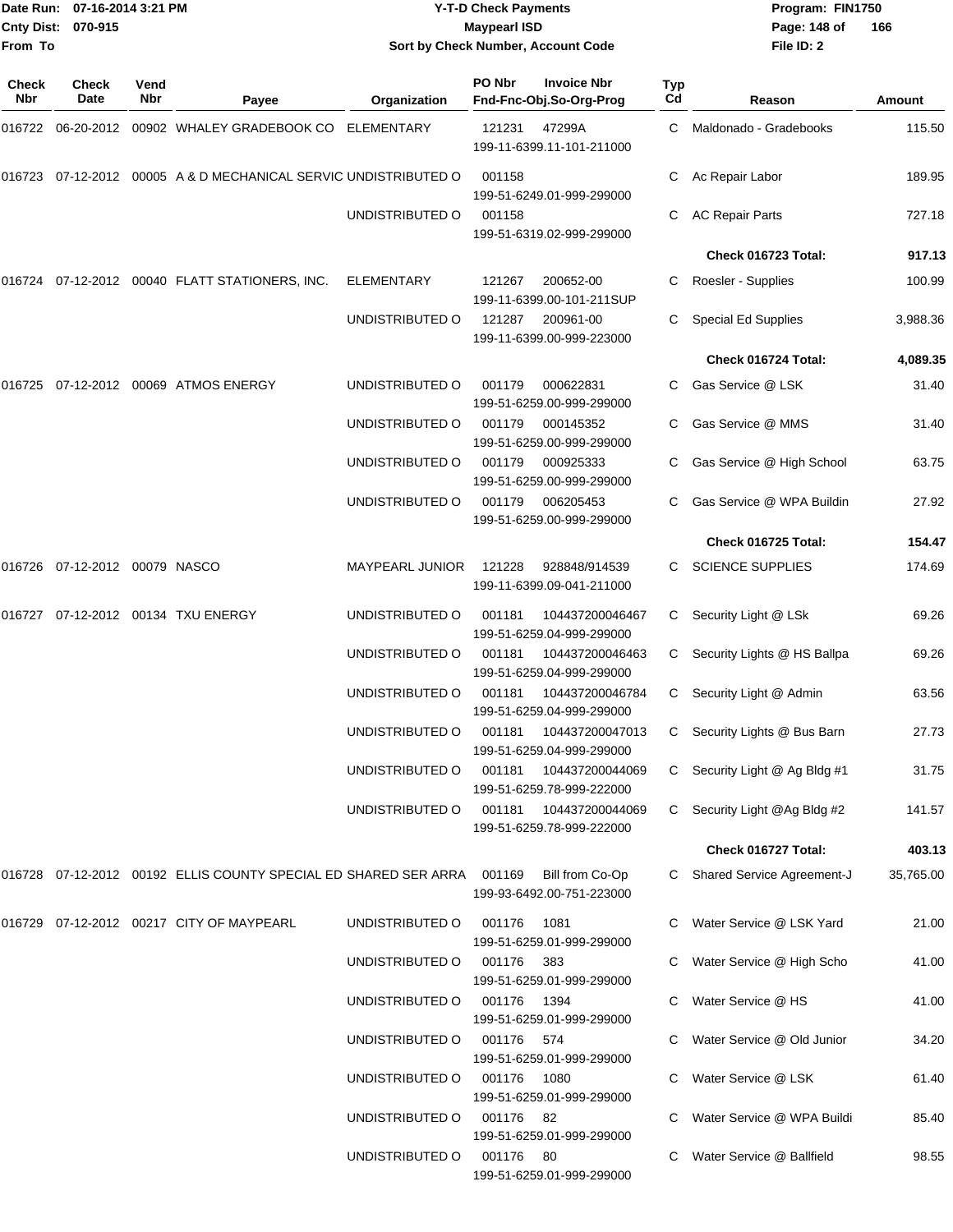Date Run: 07-16-2014 3:21 PM
Cnty Dist: 070-915
From To

# Y-T-D Check Payments
## Maypearl ISD
### Sort by Check Number, Account Code

Program: FIN1750
File ID: 2

| Check Nbr | Check Date | Vend Nbr | Payee | Organization | PO Nbr / Invoice Nbr / Fnd-Fnc-Obj.So-Org-Prog | Typ Cd | Reason | Amount |
|---|---|---|---|---|---|---|---|---|
| 016722 | 06-20-2012 | 00902 | WHALEY GRADEBOOK CO | ELEMENTARY | 121231 47299A 199-11-6399.11-101-211000 | C | Maldonado - Gradebooks | 115.50 |
| 016723 | 07-12-2012 | 00005 | A & D MECHANICAL SERVIC | UNDISTRIBUTED O | 001158 199-51-6249.01-999-299000 | C | Ac Repair Labor | 189.95 |
| | | | | UNDISTRIBUTED O | 001158 199-51-6319.02-999-299000 | C | AC Repair Parts | 727.18 |
| | | | | | | | **Check 016723 Total:** | **917.13** |
| 016724 | 07-12-2012 | 00040 | FLATT STATIONERS, INC. | ELEMENTARY | 121267 200652-00 199-11-6399.00-101-211SUP | C | Roesler - Supplies | 100.99 |
| | | | | UNDISTRIBUTED O | 121287 200961-00 199-11-6399.00-999-223000 | C | Special Ed Supplies | 3,988.36 |
| | | | | | | | **Check 016724 Total:** | **4,089.35** |
| 016725 | 07-12-2012 | 00069 | ATMOS ENERGY | UNDISTRIBUTED O | 001179 000622831 199-51-6259.00-999-299000 | C | Gas Service @ LSK | 31.40 |
| | | | | UNDISTRIBUTED O | 001179 000145352 199-51-6259.00-999-299000 | C | Gas Service @ MMS | 31.40 |
| | | | | UNDISTRIBUTED O | 001179 000925333 199-51-6259.00-999-299000 | C | Gas Service @ High School | 63.75 |
| | | | | UNDISTRIBUTED O | 001179 006205453 199-51-6259.00-999-299000 | C | Gas Service @ WPA Buildin | 27.92 |
| | | | | | | | **Check 016725 Total:** | **154.47** |
| 016726 | 07-12-2012 | 00079 | NASCO | MAYPEARL JUNIOR | 121228 928848/914539 199-11-6399.09-041-211000 | C | SCIENCE SUPPLIES | 174.69 |
| 016727 | 07-12-2012 | 00134 | TXU ENERGY | UNDISTRIBUTED O | 001181 104437200046467 199-51-6259.04-999-299000 | C | Security Light @ LSk | 69.26 |
| | | | | UNDISTRIBUTED O | 001181 104437200046463 199-51-6259.04-999-299000 | C | Security Lights @ HS Ballpa | 69.26 |
| | | | | UNDISTRIBUTED O | 001181 104437200046784 199-51-6259.04-999-299000 | C | Security Light @ Admin | 63.56 |
| | | | | UNDISTRIBUTED O | 001181 104437200047013 199-51-6259.04-999-299000 | C | Security Lights @ Bus Barn | 27.73 |
| | | | | UNDISTRIBUTED O | 001181 104437200044069 199-51-6259.78-999-222000 | C | Security Light @ Ag Bldg #1 | 31.75 |
| | | | | UNDISTRIBUTED O | 001181 104437200044069 199-51-6259.78-999-222000 | C | Security Light @Ag Bldg #2 | 141.57 |
| | | | | | | | **Check 016727 Total:** | **403.13** |
| 016728 | 07-12-2012 | 00192 | ELLIS COUNTY SPECIAL ED | SHARED SER ARRA | 001169 Bill from Co-Op 199-93-6492.00-751-223000 | C | Shared Service Agreement-J | 35,765.00 |
| 016729 | 07-12-2012 | 00217 | CITY OF MAYPEARL | UNDISTRIBUTED O | 001176 1081 199-51-6259.01-999-299000 | C | Water Service @ LSK Yard | 21.00 |
| | | | | UNDISTRIBUTED O | 001176 383 199-51-6259.01-999-299000 | C | Water Service @ High Scho | 41.00 |
| | | | | UNDISTRIBUTED O | 001176 1394 199-51-6259.01-999-299000 | C | Water Service @ HS | 41.00 |
| | | | | UNDISTRIBUTED O | 001176 574 199-51-6259.01-999-299000 | C | Water Service @ Old Junior | 34.20 |
| | | | | UNDISTRIBUTED O | 001176 1080 199-51-6259.01-999-299000 | C | Water Service @ LSK | 61.40 |
| | | | | UNDISTRIBUTED O | 001176 82 199-51-6259.01-999-299000 | C | Water Service @ WPA Buildi | 85.40 |
| | | | | UNDISTRIBUTED O | 001176 80 199-51-6259.01-999-299000 | C | Water Service @ Ballfield | 98.55 |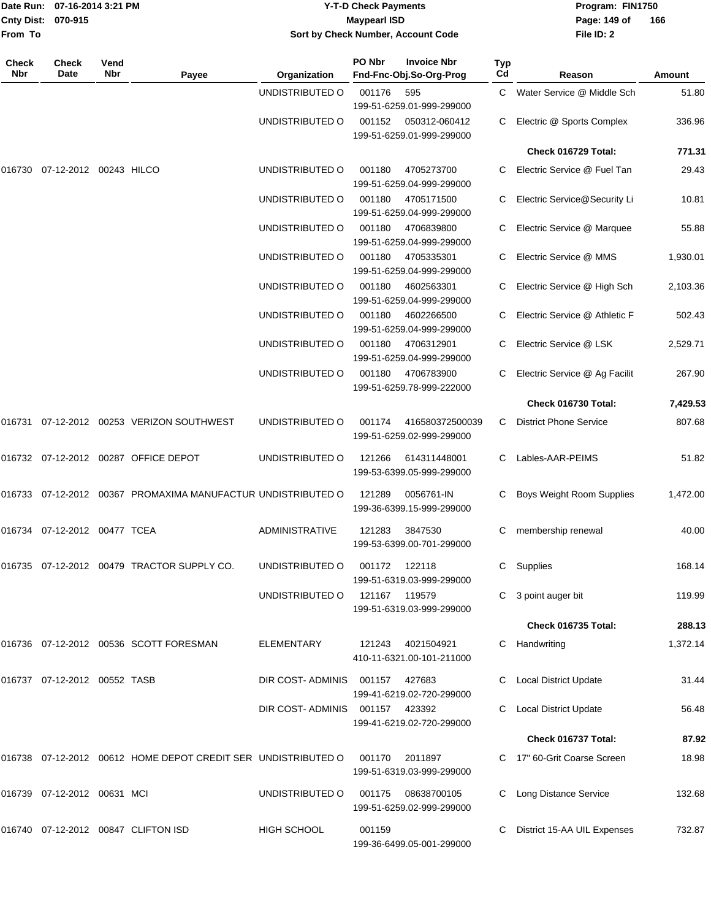| Check Nbr | Check Date | Vend Nbr | Payee | Organization | PO Nbr / Fnd-Fnc-Obj.So-Org-Prog | Invoice Nbr | Typ Cd | Reason | Amount |
|---|---|---|---|---|---|---|---|---|---|
| | | | | UNDISTRIBUTED O | 001176 / 199-51-6259.01-999-299000 | 595 | C | Water Service @ Middle Sch | 51.80 |
| | | | | UNDISTRIBUTED O | 001152 / 199-51-6259.01-999-299000 | 050312-060412 | C | Electric @ Sports Complex | 336.96 |
| | | | | | | | | **Check 016729 Total:** | **771.31** |
| 016730 | 07-12-2012 | 00243 | HILCO | UNDISTRIBUTED O | 001180 / 199-51-6259.04-999-299000 | 4705273700 | C | Electric Service @ Fuel Tan | 29.43 |
| | | | | UNDISTRIBUTED O | 001180 / 199-51-6259.04-999-299000 | 4705171500 | C | Electric Service@Security Li | 10.81 |
| | | | | UNDISTRIBUTED O | 001180 / 199-51-6259.04-999-299000 | 4706839800 | C | Electric Service @ Marquee | 55.88 |
| | | | | UNDISTRIBUTED O | 001180 / 199-51-6259.04-999-299000 | 4705335301 | C | Electric Service @ MMS | 1,930.01 |
| | | | | UNDISTRIBUTED O | 001180 / 199-51-6259.04-999-299000 | 4602563301 | C | Electric Service @ High Sch | 2,103.36 |
| | | | | UNDISTRIBUTED O | 001180 / 199-51-6259.04-999-299000 | 4602266500 | C | Electric Service @ Athletic F | 502.43 |
| | | | | UNDISTRIBUTED O | 001180 / 199-51-6259.04-999-299000 | 4706312901 | C | Electric Service @ LSK | 2,529.71 |
| | | | | UNDISTRIBUTED O | 001180 / 199-51-6259.78-999-222000 | 4706783900 | C | Electric Service @ Ag Facilit | 267.90 |
| | | | | | | | | **Check 016730 Total:** | **7,429.53** |
| 016731 | 07-12-2012 | 00253 | VERIZON SOUTHWEST | UNDISTRIBUTED O | 001174 / 199-51-6259.02-999-299000 | 416580372500039 | C | District Phone Service | 807.68 |
| 016732 | 07-12-2012 | 00287 | OFFICE DEPOT | UNDISTRIBUTED O | 121266 / 199-53-6399.05-999-299000 | 614311448001 | C | Lables-AAR-PEIMS | 51.82 |
| 016733 | 07-12-2012 | 00367 | PROMAXIMA MANUFACTUR | UNDISTRIBUTED O | 121289 / 199-36-6399.15-999-299000 | 0056761-IN | C | Boys Weight Room Supplies | 1,472.00 |
| 016734 | 07-12-2012 | 00477 | TCEA | ADMINISTRATIVE | 121283 / 199-53-6399.00-701-299000 | 3847530 | C | membership renewal | 40.00 |
| 016735 | 07-12-2012 | 00479 | TRACTOR SUPPLY CO. | UNDISTRIBUTED O | 001172 / 199-51-6319.03-999-299000 | 122118 | C | Supplies | 168.14 |
| | | | | UNDISTRIBUTED O | 121167 / 199-51-6319.03-999-299000 | 119579 | C | 3 point auger bit | 119.99 |
| | | | | | | | | **Check 016735 Total:** | **288.13** |
| 016736 | 07-12-2012 | 00536 | SCOTT FORESMAN | ELEMENTARY | 121243 / 410-11-6321.00-101-211000 | 4021504921 | C | Handwriting | 1,372.14 |
| 016737 | 07-12-2012 | 00552 | TASB | DIR COST- ADMINIS | 001157 / 199-41-6219.02-720-299000 | 427683 | C | Local District Update | 31.44 |
| | | | | DIR COST- ADMINIS | 001157 / 199-41-6219.02-720-299000 | 423392 | C | Local District Update | 56.48 |
| | | | | | | | | **Check 016737 Total:** | **87.92** |
| 016738 | 07-12-2012 | 00612 | HOME DEPOT CREDIT SER | UNDISTRIBUTED O | 001170 / 199-51-6319.03-999-299000 | 2011897 | C | 17" 60-Grit Coarse Screen | 18.98 |
| 016739 | 07-12-2012 | 00631 | MCI | UNDISTRIBUTED O | 001175 / 199-51-6259.02-999-299000 | 08638700105 | C | Long Distance Service | 132.68 |
| 016740 | 07-12-2012 | 00847 | CLIFTON ISD | HIGH SCHOOL | 001159 / 199-36-6499.05-001-299000 | | C | District 15-AA UIL Expenses | 732.87 |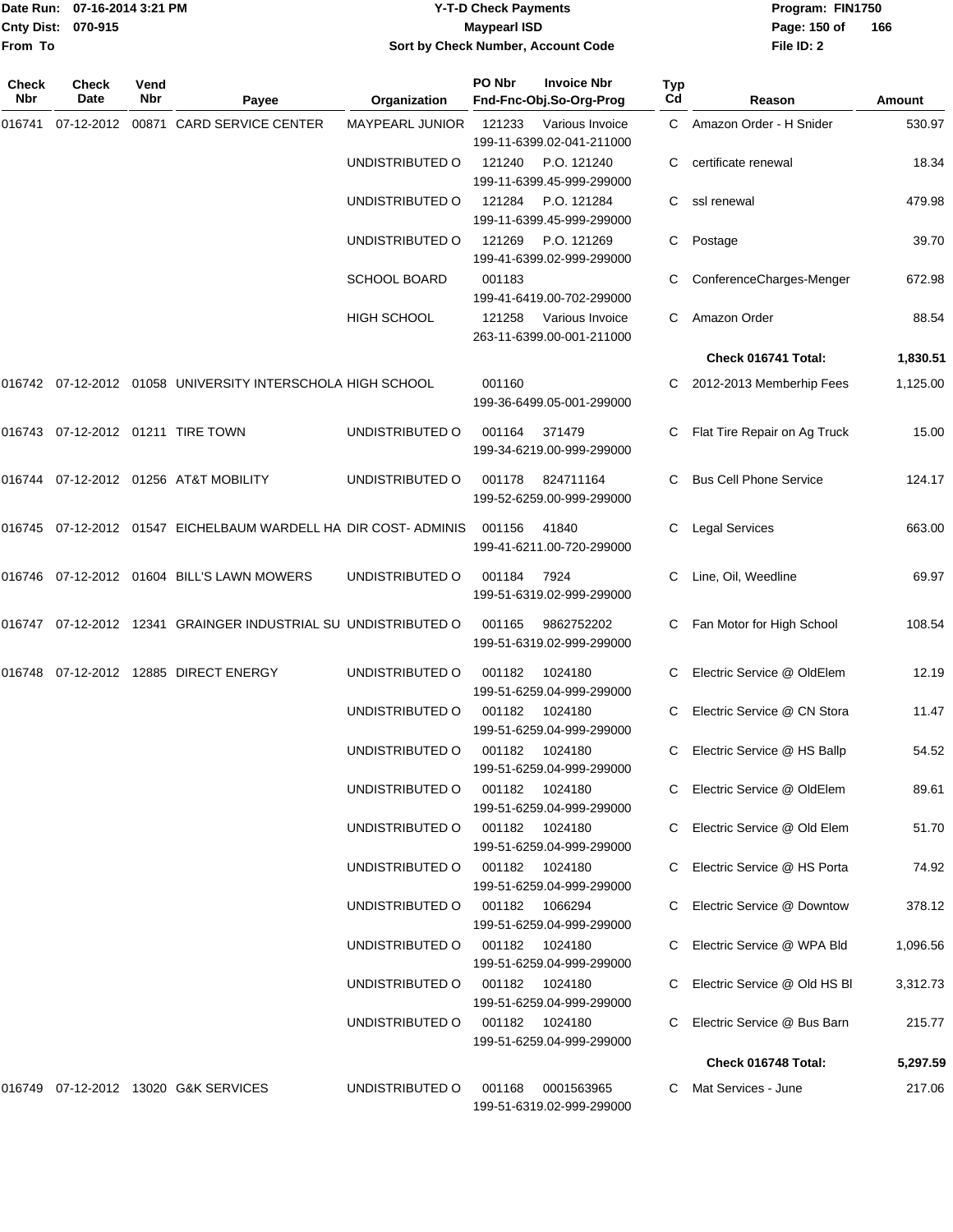Date Run: 07-16-2014 3:21 PM
Cnty Dist: 070-915
From To

# Y-T-D Check Payments
## Maypearl ISD
### Sort by Check Number, Account Code

Program: FIN1750
File ID: 2

| Check Nbr | Check Date | Vend Nbr | Payee | Organization | PO Nbr / Fnd-Fnc-Obj.So-Org-Prog | Invoice Nbr | Typ Cd | Reason | Amount |
|---|---|---|---|---|---|---|---|---|---|
| 016741 | 07-12-2012 | 00871 | CARD SERVICE CENTER | MAYPEARL JUNIOR | 121233 199-11-6399.02-041-211000 | Various Invoice | C | Amazon Order - H Snider | 530.97 |
| | | | | UNDISTRIBUTED O | 121240 199-11-6399.45-999-299000 | P.O. 121240 | C | certificate renewal | 18.34 |
| | | | | UNDISTRIBUTED O | 121284 199-11-6399.45-999-299000 | P.O. 121284 | C | ssl renewal | 479.98 |
| | | | | UNDISTRIBUTED O | 121269 199-41-6399.02-999-299000 | P.O. 121269 | C | Postage | 39.70 |
| | | | | SCHOOL BOARD | 001183 199-41-6419.00-702-299000 | | C | ConferenceCharges-Menger | 672.98 |
| | | | | HIGH SCHOOL | 121258 263-11-6399.00-001-211000 | Various Invoice | C | Amazon Order | 88.54 |
| | | | | | | | | **Check 016741 Total:** | **1,830.51** |
| 016742 | 07-12-2012 | 01058 | UNIVERSITY INTERSCHOLA | HIGH SCHOOL | 001160 199-36-6499.05-001-299000 | | C | 2012-2013 Memberhip Fees | 1,125.00 |
| 016743 | 07-12-2012 | 01211 | TIRE TOWN | UNDISTRIBUTED O | 001164 199-34-6219.00-999-299000 | 371479 | C | Flat Tire Repair on Ag Truck | 15.00 |
| 016744 | 07-12-2012 | 01256 | AT&T MOBILITY | UNDISTRIBUTED O | 001178 199-52-6259.00-999-299000 | 824711164 | C | Bus Cell Phone Service | 124.17 |
| 016745 | 07-12-2012 | 01547 | EICHELBAUM WARDELL HA | DIR COST- ADMINIS | 001156 199-41-6211.00-720-299000 | 41840 | C | Legal Services | 663.00 |
| 016746 | 07-12-2012 | 01604 | BILL'S LAWN MOWERS | UNDISTRIBUTED O | 001184 199-51-6319.02-999-299000 | 7924 | C | Line, Oil, Weedline | 69.97 |
| 016747 | 07-12-2012 | 12341 | GRAINGER INDUSTRIAL SU | UNDISTRIBUTED O | 001165 199-51-6319.02-999-299000 | 9862752202 | C | Fan Motor for High School | 108.54 |
| 016748 | 07-12-2012 | 12885 | DIRECT ENERGY | UNDISTRIBUTED O | 001182 199-51-6259.04-999-299000 | 1024180 | C | Electric Service @ OldElem | 12.19 |
| | | | | UNDISTRIBUTED O | 001182 199-51-6259.04-999-299000 | 1024180 | C | Electric Service @ CN Stora | 11.47 |
| | | | | UNDISTRIBUTED O | 001182 199-51-6259.04-999-299000 | 1024180 | C | Electric Service @ HS Ballp | 54.52 |
| | | | | UNDISTRIBUTED O | 001182 199-51-6259.04-999-299000 | 1024180 | C | Electric Service @ OldElem | 89.61 |
| | | | | UNDISTRIBUTED O | 001182 199-51-6259.04-999-299000 | 1024180 | C | Electric Service @ Old Elem | 51.70 |
| | | | | UNDISTRIBUTED O | 001182 199-51-6259.04-999-299000 | 1024180 | C | Electric Service @ HS Porta | 74.92 |
| | | | | UNDISTRIBUTED O | 001182 199-51-6259.04-999-299000 | 1066294 | C | Electric Service @ Downtow | 378.12 |
| | | | | UNDISTRIBUTED O | 001182 199-51-6259.04-999-299000 | 1024180 | C | Electric Service @ WPA Bld | 1,096.56 |
| | | | | UNDISTRIBUTED O | 001182 199-51-6259.04-999-299000 | 1024180 | C | Electric Service @ Old HS Bl | 3,312.73 |
| | | | | UNDISTRIBUTED O | 001182 199-51-6259.04-999-299000 | 1024180 | C | Electric Service @ Bus Barn | 215.77 |
| | | | | | | | | **Check 016748 Total:** | **5,297.59** |
| 016749 | 07-12-2012 | 13020 | G&K SERVICES | UNDISTRIBUTED O | 001168 199-51-6319.02-999-299000 | 0001563965 | C | Mat Services - June | 217.06 |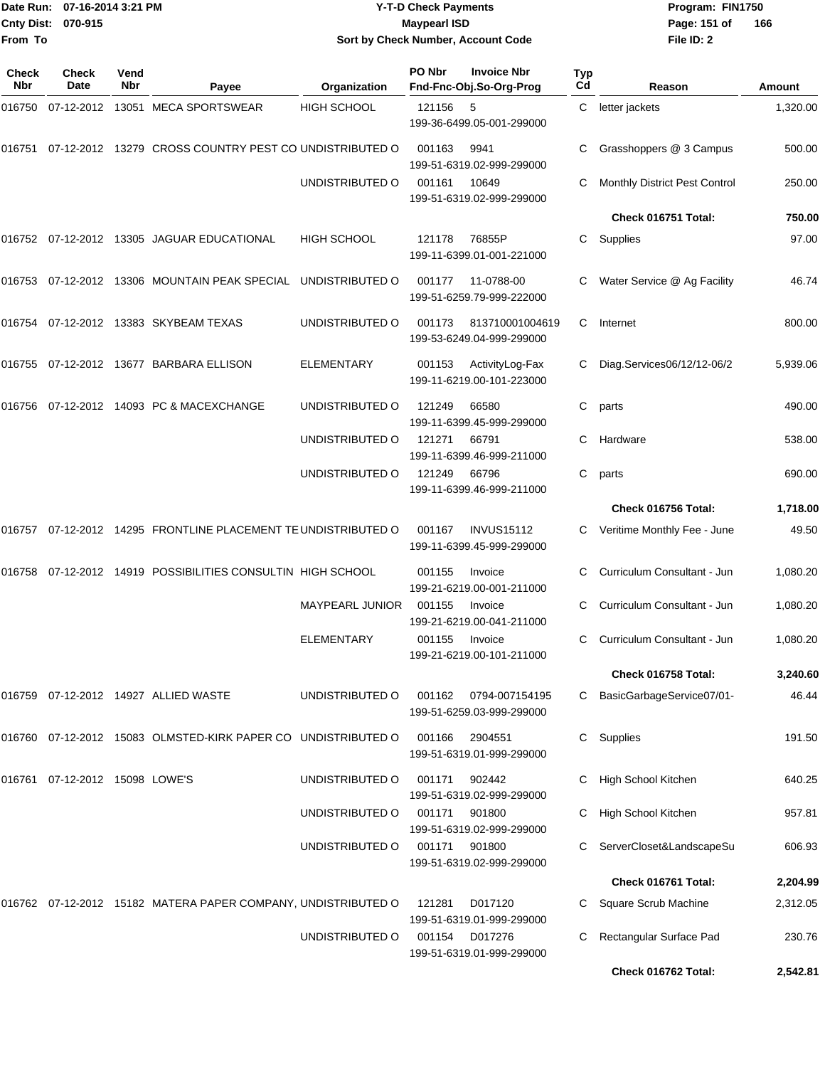Date Run: 07-16-2014 3:21 PM
Cnty Dist: 070-915
From To

# Y-T-D Check Payments
## Maypearl ISD
### Sort by Check Number, Account Code

Program: FIN1750
File ID: 2

| Check Nbr | Check Date | Vend Nbr | Payee | Organization | PO Nbr | Invoice Nbr / Fnd-Fnc-Obj.So-Org-Prog | Typ Cd | Reason | Amount |
|---|---|---|---|---|---|---|---|---|---|
| 016750 | 07-12-2012 | 13051 | MECA SPORTSWEAR | HIGH SCHOOL | 121156 | 5 / 199-36-6499.05-001-299000 | C | letter jackets | 1,320.00 |
| 016751 | 07-12-2012 | 13279 | CROSS COUNTRY PEST CO | UNDISTRIBUTED O | 001163 | 9941 / 199-51-6319.02-999-299000 | C | Grasshoppers @ 3 Campus | 500.00 |
| | | | | UNDISTRIBUTED O | 001161 | 10649 / 199-51-6319.02-999-299000 | C | Monthly District Pest Control | 250.00 |
| | | | | | | | | **Check 016751 Total:** | **750.00** |
| 016752 | 07-12-2012 | 13305 | JAGUAR EDUCATIONAL | HIGH SCHOOL | 121178 | 76855P / 199-11-6399.01-001-221000 | C | Supplies | 97.00 |
| 016753 | 07-12-2012 | 13306 | MOUNTAIN PEAK SPECIAL | UNDISTRIBUTED O | 001177 | 11-0788-00 / 199-51-6259.79-999-222000 | C | Water Service @ Ag Facility | 46.74 |
| 016754 | 07-12-2012 | 13383 | SKYBEAM TEXAS | UNDISTRIBUTED O | 001173 | 813710001004619 / 199-53-6249.04-999-299000 | C | Internet | 800.00 |
| 016755 | 07-12-2012 | 13677 | BARBARA ELLISON | ELEMENTARY | 001153 | ActivityLog-Fax / 199-11-6219.00-101-223000 | C | Diag.Services06/12/12-06/2 | 5,939.06 |
| 016756 | 07-12-2012 | 14093 | PC & MACEXCHANGE | UNDISTRIBUTED O | 121249 | 66580 / 199-11-6399.45-999-299000 | C | parts | 490.00 |
| | | | | UNDISTRIBUTED O | 121271 | 66791 / 199-11-6399.46-999-211000 | C | Hardware | 538.00 |
| | | | | UNDISTRIBUTED O | 121249 | 66796 / 199-11-6399.46-999-211000 | C | parts | 690.00 |
| | | | | | | | | **Check 016756 Total:** | **1,718.00** |
| 016757 | 07-12-2012 | 14295 | FRONTLINE PLACEMENT TE | UNDISTRIBUTED O | 001167 | INVUS15112 / 199-11-6399.45-999-299000 | C | Veritime Monthly Fee - June | 49.50 |
| 016758 | 07-12-2012 | 14919 | POSSIBILITIES CONSULTIN | HIGH SCHOOL | 001155 | Invoice / 199-21-6219.00-001-211000 | C | Curriculum Consultant - Jun | 1,080.20 |
| | | | | MAYPEARL JUNIOR | 001155 | Invoice / 199-21-6219.00-041-211000 | C | Curriculum Consultant - Jun | 1,080.20 |
| | | | | ELEMENTARY | 001155 | Invoice / 199-21-6219.00-101-211000 | C | Curriculum Consultant - Jun | 1,080.20 |
| | | | | | | | | **Check 016758 Total:** | **3,240.60** |
| 016759 | 07-12-2012 | 14927 | ALLIED WASTE | UNDISTRIBUTED O | 001162 | 0794-007154195 / 199-51-6259.03-999-299000 | C | BasicGarbageService07/01- | 46.44 |
| 016760 | 07-12-2012 | 15083 | OLMSTED-KIRK PAPER CO | UNDISTRIBUTED O | 001166 | 2904551 / 199-51-6319.01-999-299000 | C | Supplies | 191.50 |
| 016761 | 07-12-2012 | 15098 | LOWE'S | UNDISTRIBUTED O | 001171 | 902442 / 199-51-6319.02-999-299000 | C | High School Kitchen | 640.25 |
| | | | | UNDISTRIBUTED O | 001171 | 901800 / 199-51-6319.02-999-299000 | C | High School Kitchen | 957.81 |
| | | | | UNDISTRIBUTED O | 001171 | 901800 / 199-51-6319.02-999-299000 | C | ServerCloset&LandscapeSu | 606.93 |
| | | | | | | | | **Check 016761 Total:** | **2,204.99** |
| 016762 | 07-12-2012 | 15182 | MATERA PAPER COMPANY, | UNDISTRIBUTED O | 121281 | D017120 / 199-51-6319.01-999-299000 | C | Square Scrub Machine | 2,312.05 |
| | | | | UNDISTRIBUTED O | 001154 | D017276 / 199-51-6319.01-999-299000 | C | Rectangular Surface Pad | 230.76 |
| | | | | | | | | **Check 016762 Total:** | **2,542.81** |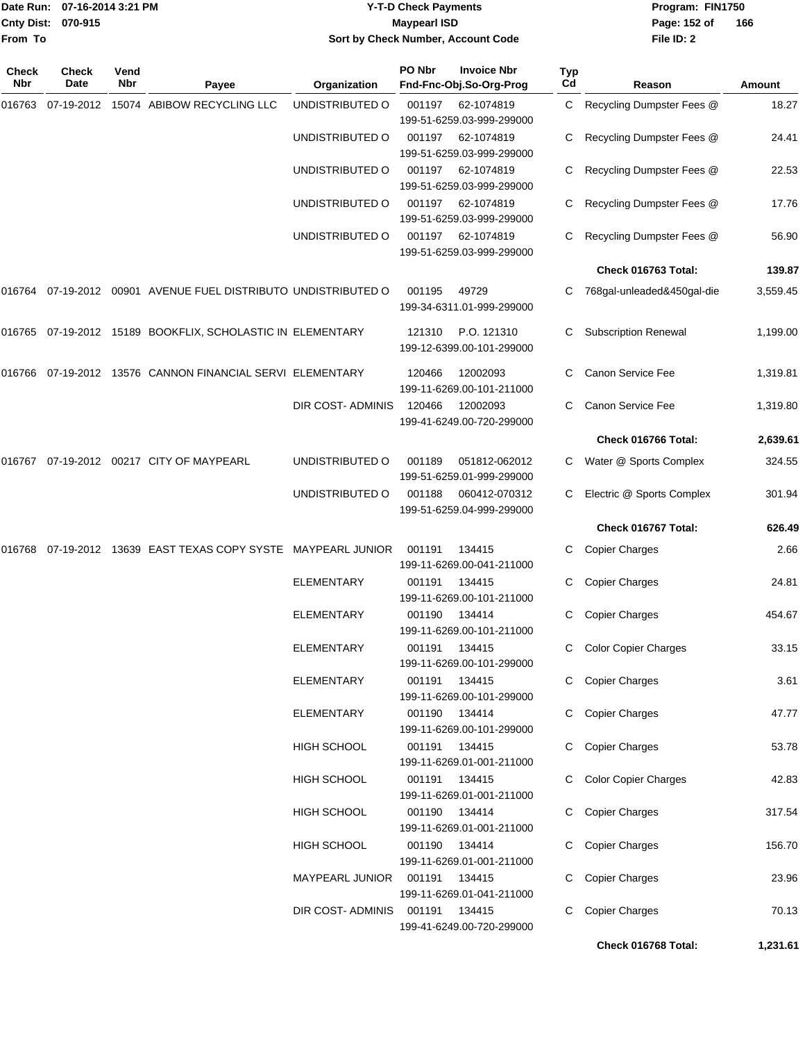# Y-T-D Check Payments

**Maypearl ISD**

**Sort by Check Number, Account Code**

Date Run: 07-16-2014 3:21 PM
Cnty Dist: 070-915
From To

Program: FIN1750
File ID: 2

| Check Nbr | Check Date | Vend Nbr | Payee | Organization | PO Nbr | Invoice Nbr / Fnd-Fnc-Obj.So-Org-Prog | Typ Cd | Reason | Amount |
|---|---|---|---|---|---|---|---|---|---|
| 016763 | 07-19-2012 | 15074 | ABIBOW RECYCLING LLC | UNDISTRIBUTED O | 001197 | 62-1074819 199-51-6259.03-999-299000 | C | Recycling Dumpster Fees @ | 18.27 |
| | | | | UNDISTRIBUTED O | 001197 | 62-1074819 199-51-6259.03-999-299000 | C | Recycling Dumpster Fees @ | 24.41 |
| | | | | UNDISTRIBUTED O | 001197 | 62-1074819 199-51-6259.03-999-299000 | C | Recycling Dumpster Fees @ | 22.53 |
| | | | | UNDISTRIBUTED O | 001197 | 62-1074819 199-51-6259.03-999-299000 | C | Recycling Dumpster Fees @ | 17.76 |
| | | | | UNDISTRIBUTED O | 001197 | 62-1074819 199-51-6259.03-999-299000 | C | Recycling Dumpster Fees @ | 56.90 |
| | | | | | | | | **Check 016763 Total:** | **139.87** |
| 016764 | 07-19-2012 | 00901 | AVENUE FUEL DISTRIBUTO | UNDISTRIBUTED O | 001195 | 49729 199-34-6311.01-999-299000 | C | 768gal-unleaded&450gal-die | 3,559.45 |
| 016765 | 07-19-2012 | 15189 | BOOKFLIX, SCHOLASTIC IN | ELEMENTARY | 121310 | P.O. 121310 199-12-6399.00-101-299000 | C | Subscription Renewal | 1,199.00 |
| 016766 | 07-19-2012 | 13576 | CANNON FINANCIAL SERVI | ELEMENTARY | 120466 | 12002093 199-11-6269.00-101-211000 | C | Canon Service Fee | 1,319.81 |
| | | | | DIR COST- ADMINIS | 120466 | 12002093 199-41-6249.00-720-299000 | C | Canon Service Fee | 1,319.80 |
| | | | | | | | | **Check 016766 Total:** | **2,639.61** |
| 016767 | 07-19-2012 | 00217 | CITY OF MAYPEARL | UNDISTRIBUTED O | 001189 | 051812-062012 199-51-6259.01-999-299000 | C | Water @ Sports Complex | 324.55 |
| | | | | UNDISTRIBUTED O | 001188 | 060412-070312 199-51-6259.04-999-299000 | C | Electric @ Sports Complex | 301.94 |
| | | | | | | | | **Check 016767 Total:** | **626.49** |
| 016768 | 07-19-2012 | 13639 | EAST TEXAS COPY SYSTE | MAYPEARL JUNIOR | 001191 | 134415 199-11-6269.00-041-211000 | C | Copier Charges | 2.66 |
| | | | | ELEMENTARY | 001191 | 134415 199-11-6269.00-101-211000 | C | Copier Charges | 24.81 |
| | | | | ELEMENTARY | 001190 | 134414 199-11-6269.00-101-211000 | C | Copier Charges | 454.67 |
| | | | | ELEMENTARY | 001191 | 134415 199-11-6269.00-101-299000 | C | Color Copier Charges | 33.15 |
| | | | | ELEMENTARY | 001191 | 134415 199-11-6269.00-101-299000 | C | Copier Charges | 3.61 |
| | | | | ELEMENTARY | 001190 | 134414 199-11-6269.00-101-299000 | C | Copier Charges | 47.77 |
| | | | | HIGH SCHOOL | 001191 | 134415 199-11-6269.01-001-211000 | C | Copier Charges | 53.78 |
| | | | | HIGH SCHOOL | 001191 | 134415 199-11-6269.01-001-211000 | C | Color Copier Charges | 42.83 |
| | | | | HIGH SCHOOL | 001190 | 134414 199-11-6269.01-001-211000 | C | Copier Charges | 317.54 |
| | | | | HIGH SCHOOL | 001190 | 134414 199-11-6269.01-001-211000 | C | Copier Charges | 156.70 |
| | | | | MAYPEARL JUNIOR | 001191 | 134415 199-11-6269.01-041-211000 | C | Copier Charges | 23.96 |
| | | | | DIR COST- ADMINIS | 001191 | 134415 199-41-6249.00-720-299000 | C | Copier Charges | 70.13 |
| | | | | | | | | **Check 016768 Total:** | **1,231.61** |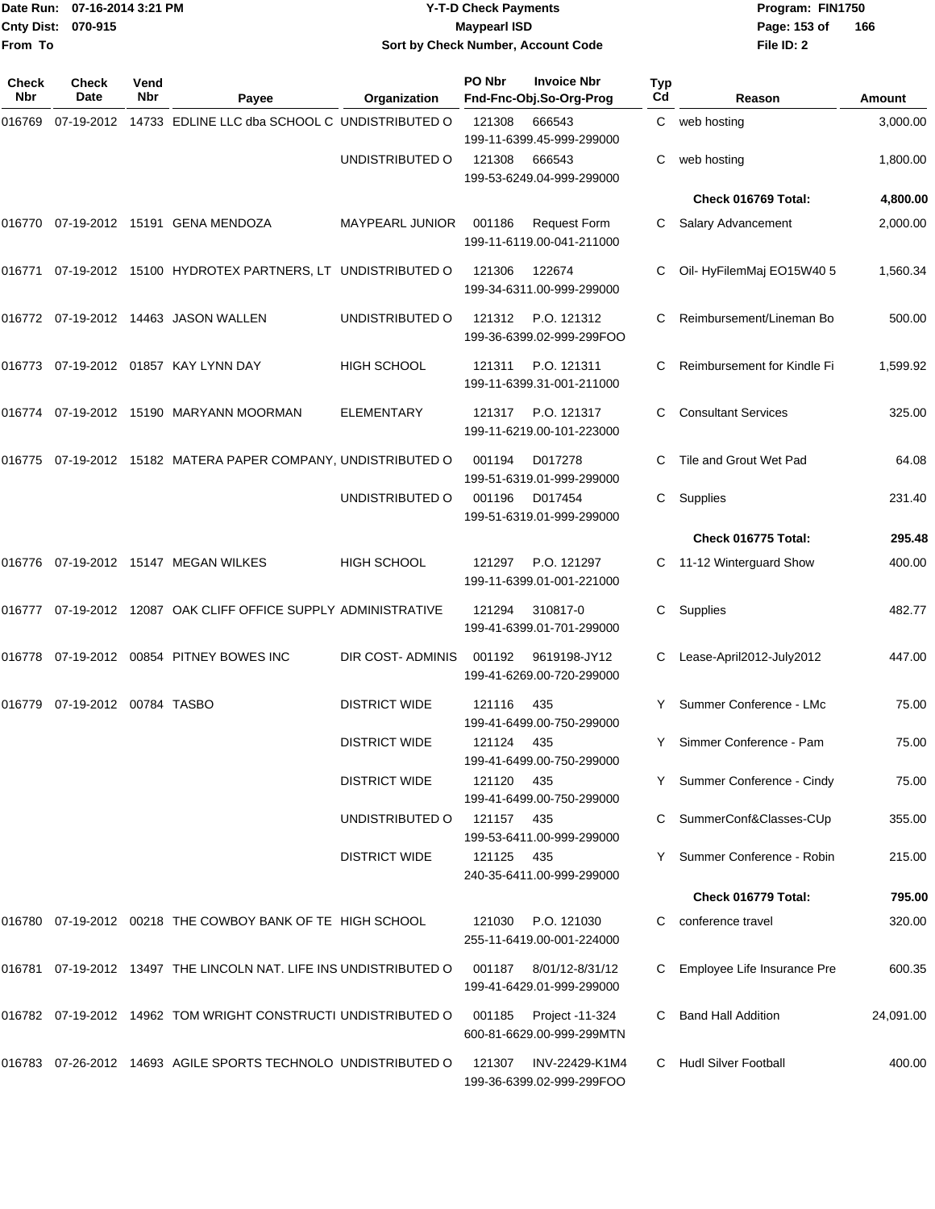Date Run: 07-16-2014 3:21 PM
Cnty Dist: 070-915
From To

**Y-T-D Check Payments**
**Maypearl ISD**
**Sort by Check Number, Account Code**

Program: FIN1750
File ID: 2

| Check Nbr | Check Date | Vend Nbr | Payee | Organization | PO Nbr | Invoice Nbr / Fnd-Fnc-Obj.So-Org-Prog | Typ Cd | Reason | Amount |
|---|---|---|---|---|---|---|---|---|---|
| 016769 | 07-19-2012 | 14733 | EDLINE LLC dba SCHOOL C | UNDISTRIBUTED O | 121308 | 666543 / 199-11-6399.45-999-299000 | C | web hosting | 3,000.00 |
| | | | | UNDISTRIBUTED O | 121308 | 666543 / 199-53-6249.04-999-299000 | C | web hosting | 1,800.00 |
| | | | | | | | | **Check 016769 Total:** | **4,800.00** |
| 016770 | 07-19-2012 | 15191 | GENA MENDOZA | MAYPEARL JUNIOR | 001186 | Request Form / 199-11-6119.00-041-211000 | C | Salary Advancement | 2,000.00 |
| 016771 | 07-19-2012 | 15100 | HYDROTEX PARTNERS, LT | UNDISTRIBUTED O | 121306 | 122674 / 199-34-6311.00-999-299000 | C | Oil- HyFilemMaj EO15W40 5 | 1,560.34 |
| 016772 | 07-19-2012 | 14463 | JASON WALLEN | UNDISTRIBUTED O | 121312 | P.O. 121312 / 199-36-6399.02-999-299FOO | C | Reimbursement/Lineman Bo | 500.00 |
| 016773 | 07-19-2012 | 01857 | KAY LYNN DAY | HIGH SCHOOL | 121311 | P.O. 121311 / 199-11-6399.31-001-211000 | C | Reimbursement for Kindle Fi | 1,599.92 |
| 016774 | 07-19-2012 | 15190 | MARYANN MOORMAN | ELEMENTARY | 121317 | P.O. 121317 / 199-11-6219.00-101-223000 | C | Consultant Services | 325.00 |
| 016775 | 07-19-2012 | 15182 | MATERA PAPER COMPANY, | UNDISTRIBUTED O | 001194 | D017278 / 199-51-6319.01-999-299000 | C | Tile and Grout Wet Pad | 64.08 |
| | | | | UNDISTRIBUTED O | 001196 | D017454 / 199-51-6319.01-999-299000 | C | Supplies | 231.40 |
| | | | | | | | | **Check 016775 Total:** | **295.48** |
| 016776 | 07-19-2012 | 15147 | MEGAN WILKES | HIGH SCHOOL | 121297 | P.O. 121297 / 199-11-6399.01-001-221000 | C | 11-12 Winterguard Show | 400.00 |
| 016777 | 07-19-2012 | 12087 | OAK CLIFF OFFICE SUPPLY | ADMINISTRATIVE | 121294 | 310817-0 / 199-41-6399.01-701-299000 | C | Supplies | 482.77 |
| 016778 | 07-19-2012 | 00854 | PITNEY BOWES INC | DIR COST- ADMINIS | 001192 | 9619198-JY12 / 199-41-6269.00-720-299000 | C | Lease-April2012-July2012 | 447.00 |
| 016779 | 07-19-2012 | 00784 | TASBO | DISTRICT WIDE | 121116 | 435 / 199-41-6499.00-750-299000 | Y | Summer Conference - LMc | 75.00 |
| | | | | DISTRICT WIDE | 121124 | 435 / 199-41-6499.00-750-299000 | Y | Simmer Conference - Pam | 75.00 |
| | | | | DISTRICT WIDE | 121120 | 435 / 199-41-6499.00-750-299000 | Y | Summer Conference - Cindy | 75.00 |
| | | | | UNDISTRIBUTED O | 121157 | 435 / 199-53-6411.00-999-299000 | C | SummerConf&Classes-CUp | 355.00 |
| | | | | DISTRICT WIDE | 121125 | 435 / 240-35-6411.00-999-299000 | Y | Summer Conference - Robin | 215.00 |
| | | | | | | | | **Check 016779 Total:** | **795.00** |
| 016780 | 07-19-2012 | 00218 | THE COWBOY BANK OF TE | HIGH SCHOOL | 121030 | P.O. 121030 / 255-11-6419.00-001-224000 | C | conference travel | 320.00 |
| 016781 | 07-19-2012 | 13497 | THE LINCOLN NAT. LIFE INS | UNDISTRIBUTED O | 001187 | 8/01/12-8/31/12 / 199-41-6429.01-999-299000 | C | Employee Life Insurance Pre | 600.35 |
| 016782 | 07-19-2012 | 14962 | TOM WRIGHT CONSTRUCTI | UNDISTRIBUTED O | 001185 | Project -11-324 / 600-81-6629.00-999-299MTN | C | Band Hall Addition | 24,091.00 |
| 016783 | 07-26-2012 | 14693 | AGILE SPORTS TECHNOLO | UNDISTRIBUTED O | 121307 | INV-22429-K1M4 / 199-36-6399.02-999-299FOO | C | Hudl Silver Football | 400.00 |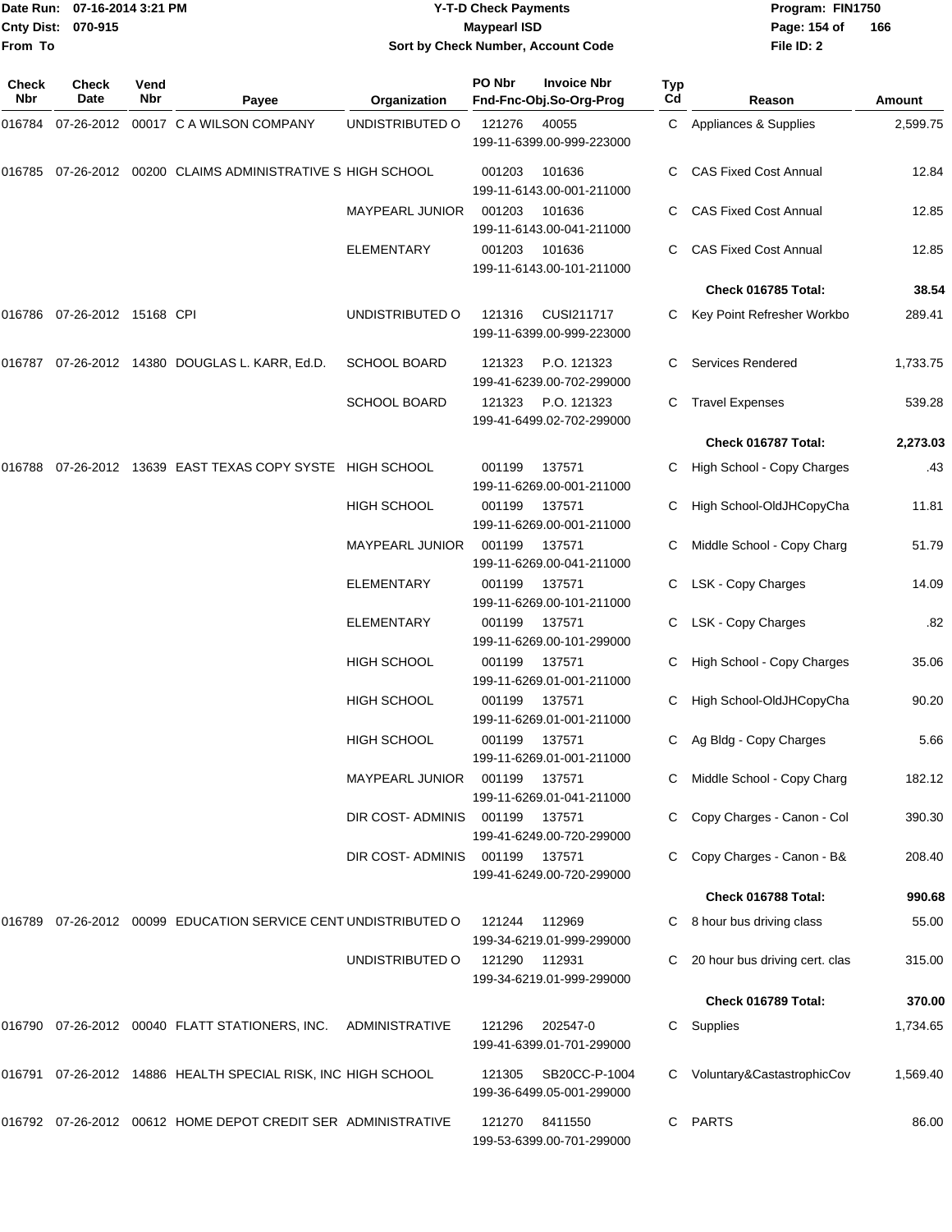Date Run: 07-16-2014 3:21 PM
Cnty Dist: 070-915
From To

# Y-T-D Check Payments

## Maypearl ISD

### Sort by Check Number, Account Code

Program: FIN1750
File ID: 2

| Check Nbr | Check Date | Vend Nbr | Payee | Organization | PO Nbr | Invoice Nbr / Fnd-Fnc-Obj.So-Org-Prog | Typ Cd | Reason | Amount |
|---|---|---|---|---|---|---|---|---|---|
| 016784 | 07-26-2012 | 00017 | C A WILSON COMPANY | UNDISTRIBUTED O | 121276 | 40055<br>199-11-6399.00-999-223000 | C | Appliances & Supplies | 2,599.75 |
| 016785 | 07-26-2012 | 00200 | CLAIMS ADMINISTRATIVE S | HIGH SCHOOL | 001203 | 101636<br>199-11-6143.00-001-211000 | C | CAS Fixed Cost Annual | 12.84 |
| | | | | MAYPEARL JUNIOR | 001203 | 101636<br>199-11-6143.00-041-211000 | C | CAS Fixed Cost Annual | 12.85 |
| | | | | ELEMENTARY | 001203 | 101636<br>199-11-6143.00-101-211000 | C | CAS Fixed Cost Annual | 12.85 |
| | | | | | | | | **Check 016785 Total:** | **38.54** |
| 016786 | 07-26-2012 | 15168 | CPI | UNDISTRIBUTED O | 121316 | CUSI211717<br>199-11-6399.00-999-223000 | C | Key Point Refresher Workbo | 289.41 |
| 016787 | 07-26-2012 | 14380 | DOUGLAS L. KARR, Ed.D. | SCHOOL BOARD | 121323 | P.O. 121323<br>199-41-6239.00-702-299000 | C | Services Rendered | 1,733.75 |
| | | | | SCHOOL BOARD | 121323 | P.O. 121323<br>199-41-6499.02-702-299000 | C | Travel Expenses | 539.28 |
| | | | | | | | | **Check 016787 Total:** | **2,273.03** |
| 016788 | 07-26-2012 | 13639 | EAST TEXAS COPY SYSTE | HIGH SCHOOL | 001199 | 137571<br>199-11-6269.00-001-211000 | C | High School - Copy Charges | .43 |
| | | | | HIGH SCHOOL | 001199 | 137571<br>199-11-6269.00-001-211000 | C | High School-OldJHCopyCha | 11.81 |
| | | | | MAYPEARL JUNIOR | 001199 | 137571<br>199-11-6269.00-041-211000 | C | Middle School - Copy Charg | 51.79 |
| | | | | ELEMENTARY | 001199 | 137571<br>199-11-6269.00-101-211000 | C | LSK - Copy Charges | 14.09 |
| | | | | ELEMENTARY | 001199 | 137571<br>199-11-6269.00-101-299000 | C | LSK - Copy Charges | .82 |
| | | | | HIGH SCHOOL | 001199 | 137571<br>199-11-6269.01-001-211000 | C | High School - Copy Charges | 35.06 |
| | | | | HIGH SCHOOL | 001199 | 137571<br>199-11-6269.01-001-211000 | C | High School-OldJHCopyCha | 90.20 |
| | | | | HIGH SCHOOL | 001199 | 137571<br>199-11-6269.01-001-211000 | C | Ag Bldg - Copy Charges | 5.66 |
| | | | | MAYPEARL JUNIOR | 001199 | 137571<br>199-11-6269.01-041-211000 | C | Middle School - Copy Charg | 182.12 |
| | | | | DIR COST- ADMINIS | 001199 | 137571<br>199-41-6249.00-720-299000 | C | Copy Charges - Canon - Col | 390.30 |
| | | | | DIR COST- ADMINIS | 001199 | 137571<br>199-41-6249.00-720-299000 | C | Copy Charges - Canon - B& | 208.40 |
| | | | | | | | | **Check 016788 Total:** | **990.68** |
| 016789 | 07-26-2012 | 00099 | EDUCATION SERVICE CENT | UNDISTRIBUTED O | 121244 | 112969<br>199-34-6219.01-999-299000 | C | 8 hour bus driving class | 55.00 |
| | | | | UNDISTRIBUTED O | 121290 | 112931<br>199-34-6219.01-999-299000 | C | 20 hour bus driving cert. clas | 315.00 |
| | | | | | | | | **Check 016789 Total:** | **370.00** |
| 016790 | 07-26-2012 | 00040 | FLATT STATIONERS, INC. | ADMINISTRATIVE | 121296 | 202547-0<br>199-41-6399.01-701-299000 | C | Supplies | 1,734.65 |
| 016791 | 07-26-2012 | 14886 | HEALTH SPECIAL RISK, INC | HIGH SCHOOL | 121305 | SB20CC-P-1004<br>199-36-6499.05-001-299000 | C | Voluntary&CastastrophicCov | 1,569.40 |
| 016792 | 07-26-2012 | 00612 | HOME DEPOT CREDIT SER | ADMINISTRATIVE | 121270 | 8411550<br>199-53-6399.00-701-299000 | C | PARTS | 86.00 |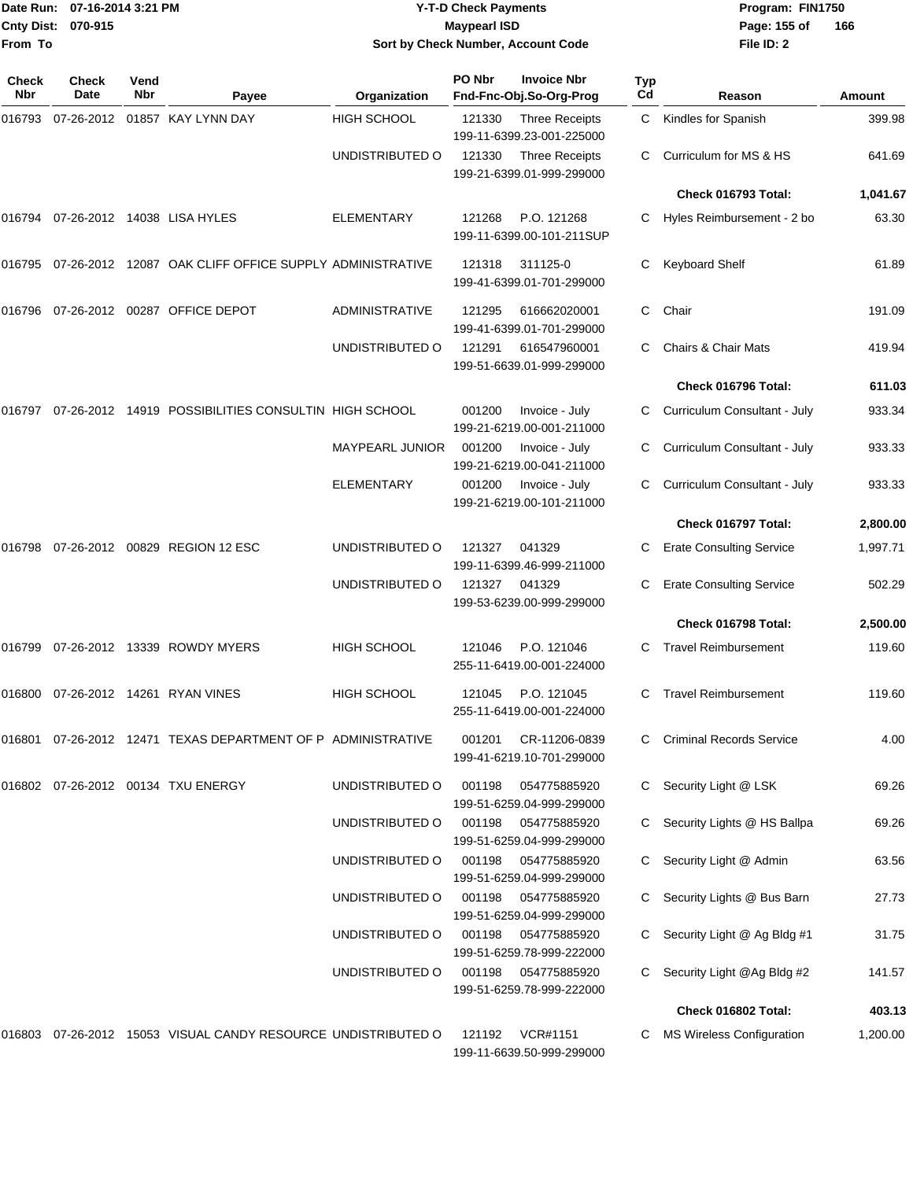**Date Run:** 07-16-2014 3:21 PM
**Cnty Dist:** 070-915
**From To**

# Y-T-D Check Payments
## Maypearl ISD
### Sort by Check Number, Account Code

**Program:** FIN1750
**File ID:** 2

| Check Nbr | Check Date | Vend Nbr | Payee | Organization | PO Nbr | Invoice Nbr / Fnd-Fnc-Obj.So-Org-Prog | Typ Cd | Reason | Amount |
|---|---|---|---|---|---|---|---|---|---|
| 016793 | 07-26-2012 | 01857 | KAY LYNN DAY | HIGH SCHOOL | 121330 | Three Receipts 199-11-6399.23-001-225000 | C | Kindles for Spanish | 399.98 |
| | | | | UNDISTRIBUTED O | 121330 | Three Receipts 199-21-6399.01-999-299000 | C | Curriculum for MS & HS | 641.69 |
| | | | | | | | | **Check 016793 Total:** | **1,041.67** |
| 016794 | 07-26-2012 | 14038 | LISA HYLES | ELEMENTARY | 121268 | P.O. 121268 199-11-6399.00-101-211SUP | C | Hyles Reimbursement - 2 bo | 63.30 |
| 016795 | 07-26-2012 | 12087 | OAK CLIFF OFFICE SUPPLY | ADMINISTRATIVE | 121318 | 311125-0 199-41-6399.01-701-299000 | C | Keyboard Shelf | 61.89 |
| 016796 | 07-26-2012 | 00287 | OFFICE DEPOT | ADMINISTRATIVE | 121295 | 616662020001 199-41-6399.01-701-299000 | C | Chair | 191.09 |
| | | | | UNDISTRIBUTED O | 121291 | 616547960001 199-51-6639.01-999-299000 | C | Chairs & Chair Mats | 419.94 |
| | | | | | | | | **Check 016796 Total:** | **611.03** |
| 016797 | 07-26-2012 | 14919 | POSSIBILITIES CONSULTIN | HIGH SCHOOL | 001200 | Invoice - July 199-21-6219.00-001-211000 | C | Curriculum Consultant - July | 933.34 |
| | | | | MAYPEARL JUNIOR | 001200 | Invoice - July 199-21-6219.00-041-211000 | C | Curriculum Consultant - July | 933.33 |
| | | | | ELEMENTARY | 001200 | Invoice - July 199-21-6219.00-101-211000 | C | Curriculum Consultant - July | 933.33 |
| | | | | | | | | **Check 016797 Total:** | **2,800.00** |
| 016798 | 07-26-2012 | 00829 | REGION 12 ESC | UNDISTRIBUTED O | 121327 | 041329 199-11-6399.46-999-211000 | C | Erate Consulting Service | 1,997.71 |
| | | | | UNDISTRIBUTED O | 121327 | 041329 199-53-6239.00-999-299000 | C | Erate Consulting Service | 502.29 |
| | | | | | | | | **Check 016798 Total:** | **2,500.00** |
| 016799 | 07-26-2012 | 13339 | ROWDY MYERS | HIGH SCHOOL | 121046 | P.O. 121046 255-11-6419.00-001-224000 | C | Travel Reimbursement | 119.60 |
| 016800 | 07-26-2012 | 14261 | RYAN VINES | HIGH SCHOOL | 121045 | P.O. 121045 255-11-6419.00-001-224000 | C | Travel Reimbursement | 119.60 |
| 016801 | 07-26-2012 | 12471 | TEXAS DEPARTMENT OF P | ADMINISTRATIVE | 001201 | CR-11206-0839 199-41-6219.10-701-299000 | C | Criminal Records Service | 4.00 |
| 016802 | 07-26-2012 | 00134 | TXU ENERGY | UNDISTRIBUTED O | 001198 | 054775885920 199-51-6259.04-999-299000 | C | Security Light @ LSK | 69.26 |
| | | | | UNDISTRIBUTED O | 001198 | 054775885920 199-51-6259.04-999-299000 | C | Security Lights @ HS Ballpa | 69.26 |
| | | | | UNDISTRIBUTED O | 001198 | 054775885920 199-51-6259.04-999-299000 | C | Security Light @ Admin | 63.56 |
| | | | | UNDISTRIBUTED O | 001198 | 054775885920 199-51-6259.04-999-299000 | C | Security Lights @ Bus Barn | 27.73 |
| | | | | UNDISTRIBUTED O | 001198 | 054775885920 199-51-6259.78-999-222000 | C | Security Light @ Ag Bldg #1 | 31.75 |
| | | | | UNDISTRIBUTED O | 001198 | 054775885920 199-51-6259.78-999-222000 | C | Security Light @Ag Bldg #2 | 141.57 |
| | | | | | | | | **Check 016802 Total:** | **403.13** |
| 016803 | 07-26-2012 | 15053 | VISUAL CANDY RESOURCE | UNDISTRIBUTED O | 121192 | VCR#1151 199-11-6639.50-999-299000 | C | MS Wireless Configuration | 1,200.00 |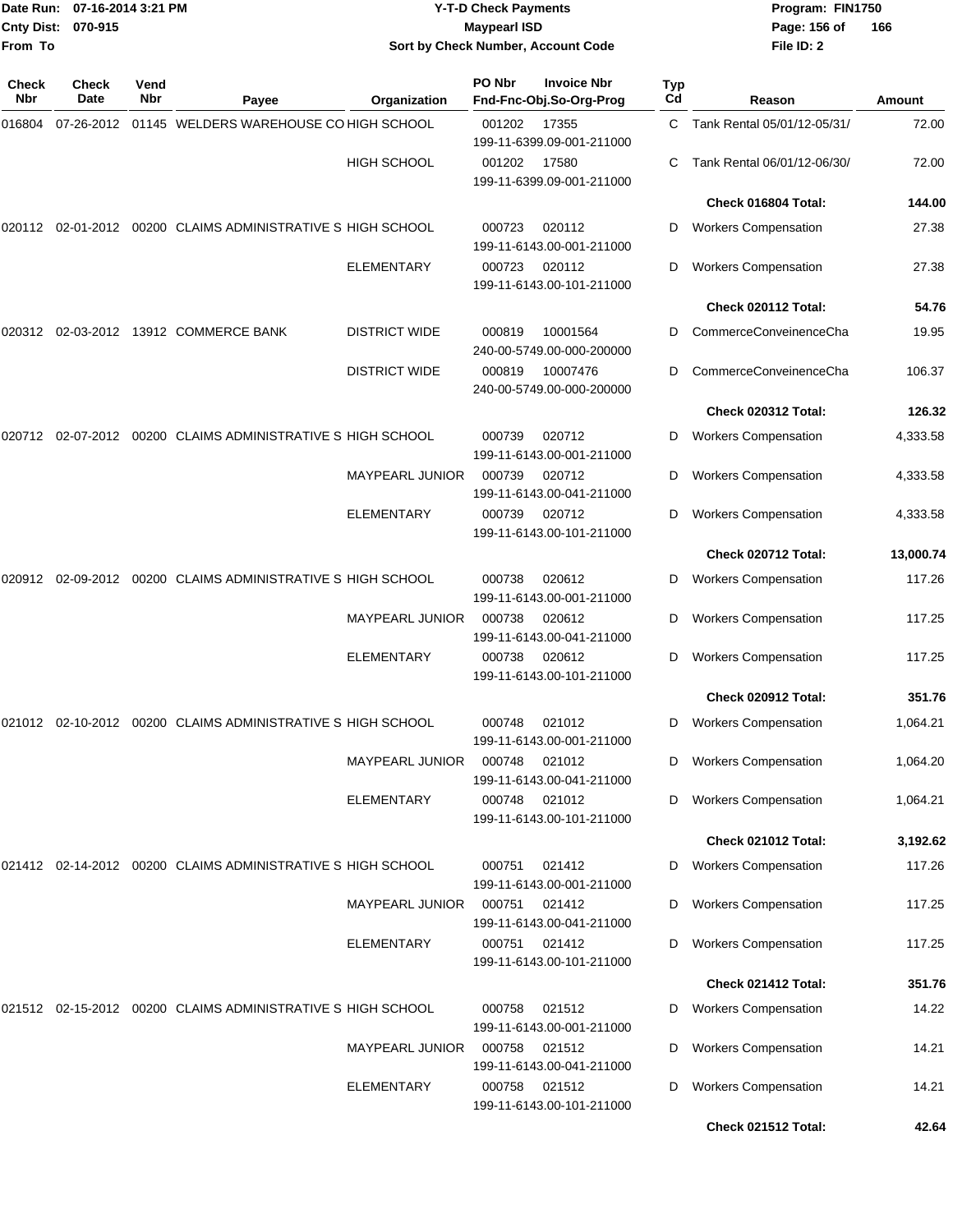Date Run: 07-16-2014 3:21 PM
Cnty Dist: 070-915
From To

# Y-T-D Check Payments
## Maypearl ISD
### Sort by Check Number, Account Code

Program: FIN1750
File ID: 2

| Check Nbr | Check Date | Vend Nbr | Payee | Organization | PO Nbr / Fnd-Fnc-Obj.So-Org-Prog | Invoice Nbr | Typ Cd | Reason | Amount |
|---|---|---|---|---|---|---|---|---|---|
| 016804 | 07-26-2012 | 01145 | WELDERS WAREHOUSE CO | HIGH SCHOOL | 001202 199-11-6399.09-001-211000 | 17355 | C | Tank Rental 05/01/12-05/31/ | 72.00 |
| | | | | HIGH SCHOOL | 001202 199-11-6399.09-001-211000 | 17580 | C | Tank Rental 06/01/12-06/30/ | 72.00 |
| | | | | | | | | **Check 016804 Total:** | **144.00** |
| 020112 | 02-01-2012 | 00200 | CLAIMS ADMINISTRATIVE S | HIGH SCHOOL | 000723 199-11-6143.00-001-211000 | 020112 | D | Workers Compensation | 27.38 |
| | | | | ELEMENTARY | 000723 199-11-6143.00-101-211000 | 020112 | D | Workers Compensation | 27.38 |
| | | | | | | | | **Check 020112 Total:** | **54.76** |
| 020312 | 02-03-2012 | 13912 | COMMERCE BANK | DISTRICT WIDE | 000819 240-00-5749.00-000-200000 | 10001564 | D | CommerceConveinenceCha | 19.95 |
| | | | | DISTRICT WIDE | 000819 240-00-5749.00-000-200000 | 10007476 | D | CommerceConveinenceCha | 106.37 |
| | | | | | | | | **Check 020312 Total:** | **126.32** |
| 020712 | 02-07-2012 | 00200 | CLAIMS ADMINISTRATIVE S | HIGH SCHOOL | 000739 199-11-6143.00-001-211000 | 020712 | D | Workers Compensation | 4,333.58 |
| | | | | MAYPEARL JUNIOR | 000739 199-11-6143.00-041-211000 | 020712 | D | Workers Compensation | 4,333.58 |
| | | | | ELEMENTARY | 000739 199-11-6143.00-101-211000 | 020712 | D | Workers Compensation | 4,333.58 |
| | | | | | | | | **Check 020712 Total:** | **13,000.74** |
| 020912 | 02-09-2012 | 00200 | CLAIMS ADMINISTRATIVE S | HIGH SCHOOL | 000738 199-11-6143.00-001-211000 | 020612 | D | Workers Compensation | 117.26 |
| | | | | MAYPEARL JUNIOR | 000738 199-11-6143.00-041-211000 | 020612 | D | Workers Compensation | 117.25 |
| | | | | ELEMENTARY | 000738 199-11-6143.00-101-211000 | 020612 | D | Workers Compensation | 117.25 |
| | | | | | | | | **Check 020912 Total:** | **351.76** |
| 021012 | 02-10-2012 | 00200 | CLAIMS ADMINISTRATIVE S | HIGH SCHOOL | 000748 199-11-6143.00-001-211000 | 021012 | D | Workers Compensation | 1,064.21 |
| | | | | MAYPEARL JUNIOR | 000748 199-11-6143.00-041-211000 | 021012 | D | Workers Compensation | 1,064.20 |
| | | | | ELEMENTARY | 000748 199-11-6143.00-101-211000 | 021012 | D | Workers Compensation | 1,064.21 |
| | | | | | | | | **Check 021012 Total:** | **3,192.62** |
| 021412 | 02-14-2012 | 00200 | CLAIMS ADMINISTRATIVE S | HIGH SCHOOL | 000751 199-11-6143.00-001-211000 | 021412 | D | Workers Compensation | 117.26 |
| | | | | MAYPEARL JUNIOR | 000751 199-11-6143.00-041-211000 | 021412 | D | Workers Compensation | 117.25 |
| | | | | ELEMENTARY | 000751 199-11-6143.00-101-211000 | 021412 | D | Workers Compensation | 117.25 |
| | | | | | | | | **Check 021412 Total:** | **351.76** |
| 021512 | 02-15-2012 | 00200 | CLAIMS ADMINISTRATIVE S | HIGH SCHOOL | 000758 199-11-6143.00-001-211000 | 021512 | D | Workers Compensation | 14.22 |
| | | | | MAYPEARL JUNIOR | 000758 199-11-6143.00-041-211000 | 021512 | D | Workers Compensation | 14.21 |
| | | | | ELEMENTARY | 000758 199-11-6143.00-101-211000 | 021512 | D | Workers Compensation | 14.21 |
| | | | | | | | | **Check 021512 Total:** | **42.64** |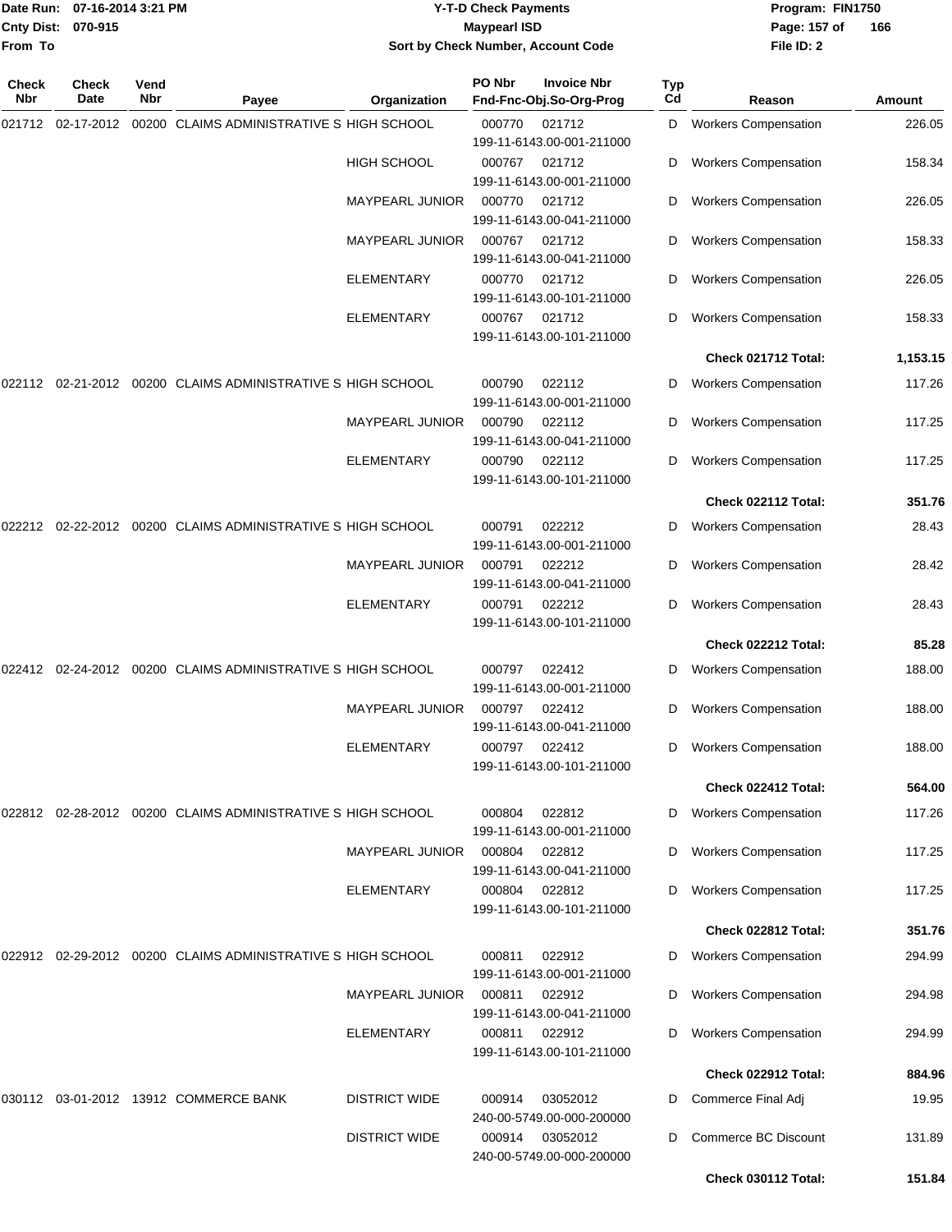Date Run: 07-16-2014 3:21 PM
Cnty Dist: 070-915
From To

**Y-T-D Check Payments**
**Maypearl ISD**
**Sort by Check Number, Account Code**

Program: FIN1750
File ID: 2

| Check Nbr | Check Date | Vend Nbr | Payee | Organization | PO Nbr / Fnd-Fnc-Obj.So-Org-Prog | Invoice Nbr | Typ Cd | Reason | Amount |
|---|---|---|---|---|---|---|---|---|---|
| 021712 | 02-17-2012 | 00200 | CLAIMS ADMINISTRATIVE S | HIGH SCHOOL | 000770<br>199-11-6143.00-001-211000 | 021712 | D | Workers Compensation | 226.05 |
| | | | | HIGH SCHOOL | 000767<br>199-11-6143.00-001-211000 | 021712 | D | Workers Compensation | 158.34 |
| | | | | MAYPEARL JUNIOR | 000770<br>199-11-6143.00-041-211000 | 021712 | D | Workers Compensation | 226.05 |
| | | | | MAYPEARL JUNIOR | 000767<br>199-11-6143.00-041-211000 | 021712 | D | Workers Compensation | 158.33 |
| | | | | ELEMENTARY | 000770<br>199-11-6143.00-101-211000 | 021712 | D | Workers Compensation | 226.05 |
| | | | | ELEMENTARY | 000767<br>199-11-6143.00-101-211000 | 021712 | D | Workers Compensation | 158.33 |
| | | | | | | | | **Check 021712 Total:** | **1,153.15** |
| 022112 | 02-21-2012 | 00200 | CLAIMS ADMINISTRATIVE S | HIGH SCHOOL | 000790<br>199-11-6143.00-001-211000 | 022112 | D | Workers Compensation | 117.26 |
| | | | | MAYPEARL JUNIOR | 000790<br>199-11-6143.00-041-211000 | 022112 | D | Workers Compensation | 117.25 |
| | | | | ELEMENTARY | 000790<br>199-11-6143.00-101-211000 | 022112 | D | Workers Compensation | 117.25 |
| | | | | | | | | **Check 022112 Total:** | **351.76** |
| 022212 | 02-22-2012 | 00200 | CLAIMS ADMINISTRATIVE S | HIGH SCHOOL | 000791<br>199-11-6143.00-001-211000 | 022212 | D | Workers Compensation | 28.43 |
| | | | | MAYPEARL JUNIOR | 000791<br>199-11-6143.00-041-211000 | 022212 | D | Workers Compensation | 28.42 |
| | | | | ELEMENTARY | 000791<br>199-11-6143.00-101-211000 | 022212 | D | Workers Compensation | 28.43 |
| | | | | | | | | **Check 022212 Total:** | **85.28** |
| 022412 | 02-24-2012 | 00200 | CLAIMS ADMINISTRATIVE S | HIGH SCHOOL | 000797<br>199-11-6143.00-001-211000 | 022412 | D | Workers Compensation | 188.00 |
| | | | | MAYPEARL JUNIOR | 000797<br>199-11-6143.00-041-211000 | 022412 | D | Workers Compensation | 188.00 |
| | | | | ELEMENTARY | 000797<br>199-11-6143.00-101-211000 | 022412 | D | Workers Compensation | 188.00 |
| | | | | | | | | **Check 022412 Total:** | **564.00** |
| 022812 | 02-28-2012 | 00200 | CLAIMS ADMINISTRATIVE S | HIGH SCHOOL | 000804<br>199-11-6143.00-001-211000 | 022812 | D | Workers Compensation | 117.26 |
| | | | | MAYPEARL JUNIOR | 000804<br>199-11-6143.00-041-211000 | 022812 | D | Workers Compensation | 117.25 |
| | | | | ELEMENTARY | 000804<br>199-11-6143.00-101-211000 | 022812 | D | Workers Compensation | 117.25 |
| | | | | | | | | **Check 022812 Total:** | **351.76** |
| 022912 | 02-29-2012 | 00200 | CLAIMS ADMINISTRATIVE S | HIGH SCHOOL | 000811<br>199-11-6143.00-001-211000 | 022912 | D | Workers Compensation | 294.99 |
| | | | | MAYPEARL JUNIOR | 000811<br>199-11-6143.00-041-211000 | 022912 | D | Workers Compensation | 294.98 |
| | | | | ELEMENTARY | 000811<br>199-11-6143.00-101-211000 | 022912 | D | Workers Compensation | 294.99 |
| | | | | | | | | **Check 022912 Total:** | **884.96** |
| 030112 | 03-01-2012 | 13912 | COMMERCE BANK | DISTRICT WIDE | 000914<br>240-00-5749.00-000-200000 | 03052012 | D | Commerce Final Adj | 19.95 |
| | | | | DISTRICT WIDE | 000914<br>240-00-5749.00-000-200000 | 03052012 | D | Commerce BC Discount | 131.89 |
| | | | | | | | | **Check 030112 Total:** | **151.84** |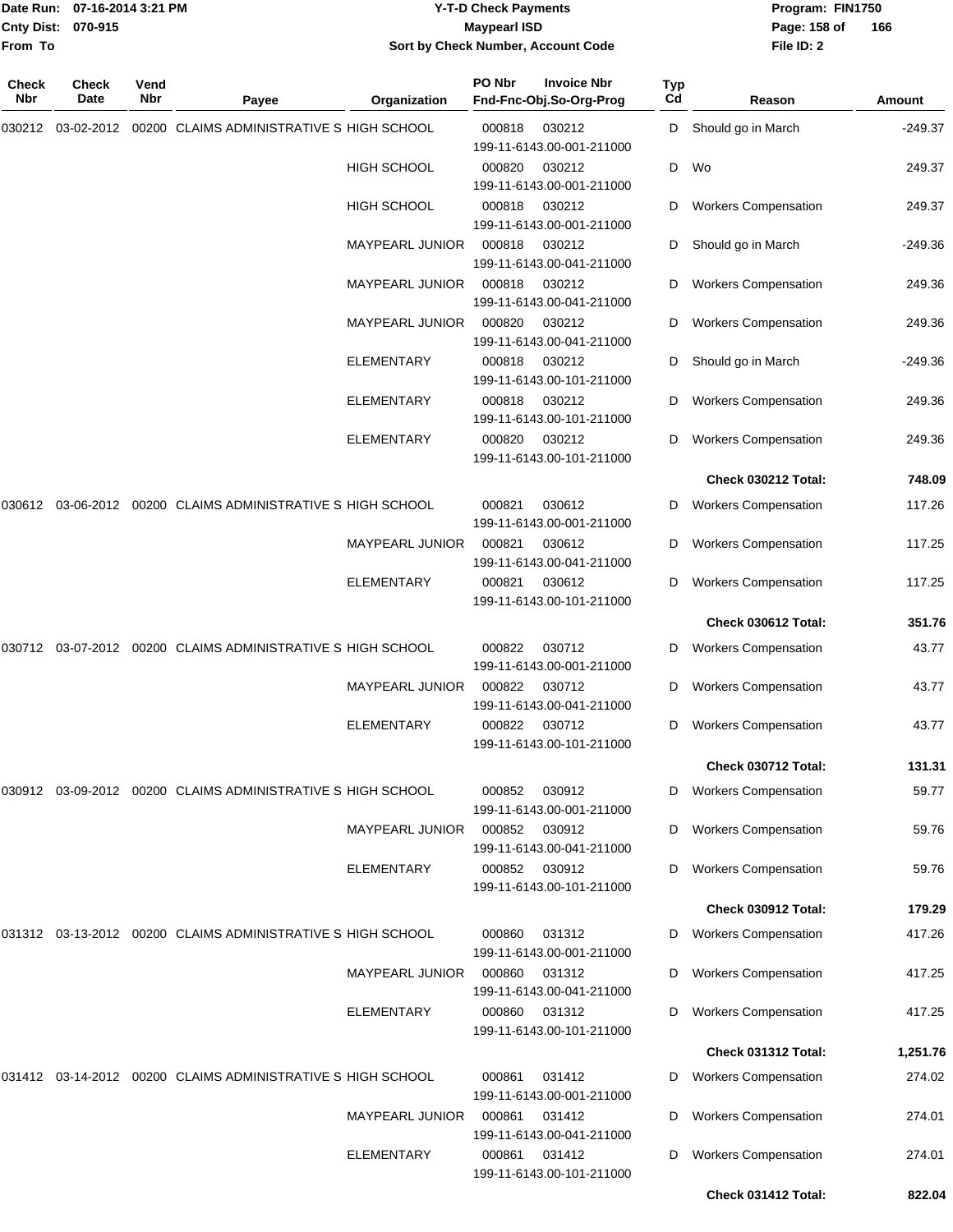Date Run: 07-16-2014 3:21 PM
Cnty Dist: 070-915
From To

# Y-T-D Check Payments
## Maypearl ISD
### Sort by Check Number, Account Code

Program: FIN1750
File ID: 2

| Check Nbr | Check Date | Vend Nbr | Payee | Organization | PO Nbr / Fnd-Fnc-Obj.So-Org-Prog | Invoice Nbr | Typ Cd | Reason | Amount |
|---|---|---|---|---|---|---|---|---|---|
| 030212 | 03-02-2012 | 00200 | CLAIMS ADMINISTRATIVE S | HIGH SCHOOL | 000818 199-11-6143.00-001-211000 | 030212 | D | Should go in March | -249.37 |
| | | | | HIGH SCHOOL | 000820 199-11-6143.00-001-211000 | 030212 | D | Wo | 249.37 |
| | | | | HIGH SCHOOL | 000818 199-11-6143.00-001-211000 | 030212 | D | Workers Compensation | 249.37 |
| | | | | MAYPEARL JUNIOR | 000818 199-11-6143.00-041-211000 | 030212 | D | Should go in March | -249.36 |
| | | | | MAYPEARL JUNIOR | 000818 199-11-6143.00-041-211000 | 030212 | D | Workers Compensation | 249.36 |
| | | | | MAYPEARL JUNIOR | 000820 199-11-6143.00-041-211000 | 030212 | D | Workers Compensation | 249.36 |
| | | | | ELEMENTARY | 000818 199-11-6143.00-101-211000 | 030212 | D | Should go in March | -249.36 |
| | | | | ELEMENTARY | 000818 199-11-6143.00-101-211000 | 030212 | D | Workers Compensation | 249.36 |
| | | | | ELEMENTARY | 000820 199-11-6143.00-101-211000 | 030212 | D | Workers Compensation | 249.36 |
| | | | | | | | | **Check 030212 Total:** | **748.09** |
| 030612 | 03-06-2012 | 00200 | CLAIMS ADMINISTRATIVE S | HIGH SCHOOL | 000821 199-11-6143.00-001-211000 | 030612 | D | Workers Compensation | 117.26 |
| | | | | MAYPEARL JUNIOR | 000821 199-11-6143.00-041-211000 | 030612 | D | Workers Compensation | 117.25 |
| | | | | ELEMENTARY | 000821 199-11-6143.00-101-211000 | 030612 | D | Workers Compensation | 117.25 |
| | | | | | | | | **Check 030612 Total:** | **351.76** |
| 030712 | 03-07-2012 | 00200 | CLAIMS ADMINISTRATIVE S | HIGH SCHOOL | 000822 199-11-6143.00-001-211000 | 030712 | D | Workers Compensation | 43.77 |
| | | | | MAYPEARL JUNIOR | 000822 199-11-6143.00-041-211000 | 030712 | D | Workers Compensation | 43.77 |
| | | | | ELEMENTARY | 000822 199-11-6143.00-101-211000 | 030712 | D | Workers Compensation | 43.77 |
| | | | | | | | | **Check 030712 Total:** | **131.31** |
| 030912 | 03-09-2012 | 00200 | CLAIMS ADMINISTRATIVE S | HIGH SCHOOL | 000852 199-11-6143.00-001-211000 | 030912 | D | Workers Compensation | 59.77 |
| | | | | MAYPEARL JUNIOR | 000852 199-11-6143.00-041-211000 | 030912 | D | Workers Compensation | 59.76 |
| | | | | ELEMENTARY | 000852 199-11-6143.00-101-211000 | 030912 | D | Workers Compensation | 59.76 |
| | | | | | | | | **Check 030912 Total:** | **179.29** |
| 031312 | 03-13-2012 | 00200 | CLAIMS ADMINISTRATIVE S | HIGH SCHOOL | 000860 199-11-6143.00-001-211000 | 031312 | D | Workers Compensation | 417.26 |
| | | | | MAYPEARL JUNIOR | 000860 199-11-6143.00-041-211000 | 031312 | D | Workers Compensation | 417.25 |
| | | | | ELEMENTARY | 000860 199-11-6143.00-101-211000 | 031312 | D | Workers Compensation | 417.25 |
| | | | | | | | | **Check 031312 Total:** | **1,251.76** |
| 031412 | 03-14-2012 | 00200 | CLAIMS ADMINISTRATIVE S | HIGH SCHOOL | 000861 199-11-6143.00-001-211000 | 031412 | D | Workers Compensation | 274.02 |
| | | | | MAYPEARL JUNIOR | 000861 199-11-6143.00-041-211000 | 031412 | D | Workers Compensation | 274.01 |
| | | | | ELEMENTARY | 000861 199-11-6143.00-101-211000 | 031412 | D | Workers Compensation | 274.01 |
| | | | | | | | | **Check 031412 Total:** | **822.04** |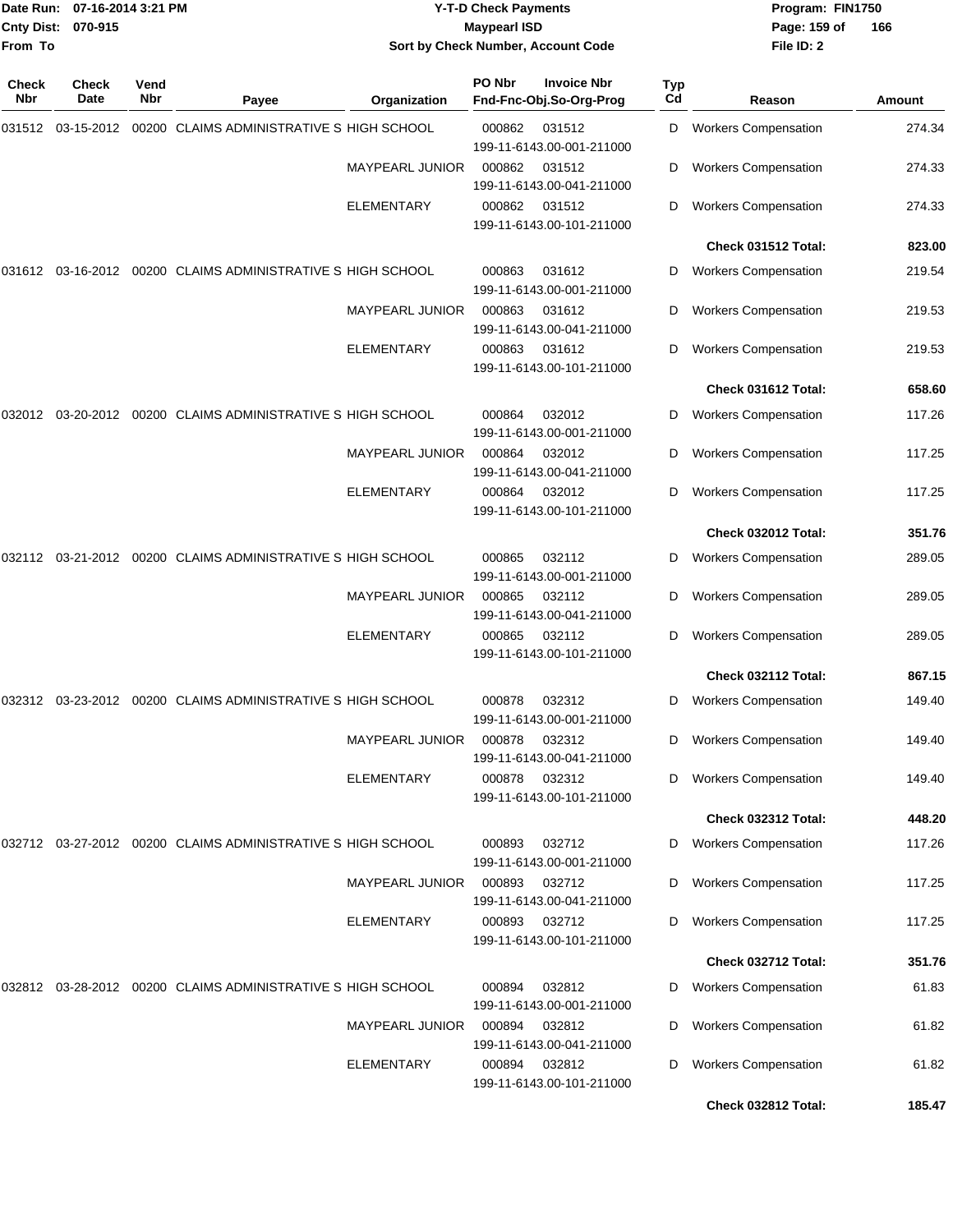| Check Nbr | Check Date | Vend Nbr | Payee | Organization | PO Nbr | Invoice Nbr / Fnd-Fnc-Obj.So-Org-Prog | Typ Cd | Reason | Amount |
|---|---|---|---|---|---|---|---|---|---|
| 031512 | 03-15-2012 | 00200 | CLAIMS ADMINISTRATIVE S | HIGH SCHOOL | 000862 | 031512 199-11-6143.00-001-211000 | D | Workers Compensation | 274.34 |
| | | | | MAYPEARL JUNIOR | 000862 | 031512 199-11-6143.00-041-211000 | D | Workers Compensation | 274.33 |
| | | | | ELEMENTARY | 000862 | 031512 199-11-6143.00-101-211000 | D | Workers Compensation | 274.33 |
| | | | | | | | | **Check 031512 Total:** | **823.00** |
| 031612 | 03-16-2012 | 00200 | CLAIMS ADMINISTRATIVE S | HIGH SCHOOL | 000863 | 031612 199-11-6143.00-001-211000 | D | Workers Compensation | 219.54 |
| | | | | MAYPEARL JUNIOR | 000863 | 031612 199-11-6143.00-041-211000 | D | Workers Compensation | 219.53 |
| | | | | ELEMENTARY | 000863 | 031612 199-11-6143.00-101-211000 | D | Workers Compensation | 219.53 |
| | | | | | | | | **Check 031612 Total:** | **658.60** |
| 032012 | 03-20-2012 | 00200 | CLAIMS ADMINISTRATIVE S | HIGH SCHOOL | 000864 | 032012 199-11-6143.00-001-211000 | D | Workers Compensation | 117.26 |
| | | | | MAYPEARL JUNIOR | 000864 | 032012 199-11-6143.00-041-211000 | D | Workers Compensation | 117.25 |
| | | | | ELEMENTARY | 000864 | 032012 199-11-6143.00-101-211000 | D | Workers Compensation | 117.25 |
| | | | | | | | | **Check 032012 Total:** | **351.76** |
| 032112 | 03-21-2012 | 00200 | CLAIMS ADMINISTRATIVE S | HIGH SCHOOL | 000865 | 032112 199-11-6143.00-001-211000 | D | Workers Compensation | 289.05 |
| | | | | MAYPEARL JUNIOR | 000865 | 032112 199-11-6143.00-041-211000 | D | Workers Compensation | 289.05 |
| | | | | ELEMENTARY | 000865 | 032112 199-11-6143.00-101-211000 | D | Workers Compensation | 289.05 |
| | | | | | | | | **Check 032112 Total:** | **867.15** |
| 032312 | 03-23-2012 | 00200 | CLAIMS ADMINISTRATIVE S | HIGH SCHOOL | 000878 | 032312 199-11-6143.00-001-211000 | D | Workers Compensation | 149.40 |
| | | | | MAYPEARL JUNIOR | 000878 | 032312 199-11-6143.00-041-211000 | D | Workers Compensation | 149.40 |
| | | | | ELEMENTARY | 000878 | 032312 199-11-6143.00-101-211000 | D | Workers Compensation | 149.40 |
| | | | | | | | | **Check 032312 Total:** | **448.20** |
| 032712 | 03-27-2012 | 00200 | CLAIMS ADMINISTRATIVE S | HIGH SCHOOL | 000893 | 032712 199-11-6143.00-001-211000 | D | Workers Compensation | 117.26 |
| | | | | MAYPEARL JUNIOR | 000893 | 032712 199-11-6143.00-041-211000 | D | Workers Compensation | 117.25 |
| | | | | ELEMENTARY | 000893 | 032712 199-11-6143.00-101-211000 | D | Workers Compensation | 117.25 |
| | | | | | | | | **Check 032712 Total:** | **351.76** |
| 032812 | 03-28-2012 | 00200 | CLAIMS ADMINISTRATIVE S | HIGH SCHOOL | 000894 | 032812 199-11-6143.00-001-211000 | D | Workers Compensation | 61.83 |
| | | | | MAYPEARL JUNIOR | 000894 | 032812 199-11-6143.00-041-211000 | D | Workers Compensation | 61.82 |
| | | | | ELEMENTARY | 000894 | 032812 199-11-6143.00-101-211000 | D | Workers Compensation | 61.82 |
| | | | | | | | | **Check 032812 Total:** | **185.47** |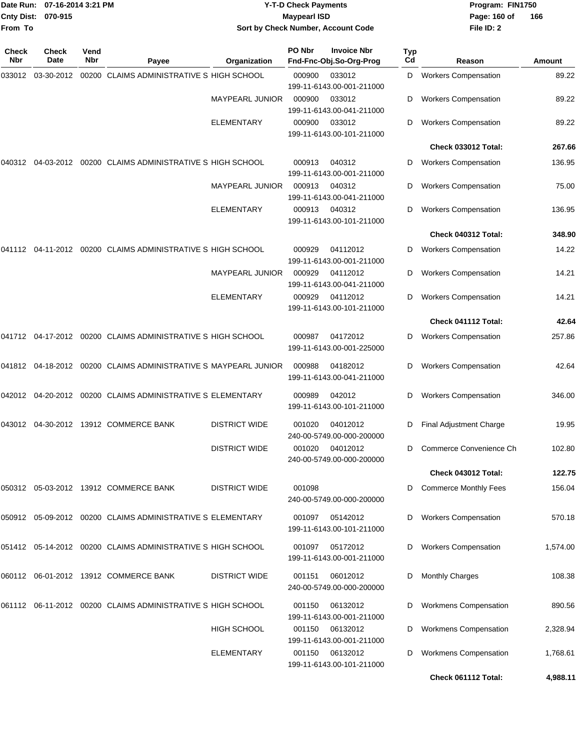Date Run: 07-16-2014 3:21 PM
Cnty Dist: 070-915
From To

# Y-T-D Check Payments
## Maypearl ISD
### Sort by Check Number, Account Code

Program: FIN1750
File ID: 2

| Check Nbr | Check Date | Vend Nbr | Payee | Organization | PO Nbr | Invoice Nbr / Fnd-Fnc-Obj.So-Org-Prog | Typ Cd | Reason | Amount |
|---|---|---|---|---|---|---|---|---|---|
| 033012 | 03-30-2012 | 00200 | CLAIMS ADMINISTRATIVE S | HIGH SCHOOL | 000900 | 033012 199-11-6143.00-001-211000 | D | Workers Compensation | 89.22 |
| | | | | MAYPEARL JUNIOR | 000900 | 033012 199-11-6143.00-041-211000 | D | Workers Compensation | 89.22 |
| | | | | ELEMENTARY | 000900 | 033012 199-11-6143.00-101-211000 | D | Workers Compensation | 89.22 |
| | | | | | | | | **Check 033012 Total:** | **267.66** |
| 040312 | 04-03-2012 | 00200 | CLAIMS ADMINISTRATIVE S | HIGH SCHOOL | 000913 | 040312 199-11-6143.00-001-211000 | D | Workers Compensation | 136.95 |
| | | | | MAYPEARL JUNIOR | 000913 | 040312 199-11-6143.00-041-211000 | D | Workers Compensation | 75.00 |
| | | | | ELEMENTARY | 000913 | 040312 199-11-6143.00-101-211000 | D | Workers Compensation | 136.95 |
| | | | | | | | | **Check 040312 Total:** | **348.90** |
| 041112 | 04-11-2012 | 00200 | CLAIMS ADMINISTRATIVE S | HIGH SCHOOL | 000929 | 04112012 199-11-6143.00-001-211000 | D | Workers Compensation | 14.22 |
| | | | | MAYPEARL JUNIOR | 000929 | 04112012 199-11-6143.00-041-211000 | D | Workers Compensation | 14.21 |
| | | | | ELEMENTARY | 000929 | 04112012 199-11-6143.00-101-211000 | D | Workers Compensation | 14.21 |
| | | | | | | | | **Check 041112 Total:** | **42.64** |
| 041712 | 04-17-2012 | 00200 | CLAIMS ADMINISTRATIVE S | HIGH SCHOOL | 000987 | 04172012 199-11-6143.00-001-225000 | D | Workers Compensation | 257.86 |
| 041812 | 04-18-2012 | 00200 | CLAIMS ADMINISTRATIVE S | MAYPEARL JUNIOR | 000988 | 04182012 199-11-6143.00-041-211000 | D | Workers Compensation | 42.64 |
| 042012 | 04-20-2012 | 00200 | CLAIMS ADMINISTRATIVE S | ELEMENTARY | 000989 | 042012 199-11-6143.00-101-211000 | D | Workers Compensation | 346.00 |
| 043012 | 04-30-2012 | 13912 | COMMERCE BANK | DISTRICT WIDE | 001020 | 04012012 240-00-5749.00-000-200000 | D | Final Adjustment Charge | 19.95 |
| | | | | DISTRICT WIDE | 001020 | 04012012 240-00-5749.00-000-200000 | D | Commerce Convenience Ch | 102.80 |
| | | | | | | | | **Check 043012 Total:** | **122.75** |
| 050312 | 05-03-2012 | 13912 | COMMERCE BANK | DISTRICT WIDE | 001098 | 240-00-5749.00-000-200000 | D | Commerce Monthly Fees | 156.04 |
| 050912 | 05-09-2012 | 00200 | CLAIMS ADMINISTRATIVE S | ELEMENTARY | 001097 | 05142012 199-11-6143.00-101-211000 | D | Workers Compensation | 570.18 |
| 051412 | 05-14-2012 | 00200 | CLAIMS ADMINISTRATIVE S | HIGH SCHOOL | 001097 | 05172012 199-11-6143.00-001-211000 | D | Workers Compensation | 1,574.00 |
| 060112 | 06-01-2012 | 13912 | COMMERCE BANK | DISTRICT WIDE | 001151 | 06012012 240-00-5749.00-000-200000 | D | Monthly Charges | 108.38 |
| 061112 | 06-11-2012 | 00200 | CLAIMS ADMINISTRATIVE S | HIGH SCHOOL | 001150 | 06132012 199-11-6143.00-001-211000 | D | Workmens Compensation | 890.56 |
| | | | | HIGH SCHOOL | 001150 | 06132012 199-11-6143.00-001-211000 | D | Workmens Compensation | 2,328.94 |
| | | | | ELEMENTARY | 001150 | 06132012 199-11-6143.00-101-211000 | D | Workmens Compensation | 1,768.61 |
| | | | | | | | | **Check 061112 Total:** | **4,988.11** |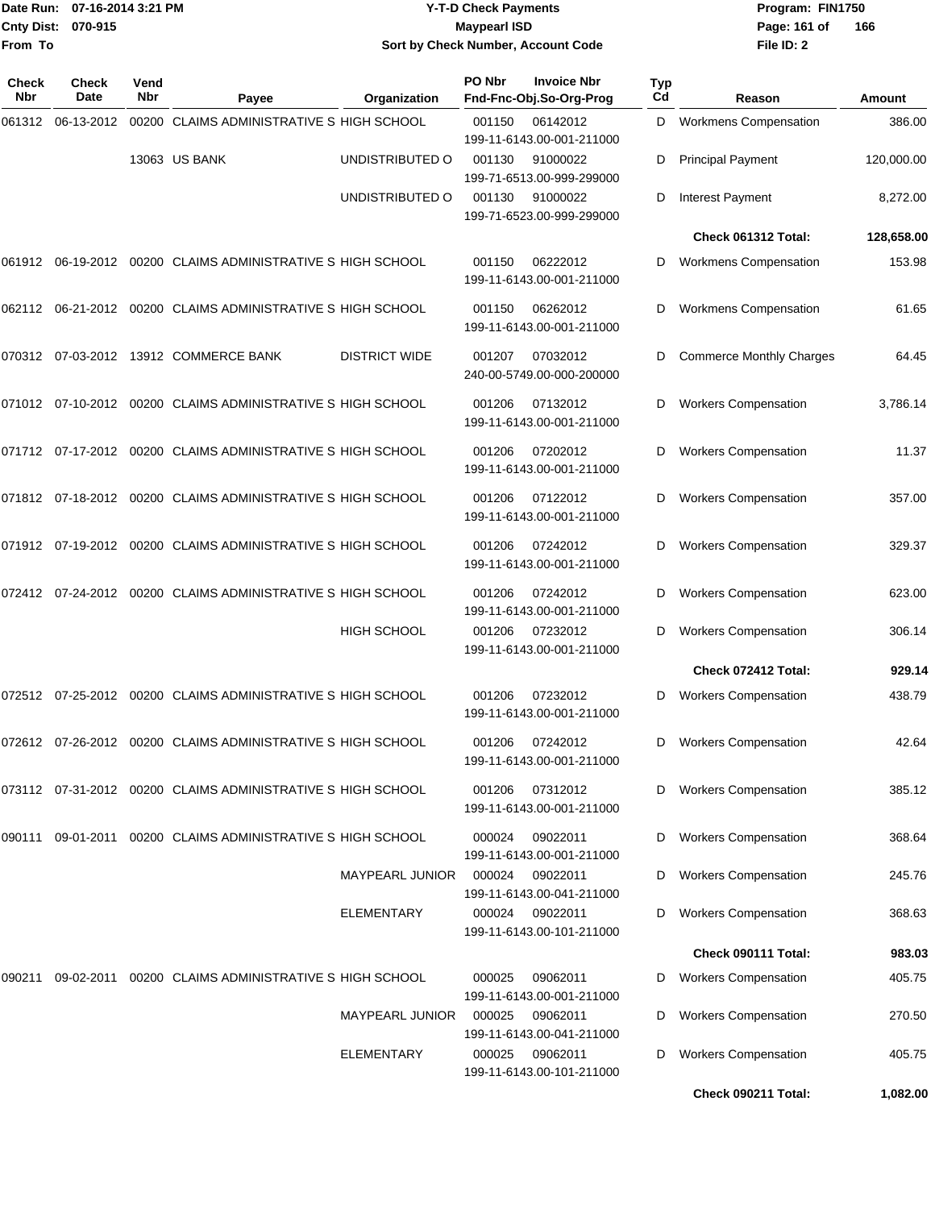Date Run: 07-16-2014 3:21 PM
Cnty Dist: 070-915
From To

# Y-T-D Check Payments
## Maypearl ISD
### Sort by Check Number, Account Code

Program: FIN1750
Page: 161 of 166
File ID: 2

| Check Nbr | Check Date | Vend Nbr | Payee | Organization | PO Nbr | Invoice Nbr / Fnd-Fnc-Obj.So-Org-Prog | Typ Cd | Reason | Amount |
|---|---|---|---|---|---|---|---|---|---|
| 061312 | 06-13-2012 | 00200 | CLAIMS ADMINISTRATIVE S | HIGH SCHOOL | 001150 | 06142012<br>199-11-6143.00-001-211000 | D | Workmens Compensation | 386.00 |
| | | 13063 | US BANK | UNDISTRIBUTED O | 001130 | 91000022<br>199-71-6513.00-999-299000 | D | Principal Payment | 120,000.00 |
| | | | | UNDISTRIBUTED O | 001130 | 91000022<br>199-71-6523.00-999-299000 | D | Interest Payment | 8,272.00 |
| | | | | | | | | **Check 061312 Total:** | **128,658.00** |
| 061912 | 06-19-2012 | 00200 | CLAIMS ADMINISTRATIVE S | HIGH SCHOOL | 001150 | 06222012<br>199-11-6143.00-001-211000 | D | Workmens Compensation | 153.98 |
| 062112 | 06-21-2012 | 00200 | CLAIMS ADMINISTRATIVE S | HIGH SCHOOL | 001150 | 06262012<br>199-11-6143.00-001-211000 | D | Workmens Compensation | 61.65 |
| 070312 | 07-03-2012 | 13912 | COMMERCE BANK | DISTRICT WIDE | 001207 | 07032012<br>240-00-5749.00-000-200000 | D | Commerce Monthly Charges | 64.45 |
| 071012 | 07-10-2012 | 00200 | CLAIMS ADMINISTRATIVE S | HIGH SCHOOL | 001206 | 07132012<br>199-11-6143.00-001-211000 | D | Workers Compensation | 3,786.14 |
| 071712 | 07-17-2012 | 00200 | CLAIMS ADMINISTRATIVE S | HIGH SCHOOL | 001206 | 07202012<br>199-11-6143.00-001-211000 | D | Workers Compensation | 11.37 |
| 071812 | 07-18-2012 | 00200 | CLAIMS ADMINISTRATIVE S | HIGH SCHOOL | 001206 | 07122012<br>199-11-6143.00-001-211000 | D | Workers Compensation | 357.00 |
| 071912 | 07-19-2012 | 00200 | CLAIMS ADMINISTRATIVE S | HIGH SCHOOL | 001206 | 07242012<br>199-11-6143.00-001-211000 | D | Workers Compensation | 329.37 |
| 072412 | 07-24-2012 | 00200 | CLAIMS ADMINISTRATIVE S | HIGH SCHOOL | 001206 | 07242012<br>199-11-6143.00-001-211000 | D | Workers Compensation | 623.00 |
| | | | | HIGH SCHOOL | 001206 | 07232012<br>199-11-6143.00-001-211000 | D | Workers Compensation | 306.14 |
| | | | | | | | | **Check 072412 Total:** | **929.14** |
| 072512 | 07-25-2012 | 00200 | CLAIMS ADMINISTRATIVE S | HIGH SCHOOL | 001206 | 07232012<br>199-11-6143.00-001-211000 | D | Workers Compensation | 438.79 |
| 072612 | 07-26-2012 | 00200 | CLAIMS ADMINISTRATIVE S | HIGH SCHOOL | 001206 | 07242012<br>199-11-6143.00-001-211000 | D | Workers Compensation | 42.64 |
| 073112 | 07-31-2012 | 00200 | CLAIMS ADMINISTRATIVE S | HIGH SCHOOL | 001206 | 07312012<br>199-11-6143.00-001-211000 | D | Workers Compensation | 385.12 |
| 090111 | 09-01-2011 | 00200 | CLAIMS ADMINISTRATIVE S | HIGH SCHOOL | 000024 | 09022011<br>199-11-6143.00-001-211000 | D | Workers Compensation | 368.64 |
| | | | | MAYPEARL JUNIOR | 000024 | 09022011<br>199-11-6143.00-041-211000 | D | Workers Compensation | 245.76 |
| | | | | ELEMENTARY | 000024 | 09022011<br>199-11-6143.00-101-211000 | D | Workers Compensation | 368.63 |
| | | | | | | | | **Check 090111 Total:** | **983.03** |
| 090211 | 09-02-2011 | 00200 | CLAIMS ADMINISTRATIVE S | HIGH SCHOOL | 000025 | 09062011<br>199-11-6143.00-001-211000 | D | Workers Compensation | 405.75 |
| | | | | MAYPEARL JUNIOR | 000025 | 09062011<br>199-11-6143.00-041-211000 | D | Workers Compensation | 270.50 |
| | | | | ELEMENTARY | 000025 | 09062011<br>199-11-6143.00-101-211000 | D | Workers Compensation | 405.75 |
| | | | | | | | | **Check 090211 Total:** | **1,082.00** |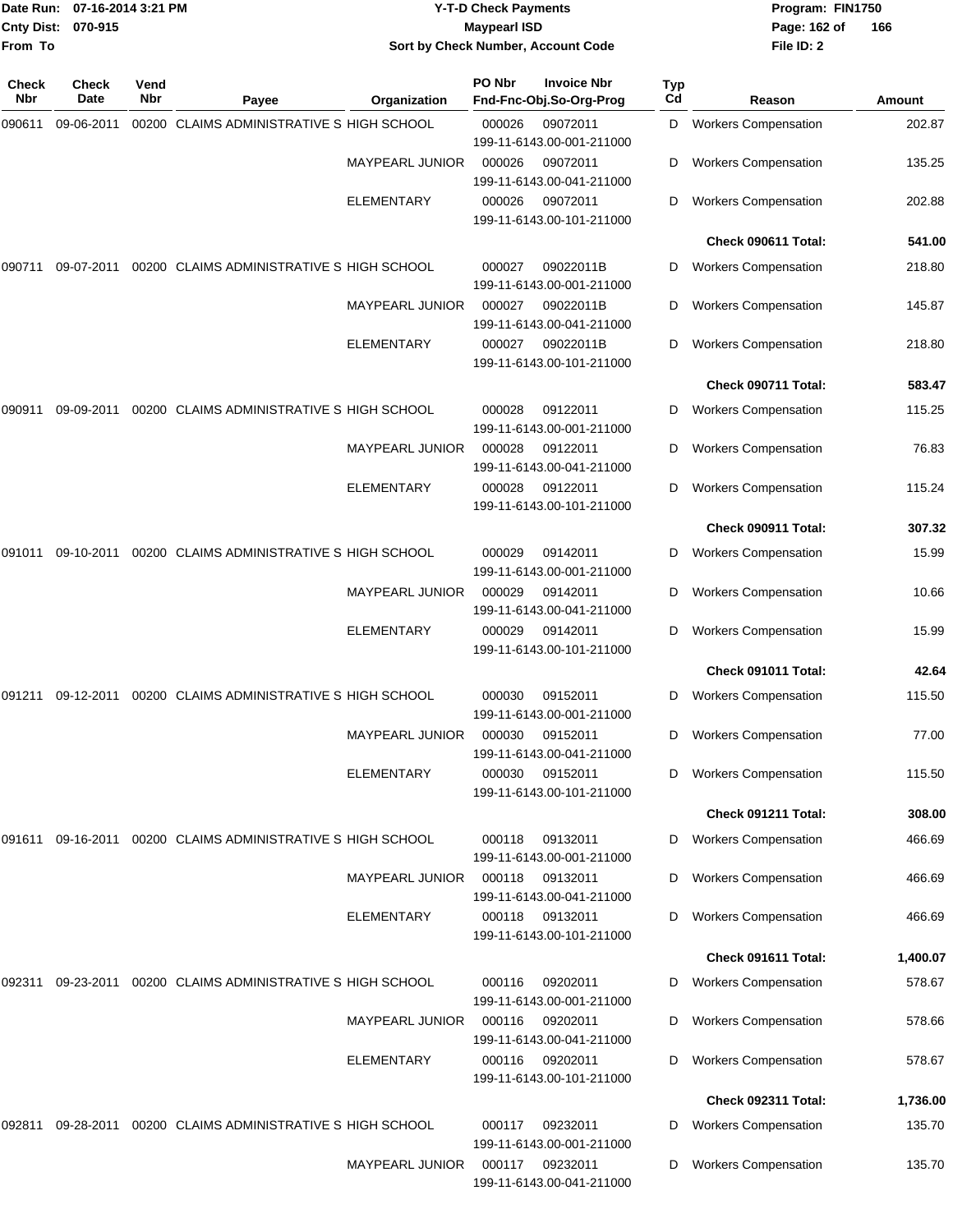**Date Run:** 07-16-2014 3:21 PM
**Cnty Dist:** 070-915
**From To**

# Y-T-D Check Payments

## Maypearl ISD

### Sort by Check Number, Account Code

**Program:** FIN1750
**File ID:** 2

| Check Nbr | Check Date | Vend Nbr | Payee | Organization | PO Nbr | Invoice Nbr / Fnd-Fnc-Obj.So-Org-Prog | Typ Cd | Reason | Amount |
|---|---|---|---|---|---|---|---|---|---|
| 090611 | 09-06-2011 | 00200 | CLAIMS ADMINISTRATIVE S | HIGH SCHOOL | 000026 | 09072011 199-11-6143.00-001-211000 | D | Workers Compensation | 202.87 |
| | | | | MAYPEARL JUNIOR | 000026 | 09072011 199-11-6143.00-041-211000 | D | Workers Compensation | 135.25 |
| | | | | ELEMENTARY | 000026 | 09072011 199-11-6143.00-101-211000 | D | Workers Compensation | 202.88 |
| | | | | | | | | **Check 090611 Total:** | **541.00** |
| 090711 | 09-07-2011 | 00200 | CLAIMS ADMINISTRATIVE S | HIGH SCHOOL | 000027 | 09022011B 199-11-6143.00-001-211000 | D | Workers Compensation | 218.80 |
| | | | | MAYPEARL JUNIOR | 000027 | 09022011B 199-11-6143.00-041-211000 | D | Workers Compensation | 145.87 |
| | | | | ELEMENTARY | 000027 | 09022011B 199-11-6143.00-101-211000 | D | Workers Compensation | 218.80 |
| | | | | | | | | **Check 090711 Total:** | **583.47** |
| 090911 | 09-09-2011 | 00200 | CLAIMS ADMINISTRATIVE S | HIGH SCHOOL | 000028 | 09122011 199-11-6143.00-001-211000 | D | Workers Compensation | 115.25 |
| | | | | MAYPEARL JUNIOR | 000028 | 09122011 199-11-6143.00-041-211000 | D | Workers Compensation | 76.83 |
| | | | | ELEMENTARY | 000028 | 09122011 199-11-6143.00-101-211000 | D | Workers Compensation | 115.24 |
| | | | | | | | | **Check 090911 Total:** | **307.32** |
| 091011 | 09-10-2011 | 00200 | CLAIMS ADMINISTRATIVE S | HIGH SCHOOL | 000029 | 09142011 199-11-6143.00-001-211000 | D | Workers Compensation | 15.99 |
| | | | | MAYPEARL JUNIOR | 000029 | 09142011 199-11-6143.00-041-211000 | D | Workers Compensation | 10.66 |
| | | | | ELEMENTARY | 000029 | 09142011 199-11-6143.00-101-211000 | D | Workers Compensation | 15.99 |
| | | | | | | | | **Check 091011 Total:** | **42.64** |
| 091211 | 09-12-2011 | 00200 | CLAIMS ADMINISTRATIVE S | HIGH SCHOOL | 000030 | 09152011 199-11-6143.00-001-211000 | D | Workers Compensation | 115.50 |
| | | | | MAYPEARL JUNIOR | 000030 | 09152011 199-11-6143.00-041-211000 | D | Workers Compensation | 77.00 |
| | | | | ELEMENTARY | 000030 | 09152011 199-11-6143.00-101-211000 | D | Workers Compensation | 115.50 |
| | | | | | | | | **Check 091211 Total:** | **308.00** |
| 091611 | 09-16-2011 | 00200 | CLAIMS ADMINISTRATIVE S | HIGH SCHOOL | 000118 | 09132011 199-11-6143.00-001-211000 | D | Workers Compensation | 466.69 |
| | | | | MAYPEARL JUNIOR | 000118 | 09132011 199-11-6143.00-041-211000 | D | Workers Compensation | 466.69 |
| | | | | ELEMENTARY | 000118 | 09132011 199-11-6143.00-101-211000 | D | Workers Compensation | 466.69 |
| | | | | | | | | **Check 091611 Total:** | **1,400.07** |
| 092311 | 09-23-2011 | 00200 | CLAIMS ADMINISTRATIVE S | HIGH SCHOOL | 000116 | 09202011 199-11-6143.00-001-211000 | D | Workers Compensation | 578.67 |
| | | | | MAYPEARL JUNIOR | 000116 | 09202011 199-11-6143.00-041-211000 | D | Workers Compensation | 578.66 |
| | | | | ELEMENTARY | 000116 | 09202011 199-11-6143.00-101-211000 | D | Workers Compensation | 578.67 |
| | | | | | | | | **Check 092311 Total:** | **1,736.00** |
| 092811 | 09-28-2011 | 00200 | CLAIMS ADMINISTRATIVE S | HIGH SCHOOL | 000117 | 09232011 199-11-6143.00-001-211000 | D | Workers Compensation | 135.70 |
| | | | | MAYPEARL JUNIOR | 000117 | 09232011 199-11-6143.00-041-211000 | D | Workers Compensation | 135.70 |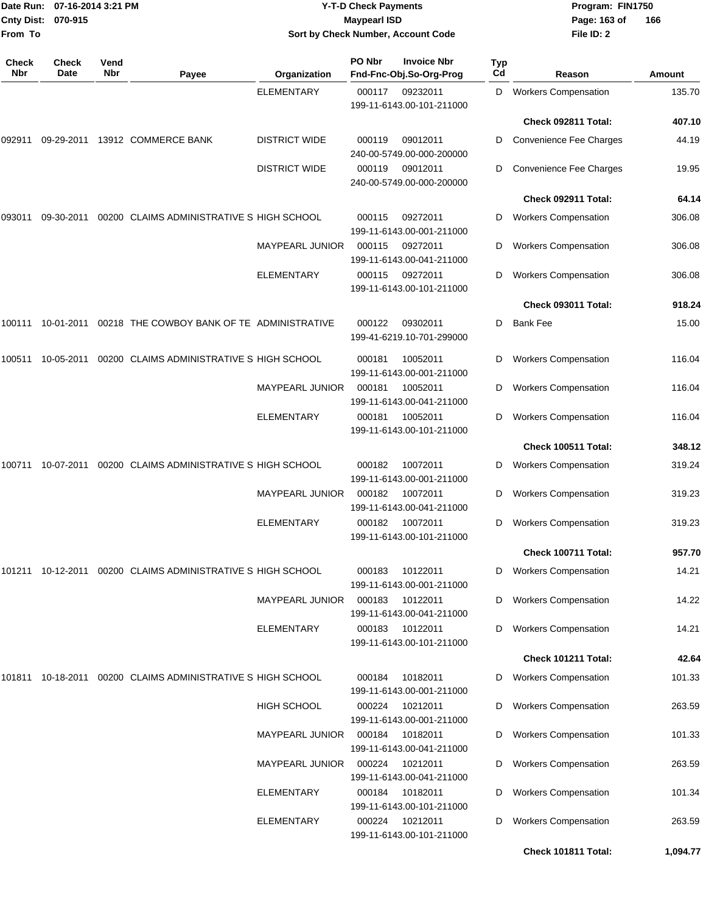**Y-T-D Check Payments**
**Maypearl ISD**
**Sort by Check Number, Account Code**

Date Run: 07-16-2014 3:21 PM
Cnty Dist: 070-915
From To

Program: FIN1750
File ID: 2

| Check Nbr | Check Date | Vend Nbr | Payee | Organization | PO Nbr / Invoice Nbr / Fnd-Fnc-Obj.So-Org-Prog | Typ Cd | Reason | Amount |
|---|---|---|---|---|---|---|---|---|
| | | | | ELEMENTARY | 000117 09232011 199-11-6143.00-101-211000 | D | Workers Compensation | 135.70 |
| | | | | | | | **Check 092811 Total:** | **407.10** |
| 092911 | 09-29-2011 | 13912 | COMMERCE BANK | DISTRICT WIDE | 000119 09012011 240-00-5749.00-000-200000 | D | Convenience Fee Charges | 44.19 |
| | | | | DISTRICT WIDE | 000119 09012011 240-00-5749.00-000-200000 | D | Convenience Fee Charges | 19.95 |
| | | | | | | | **Check 092911 Total:** | **64.14** |
| 093011 | 09-30-2011 | 00200 | CLAIMS ADMINISTRATIVE S | HIGH SCHOOL | 000115 09272011 199-11-6143.00-001-211000 | D | Workers Compensation | 306.08 |
| | | | | MAYPEARL JUNIOR | 000115 09272011 199-11-6143.00-041-211000 | D | Workers Compensation | 306.08 |
| | | | | ELEMENTARY | 000115 09272011 199-11-6143.00-101-211000 | D | Workers Compensation | 306.08 |
| | | | | | | | **Check 093011 Total:** | **918.24** |
| 100111 | 10-01-2011 | 00218 | THE COWBOY BANK OF TE | ADMINISTRATIVE | 000122 09302011 199-41-6219.10-701-299000 | D | Bank Fee | 15.00 |
| 100511 | 10-05-2011 | 00200 | CLAIMS ADMINISTRATIVE S | HIGH SCHOOL | 000181 10052011 199-11-6143.00-001-211000 | D | Workers Compensation | 116.04 |
| | | | | MAYPEARL JUNIOR | 000181 10052011 199-11-6143.00-041-211000 | D | Workers Compensation | 116.04 |
| | | | | ELEMENTARY | 000181 10052011 199-11-6143.00-101-211000 | D | Workers Compensation | 116.04 |
| | | | | | | | **Check 100511 Total:** | **348.12** |
| 100711 | 10-07-2011 | 00200 | CLAIMS ADMINISTRATIVE S | HIGH SCHOOL | 000182 10072011 199-11-6143.00-001-211000 | D | Workers Compensation | 319.24 |
| | | | | MAYPEARL JUNIOR | 000182 10072011 199-11-6143.00-041-211000 | D | Workers Compensation | 319.23 |
| | | | | ELEMENTARY | 000182 10072011 199-11-6143.00-101-211000 | D | Workers Compensation | 319.23 |
| | | | | | | | **Check 100711 Total:** | **957.70** |
| 101211 | 10-12-2011 | 00200 | CLAIMS ADMINISTRATIVE S | HIGH SCHOOL | 000183 10122011 199-11-6143.00-001-211000 | D | Workers Compensation | 14.21 |
| | | | | MAYPEARL JUNIOR | 000183 10122011 199-11-6143.00-041-211000 | D | Workers Compensation | 14.22 |
| | | | | ELEMENTARY | 000183 10122011 199-11-6143.00-101-211000 | D | Workers Compensation | 14.21 |
| | | | | | | | **Check 101211 Total:** | **42.64** |
| 101811 | 10-18-2011 | 00200 | CLAIMS ADMINISTRATIVE S | HIGH SCHOOL | 000184 10182011 199-11-6143.00-001-211000 | D | Workers Compensation | 101.33 |
| | | | | HIGH SCHOOL | 000224 10212011 199-11-6143.00-001-211000 | D | Workers Compensation | 263.59 |
| | | | | MAYPEARL JUNIOR | 000184 10182011 199-11-6143.00-041-211000 | D | Workers Compensation | 101.33 |
| | | | | MAYPEARL JUNIOR | 000224 10212011 199-11-6143.00-041-211000 | D | Workers Compensation | 263.59 |
| | | | | ELEMENTARY | 000184 10182011 199-11-6143.00-101-211000 | D | Workers Compensation | 101.34 |
| | | | | ELEMENTARY | 000224 10212011 199-11-6143.00-101-211000 | D | Workers Compensation | 263.59 |
| | | | | | | | **Check 101811 Total:** | **1,094.77** |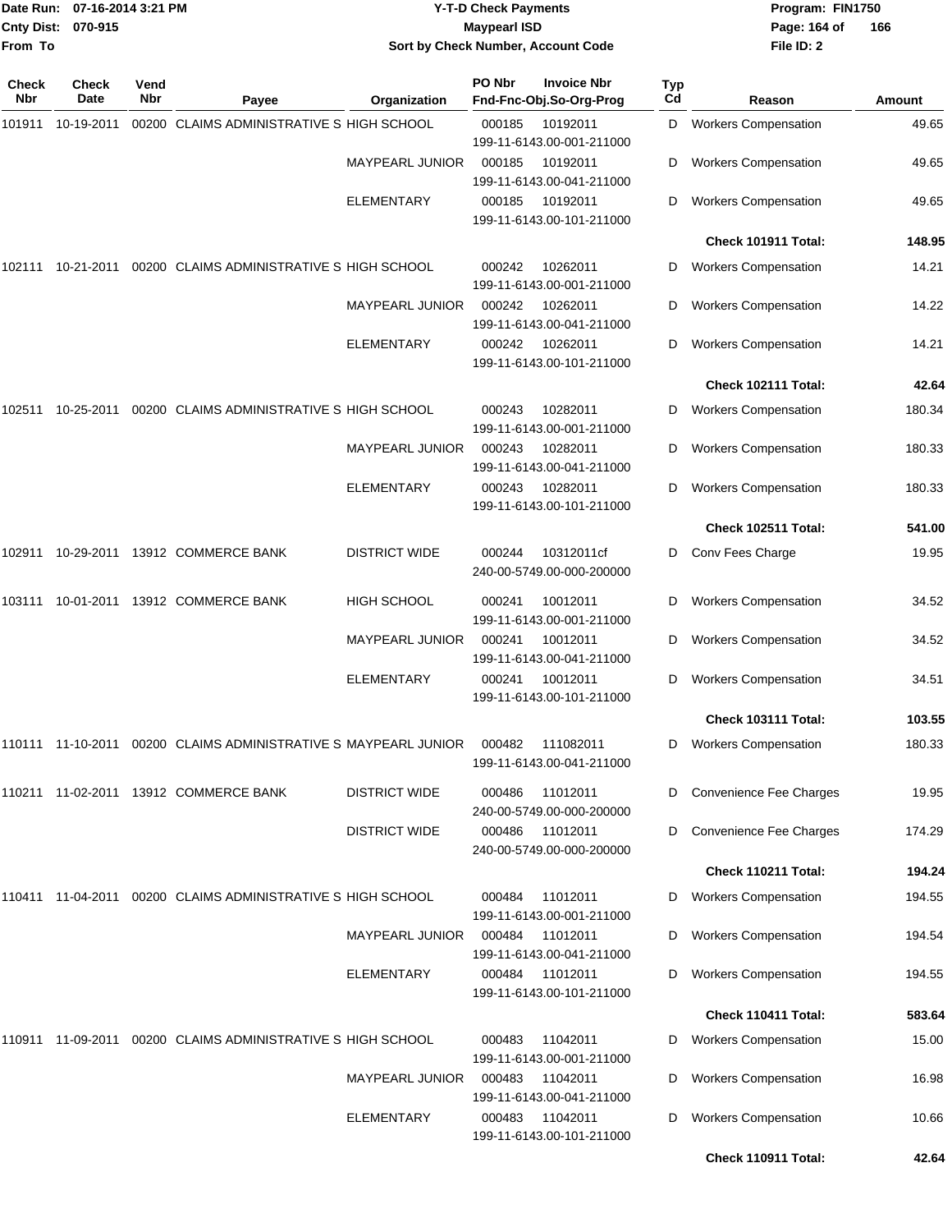Date Run: 07-16-2014 3:21 PM
Cnty Dist: 070-915
From To

# Y-T-D Check Payments
## Maypearl ISD
### Sort by Check Number, Account Code

Program: FIN1750
File ID: 2

| Check Nbr | Check Date | Vend Nbr | Payee | Organization | PO Nbr / Fnd-Fnc-Obj.So-Org-Prog | Invoice Nbr | Typ Cd | Reason | Amount |
|---|---|---|---|---|---|---|---|---|---|
| 101911 | 10-19-2011 | 00200 | CLAIMS ADMINISTRATIVE S | HIGH SCHOOL | 000185 199-11-6143.00-001-211000 | 10192011 | D | Workers Compensation | 49.65 |
| | | | | MAYPEARL JUNIOR | 000185 199-11-6143.00-041-211000 | 10192011 | D | Workers Compensation | 49.65 |
| | | | | ELEMENTARY | 000185 199-11-6143.00-101-211000 | 10192011 | D | Workers Compensation | 49.65 |
| | | | | | | | | **Check 101911 Total:** | **148.95** |
| 102111 | 10-21-2011 | 00200 | CLAIMS ADMINISTRATIVE S | HIGH SCHOOL | 000242 199-11-6143.00-001-211000 | 10262011 | D | Workers Compensation | 14.21 |
| | | | | MAYPEARL JUNIOR | 000242 199-11-6143.00-041-211000 | 10262011 | D | Workers Compensation | 14.22 |
| | | | | ELEMENTARY | 000242 199-11-6143.00-101-211000 | 10262011 | D | Workers Compensation | 14.21 |
| | | | | | | | | **Check 102111 Total:** | **42.64** |
| 102511 | 10-25-2011 | 00200 | CLAIMS ADMINISTRATIVE S | HIGH SCHOOL | 000243 199-11-6143.00-001-211000 | 10282011 | D | Workers Compensation | 180.34 |
| | | | | MAYPEARL JUNIOR | 000243 199-11-6143.00-041-211000 | 10282011 | D | Workers Compensation | 180.33 |
| | | | | ELEMENTARY | 000243 199-11-6143.00-101-211000 | 10282011 | D | Workers Compensation | 180.33 |
| | | | | | | | | **Check 102511 Total:** | **541.00** |
| 102911 | 10-29-2011 | 13912 | COMMERCE BANK | DISTRICT WIDE | 000244 240-00-5749.00-000-200000 | 10312011cf | D | Conv Fees Charge | 19.95 |
| 103111 | 10-01-2011 | 13912 | COMMERCE BANK | HIGH SCHOOL | 000241 199-11-6143.00-001-211000 | 10012011 | D | Workers Compensation | 34.52 |
| | | | | MAYPEARL JUNIOR | 000241 199-11-6143.00-041-211000 | 10012011 | D | Workers Compensation | 34.52 |
| | | | | ELEMENTARY | 000241 199-11-6143.00-101-211000 | 10012011 | D | Workers Compensation | 34.51 |
| | | | | | | | | **Check 103111 Total:** | **103.55** |
| 110111 | 11-10-2011 | 00200 | CLAIMS ADMINISTRATIVE S | MAYPEARL JUNIOR | 000482 199-11-6143.00-041-211000 | 111082011 | D | Workers Compensation | 180.33 |
| 110211 | 11-02-2011 | 13912 | COMMERCE BANK | DISTRICT WIDE | 000486 240-00-5749.00-000-200000 | 11012011 | D | Convenience Fee Charges | 19.95 |
| | | | | DISTRICT WIDE | 000486 240-00-5749.00-000-200000 | 11012011 | D | Convenience Fee Charges | 174.29 |
| | | | | | | | | **Check 110211 Total:** | **194.24** |
| 110411 | 11-04-2011 | 00200 | CLAIMS ADMINISTRATIVE S | HIGH SCHOOL | 000484 199-11-6143.00-001-211000 | 11012011 | D | Workers Compensation | 194.55 |
| | | | | MAYPEARL JUNIOR | 000484 199-11-6143.00-041-211000 | 11012011 | D | Workers Compensation | 194.54 |
| | | | | ELEMENTARY | 000484 199-11-6143.00-101-211000 | 11012011 | D | Workers Compensation | 194.55 |
| | | | | | | | | **Check 110411 Total:** | **583.64** |
| 110911 | 11-09-2011 | 00200 | CLAIMS ADMINISTRATIVE S | HIGH SCHOOL | 000483 199-11-6143.00-001-211000 | 11042011 | D | Workers Compensation | 15.00 |
| | | | | MAYPEARL JUNIOR | 000483 199-11-6143.00-041-211000 | 11042011 | D | Workers Compensation | 16.98 |
| | | | | ELEMENTARY | 000483 199-11-6143.00-101-211000 | 11042011 | D | Workers Compensation | 10.66 |
| | | | | | | | | **Check 110911 Total:** | **42.64** |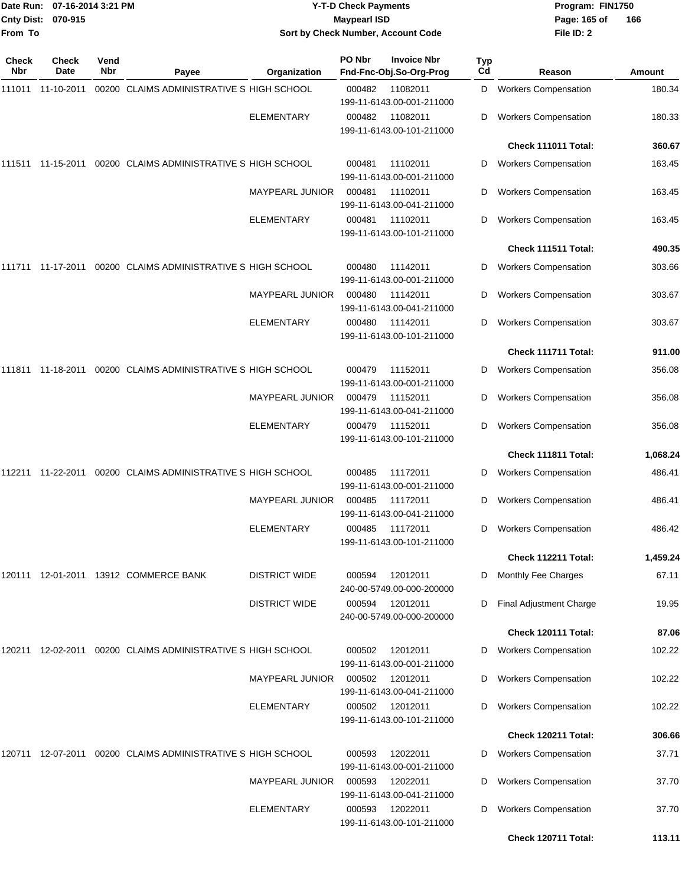**Y-T-D Check Payments**
**Maypearl ISD**
**Sort by Check Number, Account Code**

Date Run: 07-16-2014 3:21 PM
Cnty Dist: 070-915
From To

Program: FIN1750
File ID: 2

| Check Nbr | Check Date | Vend Nbr | Payee | Organization | PO Nbr | Invoice Nbr / Fnd-Fnc-Obj.So-Org-Prog | Typ Cd | Reason | Amount |
|---|---|---|---|---|---|---|---|---|---|
| 111011 | 11-10-2011 | 00200 | CLAIMS ADMINISTRATIVE S | HIGH SCHOOL | 000482 | 11082011 199-11-6143.00-001-211000 | D | Workers Compensation | 180.34 |
| | | | | ELEMENTARY | 000482 | 11082011 199-11-6143.00-101-211000 | D | Workers Compensation | 180.33 |
| | | | | | | | | **Check 111011 Total:** | **360.67** |
| 111511 | 11-15-2011 | 00200 | CLAIMS ADMINISTRATIVE S | HIGH SCHOOL | 000481 | 11102011 199-11-6143.00-001-211000 | D | Workers Compensation | 163.45 |
| | | | | MAYPEARL JUNIOR | 000481 | 11102011 199-11-6143.00-041-211000 | D | Workers Compensation | 163.45 |
| | | | | ELEMENTARY | 000481 | 11102011 199-11-6143.00-101-211000 | D | Workers Compensation | 163.45 |
| | | | | | | | | **Check 111511 Total:** | **490.35** |
| 111711 | 11-17-2011 | 00200 | CLAIMS ADMINISTRATIVE S | HIGH SCHOOL | 000480 | 11142011 199-11-6143.00-001-211000 | D | Workers Compensation | 303.66 |
| | | | | MAYPEARL JUNIOR | 000480 | 11142011 199-11-6143.00-041-211000 | D | Workers Compensation | 303.67 |
| | | | | ELEMENTARY | 000480 | 11142011 199-11-6143.00-101-211000 | D | Workers Compensation | 303.67 |
| | | | | | | | | **Check 111711 Total:** | **911.00** |
| 111811 | 11-18-2011 | 00200 | CLAIMS ADMINISTRATIVE S | HIGH SCHOOL | 000479 | 11152011 199-11-6143.00-001-211000 | D | Workers Compensation | 356.08 |
| | | | | MAYPEARL JUNIOR | 000479 | 11152011 199-11-6143.00-041-211000 | D | Workers Compensation | 356.08 |
| | | | | ELEMENTARY | 000479 | 11152011 199-11-6143.00-101-211000 | D | Workers Compensation | 356.08 |
| | | | | | | | | **Check 111811 Total:** | **1,068.24** |
| 112211 | 11-22-2011 | 00200 | CLAIMS ADMINISTRATIVE S | HIGH SCHOOL | 000485 | 11172011 199-11-6143.00-001-211000 | D | Workers Compensation | 486.41 |
| | | | | MAYPEARL JUNIOR | 000485 | 11172011 199-11-6143.00-041-211000 | D | Workers Compensation | 486.41 |
| | | | | ELEMENTARY | 000485 | 11172011 199-11-6143.00-101-211000 | D | Workers Compensation | 486.42 |
| | | | | | | | | **Check 112211 Total:** | **1,459.24** |
| 120111 | 12-01-2011 | 13912 | COMMERCE BANK | DISTRICT WIDE | 000594 | 12012011 240-00-5749.00-000-200000 | D | Monthly Fee Charges | 67.11 |
| | | | | DISTRICT WIDE | 000594 | 12012011 240-00-5749.00-000-200000 | D | Final Adjustment Charge | 19.95 |
| | | | | | | | | **Check 120111 Total:** | **87.06** |
| 120211 | 12-02-2011 | 00200 | CLAIMS ADMINISTRATIVE S | HIGH SCHOOL | 000502 | 12012011 199-11-6143.00-001-211000 | D | Workers Compensation | 102.22 |
| | | | | MAYPEARL JUNIOR | 000502 | 12012011 199-11-6143.00-041-211000 | D | Workers Compensation | 102.22 |
| | | | | ELEMENTARY | 000502 | 12012011 199-11-6143.00-101-211000 | D | Workers Compensation | 102.22 |
| | | | | | | | | **Check 120211 Total:** | **306.66** |
| 120711 | 12-07-2011 | 00200 | CLAIMS ADMINISTRATIVE S | HIGH SCHOOL | 000593 | 12022011 199-11-6143.00-001-211000 | D | Workers Compensation | 37.71 |
| | | | | MAYPEARL JUNIOR | 000593 | 12022011 199-11-6143.00-041-211000 | D | Workers Compensation | 37.70 |
| | | | | ELEMENTARY | 000593 | 12022011 199-11-6143.00-101-211000 | D | Workers Compensation | 37.70 |
| | | | | | | | | **Check 120711 Total:** | **113.11** |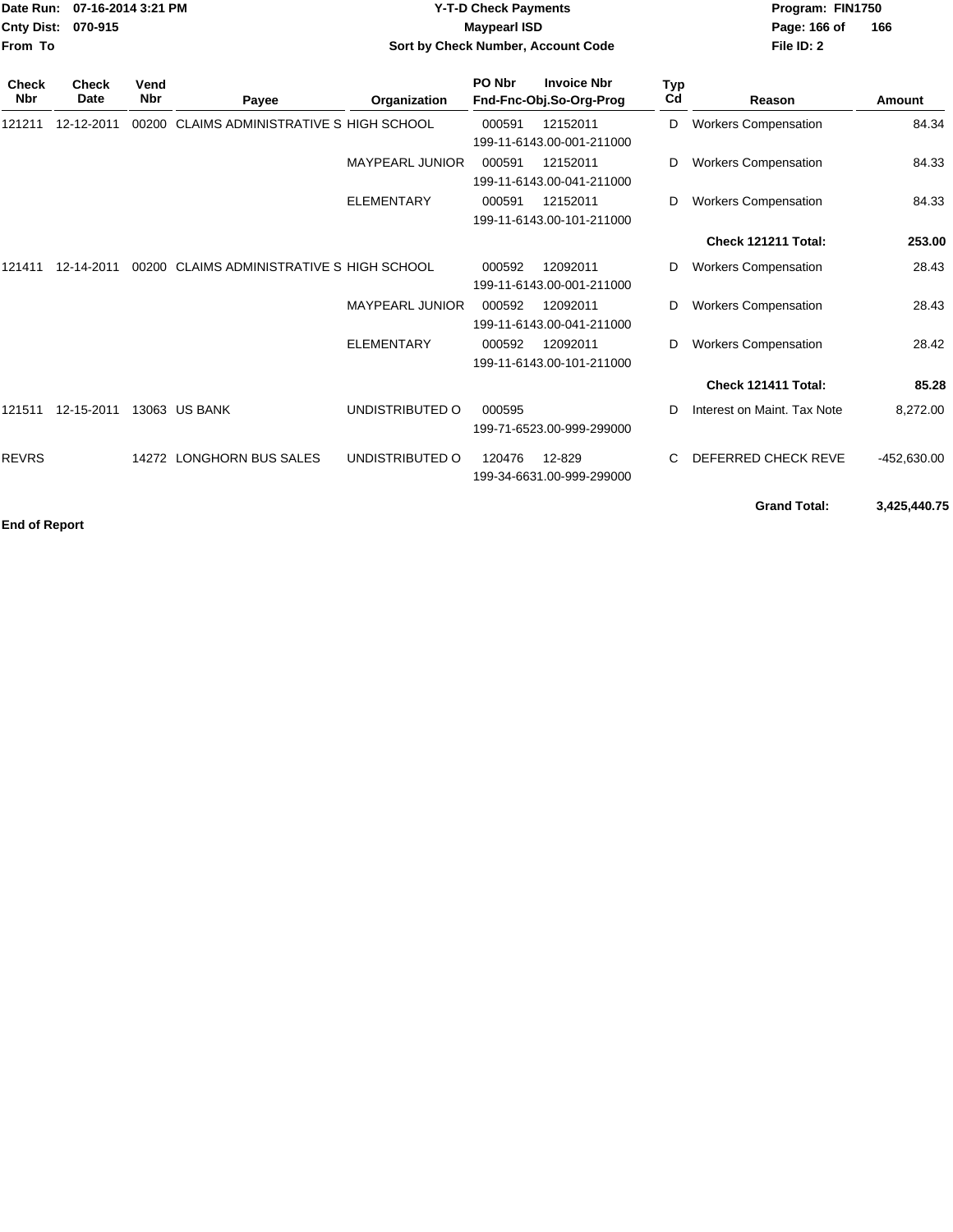Date Run: 07-16-2014 3:21 PM

Cnty Dist: 070-915

From To

# Y-T-D Check Payments

## Maypearl ISD

### Sort by Check Number, Account Code

Program: FIN1750

File ID: 2

| Check Nbr | Check Date | Vend Nbr | Payee | Organization | PO Nbr / Fnd-Fnc-Obj.So-Org-Prog | Invoice Nbr | Typ Cd | Reason | Amount |
|---|---|---|---|---|---|---|---|---|---|
| 121211 | 12-12-2011 | 00200 | CLAIMS ADMINISTRATIVE S | HIGH SCHOOL | 000591 199-11-6143.00-001-211000 | 12152011 | D | Workers Compensation | 84.34 |
| | | | | MAYPEARL JUNIOR | 000591 199-11-6143.00-041-211000 | 12152011 | D | Workers Compensation | 84.33 |
| | | | | ELEMENTARY | 000591 199-11-6143.00-101-211000 | 12152011 | D | Workers Compensation | 84.33 |
| | | | | | | | | **Check 121211 Total:** | **253.00** |
| 121411 | 12-14-2011 | 00200 | CLAIMS ADMINISTRATIVE S | HIGH SCHOOL | 000592 199-11-6143.00-001-211000 | 12092011 | D | Workers Compensation | 28.43 |
| | | | | MAYPEARL JUNIOR | 000592 199-11-6143.00-041-211000 | 12092011 | D | Workers Compensation | 28.43 |
| | | | | ELEMENTARY | 000592 199-11-6143.00-101-211000 | 12092011 | D | Workers Compensation | 28.42 |
| | | | | | | | | **Check 121411 Total:** | **85.28** |
| 121511 | 12-15-2011 | 13063 | US BANK | UNDISTRIBUTED O | 000595 199-71-6523.00-999-299000 | | D | Interest on Maint. Tax Note | 8,272.00 |
| REVRS | | 14272 | LONGHORN BUS SALES | UNDISTRIBUTED O | 120476 199-34-6631.00-999-299000 | 12-829 | C | DEFERRED CHECK REVE | -452,630.00 |
| | | | | | | | | **Grand Total:** | **3,425,440.75** |

**End of Report**